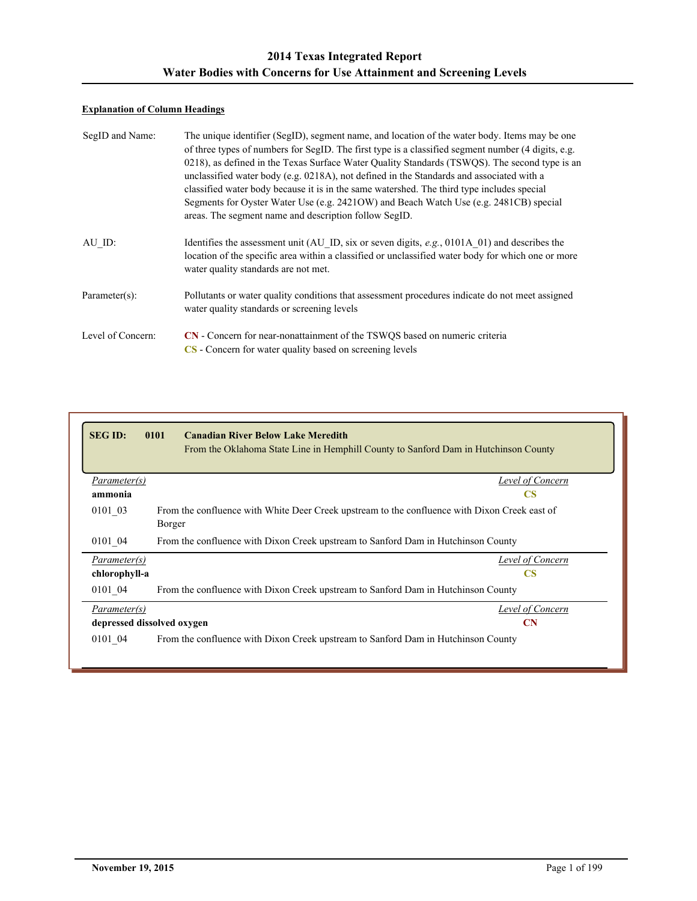# 2014 Texas Integrated Report
## Water Bodies with Concerns for Use Attainment and Screening Levels

**Explanation of Column Headings**

SegID and Name: The unique identifier (SegID), segment name, and location of the water body. Items may be one of three types of numbers for SegID. The first type is a classified segment number (4 digits, e.g. 0218), as defined in the Texas Surface Water Quality Standards (TSWQS). The second type is an unclassified water body (e.g. 0218A), not defined in the Standards and associated with a classified water body because it is in the same watershed. The third type includes special Segments for Oyster Water Use (e.g. 2421OW) and Beach Watch Use (e.g. 2481CB) special areas. The segment name and description follow SegID.

AU_ID: Identifies the assessment unit (AU_ID, six or seven digits, *e.g.*, 0101A_01) and describes the location of the specific area within a classified or unclassified water body for which one or more water quality standards are not met.

Parameter(s): Pollutants or water quality conditions that assessment procedures indicate do not meet assigned water quality standards or screening levels

Level of Concern:
**CN** - Concern for near-nonattainment of the TSWQS based on numeric criteria
**CS** - Concern for water quality based on screening levels

---

**SEG ID: 0101** **Canadian River Below Lake Meredith**
From the Oklahoma State Line in Hemphill County to Sanford Dam in Hutchinson County

| *Parameter(s)* | | *Level of Concern* |
|---|---|---|
| **ammonia** | | **CS** |
| 0101_03 | From the confluence with White Deer Creek upstream to the confluence with Dixon Creek east of Borger | |
| 0101_04 | From the confluence with Dixon Creek upstream to Sanford Dam in Hutchinson County | |

| *Parameter(s)* | | *Level of Concern* |
|---|---|---|
| **chlorophyll-a** | | **CS** |
| 0101_04 | From the confluence with Dixon Creek upstream to Sanford Dam in Hutchinson County | |

| *Parameter(s)* | | *Level of Concern* |
|---|---|---|
| **depressed dissolved oxygen** | | **CN** |
| 0101_04 | From the confluence with Dixon Creek upstream to Sanford Dam in Hutchinson County | |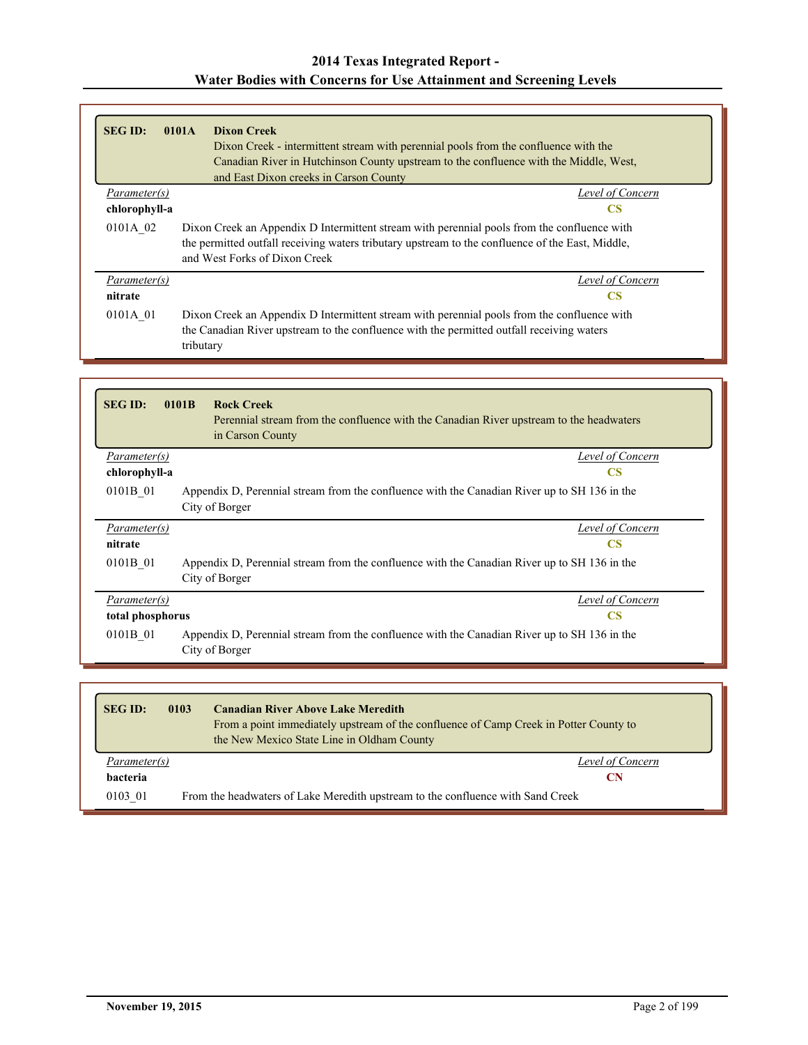# 2014 Texas Integrated Report - Water Bodies with Concerns for Use Attainment and Screening Levels

**SEG ID: 0101A** **Dixon Creek**
Dixon Creek - intermittent stream with perennial pools from the confluence with the Canadian River in Hutchinson County upstream to the confluence with the Middle, West, and East Dixon creeks in Carson County

| *Parameter(s)* | | *Level of Concern* |
|---|---|---|
| **chlorophyll-a** | | **CS** |
| 0101A_02 | Dixon Creek an Appendix D Intermittent stream with perennial pools from the confluence with the permitted outfall receiving waters tributary upstream to the confluence of the East, Middle, and West Forks of Dixon Creek | |
| *Parameter(s)* | | *Level of Concern* |
| **nitrate** | | **CS** |
| 0101A_01 | Dixon Creek an Appendix D Intermittent stream with perennial pools from the confluence with the Canadian River upstream to the confluence with the permitted outfall receiving waters tributary | |

**SEG ID: 0101B** **Rock Creek**
Perennial stream from the confluence with the Canadian River upstream to the headwaters in Carson County

| *Parameter(s)* | | *Level of Concern* |
|---|---|---|
| **chlorophyll-a** | | **CS** |
| 0101B_01 | Appendix D, Perennial stream from the confluence with the Canadian River up to SH 136 in the City of Borger | |
| *Parameter(s)* | | *Level of Concern* |
| **nitrate** | | **CS** |
| 0101B_01 | Appendix D, Perennial stream from the confluence with the Canadian River up to SH 136 in the City of Borger | |
| *Parameter(s)* | | *Level of Concern* |
| **total phosphorus** | | **CS** |
| 0101B_01 | Appendix D, Perennial stream from the confluence with the Canadian River up to SH 136 in the City of Borger | |

**SEG ID: 0103** **Canadian River Above Lake Meredith**
From a point immediately upstream of the confluence of Camp Creek in Potter County to the New Mexico State Line in Oldham County

| *Parameter(s)* | | *Level of Concern* |
|---|---|---|
| **bacteria** | | **CN** |
| 0103_01 | From the headwaters of Lake Meredith upstream to the confluence with Sand Creek | |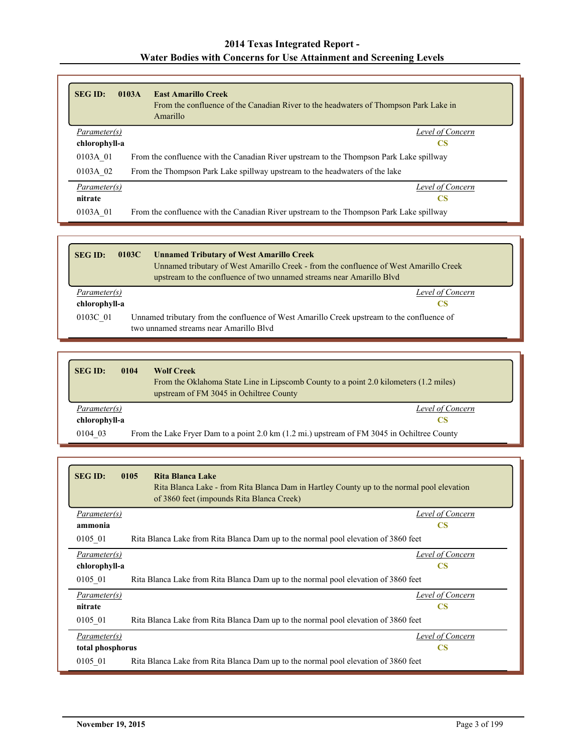## SEG ID: 0103A — East Amarillo Creek

From the confluence of the Canadian River to the headwaters of Thompson Park Lake in Amarillo

| *Parameter(s)* | *Level of Concern* |
|---|---|
| **chlorophyll-a** | **CS** |
| 0103A_01 From the confluence with the Canadian River upstream to the Thompson Park Lake spillway | |
| 0103A_02 From the Thompson Park Lake spillway upstream to the headwaters of the lake | |

| *Parameter(s)* | *Level of Concern* |
|---|---|
| **nitrate** | **CS** |
| 0103A_01 From the confluence with the Canadian River upstream to the Thompson Park Lake spillway | |

## SEG ID: 0103C — Unnamed Tributary of West Amarillo Creek

Unnamed tributary of West Amarillo Creek - from the confluence of West Amarillo Creek upstream to the confluence of two unnamed streams near Amarillo Blvd

| *Parameter(s)* | *Level of Concern* |
|---|---|
| **chlorophyll-a** | **CS** |
| 0103C_01 Unnamed tributary from the confluence of West Amarillo Creek upstream to the confluence of two unnamed streams near Amarillo Blvd | |

## SEG ID: 0104 — Wolf Creek

From the Oklahoma State Line in Lipscomb County to a point 2.0 kilometers (1.2 miles) upstream of FM 3045 in Ochiltree County

| *Parameter(s)* | *Level of Concern* |
|---|---|
| **chlorophyll-a** | **CS** |
| 0104_03 From the Lake Fryer Dam to a point 2.0 km (1.2 mi.) upstream of FM 3045 in Ochiltree County | |

## SEG ID: 0105 — Rita Blanca Lake

Rita Blanca Lake - from Rita Blanca Dam in Hartley County up to the normal pool elevation of 3860 feet (impounds Rita Blanca Creek)

| *Parameter(s)* | *Level of Concern* |
|---|---|
| **ammonia** | **CS** |
| 0105_01 Rita Blanca Lake from Rita Blanca Dam up to the normal pool elevation of 3860 feet | |

| *Parameter(s)* | *Level of Concern* |
|---|---|
| **chlorophyll-a** | **CS** |
| 0105_01 Rita Blanca Lake from Rita Blanca Dam up to the normal pool elevation of 3860 feet | |

| *Parameter(s)* | *Level of Concern* |
|---|---|
| **nitrate** | **CS** |
| 0105_01 Rita Blanca Lake from Rita Blanca Dam up to the normal pool elevation of 3860 feet | |

| *Parameter(s)* | *Level of Concern* |
|---|---|
| **total phosphorus** | **CS** |
| 0105_01 Rita Blanca Lake from Rita Blanca Dam up to the normal pool elevation of 3860 feet | |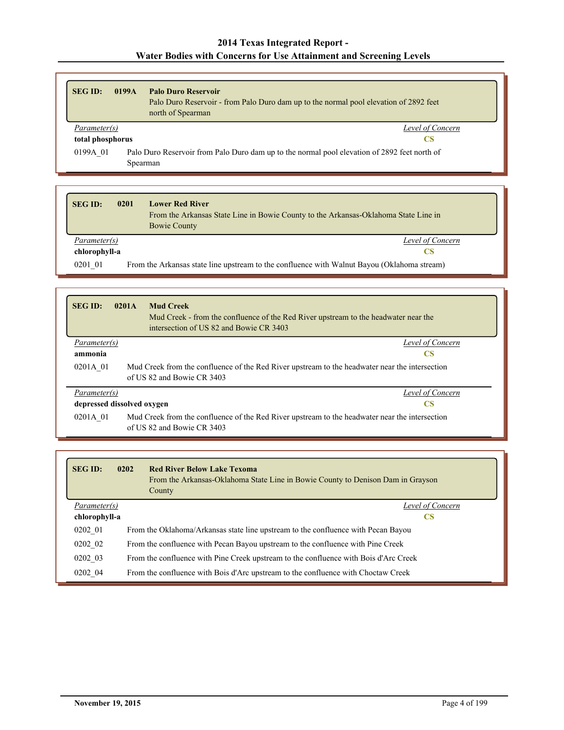**SEG ID: 0199A** **Palo Duro Reservoir**
Palo Duro Reservoir - from Palo Duro dam up to the normal pool elevation of 2892 feet north of Spearman

| *Parameter(s)* | | *Level of Concern* |
|---|---|---|
| **total phosphorus** | | **CS** |
| 0199A_01 | Palo Duro Reservoir from Palo Duro dam up to the normal pool elevation of 2892 feet north of Spearman | |

**SEG ID: 0201** **Lower Red River**
From the Arkansas State Line in Bowie County to the Arkansas-Oklahoma State Line in Bowie County

| *Parameter(s)* | | *Level of Concern* |
|---|---|---|
| **chlorophyll-a** | | **CS** |
| 0201_01 | From the Arkansas state line upstream to the confluence with Walnut Bayou (Oklahoma stream) | |

**SEG ID: 0201A** **Mud Creek**
Mud Creek - from the confluence of the Red River upstream to the headwater near the intersection of US 82 and Bowie CR 3403

| *Parameter(s)* | | *Level of Concern* |
|---|---|---|
| **ammonia** | | **CS** |
| 0201A_01 | Mud Creek from the confluence of the Red River upstream to the headwater near the intersection of US 82 and Bowie CR 3403 | |
| *Parameter(s)* | | *Level of Concern* |
| **depressed dissolved oxygen** | | **CS** |
| 0201A_01 | Mud Creek from the confluence of the Red River upstream to the headwater near the intersection of US 82 and Bowie CR 3403 | |

**SEG ID: 0202** **Red River Below Lake Texoma**
From the Arkansas-Oklahoma State Line in Bowie County to Denison Dam in Grayson County

| *Parameter(s)* | | *Level of Concern* |
|---|---|---|
| **chlorophyll-a** | | **CS** |
| 0202_01 | From the Oklahoma/Arkansas state line upstream to the confluence with Pecan Bayou | |
| 0202_02 | From the confluence with Pecan Bayou upstream to the confluence with Pine Creek | |
| 0202_03 | From the confluence with Pine Creek upstream to the confluence with Bois d'Arc Creek | |
| 0202_04 | From the confluence with Bois d'Arc upstream to the confluence with Choctaw Creek | |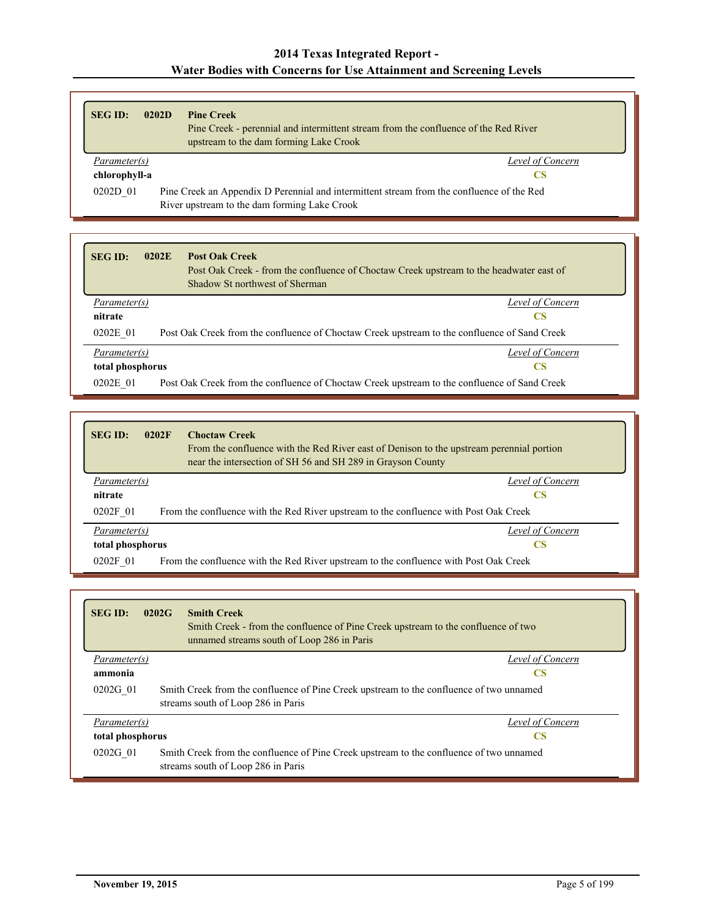# 2014 Texas Integrated Report - Water Bodies with Concerns for Use Attainment and Screening Levels

**SEG ID: 0202D** **Pine Creek**
Pine Creek - perennial and intermittent stream from the confluence of the Red River upstream to the dam forming Lake Crook

| *Parameter(s)* | | *Level of Concern* |
|---|---|---|
| **chlorophyll-a** | | **CS** |
| 0202D_01 | Pine Creek an Appendix D Perennial and intermittent stream from the confluence of the Red River upstream to the dam forming Lake Crook | |

**SEG ID: 0202E** **Post Oak Creek**
Post Oak Creek - from the confluence of Choctaw Creek upstream to the headwater east of Shadow St northwest of Sherman

| *Parameter(s)* | | *Level of Concern* |
|---|---|---|
| **nitrate** | | **CS** |
| 0202E_01 | Post Oak Creek from the confluence of Choctaw Creek upstream to the confluence of Sand Creek | |
| *Parameter(s)* | | *Level of Concern* |
| **total phosphorus** | | **CS** |
| 0202E_01 | Post Oak Creek from the confluence of Choctaw Creek upstream to the confluence of Sand Creek | |

**SEG ID: 0202F** **Choctaw Creek**
From the confluence with the Red River east of Denison to the upstream perennial portion near the intersection of SH 56 and SH 289 in Grayson County

| *Parameter(s)* | | *Level of Concern* |
|---|---|---|
| **nitrate** | | **CS** |
| 0202F_01 | From the confluence with the Red River upstream to the confluence with Post Oak Creek | |
| *Parameter(s)* | | *Level of Concern* |
| **total phosphorus** | | **CS** |
| 0202F_01 | From the confluence with the Red River upstream to the confluence with Post Oak Creek | |

**SEG ID: 0202G** **Smith Creek**
Smith Creek - from the confluence of Pine Creek upstream to the confluence of two unnamed streams south of Loop 286 in Paris

| *Parameter(s)* | | *Level of Concern* |
|---|---|---|
| **ammonia** | | **CS** |
| 0202G_01 | Smith Creek from the confluence of Pine Creek upstream to the confluence of two unnamed streams south of Loop 286 in Paris | |
| *Parameter(s)* | | *Level of Concern* |
| **total phosphorus** | | **CS** |
| 0202G_01 | Smith Creek from the confluence of Pine Creek upstream to the confluence of two unnamed streams south of Loop 286 in Paris | |

**November 19, 2015**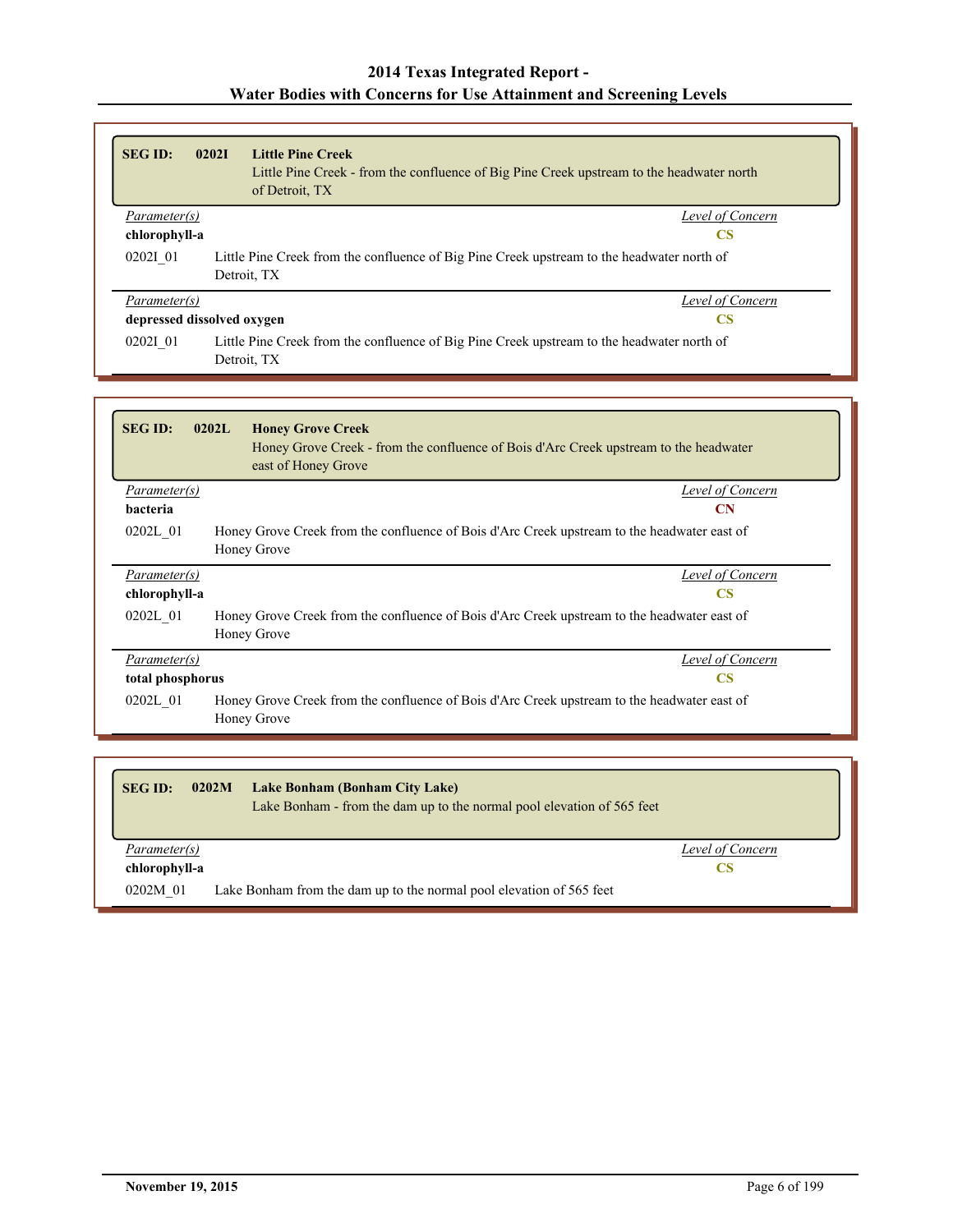**SEG ID: 0202I** **Little Pine Creek**
Little Pine Creek - from the confluence of Big Pine Creek upstream to the headwater north of Detroit, TX

| *Parameter(s)* | | *Level of Concern* |
|---|---|---|
| **chlorophyll-a** | | **CS** |
| 0202I_01 | Little Pine Creek from the confluence of Big Pine Creek upstream to the headwater north of Detroit, TX | |

| *Parameter(s)* | | *Level of Concern* |
|---|---|---|
| **depressed dissolved oxygen** | | **CS** |
| 0202I_01 | Little Pine Creek from the confluence of Big Pine Creek upstream to the headwater north of Detroit, TX | |

**SEG ID: 0202L** **Honey Grove Creek**
Honey Grove Creek - from the confluence of Bois d'Arc Creek upstream to the headwater east of Honey Grove

| *Parameter(s)* | | *Level of Concern* |
|---|---|---|
| **bacteria** | | **CN** |
| 0202L_01 | Honey Grove Creek from the confluence of Bois d'Arc Creek upstream to the headwater east of Honey Grove | |

| *Parameter(s)* | | *Level of Concern* |
|---|---|---|
| **chlorophyll-a** | | **CS** |
| 0202L_01 | Honey Grove Creek from the confluence of Bois d'Arc Creek upstream to the headwater east of Honey Grove | |

| *Parameter(s)* | | *Level of Concern* |
|---|---|---|
| **total phosphorus** | | **CS** |
| 0202L_01 | Honey Grove Creek from the confluence of Bois d'Arc Creek upstream to the headwater east of Honey Grove | |

**SEG ID: 0202M** **Lake Bonham (Bonham City Lake)**
Lake Bonham - from the dam up to the normal pool elevation of 565 feet

| *Parameter(s)* | | *Level of Concern* |
|---|---|---|
| **chlorophyll-a** | | **CS** |
| 0202M_01 | Lake Bonham from the dam up to the normal pool elevation of 565 feet | |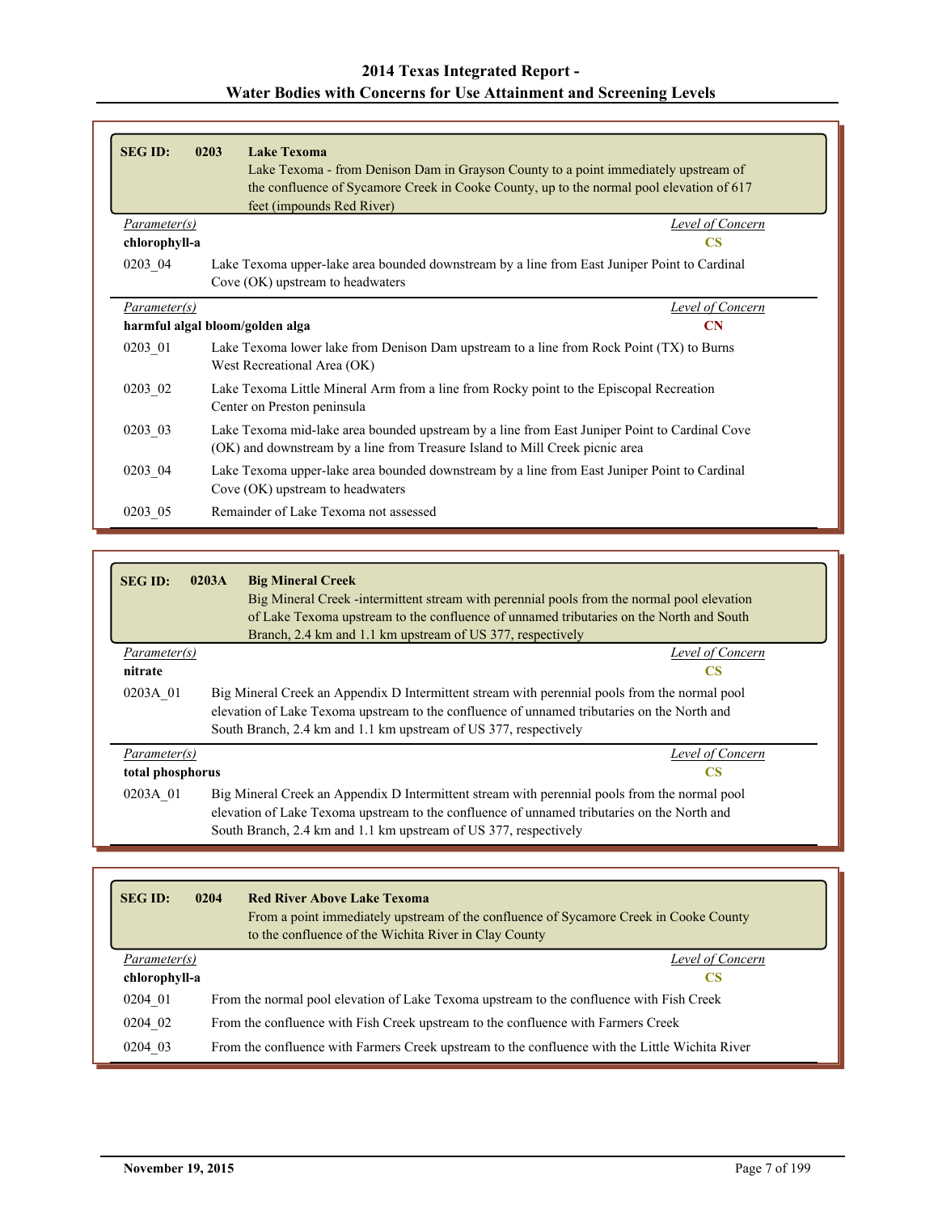# 2014 Texas Integrated Report - Water Bodies with Concerns for Use Attainment and Screening Levels

**SEG ID: 0203 Lake Texoma**
Lake Texoma - from Denison Dam in Grayson County to a point immediately upstream of the confluence of Sycamore Creek in Cooke County, up to the normal pool elevation of 617 feet (impounds Red River)

| *Parameter(s)* | | *Level of Concern* |
|---|---|---|
| **chlorophyll-a** | | **CS** |
| 0203_04 | Lake Texoma upper-lake area bounded downstream by a line from East Juniper Point to Cardinal Cove (OK) upstream to headwaters | |

| *Parameter(s)* | | *Level of Concern* |
|---|---|---|
| **harmful algal bloom/golden alga** | | **CN** |
| 0203_01 | Lake Texoma lower lake from Denison Dam upstream to a line from Rock Point (TX) to Burns West Recreational Area (OK) | |
| 0203_02 | Lake Texoma Little Mineral Arm from a line from Rocky point to the Episcopal Recreation Center on Preston peninsula | |
| 0203_03 | Lake Texoma mid-lake area bounded upstream by a line from East Juniper Point to Cardinal Cove (OK) and downstream by a line from Treasure Island to Mill Creek picnic area | |
| 0203_04 | Lake Texoma upper-lake area bounded downstream by a line from East Juniper Point to Cardinal Cove (OK) upstream to headwaters | |
| 0203_05 | Remainder of Lake Texoma not assessed | |

**SEG ID: 0203A Big Mineral Creek**
Big Mineral Creek -intermittent stream with perennial pools from the normal pool elevation of Lake Texoma upstream to the confluence of unnamed tributaries on the North and South Branch, 2.4 km and 1.1 km upstream of US 377, respectively

| *Parameter(s)* | | *Level of Concern* |
|---|---|---|
| **nitrate** | | **CS** |
| 0203A_01 | Big Mineral Creek an Appendix D Intermittent stream with perennial pools from the normal pool elevation of Lake Texoma upstream to the confluence of unnamed tributaries on the North and South Branch, 2.4 km and 1.1 km upstream of US 377, respectively | |

| *Parameter(s)* | | *Level of Concern* |
|---|---|---|
| **total phosphorus** | | **CS** |
| 0203A_01 | Big Mineral Creek an Appendix D Intermittent stream with perennial pools from the normal pool elevation of Lake Texoma upstream to the confluence of unnamed tributaries on the North and South Branch, 2.4 km and 1.1 km upstream of US 377, respectively | |

**SEG ID: 0204 Red River Above Lake Texoma**
From a point immediately upstream of the confluence of Sycamore Creek in Cooke County to the confluence of the Wichita River in Clay County

| *Parameter(s)* | | *Level of Concern* |
|---|---|---|
| **chlorophyll-a** | | **CS** |
| 0204_01 | From the normal pool elevation of Lake Texoma upstream to the confluence with Fish Creek | |
| 0204_02 | From the confluence with Fish Creek upstream to the confluence with Farmers Creek | |
| 0204_03 | From the confluence with Farmers Creek upstream to the confluence with the Little Wichita River | |

November 19, 2015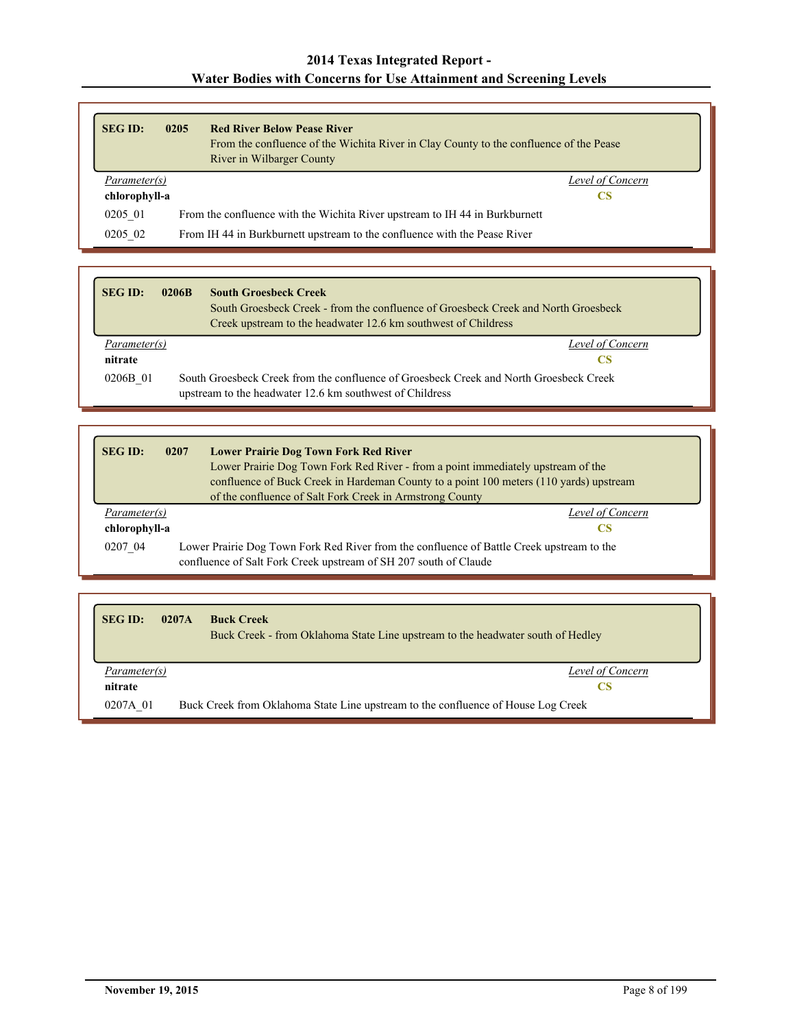**SEG ID: 0205** **Red River Below Pease River**
From the confluence of the Wichita River in Clay County to the confluence of the Pease River in Wilbarger County

| *Parameter(s)* | | *Level of Concern* |
|---|---|---|
| **chlorophyll-a** | | **CS** |
| 0205_01 | From the confluence with the Wichita River upstream to IH 44 in Burkburnett | |
| 0205_02 | From IH 44 in Burkburnett upstream to the confluence with the Pease River | |

**SEG ID: 0206B** **South Groesbeck Creek**
South Groesbeck Creek - from the confluence of Groesbeck Creek and North Groesbeck Creek upstream to the headwater 12.6 km southwest of Childress

| *Parameter(s)* | | *Level of Concern* |
|---|---|---|
| **nitrate** | | **CS** |
| 0206B_01 | South Groesbeck Creek from the confluence of Groesbeck Creek and North Groesbeck Creek upstream to the headwater 12.6 km southwest of Childress | |

**SEG ID: 0207** **Lower Prairie Dog Town Fork Red River**
Lower Prairie Dog Town Fork Red River - from a point immediately upstream of the confluence of Buck Creek in Hardeman County to a point 100 meters (110 yards) upstream of the confluence of Salt Fork Creek in Armstrong County

| *Parameter(s)* | | *Level of Concern* |
|---|---|---|
| **chlorophyll-a** | | **CS** |
| 0207_04 | Lower Prairie Dog Town Fork Red River from the confluence of Battle Creek upstream to the confluence of Salt Fork Creek upstream of SH 207 south of Claude | |

**SEG ID: 0207A** **Buck Creek**
Buck Creek - from Oklahoma State Line upstream to the headwater south of Hedley

| *Parameter(s)* | | *Level of Concern* |
|---|---|---|
| **nitrate** | | **CS** |
| 0207A_01 | Buck Creek from Oklahoma State Line upstream to the confluence of House Log Creek | |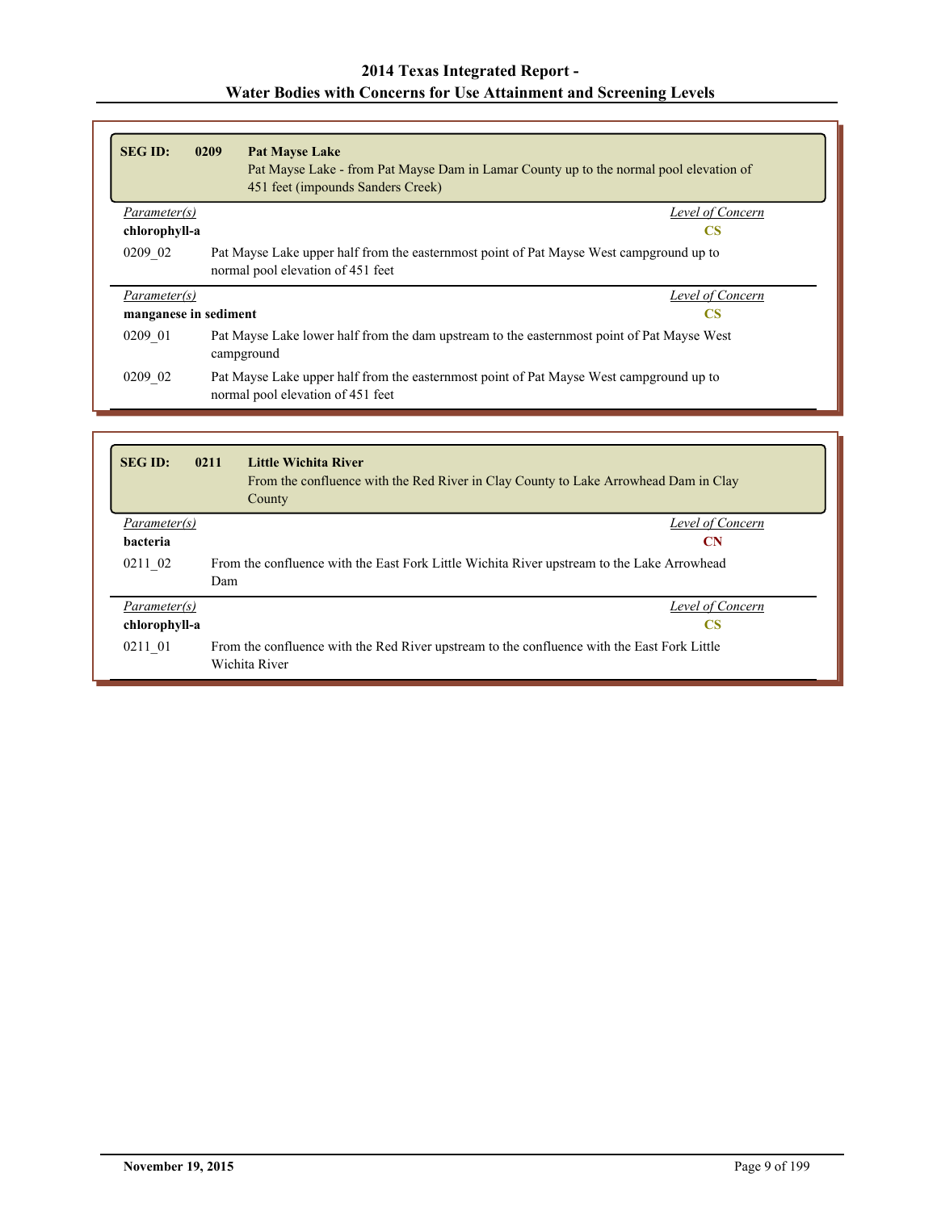**SEG ID: 0209 Pat Mayse Lake**

Pat Mayse Lake - from Pat Mayse Dam in Lamar County up to the normal pool elevation of 451 feet (impounds Sanders Creek)

| *Parameter(s)* | | *Level of Concern* |
|---|---|---|
| **chlorophyll-a** | | **CS** |
| 0209_02 | Pat Mayse Lake upper half from the easternmost point of Pat Mayse West campground up to normal pool elevation of 451 feet | |

| *Parameter(s)* | | *Level of Concern* |
|---|---|---|
| **manganese in sediment** | | **CS** |
| 0209_01 | Pat Mayse Lake lower half from the dam upstream to the easternmost point of Pat Mayse West campground | |
| 0209_02 | Pat Mayse Lake upper half from the easternmost point of Pat Mayse West campground up to normal pool elevation of 451 feet | |

**SEG ID: 0211 Little Wichita River**

From the confluence with the Red River in Clay County to Lake Arrowhead Dam in Clay County

| *Parameter(s)* | | *Level of Concern* |
|---|---|---|
| **bacteria** | | **CN** |
| 0211_02 | From the confluence with the East Fork Little Wichita River upstream to the Lake Arrowhead Dam | |

| *Parameter(s)* | | *Level of Concern* |
|---|---|---|
| **chlorophyll-a** | | **CS** |
| 0211_01 | From the confluence with the Red River upstream to the confluence with the East Fork Little Wichita River | |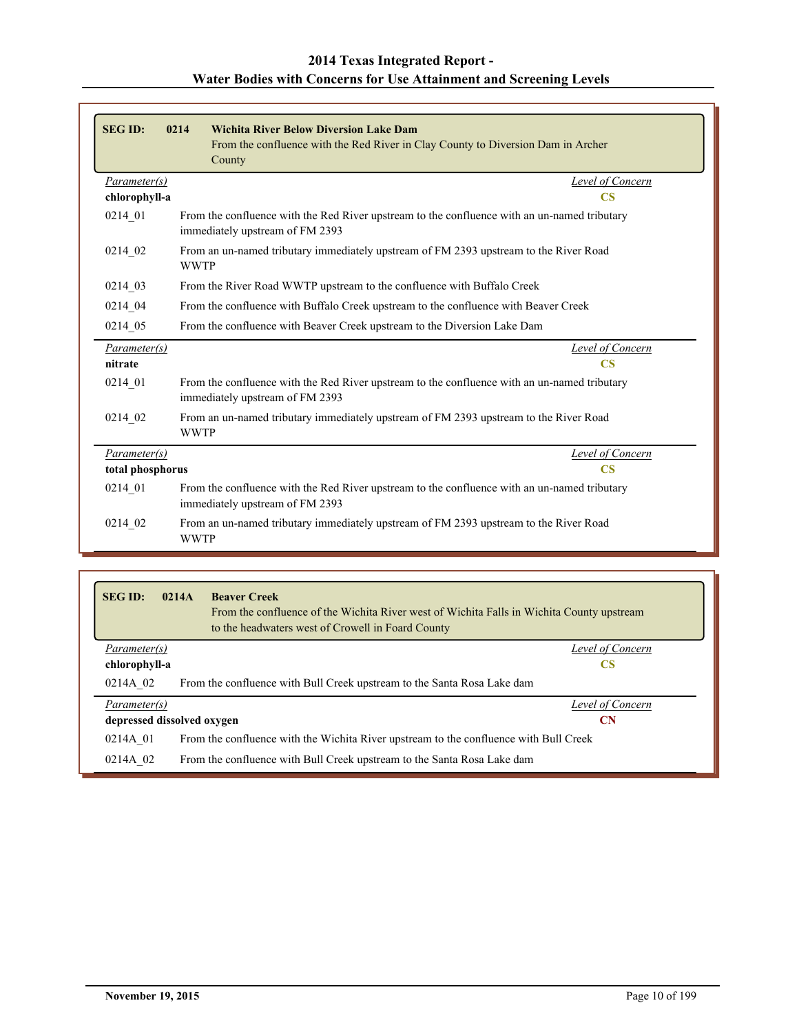| **SEG ID:** | **0214** | **Wichita River Below Diversion Lake Dam** From the confluence with the Red River in Clay County to Diversion Dam in Archer County |
|---|---|---|

| *Parameter(s)* | | *Level of Concern* |
|---|---|---|
| **chlorophyll-a** | | **CS** |
| 0214_01 | From the confluence with the Red River upstream to the confluence with an un-named tributary immediately upstream of FM 2393 | |
| 0214_02 | From an un-named tributary immediately upstream of FM 2393 upstream to the River Road WWTP | |
| 0214_03 | From the River Road WWTP upstream to the confluence with Buffalo Creek | |
| 0214_04 | From the confluence with Buffalo Creek upstream to the confluence with Beaver Creek | |
| 0214_05 | From the confluence with Beaver Creek upstream to the Diversion Lake Dam | |

| *Parameter(s)* | | *Level of Concern* |
|---|---|---|
| **nitrate** | | **CS** |
| 0214_01 | From the confluence with the Red River upstream to the confluence with an un-named tributary immediately upstream of FM 2393 | |
| 0214_02 | From an un-named tributary immediately upstream of FM 2393 upstream to the River Road WWTP | |

| *Parameter(s)* | | *Level of Concern* |
|---|---|---|
| **total phosphorus** | | **CS** |
| 0214_01 | From the confluence with the Red River upstream to the confluence with an un-named tributary immediately upstream of FM 2393 | |
| 0214_02 | From an un-named tributary immediately upstream of FM 2393 upstream to the River Road WWTP | |

| **SEG ID:** | **0214A** | **Beaver Creek** From the confluence of the Wichita River west of Wichita Falls in Wichita County upstream to the headwaters west of Crowell in Foard County |
|---|---|---|

| *Parameter(s)* | | *Level of Concern* |
|---|---|---|
| **chlorophyll-a** | | **CS** |
| 0214A_02 | From the confluence with Bull Creek upstream to the Santa Rosa Lake dam | |

| *Parameter(s)* | | *Level of Concern* |
|---|---|---|
| **depressed dissolved oxygen** | | **CN** |
| 0214A_01 | From the confluence with the Wichita River upstream to the confluence with Bull Creek | |
| 0214A_02 | From the confluence with Bull Creek upstream to the Santa Rosa Lake dam | |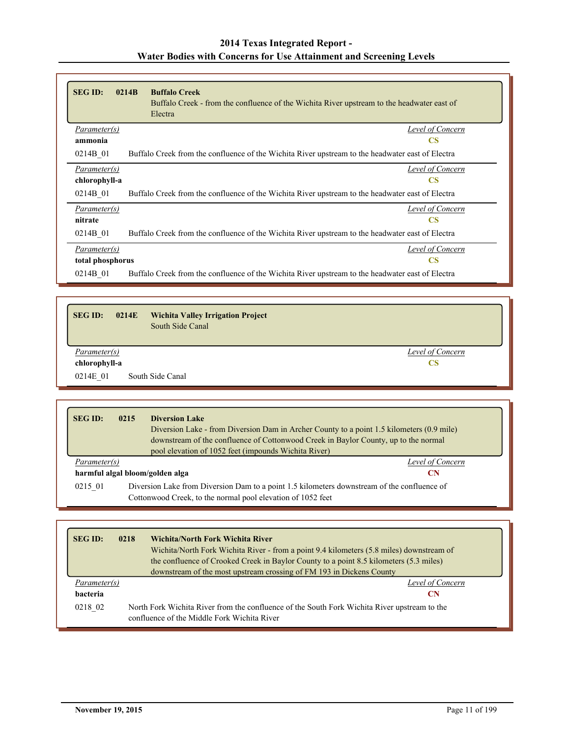**SEG ID: 0214B** **Buffalo Creek**
Buffalo Creek - from the confluence of the Wichita River upstream to the headwater east of Electra

| *Parameter(s)* | | *Level of Concern* |
|---|---|---|
| **ammonia** | | **CS** |
| 0214B_01 | Buffalo Creek from the confluence of the Wichita River upstream to the headwater east of Electra | |

| *Parameter(s)* | | *Level of Concern* |
|---|---|---|
| **chlorophyll-a** | | **CS** |
| 0214B_01 | Buffalo Creek from the confluence of the Wichita River upstream to the headwater east of Electra | |

| *Parameter(s)* | | *Level of Concern* |
|---|---|---|
| **nitrate** | | **CS** |
| 0214B_01 | Buffalo Creek from the confluence of the Wichita River upstream to the headwater east of Electra | |

| *Parameter(s)* | | *Level of Concern* |
|---|---|---|
| **total phosphorus** | | **CS** |
| 0214B_01 | Buffalo Creek from the confluence of the Wichita River upstream to the headwater east of Electra | |

**SEG ID: 0214E** **Wichita Valley Irrigation Project**
South Side Canal

| *Parameter(s)* | | *Level of Concern* |
|---|---|---|
| **chlorophyll-a** | | **CS** |
| 0214E_01 | South Side Canal | |

**SEG ID: 0215** **Diversion Lake**
Diversion Lake - from Diversion Dam in Archer County to a point 1.5 kilometers (0.9 mile) downstream of the confluence of Cottonwood Creek in Baylor County, up to the normal pool elevation of 1052 feet (impounds Wichita River)

| *Parameter(s)* | | *Level of Concern* |
|---|---|---|
| **harmful algal bloom/golden alga** | | **CN** |
| 0215_01 | Diversion Lake from Diversion Dam to a point 1.5 kilometers downstream of the confluence of Cottonwood Creek, to the normal pool elevation of 1052 feet | |

**SEG ID: 0218** **Wichita/North Fork Wichita River**
Wichita/North Fork Wichita River - from a point 9.4 kilometers (5.8 miles) downstream of the confluence of Crooked Creek in Baylor County to a point 8.5 kilometers (5.3 miles) downstream of the most upstream crossing of FM 193 in Dickens County

| *Parameter(s)* | | *Level of Concern* |
|---|---|---|
| **bacteria** | | **CN** |
| 0218_02 | North Fork Wichita River from the confluence of the South Fork Wichita River upstream to the confluence of the Middle Fork Wichita River | |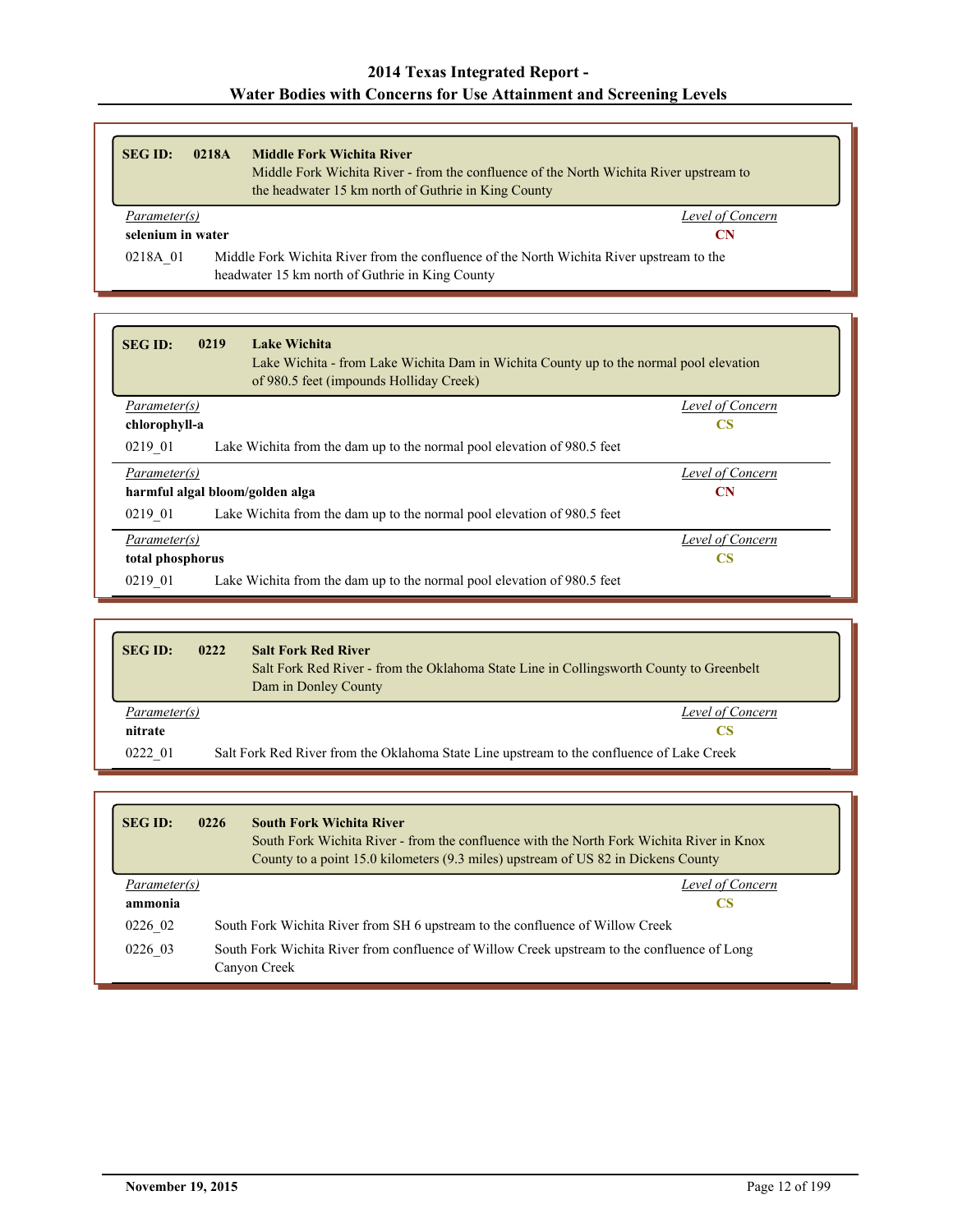**SEG ID: 0218A** **Middle Fork Wichita River**
Middle Fork Wichita River - from the confluence of the North Wichita River upstream to the headwater 15 km north of Guthrie in King County

| *Parameter(s)* | | *Level of Concern* |
|---|---|---|
| **selenium in water** | | **CN** |
| 0218A_01 | Middle Fork Wichita River from the confluence of the North Wichita River upstream to the headwater 15 km north of Guthrie in King County | |

**SEG ID: 0219** **Lake Wichita**
Lake Wichita - from Lake Wichita Dam in Wichita County up to the normal pool elevation of 980.5 feet (impounds Holliday Creek)

| *Parameter(s)* | | *Level of Concern* |
|---|---|---|
| **chlorophyll-a** | | **CS** |
| 0219_01 | Lake Wichita from the dam up to the normal pool elevation of 980.5 feet | |
| *Parameter(s)* | | *Level of Concern* |
| **harmful algal bloom/golden alga** | | **CN** |
| 0219_01 | Lake Wichita from the dam up to the normal pool elevation of 980.5 feet | |
| *Parameter(s)* | | *Level of Concern* |
| **total phosphorus** | | **CS** |
| 0219_01 | Lake Wichita from the dam up to the normal pool elevation of 980.5 feet | |

**SEG ID: 0222** **Salt Fork Red River**
Salt Fork Red River - from the Oklahoma State Line in Collingsworth County to Greenbelt Dam in Donley County

| *Parameter(s)* | | *Level of Concern* |
|---|---|---|
| **nitrate** | | **CS** |
| 0222_01 | Salt Fork Red River from the Oklahoma State Line upstream to the confluence of Lake Creek | |

**SEG ID: 0226** **South Fork Wichita River**
South Fork Wichita River - from the confluence with the North Fork Wichita River in Knox County to a point 15.0 kilometers (9.3 miles) upstream of US 82 in Dickens County

| *Parameter(s)* | | *Level of Concern* |
|---|---|---|
| **ammonia** | | **CS** |
| 0226_02 | South Fork Wichita River from SH 6 upstream to the confluence of Willow Creek | |
| 0226_03 | South Fork Wichita River from confluence of Willow Creek upstream to the confluence of Long Canyon Creek | |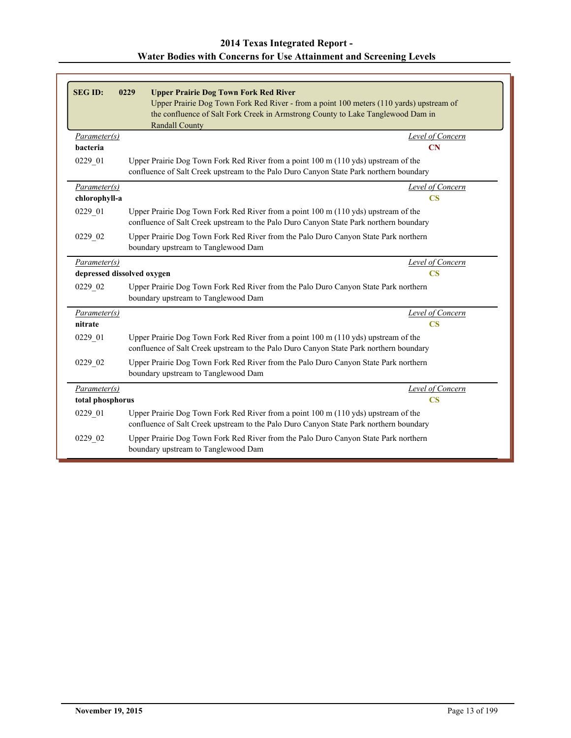**SEG ID: 0229** **Upper Prairie Dog Town Fork Red River**
Upper Prairie Dog Town Fork Red River - from a point 100 meters (110 yards) upstream of the confluence of Salt Fork Creek in Armstrong County to Lake Tanglewood Dam in Randall County

| *Parameter(s)* | | *Level of Concern* |
|---|---|---|
| **bacteria** | | **CN** |
| 0229_01 | Upper Prairie Dog Town Fork Red River from a point 100 m (110 yds) upstream of the confluence of Salt Creek upstream to the Palo Duro Canyon State Park northern boundary | |

| *Parameter(s)* | | *Level of Concern* |
|---|---|---|
| **chlorophyll-a** | | **CS** |
| 0229_01 | Upper Prairie Dog Town Fork Red River from a point 100 m (110 yds) upstream of the confluence of Salt Creek upstream to the Palo Duro Canyon State Park northern boundary | |
| 0229_02 | Upper Prairie Dog Town Fork Red River from the Palo Duro Canyon State Park northern boundary upstream to Tanglewood Dam | |

| *Parameter(s)* | | *Level of Concern* |
|---|---|---|
| **depressed dissolved oxygen** | | **CS** |
| 0229_02 | Upper Prairie Dog Town Fork Red River from the Palo Duro Canyon State Park northern boundary upstream to Tanglewood Dam | |

| *Parameter(s)* | | *Level of Concern* |
|---|---|---|
| **nitrate** | | **CS** |
| 0229_01 | Upper Prairie Dog Town Fork Red River from a point 100 m (110 yds) upstream of the confluence of Salt Creek upstream to the Palo Duro Canyon State Park northern boundary | |
| 0229_02 | Upper Prairie Dog Town Fork Red River from the Palo Duro Canyon State Park northern boundary upstream to Tanglewood Dam | |

| *Parameter(s)* | | *Level of Concern* |
|---|---|---|
| **total phosphorus** | | **CS** |
| 0229_01 | Upper Prairie Dog Town Fork Red River from a point 100 m (110 yds) upstream of the confluence of Salt Creek upstream to the Palo Duro Canyon State Park northern boundary | |
| 0229_02 | Upper Prairie Dog Town Fork Red River from the Palo Duro Canyon State Park northern boundary upstream to Tanglewood Dam | |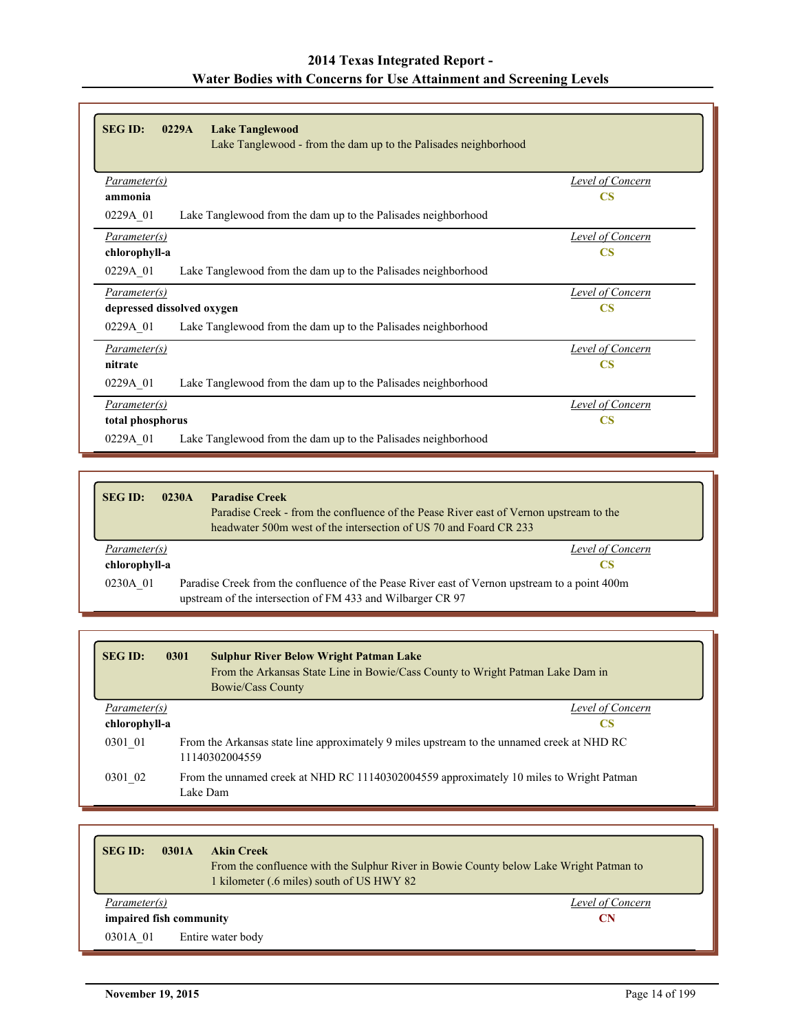**SEG ID: 0229A** **Lake Tanglewood**
Lake Tanglewood - from the dam up to the Palisades neighborhood

| *Parameter(s)* | | *Level of Concern* |
|---|---|---|
| **ammonia** | | **CS** |
| 0229A_01 | Lake Tanglewood from the dam up to the Palisades neighborhood | |
| *Parameter(s)* | | *Level of Concern* |
| **chlorophyll-a** | | **CS** |
| 0229A_01 | Lake Tanglewood from the dam up to the Palisades neighborhood | |
| *Parameter(s)* | | *Level of Concern* |
| **depressed dissolved oxygen** | | **CS** |
| 0229A_01 | Lake Tanglewood from the dam up to the Palisades neighborhood | |
| *Parameter(s)* | | *Level of Concern* |
| **nitrate** | | **CS** |
| 0229A_01 | Lake Tanglewood from the dam up to the Palisades neighborhood | |
| *Parameter(s)* | | *Level of Concern* |
| **total phosphorus** | | **CS** |
| 0229A_01 | Lake Tanglewood from the dam up to the Palisades neighborhood | |

**SEG ID: 0230A** **Paradise Creek**
Paradise Creek - from the confluence of the Pease River east of Vernon upstream to the headwater 500m west of the intersection of US 70 and Foard CR 233

| *Parameter(s)* | | *Level of Concern* |
|---|---|---|
| **chlorophyll-a** | | **CS** |
| 0230A_01 | Paradise Creek from the confluence of the Pease River east of Vernon upstream to a point 400m upstream of the intersection of FM 433 and Wilbarger CR 97 | |

**SEG ID: 0301** **Sulphur River Below Wright Patman Lake**
From the Arkansas State Line in Bowie/Cass County to Wright Patman Lake Dam in Bowie/Cass County

| *Parameter(s)* | | *Level of Concern* |
|---|---|---|
| **chlorophyll-a** | | **CS** |
| 0301_01 | From the Arkansas state line approximately 9 miles upstream to the unnamed creek at NHD RC 11140302004559 | |
| 0301_02 | From the unnamed creek at NHD RC 11140302004559 approximately 10 miles to Wright Patman Lake Dam | |

**SEG ID: 0301A** **Akin Creek**
From the confluence with the Sulphur River in Bowie County below Lake Wright Patman to 1 kilometer (.6 miles) south of US HWY 82

| *Parameter(s)* | | *Level of Concern* |
|---|---|---|
| **impaired fish community** | | **CN** |
| 0301A_01 | Entire water body | |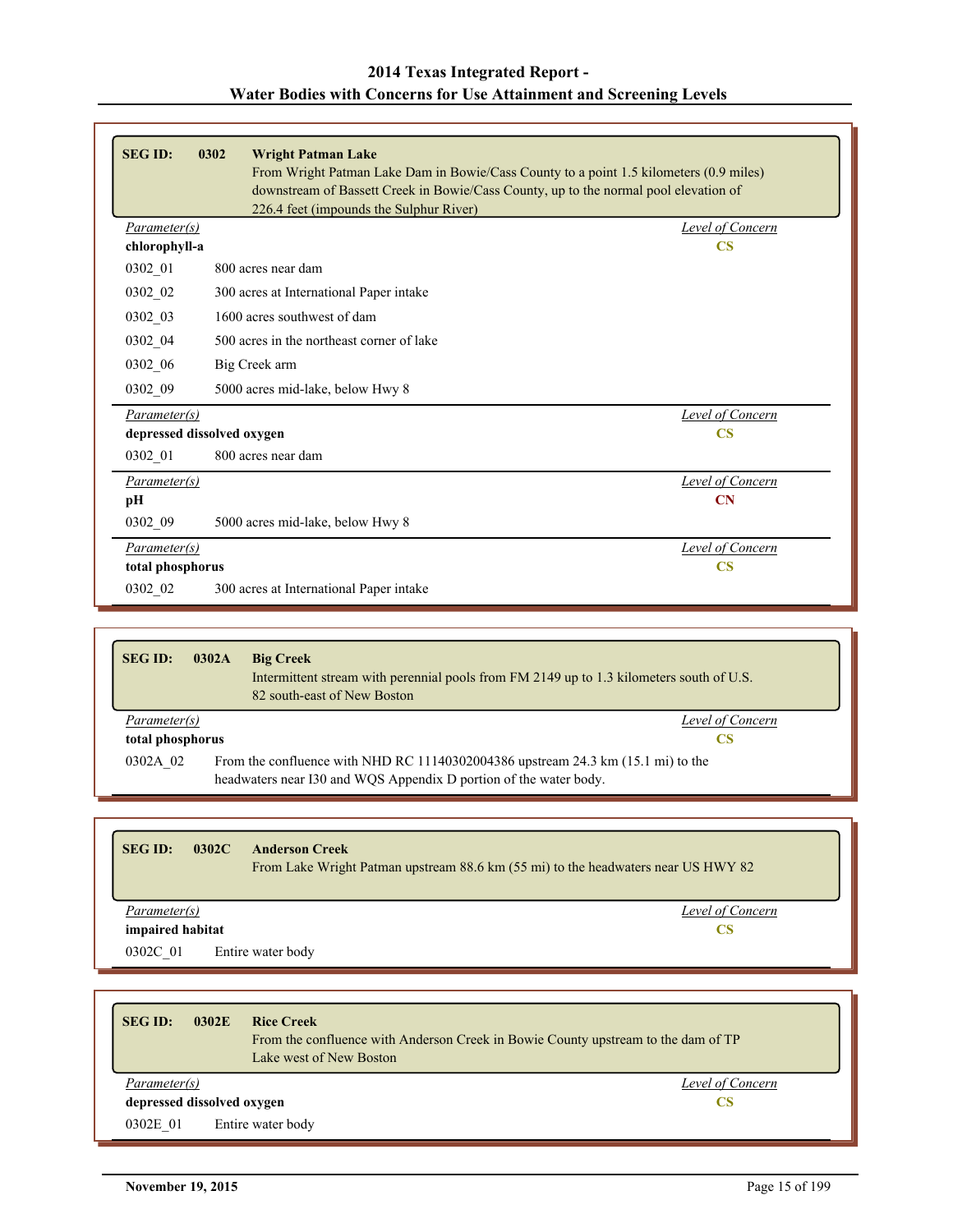**SEG ID: 0302 Wright Patman Lake**
From Wright Patman Lake Dam in Bowie/Cass County to a point 1.5 kilometers (0.9 miles) downstream of Bassett Creek in Bowie/Cass County, up to the normal pool elevation of 226.4 feet (impounds the Sulphur River)

| *Parameter(s)* | | *Level of Concern* |
|---|---|---|
| **chlorophyll-a** | | **CS** |
| 0302_01 | 800 acres near dam | |
| 0302_02 | 300 acres at International Paper intake | |
| 0302_03 | 1600 acres southwest of dam | |
| 0302_04 | 500 acres in the northeast corner of lake | |
| 0302_06 | Big Creek arm | |
| 0302_09 | 5000 acres mid-lake, below Hwy 8 | |

| *Parameter(s)* | | *Level of Concern* |
|---|---|---|
| **depressed dissolved oxygen** | | **CS** |
| 0302_01 | 800 acres near dam | |

| *Parameter(s)* | | *Level of Concern* |
|---|---|---|
| **pH** | | **CN** |
| 0302_09 | 5000 acres mid-lake, below Hwy 8 | |

| *Parameter(s)* | | *Level of Concern* |
|---|---|---|
| **total phosphorus** | | **CS** |
| 0302_02 | 300 acres at International Paper intake | |

**SEG ID: 0302A Big Creek**
Intermittent stream with perennial pools from FM 2149 up to 1.3 kilometers south of U.S. 82 south-east of New Boston

| *Parameter(s)* | | *Level of Concern* |
|---|---|---|
| **total phosphorus** | | **CS** |
| 0302A_02 | From the confluence with NHD RC 11140302004386 upstream 24.3 km (15.1 mi) to the headwaters near I30 and WQS Appendix D portion of the water body. | |

**SEG ID: 0302C Anderson Creek**
From Lake Wright Patman upstream 88.6 km (55 mi) to the headwaters near US HWY 82

| *Parameter(s)* | | *Level of Concern* |
|---|---|---|
| **impaired habitat** | | **CS** |
| 0302C_01 | Entire water body | |

**SEG ID: 0302E Rice Creek**
From the confluence with Anderson Creek in Bowie County upstream to the dam of TP Lake west of New Boston

| *Parameter(s)* | | *Level of Concern* |
|---|---|---|
| **depressed dissolved oxygen** | | **CS** |
| 0302E_01 | Entire water body | |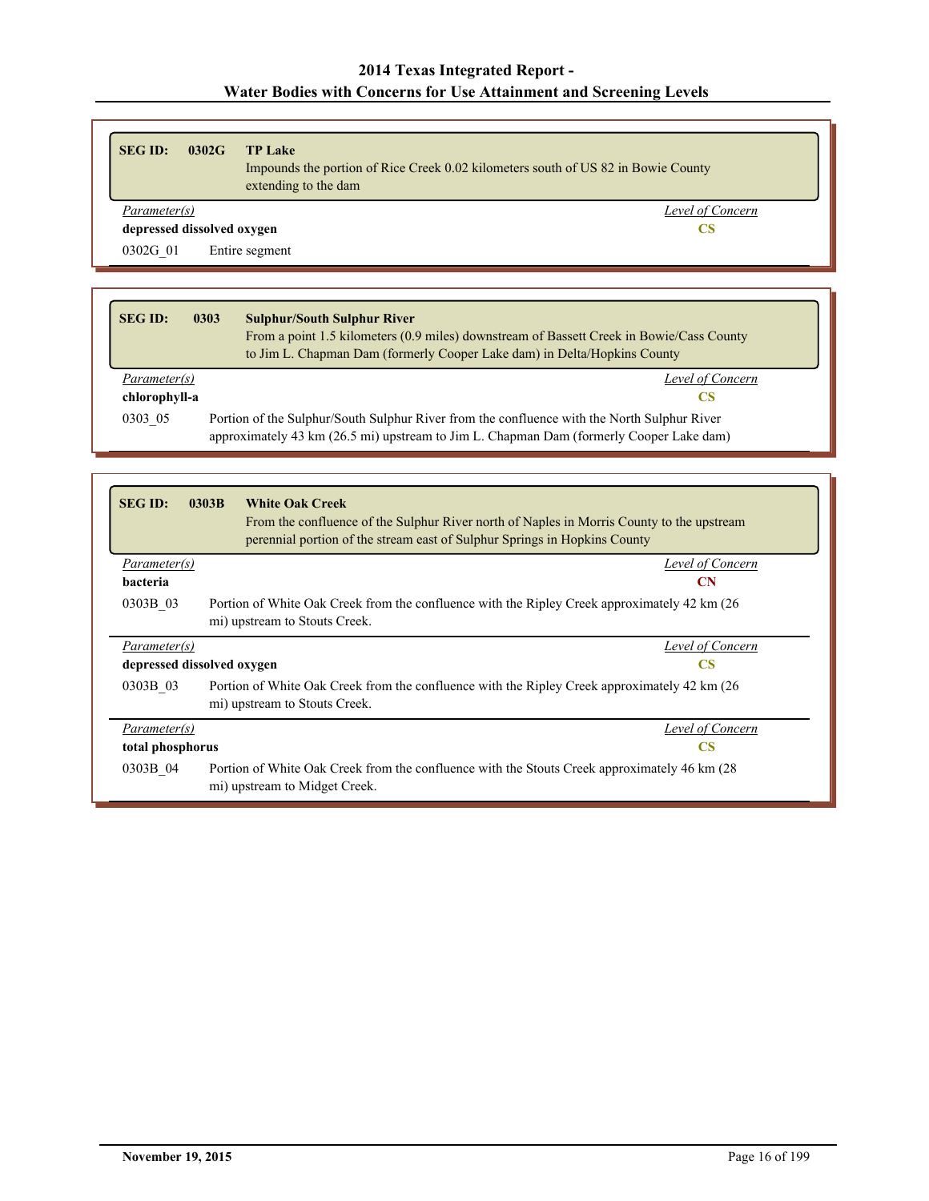# 2014 Texas Integrated Report - Water Bodies with Concerns for Use Attainment and Screening Levels

**SEG ID: 0302G** **TP Lake**
Impounds the portion of Rice Creek 0.02 kilometers south of US 82 in Bowie County extending to the dam

| *Parameter(s)* | | *Level of Concern* |
|---|---|---|
| **depressed dissolved oxygen** | | **CS** |
| 0302G_01 | Entire segment | |

**SEG ID: 0303** **Sulphur/South Sulphur River**
From a point 1.5 kilometers (0.9 miles) downstream of Bassett Creek in Bowie/Cass County to Jim L. Chapman Dam (formerly Cooper Lake dam) in Delta/Hopkins County

| *Parameter(s)* | | *Level of Concern* |
|---|---|---|
| **chlorophyll-a** | | **CS** |
| 0303_05 | Portion of the Sulphur/South Sulphur River from the confluence with the North Sulphur River approximately 43 km (26.5 mi) upstream to Jim L. Chapman Dam (formerly Cooper Lake dam) | |

**SEG ID: 0303B** **White Oak Creek**
From the confluence of the Sulphur River north of Naples in Morris County to the upstream perennial portion of the stream east of Sulphur Springs in Hopkins County

| *Parameter(s)* | | *Level of Concern* |
|---|---|---|
| **bacteria** | | **CN** |
| 0303B_03 | Portion of White Oak Creek from the confluence with the Ripley Creek approximately 42 km (26 mi) upstream to Stouts Creek. | |
| **depressed dissolved oxygen** | | **CS** |
| 0303B_03 | Portion of White Oak Creek from the confluence with the Ripley Creek approximately 42 km (26 mi) upstream to Stouts Creek. | |
| **total phosphorus** | | **CS** |
| 0303B_04 | Portion of White Oak Creek from the confluence with the Stouts Creek approximately 46 km (28 mi) upstream to Midget Creek. | |

November 19, 2015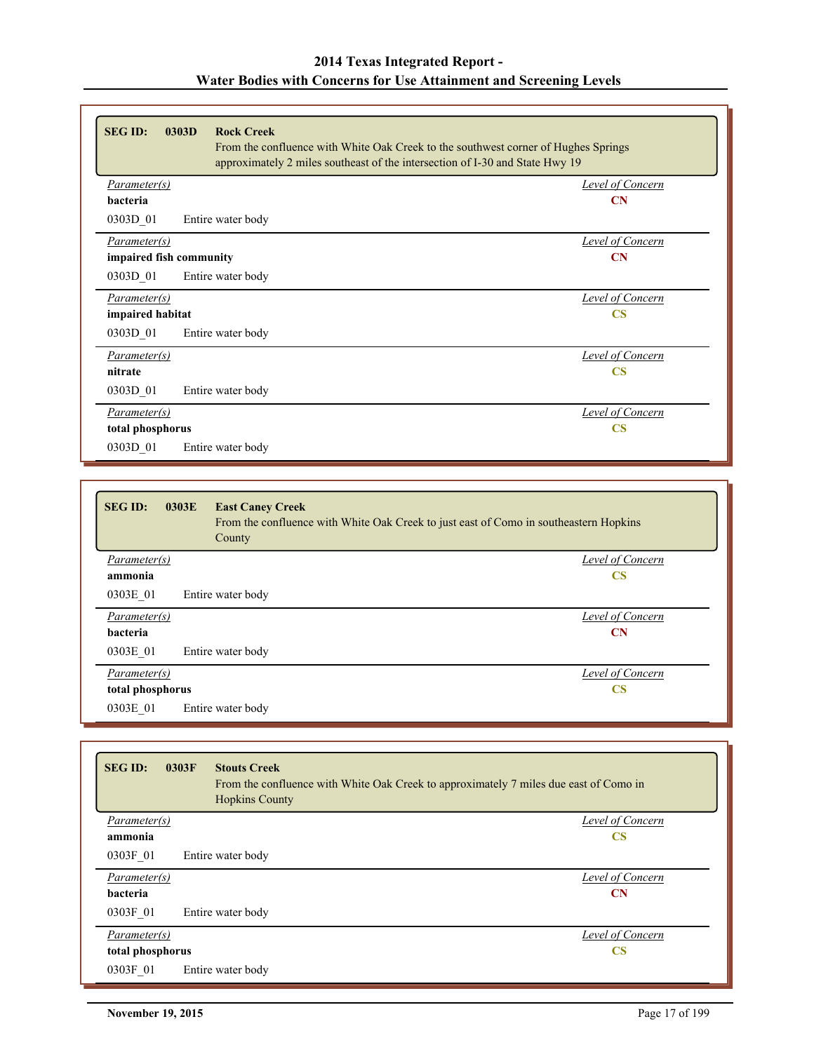**SEG ID: 0303D — Rock Creek**
From the confluence with White Oak Creek to the southwest corner of Hughes Springs approximately 2 miles southeast of the intersection of I-30 and State Hwy 19

| *Parameter(s)* | | *Level of Concern* |
|---|---|---|
| **bacteria** | | **CN** |
| 0303D_01 | Entire water body | |
| **impaired fish community** | | **CN** |
| 0303D_01 | Entire water body | |
| **impaired habitat** | | **CS** |
| 0303D_01 | Entire water body | |
| **nitrate** | | **CS** |
| 0303D_01 | Entire water body | |
| **total phosphorus** | | **CS** |
| 0303D_01 | Entire water body | |

**SEG ID: 0303E — East Caney Creek**
From the confluence with White Oak Creek to just east of Como in southeastern Hopkins County

| *Parameter(s)* | | *Level of Concern* |
|---|---|---|
| **ammonia** | | **CS** |
| 0303E_01 | Entire water body | |
| **bacteria** | | **CN** |
| 0303E_01 | Entire water body | |
| **total phosphorus** | | **CS** |
| 0303E_01 | Entire water body | |

**SEG ID: 0303F — Stouts Creek**
From the confluence with White Oak Creek to approximately 7 miles due east of Como in Hopkins County

| *Parameter(s)* | | *Level of Concern* |
|---|---|---|
| **ammonia** | | **CS** |
| 0303F_01 | Entire water body | |
| **bacteria** | | **CN** |
| 0303F_01 | Entire water body | |
| **total phosphorus** | | **CS** |
| 0303F_01 | Entire water body | |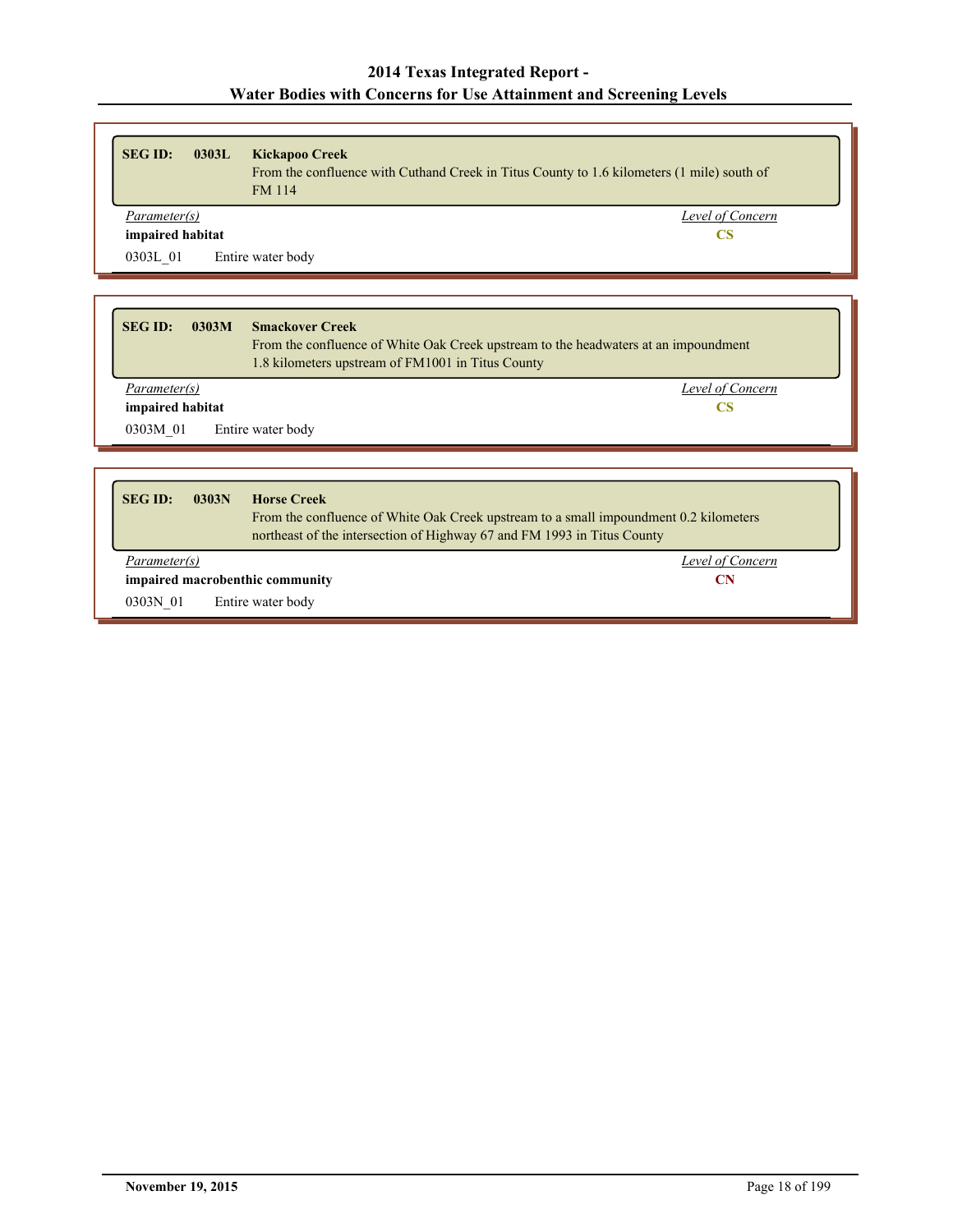**SEG ID: 0303L Kickapoo Creek**
From the confluence with Cuthand Creek in Titus County to 1.6 kilometers (1 mile) south of FM 114

| *Parameter(s)* | | *Level of Concern* |
|---|---|---|
| **impaired habitat** | | **CS** |
| 0303L_01 | Entire water body | |

**SEG ID: 0303M Smackover Creek**
From the confluence of White Oak Creek upstream to the headwaters at an impoundment 1.8 kilometers upstream of FM1001 in Titus County

| *Parameter(s)* | | *Level of Concern* |
|---|---|---|
| **impaired habitat** | | **CS** |
| 0303M_01 | Entire water body | |

**SEG ID: 0303N Horse Creek**
From the confluence of White Oak Creek upstream to a small impoundment 0.2 kilometers northeast of the intersection of Highway 67 and FM 1993 in Titus County

| *Parameter(s)* | | *Level of Concern* |
|---|---|---|
| **impaired macrobenthic community** | | **CN** |
| 0303N_01 | Entire water body | |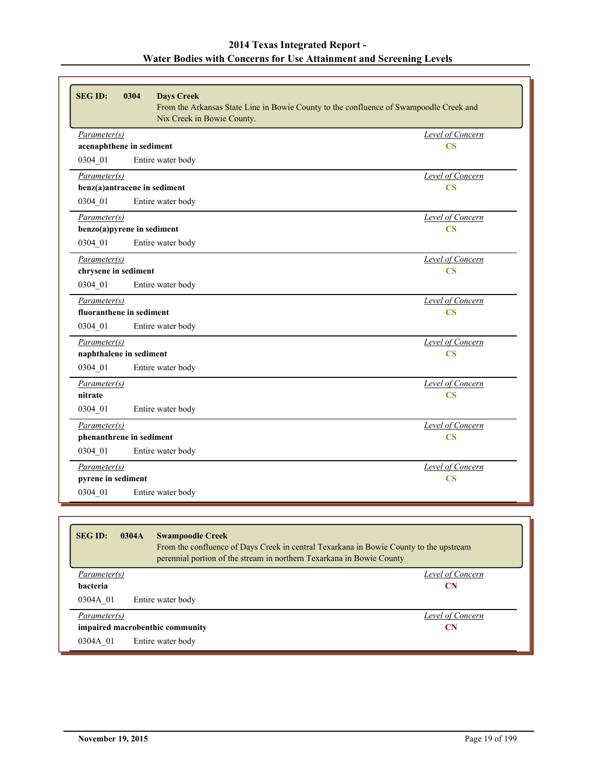**SEG ID: 0304 Days Creek**
From the Arkansas State Line in Bowie County to the confluence of Swampoodle Creek and Nix Creek in Bowie County.

| *Parameter(s)* | | *Level of Concern* |
|---|---|---|
| **acenaphthene in sediment** | | **CS** |
| 0304_01 | Entire water body | |
| *Parameter(s)* | | *Level of Concern* |
| **benz(a)antracene in sediment** | | **CS** |
| 0304_01 | Entire water body | |
| *Parameter(s)* | | *Level of Concern* |
| **benzo(a)pyrene in sediment** | | **CS** |
| 0304_01 | Entire water body | |
| *Parameter(s)* | | *Level of Concern* |
| **chrysene in sediment** | | **CS** |
| 0304_01 | Entire water body | |
| *Parameter(s)* | | *Level of Concern* |
| **fluoranthene in sediment** | | **CS** |
| 0304_01 | Entire water body | |
| *Parameter(s)* | | *Level of Concern* |
| **naphthalene in sediment** | | **CS** |
| 0304_01 | Entire water body | |
| *Parameter(s)* | | *Level of Concern* |
| **nitrate** | | **CS** |
| 0304_01 | Entire water body | |
| *Parameter(s)* | | *Level of Concern* |
| **phenanthrene in sediment** | | **CS** |
| 0304_01 | Entire water body | |
| *Parameter(s)* | | *Level of Concern* |
| **pyrene in sediment** | | **CS** |
| 0304_01 | Entire water body | |

**SEG ID: 0304A Swampoodle Creek**
From the confluence of Days Creek in central Texarkana in Bowie County to the upstream perennial portion of the stream in northern Texarkana in Bowie County

| *Parameter(s)* | | *Level of Concern* |
|---|---|---|
| **bacteria** | | **CN** |
| 0304A_01 | Entire water body | |
| *Parameter(s)* | | *Level of Concern* |
| **impaired macrobenthic community** | | **CN** |
| 0304A_01 | Entire water body | |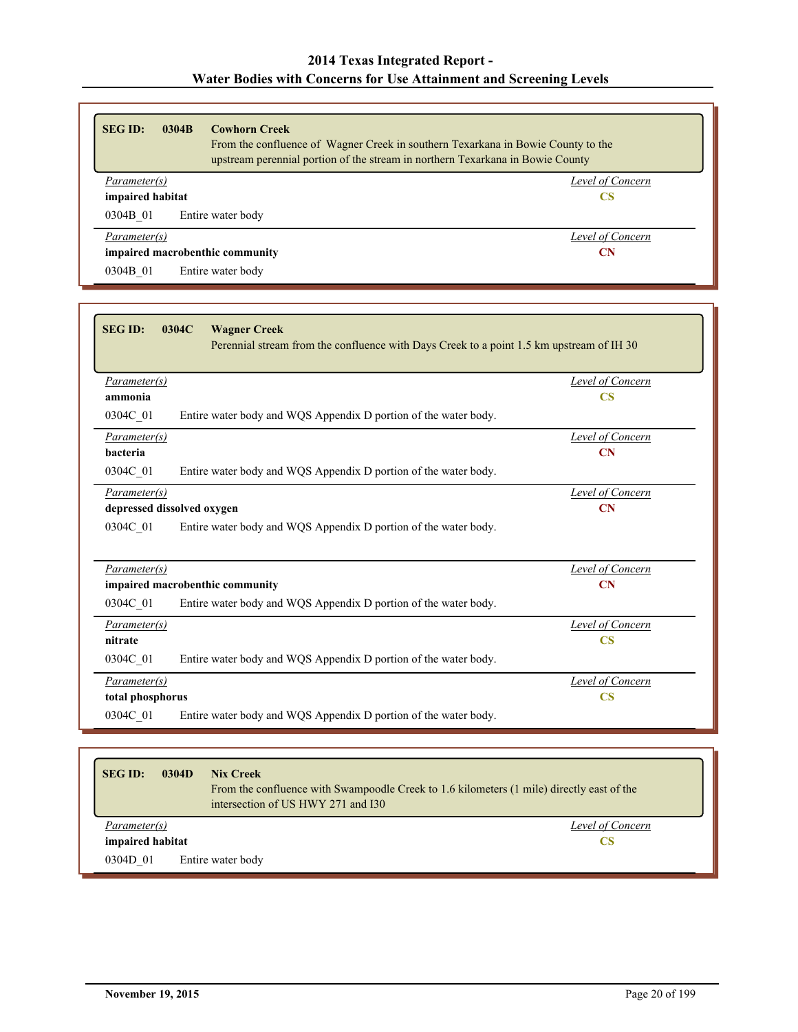**SEG ID: 0304B** **Cowhorn Creek**
From the confluence of Wagner Creek in southern Texarkana in Bowie County to the upstream perennial portion of the stream in northern Texarkana in Bowie County

| *Parameter(s)* | | *Level of Concern* |
|---|---|---|
| **impaired habitat** | | **CS** |
| 0304B_01 | Entire water body | |

| *Parameter(s)* | | *Level of Concern* |
|---|---|---|
| **impaired macrobenthic community** | | **CN** |
| 0304B_01 | Entire water body | |

**SEG ID: 0304C** **Wagner Creek**
Perennial stream from the confluence with Days Creek to a point 1.5 km upstream of IH 30

| *Parameter(s)* | | *Level of Concern* |
|---|---|---|
| **ammonia** | | **CS** |
| 0304C_01 | Entire water body and WQS Appendix D portion of the water body. | |

| *Parameter(s)* | | *Level of Concern* |
|---|---|---|
| **bacteria** | | **CN** |
| 0304C_01 | Entire water body and WQS Appendix D portion of the water body. | |

| *Parameter(s)* | | *Level of Concern* |
|---|---|---|
| **depressed dissolved oxygen** | | **CN** |
| 0304C_01 | Entire water body and WQS Appendix D portion of the water body. | |

| *Parameter(s)* | | *Level of Concern* |
|---|---|---|
| **impaired macrobenthic community** | | **CN** |
| 0304C_01 | Entire water body and WQS Appendix D portion of the water body. | |

| *Parameter(s)* | | *Level of Concern* |
|---|---|---|
| **nitrate** | | **CS** |
| 0304C_01 | Entire water body and WQS Appendix D portion of the water body. | |

| *Parameter(s)* | | *Level of Concern* |
|---|---|---|
| **total phosphorus** | | **CS** |
| 0304C_01 | Entire water body and WQS Appendix D portion of the water body. | |

**SEG ID: 0304D** **Nix Creek**
From the confluence with Swampoodle Creek to 1.6 kilometers (1 mile) directly east of the intersection of US HWY 271 and I30

| *Parameter(s)* | | *Level of Concern* |
|---|---|---|
| **impaired habitat** | | **CS** |
| 0304D_01 | Entire water body | |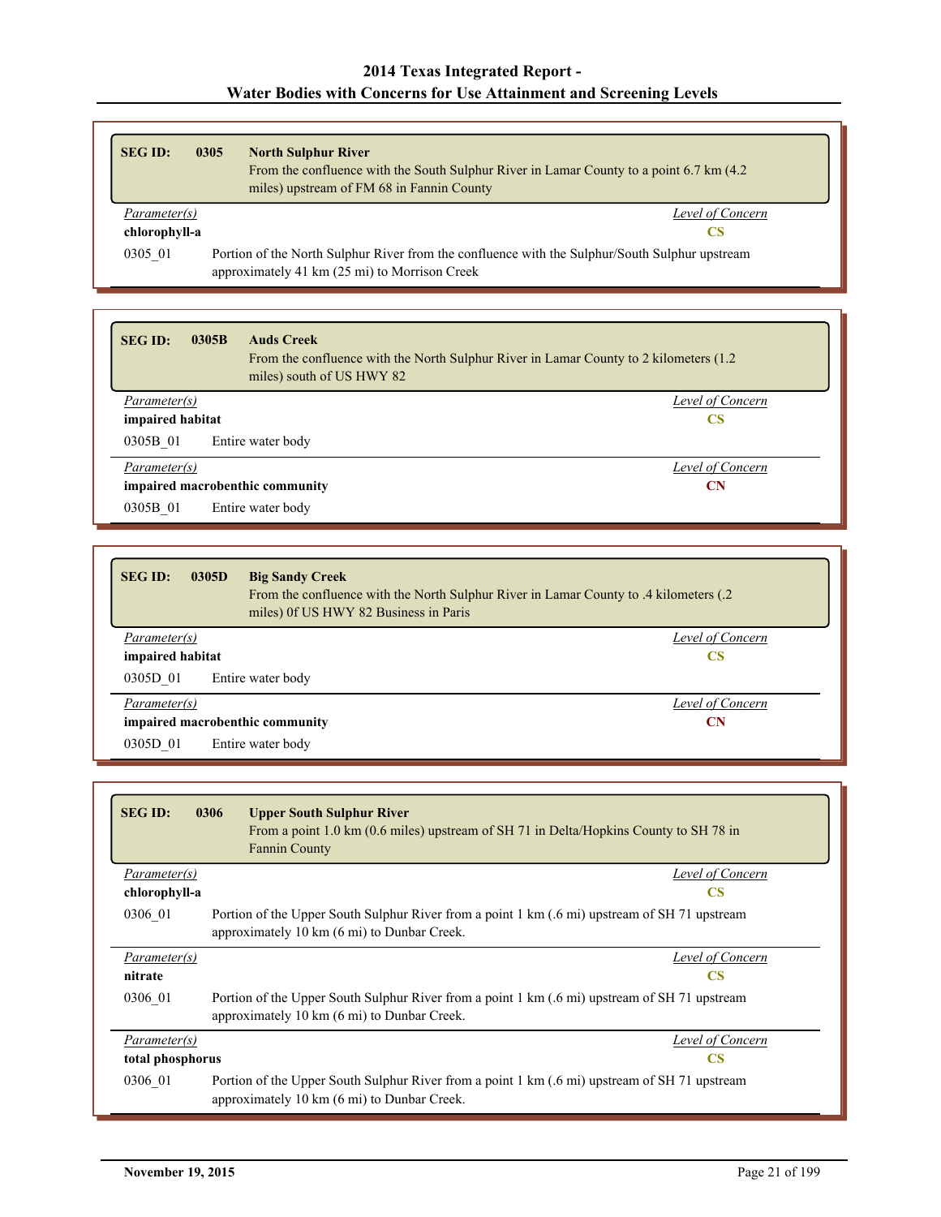# 2014 Texas Integrated Report - Water Bodies with Concerns for Use Attainment and Screening Levels

**SEG ID: 0305** **North Sulphur River**
From the confluence with the South Sulphur River in Lamar County to a point 6.7 km (4.2 miles) upstream of FM 68 in Fannin County

| *Parameter(s)* | | *Level of Concern* |
|---|---|---|
| **chlorophyll-a** | | **CS** |
| 0305_01 | Portion of the North Sulphur River from the confluence with the Sulphur/South Sulphur upstream approximately 41 km (25 mi) to Morrison Creek | |

**SEG ID: 0305B** **Auds Creek**
From the confluence with the North Sulphur River in Lamar County to 2 kilometers (1.2 miles) south of US HWY 82

| *Parameter(s)* | | *Level of Concern* |
|---|---|---|
| **impaired habitat** | | **CS** |
| 0305B_01 | Entire water body | |
| *Parameter(s)* | | *Level of Concern* |
| **impaired macrobenthic community** | | **CN** |
| 0305B_01 | Entire water body | |

**SEG ID: 0305D** **Big Sandy Creek**
From the confluence with the North Sulphur River in Lamar County to .4 kilometers (.2 miles) 0f US HWY 82 Business in Paris

| *Parameter(s)* | | *Level of Concern* |
|---|---|---|
| **impaired habitat** | | **CS** |
| 0305D_01 | Entire water body | |
| *Parameter(s)* | | *Level of Concern* |
| **impaired macrobenthic community** | | **CN** |
| 0305D_01 | Entire water body | |

**SEG ID: 0306** **Upper South Sulphur River**
From a point 1.0 km (0.6 miles) upstream of SH 71 in Delta/Hopkins County to SH 78 in Fannin County

| *Parameter(s)* | | *Level of Concern* |
|---|---|---|
| **chlorophyll-a** | | **CS** |
| 0306_01 | Portion of the Upper South Sulphur River from a point 1 km (.6 mi) upstream of SH 71 upstream approximately 10 km (6 mi) to Dunbar Creek. | |
| *Parameter(s)* | | *Level of Concern* |
| **nitrate** | | **CS** |
| 0306_01 | Portion of the Upper South Sulphur River from a point 1 km (.6 mi) upstream of SH 71 upstream approximately 10 km (6 mi) to Dunbar Creek. | |
| *Parameter(s)* | | *Level of Concern* |
| **total phosphorus** | | **CS** |
| 0306_01 | Portion of the Upper South Sulphur River from a point 1 km (.6 mi) upstream of SH 71 upstream approximately 10 km (6 mi) to Dunbar Creek. | |

November 19, 2015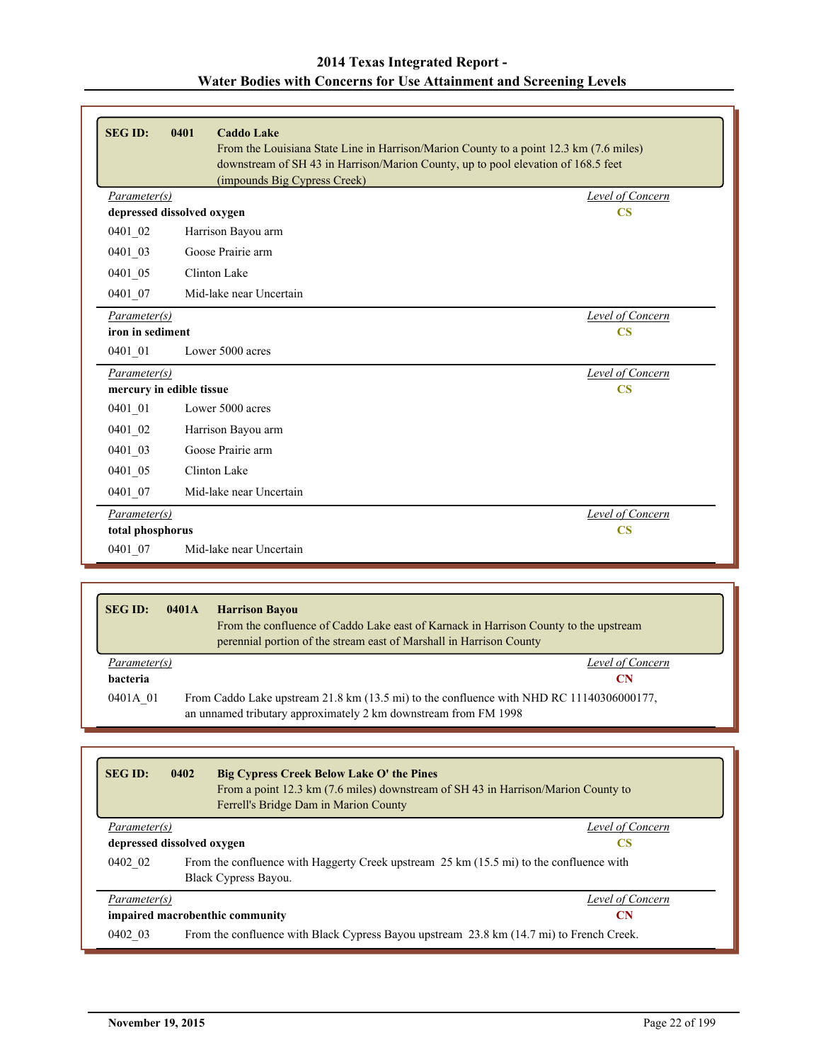**SEG ID: 0401 Caddo Lake**
From the Louisiana State Line in Harrison/Marion County to a point 12.3 km (7.6 miles) downstream of SH 43 in Harrison/Marion County, up to pool elevation of 168.5 feet (impounds Big Cypress Creek)

| *Parameter(s)* | | *Level of Concern* |
|---|---|---|
| **depressed dissolved oxygen** | | **CS** |
| 0401_02 | Harrison Bayou arm | |
| 0401_03 | Goose Prairie arm | |
| 0401_05 | Clinton Lake | |
| 0401_07 | Mid-lake near Uncertain | |

| *Parameter(s)* | | *Level of Concern* |
|---|---|---|
| **iron in sediment** | | **CS** |
| 0401_01 | Lower 5000 acres | |

| *Parameter(s)* | | *Level of Concern* |
|---|---|---|
| **mercury in edible tissue** | | **CS** |
| 0401_01 | Lower 5000 acres | |
| 0401_02 | Harrison Bayou arm | |
| 0401_03 | Goose Prairie arm | |
| 0401_05 | Clinton Lake | |
| 0401_07 | Mid-lake near Uncertain | |

| *Parameter(s)* | | *Level of Concern* |
|---|---|---|
| **total phosphorus** | | **CS** |
| 0401_07 | Mid-lake near Uncertain | |

**SEG ID: 0401A Harrison Bayou**
From the confluence of Caddo Lake east of Karnack in Harrison County to the upstream perennial portion of the stream east of Marshall in Harrison County

| *Parameter(s)* | | *Level of Concern* |
|---|---|---|
| **bacteria** | | **CN** |
| 0401A_01 | From Caddo Lake upstream 21.8 km (13.5 mi) to the confluence with NHD RC 11140306000177, an unnamed tributary approximately 2 km downstream from FM 1998 | |

**SEG ID: 0402 Big Cypress Creek Below Lake O' the Pines**
From a point 12.3 km (7.6 miles) downstream of SH 43 in Harrison/Marion County to Ferrell's Bridge Dam in Marion County

| *Parameter(s)* | | *Level of Concern* |
|---|---|---|
| **depressed dissolved oxygen** | | **CS** |
| 0402_02 | From the confluence with Haggerty Creek upstream 25 km (15.5 mi) to the confluence with Black Cypress Bayou. | |

| *Parameter(s)* | | *Level of Concern* |
|---|---|---|
| **impaired macrobenthic community** | | **CN** |
| 0402_03 | From the confluence with Black Cypress Bayou upstream 23.8 km (14.7 mi) to French Creek. | |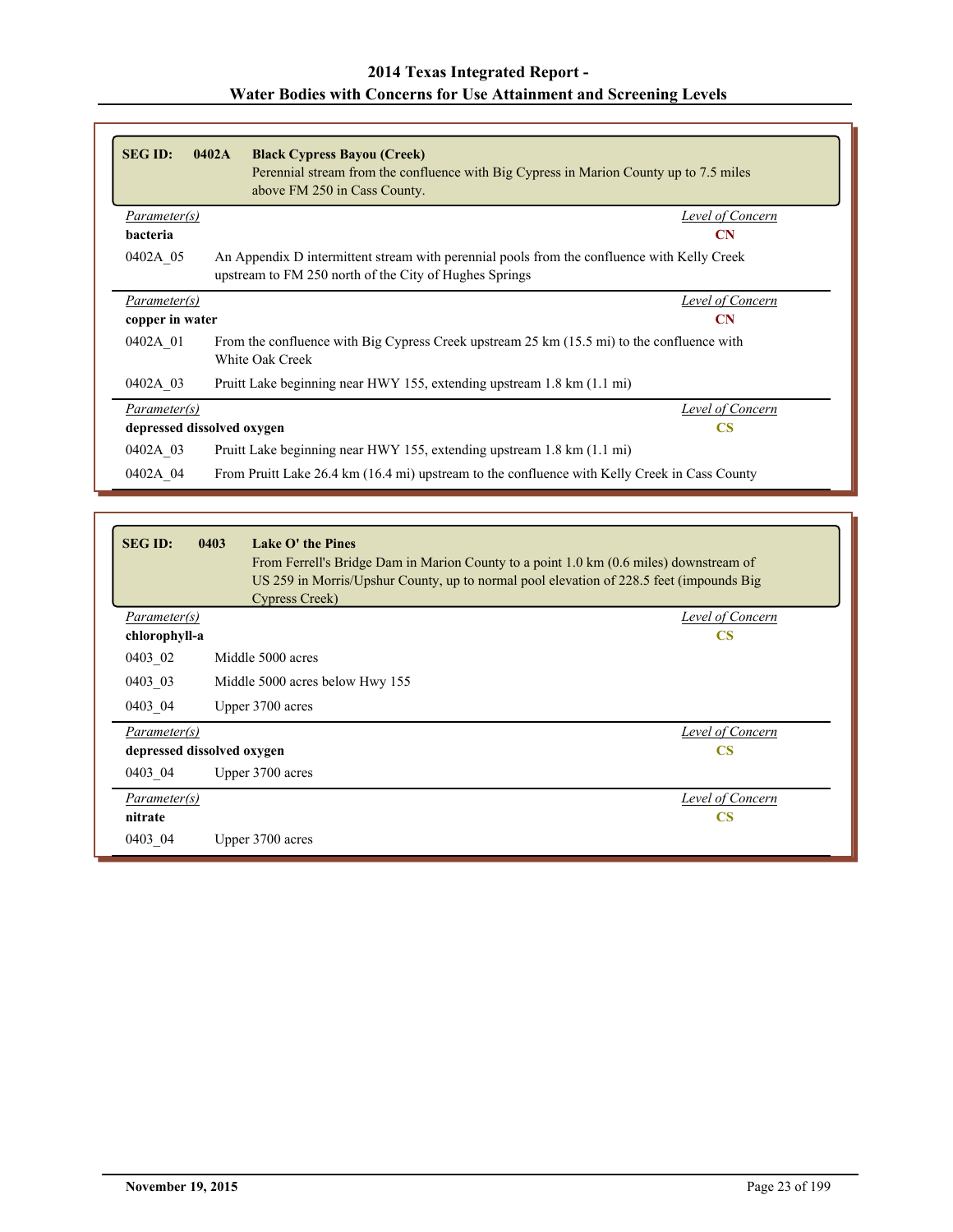**SEG ID: 0402A** **Black Cypress Bayou (Creek)**
Perennial stream from the confluence with Big Cypress in Marion County up to 7.5 miles above FM 250 in Cass County.

| *Parameter(s)* | | *Level of Concern* |
|---|---|---|
| **bacteria** | | **CN** |
| 0402A_05 | An Appendix D intermittent stream with perennial pools from the confluence with Kelly Creek upstream to FM 250 north of the City of Hughes Springs | |

| *Parameter(s)* | | *Level of Concern* |
|---|---|---|
| **copper in water** | | **CN** |
| 0402A_01 | From the confluence with Big Cypress Creek upstream 25 km (15.5 mi) to the confluence with White Oak Creek | |
| 0402A_03 | Pruitt Lake beginning near HWY 155, extending upstream 1.8 km (1.1 mi) | |

| *Parameter(s)* | | *Level of Concern* |
|---|---|---|
| **depressed dissolved oxygen** | | **CS** |
| 0402A_03 | Pruitt Lake beginning near HWY 155, extending upstream 1.8 km (1.1 mi) | |
| 0402A_04 | From Pruitt Lake 26.4 km (16.4 mi) upstream to the confluence with Kelly Creek in Cass County | |

**SEG ID: 0403** **Lake O' the Pines**
From Ferrell's Bridge Dam in Marion County to a point 1.0 km (0.6 miles) downstream of US 259 in Morris/Upshur County, up to normal pool elevation of 228.5 feet (impounds Big Cypress Creek)

| *Parameter(s)* | | *Level of Concern* |
|---|---|---|
| **chlorophyll-a** | | **CS** |
| 0403_02 | Middle 5000 acres | |
| 0403_03 | Middle 5000 acres below Hwy 155 | |
| 0403_04 | Upper 3700 acres | |

| *Parameter(s)* | | *Level of Concern* |
|---|---|---|
| **depressed dissolved oxygen** | | **CS** |
| 0403_04 | Upper 3700 acres | |

| *Parameter(s)* | | *Level of Concern* |
|---|---|---|
| **nitrate** | | **CS** |
| 0403_04 | Upper 3700 acres | |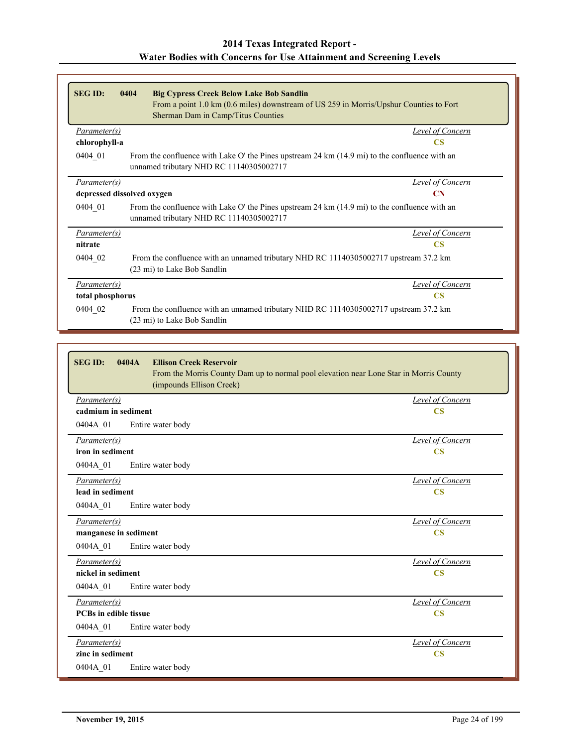## 2014 Texas Integrated Report - Water Bodies with Concerns for Use Attainment and Screening Levels

**SEG ID: 0404** **Big Cypress Creek Below Lake Bob Sandlin**
From a point 1.0 km (0.6 miles) downstream of US 259 in Morris/Upshur Counties to Fort Sherman Dam in Camp/Titus Counties

| *Parameter(s)* | | *Level of Concern* |
|---|---|---|
| **chlorophyll-a** | | **CS** |
| 0404_01 | From the confluence with Lake O' the Pines upstream 24 km (14.9 mi) to the confluence with an unnamed tributary NHD RC 11140305002717 | |
| *Parameter(s)* | | *Level of Concern* |
| **depressed dissolved oxygen** | | **CN** |
| 0404_01 | From the confluence with Lake O' the Pines upstream 24 km (14.9 mi) to the confluence with an unnamed tributary NHD RC 11140305002717 | |
| *Parameter(s)* | | *Level of Concern* |
| **nitrate** | | **CS** |
| 0404_02 | From the confluence with an unnamed tributary NHD RC 11140305002717 upstream 37.2 km (23 mi) to Lake Bob Sandlin | |
| *Parameter(s)* | | *Level of Concern* |
| **total phosphorus** | | **CS** |
| 0404_02 | From the confluence with an unnamed tributary NHD RC 11140305002717 upstream 37.2 km (23 mi) to Lake Bob Sandlin | |

**SEG ID: 0404A** **Ellison Creek Reservoir**
From the Morris County Dam up to normal pool elevation near Lone Star in Morris County (impounds Ellison Creek)

| *Parameter(s)* | | *Level of Concern* |
|---|---|---|
| **cadmium in sediment** | | **CS** |
| 0404A_01 | Entire water body | |
| *Parameter(s)* | | *Level of Concern* |
| **iron in sediment** | | **CS** |
| 0404A_01 | Entire water body | |
| *Parameter(s)* | | *Level of Concern* |
| **lead in sediment** | | **CS** |
| 0404A_01 | Entire water body | |
| *Parameter(s)* | | *Level of Concern* |
| **manganese in sediment** | | **CS** |
| 0404A_01 | Entire water body | |
| *Parameter(s)* | | *Level of Concern* |
| **nickel in sediment** | | **CS** |
| 0404A_01 | Entire water body | |
| *Parameter(s)* | | *Level of Concern* |
| **PCBs in edible tissue** | | **CS** |
| 0404A_01 | Entire water body | |
| *Parameter(s)* | | *Level of Concern* |
| **zinc in sediment** | | **CS** |
| 0404A_01 | Entire water body | |

November 19, 2015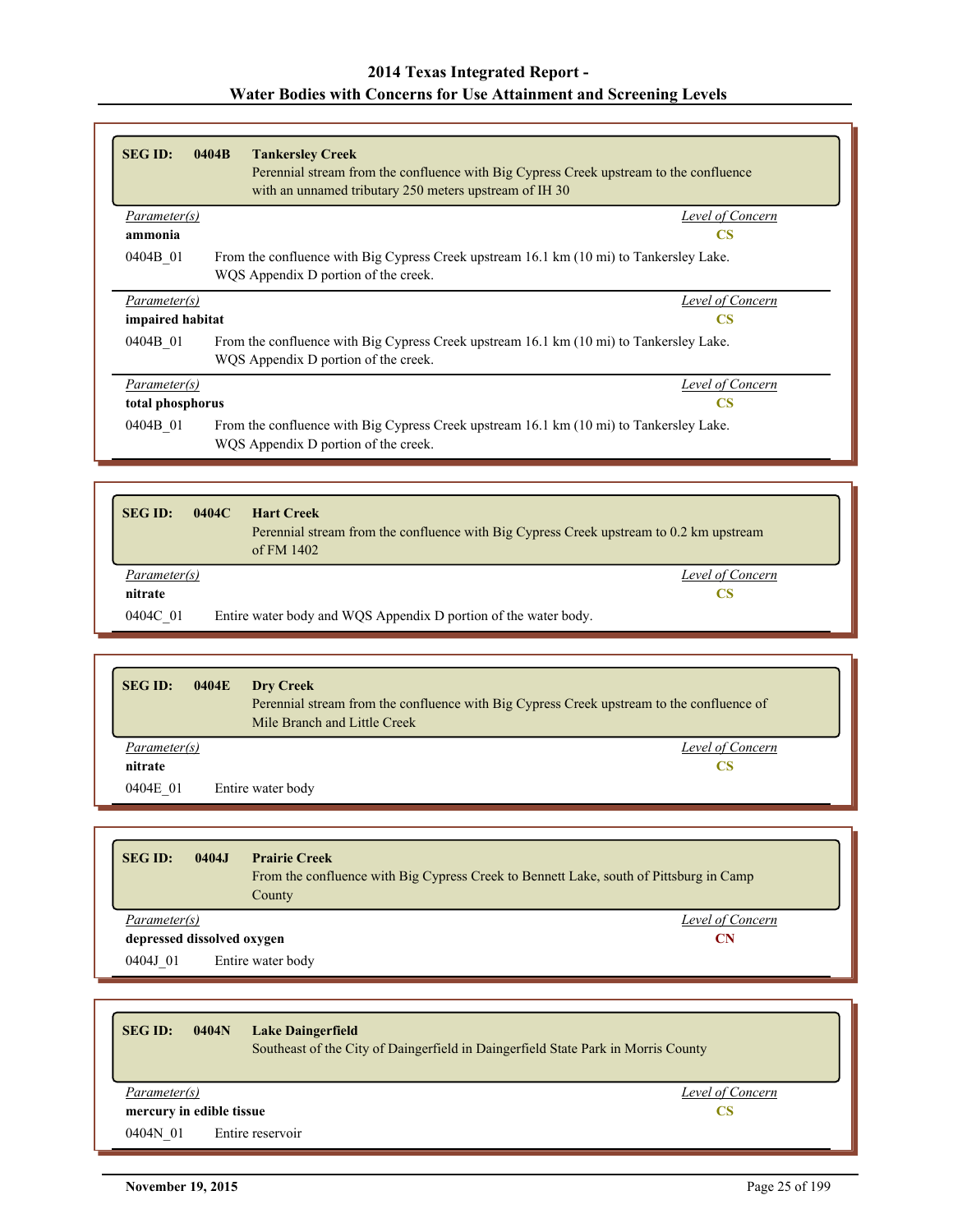**SEG ID: 0404B** **Tankersley Creek**
Perennial stream from the confluence with Big Cypress Creek upstream to the confluence with an unnamed tributary 250 meters upstream of IH 30

| *Parameter(s)* | | *Level of Concern* |
|---|---|---|
| **ammonia** | | **CS** |
| 0404B_01 | From the confluence with Big Cypress Creek upstream 16.1 km (10 mi) to Tankersley Lake. WQS Appendix D portion of the creek. | |

| *Parameter(s)* | | *Level of Concern* |
|---|---|---|
| **impaired habitat** | | **CS** |
| 0404B_01 | From the confluence with Big Cypress Creek upstream 16.1 km (10 mi) to Tankersley Lake. WQS Appendix D portion of the creek. | |

| *Parameter(s)* | | *Level of Concern* |
|---|---|---|
| **total phosphorus** | | **CS** |
| 0404B_01 | From the confluence with Big Cypress Creek upstream 16.1 km (10 mi) to Tankersley Lake. WQS Appendix D portion of the creek. | |

**SEG ID: 0404C** **Hart Creek**
Perennial stream from the confluence with Big Cypress Creek upstream to 0.2 km upstream of FM 1402

| *Parameter(s)* | | *Level of Concern* |
|---|---|---|
| **nitrate** | | **CS** |
| 0404C_01 | Entire water body and WQS Appendix D portion of the water body. | |

**SEG ID: 0404E** **Dry Creek**
Perennial stream from the confluence with Big Cypress Creek upstream to the confluence of Mile Branch and Little Creek

| *Parameter(s)* | | *Level of Concern* |
|---|---|---|
| **nitrate** | | **CS** |
| 0404E_01 | Entire water body | |

**SEG ID: 0404J** **Prairie Creek**
From the confluence with Big Cypress Creek to Bennett Lake, south of Pittsburg in Camp County

| *Parameter(s)* | | *Level of Concern* |
|---|---|---|
| **depressed dissolved oxygen** | | **CN** |
| 0404J_01 | Entire water body | |

**SEG ID: 0404N** **Lake Daingerfield**
Southeast of the City of Daingerfield in Daingerfield State Park in Morris County

| *Parameter(s)* | | *Level of Concern* |
|---|---|---|
| **mercury in edible tissue** | | **CS** |
| 0404N_01 | Entire reservoir | |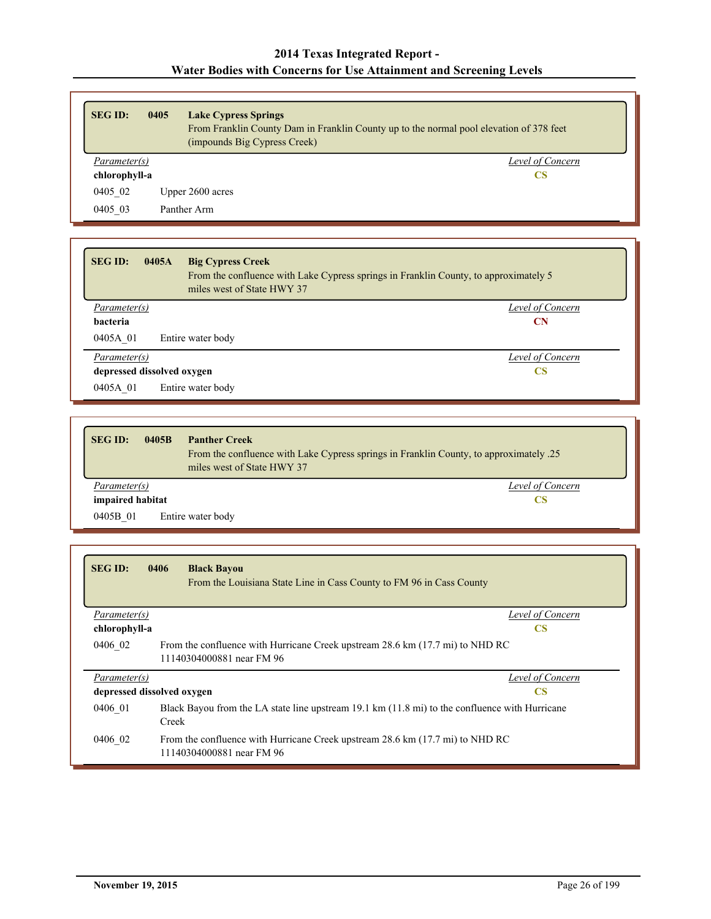**SEG ID: 0405 — Lake Cypress Springs**
From Franklin County Dam in Franklin County up to the normal pool elevation of 378 feet (impounds Big Cypress Creek)

| *Parameter(s)* | | *Level of Concern* |
|---|---|---|
| **chlorophyll-a** | | **CS** |
| 0405_02 | Upper 2600 acres | |
| 0405_03 | Panther Arm | |

**SEG ID: 0405A — Big Cypress Creek**
From the confluence with Lake Cypress springs in Franklin County, to approximately 5 miles west of State HWY 37

| *Parameter(s)* | | *Level of Concern* |
|---|---|---|
| **bacteria** | | **CN** |
| 0405A_01 | Entire water body | |
| *Parameter(s)* | | *Level of Concern* |
| **depressed dissolved oxygen** | | **CS** |
| 0405A_01 | Entire water body | |

**SEG ID: 0405B — Panther Creek**
From the confluence with Lake Cypress springs in Franklin County, to approximately .25 miles west of State HWY 37

| *Parameter(s)* | | *Level of Concern* |
|---|---|---|
| **impaired habitat** | | **CS** |
| 0405B_01 | Entire water body | |

**SEG ID: 0406 — Black Bayou**
From the Louisiana State Line in Cass County to FM 96 in Cass County

| *Parameter(s)* | | *Level of Concern* |
|---|---|---|
| **chlorophyll-a** | | **CS** |
| 0406_02 | From the confluence with Hurricane Creek upstream 28.6 km (17.7 mi) to NHD RC 11140304000881 near FM 96 | |
| *Parameter(s)* | | *Level of Concern* |
| **depressed dissolved oxygen** | | **CS** |
| 0406_01 | Black Bayou from the LA state line upstream 19.1 km (11.8 mi) to the confluence with Hurricane Creek | |
| 0406_02 | From the confluence with Hurricane Creek upstream 28.6 km (17.7 mi) to NHD RC 11140304000881 near FM 96 | |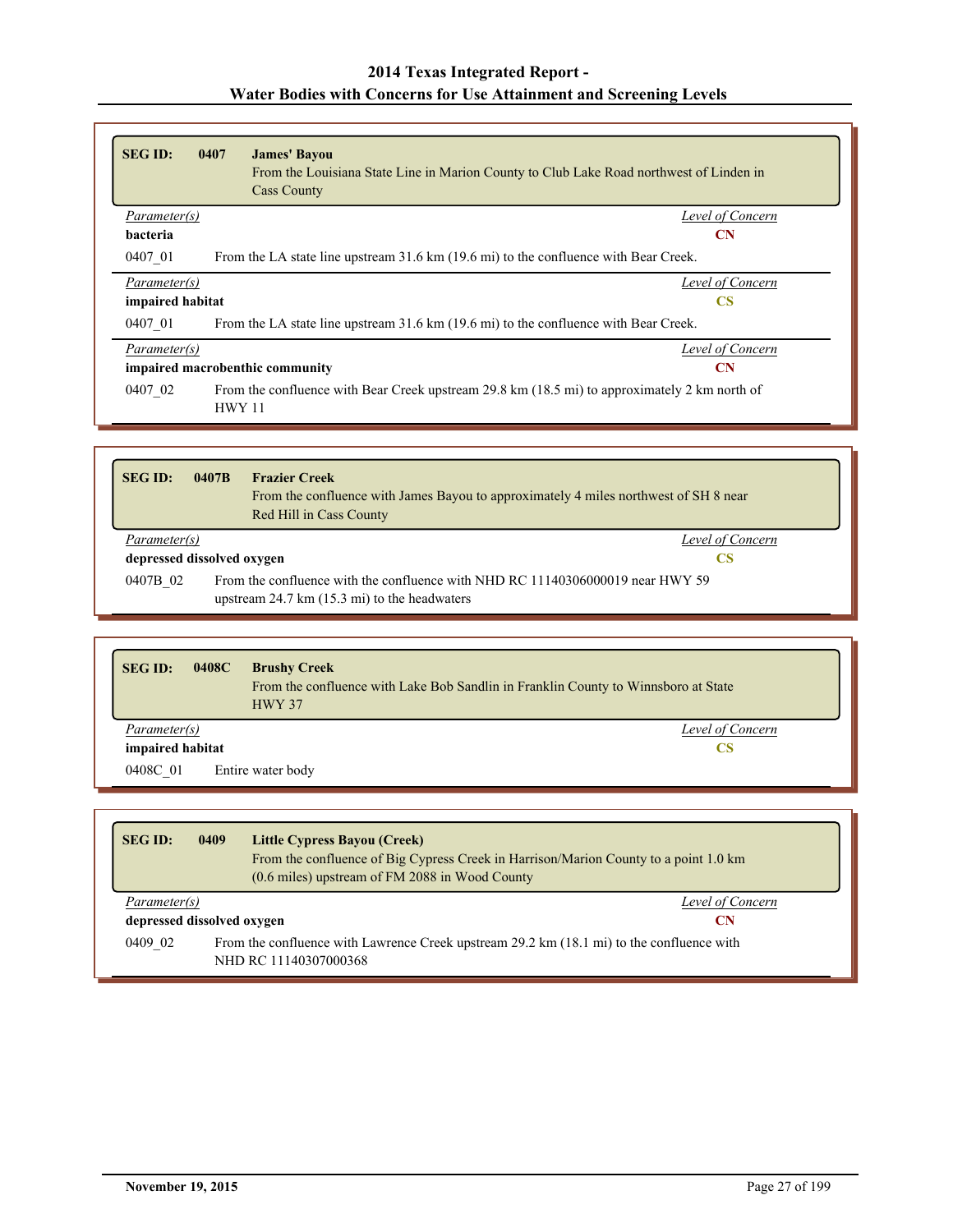**SEG ID: 0407 James' Bayou**
From the Louisiana State Line in Marion County to Club Lake Road northwest of Linden in Cass County

| Parameter(s) | | Level of Concern |
|---|---|---|
| **bacteria** | | **CN** |
| 0407_01 | From the LA state line upstream 31.6 km (19.6 mi) to the confluence with Bear Creek. | |
| **impaired habitat** | | **CS** |
| 0407_01 | From the LA state line upstream 31.6 km (19.6 mi) to the confluence with Bear Creek. | |
| **impaired macrobenthic community** | | **CN** |
| 0407_02 | From the confluence with Bear Creek upstream 29.8 km (18.5 mi) to approximately 2 km north of HWY 11 | |

**SEG ID: 0407B Frazier Creek**
From the confluence with James Bayou to approximately 4 miles northwest of SH 8 near Red Hill in Cass County

| Parameter(s) | | Level of Concern |
|---|---|---|
| **depressed dissolved oxygen** | | **CS** |
| 0407B_02 | From the confluence with the confluence with NHD RC 11140306000019 near HWY 59 upstream 24.7 km (15.3 mi) to the headwaters | |

**SEG ID: 0408C Brushy Creek**
From the confluence with Lake Bob Sandlin in Franklin County to Winnsboro at State HWY 37

| Parameter(s) | | Level of Concern |
|---|---|---|
| **impaired habitat** | | **CS** |
| 0408C_01 | Entire water body | |

**SEG ID: 0409 Little Cypress Bayou (Creek)**
From the confluence of Big Cypress Creek in Harrison/Marion County to a point 1.0 km (0.6 miles) upstream of FM 2088 in Wood County

| Parameter(s) | | Level of Concern |
|---|---|---|
| **depressed dissolved oxygen** | | **CN** |
| 0409_02 | From the confluence with Lawrence Creek upstream 29.2 km (18.1 mi) to the confluence with NHD RC 11140307000368 | |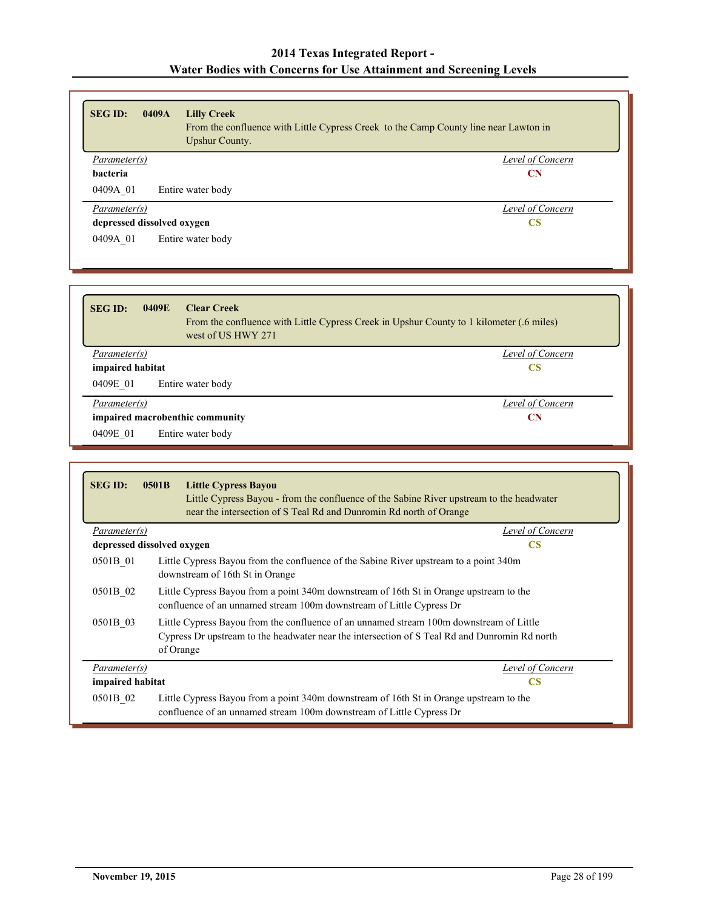**SEG ID: 0409A** **Lilly Creek**
From the confluence with Little Cypress Creek to the Camp County line near Lawton in Upshur County.

| *Parameter(s)* | | *Level of Concern* |
|---|---|---|
| **bacteria** | | **CN** |
| 0409A_01 | Entire water body | |

| *Parameter(s)* | | *Level of Concern* |
|---|---|---|
| **depressed dissolved oxygen** | | **CS** |
| 0409A_01 | Entire water body | |

**SEG ID: 0409E** **Clear Creek**
From the confluence with Little Cypress Creek in Upshur County to 1 kilometer (.6 miles) west of US HWY 271

| *Parameter(s)* | | *Level of Concern* |
|---|---|---|
| **impaired habitat** | | **CS** |
| 0409E_01 | Entire water body | |

| *Parameter(s)* | | *Level of Concern* |
|---|---|---|
| **impaired macrobenthic community** | | **CN** |
| 0409E_01 | Entire water body | |

**SEG ID: 0501B** **Little Cypress Bayou**
Little Cypress Bayou - from the confluence of the Sabine River upstream to the headwater near the intersection of S Teal Rd and Dunromin Rd north of Orange

| *Parameter(s)* | | *Level of Concern* |
|---|---|---|
| **depressed dissolved oxygen** | | **CS** |
| 0501B_01 | Little Cypress Bayou from the confluence of the Sabine River upstream to a point 340m downstream of 16th St in Orange | |
| 0501B_02 | Little Cypress Bayou from a point 340m downstream of 16th St in Orange upstream to the confluence of an unnamed stream 100m downstream of Little Cypress Dr | |
| 0501B_03 | Little Cypress Bayou from the confluence of an unnamed stream 100m downstream of Little Cypress Dr upstream to the headwater near the intersection of S Teal Rd and Dunromin Rd north of Orange | |

| *Parameter(s)* | | *Level of Concern* |
|---|---|---|
| **impaired habitat** | | **CS** |
| 0501B_02 | Little Cypress Bayou from a point 340m downstream of 16th St in Orange upstream to the confluence of an unnamed stream 100m downstream of Little Cypress Dr | |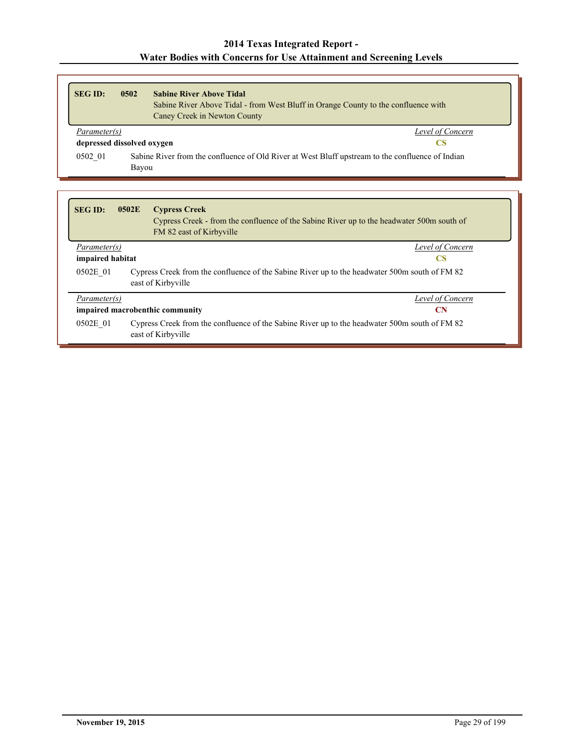**SEG ID: 0502** **Sabine River Above Tidal**
Sabine River Above Tidal - from West Bluff in Orange County to the confluence with Caney Creek in Newton County

| *Parameter(s)* | | *Level of Concern* |
|---|---|---|
| **depressed dissolved oxygen** | | **CS** |
| 0502_01 | Sabine River from the confluence of Old River at West Bluff upstream to the confluence of Indian Bayou | |

**SEG ID: 0502E** **Cypress Creek**
Cypress Creek - from the confluence of the Sabine River up to the headwater 500m south of FM 82 east of Kirbyville

| *Parameter(s)* | | *Level of Concern* |
|---|---|---|
| **impaired habitat** | | **CS** |
| 0502E_01 | Cypress Creek from the confluence of the Sabine River up to the headwater 500m south of FM 82 east of Kirbyville | |

| *Parameter(s)* | | *Level of Concern* |
|---|---|---|
| **impaired macrobenthic community** | | **CN** |
| 0502E_01 | Cypress Creek from the confluence of the Sabine River up to the headwater 500m south of FM 82 east of Kirbyville | |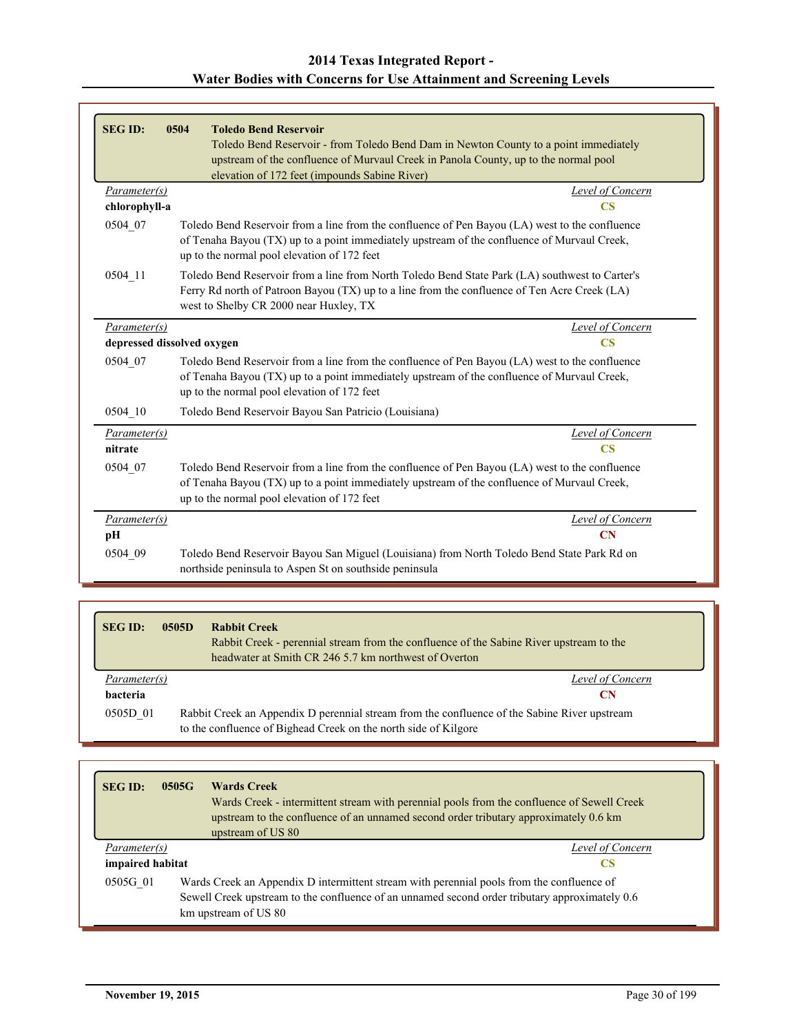## 2014 Texas Integrated Report - Water Bodies with Concerns for Use Attainment and Screening Levels

**SEG ID: 0504** **Toledo Bend Reservoir**
Toledo Bend Reservoir - from Toledo Bend Dam in Newton County to a point immediately upstream of the confluence of Murvaul Creek in Panola County, up to the normal pool elevation of 172 feet (impounds Sabine River)

| *Parameter(s)* | | *Level of Concern* |
|---|---|---|
| **chlorophyll-a** | | **CS** |
| 0504_07 | Toledo Bend Reservoir from a line from the confluence of Pen Bayou (LA) west to the confluence of Tenaha Bayou (TX) up to a point immediately upstream of the confluence of Murvaul Creek, up to the normal pool elevation of 172 feet | |
| 0504_11 | Toledo Bend Reservoir from a line from North Toledo Bend State Park (LA) southwest to Carter's Ferry Rd north of Patroon Bayou (TX) up to a line from the confluence of Ten Acre Creek (LA) west to Shelby CR 2000 near Huxley, TX | |

| *Parameter(s)* | | *Level of Concern* |
|---|---|---|
| **depressed dissolved oxygen** | | **CS** |
| 0504_07 | Toledo Bend Reservoir from a line from the confluence of Pen Bayou (LA) west to the confluence of Tenaha Bayou (TX) up to a point immediately upstream of the confluence of Murvaul Creek, up to the normal pool elevation of 172 feet | |
| 0504_10 | Toledo Bend Reservoir Bayou San Patricio (Louisiana) | |

| *Parameter(s)* | | *Level of Concern* |
|---|---|---|
| **nitrate** | | **CS** |
| 0504_07 | Toledo Bend Reservoir from a line from the confluence of Pen Bayou (LA) west to the confluence of Tenaha Bayou (TX) up to a point immediately upstream of the confluence of Murvaul Creek, up to the normal pool elevation of 172 feet | |

| *Parameter(s)* | | *Level of Concern* |
|---|---|---|
| **pH** | | **CN** |
| 0504_09 | Toledo Bend Reservoir Bayou San Miguel (Louisiana) from North Toledo Bend State Park Rd on northside peninsula to Aspen St on southside peninsula | |

**SEG ID: 0505D** **Rabbit Creek**
Rabbit Creek - perennial stream from the confluence of the Sabine River upstream to the headwater at Smith CR 246 5.7 km northwest of Overton

| *Parameter(s)* | | *Level of Concern* |
|---|---|---|
| **bacteria** | | **CN** |
| 0505D_01 | Rabbit Creek an Appendix D perennial stream from the confluence of the Sabine River upstream to the confluence of Bighead Creek on the north side of Kilgore | |

**SEG ID: 0505G** **Wards Creek**
Wards Creek - intermittent stream with perennial pools from the confluence of Sewell Creek upstream to the confluence of an unnamed second order tributary approximately 0.6 km upstream of US 80

| *Parameter(s)* | | *Level of Concern* |
|---|---|---|
| **impaired habitat** | | **CS** |
| 0505G_01 | Wards Creek an Appendix D intermittent stream with perennial pools from the confluence of Sewell Creek upstream to the confluence of an unnamed second order tributary approximately 0.6 km upstream of US 80 | |

**November 19, 2015**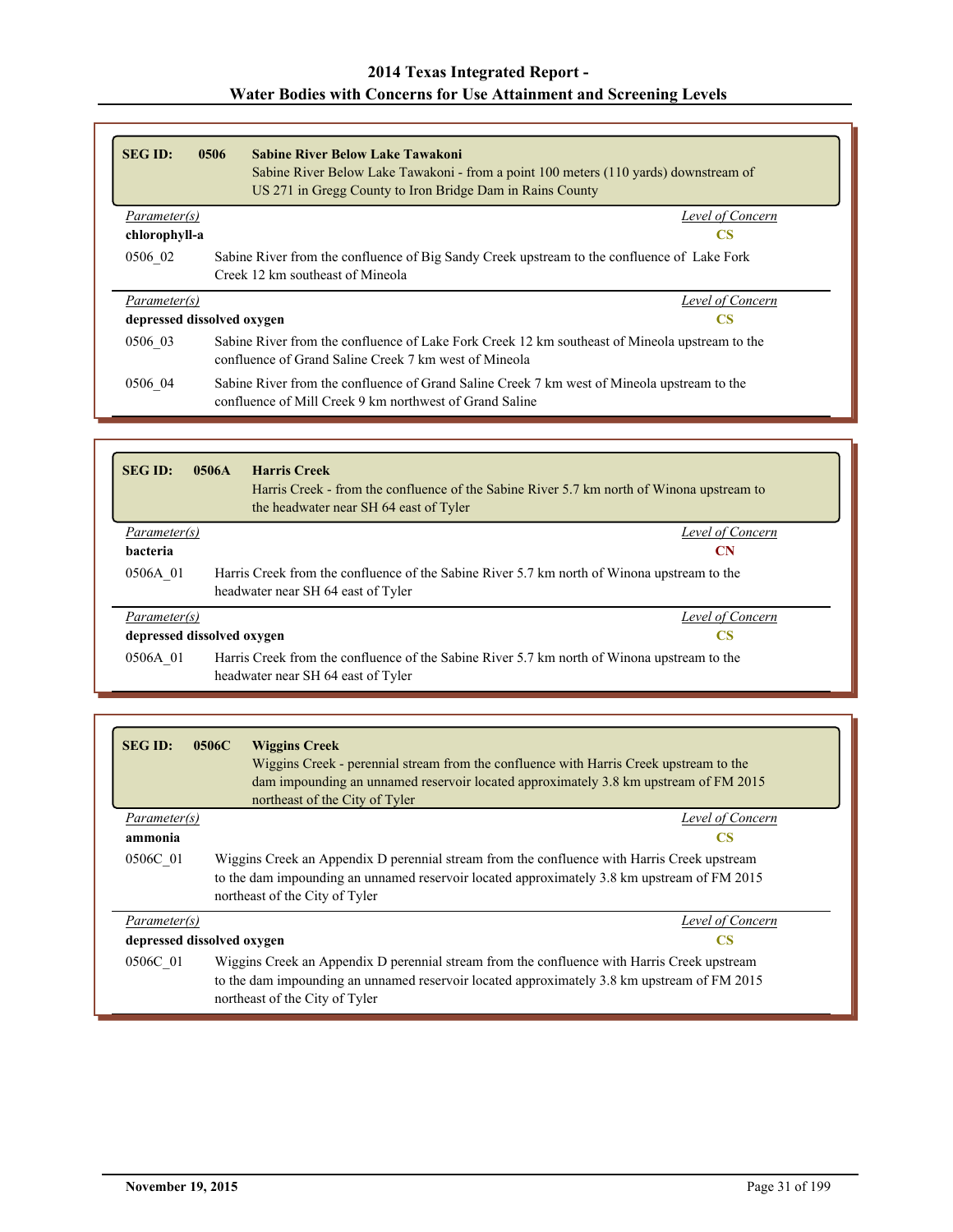# 2014 Texas Integrated Report - Water Bodies with Concerns for Use Attainment and Screening Levels

**SEG ID: 0506** **Sabine River Below Lake Tawakoni**

Sabine River Below Lake Tawakoni - from a point 100 meters (110 yards) downstream of US 271 in Gregg County to Iron Bridge Dam in Rains County

| *Parameter(s)* | | *Level of Concern* |
|---|---|---|
| **chlorophyll-a** | | **CS** |
| 0506_02 | Sabine River from the confluence of Big Sandy Creek upstream to the confluence of Lake Fork Creek 12 km southeast of Mineola | |

| *Parameter(s)* | | *Level of Concern* |
|---|---|---|
| **depressed dissolved oxygen** | | **CS** |
| 0506_03 | Sabine River from the confluence of Lake Fork Creek 12 km southeast of Mineola upstream to the confluence of Grand Saline Creek 7 km west of Mineola | |
| 0506_04 | Sabine River from the confluence of Grand Saline Creek 7 km west of Mineola upstream to the confluence of Mill Creek 9 km northwest of Grand Saline | |

**SEG ID: 0506A** **Harris Creek**

Harris Creek - from the confluence of the Sabine River 5.7 km north of Winona upstream to the headwater near SH 64 east of Tyler

| *Parameter(s)* | | *Level of Concern* |
|---|---|---|
| **bacteria** | | **CN** |
| 0506A_01 | Harris Creek from the confluence of the Sabine River 5.7 km north of Winona upstream to the headwater near SH 64 east of Tyler | |

| *Parameter(s)* | | *Level of Concern* |
|---|---|---|
| **depressed dissolved oxygen** | | **CS** |
| 0506A_01 | Harris Creek from the confluence of the Sabine River 5.7 km north of Winona upstream to the headwater near SH 64 east of Tyler | |

**SEG ID: 0506C** **Wiggins Creek**

Wiggins Creek - perennial stream from the confluence with Harris Creek upstream to the dam impounding an unnamed reservoir located approximately 3.8 km upstream of FM 2015 northeast of the City of Tyler

| *Parameter(s)* | | *Level of Concern* |
|---|---|---|
| **ammonia** | | **CS** |
| 0506C_01 | Wiggins Creek an Appendix D perennial stream from the confluence with Harris Creek upstream to the dam impounding an unnamed reservoir located approximately 3.8 km upstream of FM 2015 northeast of the City of Tyler | |

| *Parameter(s)* | | *Level of Concern* |
|---|---|---|
| **depressed dissolved oxygen** | | **CS** |
| 0506C_01 | Wiggins Creek an Appendix D perennial stream from the confluence with Harris Creek upstream to the dam impounding an unnamed reservoir located approximately 3.8 km upstream of FM 2015 northeast of the City of Tyler | |

**November 19, 2015**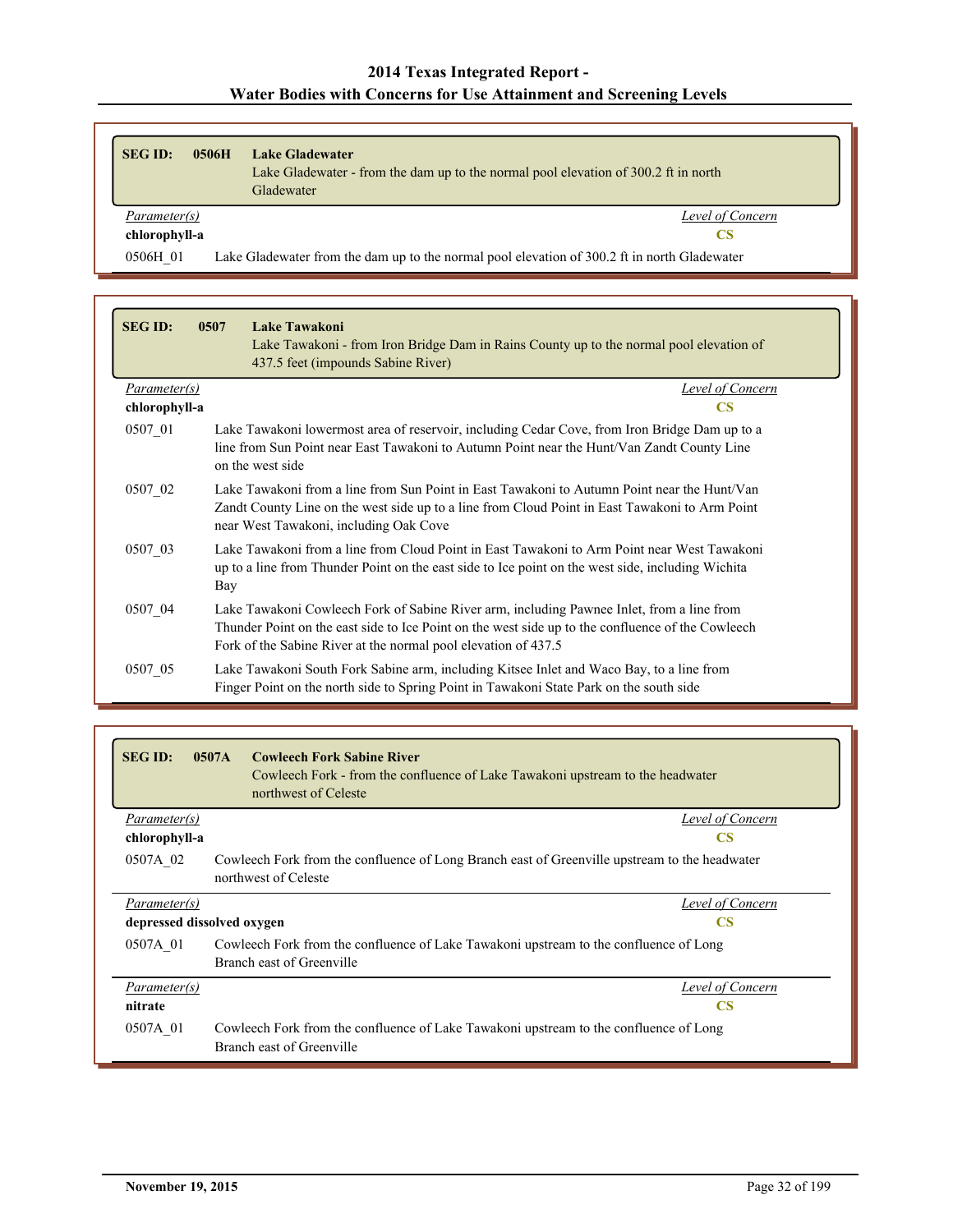**SEG ID: 0506H Lake Gladewater**
Lake Gladewater - from the dam up to the normal pool elevation of 300.2 ft in north Gladewater

| *Parameter(s)* | *Level of Concern* |
|---|---|
| **chlorophyll-a** | **CS** |

0506H_01 Lake Gladewater from the dam up to the normal pool elevation of 300.2 ft in north Gladewater

---

**SEG ID: 0507 Lake Tawakoni**
Lake Tawakoni - from Iron Bridge Dam in Rains County up to the normal pool elevation of 437.5 feet (impounds Sabine River)

| *Parameter(s)* | *Level of Concern* |
|---|---|
| **chlorophyll-a** | **CS** |

0507_01 Lake Tawakoni lowermost area of reservoir, including Cedar Cove, from Iron Bridge Dam up to a line from Sun Point near East Tawakoni to Autumn Point near the Hunt/Van Zandt County Line on the west side

0507_02 Lake Tawakoni from a line from Sun Point in East Tawakoni to Autumn Point near the Hunt/Van Zandt County Line on the west side up to a line from Cloud Point in East Tawakoni to Arm Point near West Tawakoni, including Oak Cove

0507_03 Lake Tawakoni from a line from Cloud Point in East Tawakoni to Arm Point near West Tawakoni up to a line from Thunder Point on the east side to Ice point on the west side, including Wichita Bay

0507_04 Lake Tawakoni Cowleech Fork of Sabine River arm, including Pawnee Inlet, from a line from Thunder Point on the east side to Ice Point on the west side up to the confluence of the Cowleech Fork of the Sabine River at the normal pool elevation of 437.5

0507_05 Lake Tawakoni South Fork Sabine arm, including Kitsee Inlet and Waco Bay, to a line from Finger Point on the north side to Spring Point in Tawakoni State Park on the south side

---

**SEG ID: 0507A Cowleech Fork Sabine River**
Cowleech Fork - from the confluence of Lake Tawakoni upstream to the headwater northwest of Celeste

| *Parameter(s)* | *Level of Concern* |
|---|---|
| **chlorophyll-a** | **CS** |

0507A_02 Cowleech Fork from the confluence of Long Branch east of Greenville upstream to the headwater northwest of Celeste

| *Parameter(s)* | *Level of Concern* |
|---|---|
| **depressed dissolved oxygen** | **CS** |

0507A_01 Cowleech Fork from the confluence of Lake Tawakoni upstream to the confluence of Long Branch east of Greenville

| *Parameter(s)* | *Level of Concern* |
|---|---|
| **nitrate** | **CS** |

0507A_01 Cowleech Fork from the confluence of Lake Tawakoni upstream to the confluence of Long Branch east of Greenville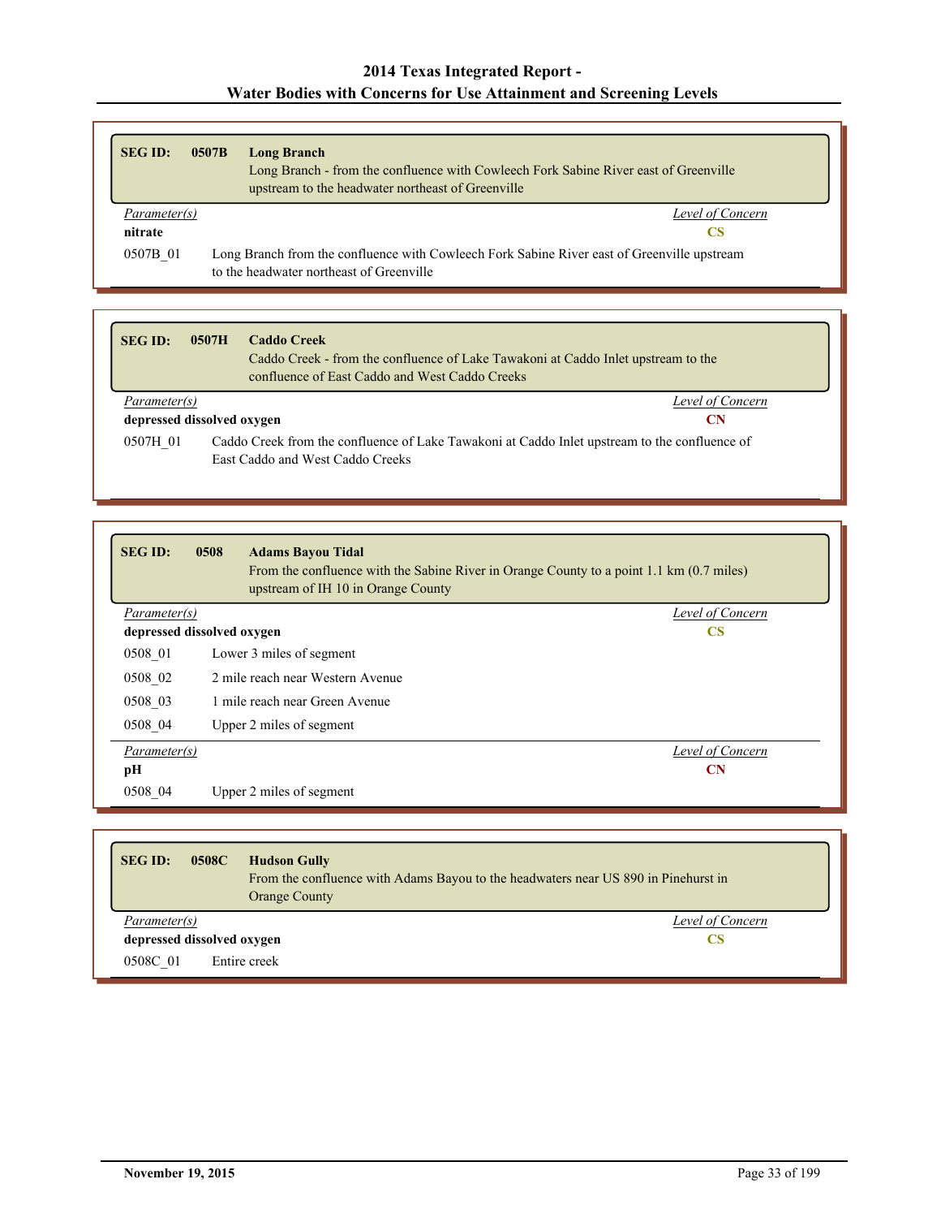**SEG ID: 0507B** **Long Branch**
Long Branch - from the confluence with Cowleech Fork Sabine River east of Greenville upstream to the headwater northeast of Greenville

| *Parameter(s)* | | *Level of Concern* |
|---|---|---|
| **nitrate** | | **CS** |
| 0507B_01 | Long Branch from the confluence with Cowleech Fork Sabine River east of Greenville upstream to the headwater northeast of Greenville | |

**SEG ID: 0507H** **Caddo Creek**
Caddo Creek - from the confluence of Lake Tawakoni at Caddo Inlet upstream to the confluence of East Caddo and West Caddo Creeks

| *Parameter(s)* | | *Level of Concern* |
|---|---|---|
| **depressed dissolved oxygen** | | **CN** |
| 0507H_01 | Caddo Creek from the confluence of Lake Tawakoni at Caddo Inlet upstream to the confluence of East Caddo and West Caddo Creeks | |

**SEG ID: 0508** **Adams Bayou Tidal**
From the confluence with the Sabine River in Orange County to a point 1.1 km (0.7 miles) upstream of IH 10 in Orange County

| *Parameter(s)* | | *Level of Concern* |
|---|---|---|
| **depressed dissolved oxygen** | | **CS** |
| 0508_01 | Lower 3 miles of segment | |
| 0508_02 | 2 mile reach near Western Avenue | |
| 0508_03 | 1 mile reach near Green Avenue | |
| 0508_04 | Upper 2 miles of segment | |
| *Parameter(s)* | | *Level of Concern* |
| **pH** | | **CN** |
| 0508_04 | Upper 2 miles of segment | |

**SEG ID: 0508C** **Hudson Gully**
From the confluence with Adams Bayou to the headwaters near US 890 in Pinehurst in Orange County

| *Parameter(s)* | | *Level of Concern* |
|---|---|---|
| **depressed dissolved oxygen** | | **CS** |
| 0508C_01 | Entire creek | |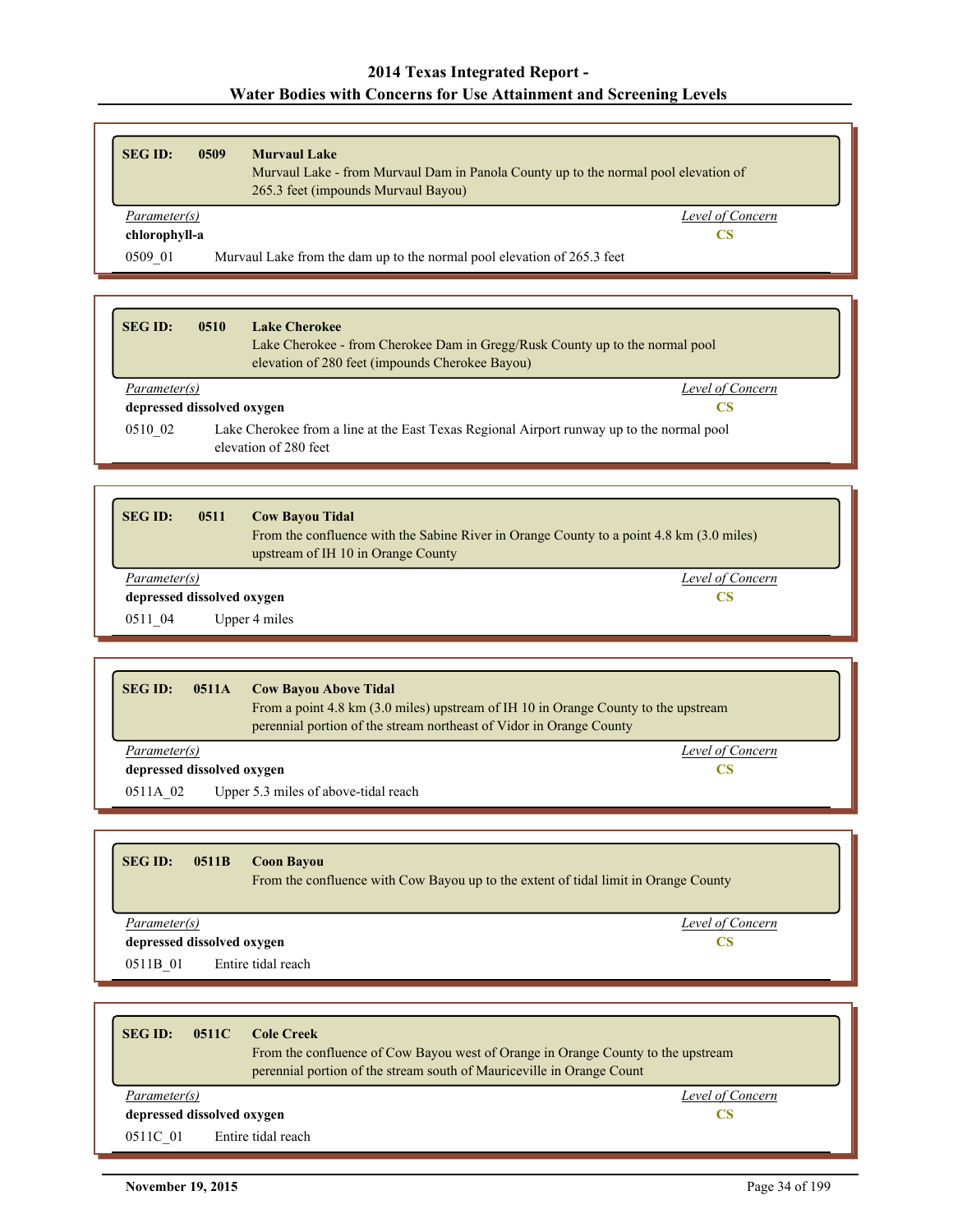# 2014 Texas Integrated Report - Water Bodies with Concerns for Use Attainment and Screening Levels

**SEG ID: 0509 Murvaul Lake**
Murvaul Lake - from Murvaul Dam in Panola County up to the normal pool elevation of 265.3 feet (impounds Murvaul Bayou)

| *Parameter(s)* | | *Level of Concern* |
|---|---|---|
| **chlorophyll-a** | | **CS** |
| 0509_01 | Murvaul Lake from the dam up to the normal pool elevation of 265.3 feet | |

**SEG ID: 0510 Lake Cherokee**
Lake Cherokee - from Cherokee Dam in Gregg/Rusk County up to the normal pool elevation of 280 feet (impounds Cherokee Bayou)

| *Parameter(s)* | | *Level of Concern* |
|---|---|---|
| **depressed dissolved oxygen** | | **CS** |
| 0510_02 | Lake Cherokee from a line at the East Texas Regional Airport runway up to the normal pool elevation of 280 feet | |

**SEG ID: 0511 Cow Bayou Tidal**
From the confluence with the Sabine River in Orange County to a point 4.8 km (3.0 miles) upstream of IH 10 in Orange County

| *Parameter(s)* | | *Level of Concern* |
|---|---|---|
| **depressed dissolved oxygen** | | **CS** |
| 0511_04 | Upper 4 miles | |

**SEG ID: 0511A Cow Bayou Above Tidal**
From a point 4.8 km (3.0 miles) upstream of IH 10 in Orange County to the upstream perennial portion of the stream northeast of Vidor in Orange County

| *Parameter(s)* | | *Level of Concern* |
|---|---|---|
| **depressed dissolved oxygen** | | **CS** |
| 0511A_02 | Upper 5.3 miles of above-tidal reach | |

**SEG ID: 0511B Coon Bayou**
From the confluence with Cow Bayou up to the extent of tidal limit in Orange County

| *Parameter(s)* | | *Level of Concern* |
|---|---|---|
| **depressed dissolved oxygen** | | **CS** |
| 0511B_01 | Entire tidal reach | |

**SEG ID: 0511C Cole Creek**
From the confluence of Cow Bayou west of Orange in Orange County to the upstream perennial portion of the stream south of Mauriceville in Orange Count

| *Parameter(s)* | | *Level of Concern* |
|---|---|---|
| **depressed dissolved oxygen** | | **CS** |
| 0511C_01 | Entire tidal reach | |

November 19, 2015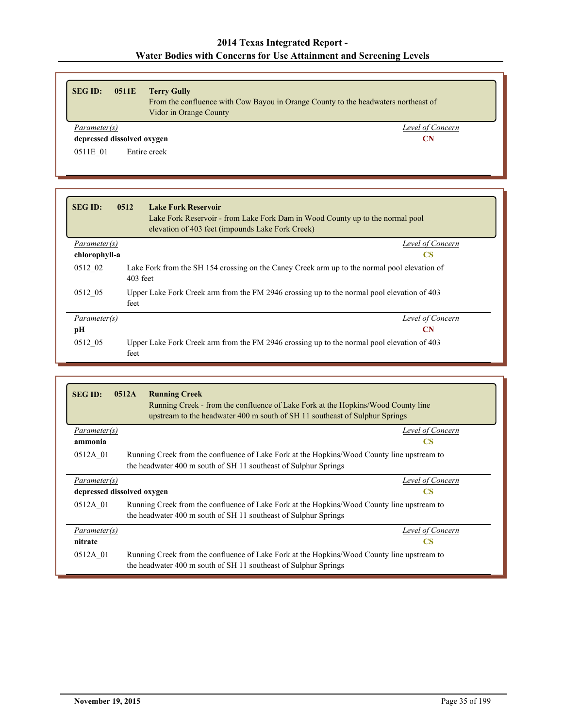**SEG ID: 0511E Terry Gully**
From the confluence with Cow Bayou in Orange County to the headwaters northeast of Vidor in Orange County

| *Parameter(s)* | | *Level of Concern* |
|---|---|---|
| **depressed dissolved oxygen** | | **CN** |
| 0511E_01 | Entire creek | |

**SEG ID: 0512 Lake Fork Reservoir**
Lake Fork Reservoir - from Lake Fork Dam in Wood County up to the normal pool elevation of 403 feet (impounds Lake Fork Creek)

| *Parameter(s)* | | *Level of Concern* |
|---|---|---|
| **chlorophyll-a** | | **CS** |
| 0512_02 | Lake Fork from the SH 154 crossing on the Caney Creek arm up to the normal pool elevation of 403 feet | |
| 0512_05 | Upper Lake Fork Creek arm from the FM 2946 crossing up to the normal pool elevation of 403 feet | |

| *Parameter(s)* | | *Level of Concern* |
|---|---|---|
| **pH** | | **CN** |
| 0512_05 | Upper Lake Fork Creek arm from the FM 2946 crossing up to the normal pool elevation of 403 feet | |

**SEG ID: 0512A Running Creek**
Running Creek - from the confluence of Lake Fork at the Hopkins/Wood County line upstream to the headwater 400 m south of SH 11 southeast of Sulphur Springs

| *Parameter(s)* | | *Level of Concern* |
|---|---|---|
| **ammonia** | | **CS** |
| 0512A_01 | Running Creek from the confluence of Lake Fork at the Hopkins/Wood County line upstream to the headwater 400 m south of SH 11 southeast of Sulphur Springs | |

| *Parameter(s)* | | *Level of Concern* |
|---|---|---|
| **depressed dissolved oxygen** | | **CS** |
| 0512A_01 | Running Creek from the confluence of Lake Fork at the Hopkins/Wood County line upstream to the headwater 400 m south of SH 11 southeast of Sulphur Springs | |

| *Parameter(s)* | | *Level of Concern* |
|---|---|---|
| **nitrate** | | **CS** |
| 0512A_01 | Running Creek from the confluence of Lake Fork at the Hopkins/Wood County line upstream to the headwater 400 m south of SH 11 southeast of Sulphur Springs | |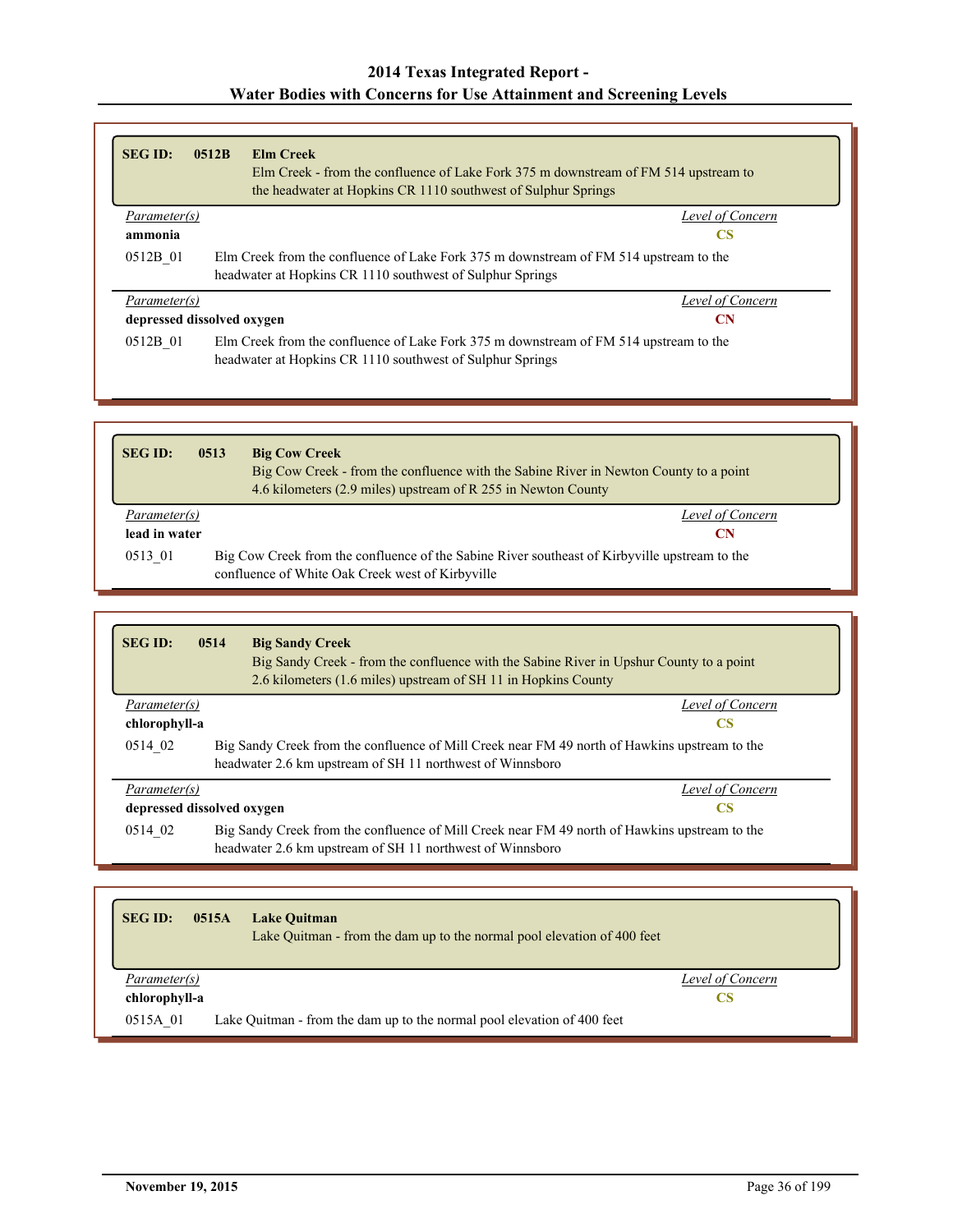## 2014 Texas Integrated Report - Water Bodies with Concerns for Use Attainment and Screening Levels

**SEG ID: 0512B** **Elm Creek**
Elm Creek - from the confluence of Lake Fork 375 m downstream of FM 514 upstream to the headwater at Hopkins CR 1110 southwest of Sulphur Springs

| *Parameter(s)* | | *Level of Concern* |
|---|---|---|
| **ammonia** | | **CS** |
| 0512B_01 | Elm Creek from the confluence of Lake Fork 375 m downstream of FM 514 upstream to the headwater at Hopkins CR 1110 southwest of Sulphur Springs | |

| *Parameter(s)* | | *Level of Concern* |
|---|---|---|
| **depressed dissolved oxygen** | | **CN** |
| 0512B_01 | Elm Creek from the confluence of Lake Fork 375 m downstream of FM 514 upstream to the headwater at Hopkins CR 1110 southwest of Sulphur Springs | |

**SEG ID: 0513** **Big Cow Creek**
Big Cow Creek - from the confluence with the Sabine River in Newton County to a point 4.6 kilometers (2.9 miles) upstream of R 255 in Newton County

| *Parameter(s)* | | *Level of Concern* |
|---|---|---|
| **lead in water** | | **CN** |
| 0513_01 | Big Cow Creek from the confluence of the Sabine River southeast of Kirbyville upstream to the confluence of White Oak Creek west of Kirbyville | |

**SEG ID: 0514** **Big Sandy Creek**
Big Sandy Creek - from the confluence with the Sabine River in Upshur County to a point 2.6 kilometers (1.6 miles) upstream of SH 11 in Hopkins County

| *Parameter(s)* | | *Level of Concern* |
|---|---|---|
| **chlorophyll-a** | | **CS** |
| 0514_02 | Big Sandy Creek from the confluence of Mill Creek near FM 49 north of Hawkins upstream to the headwater 2.6 km upstream of SH 11 northwest of Winnsboro | |

| *Parameter(s)* | | *Level of Concern* |
|---|---|---|
| **depressed dissolved oxygen** | | **CS** |
| 0514_02 | Big Sandy Creek from the confluence of Mill Creek near FM 49 north of Hawkins upstream to the headwater 2.6 km upstream of SH 11 northwest of Winnsboro | |

**SEG ID: 0515A** **Lake Quitman**
Lake Quitman - from the dam up to the normal pool elevation of 400 feet

| *Parameter(s)* | | *Level of Concern* |
|---|---|---|
| **chlorophyll-a** | | **CS** |
| 0515A_01 | Lake Quitman - from the dam up to the normal pool elevation of 400 feet | |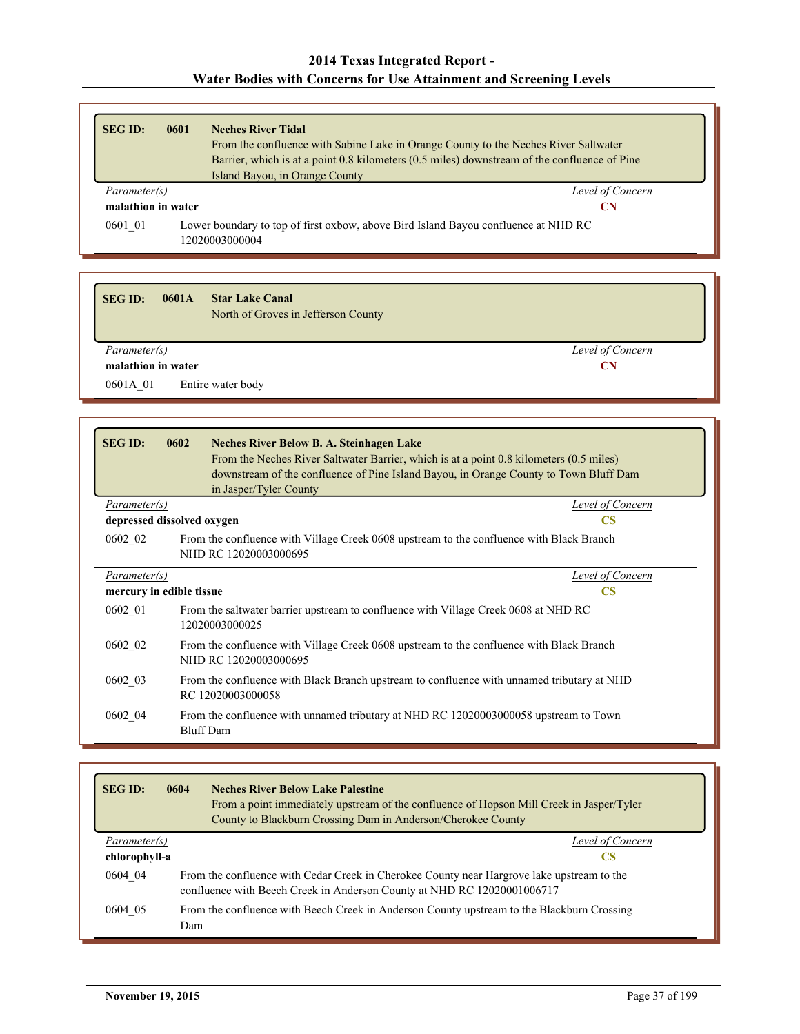## SEG ID: 0601 Neches River Tidal

From the confluence with Sabine Lake in Orange County to the Neches River Saltwater Barrier, which is at a point 0.8 kilometers (0.5 miles) downstream of the confluence of Pine Island Bayou, in Orange County

| *Parameter(s)* | | *Level of Concern* |
|---|---|---|
| **malathion in water** | | **CN** |
| 0601_01 | Lower boundary to top of first oxbow, above Bird Island Bayou confluence at NHD RC 12020003000004 | |

## SEG ID: 0601A Star Lake Canal

North of Groves in Jefferson County

| *Parameter(s)* | | *Level of Concern* |
|---|---|---|
| **malathion in water** | | **CN** |
| 0601A_01 | Entire water body | |

## SEG ID: 0602 Neches River Below B. A. Steinhagen Lake

From the Neches River Saltwater Barrier, which is at a point 0.8 kilometers (0.5 miles) downstream of the confluence of Pine Island Bayou, in Orange County to Town Bluff Dam in Jasper/Tyler County

| *Parameter(s)* | | *Level of Concern* |
|---|---|---|
| **depressed dissolved oxygen** | | **CS** |
| 0602_02 | From the confluence with Village Creek 0608 upstream to the confluence with Black Branch NHD RC 12020003000695 | |

| *Parameter(s)* | | *Level of Concern* |
|---|---|---|
| **mercury in edible tissue** | | **CS** |
| 0602_01 | From the saltwater barrier upstream to confluence with Village Creek 0608 at NHD RC 12020003000025 | |
| 0602_02 | From the confluence with Village Creek 0608 upstream to the confluence with Black Branch NHD RC 12020003000695 | |
| 0602_03 | From the confluence with Black Branch upstream to confluence with unnamed tributary at NHD RC 12020003000058 | |
| 0602_04 | From the confluence with unnamed tributary at NHD RC 12020003000058 upstream to Town Bluff Dam | |

## SEG ID: 0604 Neches River Below Lake Palestine

From a point immediately upstream of the confluence of Hopson Mill Creek in Jasper/Tyler County to Blackburn Crossing Dam in Anderson/Cherokee County

| *Parameter(s)* | | *Level of Concern* |
|---|---|---|
| **chlorophyll-a** | | **CS** |
| 0604_04 | From the confluence with Cedar Creek in Cherokee County near Hargrove lake upstream to the confluence with Beech Creek in Anderson County at NHD RC 12020001006717 | |
| 0604_05 | From the confluence with Beech Creek in Anderson County upstream to the Blackburn Crossing Dam | |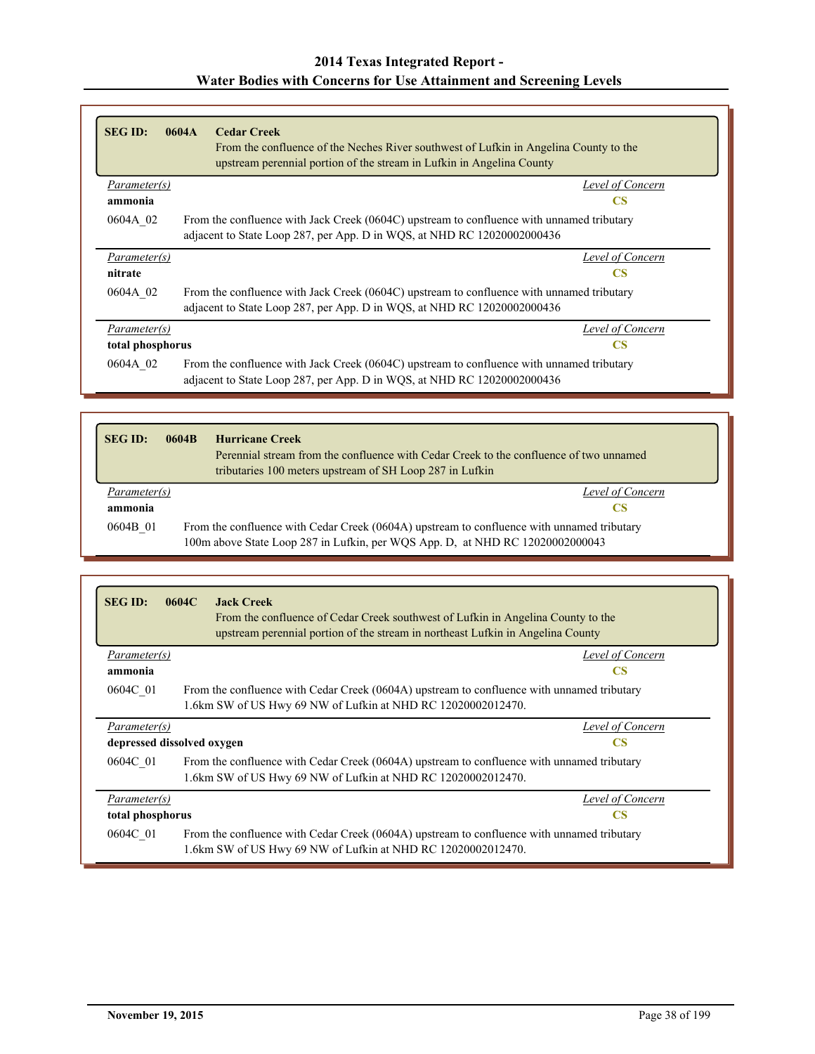# 2014 Texas Integrated Report - Water Bodies with Concerns for Use Attainment and Screening Levels

**SEG ID: 0604A** **Cedar Creek**
From the confluence of the Neches River southwest of Lufkin in Angelina County to the upstream perennial portion of the stream in Lufkin in Angelina County

| *Parameter(s)* | | *Level of Concern* |
|---|---|---|
| **ammonia** | | **CS** |
| 0604A_02 | From the confluence with Jack Creek (0604C) upstream to confluence with unnamed tributary adjacent to State Loop 287, per App. D in WQS, at NHD RC 12020002000436 | |
| *Parameter(s)* | | *Level of Concern* |
| **nitrate** | | **CS** |
| 0604A_02 | From the confluence with Jack Creek (0604C) upstream to confluence with unnamed tributary adjacent to State Loop 287, per App. D in WQS, at NHD RC 12020002000436 | |
| *Parameter(s)* | | *Level of Concern* |
| **total phosphorus** | | **CS** |
| 0604A_02 | From the confluence with Jack Creek (0604C) upstream to confluence with unnamed tributary adjacent to State Loop 287, per App. D in WQS, at NHD RC 12020002000436 | |

**SEG ID: 0604B** **Hurricane Creek**
Perennial stream from the confluence with Cedar Creek to the confluence of two unnamed tributaries 100 meters upstream of SH Loop 287 in Lufkin

| *Parameter(s)* | | *Level of Concern* |
|---|---|---|
| **ammonia** | | **CS** |
| 0604B_01 | From the confluence with Cedar Creek (0604A) upstream to confluence with unnamed tributary 100m above State Loop 287 in Lufkin, per WQS App. D, at NHD RC 12020002000043 | |

**SEG ID: 0604C** **Jack Creek**
From the confluence of Cedar Creek southwest of Lufkin in Angelina County to the upstream perennial portion of the stream in northeast Lufkin in Angelina County

| *Parameter(s)* | | *Level of Concern* |
|---|---|---|
| **ammonia** | | **CS** |
| 0604C_01 | From the confluence with Cedar Creek (0604A) upstream to confluence with unnamed tributary 1.6km SW of US Hwy 69 NW of Lufkin at NHD RC 12020002012470. | |
| *Parameter(s)* | | *Level of Concern* |
| **depressed dissolved oxygen** | | **CS** |
| 0604C_01 | From the confluence with Cedar Creek (0604A) upstream to confluence with unnamed tributary 1.6km SW of US Hwy 69 NW of Lufkin at NHD RC 12020002012470. | |
| *Parameter(s)* | | *Level of Concern* |
| **total phosphorus** | | **CS** |
| 0604C_01 | From the confluence with Cedar Creek (0604A) upstream to confluence with unnamed tributary 1.6km SW of US Hwy 69 NW of Lufkin at NHD RC 12020002012470. | |

November 19, 2015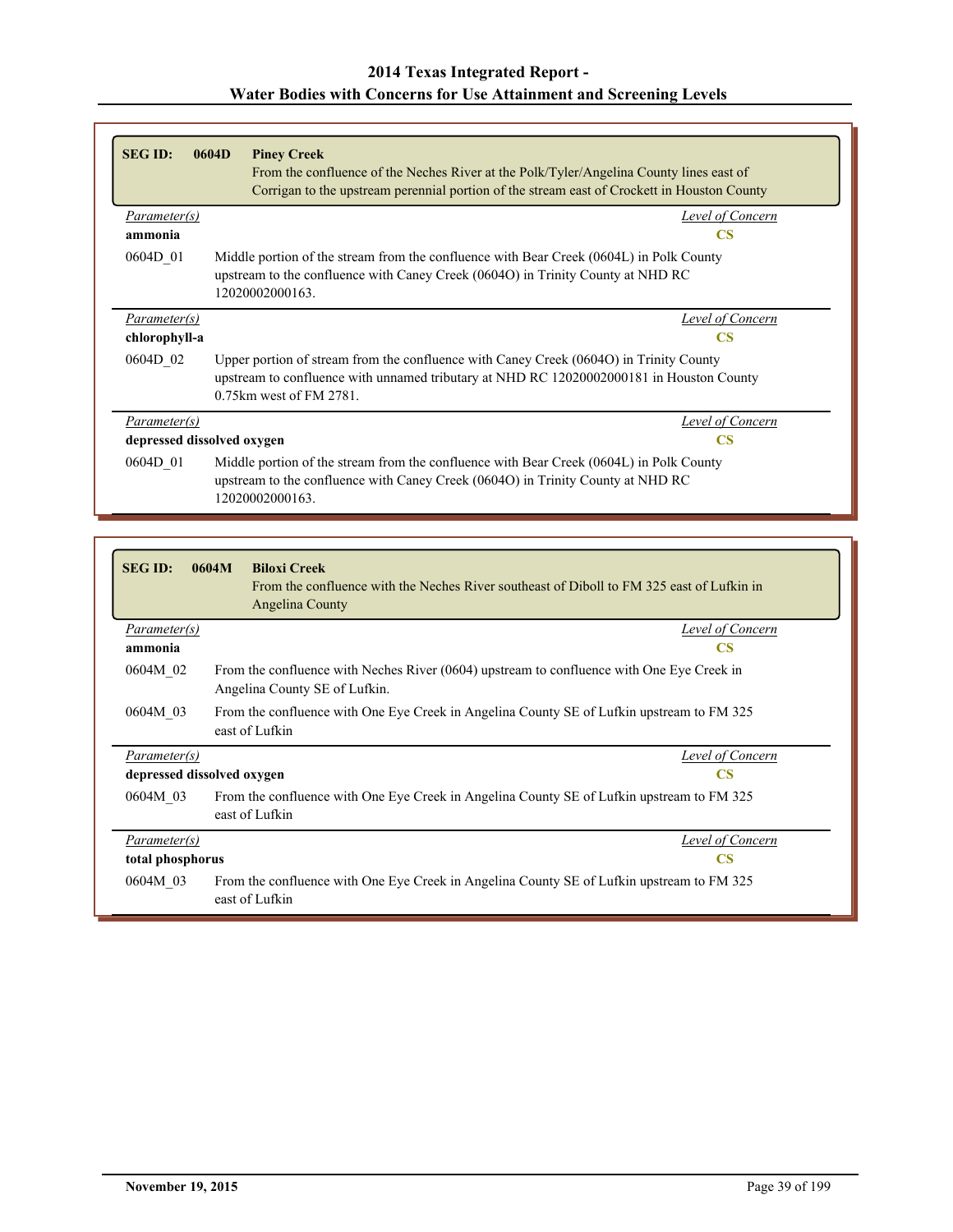## SEG ID: 0604D Piney Creek

From the confluence of the Neches River at the Polk/Tyler/Angelina County lines east of Corrigan to the upstream perennial portion of the stream east of Crockett in Houston County

| *Parameter(s)* | | *Level of Concern* |
|---|---|---|
| **ammonia** | | **CS** |
| 0604D_01 | Middle portion of the stream from the confluence with Bear Creek (0604L) in Polk County upstream to the confluence with Caney Creek (0604O) in Trinity County at NHD RC 12020002000163. | |

| *Parameter(s)* | | *Level of Concern* |
|---|---|---|
| **chlorophyll-a** | | **CS** |
| 0604D_02 | Upper portion of stream from the confluence with Caney Creek (0604O) in Trinity County upstream to confluence with unnamed tributary at NHD RC 12020002000181 in Houston County 0.75km west of FM 2781. | |

| *Parameter(s)* | | *Level of Concern* |
|---|---|---|
| **depressed dissolved oxygen** | | **CS** |
| 0604D_01 | Middle portion of the stream from the confluence with Bear Creek (0604L) in Polk County upstream to the confluence with Caney Creek (0604O) in Trinity County at NHD RC 12020002000163. | |

## SEG ID: 0604M Biloxi Creek

From the confluence with the Neches River southeast of Diboll to FM 325 east of Lufkin in Angelina County

| *Parameter(s)* | | *Level of Concern* |
|---|---|---|
| **ammonia** | | **CS** |
| 0604M_02 | From the confluence with Neches River (0604) upstream to confluence with One Eye Creek in Angelina County SE of Lufkin. | |
| 0604M_03 | From the confluence with One Eye Creek in Angelina County SE of Lufkin upstream to FM 325 east of Lufkin | |

| *Parameter(s)* | | *Level of Concern* |
|---|---|---|
| **depressed dissolved oxygen** | | **CS** |
| 0604M_03 | From the confluence with One Eye Creek in Angelina County SE of Lufkin upstream to FM 325 east of Lufkin | |

| *Parameter(s)* | | *Level of Concern* |
|---|---|---|
| **total phosphorus** | | **CS** |
| 0604M_03 | From the confluence with One Eye Creek in Angelina County SE of Lufkin upstream to FM 325 east of Lufkin | |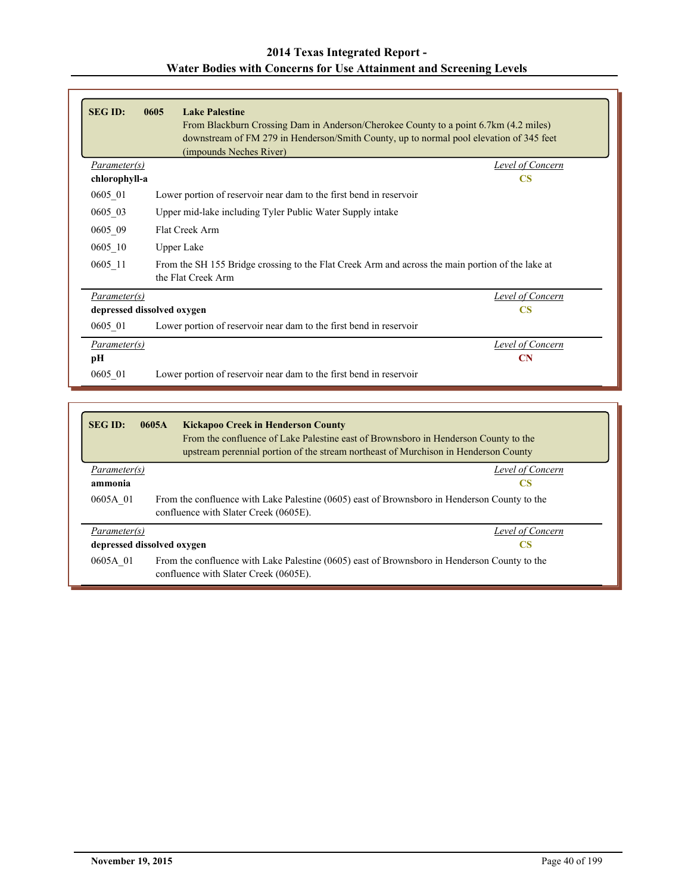## SEG ID: 0605 Lake Palestine

From Blackburn Crossing Dam in Anderson/Cherokee County to a point 6.7km (4.2 miles) downstream of FM 279 in Henderson/Smith County, up to normal pool elevation of 345 feet (impounds Neches River)

| *Parameter(s)* | | *Level of Concern* |
|---|---|---|
| **chlorophyll-a** | | **CS** |
| 0605_01 | Lower portion of reservoir near dam to the first bend in reservoir | |
| 0605_03 | Upper mid-lake including Tyler Public Water Supply intake | |
| 0605_09 | Flat Creek Arm | |
| 0605_10 | Upper Lake | |
| 0605_11 | From the SH 155 Bridge crossing to the Flat Creek Arm and across the main portion of the lake at the Flat Creek Arm | |

| *Parameter(s)* | | *Level of Concern* |
|---|---|---|
| **depressed dissolved oxygen** | | **CS** |
| 0605_01 | Lower portion of reservoir near dam to the first bend in reservoir | |

| *Parameter(s)* | | *Level of Concern* |
|---|---|---|
| **pH** | | **CN** |
| 0605_01 | Lower portion of reservoir near dam to the first bend in reservoir | |

## SEG ID: 0605A Kickapoo Creek in Henderson County

From the confluence of Lake Palestine east of Brownsboro in Henderson County to the upstream perennial portion of the stream northeast of Murchison in Henderson County

| *Parameter(s)* | | *Level of Concern* |
|---|---|---|
| **ammonia** | | **CS** |
| 0605A_01 | From the confluence with Lake Palestine (0605) east of Brownsboro in Henderson County to the confluence with Slater Creek (0605E). | |

| *Parameter(s)* | | *Level of Concern* |
|---|---|---|
| **depressed dissolved oxygen** | | **CS** |
| 0605A_01 | From the confluence with Lake Palestine (0605) east of Brownsboro in Henderson County to the confluence with Slater Creek (0605E). | |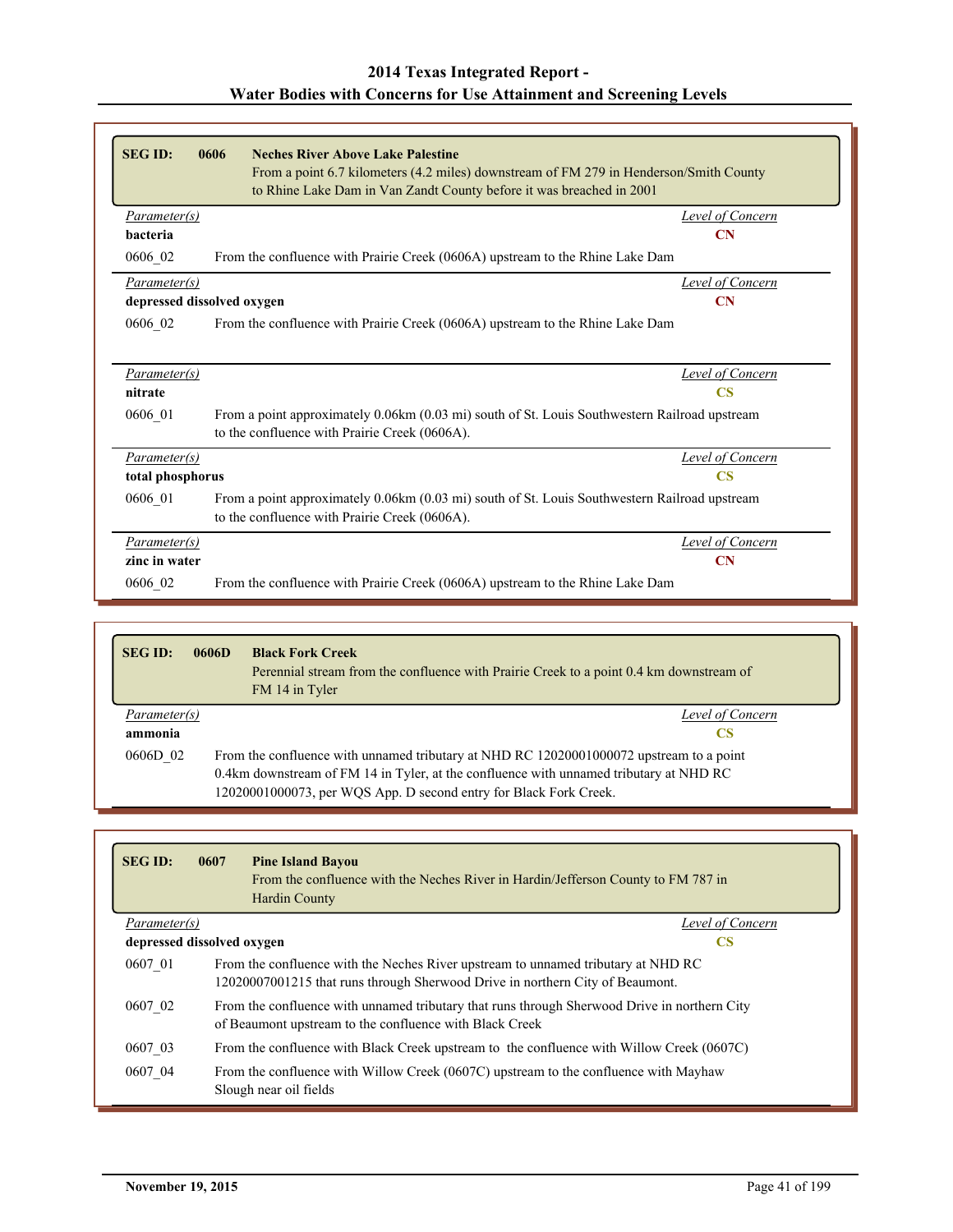## SEG ID: 0606 Neches River Above Lake Palestine

From a point 6.7 kilometers (4.2 miles) downstream of FM 279 in Henderson/Smith County to Rhine Lake Dam in Van Zandt County before it was breached in 2001

| *Parameter(s)* | | *Level of Concern* |
|---|---|---|
| **bacteria** | | **CN** |
| 0606_02 | From the confluence with Prairie Creek (0606A) upstream to the Rhine Lake Dam | |

| *Parameter(s)* | | *Level of Concern* |
|---|---|---|
| **depressed dissolved oxygen** | | **CN** |
| 0606_02 | From the confluence with Prairie Creek (0606A) upstream to the Rhine Lake Dam | |

| *Parameter(s)* | | *Level of Concern* |
|---|---|---|
| **nitrate** | | **CS** |
| 0606_01 | From a point approximately 0.06km (0.03 mi) south of St. Louis Southwestern Railroad upstream to the confluence with Prairie Creek (0606A). | |

| *Parameter(s)* | | *Level of Concern* |
|---|---|---|
| **total phosphorus** | | **CS** |
| 0606_01 | From a point approximately 0.06km (0.03 mi) south of St. Louis Southwestern Railroad upstream to the confluence with Prairie Creek (0606A). | |

| *Parameter(s)* | | *Level of Concern* |
|---|---|---|
| **zinc in water** | | **CN** |
| 0606_02 | From the confluence with Prairie Creek (0606A) upstream to the Rhine Lake Dam | |

## SEG ID: 0606D Black Fork Creek

Perennial stream from the confluence with Prairie Creek to a point 0.4 km downstream of FM 14 in Tyler

| *Parameter(s)* | | *Level of Concern* |
|---|---|---|
| **ammonia** | | **CS** |
| 0606D_02 | From the confluence with unnamed tributary at NHD RC 12020001000072 upstream to a point 0.4km downstream of FM 14 in Tyler, at the confluence with unnamed tributary at NHD RC 12020001000073, per WQS App. D second entry for Black Fork Creek. | |

## SEG ID: 0607 Pine Island Bayou

From the confluence with the Neches River in Hardin/Jefferson County to FM 787 in Hardin County

| *Parameter(s)* | | *Level of Concern* |
|---|---|---|
| **depressed dissolved oxygen** | | **CS** |
| 0607_01 | From the confluence with the Neches River upstream to unnamed tributary at NHD RC 12020007001215 that runs through Sherwood Drive in northern City of Beaumont. | |
| 0607_02 | From the confluence with unnamed tributary that runs through Sherwood Drive in northern City of Beaumont upstream to the confluence with Black Creek | |
| 0607_03 | From the confluence with Black Creek upstream to the confluence with Willow Creek (0607C) | |
| 0607_04 | From the confluence with Willow Creek (0607C) upstream to the confluence with Mayhaw Slough near oil fields | |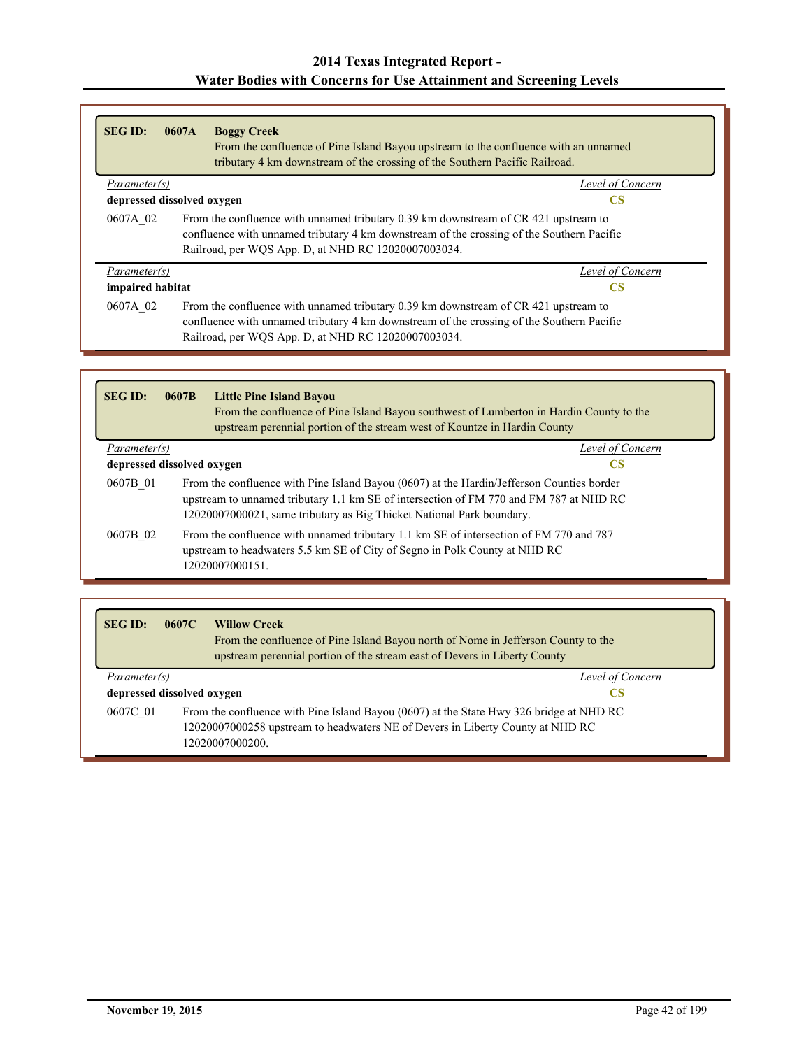**SEG ID: 0607A Boggy Creek**
From the confluence of Pine Island Bayou upstream to the confluence with an unnamed tributary 4 km downstream of the crossing of the Southern Pacific Railroad.

| *Parameter(s)* | | *Level of Concern* |
|---|---|---|
| **depressed dissolved oxygen** | | **CS** |
| 0607A_02 | From the confluence with unnamed tributary 0.39 km downstream of CR 421 upstream to confluence with unnamed tributary 4 km downstream of the crossing of the Southern Pacific Railroad, per WQS App. D, at NHD RC 12020007003034. | |

| *Parameter(s)* | | *Level of Concern* |
|---|---|---|
| **impaired habitat** | | **CS** |
| 0607A_02 | From the confluence with unnamed tributary 0.39 km downstream of CR 421 upstream to confluence with unnamed tributary 4 km downstream of the crossing of the Southern Pacific Railroad, per WQS App. D, at NHD RC 12020007003034. | |

**SEG ID: 0607B Little Pine Island Bayou**
From the confluence of Pine Island Bayou southwest of Lumberton in Hardin County to the upstream perennial portion of the stream west of Kountze in Hardin County

| *Parameter(s)* | | *Level of Concern* |
|---|---|---|
| **depressed dissolved oxygen** | | **CS** |
| 0607B_01 | From the confluence with Pine Island Bayou (0607) at the Hardin/Jefferson Counties border upstream to unnamed tributary 1.1 km SE of intersection of FM 770 and FM 787 at NHD RC 12020007000021, same tributary as Big Thicket National Park boundary. | |
| 0607B_02 | From the confluence with unnamed tributary 1.1 km SE of intersection of FM 770 and 787 upstream to headwaters 5.5 km SE of City of Segno in Polk County at NHD RC 12020007000151. | |

**SEG ID: 0607C Willow Creek**
From the confluence of Pine Island Bayou north of Nome in Jefferson County to the upstream perennial portion of the stream east of Devers in Liberty County

| *Parameter(s)* | | *Level of Concern* |
|---|---|---|
| **depressed dissolved oxygen** | | **CS** |
| 0607C_01 | From the confluence with Pine Island Bayou (0607) at the State Hwy 326 bridge at NHD RC 12020007000258 upstream to headwaters NE of Devers in Liberty County at NHD RC 12020007000200. | |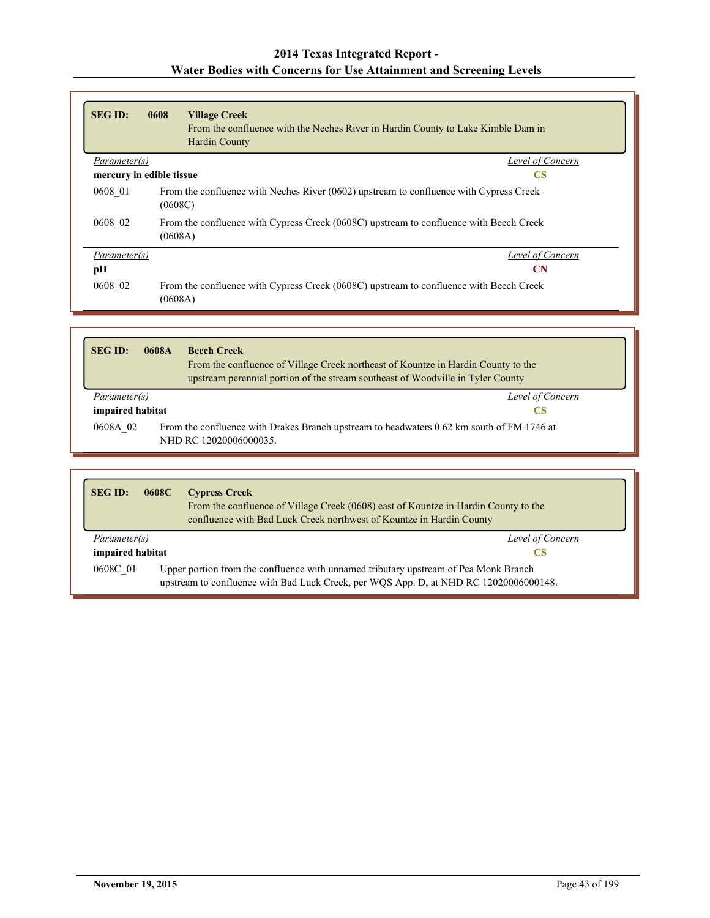**SEG ID: 0608 Village Creek**
From the confluence with the Neches River in Hardin County to Lake Kimble Dam in Hardin County

| *Parameter(s)* | | *Level of Concern* |
|---|---|---|
| **mercury in edible tissue** | | **CS** |
| 0608_01 | From the confluence with Neches River (0602) upstream to confluence with Cypress Creek (0608C) | |
| 0608_02 | From the confluence with Cypress Creek (0608C) upstream to confluence with Beech Creek (0608A) | |

| *Parameter(s)* | | *Level of Concern* |
|---|---|---|
| **pH** | | **CN** |
| 0608_02 | From the confluence with Cypress Creek (0608C) upstream to confluence with Beech Creek (0608A) | |

**SEG ID: 0608A Beech Creek**
From the confluence of Village Creek northeast of Kountze in Hardin County to the upstream perennial portion of the stream southeast of Woodville in Tyler County

| *Parameter(s)* | | *Level of Concern* |
|---|---|---|
| **impaired habitat** | | **CS** |
| 0608A_02 | From the confluence with Drakes Branch upstream to headwaters 0.62 km south of FM 1746 at NHD RC 12020006000035. | |

**SEG ID: 0608C Cypress Creek**
From the confluence of Village Creek (0608) east of Kountze in Hardin County to the confluence with Bad Luck Creek northwest of Kountze in Hardin County

| *Parameter(s)* | | *Level of Concern* |
|---|---|---|
| **impaired habitat** | | **CS** |
| 0608C_01 | Upper portion from the confluence with unnamed tributary upstream of Pea Monk Branch upstream to confluence with Bad Luck Creek, per WQS App. D, at NHD RC 12020006000148. | |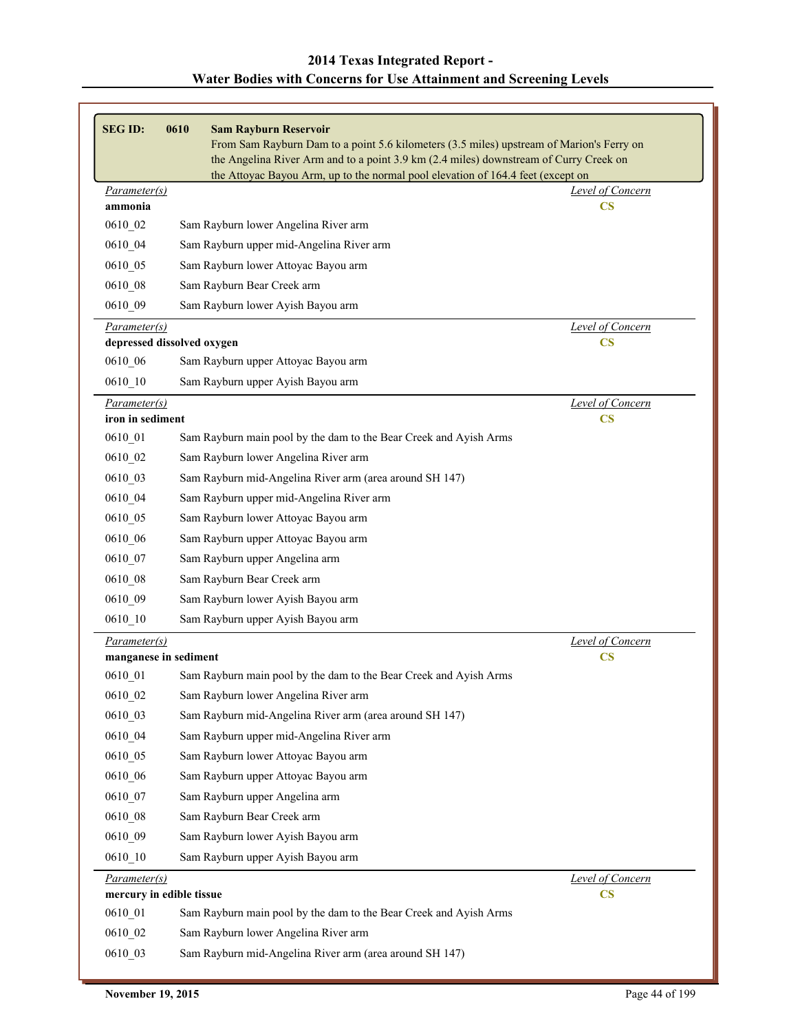# 2014 Texas Integrated Report - Water Bodies with Concerns for Use Attainment and Screening Levels

**SEG ID: 0610** **Sam Rayburn Reservoir**
From Sam Rayburn Dam to a point 5.6 kilometers (3.5 miles) upstream of Marion's Ferry on the Angelina River Arm and to a point 3.9 km (2.4 miles) downstream of Curry Creek on the Attoyac Bayou Arm, up to the normal pool elevation of 164.4 feet (except on

| *Parameter(s)* | | *Level of Concern* |
|---|---|---|
| **ammonia** | | **CS** |
| 0610_02 | Sam Rayburn lower Angelina River arm | |
| 0610_04 | Sam Rayburn upper mid-Angelina River arm | |
| 0610_05 | Sam Rayburn lower Attoyac Bayou arm | |
| 0610_08 | Sam Rayburn Bear Creek arm | |
| 0610_09 | Sam Rayburn lower Ayish Bayou arm | |

| *Parameter(s)* | | *Level of Concern* |
|---|---|---|
| **depressed dissolved oxygen** | | **CS** |
| 0610_06 | Sam Rayburn upper Attoyac Bayou arm | |
| 0610_10 | Sam Rayburn upper Ayish Bayou arm | |

| *Parameter(s)* | | *Level of Concern* |
|---|---|---|
| **iron in sediment** | | **CS** |
| 0610_01 | Sam Rayburn main pool by the dam to the Bear Creek and Ayish Arms | |
| 0610_02 | Sam Rayburn lower Angelina River arm | |
| 0610_03 | Sam Rayburn mid-Angelina River arm (area around SH 147) | |
| 0610_04 | Sam Rayburn upper mid-Angelina River arm | |
| 0610_05 | Sam Rayburn lower Attoyac Bayou arm | |
| 0610_06 | Sam Rayburn upper Attoyac Bayou arm | |
| 0610_07 | Sam Rayburn upper Angelina arm | |
| 0610_08 | Sam Rayburn Bear Creek arm | |
| 0610_09 | Sam Rayburn lower Ayish Bayou arm | |
| 0610_10 | Sam Rayburn upper Ayish Bayou arm | |

| *Parameter(s)* | | *Level of Concern* |
|---|---|---|
| **manganese in sediment** | | **CS** |
| 0610_01 | Sam Rayburn main pool by the dam to the Bear Creek and Ayish Arms | |
| 0610_02 | Sam Rayburn lower Angelina River arm | |
| 0610_03 | Sam Rayburn mid-Angelina River arm (area around SH 147) | |
| 0610_04 | Sam Rayburn upper mid-Angelina River arm | |
| 0610_05 | Sam Rayburn lower Attoyac Bayou arm | |
| 0610_06 | Sam Rayburn upper Attoyac Bayou arm | |
| 0610_07 | Sam Rayburn upper Angelina arm | |
| 0610_08 | Sam Rayburn Bear Creek arm | |
| 0610_09 | Sam Rayburn lower Ayish Bayou arm | |
| 0610_10 | Sam Rayburn upper Ayish Bayou arm | |

| *Parameter(s)* | | *Level of Concern* |
|---|---|---|
| **mercury in edible tissue** | | **CS** |
| 0610_01 | Sam Rayburn main pool by the dam to the Bear Creek and Ayish Arms | |
| 0610_02 | Sam Rayburn lower Angelina River arm | |
| 0610_03 | Sam Rayburn mid-Angelina River arm (area around SH 147) | |

**November 19, 2015**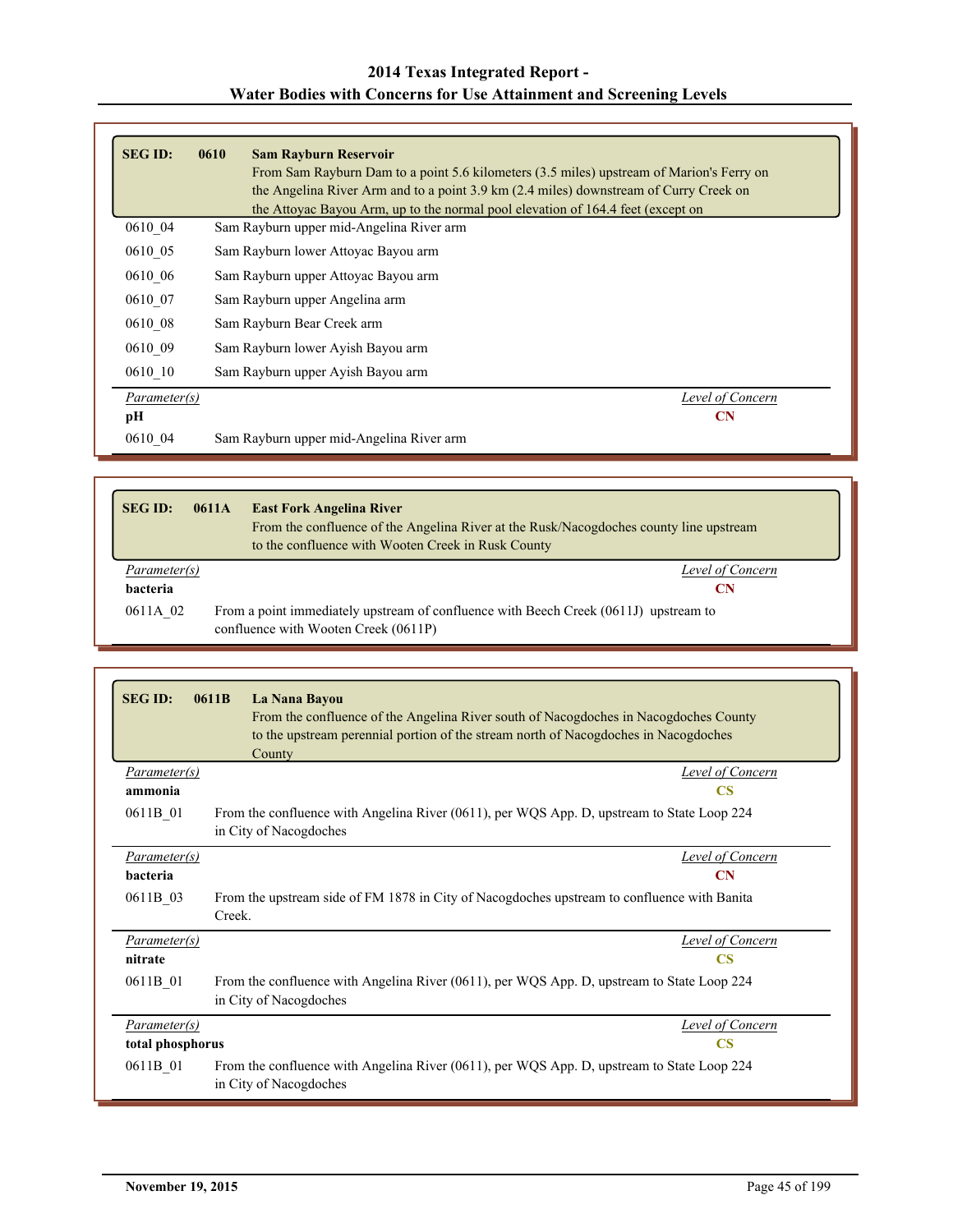## 2014 Texas Integrated Report - Water Bodies with Concerns for Use Attainment and Screening Levels

**SEG ID: 0610 Sam Rayburn Reservoir**

From Sam Rayburn Dam to a point 5.6 kilometers (3.5 miles) upstream of Marion's Ferry on the Angelina River Arm and to a point 3.9 km (2.4 miles) downstream of Curry Creek on the Attoyac Bayou Arm, up to the normal pool elevation of 164.4 feet (except on

| | |
|---|---|
| 0610_04 | Sam Rayburn upper mid-Angelina River arm |
| 0610_05 | Sam Rayburn lower Attoyac Bayou arm |
| 0610_06 | Sam Rayburn upper Attoyac Bayou arm |
| 0610_07 | Sam Rayburn upper Angelina arm |
| 0610_08 | Sam Rayburn Bear Creek arm |
| 0610_09 | Sam Rayburn lower Ayish Bayou arm |
| 0610_10 | Sam Rayburn upper Ayish Bayou arm |

| *Parameter(s)* | | *Level of Concern* |
|---|---|---|
| **pH** | | **CN** |
| 0610_04 | Sam Rayburn upper mid-Angelina River arm | |

**SEG ID: 0611A East Fork Angelina River**

From the confluence of the Angelina River at the Rusk/Nacogdoches county line upstream to the confluence with Wooten Creek in Rusk County

| *Parameter(s)* | | *Level of Concern* |
|---|---|---|
| **bacteria** | | **CN** |
| 0611A_02 | From a point immediately upstream of confluence with Beech Creek (0611J) upstream to confluence with Wooten Creek (0611P) | |

**SEG ID: 0611B La Nana Bayou**

From the confluence of the Angelina River south of Nacogdoches in Nacogdoches County to the upstream perennial portion of the stream north of Nacogdoches in Nacogdoches County

| *Parameter(s)* | | *Level of Concern* |
|---|---|---|
| **ammonia** | | **CS** |
| 0611B_01 | From the confluence with Angelina River (0611), per WQS App. D, upstream to State Loop 224 in City of Nacogdoches | |
| *Parameter(s)* | | *Level of Concern* |
| **bacteria** | | **CN** |
| 0611B_03 | From the upstream side of FM 1878 in City of Nacogdoches upstream to confluence with Banita Creek. | |
| *Parameter(s)* | | *Level of Concern* |
| **nitrate** | | **CS** |
| 0611B_01 | From the confluence with Angelina River (0611), per WQS App. D, upstream to State Loop 224 in City of Nacogdoches | |
| *Parameter(s)* | | *Level of Concern* |
| **total phosphorus** | | **CS** |
| 0611B_01 | From the confluence with Angelina River (0611), per WQS App. D, upstream to State Loop 224 in City of Nacogdoches | |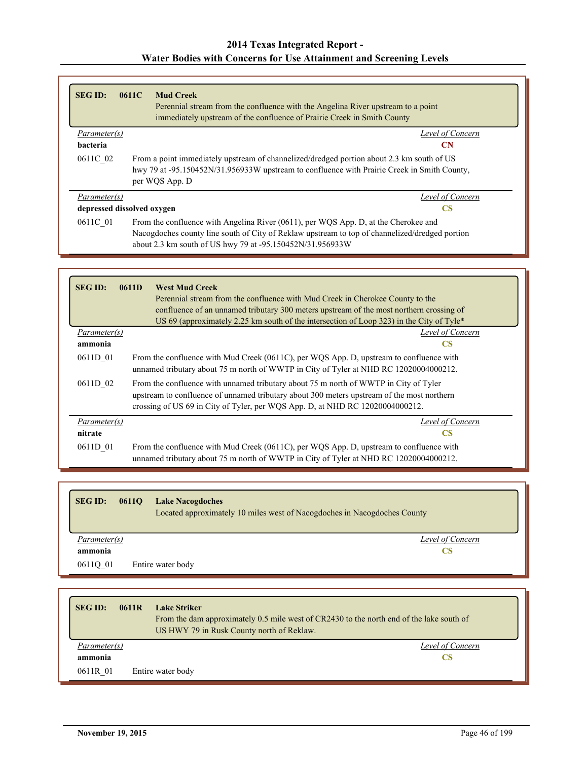# 2014 Texas Integrated Report - Water Bodies with Concerns for Use Attainment and Screening Levels

**SEG ID: 0611C** **Mud Creek**
Perennial stream from the confluence with the Angelina River upstream to a point immediately upstream of the confluence of Prairie Creek in Smith County

| *Parameter(s)* | | *Level of Concern* |
|---|---|---|
| **bacteria** | | **CN** |
| 0611C_02 | From a point immediately upstream of channelized/dredged portion about 2.3 km south of US hwy 79 at -95.150452N/31.956933W upstream to confluence with Prairie Creek in Smith County, per WQS App. D | |
| **depressed dissolved oxygen** | | **CS** |
| 0611C_01 | From the confluence with Angelina River (0611), per WQS App. D, at the Cherokee and Nacogdoches county line south of City of Reklaw upstream to top of channelized/dredged portion about 2.3 km south of US hwy 79 at -95.150452N/31.956933W | |

**SEG ID: 0611D** **West Mud Creek**
Perennial stream from the confluence with Mud Creek in Cherokee County to the confluence of an unnamed tributary 300 meters upstream of the most northern crossing of US 69 (approximately 2.25 km south of the intersection of Loop 323) in the City of Tyle*

| *Parameter(s)* | | *Level of Concern* |
|---|---|---|
| **ammonia** | | **CS** |
| 0611D_01 | From the confluence with Mud Creek (0611C), per WQS App. D, upstream to confluence with unnamed tributary about 75 m north of WWTP in City of Tyler at NHD RC 12020004000212. | |
| 0611D_02 | From the confluence with unnamed tributary about 75 m north of WWTP in City of Tyler upstream to confluence of unnamed tributary about 300 meters upstream of the most northern crossing of US 69 in City of Tyler, per WQS App. D, at NHD RC 12020004000212. | |
| **nitrate** | | **CS** |
| 0611D_01 | From the confluence with Mud Creek (0611C), per WQS App. D, upstream to confluence with unnamed tributary about 75 m north of WWTP in City of Tyler at NHD RC 12020004000212. | |

**SEG ID: 0611Q** **Lake Nacogdoches**
Located approximately 10 miles west of Nacogdoches in Nacogdoches County

| *Parameter(s)* | | *Level of Concern* |
|---|---|---|
| **ammonia** | | **CS** |
| 0611Q_01 | Entire water body | |

**SEG ID: 0611R** **Lake Striker**
From the dam approximately 0.5 mile west of CR2430 to the north end of the lake south of US HWY 79 in Rusk County north of Reklaw.

| *Parameter(s)* | | *Level of Concern* |
|---|---|---|
| **ammonia** | | **CS** |
| 0611R_01 | Entire water body | |

November 19, 2015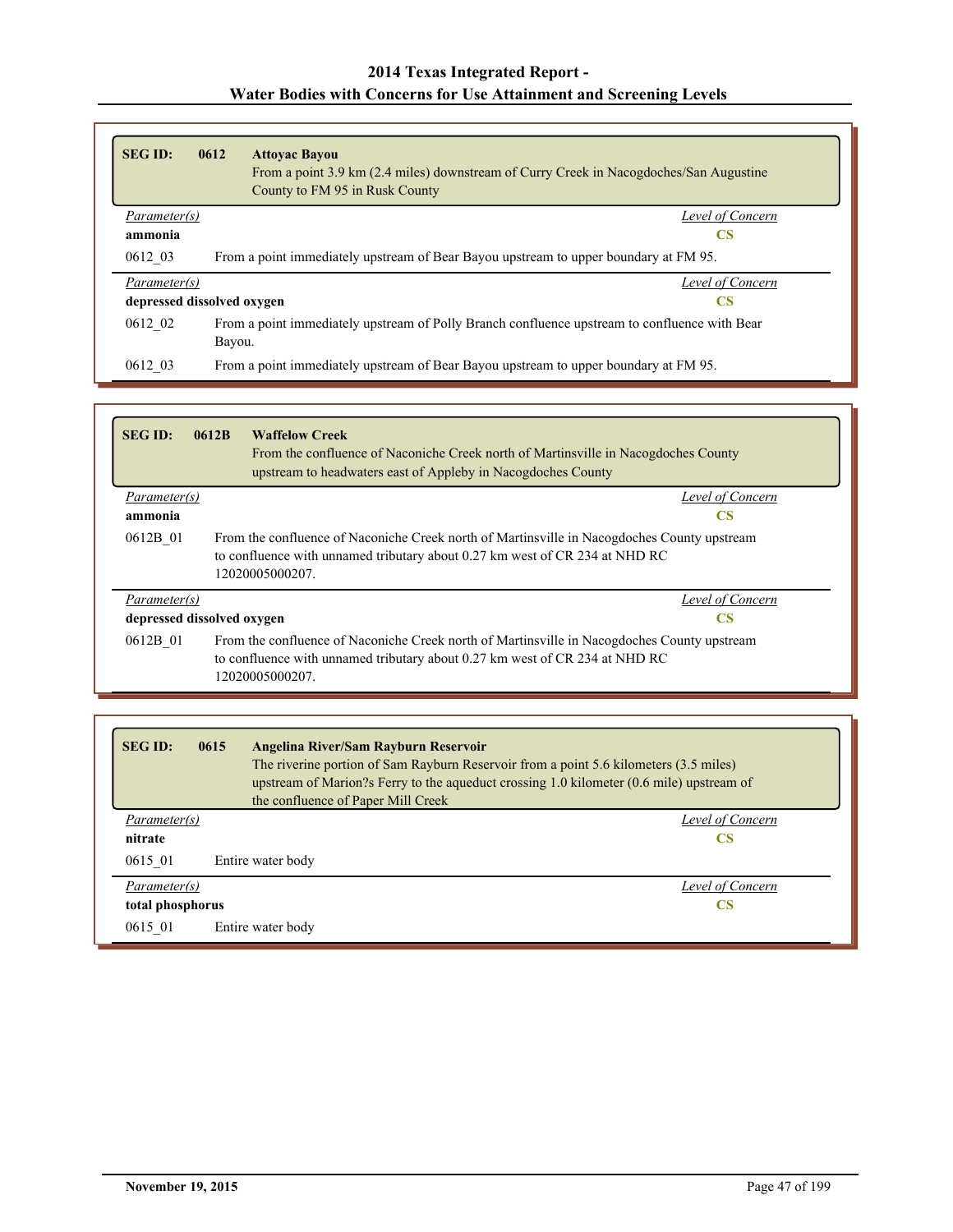**SEG ID: 0612 — Attoyac Bayou**
From a point 3.9 km (2.4 miles) downstream of Curry Creek in Nacogdoches/San Augustine County to FM 95 in Rusk County

| *Parameter(s)* | | *Level of Concern* |
|---|---|---|
| **ammonia** | | **CS** |
| 0612_03 | From a point immediately upstream of Bear Bayou upstream to upper boundary at FM 95. | |

| *Parameter(s)* | | *Level of Concern* |
|---|---|---|
| **depressed dissolved oxygen** | | **CS** |
| 0612_02 | From a point immediately upstream of Polly Branch confluence upstream to confluence with Bear Bayou. | |
| 0612_03 | From a point immediately upstream of Bear Bayou upstream to upper boundary at FM 95. | |

**SEG ID: 0612B — Waffelow Creek**
From the confluence of Naconiche Creek north of Martinsville in Nacogdoches County upstream to headwaters east of Appleby in Nacogdoches County

| *Parameter(s)* | | *Level of Concern* |
|---|---|---|
| **ammonia** | | **CS** |
| 0612B_01 | From the confluence of Naconiche Creek north of Martinsville in Nacogdoches County upstream to confluence with unnamed tributary about 0.27 km west of CR 234 at NHD RC 12020005000207. | |

| *Parameter(s)* | | *Level of Concern* |
|---|---|---|
| **depressed dissolved oxygen** | | **CS** |
| 0612B_01 | From the confluence of Naconiche Creek north of Martinsville in Nacogdoches County upstream to confluence with unnamed tributary about 0.27 km west of CR 234 at NHD RC 12020005000207. | |

**SEG ID: 0615 — Angelina River/Sam Rayburn Reservoir**
The riverine portion of Sam Rayburn Reservoir from a point 5.6 kilometers (3.5 miles) upstream of Marion?s Ferry to the aqueduct crossing 1.0 kilometer (0.6 mile) upstream of the confluence of Paper Mill Creek

| *Parameter(s)* | | *Level of Concern* |
|---|---|---|
| **nitrate** | | **CS** |
| 0615_01 | Entire water body | |

| *Parameter(s)* | | *Level of Concern* |
|---|---|---|
| **total phosphorus** | | **CS** |
| 0615_01 | Entire water body | |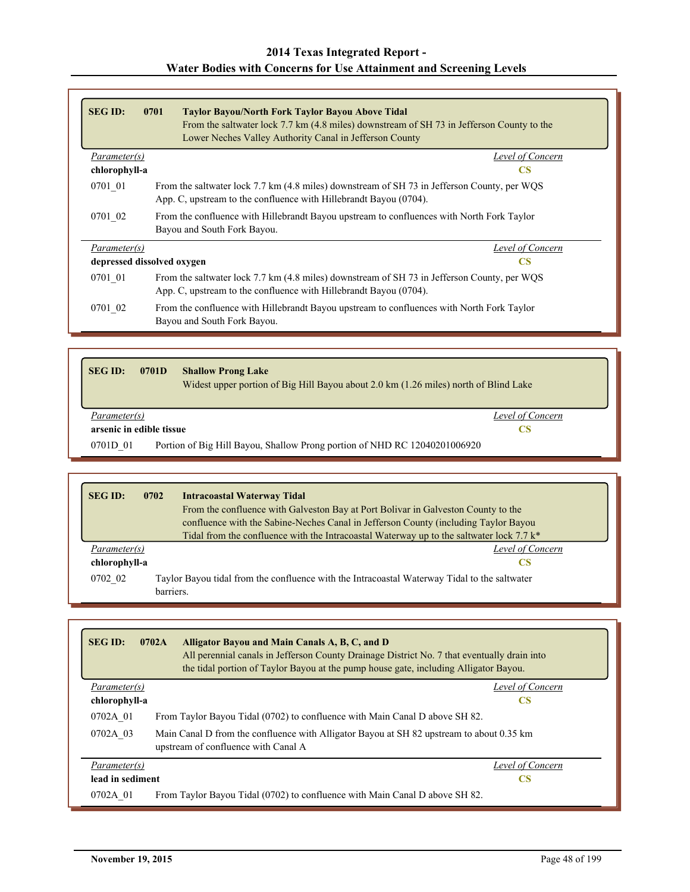**SEG ID: 0701** **Taylor Bayou/North Fork Taylor Bayou Above Tidal**
From the saltwater lock 7.7 km (4.8 miles) downstream of SH 73 in Jefferson County to the Lower Neches Valley Authority Canal in Jefferson County

| *Parameter(s)* | | *Level of Concern* |
|---|---|---|
| **chlorophyll-a** | | **CS** |
| 0701_01 | From the saltwater lock 7.7 km (4.8 miles) downstream of SH 73 in Jefferson County, per WQS App. C, upstream to the confluence with Hillebrandt Bayou (0704). | |
| 0701_02 | From the confluence with Hillebrandt Bayou upstream to confluences with North Fork Taylor Bayou and South Fork Bayou. | |

| *Parameter(s)* | | *Level of Concern* |
|---|---|---|
| **depressed dissolved oxygen** | | **CS** |
| 0701_01 | From the saltwater lock 7.7 km (4.8 miles) downstream of SH 73 in Jefferson County, per WQS App. C, upstream to the confluence with Hillebrandt Bayou (0704). | |
| 0701_02 | From the confluence with Hillebrandt Bayou upstream to confluences with North Fork Taylor Bayou and South Fork Bayou. | |

**SEG ID: 0701D** **Shallow Prong Lake**
Widest upper portion of Big Hill Bayou about 2.0 km (1.26 miles) north of Blind Lake

| *Parameter(s)* | | *Level of Concern* |
|---|---|---|
| **arsenic in edible tissue** | | **CS** |
| 0701D_01 | Portion of Big Hill Bayou, Shallow Prong portion of NHD RC 12040201006920 | |

**SEG ID: 0702** **Intracoastal Waterway Tidal**
From the confluence with Galveston Bay at Port Bolivar in Galveston County to the confluence with the Sabine-Neches Canal in Jefferson County (including Taylor Bayou Tidal from the confluence with the Intracoastal Waterway up to the saltwater lock 7.7 k*

| *Parameter(s)* | | *Level of Concern* |
|---|---|---|
| **chlorophyll-a** | | **CS** |
| 0702_02 | Taylor Bayou tidal from the confluence with the Intracoastal Waterway Tidal to the saltwater barriers. | |

**SEG ID: 0702A** **Alligator Bayou and Main Canals A, B, C, and D**
All perennial canals in Jefferson County Drainage District No. 7 that eventually drain into the tidal portion of Taylor Bayou at the pump house gate, including Alligator Bayou.

| *Parameter(s)* | | *Level of Concern* |
|---|---|---|
| **chlorophyll-a** | | **CS** |
| 0702A_01 | From Taylor Bayou Tidal (0702) to confluence with Main Canal D above SH 82. | |
| 0702A_03 | Main Canal D from the confluence with Alligator Bayou at SH 82 upstream to about 0.35 km upstream of confluence with Canal A | |

| *Parameter(s)* | | *Level of Concern* |
|---|---|---|
| **lead in sediment** | | **CS** |
| 0702A_01 | From Taylor Bayou Tidal (0702) to confluence with Main Canal D above SH 82. | |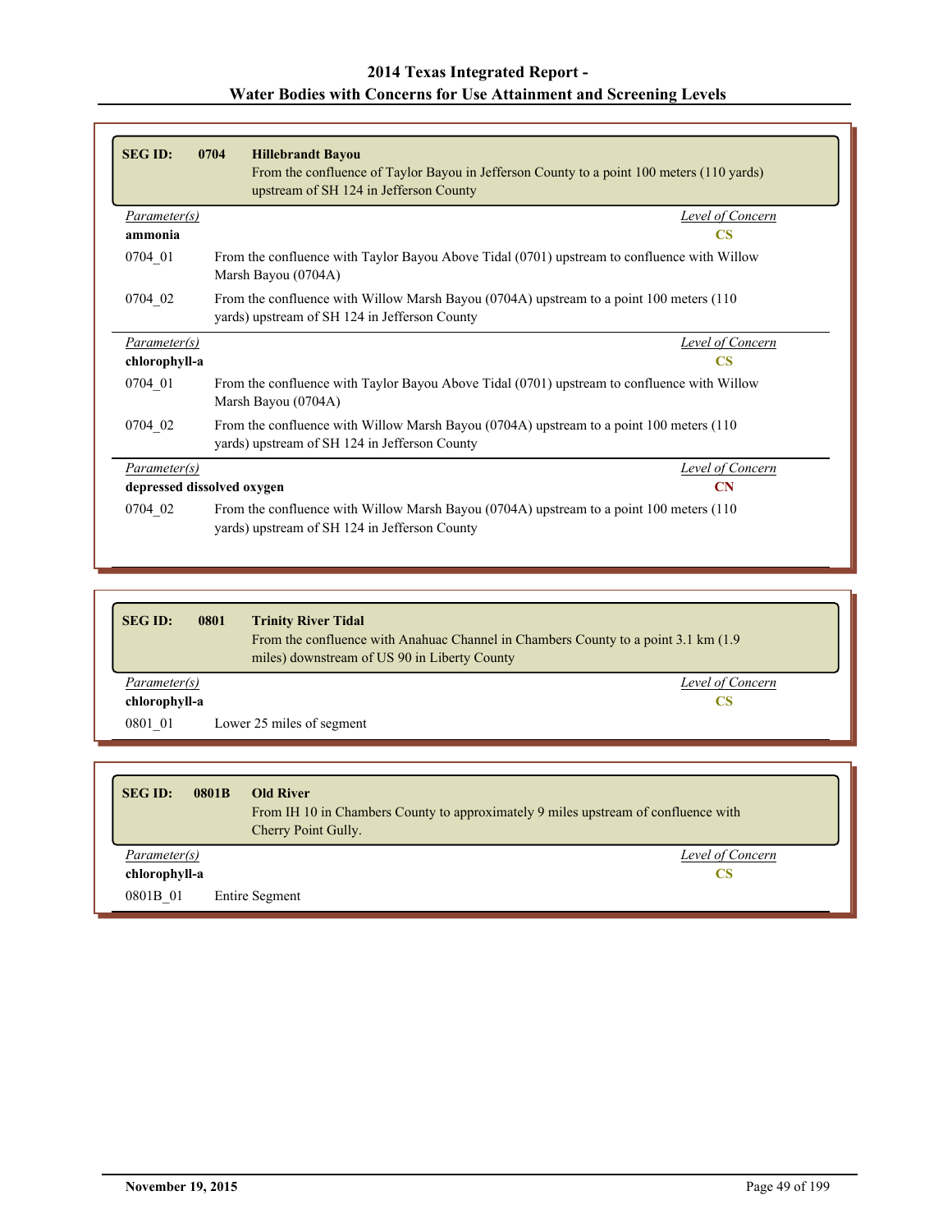**SEG ID: 0704** **Hillebrandt Bayou**
From the confluence of Taylor Bayou in Jefferson County to a point 100 meters (110 yards) upstream of SH 124 in Jefferson County

| *Parameter(s)* | | *Level of Concern* |
| --- | --- | --- |
| **ammonia** | | **CS** |
| 0704_01 | From the confluence with Taylor Bayou Above Tidal (0701) upstream to confluence with Willow Marsh Bayou (0704A) | |
| 0704_02 | From the confluence with Willow Marsh Bayou (0704A) upstream to a point 100 meters (110 yards) upstream of SH 124 in Jefferson County | |

| *Parameter(s)* | | *Level of Concern* |
| --- | --- | --- |
| **chlorophyll-a** | | **CS** |
| 0704_01 | From the confluence with Taylor Bayou Above Tidal (0701) upstream to confluence with Willow Marsh Bayou (0704A) | |
| 0704_02 | From the confluence with Willow Marsh Bayou (0704A) upstream to a point 100 meters (110 yards) upstream of SH 124 in Jefferson County | |

| *Parameter(s)* | | *Level of Concern* |
| --- | --- | --- |
| **depressed dissolved oxygen** | | **CN** |
| 0704_02 | From the confluence with Willow Marsh Bayou (0704A) upstream to a point 100 meters (110 yards) upstream of SH 124 in Jefferson County | |

**SEG ID: 0801** **Trinity River Tidal**
From the confluence with Anahuac Channel in Chambers County to a point 3.1 km (1.9 miles) downstream of US 90 in Liberty County

| *Parameter(s)* | | *Level of Concern* |
| --- | --- | --- |
| **chlorophyll-a** | | **CS** |
| 0801_01 | Lower 25 miles of segment | |

**SEG ID: 0801B** **Old River**
From IH 10 in Chambers County to approximately 9 miles upstream of confluence with Cherry Point Gully.

| *Parameter(s)* | | *Level of Concern* |
| --- | --- | --- |
| **chlorophyll-a** | | **CS** |
| 0801B_01 | Entire Segment | |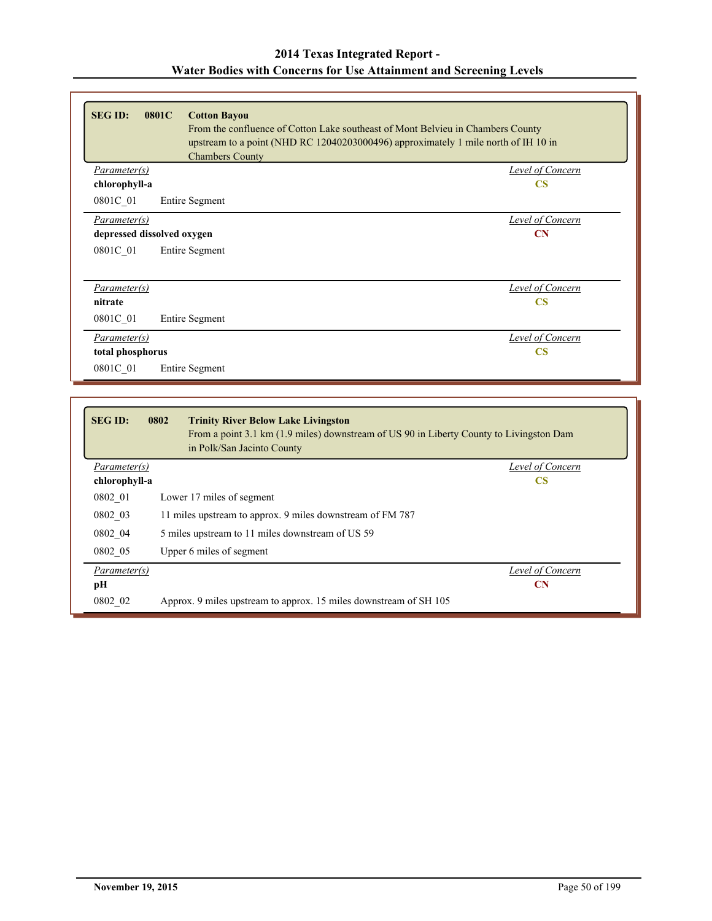## 2014 Texas Integrated Report - Water Bodies with Concerns for Use Attainment and Screening Levels

**SEG ID: 0801C** **Cotton Bayou**
From the confluence of Cotton Lake southeast of Mont Belvieu in Chambers County upstream to a point (NHD RC 12040203000496) approximately 1 mile north of IH 10 in Chambers County

| *Parameter(s)* | | *Level of Concern* |
|---|---|---|
| **chlorophyll-a** | | **CS** |
| 0801C_01 | Entire Segment | |

| *Parameter(s)* | | *Level of Concern* |
|---|---|---|
| **depressed dissolved oxygen** | | **CN** |
| 0801C_01 | Entire Segment | |

| *Parameter(s)* | | *Level of Concern* |
|---|---|---|
| **nitrate** | | **CS** |
| 0801C_01 | Entire Segment | |

| *Parameter(s)* | | *Level of Concern* |
|---|---|---|
| **total phosphorus** | | **CS** |
| 0801C_01 | Entire Segment | |

**SEG ID: 0802** **Trinity River Below Lake Livingston**
From a point 3.1 km (1.9 miles) downstream of US 90 in Liberty County to Livingston Dam in Polk/San Jacinto County

| *Parameter(s)* | | *Level of Concern* |
|---|---|---|
| **chlorophyll-a** | | **CS** |
| 0802_01 | Lower 17 miles of segment | |
| 0802_03 | 11 miles upstream to approx. 9 miles downstream of FM 787 | |
| 0802_04 | 5 miles upstream to 11 miles downstream of US 59 | |
| 0802_05 | Upper 6 miles of segment | |

| *Parameter(s)* | | *Level of Concern* |
|---|---|---|
| **pH** | | **CN** |
| 0802_02 | Approx. 9 miles upstream to approx. 15 miles downstream of SH 105 | |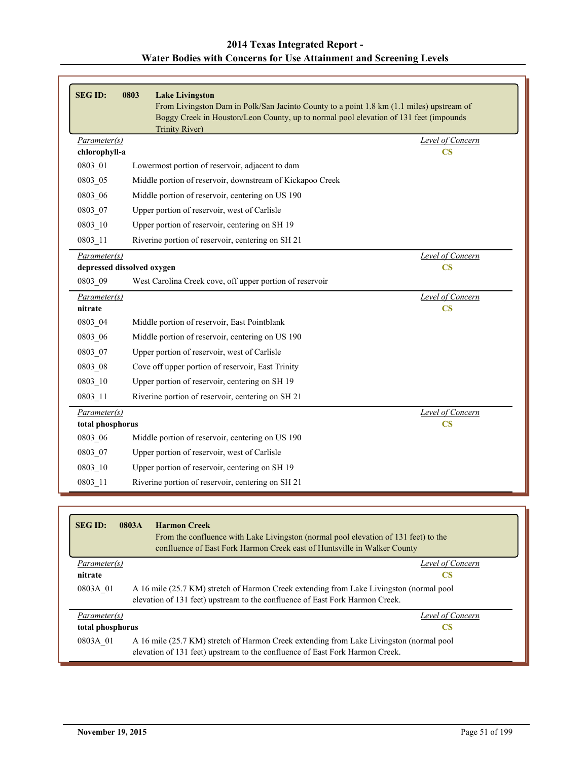**SEG ID: 0803 Lake Livingston**
From Livingston Dam in Polk/San Jacinto County to a point 1.8 km (1.1 miles) upstream of Boggy Creek in Houston/Leon County, up to normal pool elevation of 131 feet (impounds Trinity River)

| *Parameter(s)* | | *Level of Concern* |
|---|---|---|
| **chlorophyll-a** | | **CS** |
| 0803_01 | Lowermost portion of reservoir, adjacent to dam | |
| 0803_05 | Middle portion of reservoir, downstream of Kickapoo Creek | |
| 0803_06 | Middle portion of reservoir, centering on US 190 | |
| 0803_07 | Upper portion of reservoir, west of Carlisle | |
| 0803_10 | Upper portion of reservoir, centering on SH 19 | |
| 0803_11 | Riverine portion of reservoir, centering on SH 21 | |

| *Parameter(s)* | | *Level of Concern* |
|---|---|---|
| **depressed dissolved oxygen** | | **CS** |
| 0803_09 | West Carolina Creek cove, off upper portion of reservoir | |

| *Parameter(s)* | | *Level of Concern* |
|---|---|---|
| **nitrate** | | **CS** |
| 0803_04 | Middle portion of reservoir, East Pointblank | |
| 0803_06 | Middle portion of reservoir, centering on US 190 | |
| 0803_07 | Upper portion of reservoir, west of Carlisle | |
| 0803_08 | Cove off upper portion of reservoir, East Trinity | |
| 0803_10 | Upper portion of reservoir, centering on SH 19 | |
| 0803_11 | Riverine portion of reservoir, centering on SH 21 | |

| *Parameter(s)* | | *Level of Concern* |
|---|---|---|
| **total phosphorus** | | **CS** |
| 0803_06 | Middle portion of reservoir, centering on US 190 | |
| 0803_07 | Upper portion of reservoir, west of Carlisle | |
| 0803_10 | Upper portion of reservoir, centering on SH 19 | |
| 0803_11 | Riverine portion of reservoir, centering on SH 21 | |

**SEG ID: 0803A Harmon Creek**
From the confluence with Lake Livingston (normal pool elevation of 131 feet) to the confluence of East Fork Harmon Creek east of Huntsville in Walker County

| *Parameter(s)* | | *Level of Concern* |
|---|---|---|
| **nitrate** | | **CS** |
| 0803A_01 | A 16 mile (25.7 KM) stretch of Harmon Creek extending from Lake Livingston (normal pool elevation of 131 feet) upstream to the confluence of East Fork Harmon Creek. | |

| *Parameter(s)* | | *Level of Concern* |
|---|---|---|
| **total phosphorus** | | **CS** |
| 0803A_01 | A 16 mile (25.7 KM) stretch of Harmon Creek extending from Lake Livingston (normal pool elevation of 131 feet) upstream to the confluence of East Fork Harmon Creek. | |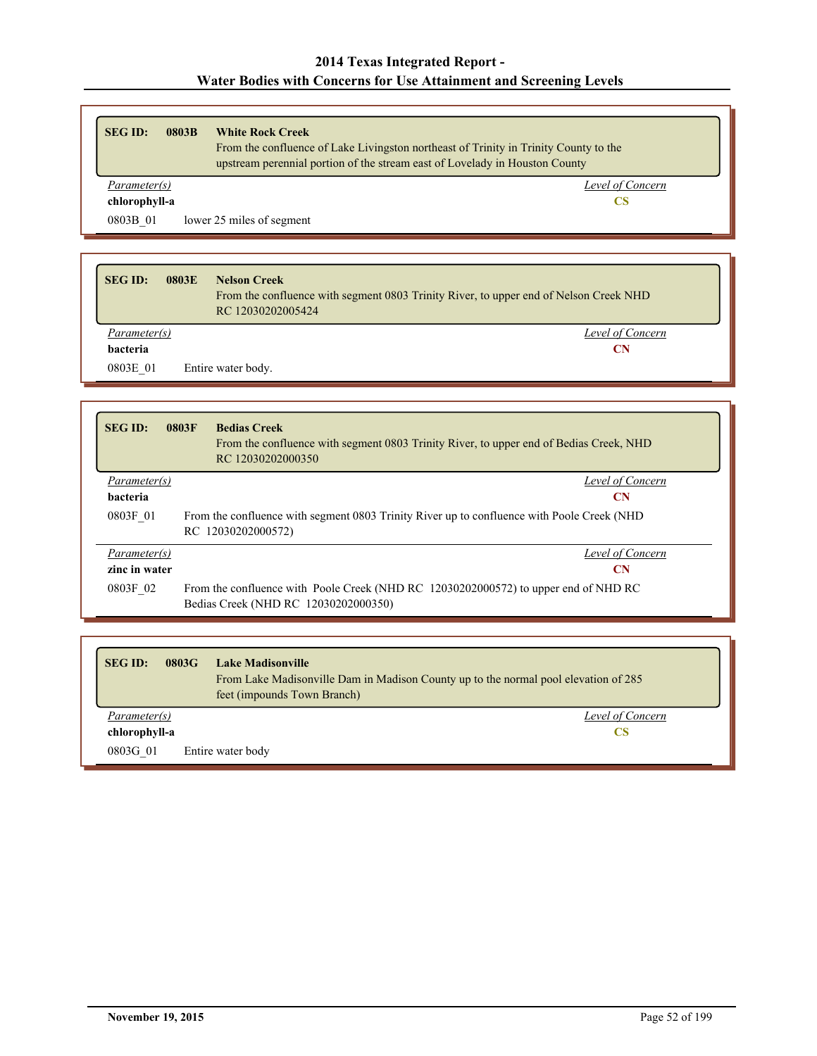## SEG ID: 0803B White Rock Creek

From the confluence of Lake Livingston northeast of Trinity in Trinity County to the upstream perennial portion of the stream east of Lovelady in Houston County

| *Parameter(s)* | | *Level of Concern* |
|---|---|---|
| **chlorophyll-a** | | **CS** |
| 0803B_01 | lower 25 miles of segment | |

## SEG ID: 0803E Nelson Creek

From the confluence with segment 0803 Trinity River, to upper end of Nelson Creek NHD RC 12030202005424

| *Parameter(s)* | | *Level of Concern* |
|---|---|---|
| **bacteria** | | **CN** |
| 0803E_01 | Entire water body. | |

## SEG ID: 0803F Bedias Creek

From the confluence with segment 0803 Trinity River, to upper end of Bedias Creek, NHD RC 12030202000350

| *Parameter(s)* | | *Level of Concern* |
|---|---|---|
| **bacteria** | | **CN** |
| 0803F_01 | From the confluence with segment 0803 Trinity River up to confluence with Poole Creek (NHD RC 12030202000572) | |

| *Parameter(s)* | | *Level of Concern* |
|---|---|---|
| **zinc in water** | | **CN** |
| 0803F_02 | From the confluence with Poole Creek (NHD RC 12030202000572) to upper end of NHD RC Bedias Creek (NHD RC 12030202000350) | |

## SEG ID: 0803G Lake Madisonville

From Lake Madisonville Dam in Madison County up to the normal pool elevation of 285 feet (impounds Town Branch)

| *Parameter(s)* | | *Level of Concern* |
|---|---|---|
| **chlorophyll-a** | | **CS** |
| 0803G_01 | Entire water body | |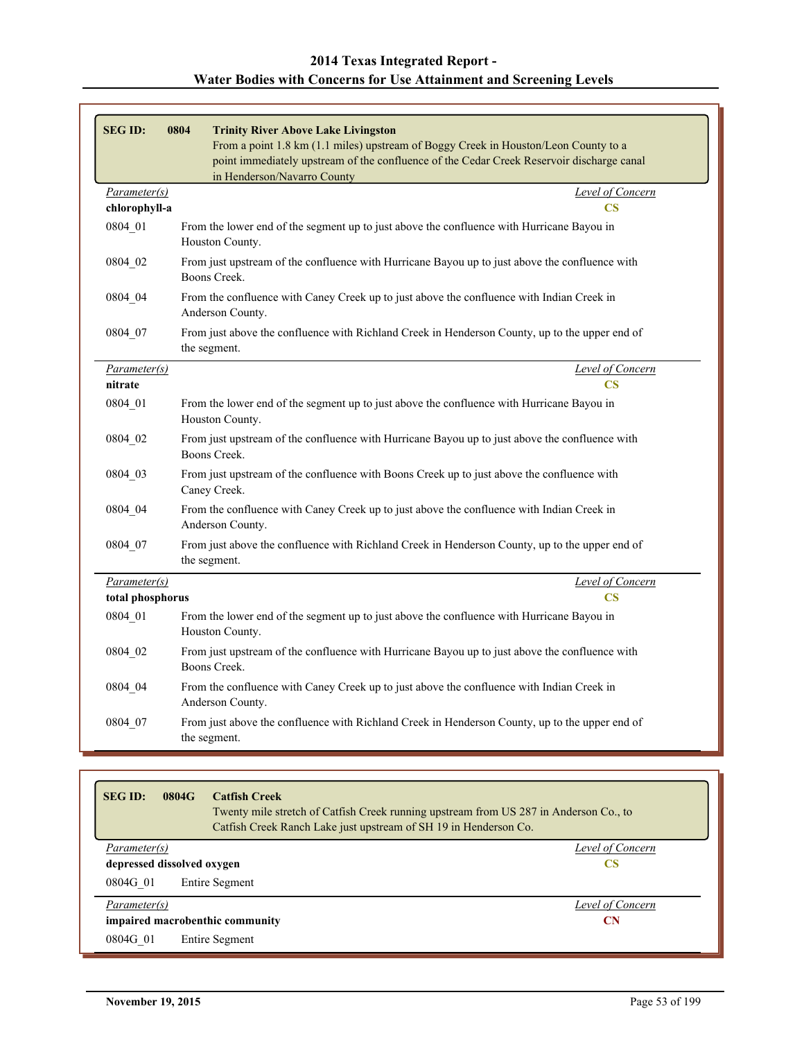**SEG ID: 0804** **Trinity River Above Lake Livingston**
From a point 1.8 km (1.1 miles) upstream of Boggy Creek in Houston/Leon County to a point immediately upstream of the confluence of the Cedar Creek Reservoir discharge canal in Henderson/Navarro County

| *Parameter(s)* | | *Level of Concern* |
|---|---|---|
| **chlorophyll-a** | | **CS** |
| 0804_01 | From the lower end of the segment up to just above the confluence with Hurricane Bayou in Houston County. | |
| 0804_02 | From just upstream of the confluence with Hurricane Bayou up to just above the confluence with Boons Creek. | |
| 0804_04 | From the confluence with Caney Creek up to just above the confluence with Indian Creek in Anderson County. | |
| 0804_07 | From just above the confluence with Richland Creek in Henderson County, up to the upper end of the segment. | |

| *Parameter(s)* | | *Level of Concern* |
|---|---|---|
| **nitrate** | | **CS** |
| 0804_01 | From the lower end of the segment up to just above the confluence with Hurricane Bayou in Houston County. | |
| 0804_02 | From just upstream of the confluence with Hurricane Bayou up to just above the confluence with Boons Creek. | |
| 0804_03 | From just upstream of the confluence with Boons Creek up to just above the confluence with Caney Creek. | |
| 0804_04 | From the confluence with Caney Creek up to just above the confluence with Indian Creek in Anderson County. | |
| 0804_07 | From just above the confluence with Richland Creek in Henderson County, up to the upper end of the segment. | |

| *Parameter(s)* | | *Level of Concern* |
|---|---|---|
| **total phosphorus** | | **CS** |
| 0804_01 | From the lower end of the segment up to just above the confluence with Hurricane Bayou in Houston County. | |
| 0804_02 | From just upstream of the confluence with Hurricane Bayou up to just above the confluence with Boons Creek. | |
| 0804_04 | From the confluence with Caney Creek up to just above the confluence with Indian Creek in Anderson County. | |
| 0804_07 | From just above the confluence with Richland Creek in Henderson County, up to the upper end of the segment. | |

**SEG ID: 0804G** **Catfish Creek**
Twenty mile stretch of Catfish Creek running upstream from US 287 in Anderson Co., to Catfish Creek Ranch Lake just upstream of SH 19 in Henderson Co.

| *Parameter(s)* | | *Level of Concern* |
|---|---|---|
| **depressed dissolved oxygen** | | **CS** |
| 0804G_01 | Entire Segment | |

| *Parameter(s)* | | *Level of Concern* |
|---|---|---|
| **impaired macrobenthic community** | | **CN** |
| 0804G_01 | Entire Segment | |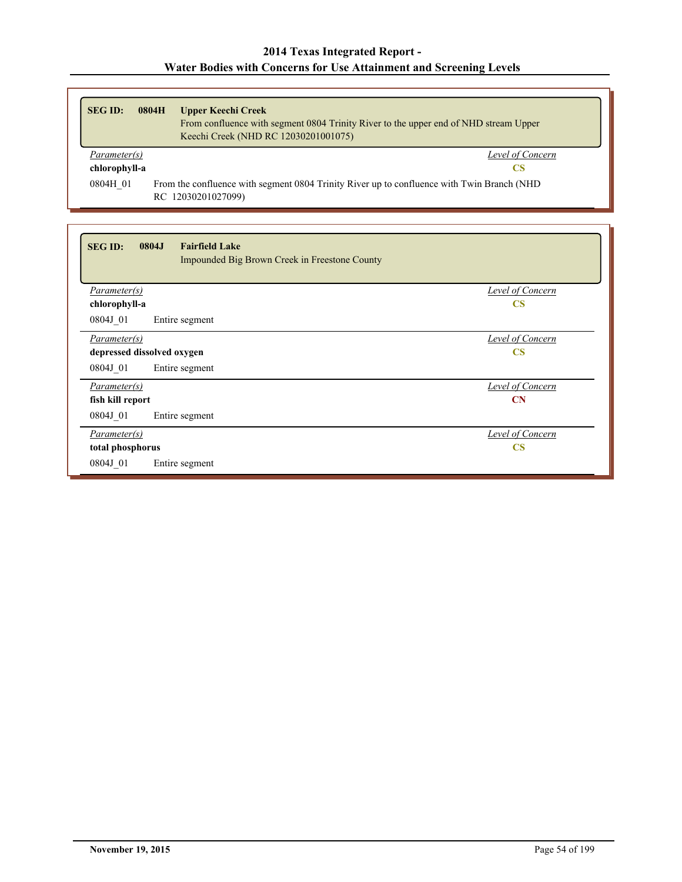**SEG ID: 0804H** **Upper Keechi Creek**
From confluence with segment 0804 Trinity River to the upper end of NHD stream Upper Keechi Creek (NHD RC 12030201001075)

| *Parameter(s)* | | *Level of Concern* |
|---|---|---|
| **chlorophyll-a** | | **CS** |
| 0804H_01 | From the confluence with segment 0804 Trinity River up to confluence with Twin Branch (NHD RC 12030201027099) | |

**SEG ID: 0804J** **Fairfield Lake**
Impounded Big Brown Creek in Freestone County

| *Parameter(s)* | | *Level of Concern* |
|---|---|---|
| **chlorophyll-a** | | **CS** |
| 0804J_01 | Entire segment | |
| *Parameter(s)* | | *Level of Concern* |
| **depressed dissolved oxygen** | | **CS** |
| 0804J_01 | Entire segment | |
| *Parameter(s)* | | *Level of Concern* |
| **fish kill report** | | **CN** |
| 0804J_01 | Entire segment | |
| *Parameter(s)* | | *Level of Concern* |
| **total phosphorus** | | **CS** |
| 0804J_01 | Entire segment | |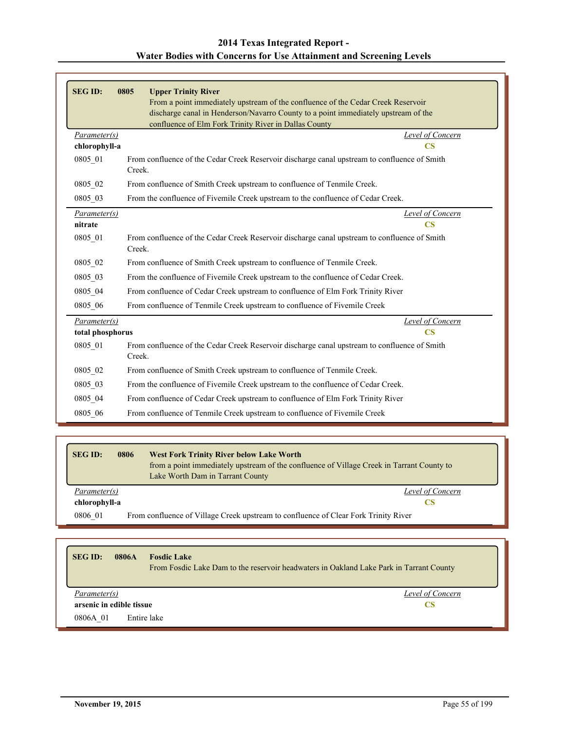## 2014 Texas Integrated Report - Water Bodies with Concerns for Use Attainment and Screening Levels

**SEG ID: 0805** **Upper Trinity River**
From a point immediately upstream of the confluence of the Cedar Creek Reservoir discharge canal in Henderson/Navarro County to a point immediately upstream of the confluence of Elm Fork Trinity River in Dallas County

| *Parameter(s)* | | *Level of Concern* |
|---|---|---|
| **chlorophyll-a** | | **CS** |
| 0805_01 | From confluence of the Cedar Creek Reservoir discharge canal upstream to confluence of Smith Creek. | |
| 0805_02 | From confluence of Smith Creek upstream to confluence of Tenmile Creek. | |
| 0805_03 | From the confluence of Fivemile Creek upstream to the confluence of Cedar Creek. | |

| *Parameter(s)* | | *Level of Concern* |
|---|---|---|
| **nitrate** | | **CS** |
| 0805_01 | From confluence of the Cedar Creek Reservoir discharge canal upstream to confluence of Smith Creek. | |
| 0805_02 | From confluence of Smith Creek upstream to confluence of Tenmile Creek. | |
| 0805_03 | From the confluence of Fivemile Creek upstream to the confluence of Cedar Creek. | |
| 0805_04 | From confluence of Cedar Creek upstream to confluence of Elm Fork Trinity River | |
| 0805_06 | From confluence of Tenmile Creek upstream to confluence of Fivemile Creek | |

| *Parameter(s)* | | *Level of Concern* |
|---|---|---|
| **total phosphorus** | | **CS** |
| 0805_01 | From confluence of the Cedar Creek Reservoir discharge canal upstream to confluence of Smith Creek. | |
| 0805_02 | From confluence of Smith Creek upstream to confluence of Tenmile Creek. | |
| 0805_03 | From the confluence of Fivemile Creek upstream to the confluence of Cedar Creek. | |
| 0805_04 | From confluence of Cedar Creek upstream to confluence of Elm Fork Trinity River | |
| 0805_06 | From confluence of Tenmile Creek upstream to confluence of Fivemile Creek | |

**SEG ID: 0806** **West Fork Trinity River below Lake Worth**
from a point immediately upstream of the confluence of Village Creek in Tarrant County to Lake Worth Dam in Tarrant County

| *Parameter(s)* | | *Level of Concern* |
|---|---|---|
| **chlorophyll-a** | | **CS** |
| 0806_01 | From confluence of Village Creek upstream to confluence of Clear Fork Trinity River | |

**SEG ID: 0806A** **Fosdic Lake**
From Fosdic Lake Dam to the reservoir headwaters in Oakland Lake Park in Tarrant County

| *Parameter(s)* | | *Level of Concern* |
|---|---|---|
| **arsenic in edible tissue** | | **CS** |
| 0806A_01 | Entire lake | |

November 19, 2015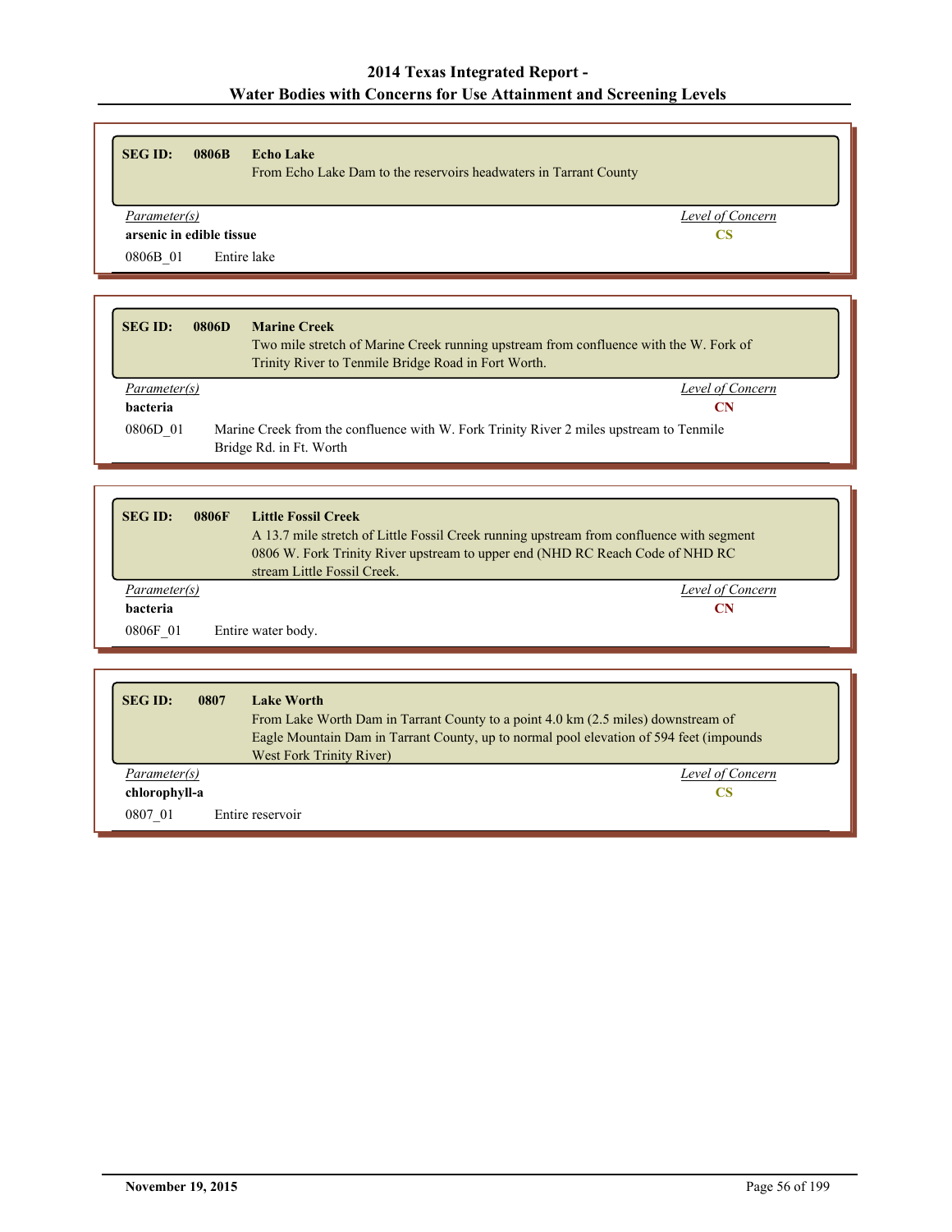# 2014 Texas Integrated Report - Water Bodies with Concerns for Use Attainment and Screening Levels

**SEG ID: 0806B** **Echo Lake**
From Echo Lake Dam to the reservoirs headwaters in Tarrant County

| *Parameter(s)* | | *Level of Concern* |
|---|---|---|
| **arsenic in edible tissue** | | **CS** |
| 0806B_01 | Entire lake | |

**SEG ID: 0806D** **Marine Creek**
Two mile stretch of Marine Creek running upstream from confluence with the W. Fork of Trinity River to Tenmile Bridge Road in Fort Worth.

| *Parameter(s)* | | *Level of Concern* |
|---|---|---|
| **bacteria** | | **CN** |
| 0806D_01 | Marine Creek from the confluence with W. Fork Trinity River 2 miles upstream to Tenmile Bridge Rd. in Ft. Worth | |

**SEG ID: 0806F** **Little Fossil Creek**
A 13.7 mile stretch of Little Fossil Creek running upstream from confluence with segment 0806 W. Fork Trinity River upstream to upper end (NHD RC Reach Code of NHD RC stream Little Fossil Creek.

| *Parameter(s)* | | *Level of Concern* |
|---|---|---|
| **bacteria** | | **CN** |
| 0806F_01 | Entire water body. | |

**SEG ID: 0807** **Lake Worth**
From Lake Worth Dam in Tarrant County to a point 4.0 km (2.5 miles) downstream of Eagle Mountain Dam in Tarrant County, up to normal pool elevation of 594 feet (impounds West Fork Trinity River)

| *Parameter(s)* | | *Level of Concern* |
|---|---|---|
| **chlorophyll-a** | | **CS** |
| 0807_01 | Entire reservoir | |

**November 19, 2015**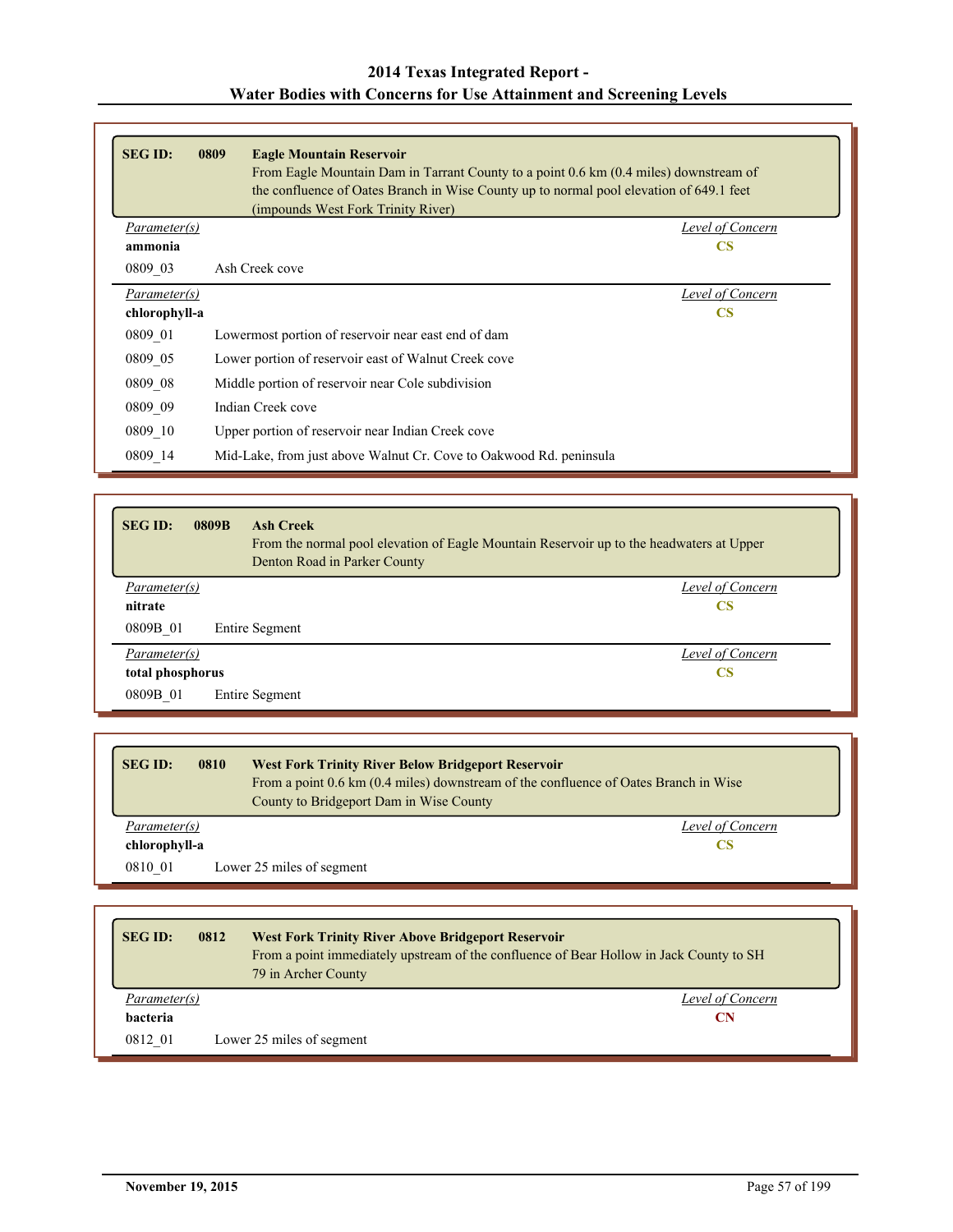# 2014 Texas Integrated Report - Water Bodies with Concerns for Use Attainment and Screening Levels

**SEG ID: 0809** **Eagle Mountain Reservoir**
From Eagle Mountain Dam in Tarrant County to a point 0.6 km (0.4 miles) downstream of the confluence of Oates Branch in Wise County up to normal pool elevation of 649.1 feet (impounds West Fork Trinity River)

| *Parameter(s)* | | *Level of Concern* |
|---|---|---|
| **ammonia** | | **CS** |
| 0809_03 | Ash Creek cove | |

| *Parameter(s)* | | *Level of Concern* |
|---|---|---|
| **chlorophyll-a** | | **CS** |
| 0809_01 | Lowermost portion of reservoir near east end of dam | |
| 0809_05 | Lower portion of reservoir east of Walnut Creek cove | |
| 0809_08 | Middle portion of reservoir near Cole subdivision | |
| 0809_09 | Indian Creek cove | |
| 0809_10 | Upper portion of reservoir near Indian Creek cove | |
| 0809_14 | Mid-Lake, from just above Walnut Cr. Cove to Oakwood Rd. peninsula | |

**SEG ID: 0809B** **Ash Creek**
From the normal pool elevation of Eagle Mountain Reservoir up to the headwaters at Upper Denton Road in Parker County

| *Parameter(s)* | | *Level of Concern* |
|---|---|---|
| **nitrate** | | **CS** |
| 0809B_01 | Entire Segment | |

| *Parameter(s)* | | *Level of Concern* |
|---|---|---|
| **total phosphorus** | | **CS** |
| 0809B_01 | Entire Segment | |

**SEG ID: 0810** **West Fork Trinity River Below Bridgeport Reservoir**
From a point 0.6 km (0.4 miles) downstream of the confluence of Oates Branch in Wise County to Bridgeport Dam in Wise County

| *Parameter(s)* | | *Level of Concern* |
|---|---|---|
| **chlorophyll-a** | | **CS** |
| 0810_01 | Lower 25 miles of segment | |

**SEG ID: 0812** **West Fork Trinity River Above Bridgeport Reservoir**
From a point immediately upstream of the confluence of Bear Hollow in Jack County to SH 79 in Archer County

| *Parameter(s)* | | *Level of Concern* |
|---|---|---|
| **bacteria** | | **CN** |
| 0812_01 | Lower 25 miles of segment | |

November 19, 2015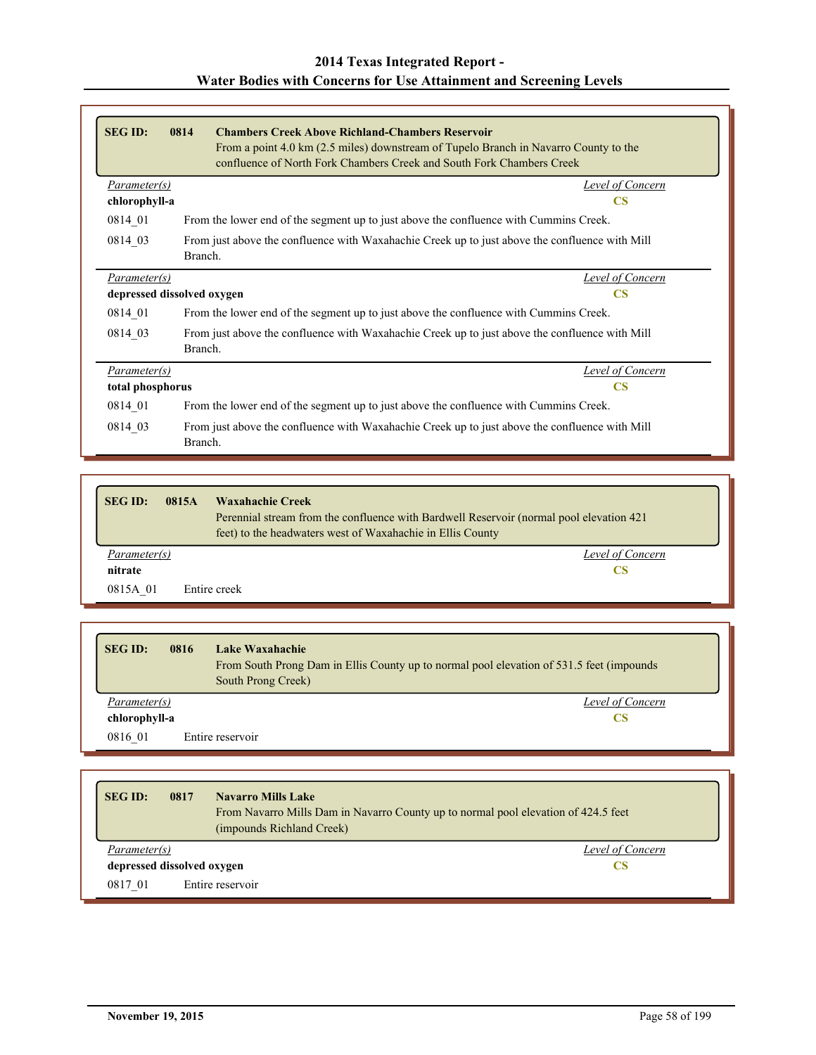## 2014 Texas Integrated Report - Water Bodies with Concerns for Use Attainment and Screening Levels

**SEG ID: 0814 Chambers Creek Above Richland-Chambers Reservoir**
From a point 4.0 km (2.5 miles) downstream of Tupelo Branch in Navarro County to the confluence of North Fork Chambers Creek and South Fork Chambers Creek

| *Parameter(s)* | | *Level of Concern* |
|---|---|---|
| **chlorophyll-a** | | **CS** |
| 0814_01 | From the lower end of the segment up to just above the confluence with Cummins Creek. | |
| 0814_03 | From just above the confluence with Waxahachie Creek up to just above the confluence with Mill Branch. | |

| *Parameter(s)* | | *Level of Concern* |
|---|---|---|
| **depressed dissolved oxygen** | | **CS** |
| 0814_01 | From the lower end of the segment up to just above the confluence with Cummins Creek. | |
| 0814_03 | From just above the confluence with Waxahachie Creek up to just above the confluence with Mill Branch. | |

| *Parameter(s)* | | *Level of Concern* |
|---|---|---|
| **total phosphorus** | | **CS** |
| 0814_01 | From the lower end of the segment up to just above the confluence with Cummins Creek. | |
| 0814_03 | From just above the confluence with Waxahachie Creek up to just above the confluence with Mill Branch. | |

**SEG ID: 0815A Waxahachie Creek**
Perennial stream from the confluence with Bardwell Reservoir (normal pool elevation 421 feet) to the headwaters west of Waxahachie in Ellis County

| *Parameter(s)* | | *Level of Concern* |
|---|---|---|
| **nitrate** | | **CS** |
| 0815A_01 | Entire creek | |

**SEG ID: 0816 Lake Waxahachie**
From South Prong Dam in Ellis County up to normal pool elevation of 531.5 feet (impounds South Prong Creek)

| *Parameter(s)* | | *Level of Concern* |
|---|---|---|
| **chlorophyll-a** | | **CS** |
| 0816_01 | Entire reservoir | |

**SEG ID: 0817 Navarro Mills Lake**
From Navarro Mills Dam in Navarro County up to normal pool elevation of 424.5 feet (impounds Richland Creek)

| *Parameter(s)* | | *Level of Concern* |
|---|---|---|
| **depressed dissolved oxygen** | | **CS** |
| 0817_01 | Entire reservoir | |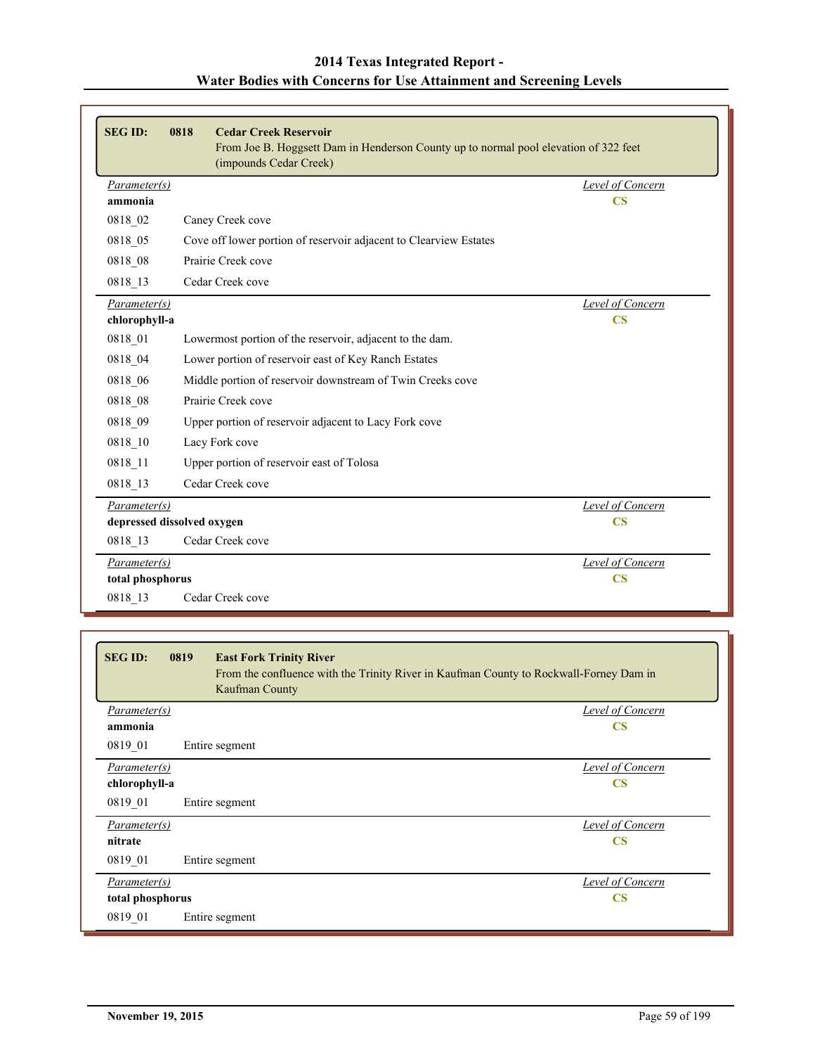## SEG ID: 0818 Cedar Creek Reservoir

From Joe B. Hoggsett Dam in Henderson County up to normal pool elevation of 322 feet (impounds Cedar Creek)

| *Parameter(s)* | | *Level of Concern* |
|---|---|---|
| **ammonia** | | **CS** |
| 0818_02 | Caney Creek cove | |
| 0818_05 | Cove off lower portion of reservoir adjacent to Clearview Estates | |
| 0818_08 | Prairie Creek cove | |
| 0818_13 | Cedar Creek cove | |

| *Parameter(s)* | | *Level of Concern* |
|---|---|---|
| **chlorophyll-a** | | **CS** |
| 0818_01 | Lowermost portion of the reservoir, adjacent to the dam. | |
| 0818_04 | Lower portion of reservoir east of Key Ranch Estates | |
| 0818_06 | Middle portion of reservoir downstream of Twin Creeks cove | |
| 0818_08 | Prairie Creek cove | |
| 0818_09 | Upper portion of reservoir adjacent to Lacy Fork cove | |
| 0818_10 | Lacy Fork cove | |
| 0818_11 | Upper portion of reservoir east of Tolosa | |
| 0818_13 | Cedar Creek cove | |

| *Parameter(s)* | | *Level of Concern* |
|---|---|---|
| **depressed dissolved oxygen** | | **CS** |
| 0818_13 | Cedar Creek cove | |

| *Parameter(s)* | | *Level of Concern* |
|---|---|---|
| **total phosphorus** | | **CS** |
| 0818_13 | Cedar Creek cove | |

## SEG ID: 0819 East Fork Trinity River

From the confluence with the Trinity River in Kaufman County to Rockwall-Forney Dam in Kaufman County

| *Parameter(s)* | | *Level of Concern* |
|---|---|---|
| **ammonia** | | **CS** |
| 0819_01 | Entire segment | |

| *Parameter(s)* | | *Level of Concern* |
|---|---|---|
| **chlorophyll-a** | | **CS** |
| 0819_01 | Entire segment | |

| *Parameter(s)* | | *Level of Concern* |
|---|---|---|
| **nitrate** | | **CS** |
| 0819_01 | Entire segment | |

| *Parameter(s)* | | *Level of Concern* |
|---|---|---|
| **total phosphorus** | | **CS** |
| 0819_01 | Entire segment | |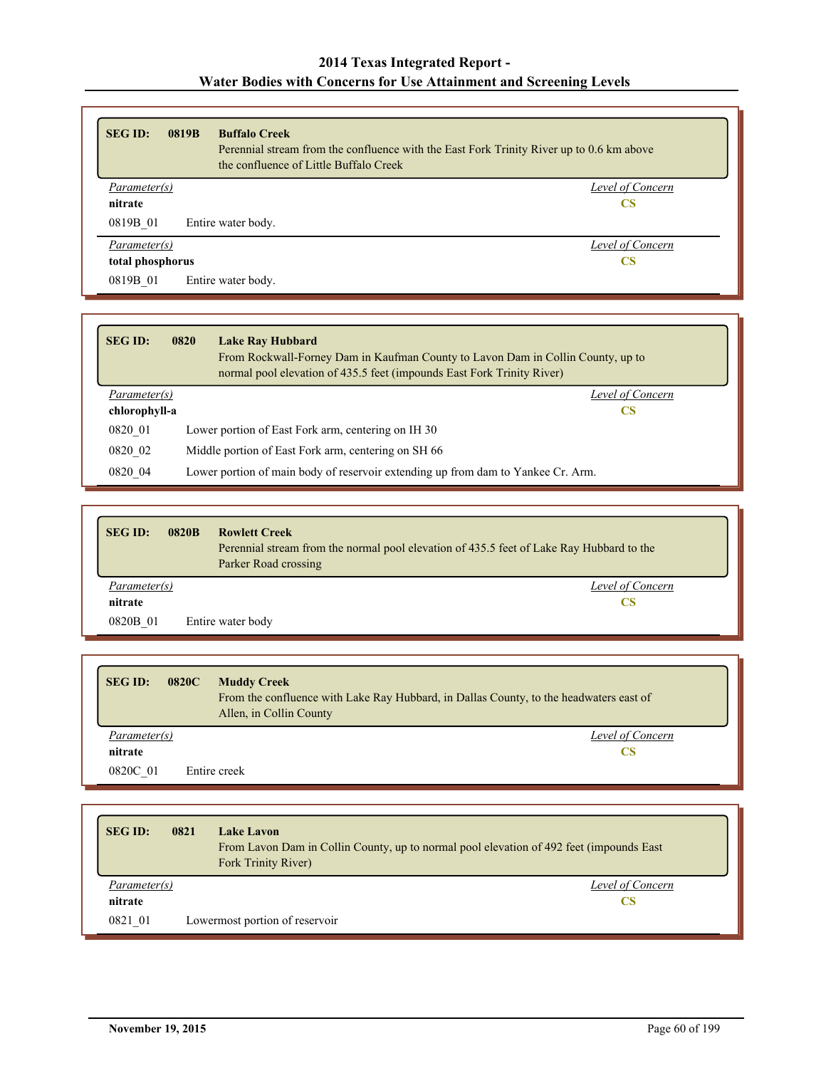# 2014 Texas Integrated Report -
# Water Bodies with Concerns for Use Attainment and Screening Levels

**SEG ID: 0819B** **Buffalo Creek**
Perennial stream from the confluence with the East Fork Trinity River up to 0.6 km above the confluence of Little Buffalo Creek

| *Parameter(s)* | | *Level of Concern* |
|---|---|---|
| **nitrate** | | **CS** |
| 0819B_01 | Entire water body. | |

| *Parameter(s)* | | *Level of Concern* |
|---|---|---|
| **total phosphorus** | | **CS** |
| 0819B_01 | Entire water body. | |

**SEG ID: 0820** **Lake Ray Hubbard**
From Rockwall-Forney Dam in Kaufman County to Lavon Dam in Collin County, up to normal pool elevation of 435.5 feet (impounds East Fork Trinity River)

| *Parameter(s)* | | *Level of Concern* |
|---|---|---|
| **chlorophyll-a** | | **CS** |
| 0820_01 | Lower portion of East Fork arm, centering on IH 30 | |
| 0820_02 | Middle portion of East Fork arm, centering on SH 66 | |
| 0820_04 | Lower portion of main body of reservoir extending up from dam to Yankee Cr. Arm. | |

**SEG ID: 0820B** **Rowlett Creek**
Perennial stream from the normal pool elevation of 435.5 feet of Lake Ray Hubbard to the Parker Road crossing

| *Parameter(s)* | | *Level of Concern* |
|---|---|---|
| **nitrate** | | **CS** |
| 0820B_01 | Entire water body | |

**SEG ID: 0820C** **Muddy Creek**
From the confluence with Lake Ray Hubbard, in Dallas County, to the headwaters east of Allen, in Collin County

| *Parameter(s)* | | *Level of Concern* |
|---|---|---|
| **nitrate** | | **CS** |
| 0820C_01 | Entire creek | |

**SEG ID: 0821** **Lake Lavon**
From Lavon Dam in Collin County, up to normal pool elevation of 492 feet (impounds East Fork Trinity River)

| *Parameter(s)* | | *Level of Concern* |
|---|---|---|
| **nitrate** | | **CS** |
| 0821_01 | Lowermost portion of reservoir | |

**November 19, 2015**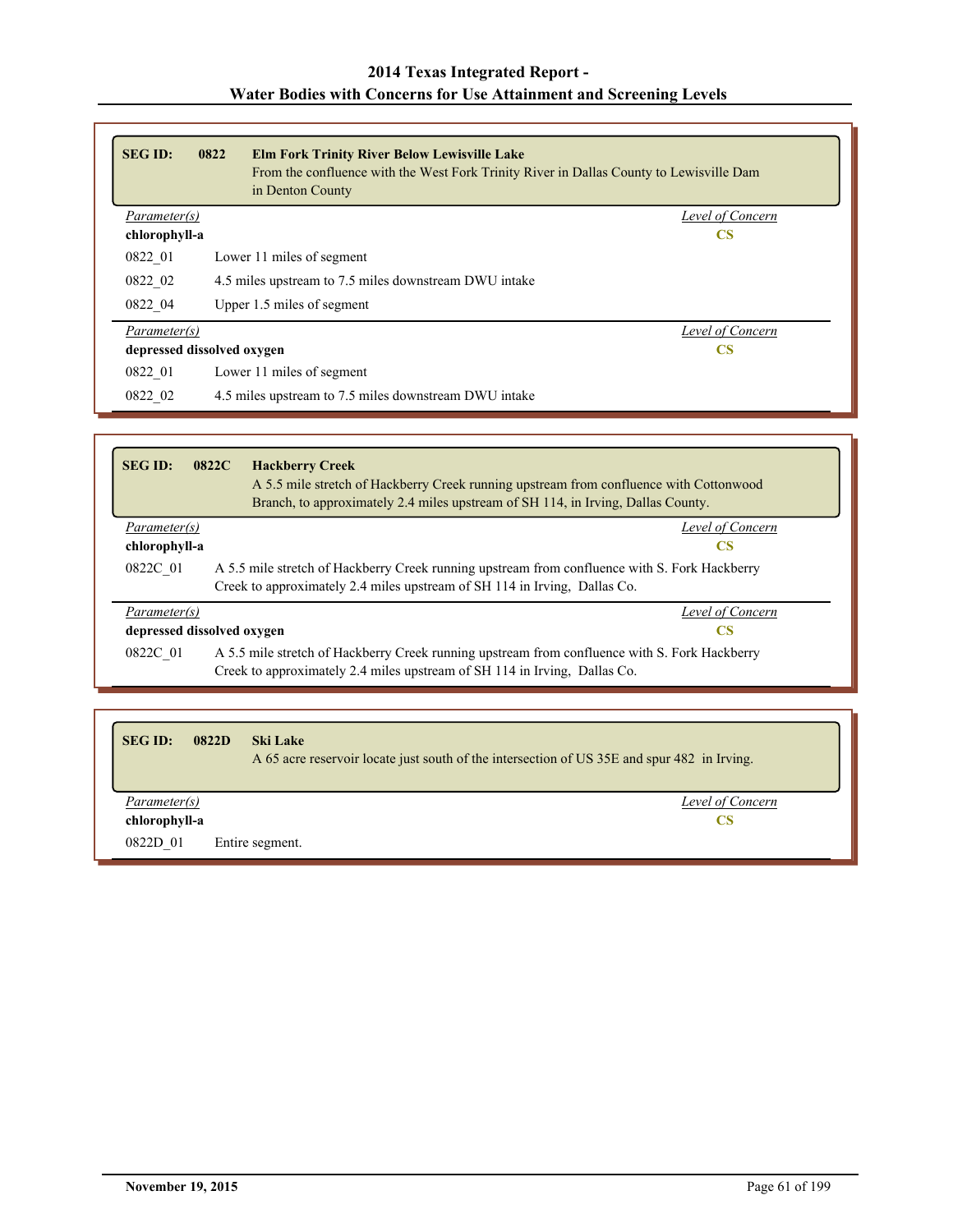# 2014 Texas Integrated Report - Water Bodies with Concerns for Use Attainment and Screening Levels

**SEG ID: 0822** **Elm Fork Trinity River Below Lewisville Lake**
From the confluence with the West Fork Trinity River in Dallas County to Lewisville Dam in Denton County

| *Parameter(s)* | | *Level of Concern* |
|---|---|---|
| **chlorophyll-a** | | **CS** |
| 0822_01 | Lower 11 miles of segment | |
| 0822_02 | 4.5 miles upstream to 7.5 miles downstream DWU intake | |
| 0822_04 | Upper 1.5 miles of segment | |

| *Parameter(s)* | | *Level of Concern* |
|---|---|---|
| **depressed dissolved oxygen** | | **CS** |
| 0822_01 | Lower 11 miles of segment | |
| 0822_02 | 4.5 miles upstream to 7.5 miles downstream DWU intake | |

**SEG ID: 0822C** **Hackberry Creek**
A 5.5 mile stretch of Hackberry Creek running upstream from confluence with Cottonwood Branch, to approximately 2.4 miles upstream of SH 114, in Irving, Dallas County.

| *Parameter(s)* | | *Level of Concern* |
|---|---|---|
| **chlorophyll-a** | | **CS** |
| 0822C_01 | A 5.5 mile stretch of Hackberry Creek running upstream from confluence with S. Fork Hackberry Creek to approximately 2.4 miles upstream of SH 114 in Irving, Dallas Co. | |

| *Parameter(s)* | | *Level of Concern* |
|---|---|---|
| **depressed dissolved oxygen** | | **CS** |
| 0822C_01 | A 5.5 mile stretch of Hackberry Creek running upstream from confluence with S. Fork Hackberry Creek to approximately 2.4 miles upstream of SH 114 in Irving, Dallas Co. | |

**SEG ID: 0822D** **Ski Lake**
A 65 acre reservoir locate just south of the intersection of US 35E and spur 482 in Irving.

| *Parameter(s)* | | *Level of Concern* |
|---|---|---|
| **chlorophyll-a** | | **CS** |
| 0822D_01 | Entire segment. | |

November 19, 2015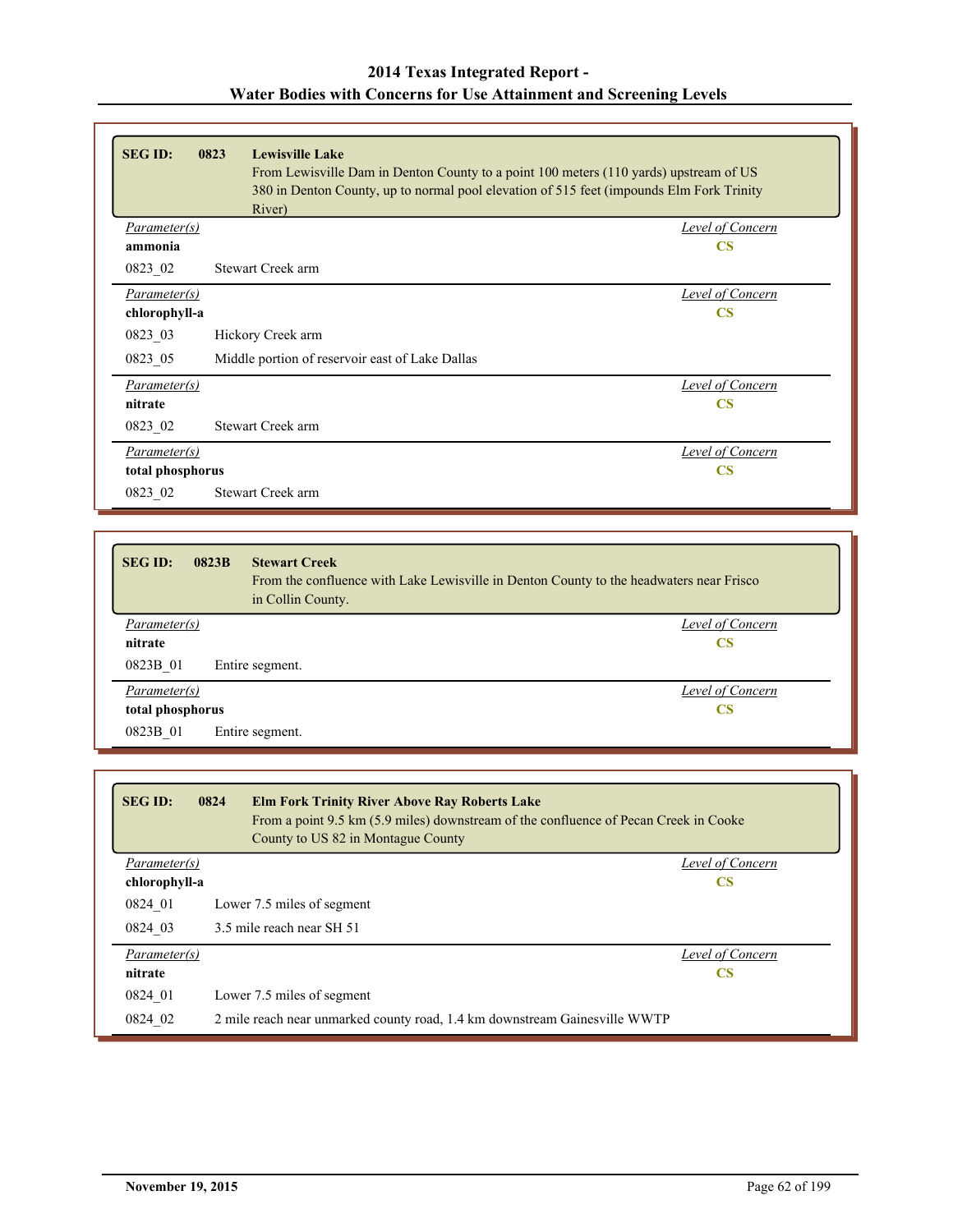**SEG ID: 0823 Lewisville Lake**
From Lewisville Dam in Denton County to a point 100 meters (110 yards) upstream of US 380 in Denton County, up to normal pool elevation of 515 feet (impounds Elm Fork Trinity River)

| *Parameter(s)* | | *Level of Concern* |
|---|---|---|
| **ammonia** | | **CS** |
| 0823_02 | Stewart Creek arm | |

| *Parameter(s)* | | *Level of Concern* |
|---|---|---|
| **chlorophyll-a** | | **CS** |
| 0823_03 | Hickory Creek arm | |
| 0823_05 | Middle portion of reservoir east of Lake Dallas | |

| *Parameter(s)* | | *Level of Concern* |
|---|---|---|
| **nitrate** | | **CS** |
| 0823_02 | Stewart Creek arm | |

| *Parameter(s)* | | *Level of Concern* |
|---|---|---|
| **total phosphorus** | | **CS** |
| 0823_02 | Stewart Creek arm | |

**SEG ID: 0823B Stewart Creek**
From the confluence with Lake Lewisville in Denton County to the headwaters near Frisco in Collin County.

| *Parameter(s)* | | *Level of Concern* |
|---|---|---|
| **nitrate** | | **CS** |
| 0823B_01 | Entire segment. | |

| *Parameter(s)* | | *Level of Concern* |
|---|---|---|
| **total phosphorus** | | **CS** |
| 0823B_01 | Entire segment. | |

**SEG ID: 0824 Elm Fork Trinity River Above Ray Roberts Lake**
From a point 9.5 km (5.9 miles) downstream of the confluence of Pecan Creek in Cooke County to US 82 in Montague County

| *Parameter(s)* | | *Level of Concern* |
|---|---|---|
| **chlorophyll-a** | | **CS** |
| 0824_01 | Lower 7.5 miles of segment | |
| 0824_03 | 3.5 mile reach near SH 51 | |

| *Parameter(s)* | | *Level of Concern* |
|---|---|---|
| **nitrate** | | **CS** |
| 0824_01 | Lower 7.5 miles of segment | |
| 0824_02 | 2 mile reach near unmarked county road, 1.4 km downstream Gainesville WWTP | |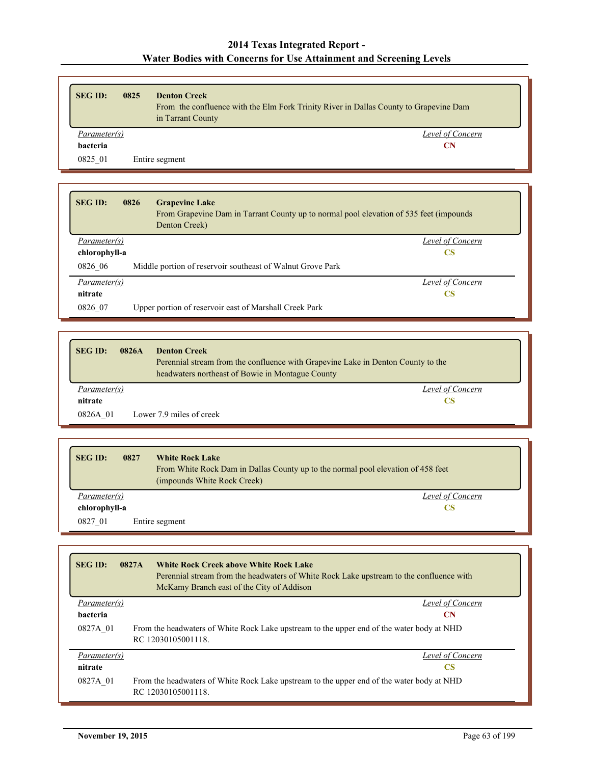**SEG ID: 0825 Denton Creek**
From the confluence with the Elm Fork Trinity River in Dallas County to Grapevine Dam in Tarrant County

| *Parameter(s)* | | *Level of Concern* |
|---|---|---|
| **bacteria** | | **CN** |
| 0825_01 | Entire segment | |

**SEG ID: 0826 Grapevine Lake**
From Grapevine Dam in Tarrant County up to normal pool elevation of 535 feet (impounds Denton Creek)

| *Parameter(s)* | | *Level of Concern* |
|---|---|---|
| **chlorophyll-a** | | **CS** |
| 0826_06 | Middle portion of reservoir southeast of Walnut Grove Park | |
| *Parameter(s)* | | *Level of Concern* |
| **nitrate** | | **CS** |
| 0826_07 | Upper portion of reservoir east of Marshall Creek Park | |

**SEG ID: 0826A Denton Creek**
Perennial stream from the confluence with Grapevine Lake in Denton County to the headwaters northeast of Bowie in Montague County

| *Parameter(s)* | | *Level of Concern* |
|---|---|---|
| **nitrate** | | **CS** |
| 0826A_01 | Lower 7.9 miles of creek | |

**SEG ID: 0827 White Rock Lake**
From White Rock Dam in Dallas County up to the normal pool elevation of 458 feet (impounds White Rock Creek)

| *Parameter(s)* | | *Level of Concern* |
|---|---|---|
| **chlorophyll-a** | | **CS** |
| 0827_01 | Entire segment | |

**SEG ID: 0827A White Rock Creek above White Rock Lake**
Perennial stream from the headwaters of White Rock Lake upstream to the confluence with McKamy Branch east of the City of Addison

| *Parameter(s)* | | *Level of Concern* |
|---|---|---|
| **bacteria** | | **CN** |
| 0827A_01 | From the headwaters of White Rock Lake upstream to the upper end of the water body at NHD RC 12030105001118. | |
| *Parameter(s)* | | *Level of Concern* |
| **nitrate** | | **CS** |
| 0827A_01 | From the headwaters of White Rock Lake upstream to the upper end of the water body at NHD RC 12030105001118. | |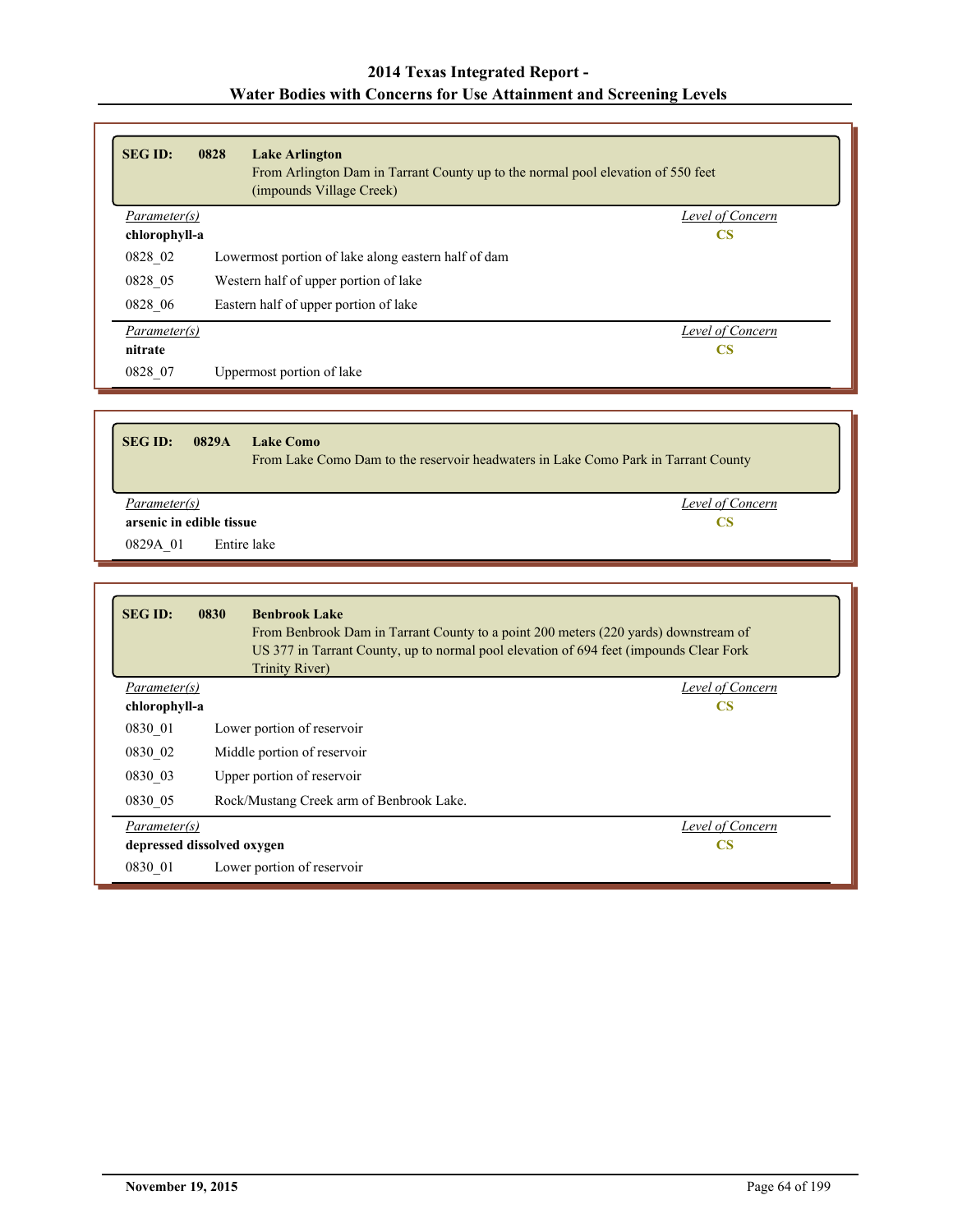**SEG ID: 0828** **Lake Arlington**
From Arlington Dam in Tarrant County up to the normal pool elevation of 550 feet (impounds Village Creek)

| *Parameter(s)* | | *Level of Concern* |
|---|---|---|
| **chlorophyll-a** | | **CS** |
| 0828_02 | Lowermost portion of lake along eastern half of dam | |
| 0828_05 | Western half of upper portion of lake | |
| 0828_06 | Eastern half of upper portion of lake | |

| *Parameter(s)* | | *Level of Concern* |
|---|---|---|
| **nitrate** | | **CS** |
| 0828_07 | Uppermost portion of lake | |

**SEG ID: 0829A** **Lake Como**
From Lake Como Dam to the reservoir headwaters in Lake Como Park in Tarrant County

| *Parameter(s)* | | *Level of Concern* |
|---|---|---|
| **arsenic in edible tissue** | | **CS** |
| 0829A_01 | Entire lake | |

**SEG ID: 0830** **Benbrook Lake**
From Benbrook Dam in Tarrant County to a point 200 meters (220 yards) downstream of US 377 in Tarrant County, up to normal pool elevation of 694 feet (impounds Clear Fork Trinity River)

| *Parameter(s)* | | *Level of Concern* |
|---|---|---|
| **chlorophyll-a** | | **CS** |
| 0830_01 | Lower portion of reservoir | |
| 0830_02 | Middle portion of reservoir | |
| 0830_03 | Upper portion of reservoir | |
| 0830_05 | Rock/Mustang Creek arm of Benbrook Lake. | |

| *Parameter(s)* | | *Level of Concern* |
|---|---|---|
| **depressed dissolved oxygen** | | **CS** |
| 0830_01 | Lower portion of reservoir | |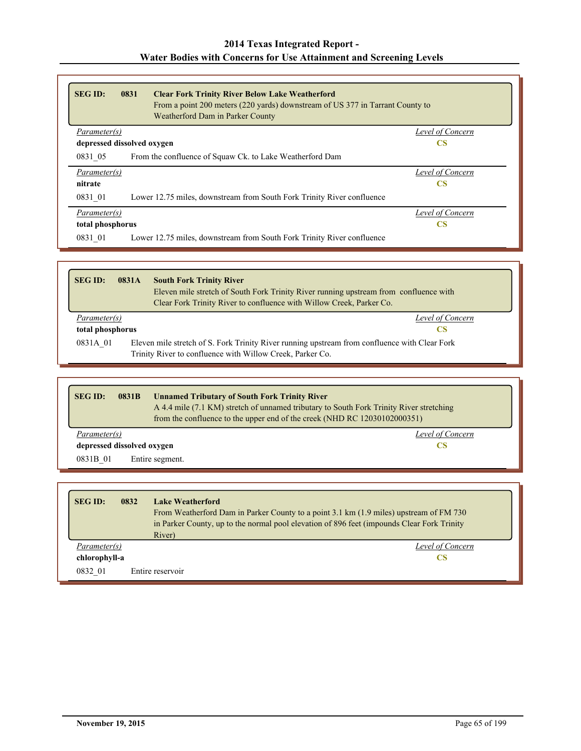# 2014 Texas Integrated Report - Water Bodies with Concerns for Use Attainment and Screening Levels

**SEG ID: 0831** **Clear Fork Trinity River Below Lake Weatherford**
From a point 200 meters (220 yards) downstream of US 377 in Tarrant County to Weatherford Dam in Parker County

| *Parameter(s)* | | *Level of Concern* |
|---|---|---|
| **depressed dissolved oxygen** | | **CS** |
| 0831_05 | From the confluence of Squaw Ck. to Lake Weatherford Dam | |

| *Parameter(s)* | | *Level of Concern* |
|---|---|---|
| **nitrate** | | **CS** |
| 0831_01 | Lower 12.75 miles, downstream from South Fork Trinity River confluence | |

| *Parameter(s)* | | *Level of Concern* |
|---|---|---|
| **total phosphorus** | | **CS** |
| 0831_01 | Lower 12.75 miles, downstream from South Fork Trinity River confluence | |

**SEG ID: 0831A** **South Fork Trinity River**
Eleven mile stretch of South Fork Trinity River running upstream from confluence with Clear Fork Trinity River to confluence with Willow Creek, Parker Co.

| *Parameter(s)* | | *Level of Concern* |
|---|---|---|
| **total phosphorus** | | **CS** |
| 0831A_01 | Eleven mile stretch of S. Fork Trinity River running upstream from confluence with Clear Fork Trinity River to confluence with Willow Creek, Parker Co. | |

**SEG ID: 0831B** **Unnamed Tributary of South Fork Trinity River**
A 4.4 mile (7.1 KM) stretch of unnamed tributary to South Fork Trinity River stretching from the confluence to the upper end of the creek (NHD RC 12030102000351)

| *Parameter(s)* | | *Level of Concern* |
|---|---|---|
| **depressed dissolved oxygen** | | **CS** |
| 0831B_01 | Entire segment. | |

**SEG ID: 0832** **Lake Weatherford**
From Weatherford Dam in Parker County to a point 3.1 km (1.9 miles) upstream of FM 730 in Parker County, up to the normal pool elevation of 896 feet (impounds Clear Fork Trinity River)

| *Parameter(s)* | | *Level of Concern* |
|---|---|---|
| **chlorophyll-a** | | **CS** |
| 0832_01 | Entire reservoir | |

**November 19, 2015**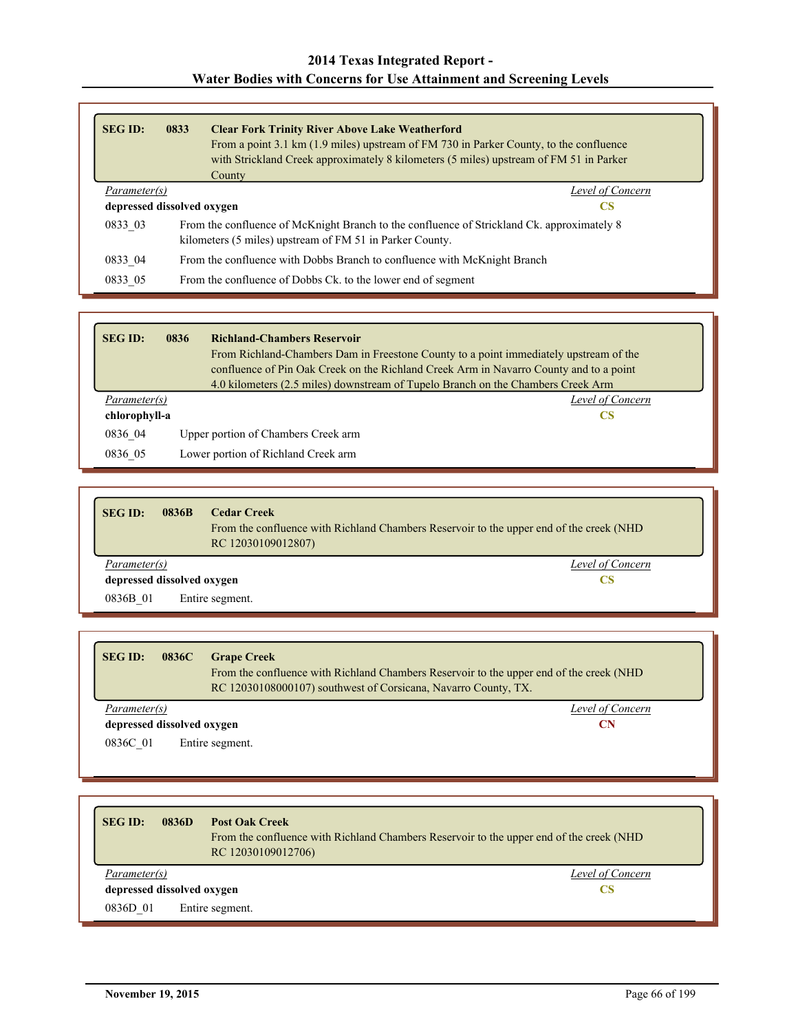## SEG ID: 0833 — Clear Fork Trinity River Above Lake Weatherford

From a point 3.1 km (1.9 miles) upstream of FM 730 in Parker County, to the confluence with Strickland Creek approximately 8 kilometers (5 miles) upstream of FM 51 in Parker County

| *Parameter(s)* | | *Level of Concern* |
|---|---|---|
| **depressed dissolved oxygen** | | **CS** |
| 0833_03 | From the confluence of McKnight Branch to the confluence of Strickland Ck. approximately 8 kilometers (5 miles) upstream of FM 51 in Parker County. | |
| 0833_04 | From the confluence with Dobbs Branch to confluence with McKnight Branch | |
| 0833_05 | From the confluence of Dobbs Ck. to the lower end of segment | |

## SEG ID: 0836 — Richland-Chambers Reservoir

From Richland-Chambers Dam in Freestone County to a point immediately upstream of the confluence of Pin Oak Creek on the Richland Creek Arm in Navarro County and to a point 4.0 kilometers (2.5 miles) downstream of Tupelo Branch on the Chambers Creek Arm

| *Parameter(s)* | | *Level of Concern* |
|---|---|---|
| **chlorophyll-a** | | **CS** |
| 0836_04 | Upper portion of Chambers Creek arm | |
| 0836_05 | Lower portion of Richland Creek arm | |

## SEG ID: 0836B — Cedar Creek

From the confluence with Richland Chambers Reservoir to the upper end of the creek (NHD RC 12030109012807)

| *Parameter(s)* | | *Level of Concern* |
|---|---|---|
| **depressed dissolved oxygen** | | **CS** |
| 0836B_01 | Entire segment. | |

## SEG ID: 0836C — Grape Creek

From the confluence with Richland Chambers Reservoir to the upper end of the creek (NHD RC 12030108000107) southwest of Corsicana, Navarro County, TX.

| *Parameter(s)* | | *Level of Concern* |
|---|---|---|
| **depressed dissolved oxygen** | | **CN** |
| 0836C_01 | Entire segment. | |

## SEG ID: 0836D — Post Oak Creek

From the confluence with Richland Chambers Reservoir to the upper end of the creek (NHD RC 12030109012706)

| *Parameter(s)* | | *Level of Concern* |
|---|---|---|
| **depressed dissolved oxygen** | | **CS** |
| 0836D_01 | Entire segment. | |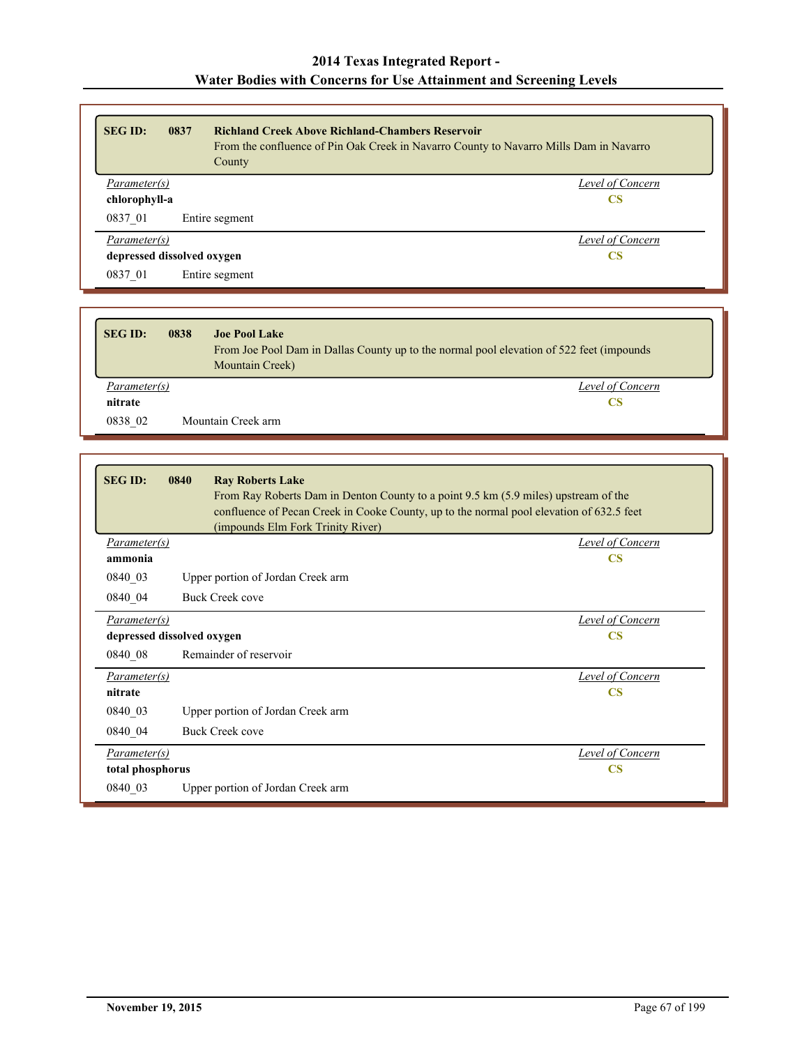**SEG ID: 0837 Richland Creek Above Richland-Chambers Reservoir**
From the confluence of Pin Oak Creek in Navarro County to Navarro Mills Dam in Navarro County

| *Parameter(s)* | | *Level of Concern* |
|---|---|---|
| **chlorophyll-a** | | **CS** |
| 0837_01 | Entire segment | |

| *Parameter(s)* | | *Level of Concern* |
|---|---|---|
| **depressed dissolved oxygen** | | **CS** |
| 0837_01 | Entire segment | |

**SEG ID: 0838 Joe Pool Lake**
From Joe Pool Dam in Dallas County up to the normal pool elevation of 522 feet (impounds Mountain Creek)

| *Parameter(s)* | | *Level of Concern* |
|---|---|---|
| **nitrate** | | **CS** |
| 0838_02 | Mountain Creek arm | |

**SEG ID: 0840 Ray Roberts Lake**
From Ray Roberts Dam in Denton County to a point 9.5 km (5.9 miles) upstream of the confluence of Pecan Creek in Cooke County, up to the normal pool elevation of 632.5 feet (impounds Elm Fork Trinity River)

| *Parameter(s)* | | *Level of Concern* |
|---|---|---|
| **ammonia** | | **CS** |
| 0840_03 | Upper portion of Jordan Creek arm | |
| 0840_04 | Buck Creek cove | |

| *Parameter(s)* | | *Level of Concern* |
|---|---|---|
| **depressed dissolved oxygen** | | **CS** |
| 0840_08 | Remainder of reservoir | |

| *Parameter(s)* | | *Level of Concern* |
|---|---|---|
| **nitrate** | | **CS** |
| 0840_03 | Upper portion of Jordan Creek arm | |
| 0840_04 | Buck Creek cove | |

| *Parameter(s)* | | *Level of Concern* |
|---|---|---|
| **total phosphorus** | | **CS** |
| 0840_03 | Upper portion of Jordan Creek arm | |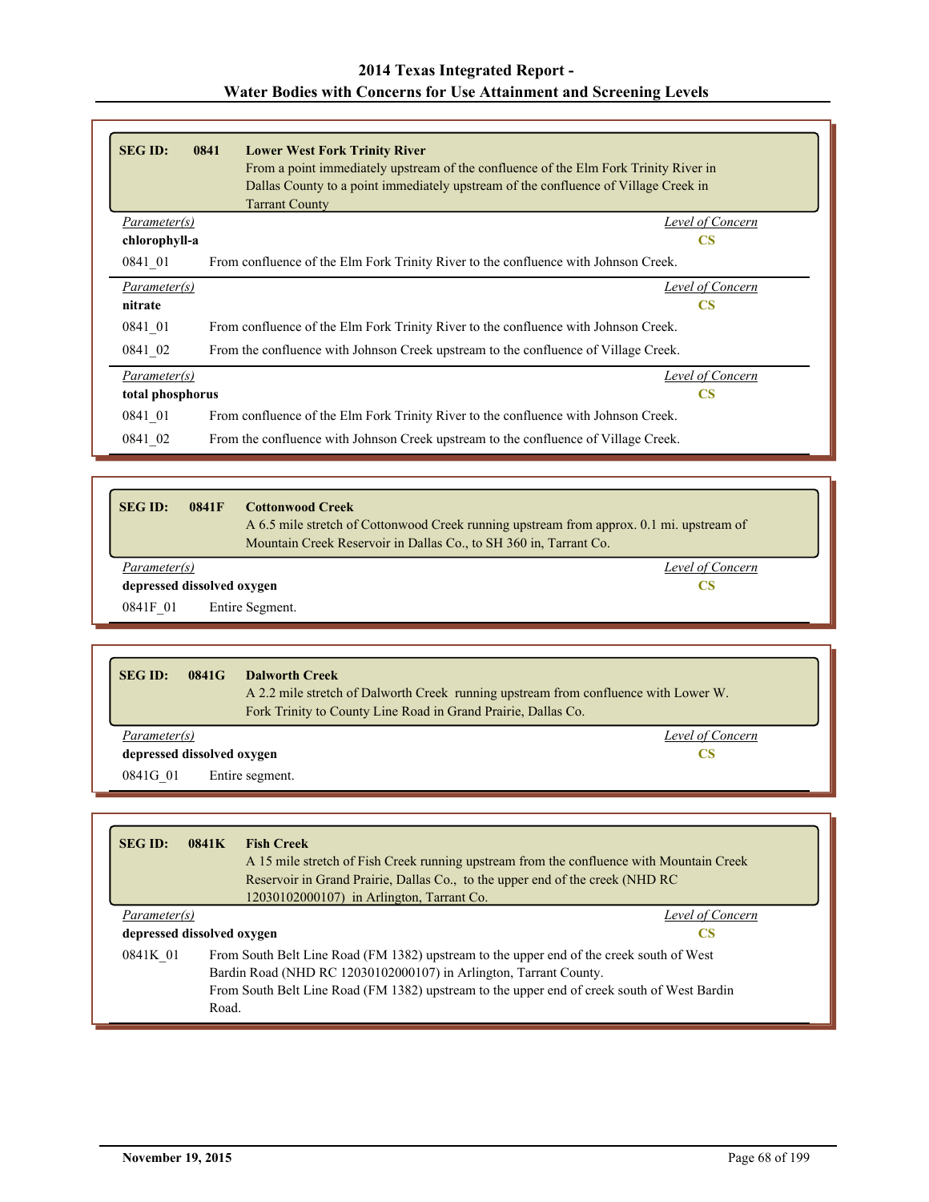**SEG ID: 0841 Lower West Fork Trinity River**
From a point immediately upstream of the confluence of the Elm Fork Trinity River in Dallas County to a point immediately upstream of the confluence of Village Creek in Tarrant County

| *Parameter(s)* | | *Level of Concern* |
|---|---|---|
| **chlorophyll-a** | | **CS** |
| 0841_01 | From confluence of the Elm Fork Trinity River to the confluence with Johnson Creek. | |

| *Parameter(s)* | | *Level of Concern* |
|---|---|---|
| **nitrate** | | **CS** |
| 0841_01 | From confluence of the Elm Fork Trinity River to the confluence with Johnson Creek. | |
| 0841_02 | From the confluence with Johnson Creek upstream to the confluence of Village Creek. | |

| *Parameter(s)* | | *Level of Concern* |
|---|---|---|
| **total phosphorus** | | **CS** |
| 0841_01 | From confluence of the Elm Fork Trinity River to the confluence with Johnson Creek. | |
| 0841_02 | From the confluence with Johnson Creek upstream to the confluence of Village Creek. | |

**SEG ID: 0841F Cottonwood Creek**
A 6.5 mile stretch of Cottonwood Creek running upstream from approx. 0.1 mi. upstream of Mountain Creek Reservoir in Dallas Co., to SH 360 in, Tarrant Co.

| *Parameter(s)* | | *Level of Concern* |
|---|---|---|
| **depressed dissolved oxygen** | | **CS** |
| 0841F_01 | Entire Segment. | |

**SEG ID: 0841G Dalworth Creek**
A 2.2 mile stretch of Dalworth Creek running upstream from confluence with Lower W. Fork Trinity to County Line Road in Grand Prairie, Dallas Co.

| *Parameter(s)* | | *Level of Concern* |
|---|---|---|
| **depressed dissolved oxygen** | | **CS** |
| 0841G_01 | Entire segment. | |

**SEG ID: 0841K Fish Creek**
A 15 mile stretch of Fish Creek running upstream from the confluence with Mountain Creek Reservoir in Grand Prairie, Dallas Co., to the upper end of the creek (NHD RC 12030102000107) in Arlington, Tarrant Co.

| *Parameter(s)* | | *Level of Concern* |
|---|---|---|
| **depressed dissolved oxygen** | | **CS** |
| 0841K_01 | From South Belt Line Road (FM 1382) upstream to the upper end of the creek south of West Bardin Road (NHD RC 12030102000107) in Arlington, Tarrant County. From South Belt Line Road (FM 1382) upstream to the upper end of creek south of West Bardin Road. | |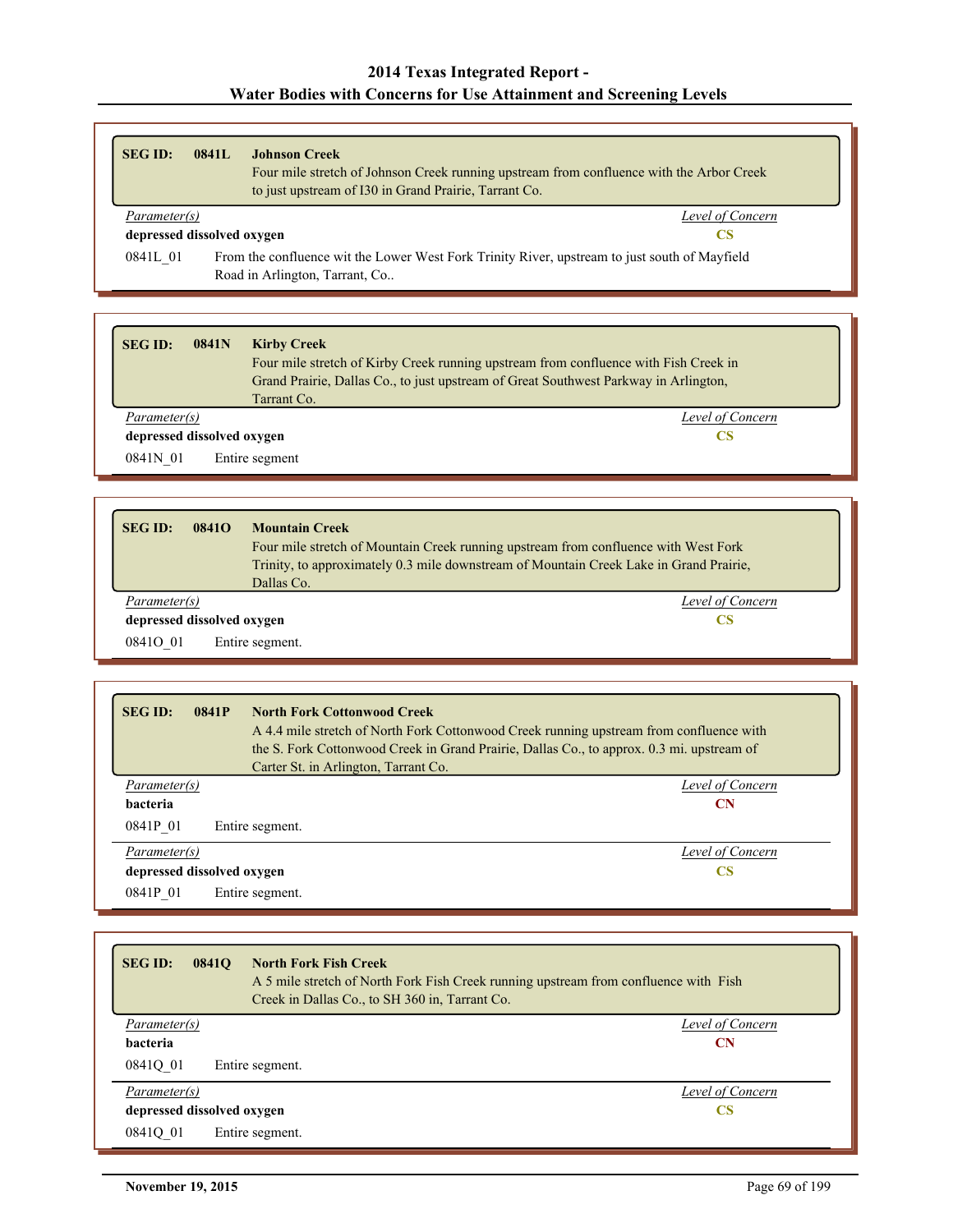## 2014 Texas Integrated Report - Water Bodies with Concerns for Use Attainment and Screening Levels

**SEG ID: 0841L** **Johnson Creek**
Four mile stretch of Johnson Creek running upstream from confluence with the Arbor Creek to just upstream of I30 in Grand Prairie, Tarrant Co.

| *Parameter(s)* | | *Level of Concern* |
|---|---|---|
| **depressed dissolved oxygen** | | **CS** |
| 0841L_01 | From the confluence wit the Lower West Fork Trinity River, upstream to just south of Mayfield Road in Arlington, Tarrant, Co.. | |

**SEG ID: 0841N** **Kirby Creek**
Four mile stretch of Kirby Creek running upstream from confluence with Fish Creek in Grand Prairie, Dallas Co., to just upstream of Great Southwest Parkway in Arlington, Tarrant Co.

| *Parameter(s)* | | *Level of Concern* |
|---|---|---|
| **depressed dissolved oxygen** | | **CS** |
| 0841N_01 | Entire segment | |

**SEG ID: 0841O** **Mountain Creek**
Four mile stretch of Mountain Creek running upstream from confluence with West Fork Trinity, to approximately 0.3 mile downstream of Mountain Creek Lake in Grand Prairie, Dallas Co.

| *Parameter(s)* | | *Level of Concern* |
|---|---|---|
| **depressed dissolved oxygen** | | **CS** |
| 0841O_01 | Entire segment. | |

**SEG ID: 0841P** **North Fork Cottonwood Creek**
A 4.4 mile stretch of North Fork Cottonwood Creek running upstream from confluence with the S. Fork Cottonwood Creek in Grand Prairie, Dallas Co., to approx. 0.3 mi. upstream of Carter St. in Arlington, Tarrant Co.

| *Parameter(s)* | | *Level of Concern* |
|---|---|---|
| **bacteria** | | **CN** |
| 0841P_01 | Entire segment. | |
| *Parameter(s)* | | *Level of Concern* |
| **depressed dissolved oxygen** | | **CS** |
| 0841P_01 | Entire segment. | |

**SEG ID: 0841Q** **North Fork Fish Creek**
A 5 mile stretch of North Fork Fish Creek running upstream from confluence with Fish Creek in Dallas Co., to SH 360 in, Tarrant Co.

| *Parameter(s)* | | *Level of Concern* |
|---|---|---|
| **bacteria** | | **CN** |
| 0841Q_01 | Entire segment. | |
| *Parameter(s)* | | *Level of Concern* |
| **depressed dissolved oxygen** | | **CS** |
| 0841Q_01 | Entire segment. | |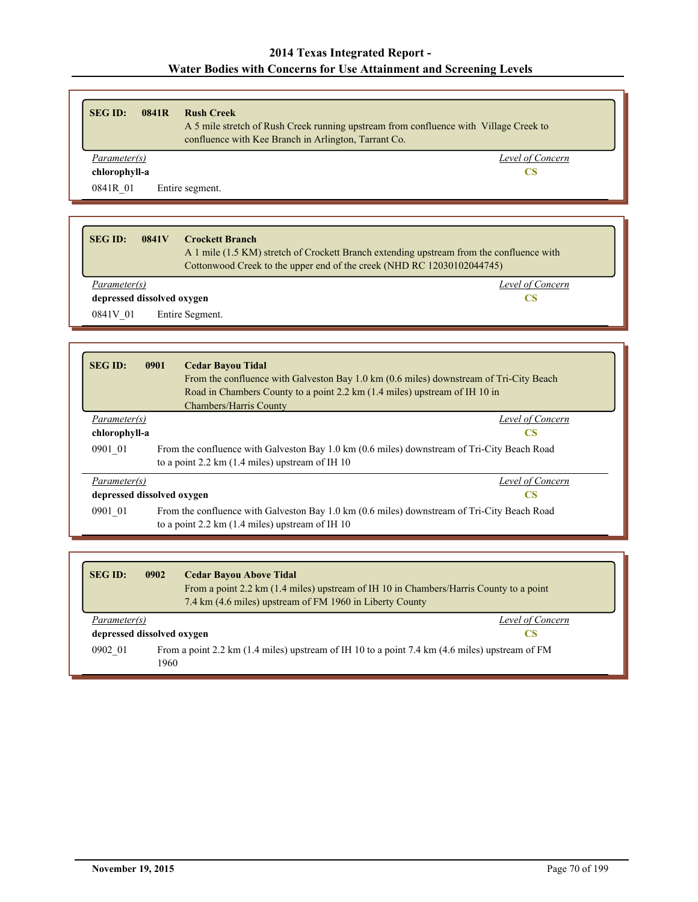## SEG ID: 0841R Rush Creek

A 5 mile stretch of Rush Creek running upstream from confluence with Village Creek to confluence with Kee Branch in Arlington, Tarrant Co.

| *Parameter(s)* | | *Level of Concern* |
|---|---|---|
| **chlorophyll-a** | | **CS** |
| 0841R_01 | Entire segment. | |

## SEG ID: 0841V Crockett Branch

A 1 mile (1.5 KM) stretch of Crockett Branch extending upstream from the confluence with Cottonwood Creek to the upper end of the creek (NHD RC 12030102044745)

| *Parameter(s)* | | *Level of Concern* |
|---|---|---|
| **depressed dissolved oxygen** | | **CS** |
| 0841V_01 | Entire Segment. | |

## SEG ID: 0901 Cedar Bayou Tidal

From the confluence with Galveston Bay 1.0 km (0.6 miles) downstream of Tri-City Beach Road in Chambers County to a point 2.2 km (1.4 miles) upstream of IH 10 in Chambers/Harris County

| *Parameter(s)* | | *Level of Concern* |
|---|---|---|
| **chlorophyll-a** | | **CS** |
| 0901_01 | From the confluence with Galveston Bay 1.0 km (0.6 miles) downstream of Tri-City Beach Road to a point 2.2 km (1.4 miles) upstream of IH 10 | |

| *Parameter(s)* | | *Level of Concern* |
|---|---|---|
| **depressed dissolved oxygen** | | **CS** |
| 0901_01 | From the confluence with Galveston Bay 1.0 km (0.6 miles) downstream of Tri-City Beach Road to a point 2.2 km (1.4 miles) upstream of IH 10 | |

## SEG ID: 0902 Cedar Bayou Above Tidal

From a point 2.2 km (1.4 miles) upstream of IH 10 in Chambers/Harris County to a point 7.4 km (4.6 miles) upstream of FM 1960 in Liberty County

| *Parameter(s)* | | *Level of Concern* |
|---|---|---|
| **depressed dissolved oxygen** | | **CS** |
| 0902_01 | From a point 2.2 km (1.4 miles) upstream of IH 10 to a point 7.4 km (4.6 miles) upstream of FM 1960 | |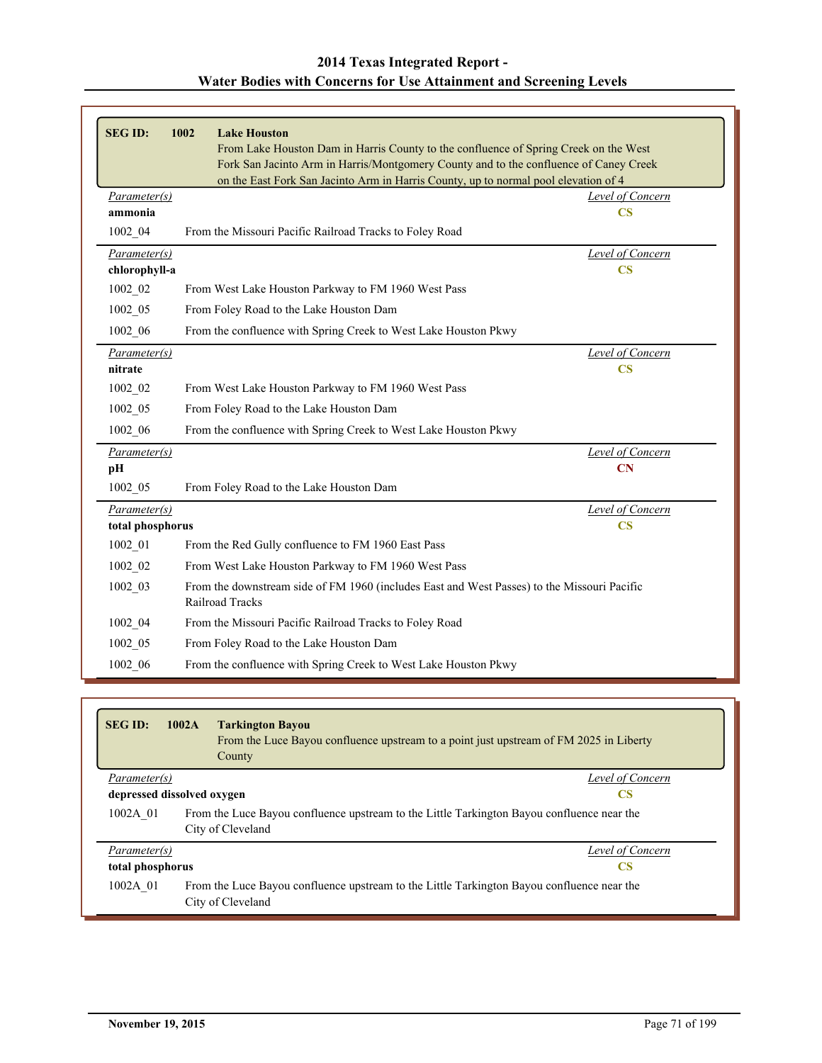# 2014 Texas Integrated Report - Water Bodies with Concerns for Use Attainment and Screening Levels

**SEG ID: 1002 Lake Houston**
From Lake Houston Dam in Harris County to the confluence of Spring Creek on the West Fork San Jacinto Arm in Harris/Montgomery County and to the confluence of Caney Creek on the East Fork San Jacinto Arm in Harris County, up to normal pool elevation of 4

| *Parameter(s)* | | *Level of Concern* |
|---|---|---|
| **ammonia** | | **CS** |
| 1002_04 | From the Missouri Pacific Railroad Tracks to Foley Road | |

| *Parameter(s)* | | *Level of Concern* |
|---|---|---|
| **chlorophyll-a** | | **CS** |
| 1002_02 | From West Lake Houston Parkway to FM 1960 West Pass | |
| 1002_05 | From Foley Road to the Lake Houston Dam | |
| 1002_06 | From the confluence with Spring Creek to West Lake Houston Pkwy | |

| *Parameter(s)* | | *Level of Concern* |
|---|---|---|
| **nitrate** | | **CS** |
| 1002_02 | From West Lake Houston Parkway to FM 1960 West Pass | |
| 1002_05 | From Foley Road to the Lake Houston Dam | |
| 1002_06 | From the confluence with Spring Creek to West Lake Houston Pkwy | |

| *Parameter(s)* | | *Level of Concern* |
|---|---|---|
| **pH** | | **CN** |
| 1002_05 | From Foley Road to the Lake Houston Dam | |

| *Parameter(s)* | | *Level of Concern* |
|---|---|---|
| **total phosphorus** | | **CS** |
| 1002_01 | From the Red Gully confluence to FM 1960 East Pass | |
| 1002_02 | From West Lake Houston Parkway to FM 1960 West Pass | |
| 1002_03 | From the downstream side of FM 1960 (includes East and West Passes) to the Missouri Pacific Railroad Tracks | |
| 1002_04 | From the Missouri Pacific Railroad Tracks to Foley Road | |
| 1002_05 | From Foley Road to the Lake Houston Dam | |
| 1002_06 | From the confluence with Spring Creek to West Lake Houston Pkwy | |

**SEG ID: 1002A Tarkington Bayou**
From the Luce Bayou confluence upstream to a point just upstream of FM 2025 in Liberty County

| *Parameter(s)* | | *Level of Concern* |
|---|---|---|
| **depressed dissolved oxygen** | | **CS** |
| 1002A_01 | From the Luce Bayou confluence upstream to the Little Tarkington Bayou confluence near the City of Cleveland | |

| *Parameter(s)* | | *Level of Concern* |
|---|---|---|
| **total phosphorus** | | **CS** |
| 1002A_01 | From the Luce Bayou confluence upstream to the Little Tarkington Bayou confluence near the City of Cleveland | |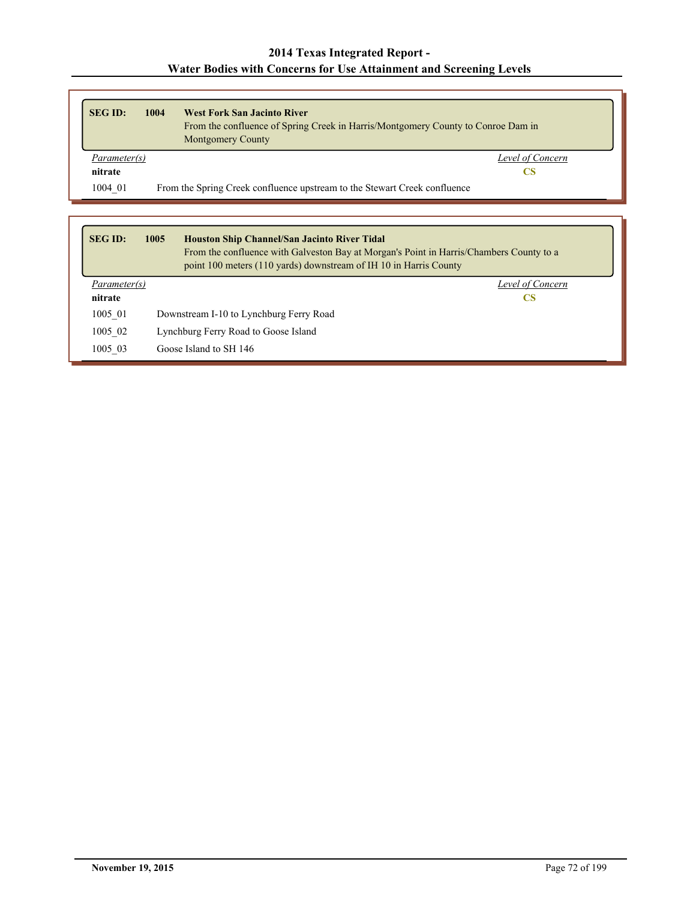| SEG ID: | 1004 | West Fork San Jacinto River<br>From the confluence of Spring Creek in Harris/Montgomery County to Conroe Dam in Montgomery County |
|---|---|---|
| *Parameter(s)* | | *Level of Concern* |
| **nitrate** | | **CS** |
| 1004_01 | From the Spring Creek confluence upstream to the Stewart Creek confluence | |

| SEG ID: | 1005 | Houston Ship Channel/San Jacinto River Tidal<br>From the confluence with Galveston Bay at Morgan's Point in Harris/Chambers County to a point 100 meters (110 yards) downstream of IH 10 in Harris County |
|---|---|---|
| *Parameter(s)* | | *Level of Concern* |
| **nitrate** | | **CS** |
| 1005_01 | Downstream I-10 to Lynchburg Ferry Road | |
| 1005_02 | Lynchburg Ferry Road to Goose Island | |
| 1005_03 | Goose Island to SH 146 | |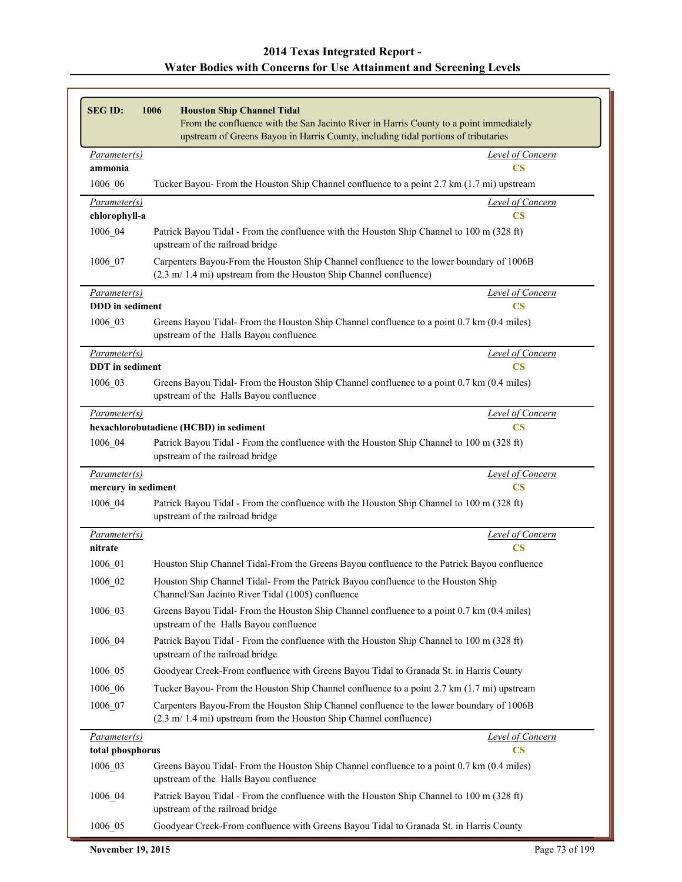**SEG ID: 1006 Houston Ship Channel Tidal**
From the confluence with the San Jacinto River in Harris County to a point immediately upstream of Greens Bayou in Harris County, including tidal portions of tributaries

| *Parameter(s)* | | *Level of Concern* |
|---|---|---|
| **ammonia** | | **CS** |
| 1006_06 | Tucker Bayou- From the Houston Ship Channel confluence to a point 2.7 km (1.7 mi) upstream | |

| *Parameter(s)* | | *Level of Concern* |
|---|---|---|
| **chlorophyll-a** | | **CS** |
| 1006_04 | Patrick Bayou Tidal - From the confluence with the Houston Ship Channel to 100 m (328 ft) upstream of the railroad bridge | |
| 1006_07 | Carpenters Bayou-From the Houston Ship Channel confluence to the lower boundary of 1006B (2.3 m/ 1.4 mi) upstream from the Houston Ship Channel confluence) | |

| *Parameter(s)* | | *Level of Concern* |
|---|---|---|
| **DDD in sediment** | | **CS** |
| 1006_03 | Greens Bayou Tidal- From the Houston Ship Channel confluence to a point 0.7 km (0.4 miles) upstream of the Halls Bayou confluence | |

| *Parameter(s)* | | *Level of Concern* |
|---|---|---|
| **DDT in sediment** | | **CS** |
| 1006_03 | Greens Bayou Tidal- From the Houston Ship Channel confluence to a point 0.7 km (0.4 miles) upstream of the Halls Bayou confluence | |

| *Parameter(s)* | | *Level of Concern* |
|---|---|---|
| **hexachlorobutadiene (HCBD) in sediment** | | **CS** |
| 1006_04 | Patrick Bayou Tidal - From the confluence with the Houston Ship Channel to 100 m (328 ft) upstream of the railroad bridge | |

| *Parameter(s)* | | *Level of Concern* |
|---|---|---|
| **mercury in sediment** | | **CS** |
| 1006_04 | Patrick Bayou Tidal - From the confluence with the Houston Ship Channel to 100 m (328 ft) upstream of the railroad bridge | |

| *Parameter(s)* | | *Level of Concern* |
|---|---|---|
| **nitrate** | | **CS** |
| 1006_01 | Houston Ship Channel Tidal-From the Greens Bayou confluence to the Patrick Bayou confluence | |
| 1006_02 | Houston Ship Channel Tidal- From the Patrick Bayou confluence to the Houston Ship Channel/San Jacinto River Tidal (1005) confluence | |
| 1006_03 | Greens Bayou Tidal- From the Houston Ship Channel confluence to a point 0.7 km (0.4 miles) upstream of the Halls Bayou confluence | |
| 1006_04 | Patrick Bayou Tidal - From the confluence with the Houston Ship Channel to 100 m (328 ft) upstream of the railroad bridge | |
| 1006_05 | Goodyear Creek-From confluence with Greens Bayou Tidal to Granada St. in Harris County | |
| 1006_06 | Tucker Bayou- From the Houston Ship Channel confluence to a point 2.7 km (1.7 mi) upstream | |
| 1006_07 | Carpenters Bayou-From the Houston Ship Channel confluence to the lower boundary of 1006B (2.3 m/ 1.4 mi) upstream from the Houston Ship Channel confluence) | |

| *Parameter(s)* | | *Level of Concern* |
|---|---|---|
| **total phosphorus** | | **CS** |
| 1006_03 | Greens Bayou Tidal- From the Houston Ship Channel confluence to a point 0.7 km (0.4 miles) upstream of the Halls Bayou confluence | |
| 1006_04 | Patrick Bayou Tidal - From the confluence with the Houston Ship Channel to 100 m (328 ft) upstream of the railroad bridge | |
| 1006_05 | Goodyear Creek-From confluence with Greens Bayou Tidal to Granada St. in Harris County | |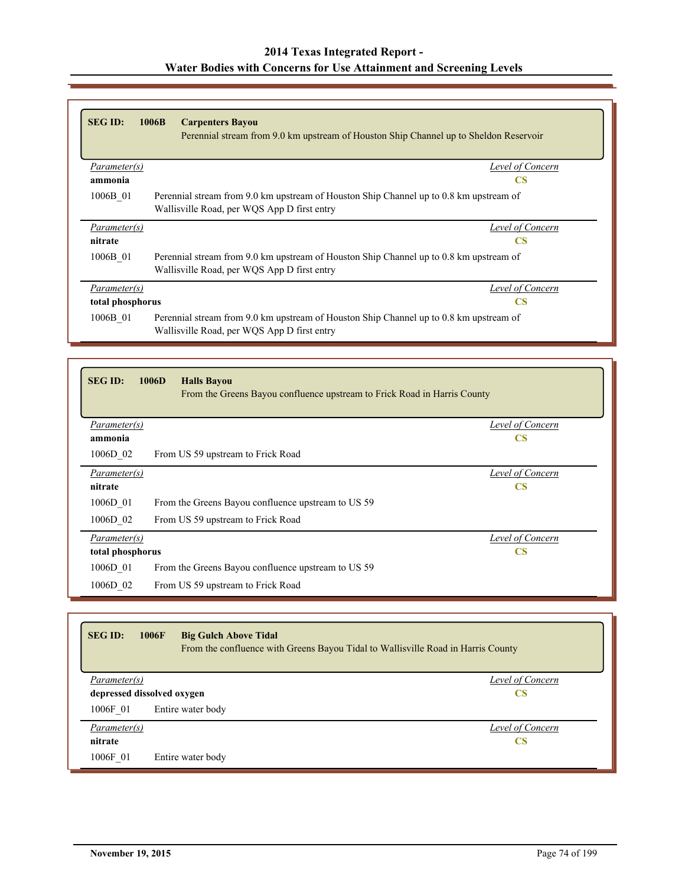## SEG ID: 1006B **Carpenters Bayou**

Perennial stream from 9.0 km upstream of Houston Ship Channel up to Sheldon Reservoir

| *Parameter(s)* | | *Level of Concern* |
|---|---|---|
| **ammonia** | | **CS** |
| 1006B_01 | Perennial stream from 9.0 km upstream of Houston Ship Channel up to 0.8 km upstream of Wallisville Road, per WQS App D first entry | |
| *Parameter(s)* | | *Level of Concern* |
| **nitrate** | | **CS** |
| 1006B_01 | Perennial stream from 9.0 km upstream of Houston Ship Channel up to 0.8 km upstream of Wallisville Road, per WQS App D first entry | |
| *Parameter(s)* | | *Level of Concern* |
| **total phosphorus** | | **CS** |
| 1006B_01 | Perennial stream from 9.0 km upstream of Houston Ship Channel up to 0.8 km upstream of Wallisville Road, per WQS App D first entry | |

## SEG ID: 1006D **Halls Bayou**

From the Greens Bayou confluence upstream to Frick Road in Harris County

| *Parameter(s)* | | *Level of Concern* |
|---|---|---|
| **ammonia** | | **CS** |
| 1006D_02 | From US 59 upstream to Frick Road | |
| *Parameter(s)* | | *Level of Concern* |
| **nitrate** | | **CS** |
| 1006D_01 | From the Greens Bayou confluence upstream to US 59 | |
| 1006D_02 | From US 59 upstream to Frick Road | |
| *Parameter(s)* | | *Level of Concern* |
| **total phosphorus** | | **CS** |
| 1006D_01 | From the Greens Bayou confluence upstream to US 59 | |
| 1006D_02 | From US 59 upstream to Frick Road | |

## SEG ID: 1006F **Big Gulch Above Tidal**

From the confluence with Greens Bayou Tidal to Wallisville Road in Harris County

| *Parameter(s)* | | *Level of Concern* |
|---|---|---|
| **depressed dissolved oxygen** | | **CS** |
| 1006F_01 | Entire water body | |
| *Parameter(s)* | | *Level of Concern* |
| **nitrate** | | **CS** |
| 1006F_01 | Entire water body | |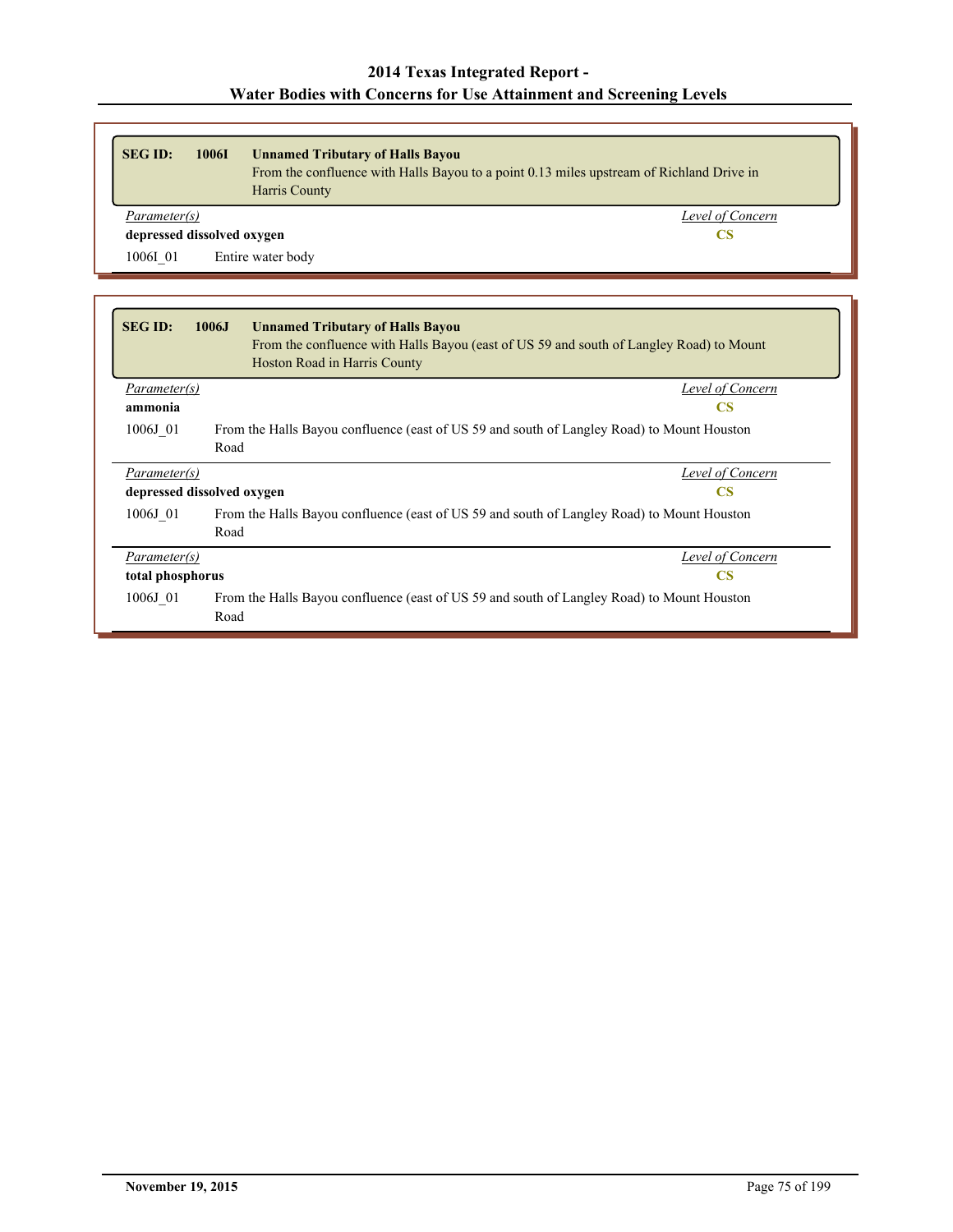**SEG ID: 1006I** **Unnamed Tributary of Halls Bayou**
From the confluence with Halls Bayou to a point 0.13 miles upstream of Richland Drive in Harris County

| *Parameter(s)* | | *Level of Concern* |
|---|---|---|
| **depressed dissolved oxygen** | | **CS** |
| 1006I_01 | Entire water body | |

**SEG ID: 1006J** **Unnamed Tributary of Halls Bayou**
From the confluence with Halls Bayou (east of US 59 and south of Langley Road) to Mount Hoston Road in Harris County

| *Parameter(s)* | | *Level of Concern* |
|---|---|---|
| **ammonia** | | **CS** |
| 1006J_01 | From the Halls Bayou confluence (east of US 59 and south of Langley Road) to Mount Houston Road | |
| *Parameter(s)* | | *Level of Concern* |
| **depressed dissolved oxygen** | | **CS** |
| 1006J_01 | From the Halls Bayou confluence (east of US 59 and south of Langley Road) to Mount Houston Road | |
| *Parameter(s)* | | *Level of Concern* |
| **total phosphorus** | | **CS** |
| 1006J_01 | From the Halls Bayou confluence (east of US 59 and south of Langley Road) to Mount Houston Road | |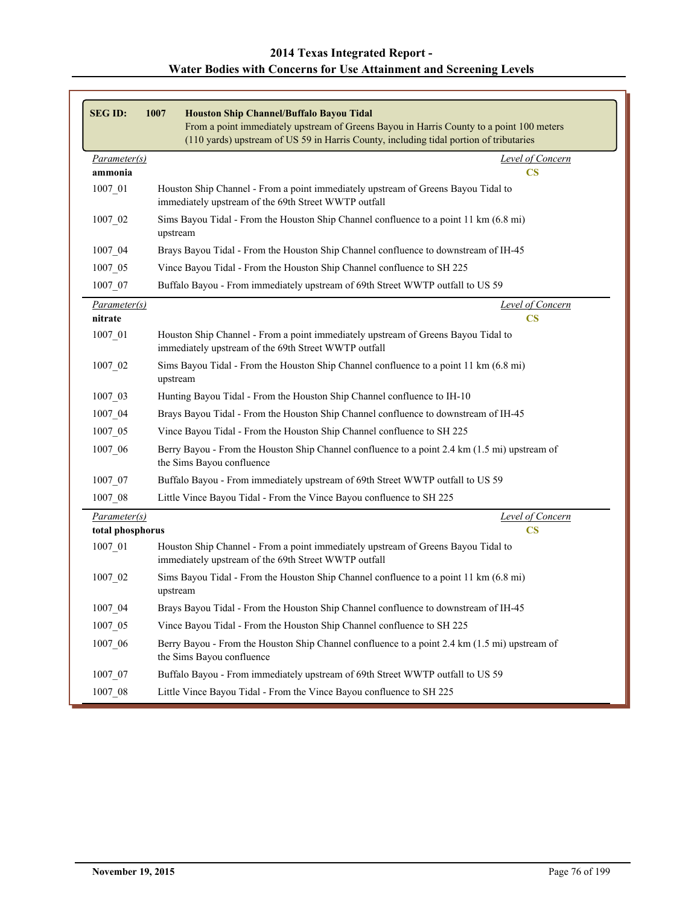## SEG ID: 1007 Houston Ship Channel/Buffalo Bayou Tidal

From a point immediately upstream of Greens Bayou in Harris County to a point 100 meters (110 yards) upstream of US 59 in Harris County, including tidal portion of tributaries

| *Parameter(s)* | | *Level of Concern* |
|---|---|---|
| **ammonia** | | **CS** |
| 1007_01 | Houston Ship Channel - From a point immediately upstream of Greens Bayou Tidal to immediately upstream of the 69th Street WWTP outfall | |
| 1007_02 | Sims Bayou Tidal - From the Houston Ship Channel confluence to a point 11 km (6.8 mi) upstream | |
| 1007_04 | Brays Bayou Tidal - From the Houston Ship Channel confluence to downstream of IH-45 | |
| 1007_05 | Vince Bayou Tidal - From the Houston Ship Channel confluence to SH 225 | |
| 1007_07 | Buffalo Bayou - From immediately upstream of 69th Street WWTP outfall to US 59 | |

| *Parameter(s)* | | *Level of Concern* |
|---|---|---|
| **nitrate** | | **CS** |
| 1007_01 | Houston Ship Channel - From a point immediately upstream of Greens Bayou Tidal to immediately upstream of the 69th Street WWTP outfall | |
| 1007_02 | Sims Bayou Tidal - From the Houston Ship Channel confluence to a point 11 km (6.8 mi) upstream | |
| 1007_03 | Hunting Bayou Tidal - From the Houston Ship Channel confluence to IH-10 | |
| 1007_04 | Brays Bayou Tidal - From the Houston Ship Channel confluence to downstream of IH-45 | |
| 1007_05 | Vince Bayou Tidal - From the Houston Ship Channel confluence to SH 225 | |
| 1007_06 | Berry Bayou - From the Houston Ship Channel confluence to a point 2.4 km (1.5 mi) upstream of the Sims Bayou confluence | |
| 1007_07 | Buffalo Bayou - From immediately upstream of 69th Street WWTP outfall to US 59 | |
| 1007_08 | Little Vince Bayou Tidal - From the Vince Bayou confluence to SH 225 | |

| *Parameter(s)* | | *Level of Concern* |
|---|---|---|
| **total phosphorus** | | **CS** |
| 1007_01 | Houston Ship Channel - From a point immediately upstream of Greens Bayou Tidal to immediately upstream of the 69th Street WWTP outfall | |
| 1007_02 | Sims Bayou Tidal - From the Houston Ship Channel confluence to a point 11 km (6.8 mi) upstream | |
| 1007_04 | Brays Bayou Tidal - From the Houston Ship Channel confluence to downstream of IH-45 | |
| 1007_05 | Vince Bayou Tidal - From the Houston Ship Channel confluence to SH 225 | |
| 1007_06 | Berry Bayou - From the Houston Ship Channel confluence to a point 2.4 km (1.5 mi) upstream of the Sims Bayou confluence | |
| 1007_07 | Buffalo Bayou - From immediately upstream of 69th Street WWTP outfall to US 59 | |
| 1007_08 | Little Vince Bayou Tidal - From the Vince Bayou confluence to SH 225 | |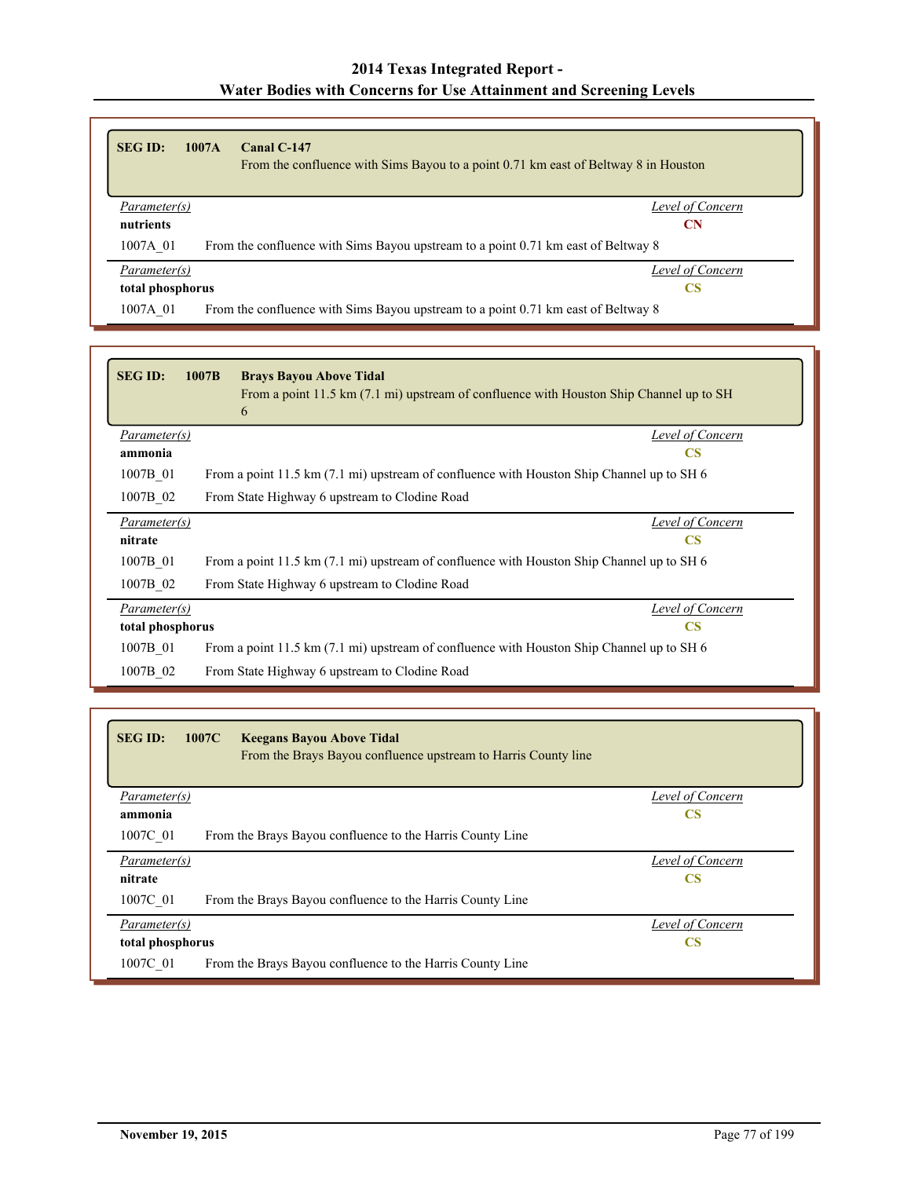**SEG ID: 1007A** **Canal C-147**
From the confluence with Sims Bayou to a point 0.71 km east of Beltway 8 in Houston

| *Parameter(s)* | | *Level of Concern* |
|---|---|---|
| **nutrients** | | **CN** |
| 1007A_01 | From the confluence with Sims Bayou upstream to a point 0.71 km east of Beltway 8 | |
| *Parameter(s)* | | *Level of Concern* |
| **total phosphorus** | | **CS** |
| 1007A_01 | From the confluence with Sims Bayou upstream to a point 0.71 km east of Beltway 8 | |

**SEG ID: 1007B** **Brays Bayou Above Tidal**
From a point 11.5 km (7.1 mi) upstream of confluence with Houston Ship Channel up to SH 6

| *Parameter(s)* | | *Level of Concern* |
|---|---|---|
| **ammonia** | | **CS** |
| 1007B_01 | From a point 11.5 km (7.1 mi) upstream of confluence with Houston Ship Channel up to SH 6 | |
| 1007B_02 | From State Highway 6 upstream to Clodine Road | |
| *Parameter(s)* | | *Level of Concern* |
| **nitrate** | | **CS** |
| 1007B_01 | From a point 11.5 km (7.1 mi) upstream of confluence with Houston Ship Channel up to SH 6 | |
| 1007B_02 | From State Highway 6 upstream to Clodine Road | |
| *Parameter(s)* | | *Level of Concern* |
| **total phosphorus** | | **CS** |
| 1007B_01 | From a point 11.5 km (7.1 mi) upstream of confluence with Houston Ship Channel up to SH 6 | |
| 1007B_02 | From State Highway 6 upstream to Clodine Road | |

**SEG ID: 1007C** **Keegans Bayou Above Tidal**
From the Brays Bayou confluence upstream to Harris County line

| *Parameter(s)* | | *Level of Concern* |
|---|---|---|
| **ammonia** | | **CS** |
| 1007C_01 | From the Brays Bayou confluence to the Harris County Line | |
| *Parameter(s)* | | *Level of Concern* |
| **nitrate** | | **CS** |
| 1007C_01 | From the Brays Bayou confluence to the Harris County Line | |
| *Parameter(s)* | | *Level of Concern* |
| **total phosphorus** | | **CS** |
| 1007C_01 | From the Brays Bayou confluence to the Harris County Line | |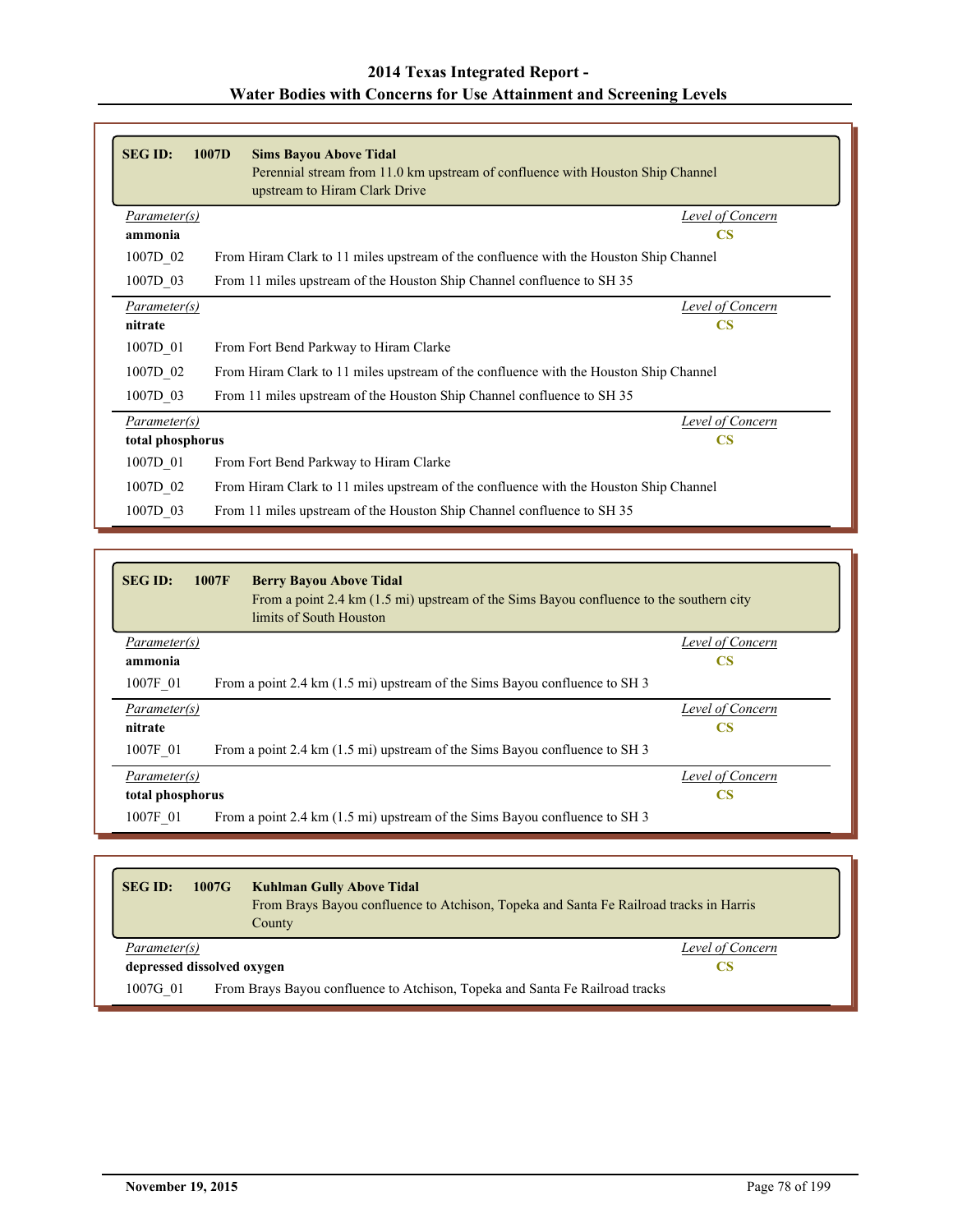**SEG ID: 1007D** **Sims Bayou Above Tidal**
Perennial stream from 11.0 km upstream of confluence with Houston Ship Channel upstream to Hiram Clark Drive

| *Parameter(s)* | | *Level of Concern* |
|---|---|---|
| **ammonia** | | **CS** |
| 1007D_02 | From Hiram Clark to 11 miles upstream of the confluence with the Houston Ship Channel | |
| 1007D_03 | From 11 miles upstream of the Houston Ship Channel confluence to SH 35 | |

| *Parameter(s)* | | *Level of Concern* |
|---|---|---|
| **nitrate** | | **CS** |
| 1007D_01 | From Fort Bend Parkway to Hiram Clarke | |
| 1007D_02 | From Hiram Clark to 11 miles upstream of the confluence with the Houston Ship Channel | |
| 1007D_03 | From 11 miles upstream of the Houston Ship Channel confluence to SH 35 | |

| *Parameter(s)* | | *Level of Concern* |
|---|---|---|
| **total phosphorus** | | **CS** |
| 1007D_01 | From Fort Bend Parkway to Hiram Clarke | |
| 1007D_02 | From Hiram Clark to 11 miles upstream of the confluence with the Houston Ship Channel | |
| 1007D_03 | From 11 miles upstream of the Houston Ship Channel confluence to SH 35 | |

**SEG ID: 1007F** **Berry Bayou Above Tidal**
From a point 2.4 km (1.5 mi) upstream of the Sims Bayou confluence to the southern city limits of South Houston

| *Parameter(s)* | | *Level of Concern* |
|---|---|---|
| **ammonia** | | **CS** |
| 1007F_01 | From a point 2.4 km (1.5 mi) upstream of the Sims Bayou confluence to SH 3 | |

| *Parameter(s)* | | *Level of Concern* |
|---|---|---|
| **nitrate** | | **CS** |
| 1007F_01 | From a point 2.4 km (1.5 mi) upstream of the Sims Bayou confluence to SH 3 | |

| *Parameter(s)* | | *Level of Concern* |
|---|---|---|
| **total phosphorus** | | **CS** |
| 1007F_01 | From a point 2.4 km (1.5 mi) upstream of the Sims Bayou confluence to SH 3 | |

**SEG ID: 1007G** **Kuhlman Gully Above Tidal**
From Brays Bayou confluence to Atchison, Topeka and Santa Fe Railroad tracks in Harris County

| *Parameter(s)* | | *Level of Concern* |
|---|---|---|
| **depressed dissolved oxygen** | | **CS** |
| 1007G_01 | From Brays Bayou confluence to Atchison, Topeka and Santa Fe Railroad tracks | |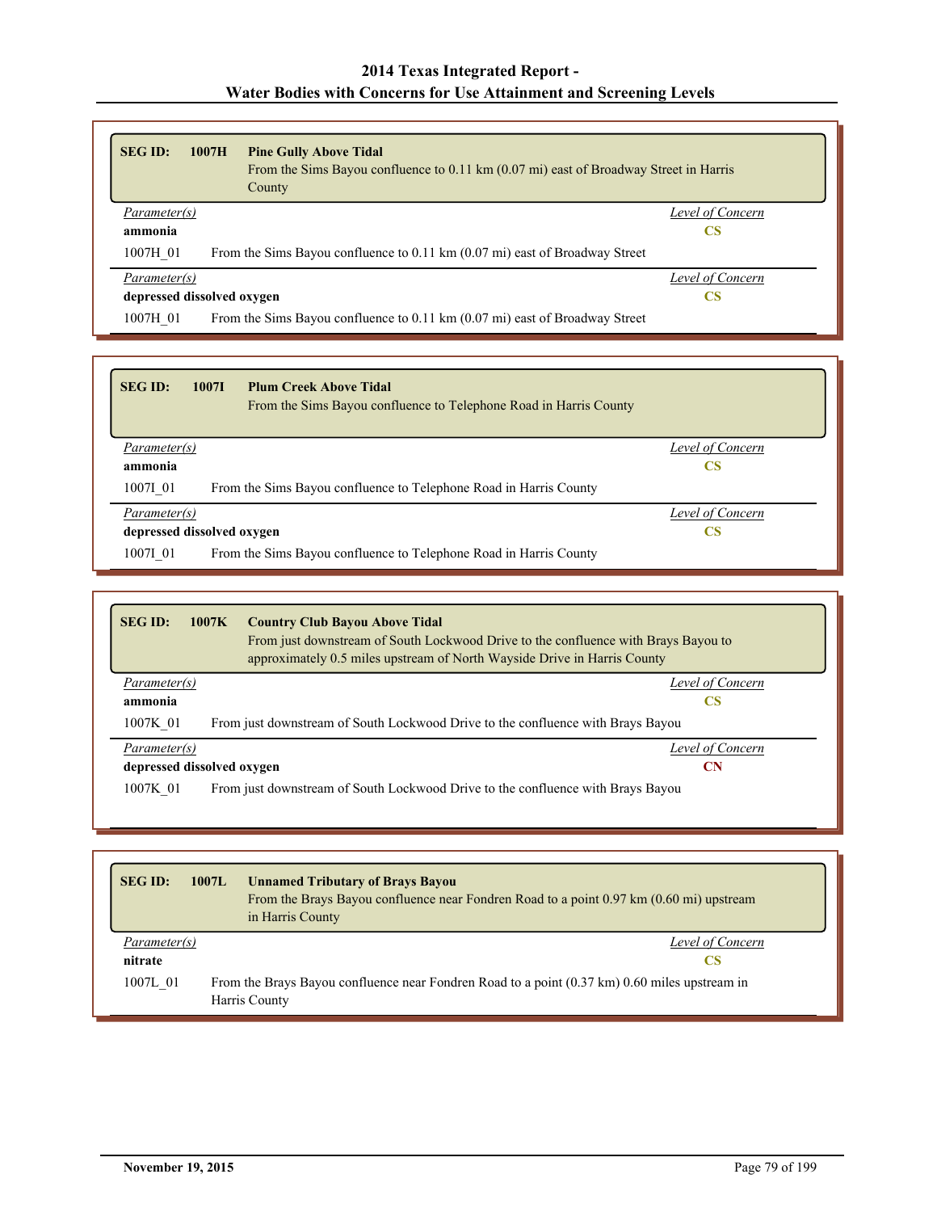**SEG ID: 1007H** **Pine Gully Above Tidal**
From the Sims Bayou confluence to 0.11 km (0.07 mi) east of Broadway Street in Harris County

| *Parameter(s)* | | *Level of Concern* |
|---|---|---|
| **ammonia** | | **CS** |
| 1007H_01 | From the Sims Bayou confluence to 0.11 km (0.07 mi) east of Broadway Street | |

| *Parameter(s)* | | *Level of Concern* |
|---|---|---|
| **depressed dissolved oxygen** | | **CS** |
| 1007H_01 | From the Sims Bayou confluence to 0.11 km (0.07 mi) east of Broadway Street | |

**SEG ID: 1007I** **Plum Creek Above Tidal**
From the Sims Bayou confluence to Telephone Road in Harris County

| *Parameter(s)* | | *Level of Concern* |
|---|---|---|
| **ammonia** | | **CS** |
| 1007I_01 | From the Sims Bayou confluence to Telephone Road in Harris County | |

| *Parameter(s)* | | *Level of Concern* |
|---|---|---|
| **depressed dissolved oxygen** | | **CS** |
| 1007I_01 | From the Sims Bayou confluence to Telephone Road in Harris County | |

**SEG ID: 1007K** **Country Club Bayou Above Tidal**
From just downstream of South Lockwood Drive to the confluence with Brays Bayou to approximately 0.5 miles upstream of North Wayside Drive in Harris County

| *Parameter(s)* | | *Level of Concern* |
|---|---|---|
| **ammonia** | | **CS** |
| 1007K_01 | From just downstream of South Lockwood Drive to the confluence with Brays Bayou | |

| *Parameter(s)* | | *Level of Concern* |
|---|---|---|
| **depressed dissolved oxygen** | | **CN** |
| 1007K_01 | From just downstream of South Lockwood Drive to the confluence with Brays Bayou | |

**SEG ID: 1007L** **Unnamed Tributary of Brays Bayou**
From the Brays Bayou confluence near Fondren Road to a point 0.97 km (0.60 mi) upstream in Harris County

| *Parameter(s)* | | *Level of Concern* |
|---|---|---|
| **nitrate** | | **CS** |
| 1007L_01 | From the Brays Bayou confluence near Fondren Road to a point (0.37 km) 0.60 miles upstream in Harris County | |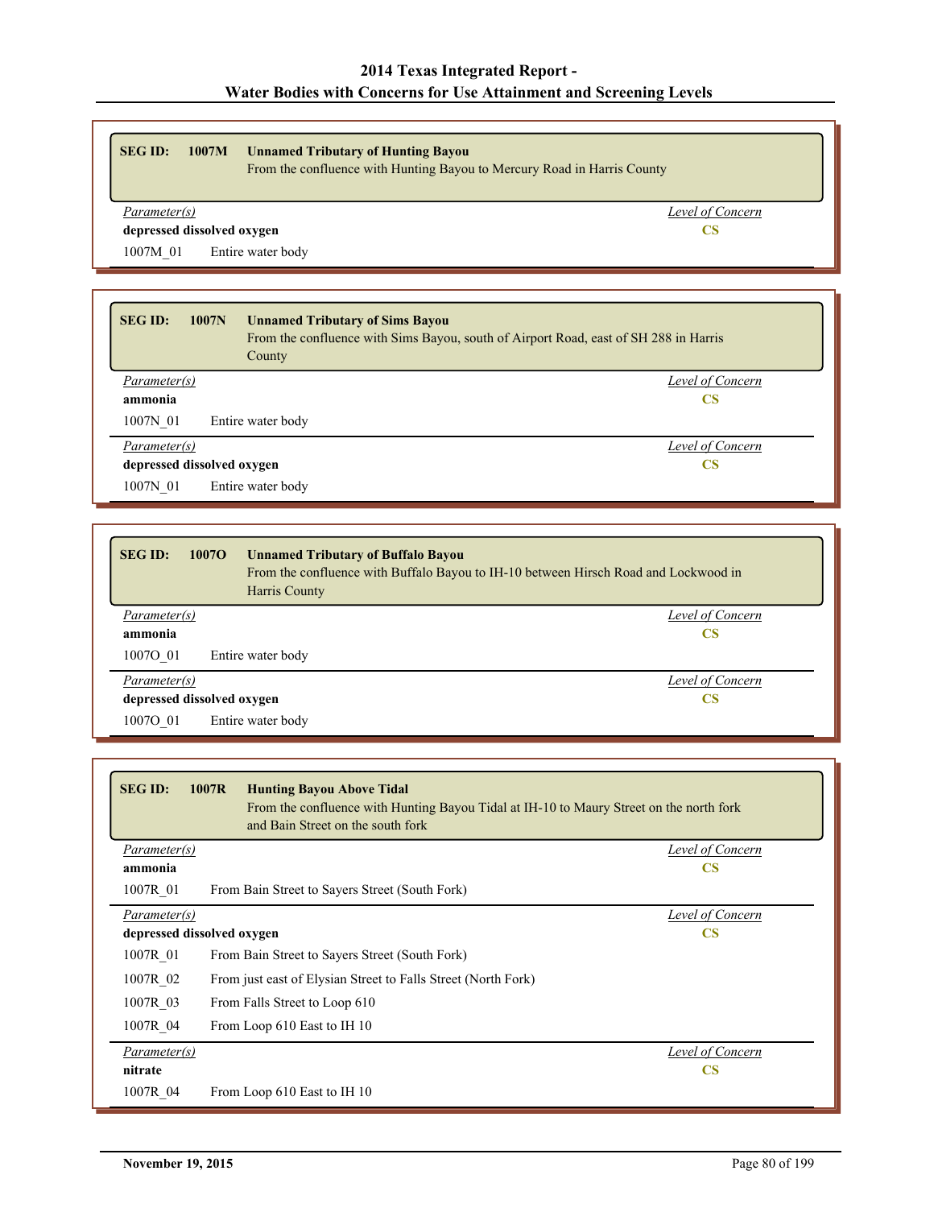# 2014 Texas Integrated Report - Water Bodies with Concerns for Use Attainment and Screening Levels

**SEG ID: 1007M** **Unnamed Tributary of Hunting Bayou**
From the confluence with Hunting Bayou to Mercury Road in Harris County

| *Parameter(s)* | | *Level of Concern* |
|---|---|---|
| **depressed dissolved oxygen** | | **CS** |
| 1007M_01 | Entire water body | |

**SEG ID: 1007N** **Unnamed Tributary of Sims Bayou**
From the confluence with Sims Bayou, south of Airport Road, east of SH 288 in Harris County

| *Parameter(s)* | | *Level of Concern* |
|---|---|---|
| **ammonia** | | **CS** |
| 1007N_01 | Entire water body | |
| *Parameter(s)* | | *Level of Concern* |
| **depressed dissolved oxygen** | | **CS** |
| 1007N_01 | Entire water body | |

**SEG ID: 1007O** **Unnamed Tributary of Buffalo Bayou**
From the confluence with Buffalo Bayou to IH-10 between Hirsch Road and Lockwood in Harris County

| *Parameter(s)* | | *Level of Concern* |
|---|---|---|
| **ammonia** | | **CS** |
| 1007O_01 | Entire water body | |
| *Parameter(s)* | | *Level of Concern* |
| **depressed dissolved oxygen** | | **CS** |
| 1007O_01 | Entire water body | |

**SEG ID: 1007R** **Hunting Bayou Above Tidal**
From the confluence with Hunting Bayou Tidal at IH-10 to Maury Street on the north fork and Bain Street on the south fork

| *Parameter(s)* | | *Level of Concern* |
|---|---|---|
| **ammonia** | | **CS** |
| 1007R_01 | From Bain Street to Sayers Street (South Fork) | |
| *Parameter(s)* | | *Level of Concern* |
| **depressed dissolved oxygen** | | **CS** |
| 1007R_01 | From Bain Street to Sayers Street (South Fork) | |
| 1007R_02 | From just east of Elysian Street to Falls Street (North Fork) | |
| 1007R_03 | From Falls Street to Loop 610 | |
| 1007R_04 | From Loop 610 East to IH 10 | |
| *Parameter(s)* | | *Level of Concern* |
| **nitrate** | | **CS** |
| 1007R_04 | From Loop 610 East to IH 10 | |

November 19, 2015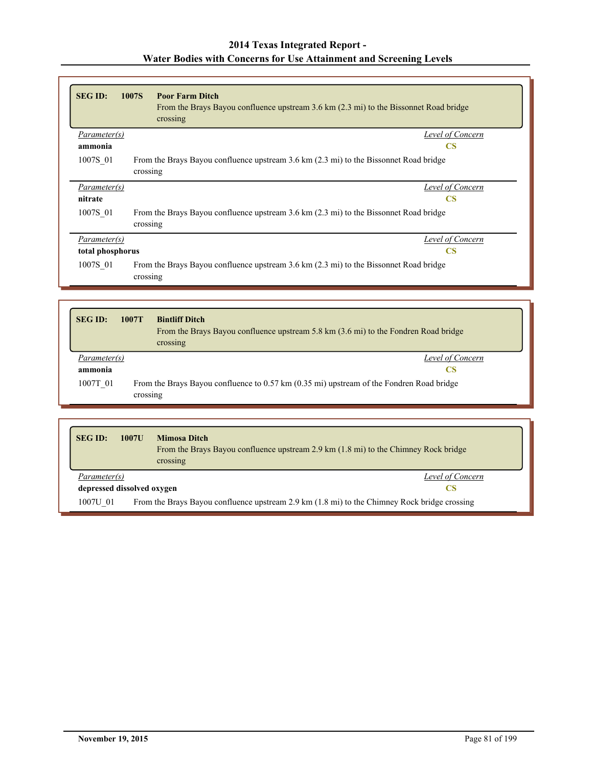**SEG ID: 1007S Poor Farm Ditch**
From the Brays Bayou confluence upstream 3.6 km (2.3 mi) to the Bissonnet Road bridge crossing

| *Parameter(s)* | | *Level of Concern* |
|---|---|---|
| **ammonia** | | **CS** |
| 1007S_01 | From the Brays Bayou confluence upstream 3.6 km (2.3 mi) to the Bissonnet Road bridge crossing | |
| *Parameter(s)* | | *Level of Concern* |
| **nitrate** | | **CS** |
| 1007S_01 | From the Brays Bayou confluence upstream 3.6 km (2.3 mi) to the Bissonnet Road bridge crossing | |
| *Parameter(s)* | | *Level of Concern* |
| **total phosphorus** | | **CS** |
| 1007S_01 | From the Brays Bayou confluence upstream 3.6 km (2.3 mi) to the Bissonnet Road bridge crossing | |

**SEG ID: 1007T Bintliff Ditch**
From the Brays Bayou confluence upstream 5.8 km (3.6 mi) to the Fondren Road bridge crossing

| *Parameter(s)* | | *Level of Concern* |
|---|---|---|
| **ammonia** | | **CS** |
| 1007T_01 | From the Brays Bayou confluence to 0.57 km (0.35 mi) upstream of the Fondren Road bridge crossing | |

**SEG ID: 1007U Mimosa Ditch**
From the Brays Bayou confluence upstream 2.9 km (1.8 mi) to the Chimney Rock bridge crossing

| *Parameter(s)* | | *Level of Concern* |
|---|---|---|
| **depressed dissolved oxygen** | | **CS** |
| 1007U_01 | From the Brays Bayou confluence upstream 2.9 km (1.8 mi) to the Chimney Rock bridge crossing | |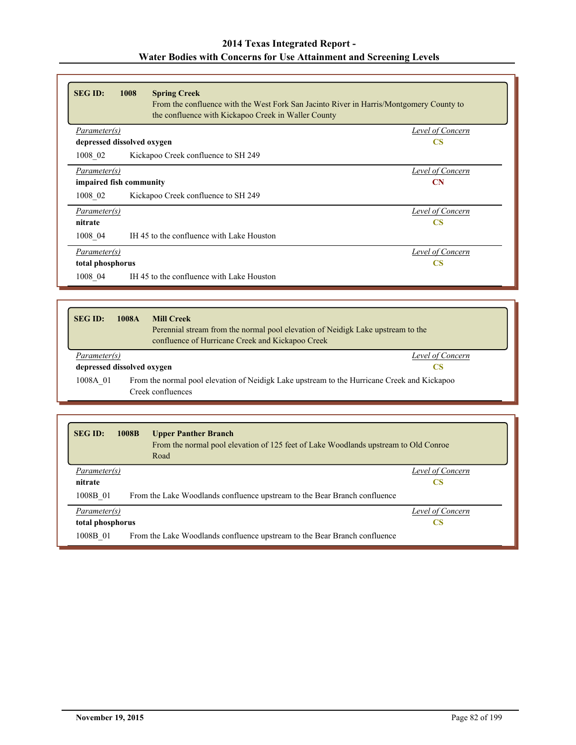**SEG ID: 1008** **Spring Creek**
From the confluence with the West Fork San Jacinto River in Harris/Montgomery County to the confluence with Kickapoo Creek in Waller County

| *Parameter(s)* | | *Level of Concern* |
|---|---|---|
| **depressed dissolved oxygen** | | **CS** |
| 1008_02 | Kickapoo Creek confluence to SH 249 | |

| *Parameter(s)* | | *Level of Concern* |
|---|---|---|
| **impaired fish community** | | **CN** |
| 1008_02 | Kickapoo Creek confluence to SH 249 | |

| *Parameter(s)* | | *Level of Concern* |
|---|---|---|
| **nitrate** | | **CS** |
| 1008_04 | IH 45 to the confluence with Lake Houston | |

| *Parameter(s)* | | *Level of Concern* |
|---|---|---|
| **total phosphorus** | | **CS** |
| 1008_04 | IH 45 to the confluence with Lake Houston | |

**SEG ID: 1008A** **Mill Creek**
Perennial stream from the normal pool elevation of Neidigk Lake upstream to the confluence of Hurricane Creek and Kickapoo Creek

| *Parameter(s)* | | *Level of Concern* |
|---|---|---|
| **depressed dissolved oxygen** | | **CS** |
| 1008A_01 | From the normal pool elevation of Neidigk Lake upstream to the Hurricane Creek and Kickapoo Creek confluences | |

**SEG ID: 1008B** **Upper Panther Branch**
From the normal pool elevation of 125 feet of Lake Woodlands upstream to Old Conroe Road

| *Parameter(s)* | | *Level of Concern* |
|---|---|---|
| **nitrate** | | **CS** |
| 1008B_01 | From the Lake Woodlands confluence upstream to the Bear Branch confluence | |

| *Parameter(s)* | | *Level of Concern* |
|---|---|---|
| **total phosphorus** | | **CS** |
| 1008B_01 | From the Lake Woodlands confluence upstream to the Bear Branch confluence | |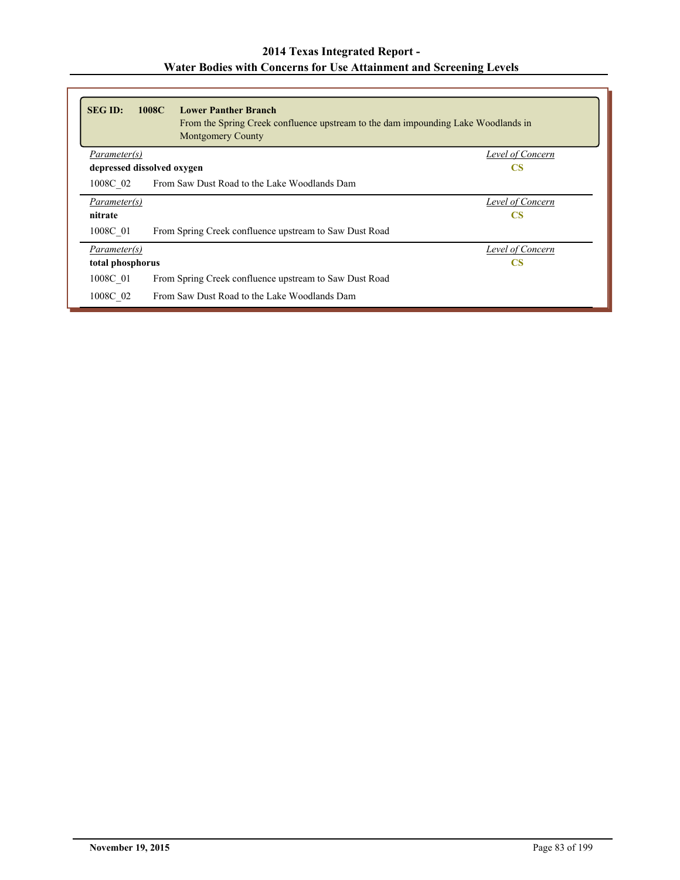**SEG ID: 1008C Lower Panther Branch**
From the Spring Creek confluence upstream to the dam impounding Lake Woodlands in Montgomery County

| *Parameter(s)* | | *Level of Concern* |
|---|---|---|
| **depressed dissolved oxygen** | | **CS** |
| 1008C_02 | From Saw Dust Road to the Lake Woodlands Dam | |

| *Parameter(s)* | | *Level of Concern* |
|---|---|---|
| **nitrate** | | **CS** |
| 1008C_01 | From Spring Creek confluence upstream to Saw Dust Road | |

| *Parameter(s)* | | *Level of Concern* |
|---|---|---|
| **total phosphorus** | | **CS** |
| 1008C_01 | From Spring Creek confluence upstream to Saw Dust Road | |
| 1008C_02 | From Saw Dust Road to the Lake Woodlands Dam | |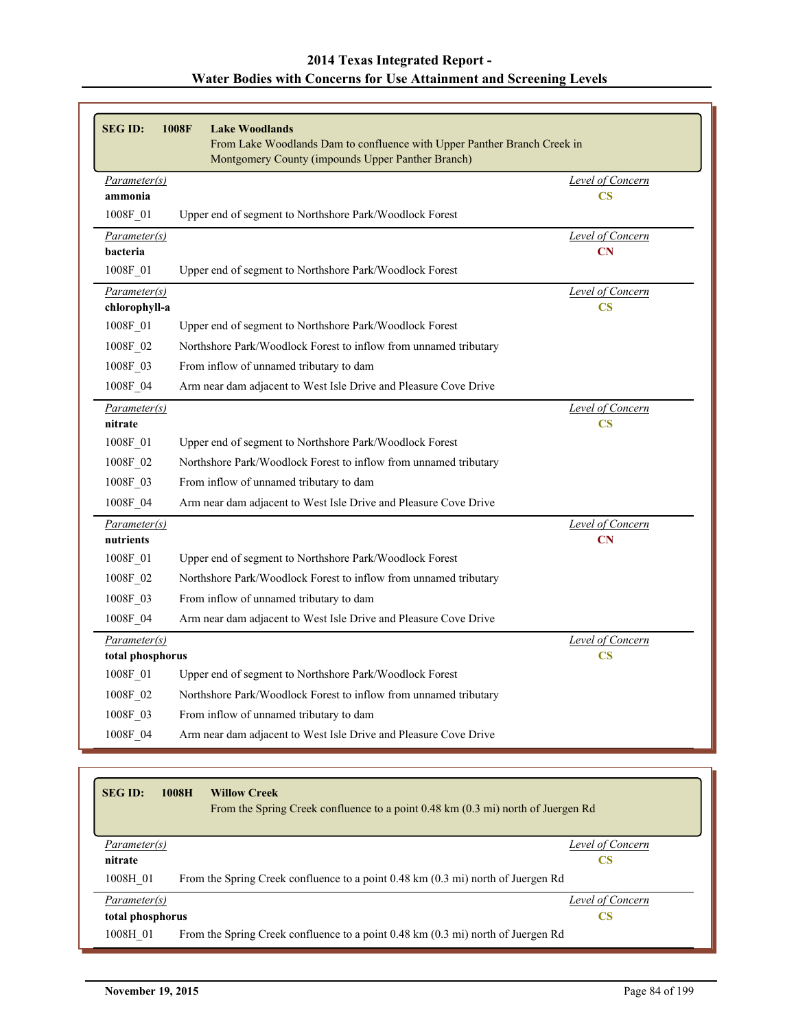**SEG ID: 1008F Lake Woodlands**
From Lake Woodlands Dam to confluence with Upper Panther Branch Creek in Montgomery County (impounds Upper Panther Branch)

| *Parameter(s)* | | *Level of Concern* |
|---|---|---|
| **ammonia** | | **CS** |
| 1008F_01 | Upper end of segment to Northshore Park/Woodlock Forest | |

| *Parameter(s)* | | *Level of Concern* |
|---|---|---|
| **bacteria** | | **CN** |
| 1008F_01 | Upper end of segment to Northshore Park/Woodlock Forest | |

| *Parameter(s)* | | *Level of Concern* |
|---|---|---|
| **chlorophyll-a** | | **CS** |
| 1008F_01 | Upper end of segment to Northshore Park/Woodlock Forest | |
| 1008F_02 | Northshore Park/Woodlock Forest to inflow from unnamed tributary | |
| 1008F_03 | From inflow of unnamed tributary to dam | |
| 1008F_04 | Arm near dam adjacent to West Isle Drive and Pleasure Cove Drive | |

| *Parameter(s)* | | *Level of Concern* |
|---|---|---|
| **nitrate** | | **CS** |
| 1008F_01 | Upper end of segment to Northshore Park/Woodlock Forest | |
| 1008F_02 | Northshore Park/Woodlock Forest to inflow from unnamed tributary | |
| 1008F_03 | From inflow of unnamed tributary to dam | |
| 1008F_04 | Arm near dam adjacent to West Isle Drive and Pleasure Cove Drive | |

| *Parameter(s)* | | *Level of Concern* |
|---|---|---|
| **nutrients** | | **CN** |
| 1008F_01 | Upper end of segment to Northshore Park/Woodlock Forest | |
| 1008F_02 | Northshore Park/Woodlock Forest to inflow from unnamed tributary | |
| 1008F_03 | From inflow of unnamed tributary to dam | |
| 1008F_04 | Arm near dam adjacent to West Isle Drive and Pleasure Cove Drive | |

| *Parameter(s)* | | *Level of Concern* |
|---|---|---|
| **total phosphorus** | | **CS** |
| 1008F_01 | Upper end of segment to Northshore Park/Woodlock Forest | |
| 1008F_02 | Northshore Park/Woodlock Forest to inflow from unnamed tributary | |
| 1008F_03 | From inflow of unnamed tributary to dam | |
| 1008F_04 | Arm near dam adjacent to West Isle Drive and Pleasure Cove Drive | |

**SEG ID: 1008H Willow Creek**
From the Spring Creek confluence to a point 0.48 km (0.3 mi) north of Juergen Rd

| *Parameter(s)* | | *Level of Concern* |
|---|---|---|
| **nitrate** | | **CS** |
| 1008H_01 | From the Spring Creek confluence to a point 0.48 km (0.3 mi) north of Juergen Rd | |

| *Parameter(s)* | | *Level of Concern* |
|---|---|---|
| **total phosphorus** | | **CS** |
| 1008H_01 | From the Spring Creek confluence to a point 0.48 km (0.3 mi) north of Juergen Rd | |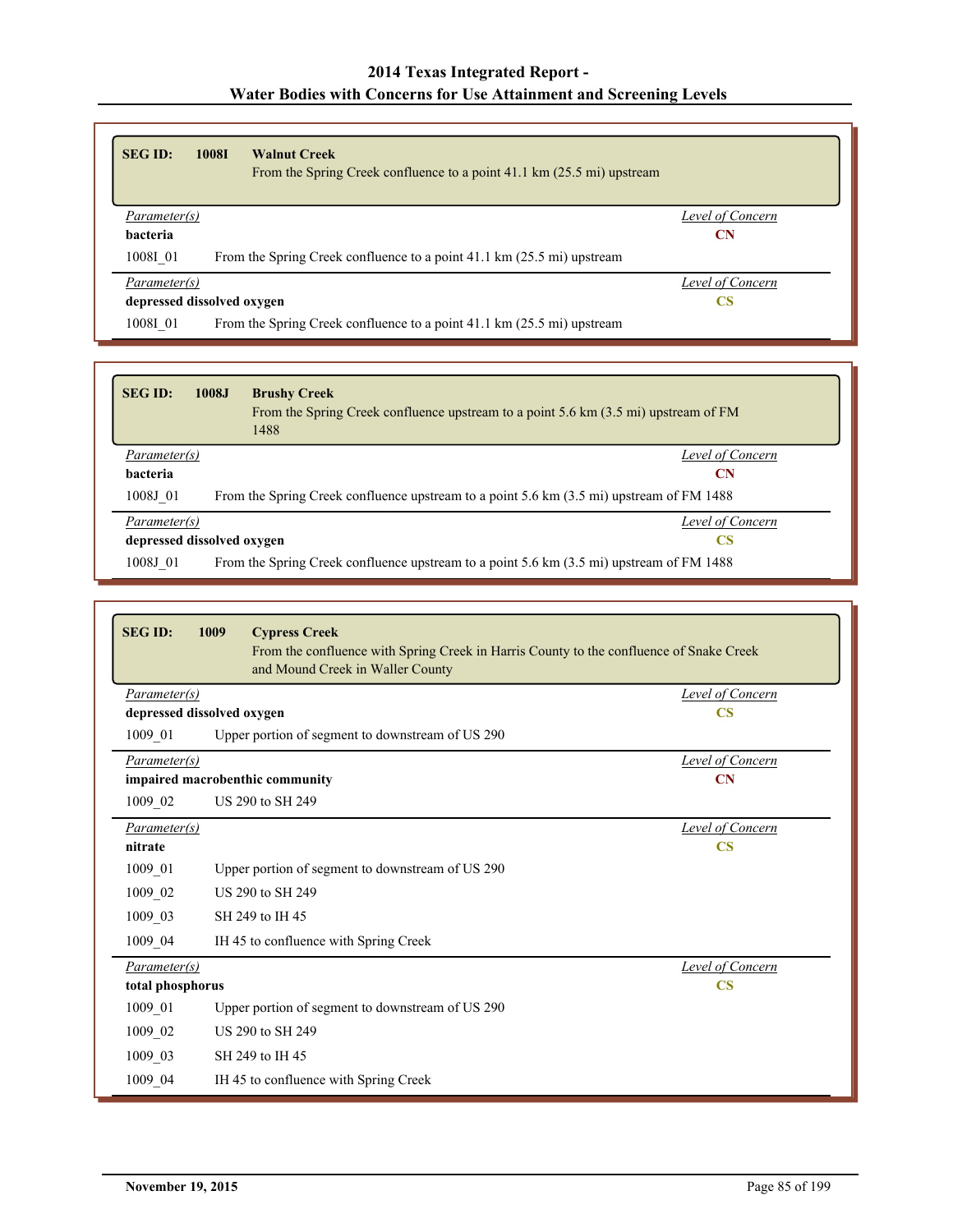**SEG ID: 1008I** **Walnut Creek**
From the Spring Creek confluence to a point 41.1 km (25.5 mi) upstream

| *Parameter(s)* | | *Level of Concern* |
|---|---|---|
| **bacteria** | | **CN** |
| 1008I_01 | From the Spring Creek confluence to a point 41.1 km (25.5 mi) upstream | |

| *Parameter(s)* | | *Level of Concern* |
|---|---|---|
| **depressed dissolved oxygen** | | **CS** |
| 1008I_01 | From the Spring Creek confluence to a point 41.1 km (25.5 mi) upstream | |

**SEG ID: 1008J** **Brushy Creek**
From the Spring Creek confluence upstream to a point 5.6 km (3.5 mi) upstream of FM 1488

| *Parameter(s)* | | *Level of Concern* |
|---|---|---|
| **bacteria** | | **CN** |
| 1008J_01 | From the Spring Creek confluence upstream to a point 5.6 km (3.5 mi) upstream of FM 1488 | |

| *Parameter(s)* | | *Level of Concern* |
|---|---|---|
| **depressed dissolved oxygen** | | **CS** |
| 1008J_01 | From the Spring Creek confluence upstream to a point 5.6 km (3.5 mi) upstream of FM 1488 | |

**SEG ID: 1009** **Cypress Creek**
From the confluence with Spring Creek in Harris County to the confluence of Snake Creek and Mound Creek in Waller County

| *Parameter(s)* | | *Level of Concern* |
|---|---|---|
| **depressed dissolved oxygen** | | **CS** |
| 1009_01 | Upper portion of segment to downstream of US 290 | |

| *Parameter(s)* | | *Level of Concern* |
|---|---|---|
| **impaired macrobenthic community** | | **CN** |
| 1009_02 | US 290 to SH 249 | |

| *Parameter(s)* | | *Level of Concern* |
|---|---|---|
| **nitrate** | | **CS** |
| 1009_01 | Upper portion of segment to downstream of US 290 | |
| 1009_02 | US 290 to SH 249 | |
| 1009_03 | SH 249 to IH 45 | |
| 1009_04 | IH 45 to confluence with Spring Creek | |

| *Parameter(s)* | | *Level of Concern* |
|---|---|---|
| **total phosphorus** | | **CS** |
| 1009_01 | Upper portion of segment to downstream of US 290 | |
| 1009_02 | US 290 to SH 249 | |
| 1009_03 | SH 249 to IH 45 | |
| 1009_04 | IH 45 to confluence with Spring Creek | |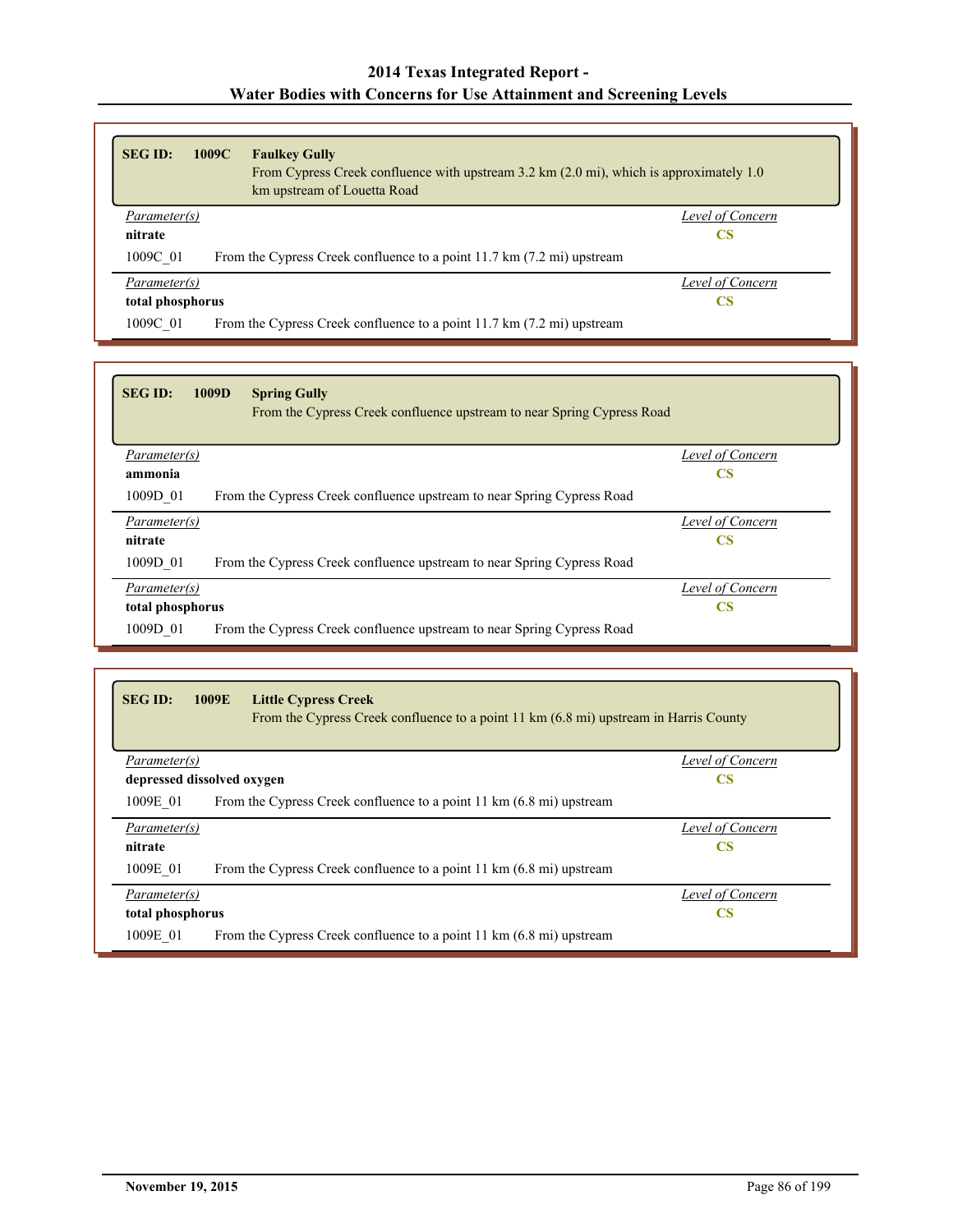**SEG ID: 1009C** **Faulkey Gully**
From Cypress Creek confluence with upstream 3.2 km (2.0 mi), which is approximately 1.0 km upstream of Louetta Road

| *Parameter(s)* | | *Level of Concern* |
|---|---|---|
| **nitrate** | | **CS** |
| 1009C_01 | From the Cypress Creek confluence to a point 11.7 km (7.2 mi) upstream | |

| *Parameter(s)* | | *Level of Concern* |
|---|---|---|
| **total phosphorus** | | **CS** |
| 1009C_01 | From the Cypress Creek confluence to a point 11.7 km (7.2 mi) upstream | |

**SEG ID: 1009D** **Spring Gully**
From the Cypress Creek confluence upstream to near Spring Cypress Road

| *Parameter(s)* | | *Level of Concern* |
|---|---|---|
| **ammonia** | | **CS** |
| 1009D_01 | From the Cypress Creek confluence upstream to near Spring Cypress Road | |

| *Parameter(s)* | | *Level of Concern* |
|---|---|---|
| **nitrate** | | **CS** |
| 1009D_01 | From the Cypress Creek confluence upstream to near Spring Cypress Road | |

| *Parameter(s)* | | *Level of Concern* |
|---|---|---|
| **total phosphorus** | | **CS** |
| 1009D_01 | From the Cypress Creek confluence upstream to near Spring Cypress Road | |

**SEG ID: 1009E** **Little Cypress Creek**
From the Cypress Creek confluence to a point 11 km (6.8 mi) upstream in Harris County

| *Parameter(s)* | | *Level of Concern* |
|---|---|---|
| **depressed dissolved oxygen** | | **CS** |
| 1009E_01 | From the Cypress Creek confluence to a point 11 km (6.8 mi) upstream | |

| *Parameter(s)* | | *Level of Concern* |
|---|---|---|
| **nitrate** | | **CS** |
| 1009E_01 | From the Cypress Creek confluence to a point 11 km (6.8 mi) upstream | |

| *Parameter(s)* | | *Level of Concern* |
|---|---|---|
| **total phosphorus** | | **CS** |
| 1009E_01 | From the Cypress Creek confluence to a point 11 km (6.8 mi) upstream | |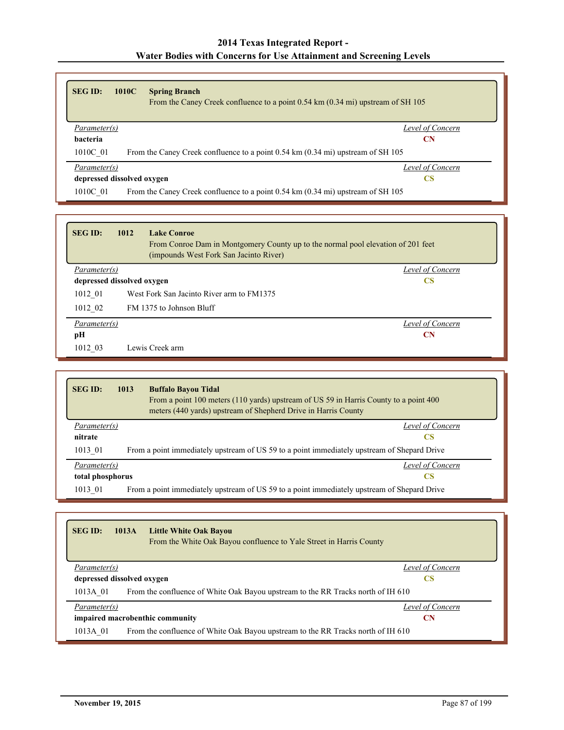## SEG ID: 1010C Spring Branch

From the Caney Creek confluence to a point 0.54 km (0.34 mi) upstream of SH 105

| *Parameter(s)* | | *Level of Concern* |
|---|---|---|
| **bacteria** | | **CN** |
| 1010C_01 | From the Caney Creek confluence to a point 0.54 km (0.34 mi) upstream of SH 105 | |
| **depressed dissolved oxygen** | | **CS** |
| 1010C_01 | From the Caney Creek confluence to a point 0.54 km (0.34 mi) upstream of SH 105 | |

## SEG ID: 1012 Lake Conroe

From Conroe Dam in Montgomery County up to the normal pool elevation of 201 feet (impounds West Fork San Jacinto River)

| *Parameter(s)* | | *Level of Concern* |
|---|---|---|
| **depressed dissolved oxygen** | | **CS** |
| 1012_01 | West Fork San Jacinto River arm to FM1375 | |
| 1012_02 | FM 1375 to Johnson Bluff | |
| **pH** | | **CN** |
| 1012_03 | Lewis Creek arm | |

## SEG ID: 1013 Buffalo Bayou Tidal

From a point 100 meters (110 yards) upstream of US 59 in Harris County to a point 400 meters (440 yards) upstream of Shepherd Drive in Harris County

| *Parameter(s)* | | *Level of Concern* |
|---|---|---|
| **nitrate** | | **CS** |
| 1013_01 | From a point immediately upstream of US 59 to a point immediately upstream of Shepard Drive | |
| **total phosphorus** | | **CS** |
| 1013_01 | From a point immediately upstream of US 59 to a point immediately upstream of Shepard Drive | |

## SEG ID: 1013A Little White Oak Bayou

From the White Oak Bayou confluence to Yale Street in Harris County

| *Parameter(s)* | | *Level of Concern* |
|---|---|---|
| **depressed dissolved oxygen** | | **CS** |
| 1013A_01 | From the confluence of White Oak Bayou upstream to the RR Tracks north of IH 610 | |
| **impaired macrobenthic community** | | **CN** |
| 1013A_01 | From the confluence of White Oak Bayou upstream to the RR Tracks north of IH 610 | |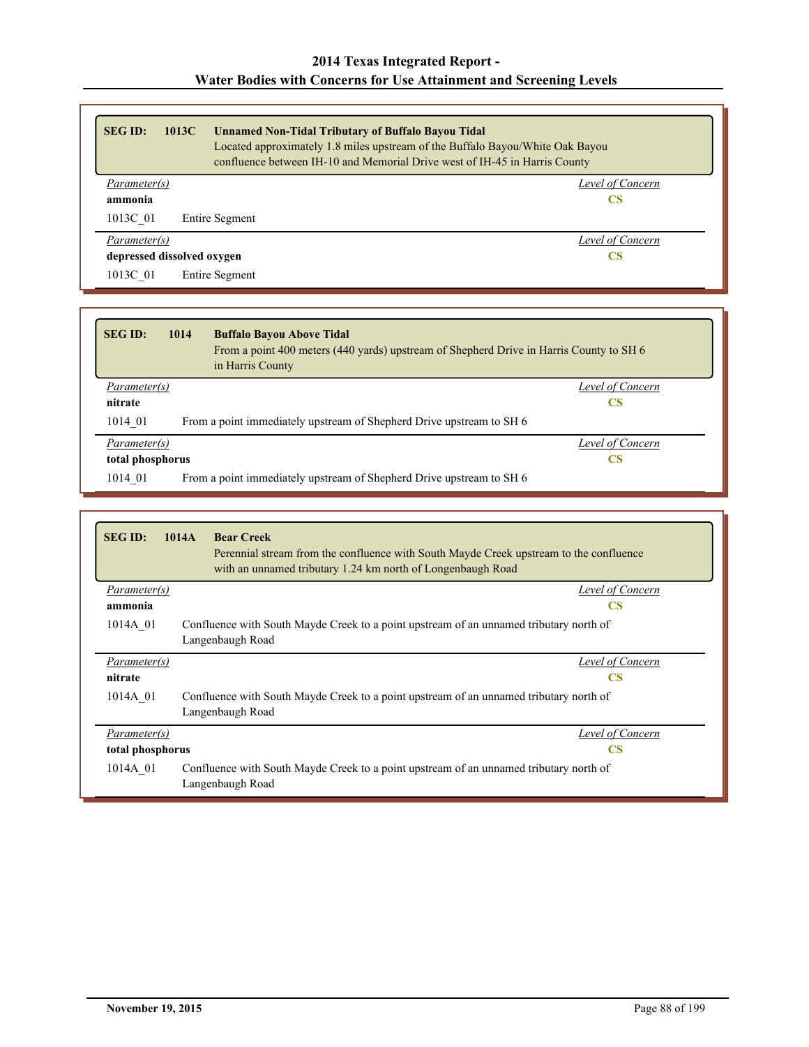| SEG ID: | 1013C | Unnamed Non-Tidal Tributary of Buffalo Bayou Tidal<br>Located approximately 1.8 miles upstream of the Buffalo Bayou/White Oak Bayou confluence between IH-10 and Memorial Drive west of IH-45 in Harris County |
|---|---|---|

| *Parameter(s)* | | *Level of Concern* |
|---|---|---|
| **ammonia** | | **CS** |
| 1013C_01 | Entire Segment | |
| *Parameter(s)* | | *Level of Concern* |
| **depressed dissolved oxygen** | | **CS** |
| 1013C_01 | Entire Segment | |

| SEG ID: | 1014 | Buffalo Bayou Above Tidal<br>From a point 400 meters (440 yards) upstream of Shepherd Drive in Harris County to SH 6 in Harris County |
|---|---|---|

| *Parameter(s)* | | *Level of Concern* |
|---|---|---|
| **nitrate** | | **CS** |
| 1014_01 | From a point immediately upstream of Shepherd Drive upstream to SH 6 | |
| *Parameter(s)* | | *Level of Concern* |
| **total phosphorus** | | **CS** |
| 1014_01 | From a point immediately upstream of Shepherd Drive upstream to SH 6 | |

| SEG ID: | 1014A | Bear Creek<br>Perennial stream from the confluence with South Mayde Creek upstream to the confluence with an unnamed tributary 1.24 km north of Longenbaugh Road |
|---|---|---|

| *Parameter(s)* | | *Level of Concern* |
|---|---|---|
| **ammonia** | | **CS** |
| 1014A_01 | Confluence with South Mayde Creek to a point upstream of an unnamed tributary north of Langenbaugh Road | |
| *Parameter(s)* | | *Level of Concern* |
| **nitrate** | | **CS** |
| 1014A_01 | Confluence with South Mayde Creek to a point upstream of an unnamed tributary north of Langenbaugh Road | |
| *Parameter(s)* | | *Level of Concern* |
| **total phosphorus** | | **CS** |
| 1014A_01 | Confluence with South Mayde Creek to a point upstream of an unnamed tributary north of Langenbaugh Road | |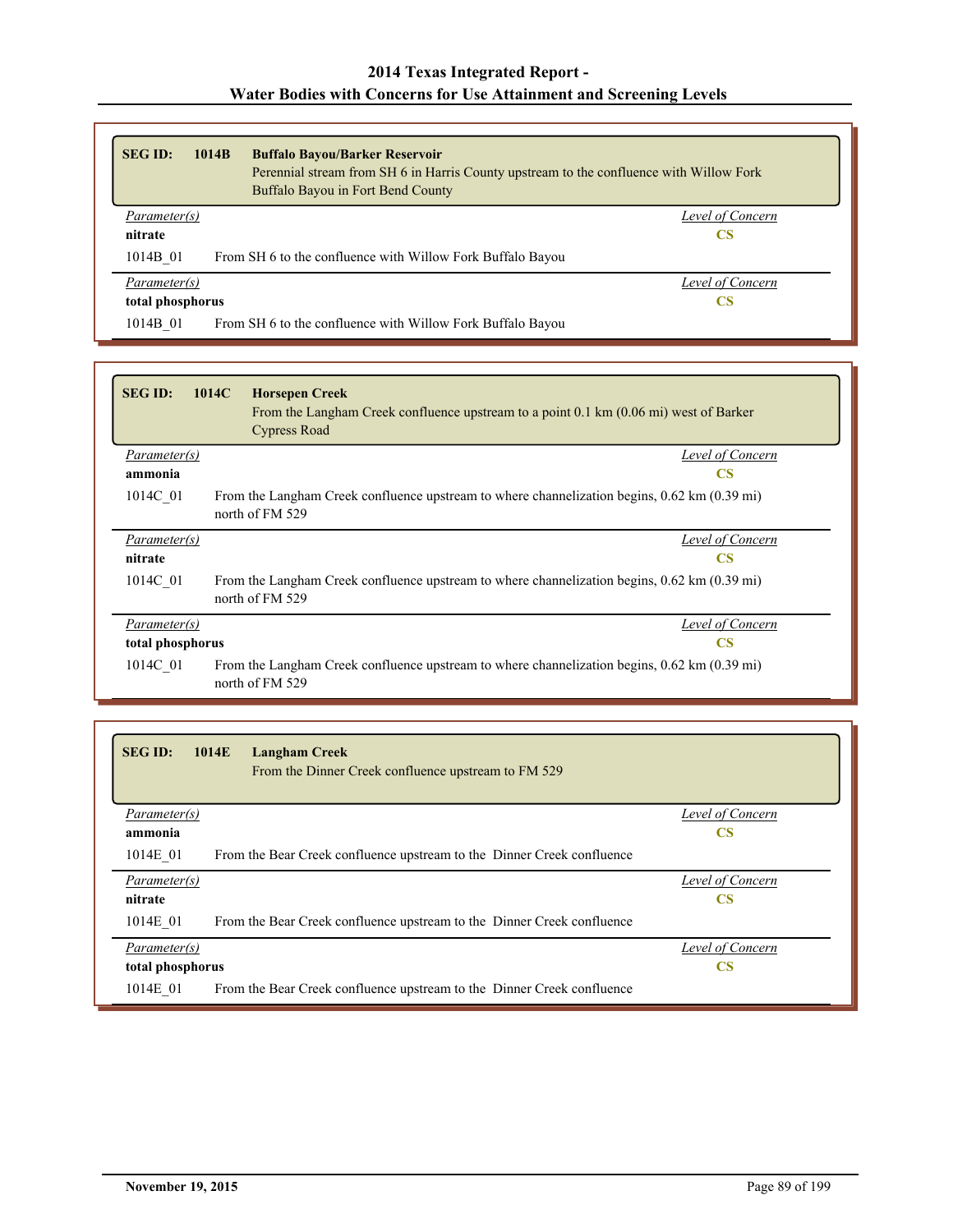# 2014 Texas Integrated Report - Water Bodies with Concerns for Use Attainment and Screening Levels

## SEG ID: 1014B — Buffalo Bayou/Barker Reservoir

Perennial stream from SH 6 in Harris County upstream to the confluence with Willow Fork Buffalo Bayou in Fort Bend County

| *Parameter(s)* | | *Level of Concern* |
|---|---|---|
| **nitrate** | | **CS** |
| 1014B_01 | From SH 6 to the confluence with Willow Fork Buffalo Bayou | |
| **total phosphorus** | | **CS** |
| 1014B_01 | From SH 6 to the confluence with Willow Fork Buffalo Bayou | |

## SEG ID: 1014C — Horsepen Creek

From the Langham Creek confluence upstream to a point 0.1 km (0.06 mi) west of Barker Cypress Road

| *Parameter(s)* | | *Level of Concern* |
|---|---|---|
| **ammonia** | | **CS** |
| 1014C_01 | From the Langham Creek confluence upstream to where channelization begins, 0.62 km (0.39 mi) north of FM 529 | |
| **nitrate** | | **CS** |
| 1014C_01 | From the Langham Creek confluence upstream to where channelization begins, 0.62 km (0.39 mi) north of FM 529 | |
| **total phosphorus** | | **CS** |
| 1014C_01 | From the Langham Creek confluence upstream to where channelization begins, 0.62 km (0.39 mi) north of FM 529 | |

## SEG ID: 1014E — Langham Creek

From the Dinner Creek confluence upstream to FM 529

| *Parameter(s)* | | *Level of Concern* |
|---|---|---|
| **ammonia** | | **CS** |
| 1014E_01 | From the Bear Creek confluence upstream to the Dinner Creek confluence | |
| **nitrate** | | **CS** |
| 1014E_01 | From the Bear Creek confluence upstream to the Dinner Creek confluence | |
| **total phosphorus** | | **CS** |
| 1014E_01 | From the Bear Creek confluence upstream to the Dinner Creek confluence | |

**November 19, 2015**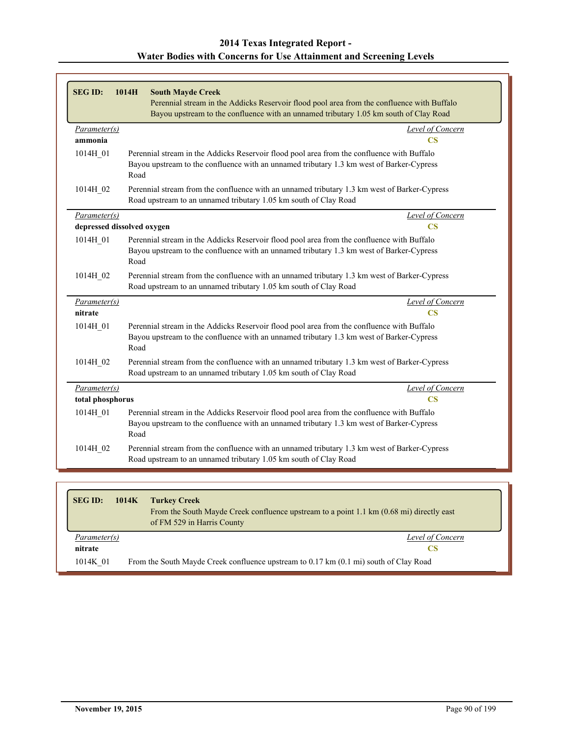**SEG ID: 1014H South Mayde Creek**

Perennial stream in the Addicks Reservoir flood pool area from the confluence with Buffalo Bayou upstream to the confluence with an unnamed tributary 1.05 km south of Clay Road

| *Parameter(s)* | | *Level of Concern* |
|---|---|---|
| **ammonia** | | **CS** |
| 1014H_01 | Perennial stream in the Addicks Reservoir flood pool area from the confluence with Buffalo Bayou upstream to the confluence with an unnamed tributary 1.3 km west of Barker-Cypress Road | |
| 1014H_02 | Perennial stream from the confluence with an unnamed tributary 1.3 km west of Barker-Cypress Road upstream to an unnamed tributary 1.05 km south of Clay Road | |

| *Parameter(s)* | | *Level of Concern* |
|---|---|---|
| **depressed dissolved oxygen** | | **CS** |
| 1014H_01 | Perennial stream in the Addicks Reservoir flood pool area from the confluence with Buffalo Bayou upstream to the confluence with an unnamed tributary 1.3 km west of Barker-Cypress Road | |
| 1014H_02 | Perennial stream from the confluence with an unnamed tributary 1.3 km west of Barker-Cypress Road upstream to an unnamed tributary 1.05 km south of Clay Road | |

| *Parameter(s)* | | *Level of Concern* |
|---|---|---|
| **nitrate** | | **CS** |
| 1014H_01 | Perennial stream in the Addicks Reservoir flood pool area from the confluence with Buffalo Bayou upstream to the confluence with an unnamed tributary 1.3 km west of Barker-Cypress Road | |
| 1014H_02 | Perennial stream from the confluence with an unnamed tributary 1.3 km west of Barker-Cypress Road upstream to an unnamed tributary 1.05 km south of Clay Road | |

| *Parameter(s)* | | *Level of Concern* |
|---|---|---|
| **total phosphorus** | | **CS** |
| 1014H_01 | Perennial stream in the Addicks Reservoir flood pool area from the confluence with Buffalo Bayou upstream to the confluence with an unnamed tributary 1.3 km west of Barker-Cypress Road | |
| 1014H_02 | Perennial stream from the confluence with an unnamed tributary 1.3 km west of Barker-Cypress Road upstream to an unnamed tributary 1.05 km south of Clay Road | |

**SEG ID: 1014K Turkey Creek**

From the South Mayde Creek confluence upstream to a point 1.1 km (0.68 mi) directly east of FM 529 in Harris County

| *Parameter(s)* | | *Level of Concern* |
|---|---|---|
| **nitrate** | | **CS** |
| 1014K_01 | From the South Mayde Creek confluence upstream to 0.17 km (0.1 mi) south of Clay Road | |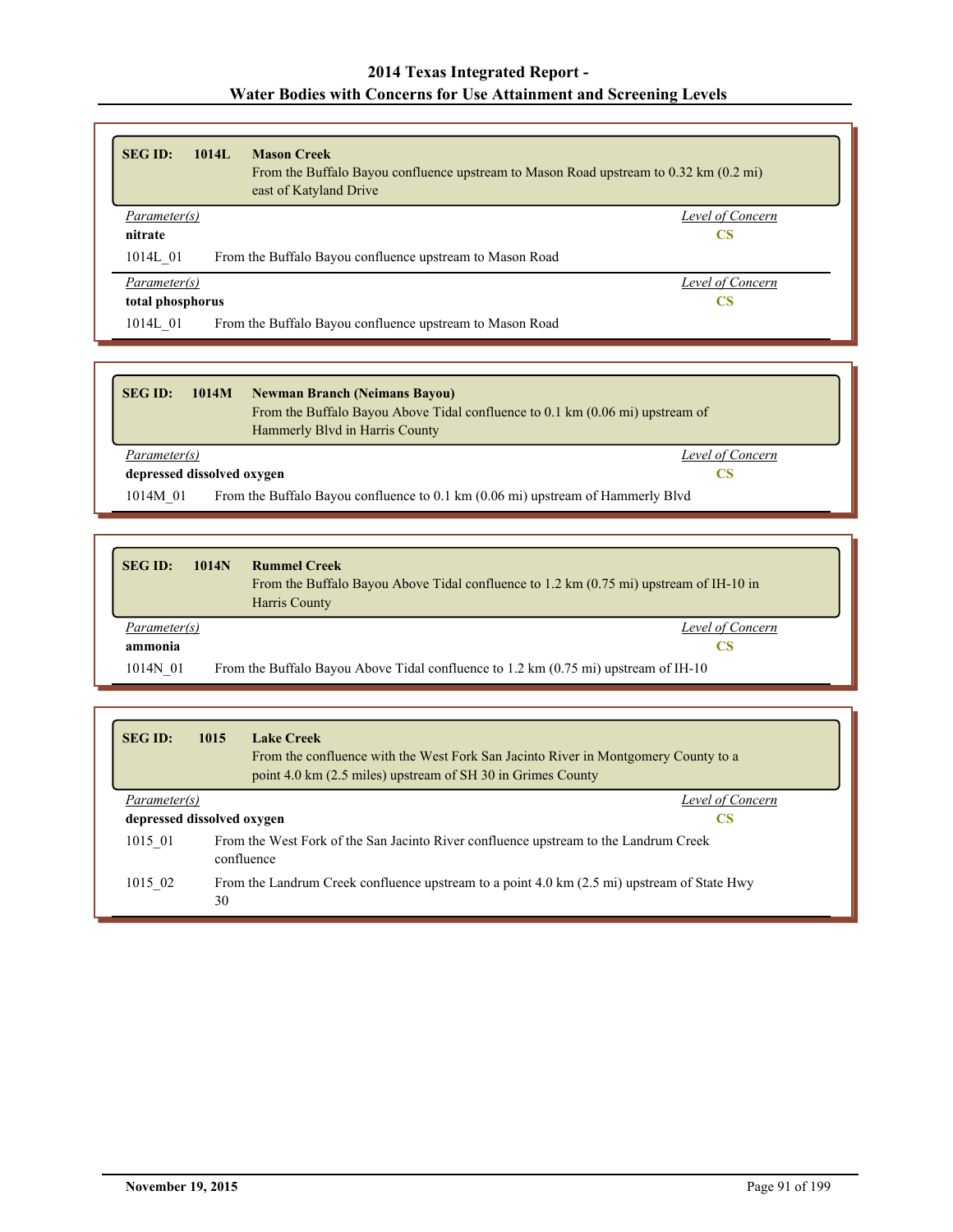**SEG ID: 1014L Mason Creek**
From the Buffalo Bayou confluence upstream to Mason Road upstream to 0.32 km (0.2 mi) east of Katyland Drive

| *Parameter(s)* | | *Level of Concern* |
|---|---|---|
| **nitrate** | | **CS** |
| 1014L_01 | From the Buffalo Bayou confluence upstream to Mason Road | |

| *Parameter(s)* | | *Level of Concern* |
|---|---|---|
| **total phosphorus** | | **CS** |
| 1014L_01 | From the Buffalo Bayou confluence upstream to Mason Road | |

**SEG ID: 1014M Newman Branch (Neimans Bayou)**
From the Buffalo Bayou Above Tidal confluence to 0.1 km (0.06 mi) upstream of Hammerly Blvd in Harris County

| *Parameter(s)* | | *Level of Concern* |
|---|---|---|
| **depressed dissolved oxygen** | | **CS** |
| 1014M_01 | From the Buffalo Bayou confluence to 0.1 km (0.06 mi) upstream of Hammerly Blvd | |

**SEG ID: 1014N Rummel Creek**
From the Buffalo Bayou Above Tidal confluence to 1.2 km (0.75 mi) upstream of IH-10 in Harris County

| *Parameter(s)* | | *Level of Concern* |
|---|---|---|
| **ammonia** | | **CS** |
| 1014N_01 | From the Buffalo Bayou Above Tidal confluence to 1.2 km (0.75 mi) upstream of IH-10 | |

**SEG ID: 1015 Lake Creek**
From the confluence with the West Fork San Jacinto River in Montgomery County to a point 4.0 km (2.5 miles) upstream of SH 30 in Grimes County

| *Parameter(s)* | | *Level of Concern* |
|---|---|---|
| **depressed dissolved oxygen** | | **CS** |
| 1015_01 | From the West Fork of the San Jacinto River confluence upstream to the Landrum Creek confluence | |
| 1015_02 | From the Landrum Creek confluence upstream to a point 4.0 km (2.5 mi) upstream of State Hwy 30 | |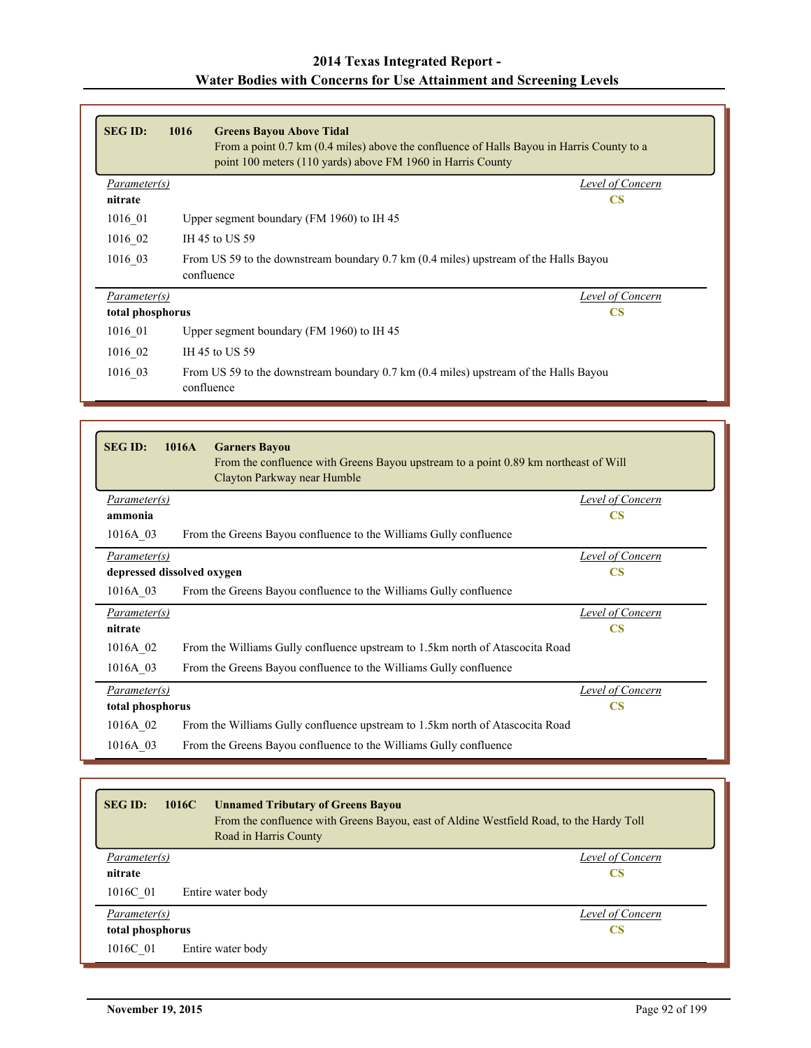**SEG ID: 1016 Greens Bayou Above Tidal**
From a point 0.7 km (0.4 miles) above the confluence of Halls Bayou in Harris County to a point 100 meters (110 yards) above FM 1960 in Harris County

| *Parameter(s)* | | *Level of Concern* |
|---|---|---|
| **nitrate** | | **CS** |
| 1016_01 | Upper segment boundary (FM 1960) to IH 45 | |
| 1016_02 | IH 45 to US 59 | |
| 1016_03 | From US 59 to the downstream boundary 0.7 km (0.4 miles) upstream of the Halls Bayou confluence | |

| *Parameter(s)* | | *Level of Concern* |
|---|---|---|
| **total phosphorus** | | **CS** |
| 1016_01 | Upper segment boundary (FM 1960) to IH 45 | |
| 1016_02 | IH 45 to US 59 | |
| 1016_03 | From US 59 to the downstream boundary 0.7 km (0.4 miles) upstream of the Halls Bayou confluence | |

**SEG ID: 1016A Garners Bayou**
From the confluence with Greens Bayou upstream to a point 0.89 km northeast of Will Clayton Parkway near Humble

| *Parameter(s)* | | *Level of Concern* |
|---|---|---|
| **ammonia** | | **CS** |
| 1016A_03 | From the Greens Bayou confluence to the Williams Gully confluence | |

| *Parameter(s)* | | *Level of Concern* |
|---|---|---|
| **depressed dissolved oxygen** | | **CS** |
| 1016A_03 | From the Greens Bayou confluence to the Williams Gully confluence | |

| *Parameter(s)* | | *Level of Concern* |
|---|---|---|
| **nitrate** | | **CS** |
| 1016A_02 | From the Williams Gully confluence upstream to 1.5km north of Atascocita Road | |
| 1016A_03 | From the Greens Bayou confluence to the Williams Gully confluence | |

| *Parameter(s)* | | *Level of Concern* |
|---|---|---|
| **total phosphorus** | | **CS** |
| 1016A_02 | From the Williams Gully confluence upstream to 1.5km north of Atascocita Road | |
| 1016A_03 | From the Greens Bayou confluence to the Williams Gully confluence | |

**SEG ID: 1016C Unnamed Tributary of Greens Bayou**
From the confluence with Greens Bayou, east of Aldine Westfield Road, to the Hardy Toll Road in Harris County

| *Parameter(s)* | | *Level of Concern* |
|---|---|---|
| **nitrate** | | **CS** |
| 1016C_01 | Entire water body | |

| *Parameter(s)* | | *Level of Concern* |
|---|---|---|
| **total phosphorus** | | **CS** |
| 1016C_01 | Entire water body | |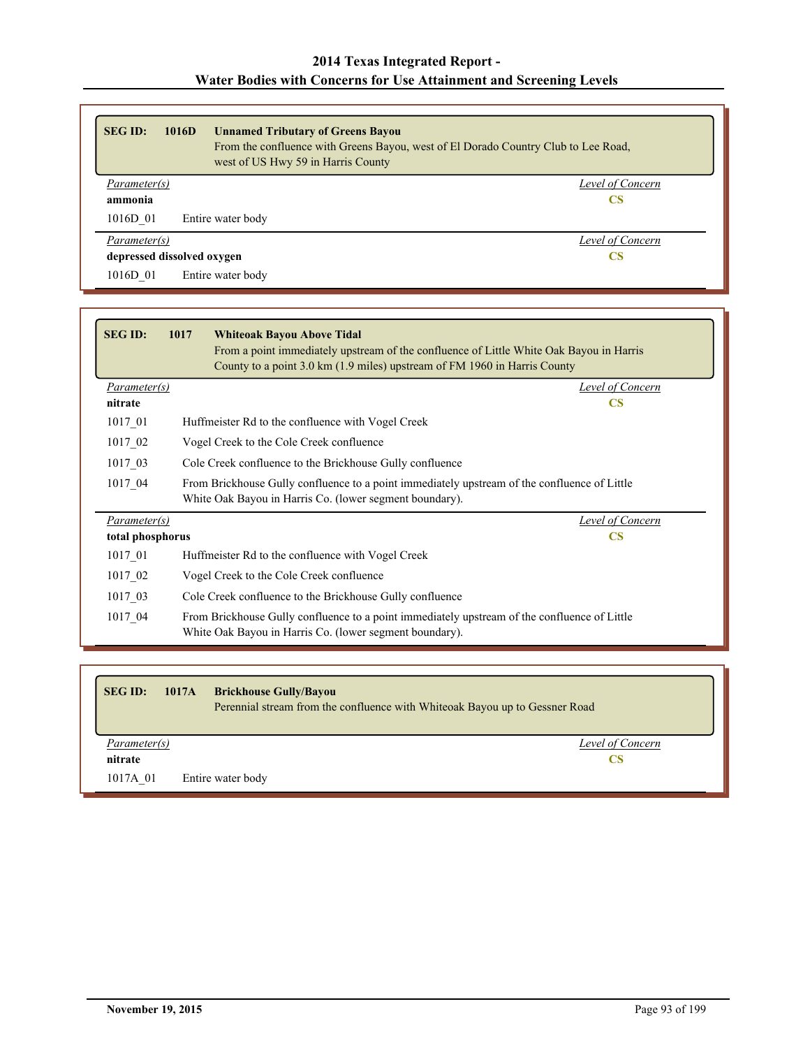**SEG ID: 1016D** **Unnamed Tributary of Greens Bayou**
From the confluence with Greens Bayou, west of El Dorado Country Club to Lee Road, west of US Hwy 59 in Harris County

| *Parameter(s)* | | *Level of Concern* |
|---|---|---|
| **ammonia** | | **CS** |
| 1016D_01 | Entire water body | |

| *Parameter(s)* | | *Level of Concern* |
|---|---|---|
| **depressed dissolved oxygen** | | **CS** |
| 1016D_01 | Entire water body | |

**SEG ID: 1017** **Whiteoak Bayou Above Tidal**
From a point immediately upstream of the confluence of Little White Oak Bayou in Harris County to a point 3.0 km (1.9 miles) upstream of FM 1960 in Harris County

| *Parameter(s)* | | *Level of Concern* |
|---|---|---|
| **nitrate** | | **CS** |
| 1017_01 | Huffmeister Rd to the confluence with Vogel Creek | |
| 1017_02 | Vogel Creek to the Cole Creek confluence | |
| 1017_03 | Cole Creek confluence to the Brickhouse Gully confluence | |
| 1017_04 | From Brickhouse Gully confluence to a point immediately upstream of the confluence of Little White Oak Bayou in Harris Co. (lower segment boundary). | |

| *Parameter(s)* | | *Level of Concern* |
|---|---|---|
| **total phosphorus** | | **CS** |
| 1017_01 | Huffmeister Rd to the confluence with Vogel Creek | |
| 1017_02 | Vogel Creek to the Cole Creek confluence | |
| 1017_03 | Cole Creek confluence to the Brickhouse Gully confluence | |
| 1017_04 | From Brickhouse Gully confluence to a point immediately upstream of the confluence of Little White Oak Bayou in Harris Co. (lower segment boundary). | |

**SEG ID: 1017A** **Brickhouse Gully/Bayou**
Perennial stream from the confluence with Whiteoak Bayou up to Gessner Road

| *Parameter(s)* | | *Level of Concern* |
|---|---|---|
| **nitrate** | | **CS** |
| 1017A_01 | Entire water body | |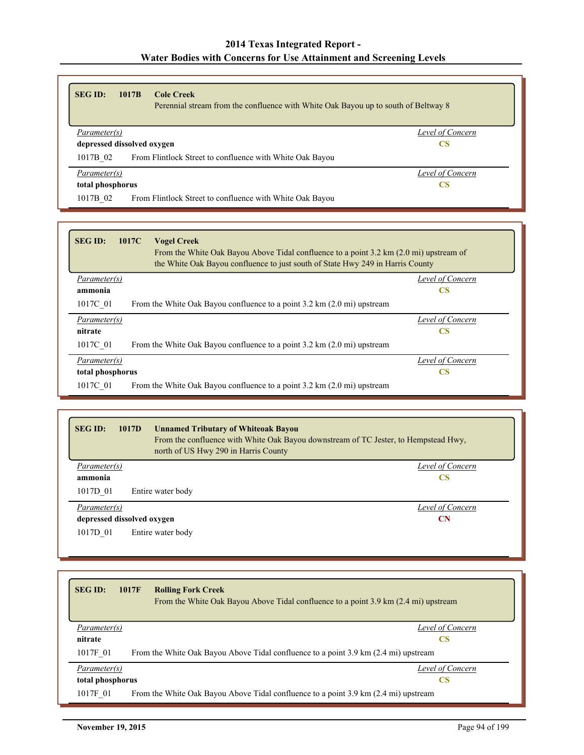# 2014 Texas Integrated Report - Water Bodies with Concerns for Use Attainment and Screening Levels

**SEG ID: 1017B** **Cole Creek**
Perennial stream from the confluence with White Oak Bayou up to south of Beltway 8

| *Parameter(s)* | | *Level of Concern* |
|---|---|---|
| **depressed dissolved oxygen** | | **CS** |
| 1017B_02 | From Flintlock Street to confluence with White Oak Bayou | |
| **total phosphorus** | | **CS** |
| 1017B_02 | From Flintlock Street to confluence with White Oak Bayou | |

**SEG ID: 1017C** **Vogel Creek**
From the White Oak Bayou Above Tidal confluence to a point 3.2 km (2.0 mi) upstream of the White Oak Bayou confluence to just south of State Hwy 249 in Harris County

| *Parameter(s)* | | *Level of Concern* |
|---|---|---|
| **ammonia** | | **CS** |
| 1017C_01 | From the White Oak Bayou confluence to a point 3.2 km (2.0 mi) upstream | |
| **nitrate** | | **CS** |
| 1017C_01 | From the White Oak Bayou confluence to a point 3.2 km (2.0 mi) upstream | |
| **total phosphorus** | | **CS** |
| 1017C_01 | From the White Oak Bayou confluence to a point 3.2 km (2.0 mi) upstream | |

**SEG ID: 1017D** **Unnamed Tributary of Whiteoak Bayou**
From the confluence with White Oak Bayou downstream of TC Jester, to Hempstead Hwy, north of US Hwy 290 in Harris County

| *Parameter(s)* | | *Level of Concern* |
|---|---|---|
| **ammonia** | | **CS** |
| 1017D_01 | Entire water body | |
| **depressed dissolved oxygen** | | **CN** |
| 1017D_01 | Entire water body | |

**SEG ID: 1017F** **Rolling Fork Creek**
From the White Oak Bayou Above Tidal confluence to a point 3.9 km (2.4 mi) upstream

| *Parameter(s)* | | *Level of Concern* |
|---|---|---|
| **nitrate** | | **CS** |
| 1017F_01 | From the White Oak Bayou Above Tidal confluence to a point 3.9 km (2.4 mi) upstream | |
| **total phosphorus** | | **CS** |
| 1017F_01 | From the White Oak Bayou Above Tidal confluence to a point 3.9 km (2.4 mi) upstream | |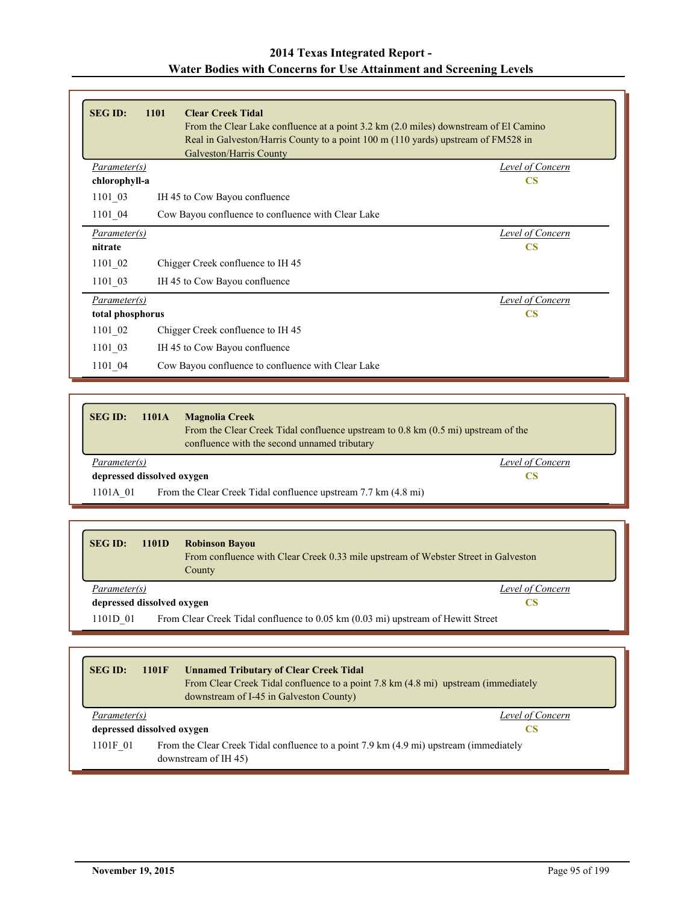## 2014 Texas Integrated Report - Water Bodies with Concerns for Use Attainment and Screening Levels

**SEG ID: 1101** **Clear Creek Tidal**
From the Clear Lake confluence at a point 3.2 km (2.0 miles) downstream of El Camino Real in Galveston/Harris County to a point 100 m (110 yards) upstream of FM528 in Galveston/Harris County

| *Parameter(s)* | | *Level of Concern* |
|---|---|---|
| **chlorophyll-a** | | **CS** |
| 1101_03 | IH 45 to Cow Bayou confluence | |
| 1101_04 | Cow Bayou confluence to confluence with Clear Lake | |

| *Parameter(s)* | | *Level of Concern* |
|---|---|---|
| **nitrate** | | **CS** |
| 1101_02 | Chigger Creek confluence to IH 45 | |
| 1101_03 | IH 45 to Cow Bayou confluence | |

| *Parameter(s)* | | *Level of Concern* |
|---|---|---|
| **total phosphorus** | | **CS** |
| 1101_02 | Chigger Creek confluence to IH 45 | |
| 1101_03 | IH 45 to Cow Bayou confluence | |
| 1101_04 | Cow Bayou confluence to confluence with Clear Lake | |

**SEG ID: 1101A** **Magnolia Creek**
From the Clear Creek Tidal confluence upstream to 0.8 km (0.5 mi) upstream of the confluence with the second unnamed tributary

| *Parameter(s)* | | *Level of Concern* |
|---|---|---|
| **depressed dissolved oxygen** | | **CS** |
| 1101A_01 | From the Clear Creek Tidal confluence upstream 7.7 km (4.8 mi) | |

**SEG ID: 1101D** **Robinson Bayou**
From confluence with Clear Creek 0.33 mile upstream of Webster Street in Galveston County

| *Parameter(s)* | | *Level of Concern* |
|---|---|---|
| **depressed dissolved oxygen** | | **CS** |
| 1101D_01 | From Clear Creek Tidal confluence to 0.05 km (0.03 mi) upstream of Hewitt Street | |

**SEG ID: 1101F** **Unnamed Tributary of Clear Creek Tidal**
From Clear Creek Tidal confluence to a point 7.8 km (4.8 mi) upstream (immediately downstream of I-45 in Galveston County)

| *Parameter(s)* | | *Level of Concern* |
|---|---|---|
| **depressed dissolved oxygen** | | **CS** |
| 1101F_01 | From the Clear Creek Tidal confluence to a point 7.9 km (4.9 mi) upstream (immediately downstream of IH 45) | |

November 19, 2015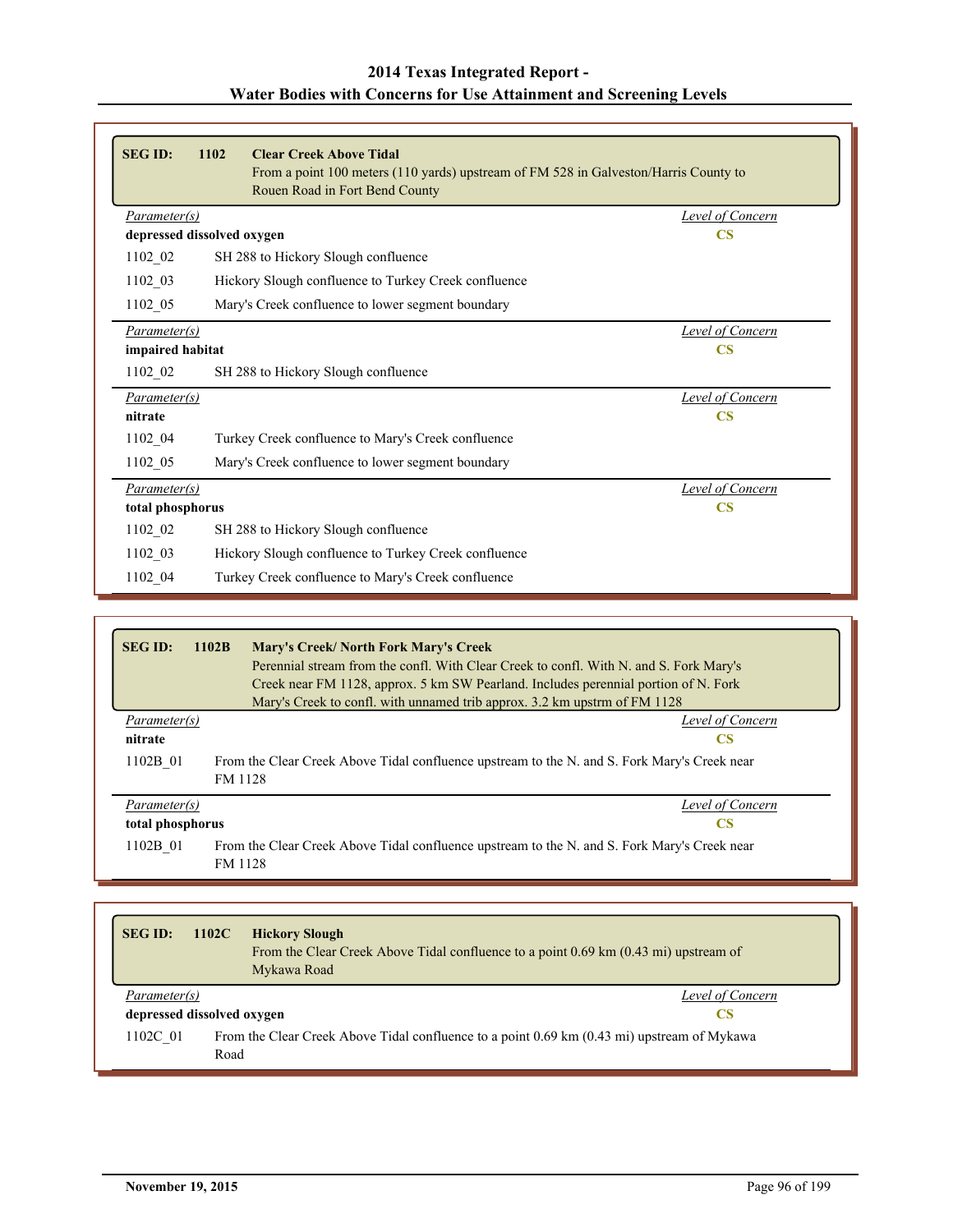# 2014 Texas Integrated Report - Water Bodies with Concerns for Use Attainment and Screening Levels

**SEG ID: 1102** **Clear Creek Above Tidal**
From a point 100 meters (110 yards) upstream of FM 528 in Galveston/Harris County to Rouen Road in Fort Bend County

| *Parameter(s)* | | *Level of Concern* |
|---|---|---|
| **depressed dissolved oxygen** | | **CS** |
| 1102_02 | SH 288 to Hickory Slough confluence | |
| 1102_03 | Hickory Slough confluence to Turkey Creek confluence | |
| 1102_05 | Mary's Creek confluence to lower segment boundary | |

| *Parameter(s)* | | *Level of Concern* |
|---|---|---|
| **impaired habitat** | | **CS** |
| 1102_02 | SH 288 to Hickory Slough confluence | |

| *Parameter(s)* | | *Level of Concern* |
|---|---|---|
| **nitrate** | | **CS** |
| 1102_04 | Turkey Creek confluence to Mary's Creek confluence | |
| 1102_05 | Mary's Creek confluence to lower segment boundary | |

| *Parameter(s)* | | *Level of Concern* |
|---|---|---|
| **total phosphorus** | | **CS** |
| 1102_02 | SH 288 to Hickory Slough confluence | |
| 1102_03 | Hickory Slough confluence to Turkey Creek confluence | |
| 1102_04 | Turkey Creek confluence to Mary's Creek confluence | |

**SEG ID: 1102B** **Mary's Creek/ North Fork Mary's Creek**
Perennial stream from the confl. With Clear Creek to confl. With N. and S. Fork Mary's Creek near FM 1128, approx. 5 km SW Pearland. Includes perennial portion of N. Fork Mary's Creek to confl. with unnamed trib approx. 3.2 km upstrm of FM 1128

| *Parameter(s)* | | *Level of Concern* |
|---|---|---|
| **nitrate** | | **CS** |
| 1102B_01 | From the Clear Creek Above Tidal confluence upstream to the N. and S. Fork Mary's Creek near FM 1128 | |

| *Parameter(s)* | | *Level of Concern* |
|---|---|---|
| **total phosphorus** | | **CS** |
| 1102B_01 | From the Clear Creek Above Tidal confluence upstream to the N. and S. Fork Mary's Creek near FM 1128 | |

**SEG ID: 1102C** **Hickory Slough**
From the Clear Creek Above Tidal confluence to a point 0.69 km (0.43 mi) upstream of Mykawa Road

| *Parameter(s)* | | *Level of Concern* |
|---|---|---|
| **depressed dissolved oxygen** | | **CS** |
| 1102C_01 | From the Clear Creek Above Tidal confluence to a point 0.69 km (0.43 mi) upstream of Mykawa Road | |

November 19, 2015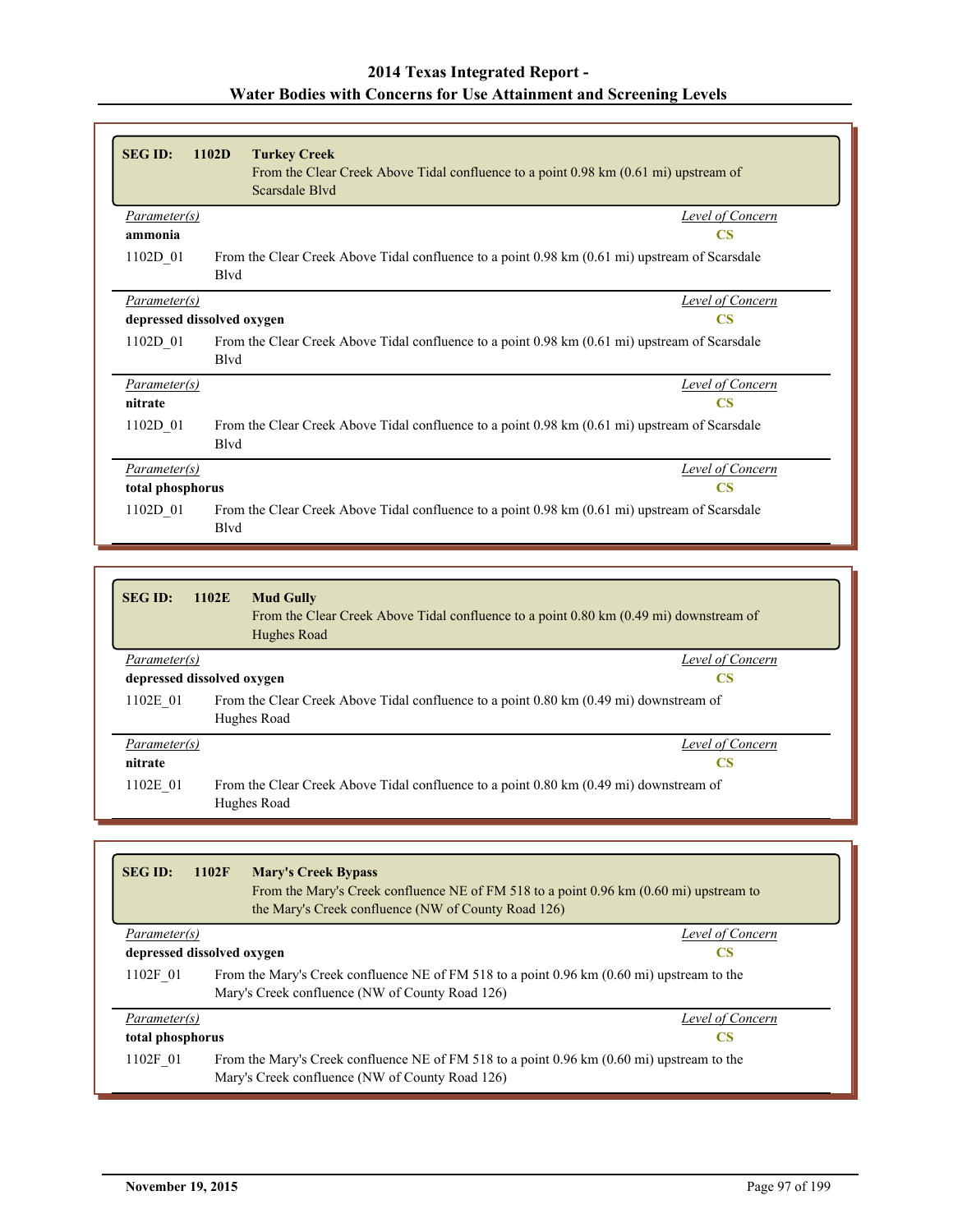## SEG ID: 1102D Turkey Creek

From the Clear Creek Above Tidal confluence to a point 0.98 km (0.61 mi) upstream of Scarsdale Blvd

| *Parameter(s)* | | *Level of Concern* |
|---|---|---|
| **ammonia** | | **CS** |
| 1102D_01 | From the Clear Creek Above Tidal confluence to a point 0.98 km (0.61 mi) upstream of Scarsdale Blvd | |
| **depressed dissolved oxygen** | | **CS** |
| 1102D_01 | From the Clear Creek Above Tidal confluence to a point 0.98 km (0.61 mi) upstream of Scarsdale Blvd | |
| **nitrate** | | **CS** |
| 1102D_01 | From the Clear Creek Above Tidal confluence to a point 0.98 km (0.61 mi) upstream of Scarsdale Blvd | |
| **total phosphorus** | | **CS** |
| 1102D_01 | From the Clear Creek Above Tidal confluence to a point 0.98 km (0.61 mi) upstream of Scarsdale Blvd | |

## SEG ID: 1102E Mud Gully

From the Clear Creek Above Tidal confluence to a point 0.80 km (0.49 mi) downstream of Hughes Road

| *Parameter(s)* | | *Level of Concern* |
|---|---|---|
| **depressed dissolved oxygen** | | **CS** |
| 1102E_01 | From the Clear Creek Above Tidal confluence to a point 0.80 km (0.49 mi) downstream of Hughes Road | |
| **nitrate** | | **CS** |
| 1102E_01 | From the Clear Creek Above Tidal confluence to a point 0.80 km (0.49 mi) downstream of Hughes Road | |

## SEG ID: 1102F Mary's Creek Bypass

From the Mary's Creek confluence NE of FM 518 to a point 0.96 km (0.60 mi) upstream to the Mary's Creek confluence (NW of County Road 126)

| *Parameter(s)* | | *Level of Concern* |
|---|---|---|
| **depressed dissolved oxygen** | | **CS** |
| 1102F_01 | From the Mary's Creek confluence NE of FM 518 to a point 0.96 km (0.60 mi) upstream to the Mary's Creek confluence (NW of County Road 126) | |
| **total phosphorus** | | **CS** |
| 1102F_01 | From the Mary's Creek confluence NE of FM 518 to a point 0.96 km (0.60 mi) upstream to the Mary's Creek confluence (NW of County Road 126) | |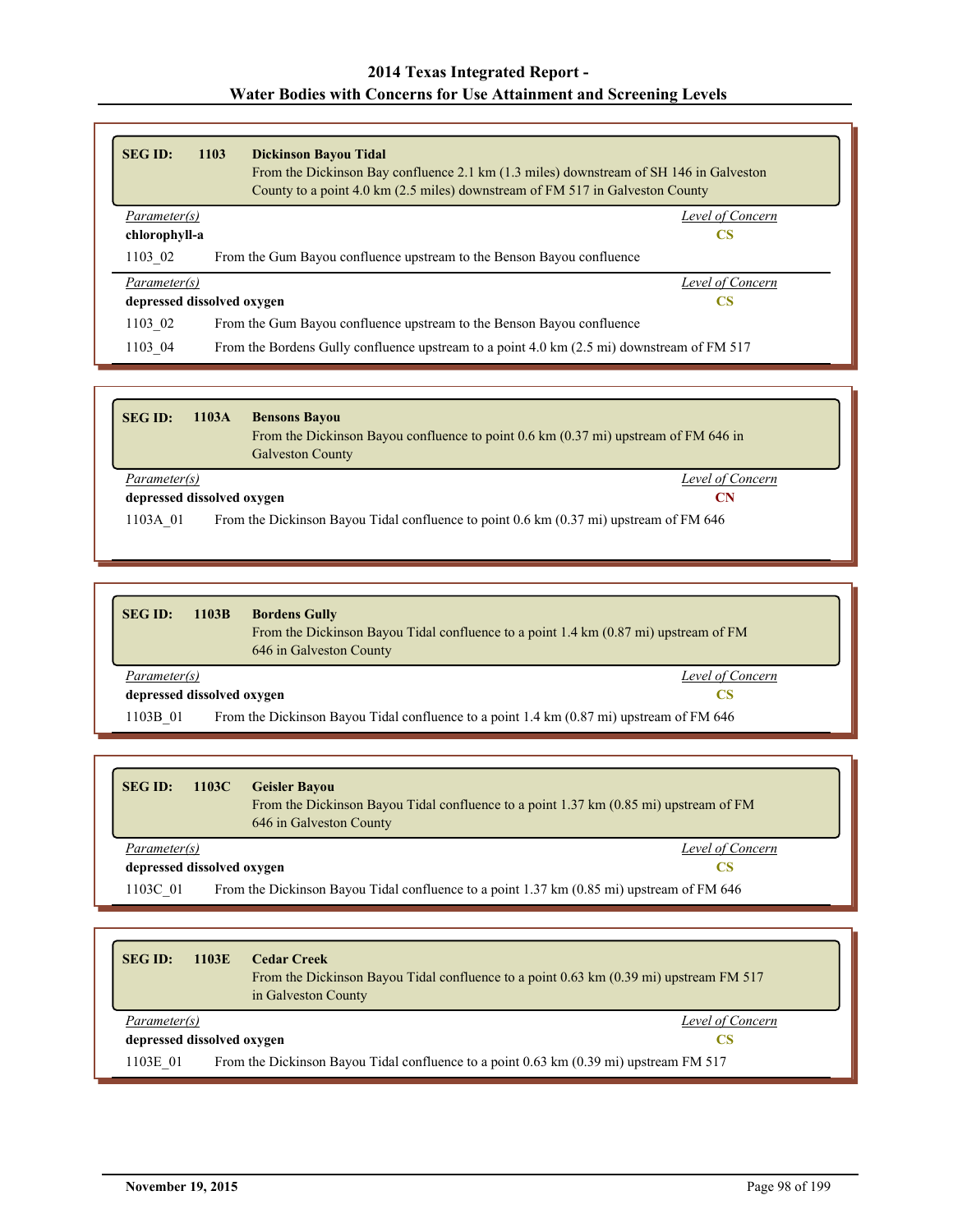**SEG ID: 1103 Dickinson Bayou Tidal**
From the Dickinson Bay confluence 2.1 km (1.3 miles) downstream of SH 146 in Galveston County to a point 4.0 km (2.5 miles) downstream of FM 517 in Galveston County

| *Parameter(s)* | *Level of Concern* |
|---|---|
| **chlorophyll-a** | **CS** |
| 1103_02 From the Gum Bayou confluence upstream to the Benson Bayou confluence | |

| *Parameter(s)* | *Level of Concern* |
|---|---|
| **depressed dissolved oxygen** | **CS** |
| 1103_02 From the Gum Bayou confluence upstream to the Benson Bayou confluence | |
| 1103_04 From the Bordens Gully confluence upstream to a point 4.0 km (2.5 mi) downstream of FM 517 | |

**SEG ID: 1103A Bensons Bayou**
From the Dickinson Bayou confluence to point 0.6 km (0.37 mi) upstream of FM 646 in Galveston County

| *Parameter(s)* | *Level of Concern* |
|---|---|
| **depressed dissolved oxygen** | **CN** |
| 1103A_01 From the Dickinson Bayou Tidal confluence to point 0.6 km (0.37 mi) upstream of FM 646 | |

**SEG ID: 1103B Bordens Gully**
From the Dickinson Bayou Tidal confluence to a point 1.4 km (0.87 mi) upstream of FM 646 in Galveston County

| *Parameter(s)* | *Level of Concern* |
|---|---|
| **depressed dissolved oxygen** | **CS** |
| 1103B_01 From the Dickinson Bayou Tidal confluence to a point 1.4 km (0.87 mi) upstream of FM 646 | |

**SEG ID: 1103C Geisler Bayou**
From the Dickinson Bayou Tidal confluence to a point 1.37 km (0.85 mi) upstream of FM 646 in Galveston County

| *Parameter(s)* | *Level of Concern* |
|---|---|
| **depressed dissolved oxygen** | **CS** |
| 1103C_01 From the Dickinson Bayou Tidal confluence to a point 1.37 km (0.85 mi) upstream of FM 646 | |

**SEG ID: 1103E Cedar Creek**
From the Dickinson Bayou Tidal confluence to a point 0.63 km (0.39 mi) upstream FM 517 in Galveston County

| *Parameter(s)* | *Level of Concern* |
|---|---|
| **depressed dissolved oxygen** | **CS** |
| 1103E_01 From the Dickinson Bayou Tidal confluence to a point 0.63 km (0.39 mi) upstream FM 517 | |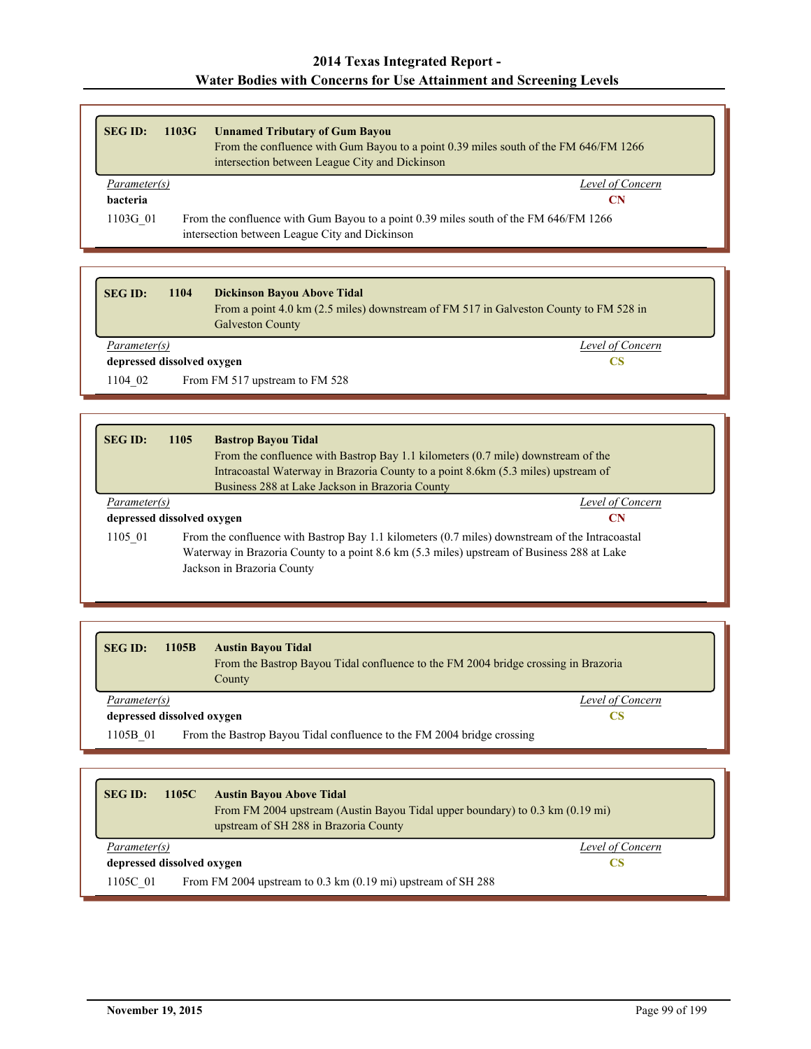# 2014 Texas Integrated Report - Water Bodies with Concerns for Use Attainment and Screening Levels

**SEG ID: 1103G** **Unnamed Tributary of Gum Bayou**
From the confluence with Gum Bayou to a point 0.39 miles south of the FM 646/FM 1266 intersection between League City and Dickinson

| *Parameter(s)* | | *Level of Concern* |
|---|---|---|
| **bacteria** | | **CN** |
| 1103G_01 | From the confluence with Gum Bayou to a point 0.39 miles south of the FM 646/FM 1266 intersection between League City and Dickinson | |

**SEG ID: 1104** **Dickinson Bayou Above Tidal**
From a point 4.0 km (2.5 miles) downstream of FM 517 in Galveston County to FM 528 in Galveston County

| *Parameter(s)* | | *Level of Concern* |
|---|---|---|
| **depressed dissolved oxygen** | | **CS** |
| 1104_02 | From FM 517 upstream to FM 528 | |

**SEG ID: 1105** **Bastrop Bayou Tidal**
From the confluence with Bastrop Bay 1.1 kilometers (0.7 mile) downstream of the Intracoastal Waterway in Brazoria County to a point 8.6km (5.3 miles) upstream of Business 288 at Lake Jackson in Brazoria County

| *Parameter(s)* | | *Level of Concern* |
|---|---|---|
| **depressed dissolved oxygen** | | **CN** |
| 1105_01 | From the confluence with Bastrop Bay 1.1 kilometers (0.7 miles) downstream of the Intracoastal Waterway in Brazoria County to a point 8.6 km (5.3 miles) upstream of Business 288 at Lake Jackson in Brazoria County | |

**SEG ID: 1105B** **Austin Bayou Tidal**
From the Bastrop Bayou Tidal confluence to the FM 2004 bridge crossing in Brazoria County

| *Parameter(s)* | | *Level of Concern* |
|---|---|---|
| **depressed dissolved oxygen** | | **CS** |
| 1105B_01 | From the Bastrop Bayou Tidal confluence to the FM 2004 bridge crossing | |

**SEG ID: 1105C** **Austin Bayou Above Tidal**
From FM 2004 upstream (Austin Bayou Tidal upper boundary) to 0.3 km (0.19 mi) upstream of SH 288 in Brazoria County

| *Parameter(s)* | | *Level of Concern* |
|---|---|---|
| **depressed dissolved oxygen** | | **CS** |
| 1105C_01 | From FM 2004 upstream to 0.3 km (0.19 mi) upstream of SH 288 | |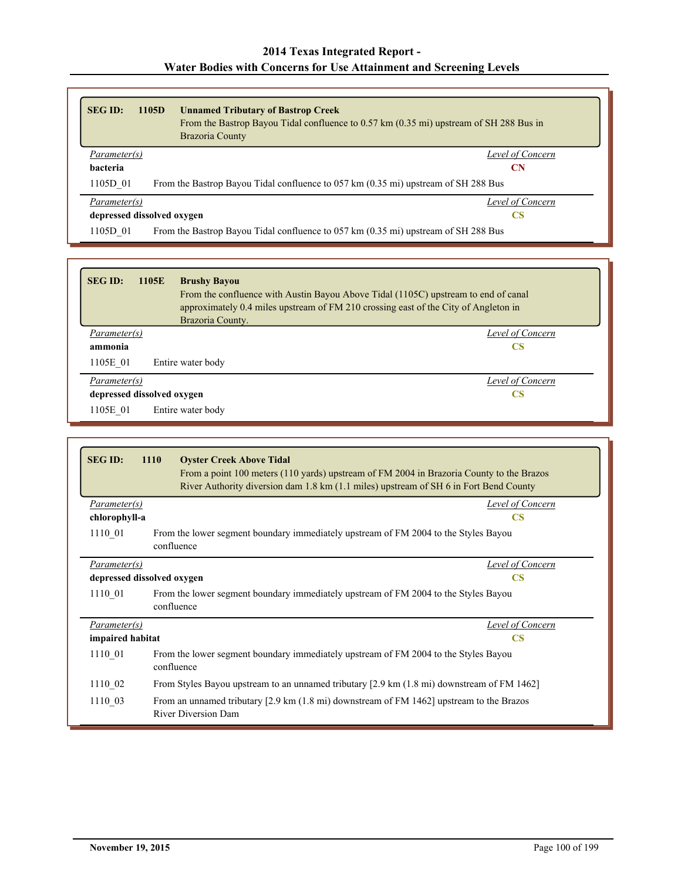**SEG ID: 1105D** **Unnamed Tributary of Bastrop Creek**
From the Bastrop Bayou Tidal confluence to 0.57 km (0.35 mi) upstream of SH 288 Bus in Brazoria County

| *Parameter(s)* | | *Level of Concern* |
|---|---|---|
| **bacteria** | | **CN** |
| 1105D_01 | From the Bastrop Bayou Tidal confluence to 057 km (0.35 mi) upstream of SH 288 Bus | |

| *Parameter(s)* | | *Level of Concern* |
|---|---|---|
| **depressed dissolved oxygen** | | **CS** |
| 1105D_01 | From the Bastrop Bayou Tidal confluence to 057 km (0.35 mi) upstream of SH 288 Bus | |

**SEG ID: 1105E** **Brushy Bayou**
From the confluence with Austin Bayou Above Tidal (1105C) upstream to end of canal approximately 0.4 miles upstream of FM 210 crossing east of the City of Angleton in Brazoria County.

| *Parameter(s)* | | *Level of Concern* |
|---|---|---|
| **ammonia** | | **CS** |
| 1105E_01 | Entire water body | |

| *Parameter(s)* | | *Level of Concern* |
|---|---|---|
| **depressed dissolved oxygen** | | **CS** |
| 1105E_01 | Entire water body | |

**SEG ID: 1110** **Oyster Creek Above Tidal**
From a point 100 meters (110 yards) upstream of FM 2004 in Brazoria County to the Brazos River Authority diversion dam 1.8 km (1.1 miles) upstream of SH 6 in Fort Bend County

| *Parameter(s)* | | *Level of Concern* |
|---|---|---|
| **chlorophyll-a** | | **CS** |
| 1110_01 | From the lower segment boundary immediately upstream of FM 2004 to the Styles Bayou confluence | |

| *Parameter(s)* | | *Level of Concern* |
|---|---|---|
| **depressed dissolved oxygen** | | **CS** |
| 1110_01 | From the lower segment boundary immediately upstream of FM 2004 to the Styles Bayou confluence | |

| *Parameter(s)* | | *Level of Concern* |
|---|---|---|
| **impaired habitat** | | **CS** |
| 1110_01 | From the lower segment boundary immediately upstream of FM 2004 to the Styles Bayou confluence | |
| 1110_02 | From Styles Bayou upstream to an unnamed tributary [2.9 km (1.8 mi) downstream of FM 1462] | |
| 1110_03 | From an unnamed tributary [2.9 km (1.8 mi) downstream of FM 1462] upstream to the Brazos River Diversion Dam | |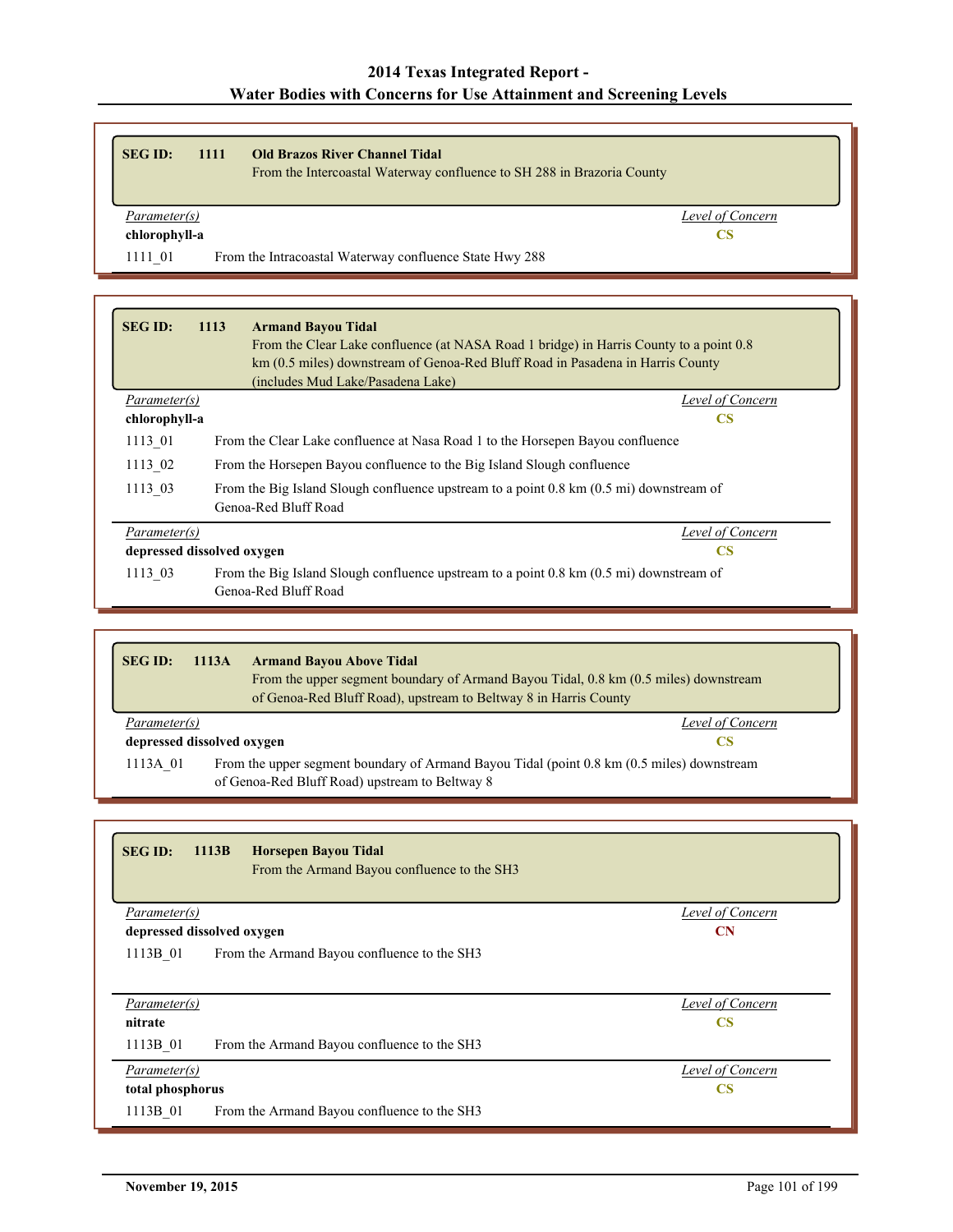## 2014 Texas Integrated Report - Water Bodies with Concerns for Use Attainment and Screening Levels

**SEG ID: 1111 Old Brazos River Channel Tidal**
From the Intercoastal Waterway confluence to SH 288 in Brazoria County

| *Parameter(s)* | | *Level of Concern* |
|---|---|---|
| **chlorophyll-a** | | **CS** |
| 1111_01 | From the Intracoastal Waterway confluence State Hwy 288 | |

**SEG ID: 1113 Armand Bayou Tidal**
From the Clear Lake confluence (at NASA Road 1 bridge) in Harris County to a point 0.8 km (0.5 miles) downstream of Genoa-Red Bluff Road in Pasadena in Harris County (includes Mud Lake/Pasadena Lake)

| *Parameter(s)* | | *Level of Concern* |
|---|---|---|
| **chlorophyll-a** | | **CS** |
| 1113_01 | From the Clear Lake confluence at Nasa Road 1 to the Horsepen Bayou confluence | |
| 1113_02 | From the Horsepen Bayou confluence to the Big Island Slough confluence | |
| 1113_03 | From the Big Island Slough confluence upstream to a point 0.8 km (0.5 mi) downstream of Genoa-Red Bluff Road | |

| *Parameter(s)* | | *Level of Concern* |
|---|---|---|
| **depressed dissolved oxygen** | | **CS** |
| 1113_03 | From the Big Island Slough confluence upstream to a point 0.8 km (0.5 mi) downstream of Genoa-Red Bluff Road | |

**SEG ID: 1113A Armand Bayou Above Tidal**
From the upper segment boundary of Armand Bayou Tidal, 0.8 km (0.5 miles) downstream of Genoa-Red Bluff Road), upstream to Beltway 8 in Harris County

| *Parameter(s)* | | *Level of Concern* |
|---|---|---|
| **depressed dissolved oxygen** | | **CS** |
| 1113A_01 | From the upper segment boundary of Armand Bayou Tidal (point 0.8 km (0.5 miles) downstream of Genoa-Red Bluff Road) upstream to Beltway 8 | |

**SEG ID: 1113B Horsepen Bayou Tidal**
From the Armand Bayou confluence to the SH3

| *Parameter(s)* | | *Level of Concern* |
|---|---|---|
| **depressed dissolved oxygen** | | **CN** |
| 1113B_01 | From the Armand Bayou confluence to the SH3 | |

| *Parameter(s)* | | *Level of Concern* |
|---|---|---|
| **nitrate** | | **CS** |
| 1113B_01 | From the Armand Bayou confluence to the SH3 | |

| *Parameter(s)* | | *Level of Concern* |
|---|---|---|
| **total phosphorus** | | **CS** |
| 1113B_01 | From the Armand Bayou confluence to the SH3 | |

November 19, 2015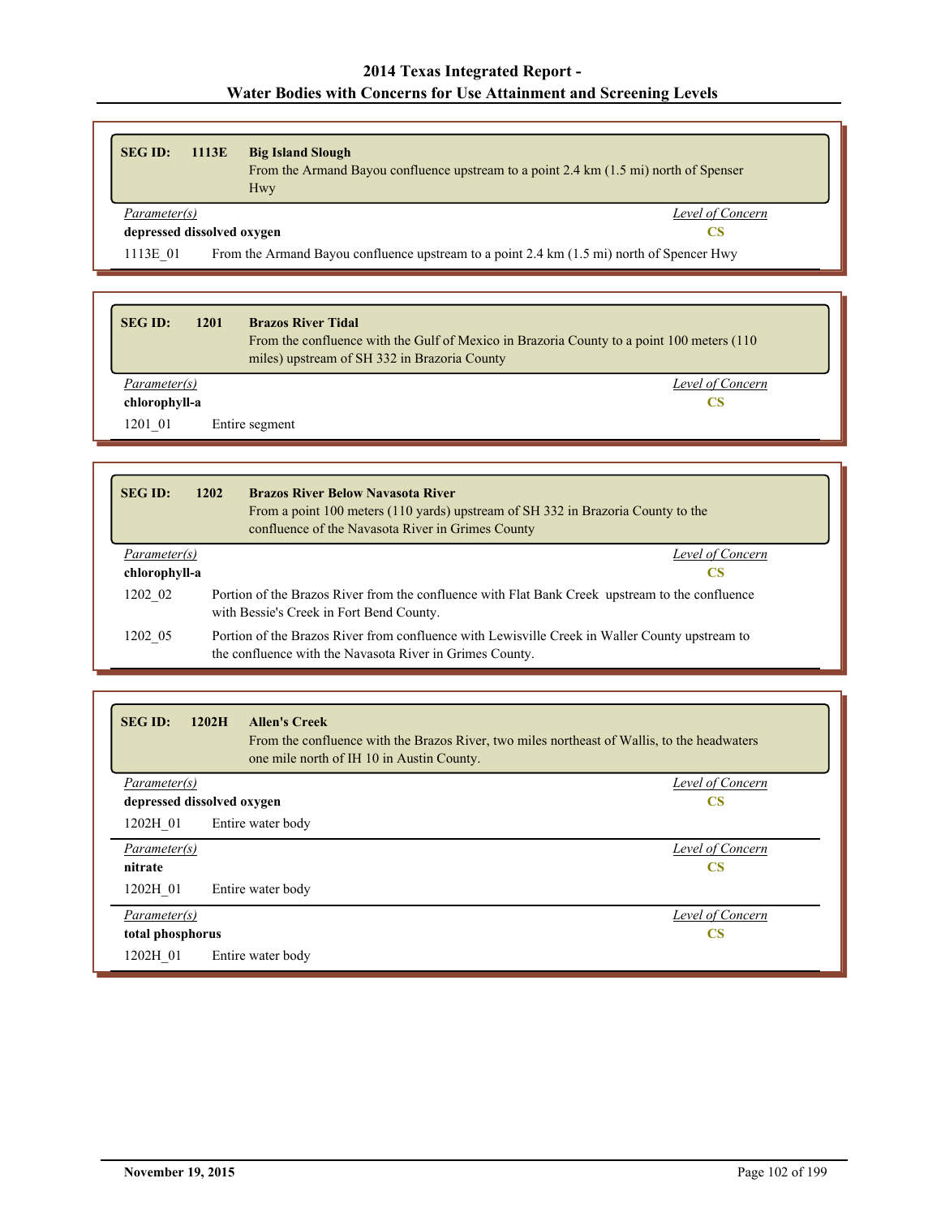# 2014 Texas Integrated Report - Water Bodies with Concerns for Use Attainment and Screening Levels

**SEG ID: 1113E** **Big Island Slough**
From the Armand Bayou confluence upstream to a point 2.4 km (1.5 mi) north of Spenser Hwy

| *Parameter(s)* | | *Level of Concern* |
|---|---|---|
| **depressed dissolved oxygen** | | **CS** |
| 1113E_01 | From the Armand Bayou confluence upstream to a point 2.4 km (1.5 mi) north of Spencer Hwy | |

**SEG ID: 1201** **Brazos River Tidal**
From the confluence with the Gulf of Mexico in Brazoria County to a point 100 meters (110 miles) upstream of SH 332 in Brazoria County

| *Parameter(s)* | | *Level of Concern* |
|---|---|---|
| **chlorophyll-a** | | **CS** |
| 1201_01 | Entire segment | |

**SEG ID: 1202** **Brazos River Below Navasota River**
From a point 100 meters (110 yards) upstream of SH 332 in Brazoria County to the confluence of the Navasota River in Grimes County

| *Parameter(s)* | | *Level of Concern* |
|---|---|---|
| **chlorophyll-a** | | **CS** |
| 1202_02 | Portion of the Brazos River from the confluence with Flat Bank Creek upstream to the confluence with Bessie's Creek in Fort Bend County. | |
| 1202_05 | Portion of the Brazos River from confluence with Lewisville Creek in Waller County upstream to the confluence with the Navasota River in Grimes County. | |

**SEG ID: 1202H** **Allen's Creek**
From the confluence with the Brazos River, two miles northeast of Wallis, to the headwaters one mile north of IH 10 in Austin County.

| *Parameter(s)* | | *Level of Concern* |
|---|---|---|
| **depressed dissolved oxygen** | | **CS** |
| 1202H_01 | Entire water body | |
| *Parameter(s)* | | *Level of Concern* |
| **nitrate** | | **CS** |
| 1202H_01 | Entire water body | |
| *Parameter(s)* | | *Level of Concern* |
| **total phosphorus** | | **CS** |
| 1202H_01 | Entire water body | |

November 19, 2015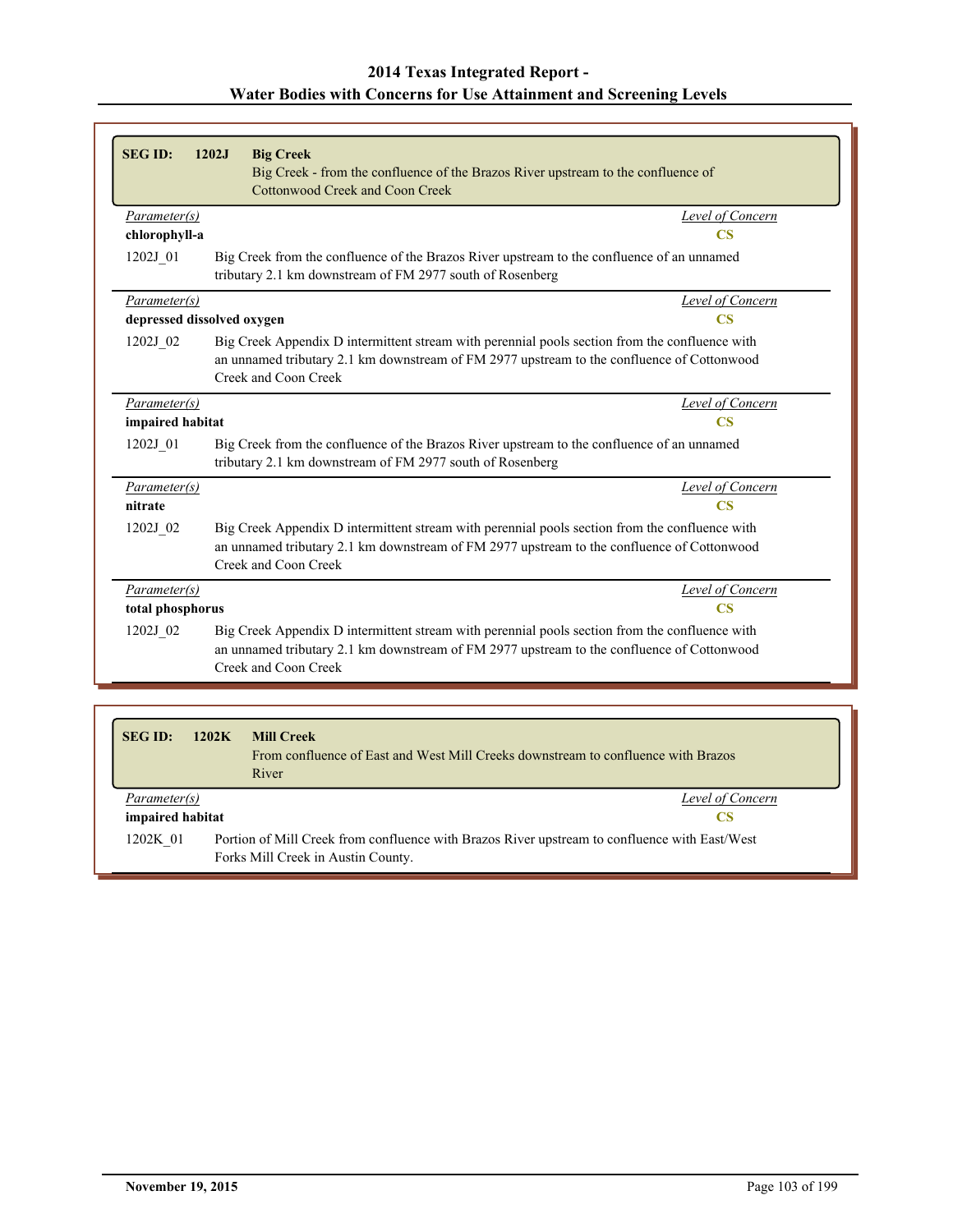## 2014 Texas Integrated Report - Water Bodies with Concerns for Use Attainment and Screening Levels

**SEG ID: 1202J** **Big Creek**
Big Creek - from the confluence of the Brazos River upstream to the confluence of Cottonwood Creek and Coon Creek

| *Parameter(s)* | | *Level of Concern* |
|---|---|---|
| **chlorophyll-a** | | **CS** |
| 1202J_01 | Big Creek from the confluence of the Brazos River upstream to the confluence of an unnamed tributary 2.1 km downstream of FM 2977 south of Rosenberg | |
| **depressed dissolved oxygen** | | **CS** |
| 1202J_02 | Big Creek Appendix D intermittent stream with perennial pools section from the confluence with an unnamed tributary 2.1 km downstream of FM 2977 upstream to the confluence of Cottonwood Creek and Coon Creek | |
| **impaired habitat** | | **CS** |
| 1202J_01 | Big Creek from the confluence of the Brazos River upstream to the confluence of an unnamed tributary 2.1 km downstream of FM 2977 south of Rosenberg | |
| **nitrate** | | **CS** |
| 1202J_02 | Big Creek Appendix D intermittent stream with perennial pools section from the confluence with an unnamed tributary 2.1 km downstream of FM 2977 upstream to the confluence of Cottonwood Creek and Coon Creek | |
| **total phosphorus** | | **CS** |
| 1202J_02 | Big Creek Appendix D intermittent stream with perennial pools section from the confluence with an unnamed tributary 2.1 km downstream of FM 2977 upstream to the confluence of Cottonwood Creek and Coon Creek | |

**SEG ID: 1202K** **Mill Creek**
From confluence of East and West Mill Creeks downstream to confluence with Brazos River

| *Parameter(s)* | | *Level of Concern* |
|---|---|---|
| **impaired habitat** | | **CS** |
| 1202K_01 | Portion of Mill Creek from confluence with Brazos River upstream to confluence with East/West Forks Mill Creek in Austin County. | |

**November 19, 2015**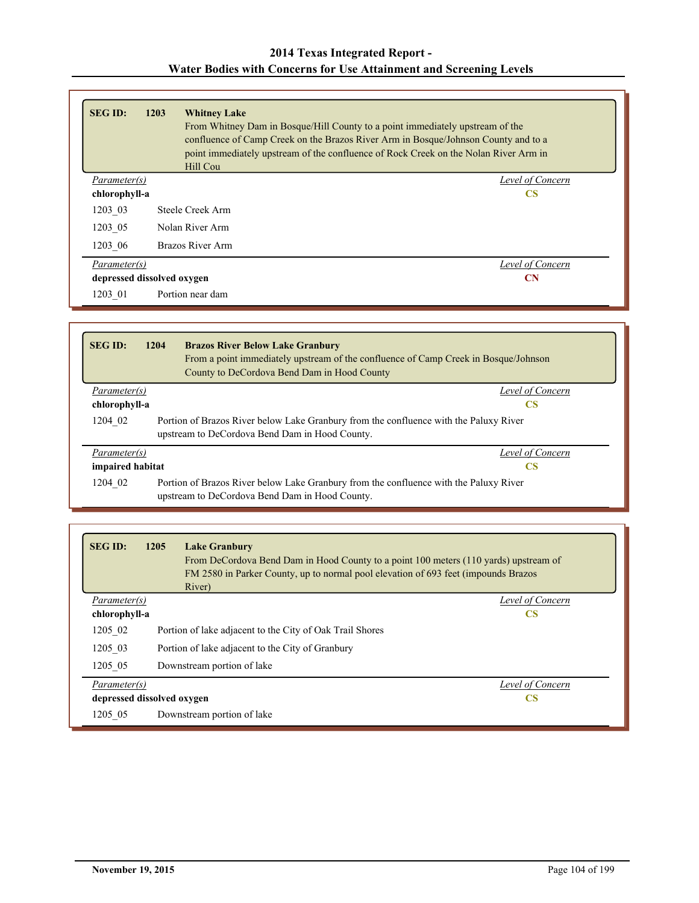# 2014 Texas Integrated Report - Water Bodies with Concerns for Use Attainment and Screening Levels

**SEG ID: 1203** **Whitney Lake**

From Whitney Dam in Bosque/Hill County to a point immediately upstream of the confluence of Camp Creek on the Brazos River Arm in Bosque/Johnson County and to a point immediately upstream of the confluence of Rock Creek on the Nolan River Arm in Hill Cou

| *Parameter(s)* | | *Level of Concern* |
|---|---|---|
| **chlorophyll-a** | | **CS** |
| 1203_03 | Steele Creek Arm | |
| 1203_05 | Nolan River Arm | |
| 1203_06 | Brazos River Arm | |

| *Parameter(s)* | | *Level of Concern* |
|---|---|---|
| **depressed dissolved oxygen** | | **CN** |
| 1203_01 | Portion near dam | |

**SEG ID: 1204** **Brazos River Below Lake Granbury**

From a point immediately upstream of the confluence of Camp Creek in Bosque/Johnson County to DeCordova Bend Dam in Hood County

| *Parameter(s)* | | *Level of Concern* |
|---|---|---|
| **chlorophyll-a** | | **CS** |
| 1204_02 | Portion of Brazos River below Lake Granbury from the confluence with the Paluxy River upstream to DeCordova Bend Dam in Hood County. | |

| *Parameter(s)* | | *Level of Concern* |
|---|---|---|
| **impaired habitat** | | **CS** |
| 1204_02 | Portion of Brazos River below Lake Granbury from the confluence with the Paluxy River upstream to DeCordova Bend Dam in Hood County. | |

**SEG ID: 1205** **Lake Granbury**

From DeCordova Bend Dam in Hood County to a point 100 meters (110 yards) upstream of FM 2580 in Parker County, up to normal pool elevation of 693 feet (impounds Brazos River)

| *Parameter(s)* | | *Level of Concern* |
|---|---|---|
| **chlorophyll-a** | | **CS** |
| 1205_02 | Portion of lake adjacent to the City of Oak Trail Shores | |
| 1205_03 | Portion of lake adjacent to the City of Granbury | |
| 1205_05 | Downstream portion of lake | |

| *Parameter(s)* | | *Level of Concern* |
|---|---|---|
| **depressed dissolved oxygen** | | **CS** |
| 1205_05 | Downstream portion of lake | |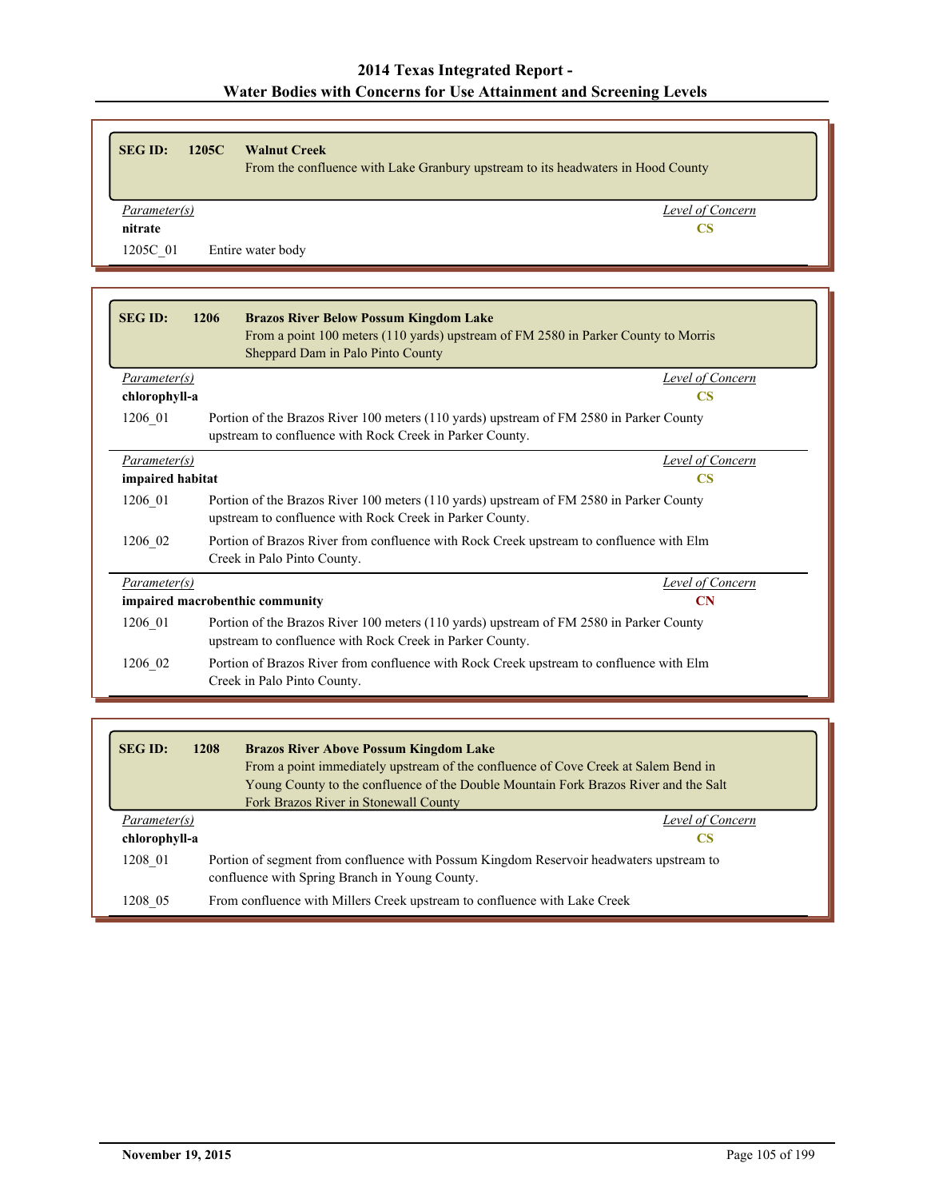**SEG ID: 1205C** **Walnut Creek**
From the confluence with Lake Granbury upstream to its headwaters in Hood County

| *Parameter(s)* | | *Level of Concern* |
|---|---|---|
| **nitrate** | | **CS** |
| 1205C_01 | Entire water body | |

**SEG ID: 1206** **Brazos River Below Possum Kingdom Lake**
From a point 100 meters (110 yards) upstream of FM 2580 in Parker County to Morris Sheppard Dam in Palo Pinto County

| *Parameter(s)* | | *Level of Concern* |
|---|---|---|
| **chlorophyll-a** | | **CS** |
| 1206_01 | Portion of the Brazos River 100 meters (110 yards) upstream of FM 2580 in Parker County upstream to confluence with Rock Creek in Parker County. | |

| *Parameter(s)* | | *Level of Concern* |
|---|---|---|
| **impaired habitat** | | **CS** |
| 1206_01 | Portion of the Brazos River 100 meters (110 yards) upstream of FM 2580 in Parker County upstream to confluence with Rock Creek in Parker County. | |
| 1206_02 | Portion of Brazos River from confluence with Rock Creek upstream to confluence with Elm Creek in Palo Pinto County. | |

| *Parameter(s)* | | *Level of Concern* |
|---|---|---|
| **impaired macrobenthic community** | | **CN** |
| 1206_01 | Portion of the Brazos River 100 meters (110 yards) upstream of FM 2580 in Parker County upstream to confluence with Rock Creek in Parker County. | |
| 1206_02 | Portion of Brazos River from confluence with Rock Creek upstream to confluence with Elm Creek in Palo Pinto County. | |

**SEG ID: 1208** **Brazos River Above Possum Kingdom Lake**
From a point immediately upstream of the confluence of Cove Creek at Salem Bend in Young County to the confluence of the Double Mountain Fork Brazos River and the Salt Fork Brazos River in Stonewall County

| *Parameter(s)* | | *Level of Concern* |
|---|---|---|
| **chlorophyll-a** | | **CS** |
| 1208_01 | Portion of segment from confluence with Possum Kingdom Reservoir headwaters upstream to confluence with Spring Branch in Young County. | |
| 1208_05 | From confluence with Millers Creek upstream to confluence with Lake Creek | |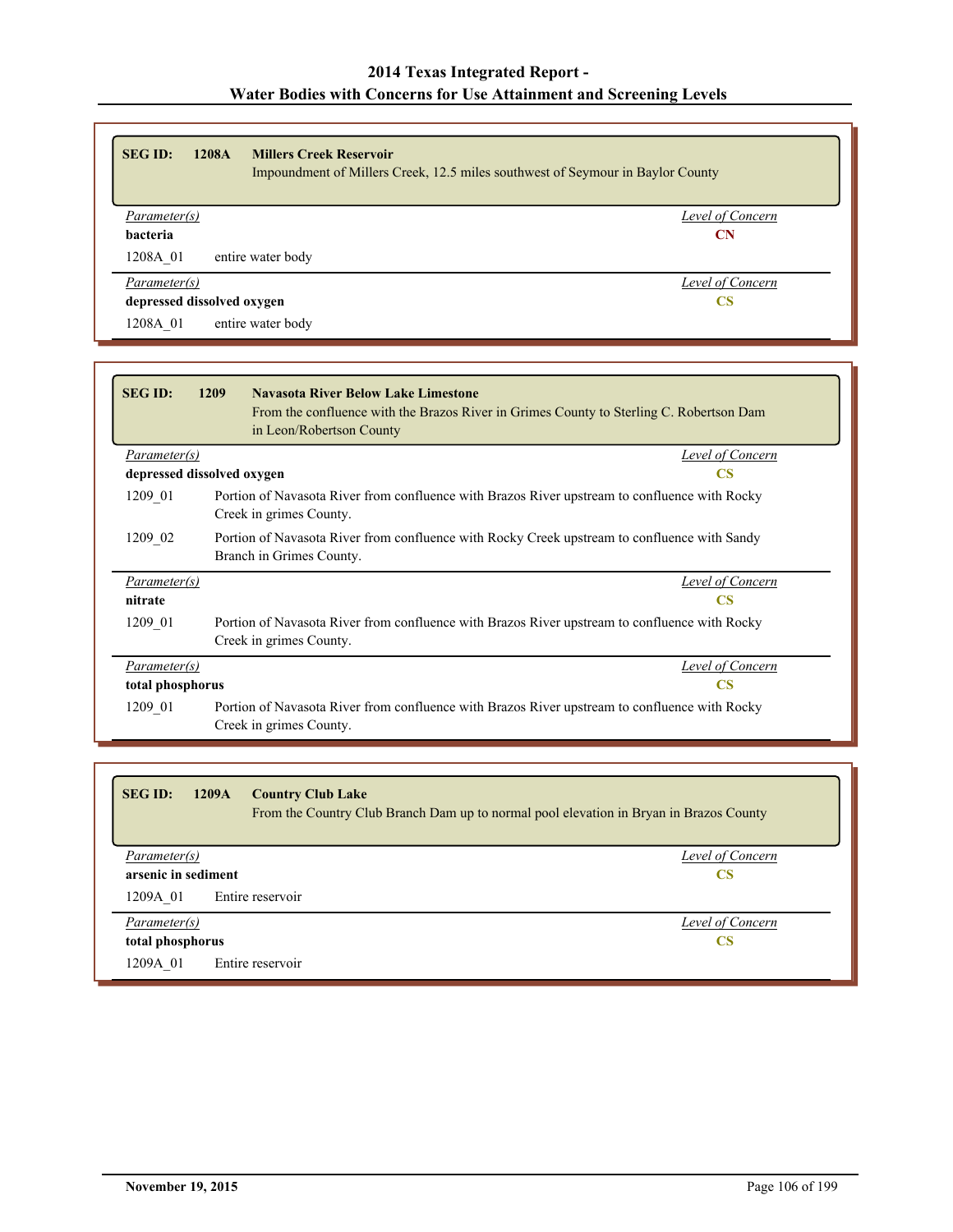## SEG ID: 1208A Millers Creek Reservoir

Impoundment of Millers Creek, 12.5 miles southwest of Seymour in Baylor County

| *Parameter(s)* | | *Level of Concern* |
|---|---|---|
| **bacteria** | | **CN** |
| 1208A_01 | entire water body | |

| *Parameter(s)* | | *Level of Concern* |
|---|---|---|
| **depressed dissolved oxygen** | | **CS** |
| 1208A_01 | entire water body | |

## SEG ID: 1209 Navasota River Below Lake Limestone

From the confluence with the Brazos River in Grimes County to Sterling C. Robertson Dam in Leon/Robertson County

| *Parameter(s)* | | *Level of Concern* |
|---|---|---|
| **depressed dissolved oxygen** | | **CS** |
| 1209_01 | Portion of Navasota River from confluence with Brazos River upstream to confluence with Rocky Creek in grimes County. | |
| 1209_02 | Portion of Navasota River from confluence with Rocky Creek upstream to confluence with Sandy Branch in Grimes County. | |

| *Parameter(s)* | | *Level of Concern* |
|---|---|---|
| **nitrate** | | **CS** |
| 1209_01 | Portion of Navasota River from confluence with Brazos River upstream to confluence with Rocky Creek in grimes County. | |

| *Parameter(s)* | | *Level of Concern* |
|---|---|---|
| **total phosphorus** | | **CS** |
| 1209_01 | Portion of Navasota River from confluence with Brazos River upstream to confluence with Rocky Creek in grimes County. | |

## SEG ID: 1209A Country Club Lake

From the Country Club Branch Dam up to normal pool elevation in Bryan in Brazos County

| *Parameter(s)* | | *Level of Concern* |
|---|---|---|
| **arsenic in sediment** | | **CS** |
| 1209A_01 | Entire reservoir | |

| *Parameter(s)* | | *Level of Concern* |
|---|---|---|
| **total phosphorus** | | **CS** |
| 1209A_01 | Entire reservoir | |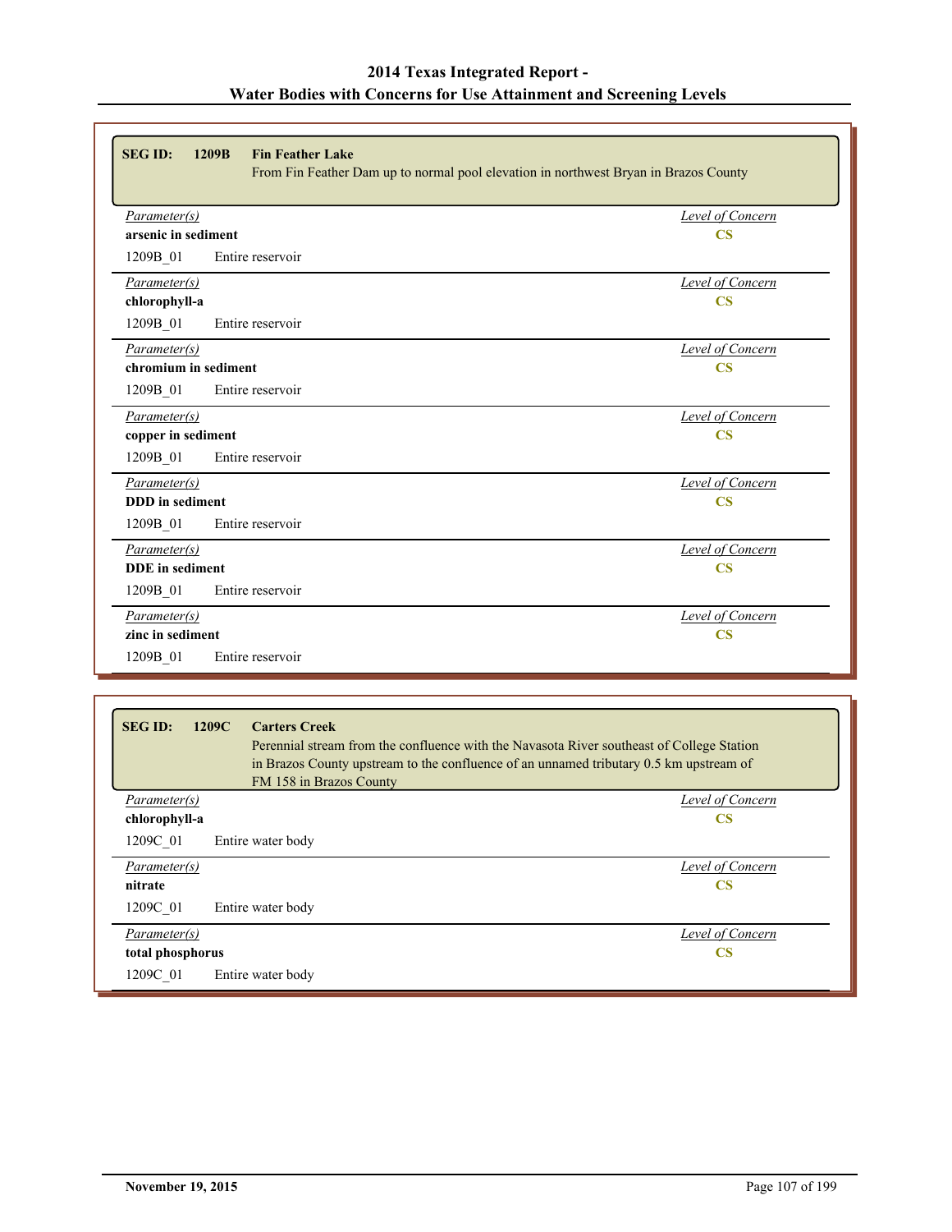**SEG ID: 1209B Fin Feather Lake**

From Fin Feather Dam up to normal pool elevation in northwest Bryan in Brazos County

| Parameter(s) | | Level of Concern |
|---|---|---|
| **arsenic in sediment** | | **CS** |
| 1209B_01 | Entire reservoir | |
| **chlorophyll-a** | | **CS** |
| 1209B_01 | Entire reservoir | |
| **chromium in sediment** | | **CS** |
| 1209B_01 | Entire reservoir | |
| **copper in sediment** | | **CS** |
| 1209B_01 | Entire reservoir | |
| **DDD in sediment** | | **CS** |
| 1209B_01 | Entire reservoir | |
| **DDE in sediment** | | **CS** |
| 1209B_01 | Entire reservoir | |
| **zinc in sediment** | | **CS** |
| 1209B_01 | Entire reservoir | |

**SEG ID: 1209C Carters Creek**

Perennial stream from the confluence with the Navasota River southeast of College Station in Brazos County upstream to the confluence of an unnamed tributary 0.5 km upstream of FM 158 in Brazos County

| Parameter(s) | | Level of Concern |
|---|---|---|
| **chlorophyll-a** | | **CS** |
| 1209C_01 | Entire water body | |
| **nitrate** | | **CS** |
| 1209C_01 | Entire water body | |
| **total phosphorus** | | **CS** |
| 1209C_01 | Entire water body | |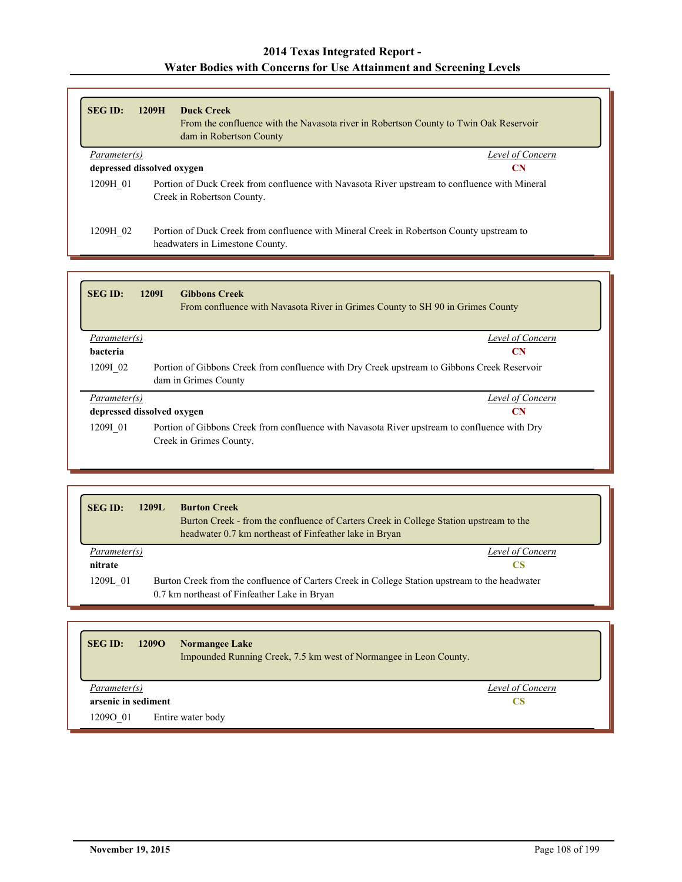## 2014 Texas Integrated Report - Water Bodies with Concerns for Use Attainment and Screening Levels

**SEG ID: 1209H** **Duck Creek**
From the confluence with the Navasota river in Robertson County to Twin Oak Reservoir dam in Robertson County

| *Parameter(s)* | | *Level of Concern* |
|---|---|---|
| **depressed dissolved oxygen** | | **CN** |
| 1209H_01 | Portion of Duck Creek from confluence with Navasota River upstream to confluence with Mineral Creek in Robertson County. | |
| 1209H_02 | Portion of Duck Creek from confluence with Mineral Creek in Robertson County upstream to headwaters in Limestone County. | |

**SEG ID: 1209I** **Gibbons Creek**
From confluence with Navasota River in Grimes County to SH 90 in Grimes County

| *Parameter(s)* | | *Level of Concern* |
|---|---|---|
| **bacteria** | | **CN** |
| 1209I_02 | Portion of Gibbons Creek from confluence with Dry Creek upstream to Gibbons Creek Reservoir dam in Grimes County | |
| **depressed dissolved oxygen** | | **CN** |
| 1209I_01 | Portion of Gibbons Creek from confluence with Navasota River upstream to confluence with Dry Creek in Grimes County. | |

**SEG ID: 1209L** **Burton Creek**
Burton Creek - from the confluence of Carters Creek in College Station upstream to the headwater 0.7 km northeast of Finfeather lake in Bryan

| *Parameter(s)* | | *Level of Concern* |
|---|---|---|
| **nitrate** | | **CS** |
| 1209L_01 | Burton Creek from the confluence of Carters Creek in College Station upstream to the headwater 0.7 km northeast of Finfeather Lake in Bryan | |

**SEG ID: 1209O** **Normangee Lake**
Impounded Running Creek, 7.5 km west of Normangee in Leon County.

| *Parameter(s)* | | *Level of Concern* |
|---|---|---|
| **arsenic in sediment** | | **CS** |
| 1209O_01 | Entire water body | |

**November 19, 2015**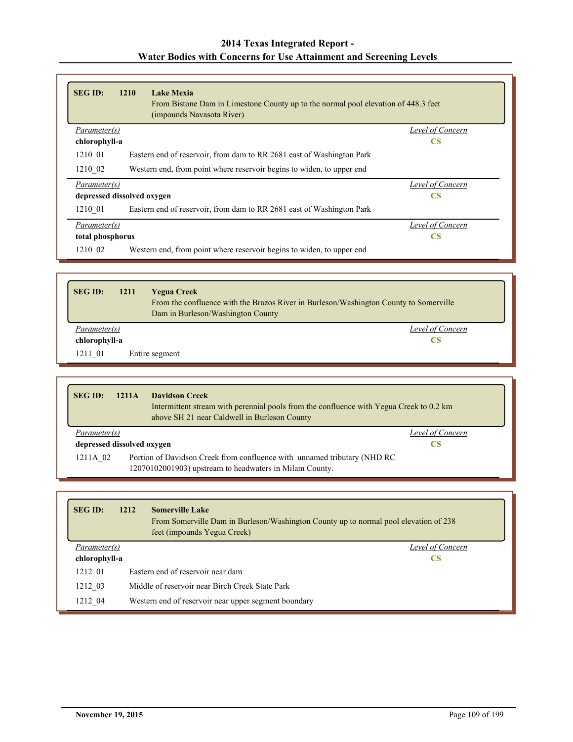**SEG ID: 1210 — Lake Mexia**
From Bistone Dam in Limestone County up to the normal pool elevation of 448.3 feet (impounds Navasota River)

| *Parameter(s)* | | *Level of Concern* |
|---|---|---|
| **chlorophyll-a** | | **CS** |
| 1210_01 | Eastern end of reservoir, from dam to RR 2681 east of Washington Park | |
| 1210_02 | Western end, from point where reservoir begins to widen, to upper end | |

| *Parameter(s)* | | *Level of Concern* |
|---|---|---|
| **depressed dissolved oxygen** | | **CS** |
| 1210_01 | Eastern end of reservoir, from dam to RR 2681 east of Washington Park | |

| *Parameter(s)* | | *Level of Concern* |
|---|---|---|
| **total phosphorus** | | **CS** |
| 1210_02 | Western end, from point where reservoir begins to widen, to upper end | |

**SEG ID: 1211 — Yegua Creek**
From the confluence with the Brazos River in Burleson/Washington County to Somerville Dam in Burleson/Washington County

| *Parameter(s)* | | *Level of Concern* |
|---|---|---|
| **chlorophyll-a** | | **CS** |
| 1211_01 | Entire segment | |

**SEG ID: 1211A — Davidson Creek**
Intermittent stream with perennial pools from the confluence with Yegua Creek to 0.2 km above SH 21 near Caldwell in Burleson County

| *Parameter(s)* | | *Level of Concern* |
|---|---|---|
| **depressed dissolved oxygen** | | **CS** |
| 1211A_02 | Portion of Davidson Creek from confluence with unnamed tributary (NHD RC 12070102001903) upstream to headwaters in Milam County. | |

**SEG ID: 1212 — Somerville Lake**
From Somerville Dam in Burleson/Washington County up to normal pool elevation of 238 feet (impounds Yegua Creek)

| *Parameter(s)* | | *Level of Concern* |
|---|---|---|
| **chlorophyll-a** | | **CS** |
| 1212_01 | Eastern end of reservoir near dam | |
| 1212_03 | Middle of reservoir near Birch Creek State Park | |
| 1212_04 | Western end of reservoir near upper segment boundary | |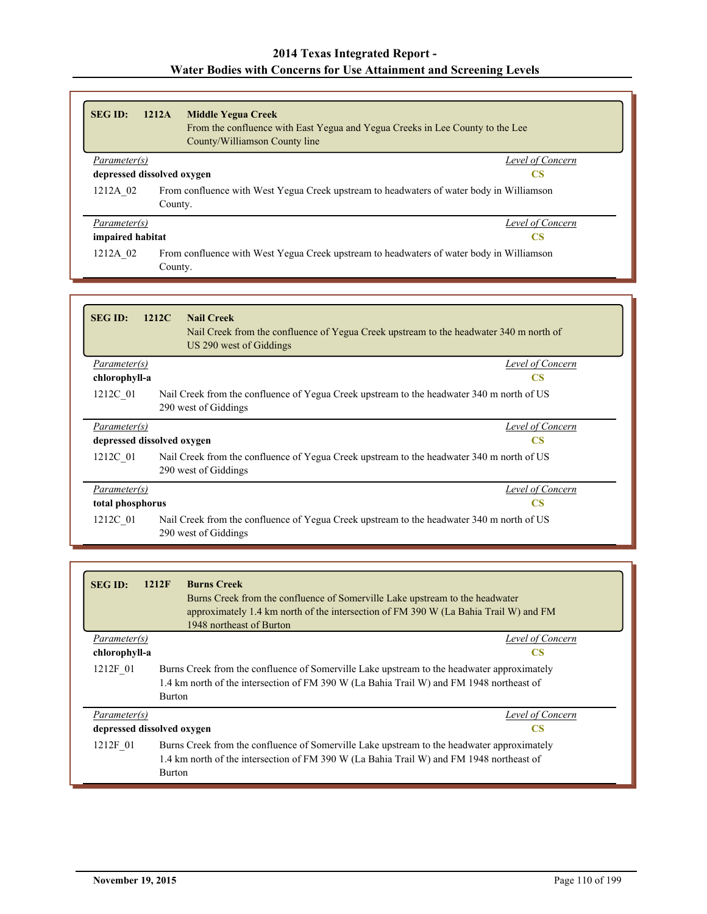## 2014 Texas Integrated Report - Water Bodies with Concerns for Use Attainment and Screening Levels

**SEG ID: 1212A** **Middle Yegua Creek**
From the confluence with East Yegua and Yegua Creeks in Lee County to the Lee County/Williamson County line

| *Parameter(s)* | | *Level of Concern* |
|---|---|---|
| **depressed dissolved oxygen** | | **CS** |
| 1212A_02 | From confluence with West Yegua Creek upstream to headwaters of water body in Williamson County. | |

| *Parameter(s)* | | *Level of Concern* |
|---|---|---|
| **impaired habitat** | | **CS** |
| 1212A_02 | From confluence with West Yegua Creek upstream to headwaters of water body in Williamson County. | |

**SEG ID: 1212C** **Nail Creek**
Nail Creek from the confluence of Yegua Creek upstream to the headwater 340 m north of US 290 west of Giddings

| *Parameter(s)* | | *Level of Concern* |
|---|---|---|
| **chlorophyll-a** | | **CS** |
| 1212C_01 | Nail Creek from the confluence of Yegua Creek upstream to the headwater 340 m north of US 290 west of Giddings | |

| *Parameter(s)* | | *Level of Concern* |
|---|---|---|
| **depressed dissolved oxygen** | | **CS** |
| 1212C_01 | Nail Creek from the confluence of Yegua Creek upstream to the headwater 340 m north of US 290 west of Giddings | |

| *Parameter(s)* | | *Level of Concern* |
|---|---|---|
| **total phosphorus** | | **CS** |
| 1212C_01 | Nail Creek from the confluence of Yegua Creek upstream to the headwater 340 m north of US 290 west of Giddings | |

**SEG ID: 1212F** **Burns Creek**
Burns Creek from the confluence of Somerville Lake upstream to the headwater approximately 1.4 km north of the intersection of FM 390 W (La Bahia Trail W) and FM 1948 northeast of Burton

| *Parameter(s)* | | *Level of Concern* |
|---|---|---|
| **chlorophyll-a** | | **CS** |
| 1212F_01 | Burns Creek from the confluence of Somerville Lake upstream to the headwater approximately 1.4 km north of the intersection of FM 390 W (La Bahia Trail W) and FM 1948 northeast of Burton | |

| *Parameter(s)* | | *Level of Concern* |
|---|---|---|
| **depressed dissolved oxygen** | | **CS** |
| 1212F_01 | Burns Creek from the confluence of Somerville Lake upstream to the headwater approximately 1.4 km north of the intersection of FM 390 W (La Bahia Trail W) and FM 1948 northeast of Burton | |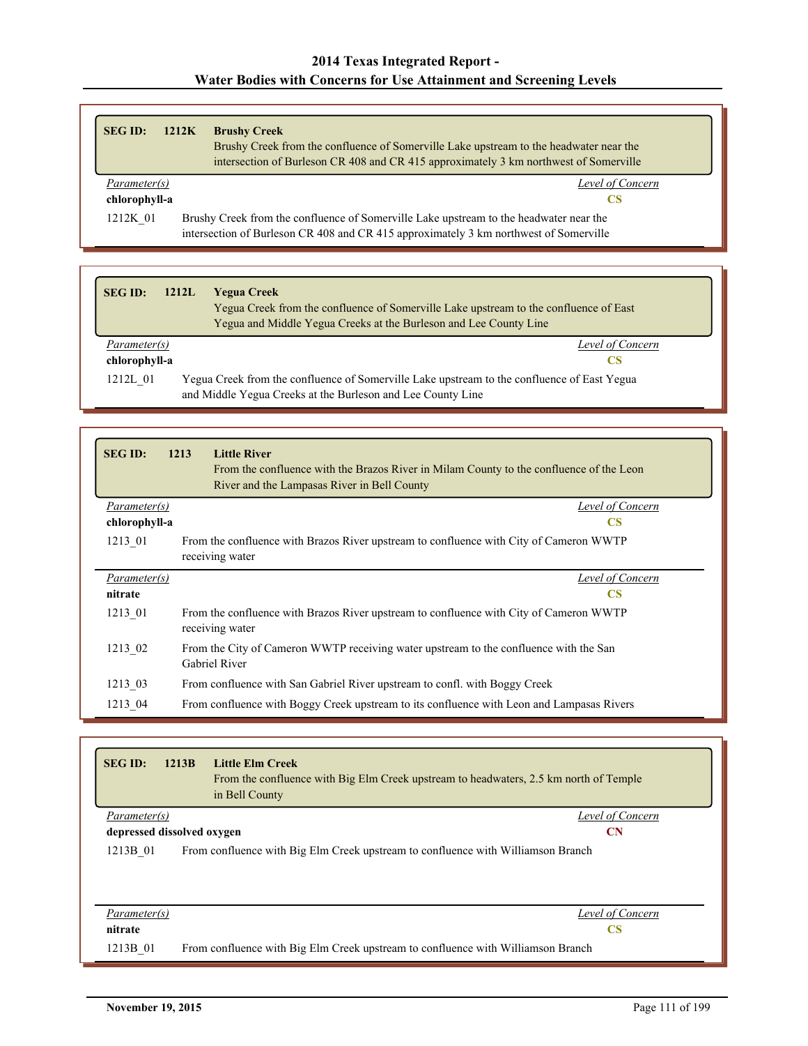## SEG ID: 1212K Brushy Creek

Brushy Creek from the confluence of Somerville Lake upstream to the headwater near the intersection of Burleson CR 408 and CR 415 approximately 3 km northwest of Somerville

| *Parameter(s)* | | *Level of Concern* |
|---|---|---|
| **chlorophyll-a** | | **CS** |
| 1212K_01 | Brushy Creek from the confluence of Somerville Lake upstream to the headwater near the intersection of Burleson CR 408 and CR 415 approximately 3 km northwest of Somerville | |

## SEG ID: 1212L Yegua Creek

Yegua Creek from the confluence of Somerville Lake upstream to the confluence of East Yegua and Middle Yegua Creeks at the Burleson and Lee County Line

| *Parameter(s)* | | *Level of Concern* |
|---|---|---|
| **chlorophyll-a** | | **CS** |
| 1212L_01 | Yegua Creek from the confluence of Somerville Lake upstream to the confluence of East Yegua and Middle Yegua Creeks at the Burleson and Lee County Line | |

## SEG ID: 1213 Little River

From the confluence with the Brazos River in Milam County to the confluence of the Leon River and the Lampasas River in Bell County

| *Parameter(s)* | | *Level of Concern* |
|---|---|---|
| **chlorophyll-a** | | **CS** |
| 1213_01 | From the confluence with Brazos River upstream to confluence with City of Cameron WWTP receiving water | |

| *Parameter(s)* | | *Level of Concern* |
|---|---|---|
| **nitrate** | | **CS** |
| 1213_01 | From the confluence with Brazos River upstream to confluence with City of Cameron WWTP receiving water | |
| 1213_02 | From the City of Cameron WWTP receiving water upstream to the confluence with the San Gabriel River | |
| 1213_03 | From confluence with San Gabriel River upstream to confl. with Boggy Creek | |
| 1213_04 | From confluence with Boggy Creek upstream to its confluence with Leon and Lampasas Rivers | |

## SEG ID: 1213B Little Elm Creek

From the confluence with Big Elm Creek upstream to headwaters, 2.5 km north of Temple in Bell County

| *Parameter(s)* | | *Level of Concern* |
|---|---|---|
| **depressed dissolved oxygen** | | **CN** |
| 1213B_01 | From confluence with Big Elm Creek upstream to confluence with Williamson Branch | |

| *Parameter(s)* | | *Level of Concern* |
|---|---|---|
| **nitrate** | | **CS** |
| 1213B_01 | From confluence with Big Elm Creek upstream to confluence with Williamson Branch | |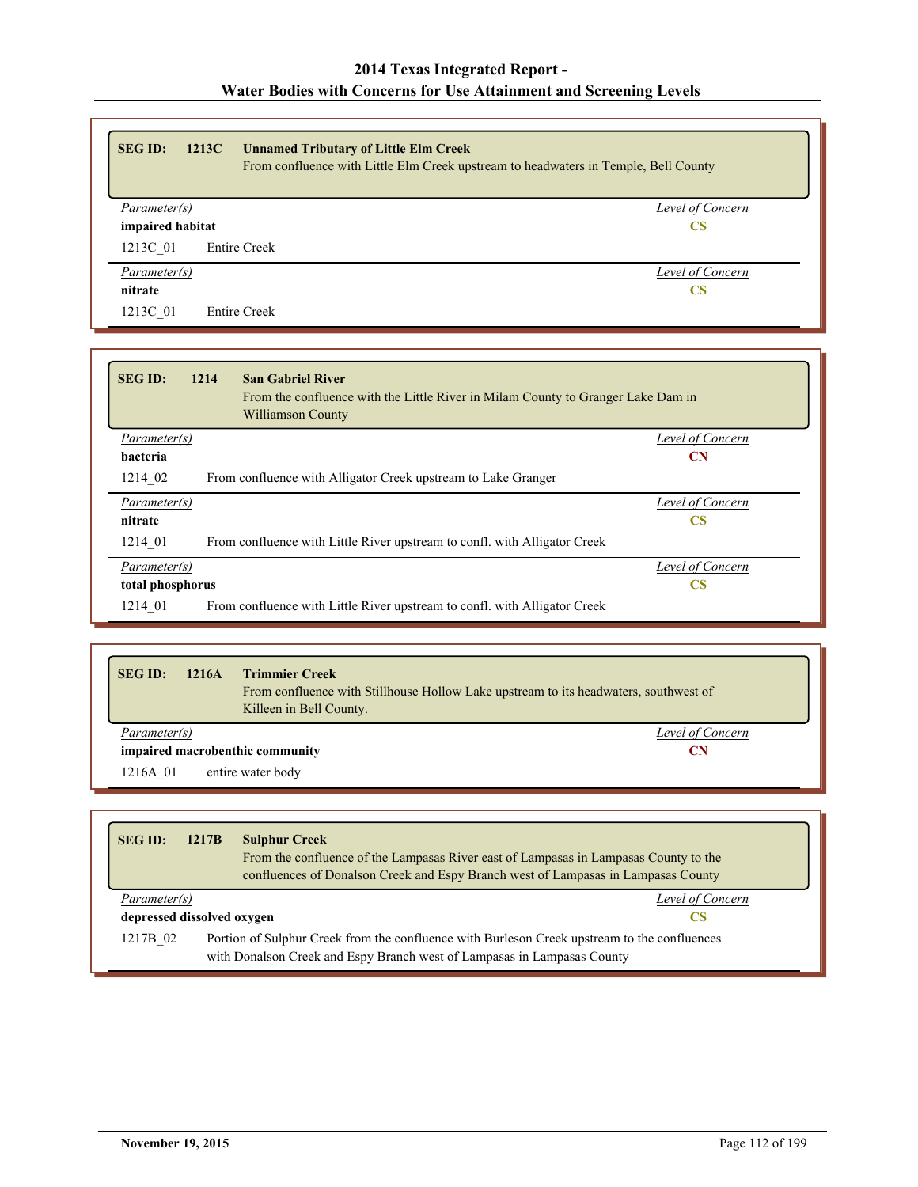# 2014 Texas Integrated Report - Water Bodies with Concerns for Use Attainment and Screening Levels

**SEG ID: 1213C** **Unnamed Tributary of Little Elm Creek**
From confluence with Little Elm Creek upstream to headwaters in Temple, Bell County

| *Parameter(s)* | | *Level of Concern* |
|---|---|---|
| **impaired habitat** | | **CS** |
| 1213C_01 | Entire Creek | |
| *Parameter(s)* | | *Level of Concern* |
| **nitrate** | | **CS** |
| 1213C_01 | Entire Creek | |

**SEG ID: 1214** **San Gabriel River**
From the confluence with the Little River in Milam County to Granger Lake Dam in Williamson County

| *Parameter(s)* | | *Level of Concern* |
|---|---|---|
| **bacteria** | | **CN** |
| 1214_02 | From confluence with Alligator Creek upstream to Lake Granger | |
| *Parameter(s)* | | *Level of Concern* |
| **nitrate** | | **CS** |
| 1214_01 | From confluence with Little River upstream to confl. with Alligator Creek | |
| *Parameter(s)* | | *Level of Concern* |
| **total phosphorus** | | **CS** |
| 1214_01 | From confluence with Little River upstream to confl. with Alligator Creek | |

**SEG ID: 1216A** **Trimmier Creek**
From confluence with Stillhouse Hollow Lake upstream to its headwaters, southwest of Killeen in Bell County.

| *Parameter(s)* | | *Level of Concern* |
|---|---|---|
| **impaired macrobenthic community** | | **CN** |
| 1216A_01 | entire water body | |

**SEG ID: 1217B** **Sulphur Creek**
From the confluence of the Lampasas River east of Lampasas in Lampasas County to the confluences of Donalson Creek and Espy Branch west of Lampasas in Lampasas County

| *Parameter(s)* | | *Level of Concern* |
|---|---|---|
| **depressed dissolved oxygen** | | **CS** |
| 1217B_02 | Portion of Sulphur Creek from the confluence with Burleson Creek upstream to the confluences with Donalson Creek and Espy Branch west of Lampasas in Lampasas County | |

November 19, 2015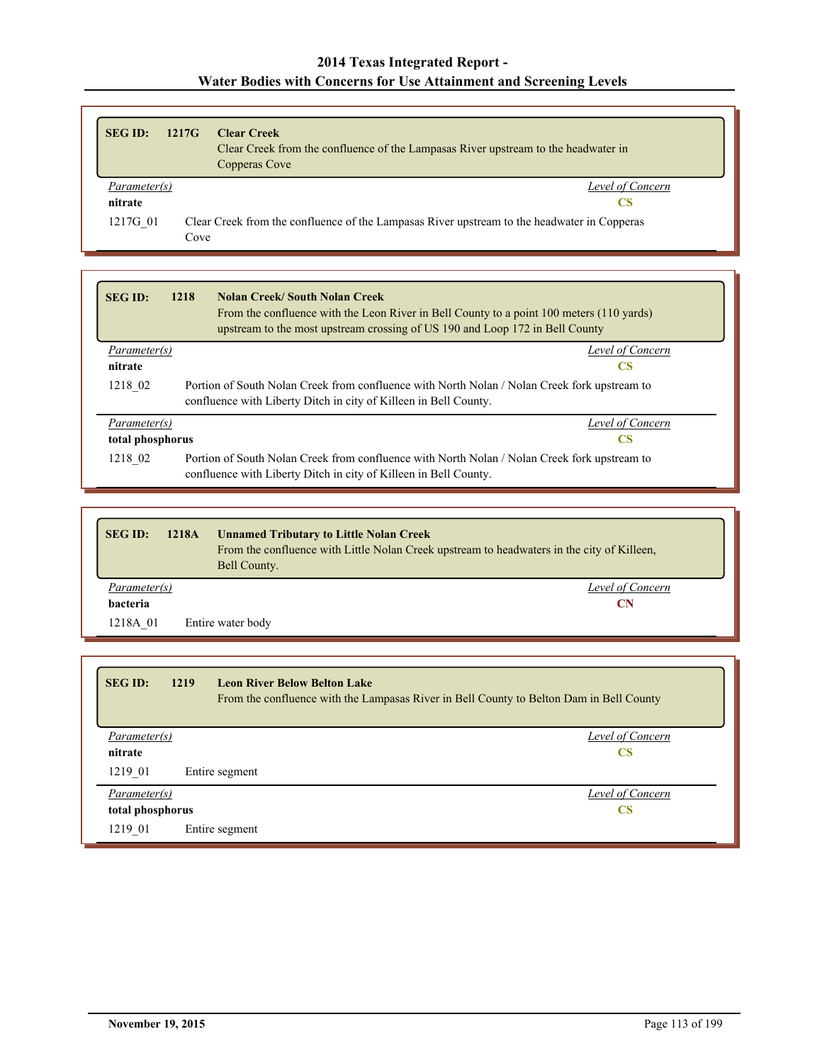**SEG ID: 1217G Clear Creek**
Clear Creek from the confluence of the Lampasas River upstream to the headwater in Copperas Cove

| *Parameter(s)* | | *Level of Concern* |
|---|---|---|
| **nitrate** | | **CS** |
| 1217G_01 | Clear Creek from the confluence of the Lampasas River upstream to the headwater in Copperas Cove | |

**SEG ID: 1218 Nolan Creek/ South Nolan Creek**
From the confluence with the Leon River in Bell County to a point 100 meters (110 yards) upstream to the most upstream crossing of US 190 and Loop 172 in Bell County

| *Parameter(s)* | | *Level of Concern* |
|---|---|---|
| **nitrate** | | **CS** |
| 1218_02 | Portion of South Nolan Creek from confluence with North Nolan / Nolan Creek fork upstream to confluence with Liberty Ditch in city of Killeen in Bell County. | |
| *Parameter(s)* | | *Level of Concern* |
| **total phosphorus** | | **CS** |
| 1218_02 | Portion of South Nolan Creek from confluence with North Nolan / Nolan Creek fork upstream to confluence with Liberty Ditch in city of Killeen in Bell County. | |

**SEG ID: 1218A Unnamed Tributary to Little Nolan Creek**
From the confluence with Little Nolan Creek upstream to headwaters in the city of Killeen, Bell County.

| *Parameter(s)* | | *Level of Concern* |
|---|---|---|
| **bacteria** | | **CN** |
| 1218A_01 | Entire water body | |

**SEG ID: 1219 Leon River Below Belton Lake**
From the confluence with the Lampasas River in Bell County to Belton Dam in Bell County

| *Parameter(s)* | | *Level of Concern* |
|---|---|---|
| **nitrate** | | **CS** |
| 1219_01 | Entire segment | |
| *Parameter(s)* | | *Level of Concern* |
| **total phosphorus** | | **CS** |
| 1219_01 | Entire segment | |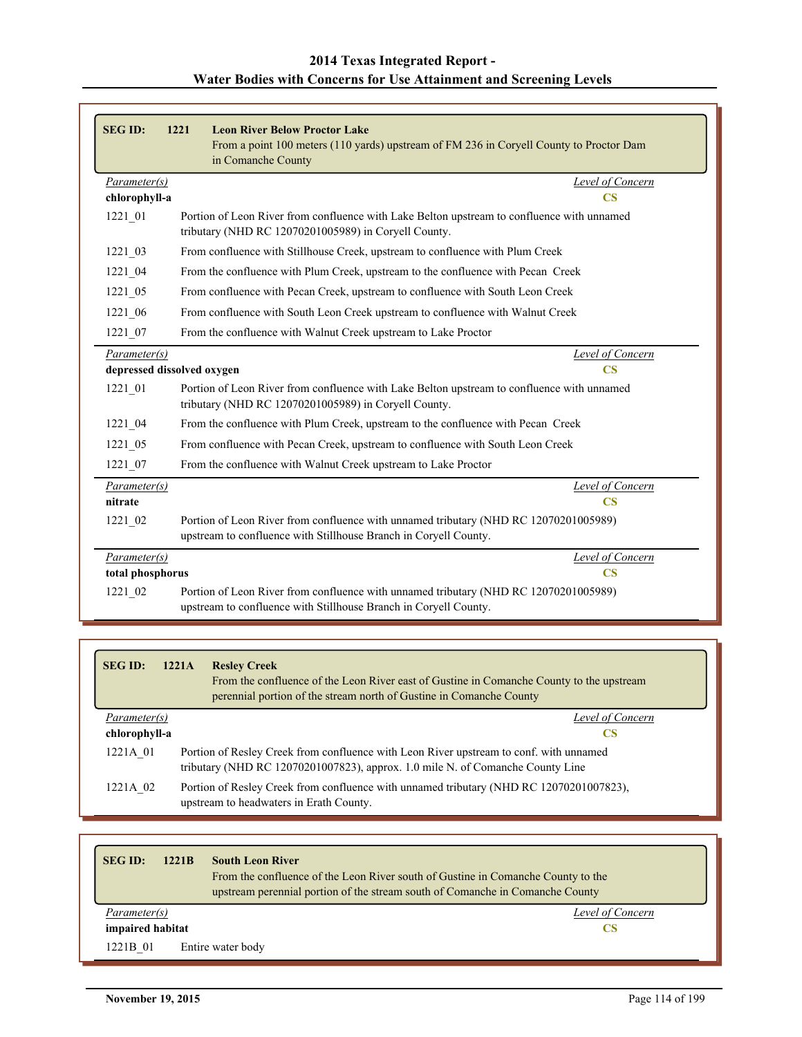**SEG ID: 1221 Leon River Below Proctor Lake**
From a point 100 meters (110 yards) upstream of FM 236 in Coryell County to Proctor Dam in Comanche County

| *Parameter(s)* | | *Level of Concern* |
|---|---|---|
| **chlorophyll-a** | | **CS** |
| 1221_01 | Portion of Leon River from confluence with Lake Belton upstream to confluence with unnamed tributary (NHD RC 12070201005989) in Coryell County. | |
| 1221_03 | From confluence with Stillhouse Creek, upstream to confluence with Plum Creek | |
| 1221_04 | From the confluence with Plum Creek, upstream to the confluence with Pecan Creek | |
| 1221_05 | From confluence with Pecan Creek, upstream to confluence with South Leon Creek | |
| 1221_06 | From confluence with South Leon Creek upstream to confluence with Walnut Creek | |
| 1221_07 | From the confluence with Walnut Creek upstream to Lake Proctor | |

| *Parameter(s)* | | *Level of Concern* |
|---|---|---|
| **depressed dissolved oxygen** | | **CS** |
| 1221_01 | Portion of Leon River from confluence with Lake Belton upstream to confluence with unnamed tributary (NHD RC 12070201005989) in Coryell County. | |
| 1221_04 | From the confluence with Plum Creek, upstream to the confluence with Pecan Creek | |
| 1221_05 | From confluence with Pecan Creek, upstream to confluence with South Leon Creek | |
| 1221_07 | From the confluence with Walnut Creek upstream to Lake Proctor | |

| *Parameter(s)* | | *Level of Concern* |
|---|---|---|
| **nitrate** | | **CS** |
| 1221_02 | Portion of Leon River from confluence with unnamed tributary (NHD RC 12070201005989) upstream to confluence with Stillhouse Branch in Coryell County. | |

| *Parameter(s)* | | *Level of Concern* |
|---|---|---|
| **total phosphorus** | | **CS** |
| 1221_02 | Portion of Leon River from confluence with unnamed tributary (NHD RC 12070201005989) upstream to confluence with Stillhouse Branch in Coryell County. | |

**SEG ID: 1221A Resley Creek**
From the confluence of the Leon River east of Gustine in Comanche County to the upstream perennial portion of the stream north of Gustine in Comanche County

| *Parameter(s)* | | *Level of Concern* |
|---|---|---|
| **chlorophyll-a** | | **CS** |
| 1221A_01 | Portion of Resley Creek from confluence with Leon River upstream to conf. with unnamed tributary (NHD RC 12070201007823), approx. 1.0 mile N. of Comanche County Line | |
| 1221A_02 | Portion of Resley Creek from confluence with unnamed tributary (NHD RC 12070201007823), upstream to headwaters in Erath County. | |

**SEG ID: 1221B South Leon River**
From the confluence of the Leon River south of Gustine in Comanche County to the upstream perennial portion of the stream south of Comanche in Comanche County

| *Parameter(s)* | | *Level of Concern* |
|---|---|---|
| **impaired habitat** | | **CS** |
| 1221B_01 | Entire water body | |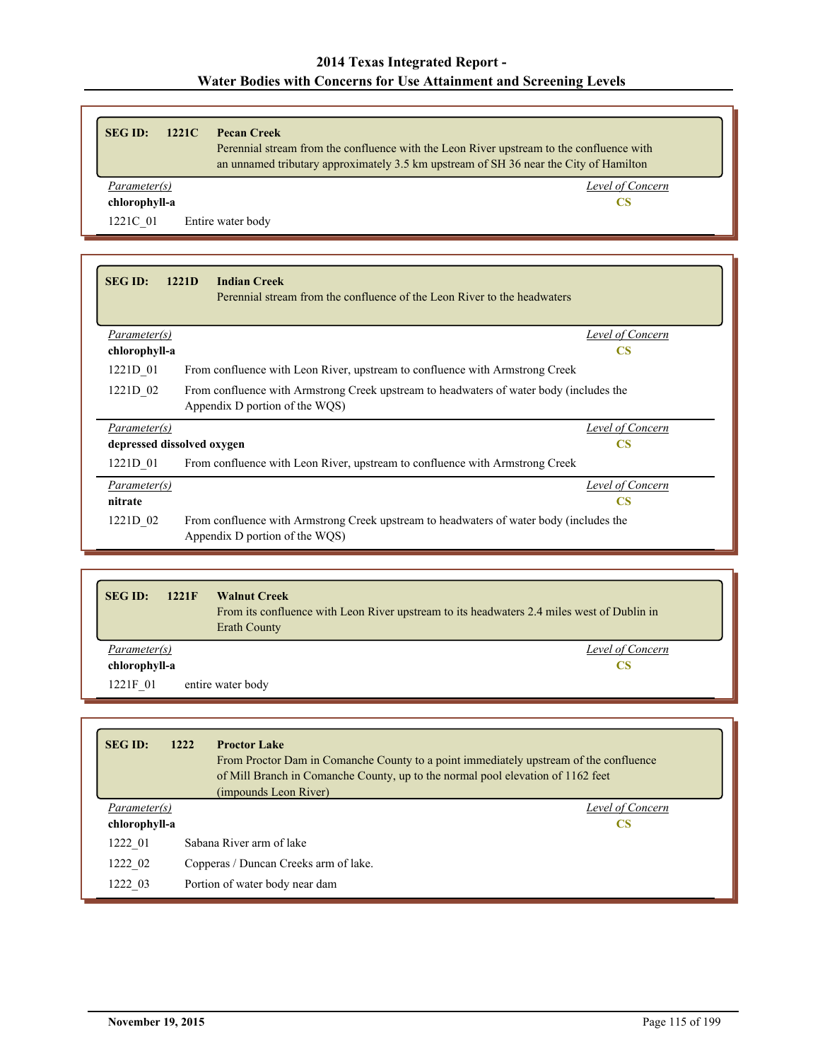**SEG ID: 1221C Pecan Creek**
Perennial stream from the confluence with the Leon River upstream to the confluence with an unnamed tributary approximately 3.5 km upstream of SH 36 near the City of Hamilton

| *Parameter(s)* | | *Level of Concern* |
|---|---|---|
| **chlorophyll-a** | | **CS** |
| 1221C_01 | Entire water body | |

**SEG ID: 1221D Indian Creek**
Perennial stream from the confluence of the Leon River to the headwaters

| *Parameter(s)* | | *Level of Concern* |
|---|---|---|
| **chlorophyll-a** | | **CS** |
| 1221D_01 | From confluence with Leon River, upstream to confluence with Armstrong Creek | |
| 1221D_02 | From confluence with Armstrong Creek upstream to headwaters of water body (includes the Appendix D portion of the WQS) | |

| *Parameter(s)* | | *Level of Concern* |
|---|---|---|
| **depressed dissolved oxygen** | | **CS** |
| 1221D_01 | From confluence with Leon River, upstream to confluence with Armstrong Creek | |

| *Parameter(s)* | | *Level of Concern* |
|---|---|---|
| **nitrate** | | **CS** |
| 1221D_02 | From confluence with Armstrong Creek upstream to headwaters of water body (includes the Appendix D portion of the WQS) | |

**SEG ID: 1221F Walnut Creek**
From its confluence with Leon River upstream to its headwaters 2.4 miles west of Dublin in Erath County

| *Parameter(s)* | | *Level of Concern* |
|---|---|---|
| **chlorophyll-a** | | **CS** |
| 1221F_01 | entire water body | |

**SEG ID: 1222 Proctor Lake**
From Proctor Dam in Comanche County to a point immediately upstream of the confluence of Mill Branch in Comanche County, up to the normal pool elevation of 1162 feet (impounds Leon River)

| *Parameter(s)* | | *Level of Concern* |
|---|---|---|
| **chlorophyll-a** | | **CS** |
| 1222_01 | Sabana River arm of lake | |
| 1222_02 | Copperas / Duncan Creeks arm of lake. | |
| 1222_03 | Portion of water body near dam | |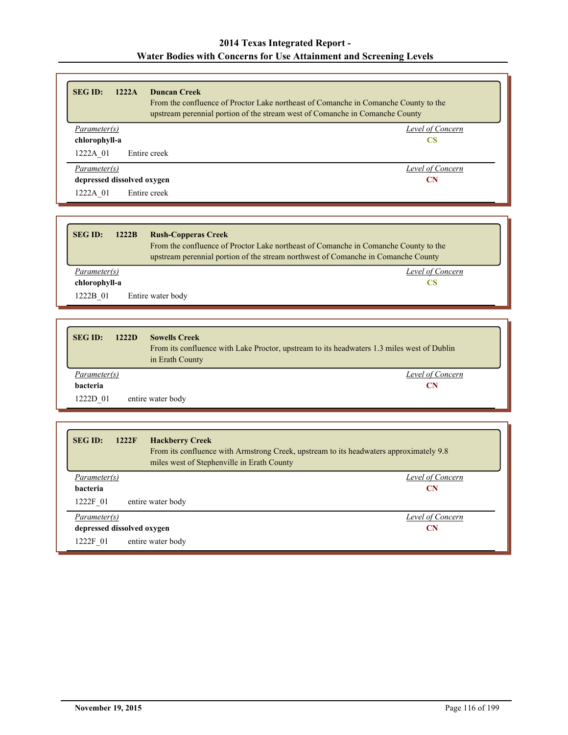## 2014 Texas Integrated Report - Water Bodies with Concerns for Use Attainment and Screening Levels

**SEG ID: 1222A** **Duncan Creek**
From the confluence of Proctor Lake northeast of Comanche in Comanche County to the upstream perennial portion of the stream west of Comanche in Comanche County

| *Parameter(s)* | | *Level of Concern* |
|---|---|---|
| **chlorophyll-a** | | **CS** |
| 1222A_01 | Entire creek | |

| *Parameter(s)* | | *Level of Concern* |
|---|---|---|
| **depressed dissolved oxygen** | | **CN** |
| 1222A_01 | Entire creek | |

**SEG ID: 1222B** **Rush-Copperas Creek**
From the confluence of Proctor Lake northeast of Comanche in Comanche County to the upstream perennial portion of the stream northwest of Comanche in Comanche County

| *Parameter(s)* | | *Level of Concern* |
|---|---|---|
| **chlorophyll-a** | | **CS** |
| 1222B_01 | Entire water body | |

**SEG ID: 1222D** **Sowells Creek**
From its confluence with Lake Proctor, upstream to its headwaters 1.3 miles west of Dublin in Erath County

| *Parameter(s)* | | *Level of Concern* |
|---|---|---|
| **bacteria** | | **CN** |
| 1222D_01 | entire water body | |

**SEG ID: 1222F** **Hackberry Creek**
From its confluence with Armstrong Creek, upstream to its headwaters approximately 9.8 miles west of Stephenville in Erath County

| *Parameter(s)* | | *Level of Concern* |
|---|---|---|
| **bacteria** | | **CN** |
| 1222F_01 | entire water body | |

| *Parameter(s)* | | *Level of Concern* |
|---|---|---|
| **depressed dissolved oxygen** | | **CN** |
| 1222F_01 | entire water body | |

November 19, 2015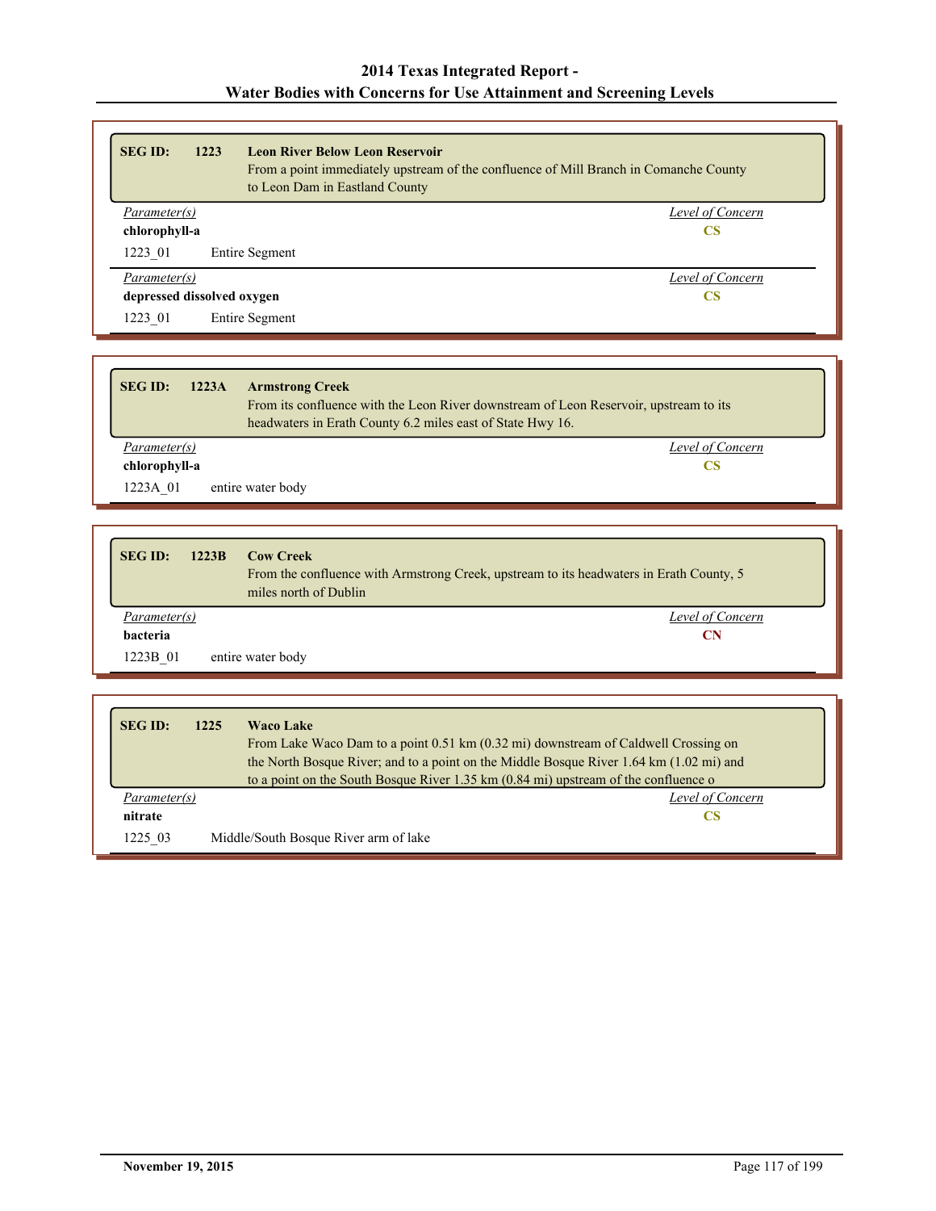# 2014 Texas Integrated Report - Water Bodies with Concerns for Use Attainment and Screening Levels

**SEG ID: 1223** **Leon River Below Leon Reservoir**
From a point immediately upstream of the confluence of Mill Branch in Comanche County to Leon Dam in Eastland County

| *Parameter(s)* | | *Level of Concern* |
|---|---|---|
| **chlorophyll-a** | | **CS** |
| 1223_01 | Entire Segment | |
| *Parameter(s)* | | *Level of Concern* |
| **depressed dissolved oxygen** | | **CS** |
| 1223_01 | Entire Segment | |

**SEG ID: 1223A** **Armstrong Creek**
From its confluence with the Leon River downstream of Leon Reservoir, upstream to its headwaters in Erath County 6.2 miles east of State Hwy 16.

| *Parameter(s)* | | *Level of Concern* |
|---|---|---|
| **chlorophyll-a** | | **CS** |
| 1223A_01 | entire water body | |

**SEG ID: 1223B** **Cow Creek**
From the confluence with Armstrong Creek, upstream to its headwaters in Erath County, 5 miles north of Dublin

| *Parameter(s)* | | *Level of Concern* |
|---|---|---|
| **bacteria** | | **CN** |
| 1223B_01 | entire water body | |

**SEG ID: 1225** **Waco Lake**
From Lake Waco Dam to a point 0.51 km (0.32 mi) downstream of Caldwell Crossing on the North Bosque River; and to a point on the Middle Bosque River 1.64 km (1.02 mi) and to a point on the South Bosque River 1.35 km (0.84 mi) upstream of the confluence o

| *Parameter(s)* | | *Level of Concern* |
|---|---|---|
| **nitrate** | | **CS** |
| 1225_03 | Middle/South Bosque River arm of lake | |

**November 19, 2015**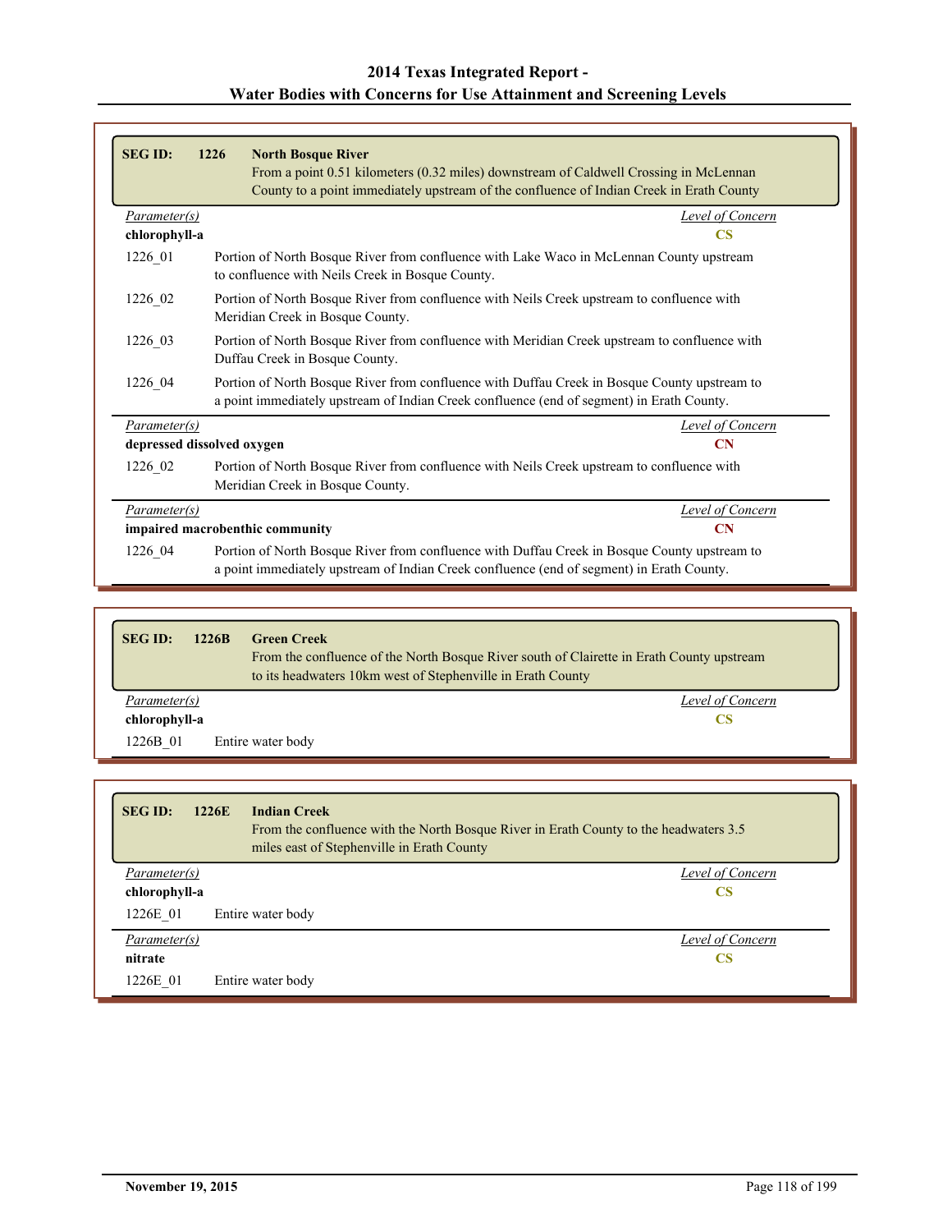**SEG ID: 1226 North Bosque River**
From a point 0.51 kilometers (0.32 miles) downstream of Caldwell Crossing in McLennan County to a point immediately upstream of the confluence of Indian Creek in Erath County

| *Parameter(s)* | | *Level of Concern* |
|---|---|---|
| **chlorophyll-a** | | **CS** |
| 1226_01 | Portion of North Bosque River from confluence with Lake Waco in McLennan County upstream to confluence with Neils Creek in Bosque County. | |
| 1226_02 | Portion of North Bosque River from confluence with Neils Creek upstream to confluence with Meridian Creek in Bosque County. | |
| 1226_03 | Portion of North Bosque River from confluence with Meridian Creek upstream to confluence with Duffau Creek in Bosque County. | |
| 1226_04 | Portion of North Bosque River from confluence with Duffau Creek in Bosque County upstream to a point immediately upstream of Indian Creek confluence (end of segment) in Erath County. | |

| *Parameter(s)* | | *Level of Concern* |
|---|---|---|
| **depressed dissolved oxygen** | | **CN** |
| 1226_02 | Portion of North Bosque River from confluence with Neils Creek upstream to confluence with Meridian Creek in Bosque County. | |

| *Parameter(s)* | | *Level of Concern* |
|---|---|---|
| **impaired macrobenthic community** | | **CN** |
| 1226_04 | Portion of North Bosque River from confluence with Duffau Creek in Bosque County upstream to a point immediately upstream of Indian Creek confluence (end of segment) in Erath County. | |

**SEG ID: 1226B Green Creek**
From the confluence of the North Bosque River south of Clairette in Erath County upstream to its headwaters 10km west of Stephenville in Erath County

| *Parameter(s)* | | *Level of Concern* |
|---|---|---|
| **chlorophyll-a** | | **CS** |
| 1226B_01 | Entire water body | |

**SEG ID: 1226E Indian Creek**
From the confluence with the North Bosque River in Erath County to the headwaters 3.5 miles east of Stephenville in Erath County

| *Parameter(s)* | | *Level of Concern* |
|---|---|---|
| **chlorophyll-a** | | **CS** |
| 1226E_01 | Entire water body | |

| *Parameter(s)* | | *Level of Concern* |
|---|---|---|
| **nitrate** | | **CS** |
| 1226E_01 | Entire water body | |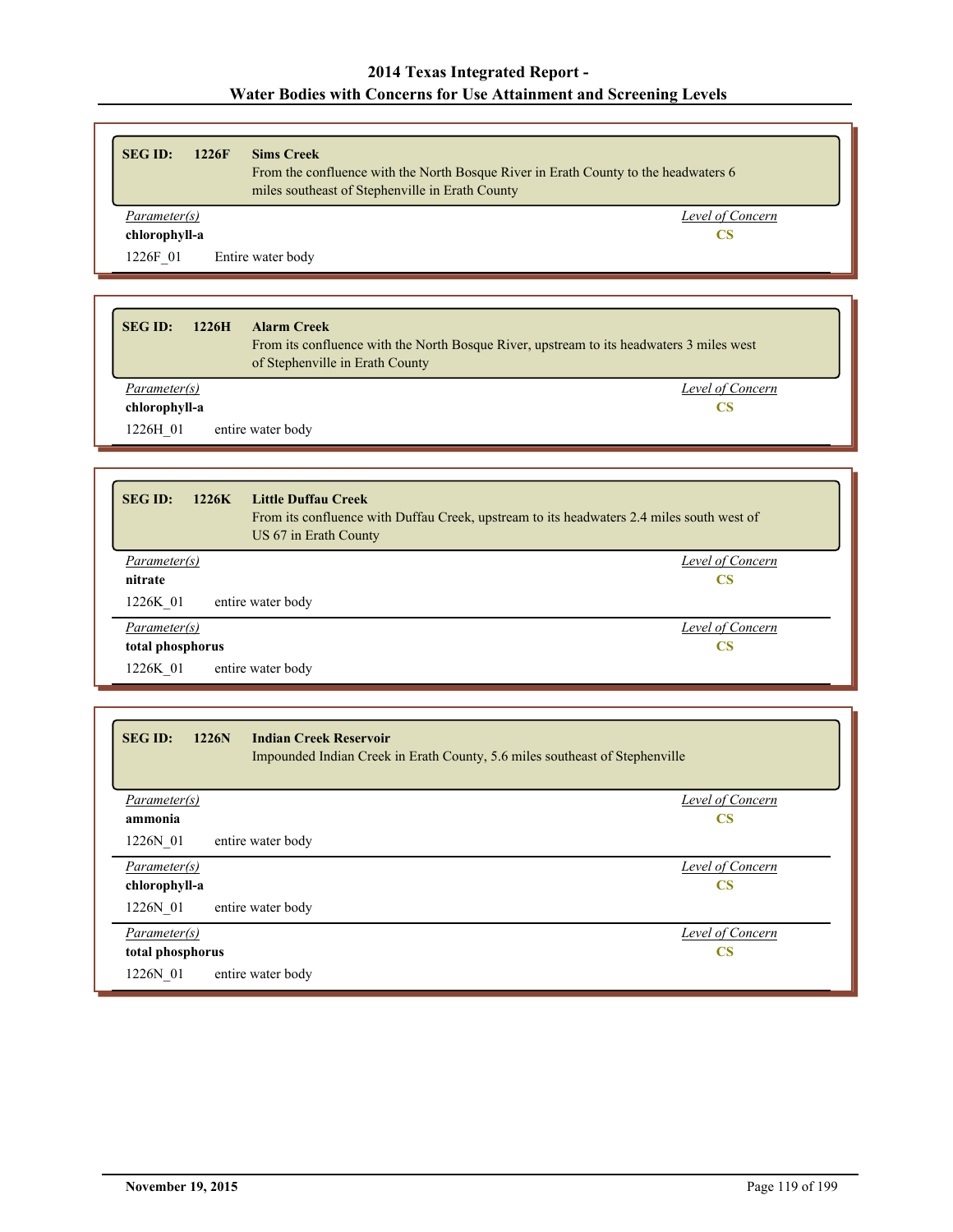## SEG ID: 1226F Sims Creek

From the confluence with the North Bosque River in Erath County to the headwaters 6 miles southeast of Stephenville in Erath County

| *Parameter(s)* | | *Level of Concern* |
|---|---|---|
| **chlorophyll-a** | | **CS** |
| 1226F_01 | Entire water body | |

## SEG ID: 1226H Alarm Creek

From its confluence with the North Bosque River, upstream to its headwaters 3 miles west of Stephenville in Erath County

| *Parameter(s)* | | *Level of Concern* |
|---|---|---|
| **chlorophyll-a** | | **CS** |
| 1226H_01 | entire water body | |

## SEG ID: 1226K Little Duffau Creek

From its confluence with Duffau Creek, upstream to its headwaters 2.4 miles south west of US 67 in Erath County

| *Parameter(s)* | | *Level of Concern* |
|---|---|---|
| **nitrate** | | **CS** |
| 1226K_01 | entire water body | |
| *Parameter(s)* | | *Level of Concern* |
| **total phosphorus** | | **CS** |
| 1226K_01 | entire water body | |

## SEG ID: 1226N Indian Creek Reservoir

Impounded Indian Creek in Erath County, 5.6 miles southeast of Stephenville

| *Parameter(s)* | | *Level of Concern* |
|---|---|---|
| **ammonia** | | **CS** |
| 1226N_01 | entire water body | |
| *Parameter(s)* | | *Level of Concern* |
| **chlorophyll-a** | | **CS** |
| 1226N_01 | entire water body | |
| *Parameter(s)* | | *Level of Concern* |
| **total phosphorus** | | **CS** |
| 1226N_01 | entire water body | |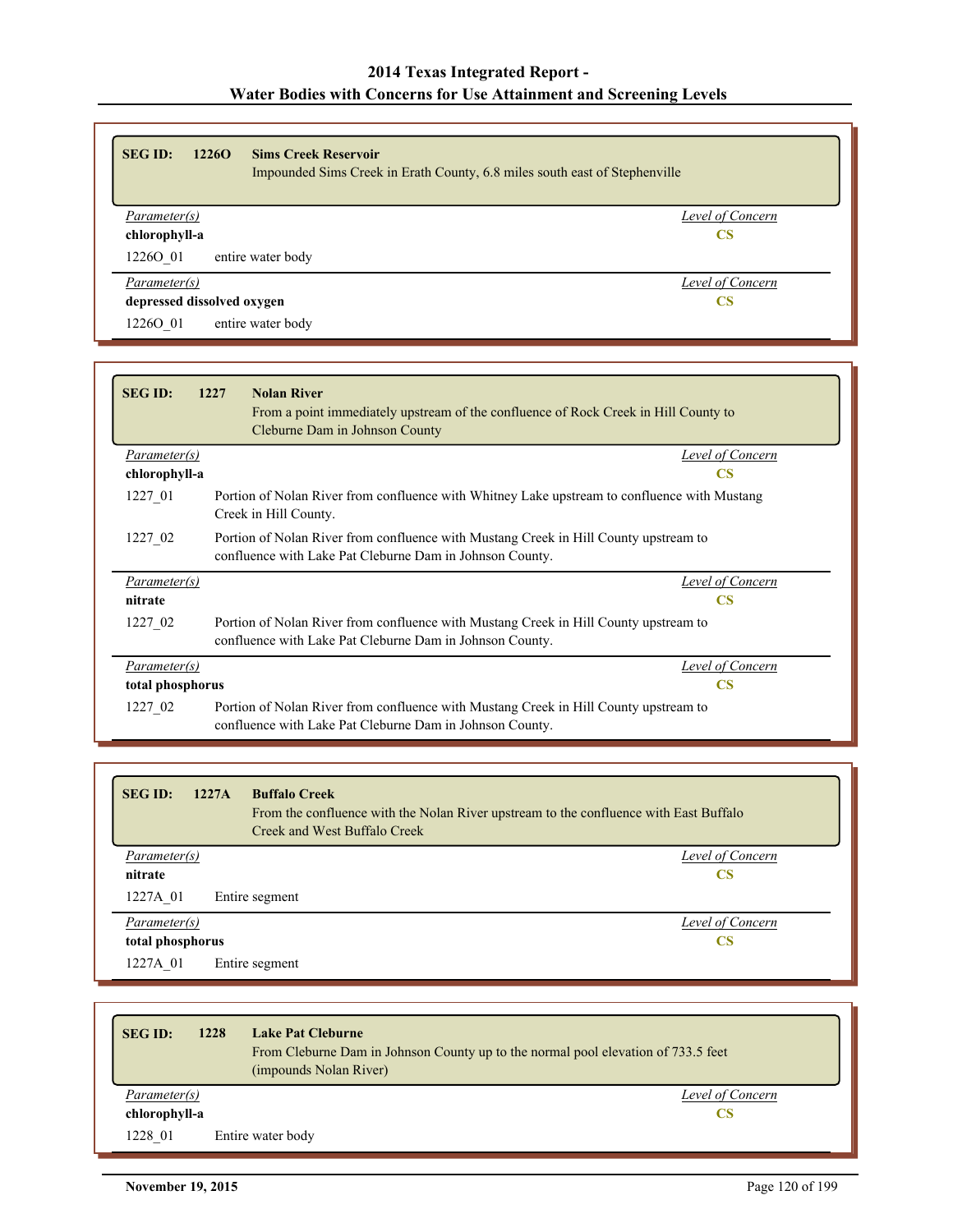## SEG ID: 1226O Sims Creek Reservoir

Impounded Sims Creek in Erath County, 6.8 miles south east of Stephenville

| *Parameter(s)* | | *Level of Concern* |
|---|---|---|
| **chlorophyll-a** | | **CS** |
| 1226O_01 | entire water body | |
| *Parameter(s)* | | *Level of Concern* |
| **depressed dissolved oxygen** | | **CS** |
| 1226O_01 | entire water body | |

## SEG ID: 1227 Nolan River

From a point immediately upstream of the confluence of Rock Creek in Hill County to Cleburne Dam in Johnson County

| *Parameter(s)* | | *Level of Concern* |
|---|---|---|
| **chlorophyll-a** | | **CS** |
| 1227_01 | Portion of Nolan River from confluence with Whitney Lake upstream to confluence with Mustang Creek in Hill County. | |
| 1227_02 | Portion of Nolan River from confluence with Mustang Creek in Hill County upstream to confluence with Lake Pat Cleburne Dam in Johnson County. | |
| *Parameter(s)* | | *Level of Concern* |
| **nitrate** | | **CS** |
| 1227_02 | Portion of Nolan River from confluence with Mustang Creek in Hill County upstream to confluence with Lake Pat Cleburne Dam in Johnson County. | |
| *Parameter(s)* | | *Level of Concern* |
| **total phosphorus** | | **CS** |
| 1227_02 | Portion of Nolan River from confluence with Mustang Creek in Hill County upstream to confluence with Lake Pat Cleburne Dam in Johnson County. | |

## SEG ID: 1227A Buffalo Creek

From the confluence with the Nolan River upstream to the confluence with East Buffalo Creek and West Buffalo Creek

| *Parameter(s)* | | *Level of Concern* |
|---|---|---|
| **nitrate** | | **CS** |
| 1227A_01 | Entire segment | |
| *Parameter(s)* | | *Level of Concern* |
| **total phosphorus** | | **CS** |
| 1227A_01 | Entire segment | |

## SEG ID: 1228 Lake Pat Cleburne

From Cleburne Dam in Johnson County up to the normal pool elevation of 733.5 feet (impounds Nolan River)

| *Parameter(s)* | | *Level of Concern* |
|---|---|---|
| **chlorophyll-a** | | **CS** |
| 1228_01 | Entire water body | |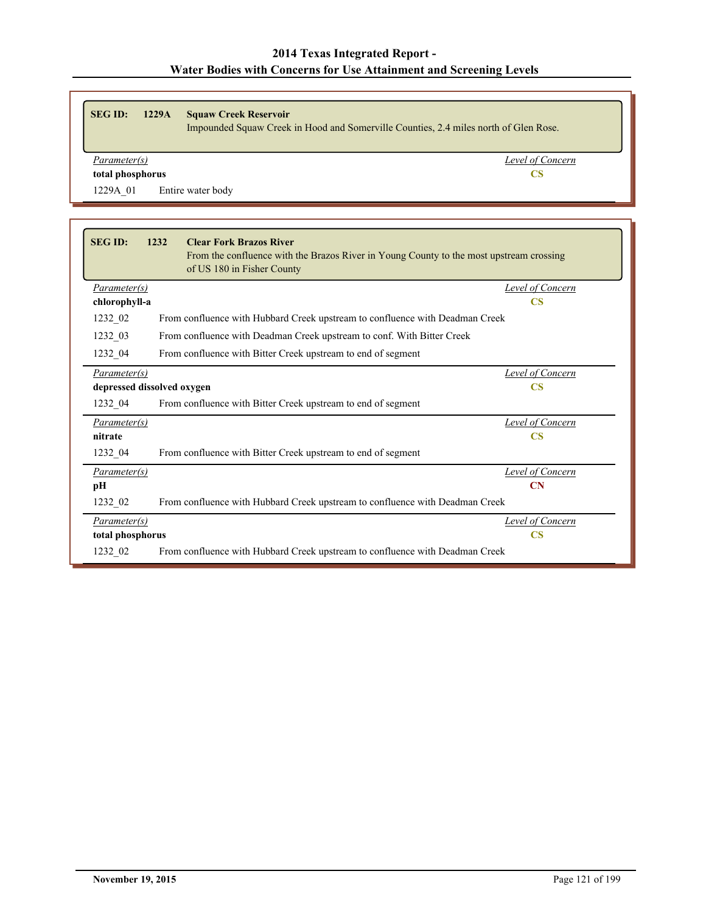## 2014 Texas Integrated Report - Water Bodies with Concerns for Use Attainment and Screening Levels

**SEG ID: 1229A Squaw Creek Reservoir**
Impounded Squaw Creek in Hood and Somerville Counties, 2.4 miles north of Glen Rose.

| *Parameter(s)* | | *Level of Concern* |
|---|---|---|
| **total phosphorus** | | **CS** |
| 1229A_01 | Entire water body | |

**SEG ID: 1232 Clear Fork Brazos River**
From the confluence with the Brazos River in Young County to the most upstream crossing of US 180 in Fisher County

| *Parameter(s)* | | *Level of Concern* |
|---|---|---|
| **chlorophyll-a** | | **CS** |
| 1232_02 | From confluence with Hubbard Creek upstream to confluence with Deadman Creek | |
| 1232_03 | From confluence with Deadman Creek upstream to conf. With Bitter Creek | |
| 1232_04 | From confluence with Bitter Creek upstream to end of segment | |

| *Parameter(s)* | | *Level of Concern* |
|---|---|---|
| **depressed dissolved oxygen** | | **CS** |
| 1232_04 | From confluence with Bitter Creek upstream to end of segment | |

| *Parameter(s)* | | *Level of Concern* |
|---|---|---|
| **nitrate** | | **CS** |
| 1232_04 | From confluence with Bitter Creek upstream to end of segment | |

| *Parameter(s)* | | *Level of Concern* |
|---|---|---|
| **pH** | | **CN** |
| 1232_02 | From confluence with Hubbard Creek upstream to confluence with Deadman Creek | |

| *Parameter(s)* | | *Level of Concern* |
|---|---|---|
| **total phosphorus** | | **CS** |
| 1232_02 | From confluence with Hubbard Creek upstream to confluence with Deadman Creek | |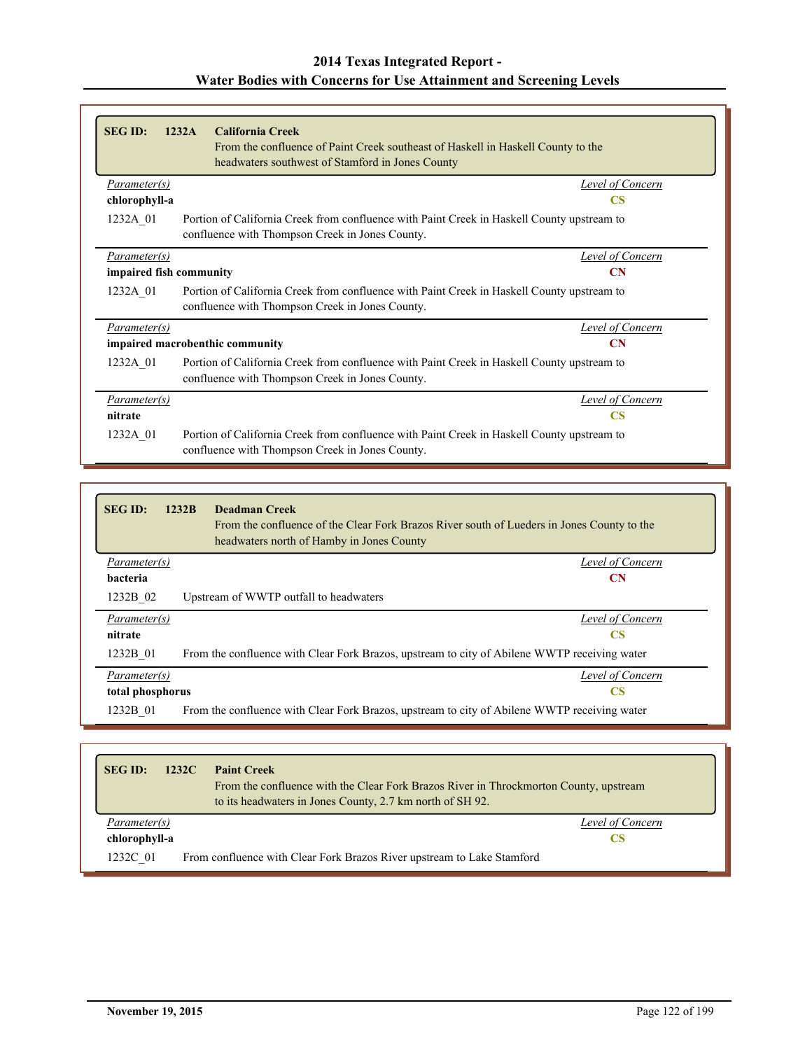# 2014 Texas Integrated Report - Water Bodies with Concerns for Use Attainment and Screening Levels

**SEG ID: 1232A** **California Creek**
From the confluence of Paint Creek southeast of Haskell in Haskell County to the headwaters southwest of Stamford in Jones County

| *Parameter(s)* | | *Level of Concern* |
|---|---|---|
| **chlorophyll-a** | | **CS** |
| 1232A_01 | Portion of California Creek from confluence with Paint Creek in Haskell County upstream to confluence with Thompson Creek in Jones County. | |

| *Parameter(s)* | | *Level of Concern* |
|---|---|---|
| **impaired fish community** | | **CN** |
| 1232A_01 | Portion of California Creek from confluence with Paint Creek in Haskell County upstream to confluence with Thompson Creek in Jones County. | |

| *Parameter(s)* | | *Level of Concern* |
|---|---|---|
| **impaired macrobenthic community** | | **CN** |
| 1232A_01 | Portion of California Creek from confluence with Paint Creek in Haskell County upstream to confluence with Thompson Creek in Jones County. | |

| *Parameter(s)* | | *Level of Concern* |
|---|---|---|
| **nitrate** | | **CS** |
| 1232A_01 | Portion of California Creek from confluence with Paint Creek in Haskell County upstream to confluence with Thompson Creek in Jones County. | |

**SEG ID: 1232B** **Deadman Creek**
From the confluence of the Clear Fork Brazos River south of Lueders in Jones County to the headwaters north of Hamby in Jones County

| *Parameter(s)* | | *Level of Concern* |
|---|---|---|
| **bacteria** | | **CN** |
| 1232B_02 | Upstream of WWTP outfall to headwaters | |

| *Parameter(s)* | | *Level of Concern* |
|---|---|---|
| **nitrate** | | **CS** |
| 1232B_01 | From the confluence with Clear Fork Brazos, upstream to city of Abilene WWTP receiving water | |

| *Parameter(s)* | | *Level of Concern* |
|---|---|---|
| **total phosphorus** | | **CS** |
| 1232B_01 | From the confluence with Clear Fork Brazos, upstream to city of Abilene WWTP receiving water | |

**SEG ID: 1232C** **Paint Creek**
From the confluence with the Clear Fork Brazos River in Throckmorton County, upstream to its headwaters in Jones County, 2.7 km north of SH 92.

| *Parameter(s)* | | *Level of Concern* |
|---|---|---|
| **chlorophyll-a** | | **CS** |
| 1232C_01 | From confluence with Clear Fork Brazos River upstream to Lake Stamford | |

November 19, 2015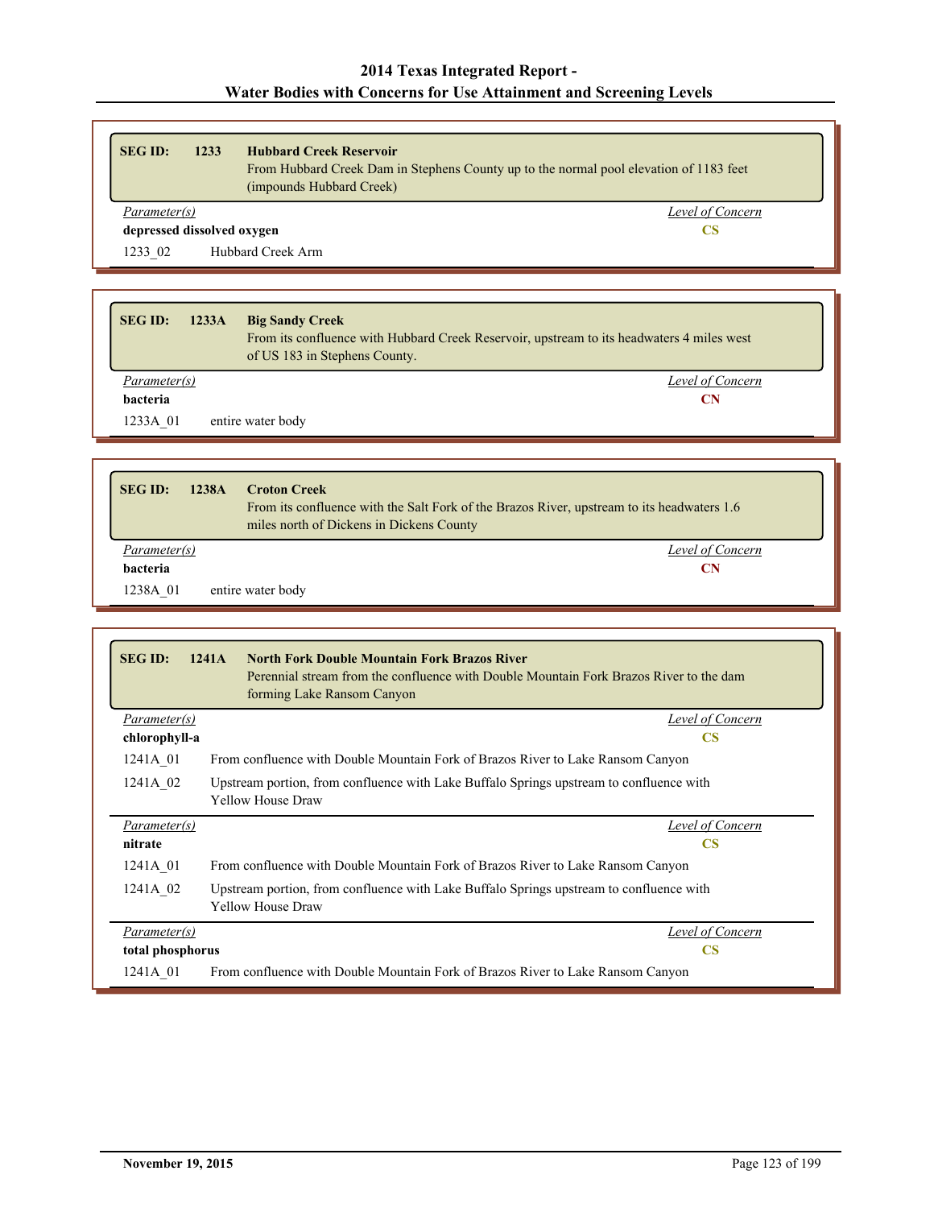**SEG ID: 1233 Hubbard Creek Reservoir**
From Hubbard Creek Dam in Stephens County up to the normal pool elevation of 1183 feet (impounds Hubbard Creek)

| *Parameter(s)* | | *Level of Concern* |
|---|---|---|
| **depressed dissolved oxygen** | | **CS** |
| 1233_02 | Hubbard Creek Arm | |

**SEG ID: 1233A Big Sandy Creek**
From its confluence with Hubbard Creek Reservoir, upstream to its headwaters 4 miles west of US 183 in Stephens County.

| *Parameter(s)* | | *Level of Concern* |
|---|---|---|
| **bacteria** | | **CN** |
| 1233A_01 | entire water body | |

**SEG ID: 1238A Croton Creek**
From its confluence with the Salt Fork of the Brazos River, upstream to its headwaters 1.6 miles north of Dickens in Dickens County

| *Parameter(s)* | | *Level of Concern* |
|---|---|---|
| **bacteria** | | **CN** |
| 1238A_01 | entire water body | |

**SEG ID: 1241A North Fork Double Mountain Fork Brazos River**
Perennial stream from the confluence with Double Mountain Fork Brazos River to the dam forming Lake Ransom Canyon

| *Parameter(s)* | | *Level of Concern* |
|---|---|---|
| **chlorophyll-a** | | **CS** |
| 1241A_01 | From confluence with Double Mountain Fork of Brazos River to Lake Ransom Canyon | |
| 1241A_02 | Upstream portion, from confluence with Lake Buffalo Springs upstream to confluence with Yellow House Draw | |

| *Parameter(s)* | | *Level of Concern* |
|---|---|---|
| **nitrate** | | **CS** |
| 1241A_01 | From confluence with Double Mountain Fork of Brazos River to Lake Ransom Canyon | |
| 1241A_02 | Upstream portion, from confluence with Lake Buffalo Springs upstream to confluence with Yellow House Draw | |

| *Parameter(s)* | | *Level of Concern* |
|---|---|---|
| **total phosphorus** | | **CS** |
| 1241A_01 | From confluence with Double Mountain Fork of Brazos River to Lake Ransom Canyon | |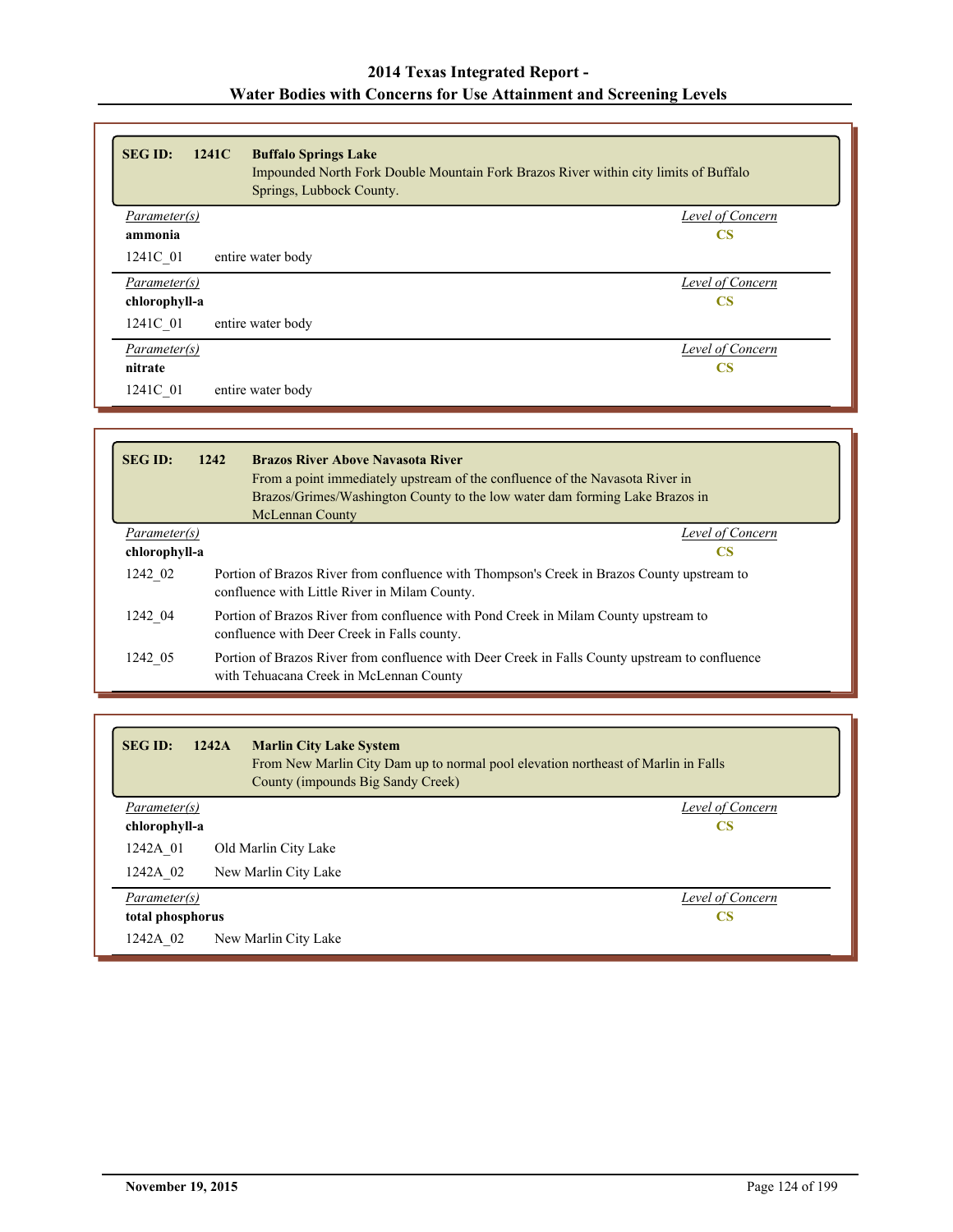**SEG ID: 1241C Buffalo Springs Lake**
Impounded North Fork Double Mountain Fork Brazos River within city limits of Buffalo Springs, Lubbock County.

| *Parameter(s)* | | *Level of Concern* |
|---|---|---|
| **ammonia** | | **CS** |
| 1241C_01 | entire water body | |
| *Parameter(s)* | | *Level of Concern* |
| **chlorophyll-a** | | **CS** |
| 1241C_01 | entire water body | |
| *Parameter(s)* | | *Level of Concern* |
| **nitrate** | | **CS** |
| 1241C_01 | entire water body | |

**SEG ID: 1242 Brazos River Above Navasota River**
From a point immediately upstream of the confluence of the Navasota River in Brazos/Grimes/Washington County to the low water dam forming Lake Brazos in McLennan County

| *Parameter(s)* | | *Level of Concern* |
|---|---|---|
| **chlorophyll-a** | | **CS** |
| 1242_02 | Portion of Brazos River from confluence with Thompson's Creek in Brazos County upstream to confluence with Little River in Milam County. | |
| 1242_04 | Portion of Brazos River from confluence with Pond Creek in Milam County upstream to confluence with Deer Creek in Falls county. | |
| 1242_05 | Portion of Brazos River from confluence with Deer Creek in Falls County upstream to confluence with Tehuacana Creek in McLennan County | |

**SEG ID: 1242A Marlin City Lake System**
From New Marlin City Dam up to normal pool elevation northeast of Marlin in Falls County (impounds Big Sandy Creek)

| *Parameter(s)* | | *Level of Concern* |
|---|---|---|
| **chlorophyll-a** | | **CS** |
| 1242A_01 | Old Marlin City Lake | |
| 1242A_02 | New Marlin City Lake | |
| *Parameter(s)* | | *Level of Concern* |
| **total phosphorus** | | **CS** |
| 1242A_02 | New Marlin City Lake | |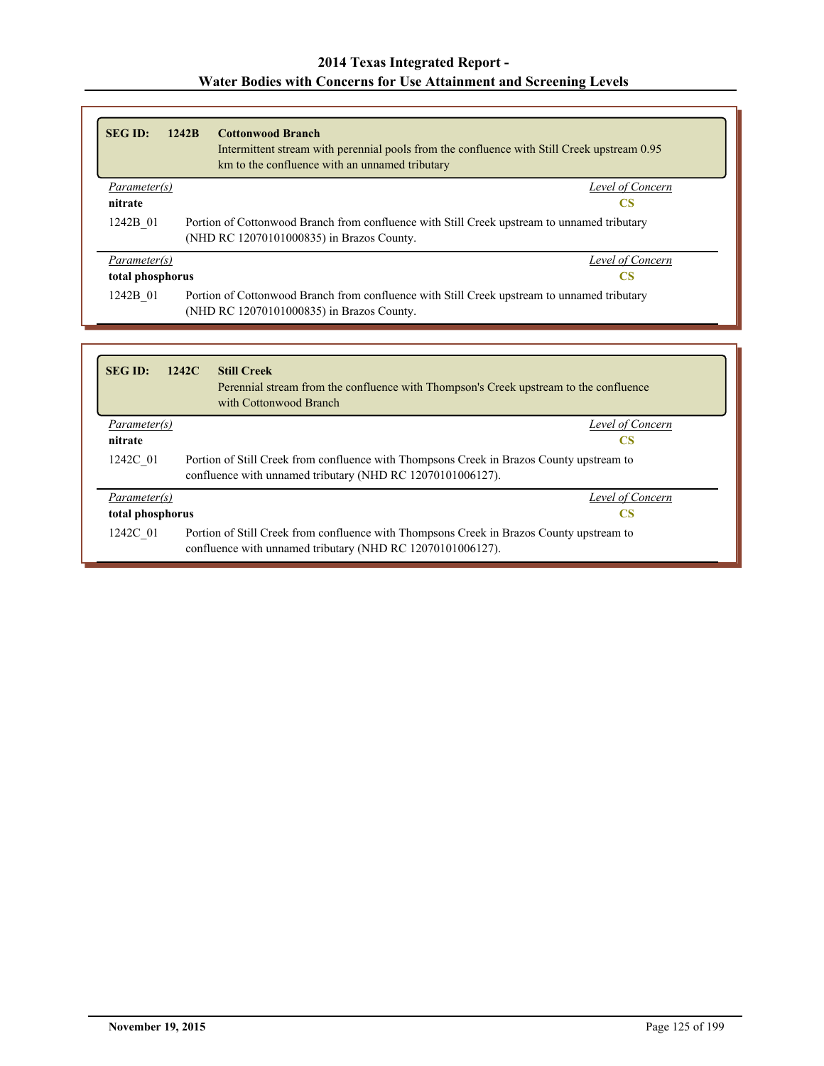**SEG ID: 1242B** **Cottonwood Branch**

Intermittent stream with perennial pools from the confluence with Still Creek upstream 0.95 km to the confluence with an unnamed tributary

| *Parameter(s)* | | *Level of Concern* |
|---|---|---|
| **nitrate** | | **CS** |
| 1242B_01 | Portion of Cottonwood Branch from confluence with Still Creek upstream to unnamed tributary (NHD RC 12070101000835) in Brazos County. | |

| *Parameter(s)* | | *Level of Concern* |
|---|---|---|
| **total phosphorus** | | **CS** |
| 1242B_01 | Portion of Cottonwood Branch from confluence with Still Creek upstream to unnamed tributary (NHD RC 12070101000835) in Brazos County. | |

**SEG ID: 1242C** **Still Creek**

Perennial stream from the confluence with Thompson's Creek upstream to the confluence with Cottonwood Branch

| *Parameter(s)* | | *Level of Concern* |
|---|---|---|
| **nitrate** | | **CS** |
| 1242C_01 | Portion of Still Creek from confluence with Thompsons Creek in Brazos County upstream to confluence with unnamed tributary (NHD RC 12070101006127). | |

| *Parameter(s)* | | *Level of Concern* |
|---|---|---|
| **total phosphorus** | | **CS** |
| 1242C_01 | Portion of Still Creek from confluence with Thompsons Creek in Brazos County upstream to confluence with unnamed tributary (NHD RC 12070101006127). | |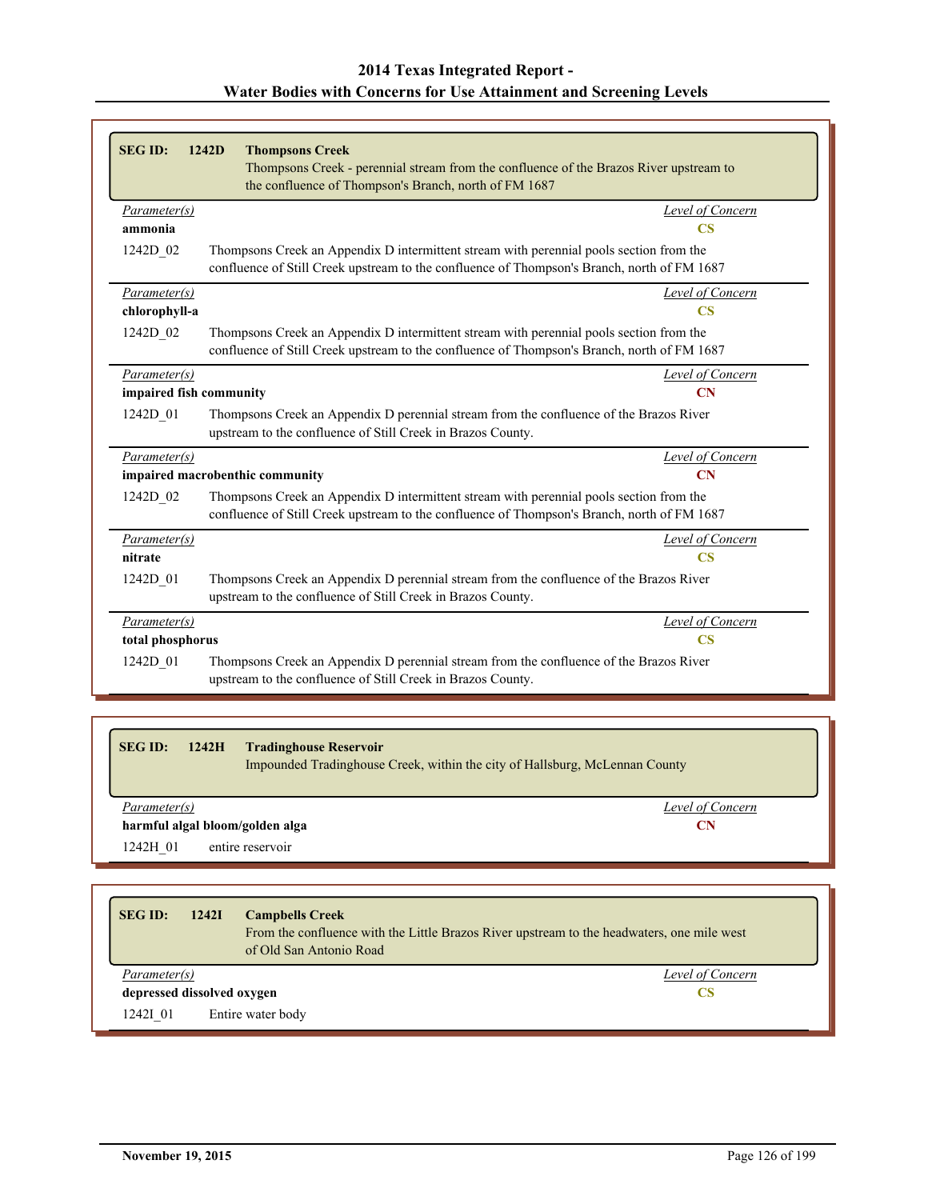## SEG ID: 1242D Thompsons Creek

Thompsons Creek - perennial stream from the confluence of the Brazos River upstream to the confluence of Thompson's Branch, north of FM 1687

| Parameter(s) | | Level of Concern |
|---|---|---|
| **ammonia** | | **CS** |
| 1242D_02 | Thompsons Creek an Appendix D intermittent stream with perennial pools section from the confluence of Still Creek upstream to the confluence of Thompson's Branch, north of FM 1687 | |
| **chlorophyll-a** | | **CS** |
| 1242D_02 | Thompsons Creek an Appendix D intermittent stream with perennial pools section from the confluence of Still Creek upstream to the confluence of Thompson's Branch, north of FM 1687 | |
| **impaired fish community** | | **CN** |
| 1242D_01 | Thompsons Creek an Appendix D perennial stream from the confluence of the Brazos River upstream to the confluence of Still Creek in Brazos County. | |
| **impaired macrobenthic community** | | **CN** |
| 1242D_02 | Thompsons Creek an Appendix D intermittent stream with perennial pools section from the confluence of Still Creek upstream to the confluence of Thompson's Branch, north of FM 1687 | |
| **nitrate** | | **CS** |
| 1242D_01 | Thompsons Creek an Appendix D perennial stream from the confluence of the Brazos River upstream to the confluence of Still Creek in Brazos County. | |
| **total phosphorus** | | **CS** |
| 1242D_01 | Thompsons Creek an Appendix D perennial stream from the confluence of the Brazos River upstream to the confluence of Still Creek in Brazos County. | |

## SEG ID: 1242H Tradinghouse Reservoir

Impounded Tradinghouse Creek, within the city of Hallsburg, McLennan County

| Parameter(s) | | Level of Concern |
|---|---|---|
| **harmful algal bloom/golden alga** | | **CN** |
| 1242H_01 | entire reservoir | |

## SEG ID: 1242I Campbells Creek

From the confluence with the Little Brazos River upstream to the headwaters, one mile west of Old San Antonio Road

| Parameter(s) | | Level of Concern |
|---|---|---|
| **depressed dissolved oxygen** | | **CS** |
| 1242I_01 | Entire water body | |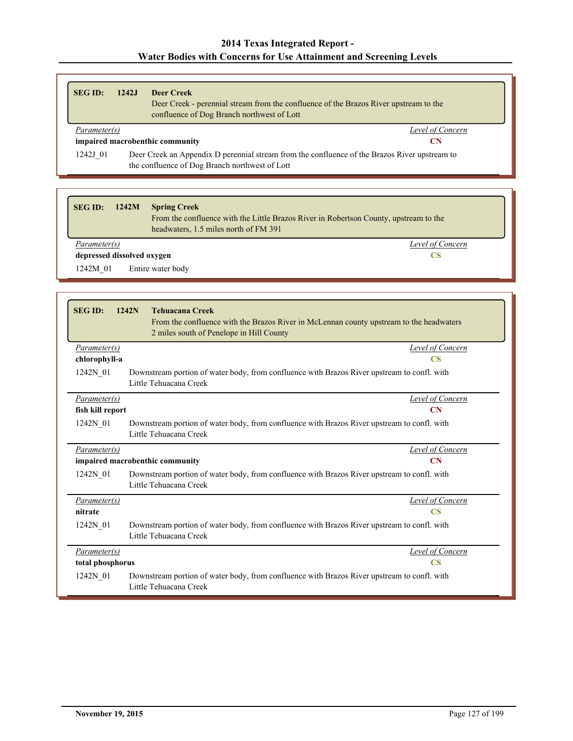**SEG ID: 1242J** **Deer Creek**
Deer Creek - perennial stream from the confluence of the Brazos River upstream to the confluence of Dog Branch northwest of Lott

*Parameter(s)* | *Level of Concern*

**impaired macrobenthic community** — **CN**

1242J_01 Deer Creek an Appendix D perennial stream from the confluence of the Brazos River upstream to the confluence of Dog Branch northwest of Lott

---

**SEG ID: 1242M** **Spring Creek**
From the confluence with the Little Brazos River in Robertson County, upstream to the headwaters, 1.5 miles north of FM 391

*Parameter(s)* | *Level of Concern*

**depressed dissolved oxygen** — **CS**

1242M_01 Entire water body

---

**SEG ID: 1242N** **Tehuacana Creek**
From the confluence with the Brazos River in McLennan county upstream to the headwaters 2 miles south of Penelope in Hill County

*Parameter(s)* | *Level of Concern*

**chlorophyll-a** — **CS**

1242N_01 Downstream portion of water body, from confluence with Brazos River upstream to confl. with Little Tehuacana Creek

*Parameter(s)* | *Level of Concern*

**fish kill report** — **CN**

1242N_01 Downstream portion of water body, from confluence with Brazos River upstream to confl. with Little Tehuacana Creek

*Parameter(s)* | *Level of Concern*

**impaired macrobenthic community** — **CN**

1242N_01 Downstream portion of water body, from confluence with Brazos River upstream to confl. with Little Tehuacana Creek

*Parameter(s)* | *Level of Concern*

**nitrate** — **CS**

1242N_01 Downstream portion of water body, from confluence with Brazos River upstream to confl. with Little Tehuacana Creek

*Parameter(s)* | *Level of Concern*

**total phosphorus** — **CS**

1242N_01 Downstream portion of water body, from confluence with Brazos River upstream to confl. with Little Tehuacana Creek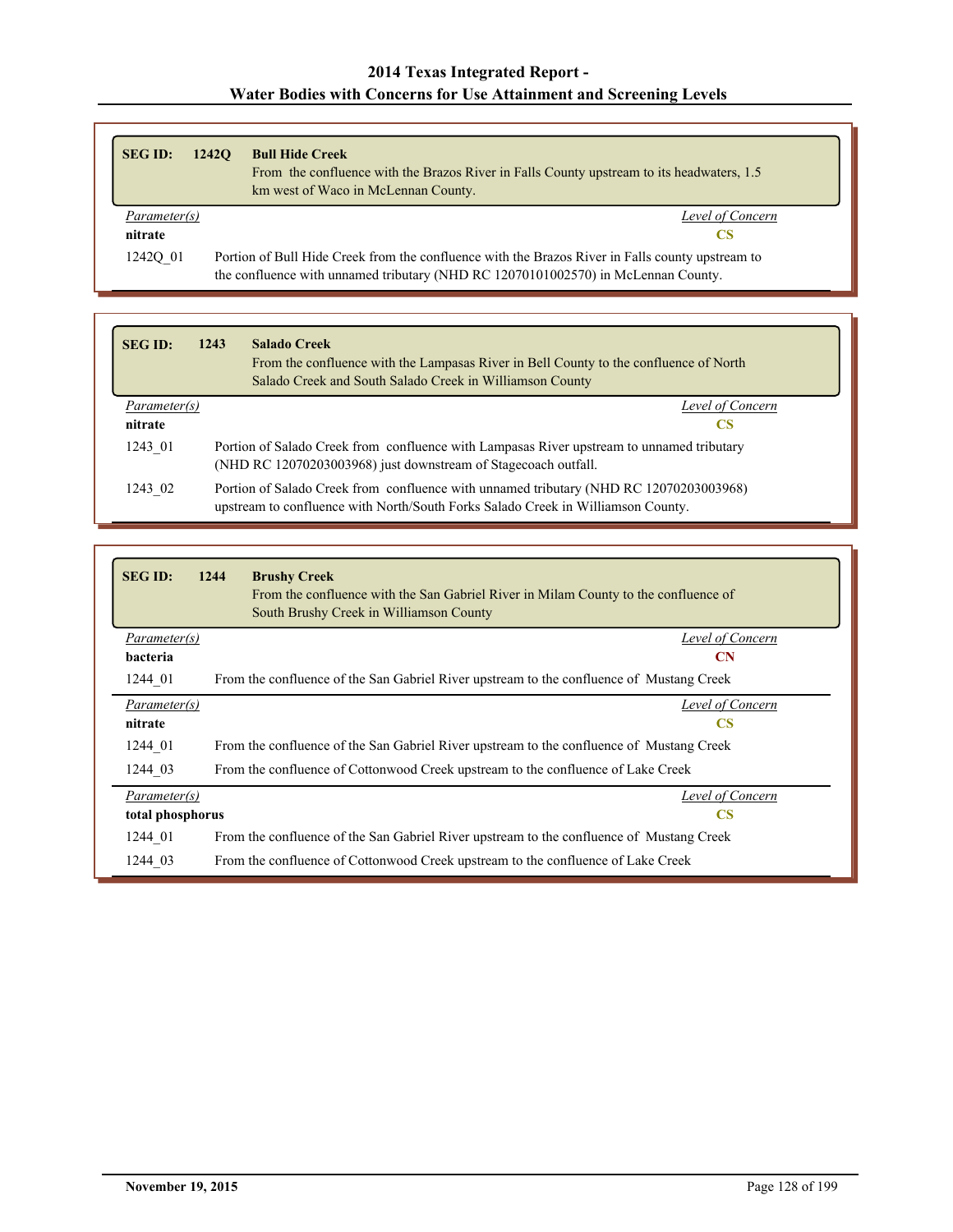**SEG ID: 1242Q** **Bull Hide Creek**
From the confluence with the Brazos River in Falls County upstream to its headwaters, 1.5 km west of Waco in McLennan County.

| *Parameter(s)* | | *Level of Concern* |
|---|---|---|
| **nitrate** | | **CS** |
| 1242Q_01 | Portion of Bull Hide Creek from the confluence with the Brazos River in Falls county upstream to the confluence with unnamed tributary (NHD RC 12070101002570) in McLennan County. | |

**SEG ID: 1243** **Salado Creek**
From the confluence with the Lampasas River in Bell County to the confluence of North Salado Creek and South Salado Creek in Williamson County

| *Parameter(s)* | | *Level of Concern* |
|---|---|---|
| **nitrate** | | **CS** |
| 1243_01 | Portion of Salado Creek from confluence with Lampasas River upstream to unnamed tributary (NHD RC 12070203003968) just downstream of Stagecoach outfall. | |
| 1243_02 | Portion of Salado Creek from confluence with unnamed tributary (NHD RC 12070203003968) upstream to confluence with North/South Forks Salado Creek in Williamson County. | |

**SEG ID: 1244** **Brushy Creek**
From the confluence with the San Gabriel River in Milam County to the confluence of South Brushy Creek in Williamson County

| *Parameter(s)* | | *Level of Concern* |
|---|---|---|
| **bacteria** | | **CN** |
| 1244_01 | From the confluence of the San Gabriel River upstream to the confluence of Mustang Creek | |
| *Parameter(s)* | | *Level of Concern* |
| **nitrate** | | **CS** |
| 1244_01 | From the confluence of the San Gabriel River upstream to the confluence of Mustang Creek | |
| 1244_03 | From the confluence of Cottonwood Creek upstream to the confluence of Lake Creek | |
| *Parameter(s)* | | *Level of Concern* |
| **total phosphorus** | | **CS** |
| 1244_01 | From the confluence of the San Gabriel River upstream to the confluence of Mustang Creek | |
| 1244_03 | From the confluence of Cottonwood Creek upstream to the confluence of Lake Creek | |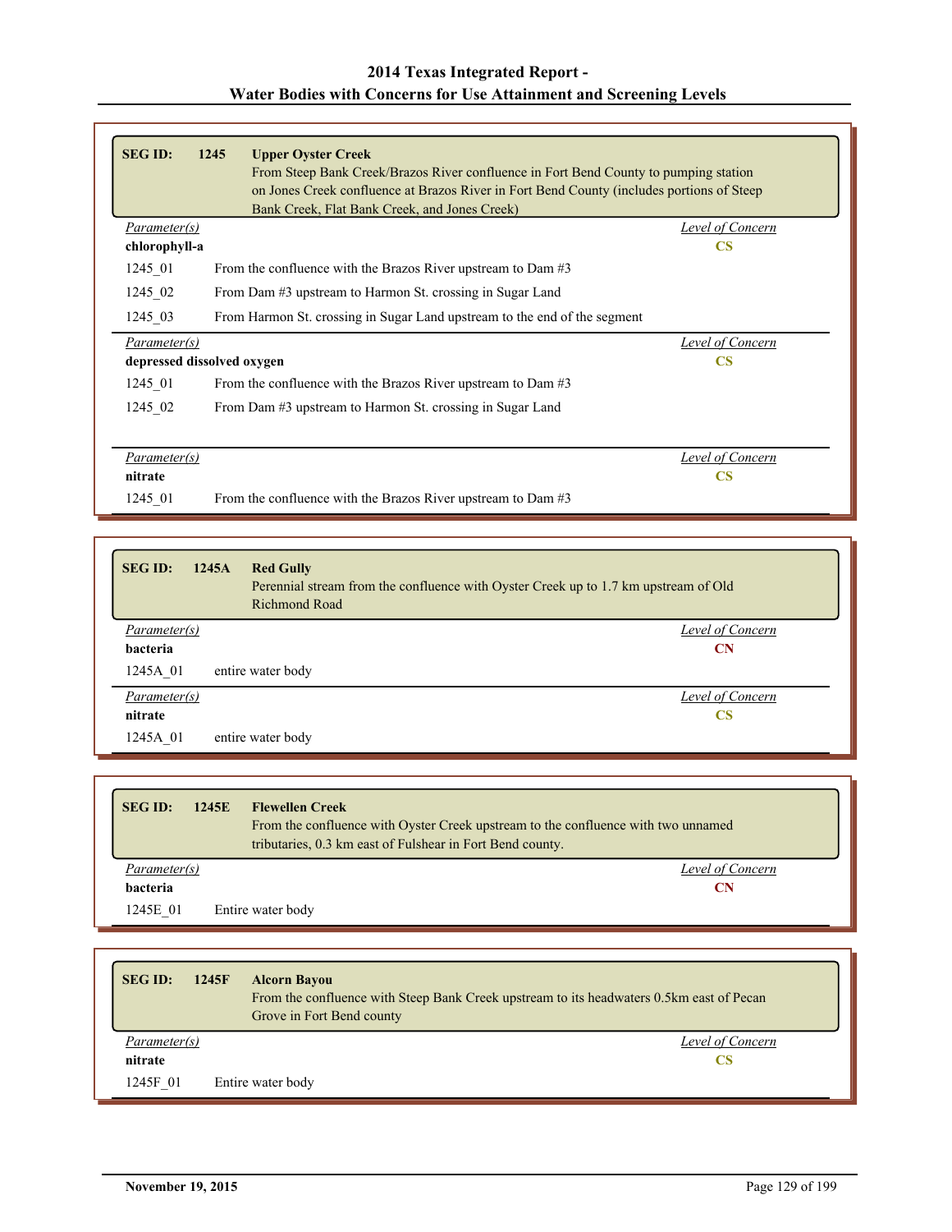## SEG ID: 1245 Upper Oyster Creek

From Steep Bank Creek/Brazos River confluence in Fort Bend County to pumping station on Jones Creek confluence at Brazos River in Fort Bend County (includes portions of Steep Bank Creek, Flat Bank Creek, and Jones Creek)

| *Parameter(s)* | | *Level of Concern* |
|---|---|---|
| **chlorophyll-a** | | **CS** |
| 1245_01 | From the confluence with the Brazos River upstream to Dam #3 | |
| 1245_02 | From Dam #3 upstream to Harmon St. crossing in Sugar Land | |
| 1245_03 | From Harmon St. crossing in Sugar Land upstream to the end of the segment | |

| *Parameter(s)* | | *Level of Concern* |
|---|---|---|
| **depressed dissolved oxygen** | | **CS** |
| 1245_01 | From the confluence with the Brazos River upstream to Dam #3 | |
| 1245_02 | From Dam #3 upstream to Harmon St. crossing in Sugar Land | |

| *Parameter(s)* | | *Level of Concern* |
|---|---|---|
| **nitrate** | | **CS** |
| 1245_01 | From the confluence with the Brazos River upstream to Dam #3 | |

## SEG ID: 1245A Red Gully

Perennial stream from the confluence with Oyster Creek up to 1.7 km upstream of Old Richmond Road

| *Parameter(s)* | | *Level of Concern* |
|---|---|---|
| **bacteria** | | **CN** |
| 1245A_01 | entire water body | |

| *Parameter(s)* | | *Level of Concern* |
|---|---|---|
| **nitrate** | | **CS** |
| 1245A_01 | entire water body | |

## SEG ID: 1245E Flewellen Creek

From the confluence with Oyster Creek upstream to the confluence with two unnamed tributaries, 0.3 km east of Fulshear in Fort Bend county.

| *Parameter(s)* | | *Level of Concern* |
|---|---|---|
| **bacteria** | | **CN** |
| 1245E_01 | Entire water body | |

## SEG ID: 1245F Alcorn Bayou

From the confluence with Steep Bank Creek upstream to its headwaters 0.5km east of Pecan Grove in Fort Bend county

| *Parameter(s)* | | *Level of Concern* |
|---|---|---|
| **nitrate** | | **CS** |
| 1245F_01 | Entire water body | |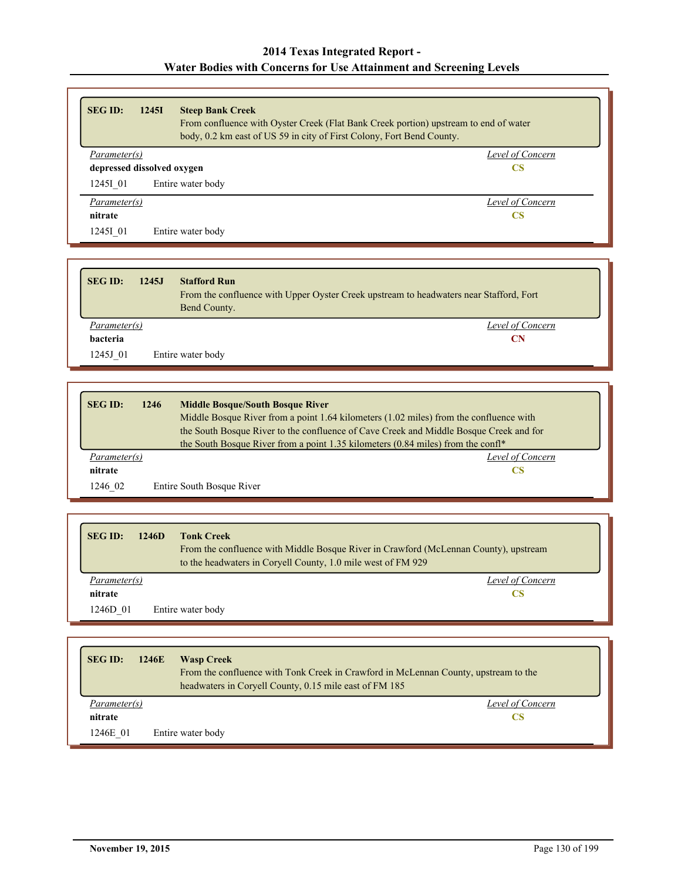**SEG ID: 1245I** **Steep Bank Creek**
From confluence with Oyster Creek (Flat Bank Creek portion) upstream to end of water body, 0.2 km east of US 59 in city of First Colony, Fort Bend County.

| *Parameter(s)* | | *Level of Concern* |
|---|---|---|
| **depressed dissolved oxygen** | | **CS** |
| 1245I_01 | Entire water body | |

| *Parameter(s)* | | *Level of Concern* |
|---|---|---|
| **nitrate** | | **CS** |
| 1245I_01 | Entire water body | |

---

**SEG ID: 1245J** **Stafford Run**
From the confluence with Upper Oyster Creek upstream to headwaters near Stafford, Fort Bend County.

| *Parameter(s)* | | *Level of Concern* |
|---|---|---|
| **bacteria** | | **CN** |
| 1245J_01 | Entire water body | |

---

**SEG ID: 1246** **Middle Bosque/South Bosque River**
Middle Bosque River from a point 1.64 kilometers (1.02 miles) from the confluence with the South Bosque River to the confluence of Cave Creek and Middle Bosque Creek and for the South Bosque River from a point 1.35 kilometers (0.84 miles) from the confl*

| *Parameter(s)* | | *Level of Concern* |
|---|---|---|
| **nitrate** | | **CS** |
| 1246_02 | Entire South Bosque River | |

---

**SEG ID: 1246D** **Tonk Creek**
From the confluence with Middle Bosque River in Crawford (McLennan County), upstream to the headwaters in Coryell County, 1.0 mile west of FM 929

| *Parameter(s)* | | *Level of Concern* |
|---|---|---|
| **nitrate** | | **CS** |
| 1246D_01 | Entire water body | |

---

**SEG ID: 1246E** **Wasp Creek**
From the confluence with Tonk Creek in Crawford in McLennan County, upstream to the headwaters in Coryell County, 0.15 mile east of FM 185

| *Parameter(s)* | | *Level of Concern* |
|---|---|---|
| **nitrate** | | **CS** |
| 1246E_01 | Entire water body | |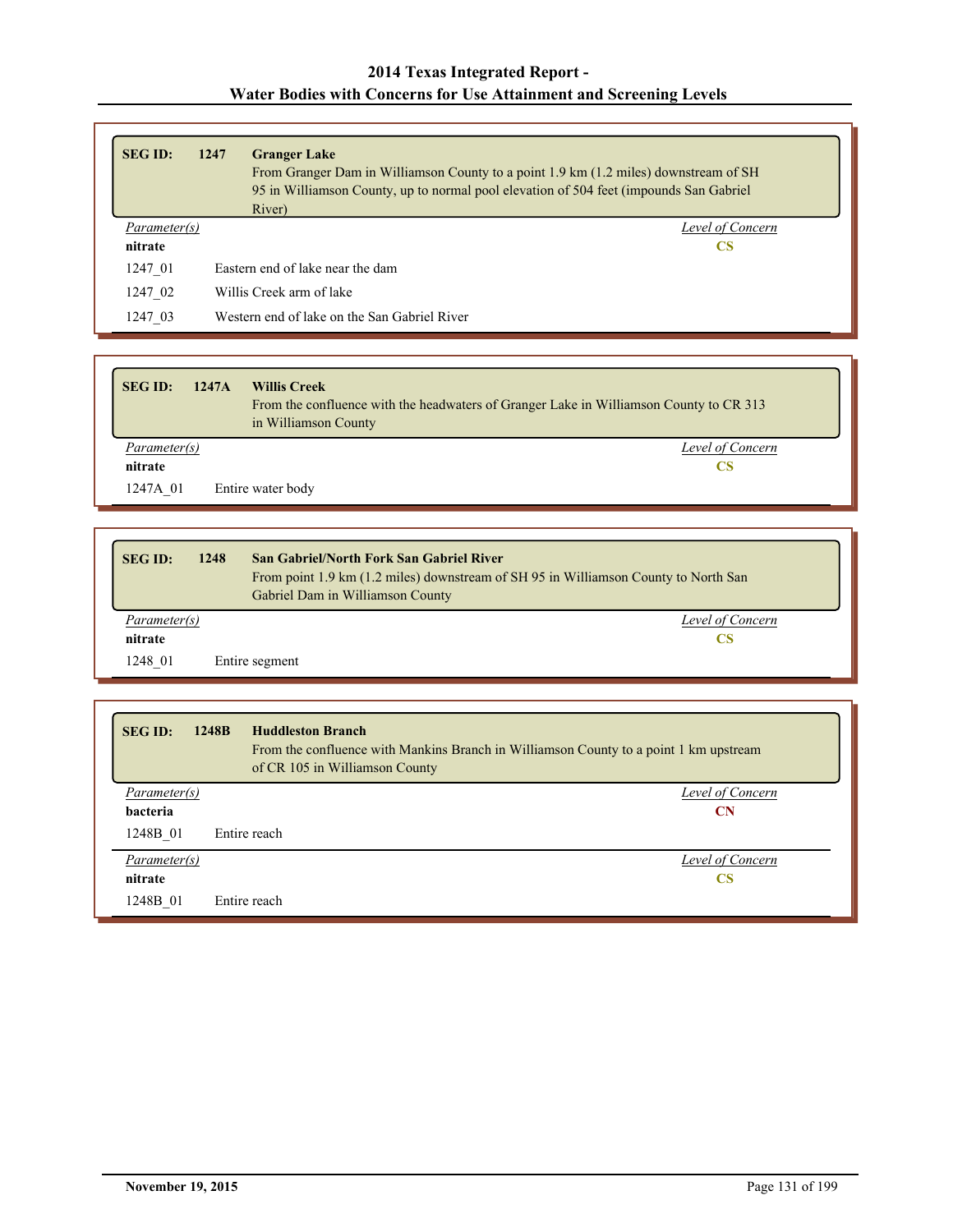## 2014 Texas Integrated Report - Water Bodies with Concerns for Use Attainment and Screening Levels

**SEG ID: 1247** **Granger Lake**
From Granger Dam in Williamson County to a point 1.9 km (1.2 miles) downstream of SH 95 in Williamson County, up to normal pool elevation of 504 feet (impounds San Gabriel River)

| *Parameter(s)* | | *Level of Concern* |
|---|---|---|
| **nitrate** | | **CS** |
| 1247_01 | Eastern end of lake near the dam | |
| 1247_02 | Willis Creek arm of lake | |
| 1247_03 | Western end of lake on the San Gabriel River | |

**SEG ID: 1247A** **Willis Creek**
From the confluence with the headwaters of Granger Lake in Williamson County to CR 313 in Williamson County

| *Parameter(s)* | | *Level of Concern* |
|---|---|---|
| **nitrate** | | **CS** |
| 1247A_01 | Entire water body | |

**SEG ID: 1248** **San Gabriel/North Fork San Gabriel River**
From point 1.9 km (1.2 miles) downstream of SH 95 in Williamson County to North San Gabriel Dam in Williamson County

| *Parameter(s)* | | *Level of Concern* |
|---|---|---|
| **nitrate** | | **CS** |
| 1248_01 | Entire segment | |

**SEG ID: 1248B** **Huddleston Branch**
From the confluence with Mankins Branch in Williamson County to a point 1 km upstream of CR 105 in Williamson County

| *Parameter(s)* | | *Level of Concern* |
|---|---|---|
| **bacteria** | | **CN** |
| 1248B_01 | Entire reach | |
| *Parameter(s)* | | *Level of Concern* |
| **nitrate** | | **CS** |
| 1248B_01 | Entire reach | |

November 19, 2015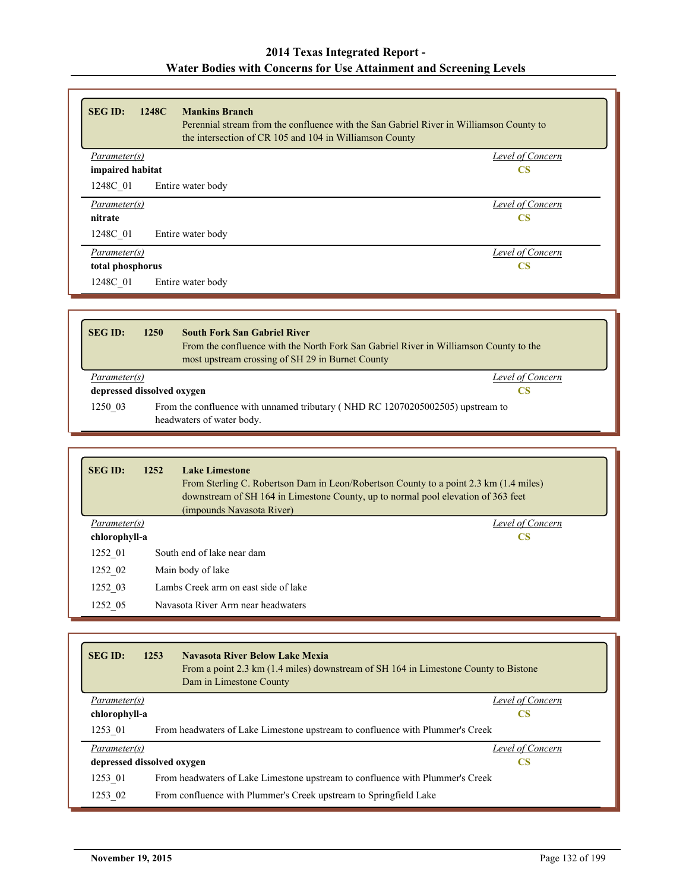# 2014 Texas Integrated Report - Water Bodies with Concerns for Use Attainment and Screening Levels

**SEG ID: 1248C** **Mankins Branch**
Perennial stream from the confluence with the San Gabriel River in Williamson County to the intersection of CR 105 and 104 in Williamson County

| *Parameter(s)* | | *Level of Concern* |
|---|---|---|
| **impaired habitat** | | **CS** |
| 1248C_01 | Entire water body | |
| *Parameter(s)* | | *Level of Concern* |
| **nitrate** | | **CS** |
| 1248C_01 | Entire water body | |
| *Parameter(s)* | | *Level of Concern* |
| **total phosphorus** | | **CS** |
| 1248C_01 | Entire water body | |

**SEG ID: 1250** **South Fork San Gabriel River**
From the confluence with the North Fork San Gabriel River in Williamson County to the most upstream crossing of SH 29 in Burnet County

| *Parameter(s)* | | *Level of Concern* |
|---|---|---|
| **depressed dissolved oxygen** | | **CS** |
| 1250_03 | From the confluence with unnamed tributary ( NHD RC 12070205002505) upstream to headwaters of water body. | |

**SEG ID: 1252** **Lake Limestone**
From Sterling C. Robertson Dam in Leon/Robertson County to a point 2.3 km (1.4 miles) downstream of SH 164 in Limestone County, up to normal pool elevation of 363 feet (impounds Navasota River)

| *Parameter(s)* | | *Level of Concern* |
|---|---|---|
| **chlorophyll-a** | | **CS** |
| 1252_01 | South end of lake near dam | |
| 1252_02 | Main body of lake | |
| 1252_03 | Lambs Creek arm on east side of lake | |
| 1252_05 | Navasota River Arm near headwaters | |

**SEG ID: 1253** **Navasota River Below Lake Mexia**
From a point 2.3 km (1.4 miles) downstream of SH 164 in Limestone County to Bistone Dam in Limestone County

| *Parameter(s)* | | *Level of Concern* |
|---|---|---|
| **chlorophyll-a** | | **CS** |
| 1253_01 | From headwaters of Lake Limestone upstream to confluence with Plummer's Creek | |
| *Parameter(s)* | | *Level of Concern* |
| **depressed dissolved oxygen** | | **CS** |
| 1253_01 | From headwaters of Lake Limestone upstream to confluence with Plummer's Creek | |
| 1253_02 | From confluence with Plummer's Creek upstream to Springfield Lake | |

November 19, 2015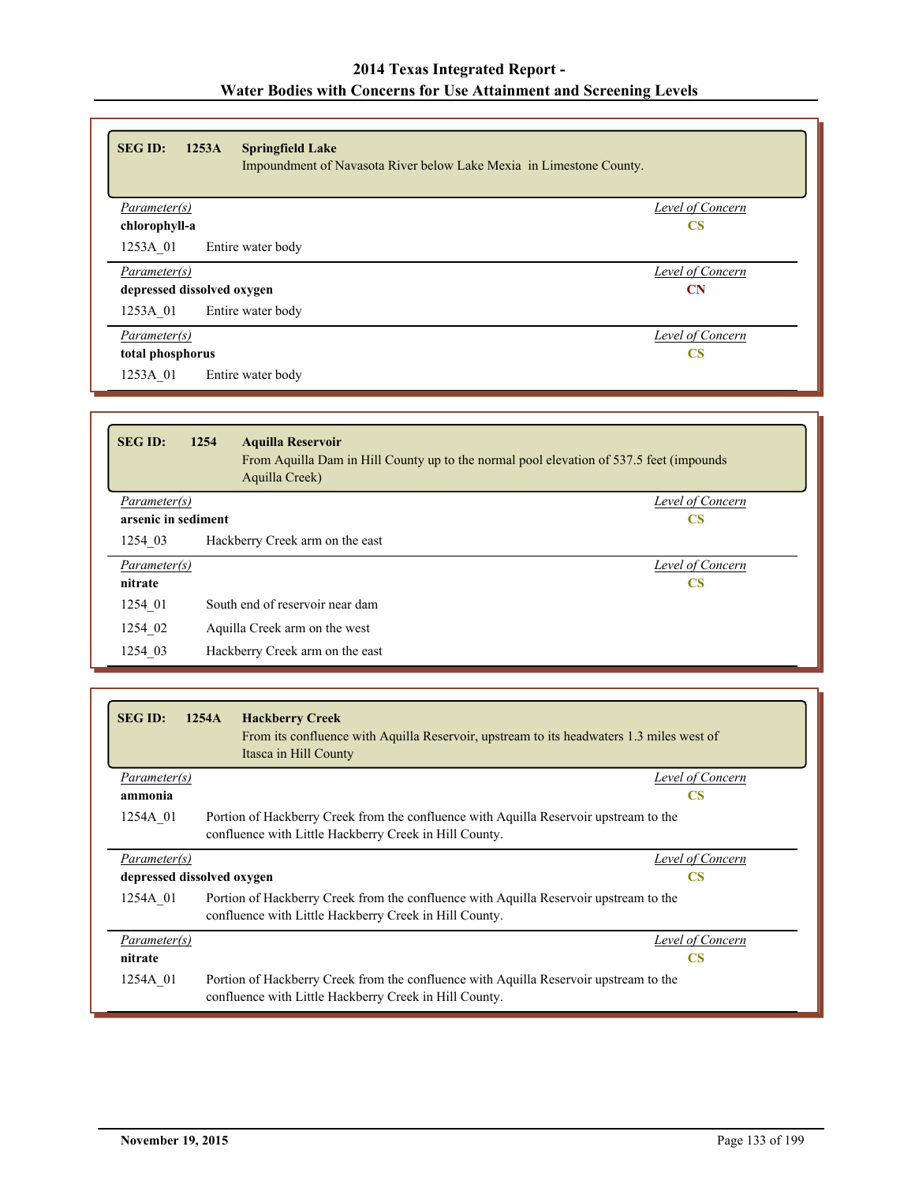**SEG ID: 1253A Springfield Lake**
Impoundment of Navasota River below Lake Mexia in Limestone County.

| *Parameter(s)* | | *Level of Concern* |
|---|---|---|
| **chlorophyll-a** | | **CS** |
| 1253A_01 | Entire water body | |
| *Parameter(s)* | | *Level of Concern* |
| **depressed dissolved oxygen** | | **CN** |
| 1253A_01 | Entire water body | |
| *Parameter(s)* | | *Level of Concern* |
| **total phosphorus** | | **CS** |
| 1253A_01 | Entire water body | |

**SEG ID: 1254 Aquilla Reservoir**
From Aquilla Dam in Hill County up to the normal pool elevation of 537.5 feet (impounds Aquilla Creek)

| *Parameter(s)* | | *Level of Concern* |
|---|---|---|
| **arsenic in sediment** | | **CS** |
| 1254_03 | Hackberry Creek arm on the east | |
| *Parameter(s)* | | *Level of Concern* |
| **nitrate** | | **CS** |
| 1254_01 | South end of reservoir near dam | |
| 1254_02 | Aquilla Creek arm on the west | |
| 1254_03 | Hackberry Creek arm on the east | |

**SEG ID: 1254A Hackberry Creek**
From its confluence with Aquilla Reservoir, upstream to its headwaters 1.3 miles west of Itasca in Hill County

| *Parameter(s)* | | *Level of Concern* |
|---|---|---|
| **ammonia** | | **CS** |
| 1254A_01 | Portion of Hackberry Creek from the confluence with Aquilla Reservoir upstream to the confluence with Little Hackberry Creek in Hill County. | |
| *Parameter(s)* | | *Level of Concern* |
| **depressed dissolved oxygen** | | **CS** |
| 1254A_01 | Portion of Hackberry Creek from the confluence with Aquilla Reservoir upstream to the confluence with Little Hackberry Creek in Hill County. | |
| *Parameter(s)* | | *Level of Concern* |
| **nitrate** | | **CS** |
| 1254A_01 | Portion of Hackberry Creek from the confluence with Aquilla Reservoir upstream to the confluence with Little Hackberry Creek in Hill County. | |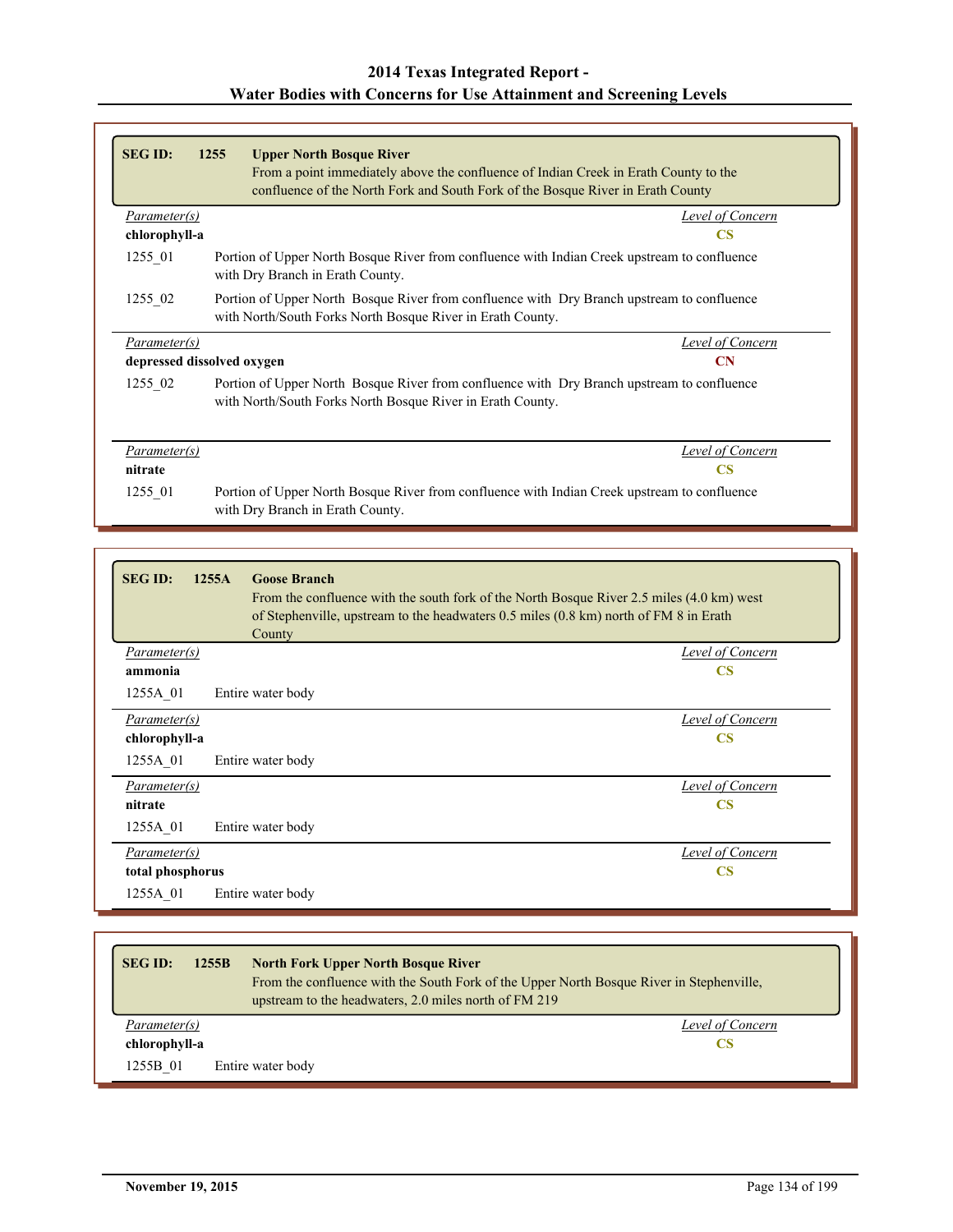**SEG ID: 1255 Upper North Bosque River**
From a point immediately above the confluence of Indian Creek in Erath County to the confluence of the North Fork and South Fork of the Bosque River in Erath County

| *Parameter(s)* | | *Level of Concern* |
|---|---|---|
| **chlorophyll-a** | | **CS** |
| 1255_01 | Portion of Upper North Bosque River from confluence with Indian Creek upstream to confluence with Dry Branch in Erath County. | |
| 1255_02 | Portion of Upper North Bosque River from confluence with Dry Branch upstream to confluence with North/South Forks North Bosque River in Erath County. | |

| *Parameter(s)* | | *Level of Concern* |
|---|---|---|
| **depressed dissolved oxygen** | | **CN** |
| 1255_02 | Portion of Upper North Bosque River from confluence with Dry Branch upstream to confluence with North/South Forks North Bosque River in Erath County. | |

| *Parameter(s)* | | *Level of Concern* |
|---|---|---|
| **nitrate** | | **CS** |
| 1255_01 | Portion of Upper North Bosque River from confluence with Indian Creek upstream to confluence with Dry Branch in Erath County. | |

**SEG ID: 1255A Goose Branch**
From the confluence with the south fork of the North Bosque River 2.5 miles (4.0 km) west of Stephenville, upstream to the headwaters 0.5 miles (0.8 km) north of FM 8 in Erath County

| *Parameter(s)* | | *Level of Concern* |
|---|---|---|
| **ammonia** | | **CS** |
| 1255A_01 | Entire water body | |

| *Parameter(s)* | | *Level of Concern* |
|---|---|---|
| **chlorophyll-a** | | **CS** |
| 1255A_01 | Entire water body | |

| *Parameter(s)* | | *Level of Concern* |
|---|---|---|
| **nitrate** | | **CS** |
| 1255A_01 | Entire water body | |

| *Parameter(s)* | | *Level of Concern* |
|---|---|---|
| **total phosphorus** | | **CS** |
| 1255A_01 | Entire water body | |

**SEG ID: 1255B North Fork Upper North Bosque River**
From the confluence with the South Fork of the Upper North Bosque River in Stephenville, upstream to the headwaters, 2.0 miles north of FM 219

| *Parameter(s)* | | *Level of Concern* |
|---|---|---|
| **chlorophyll-a** | | **CS** |
| 1255B_01 | Entire water body | |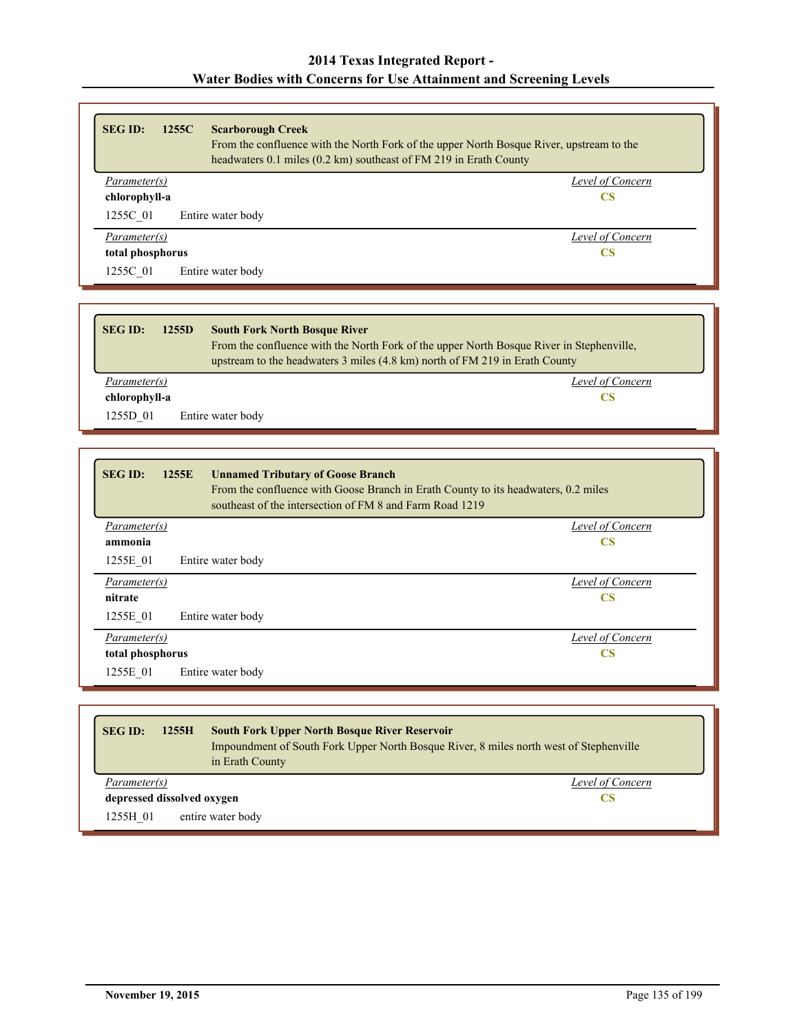**SEG ID: 1255C** **Scarborough Creek**
From the confluence with the North Fork of the upper North Bosque River, upstream to the headwaters 0.1 miles (0.2 km) southeast of FM 219 in Erath County

| *Parameter(s)* | | *Level of Concern* |
|---|---|---|
| **chlorophyll-a** | | **CS** |
| 1255C_01 | Entire water body | |
| *Parameter(s)* | | *Level of Concern* |
| **total phosphorus** | | **CS** |
| 1255C_01 | Entire water body | |

**SEG ID: 1255D** **South Fork North Bosque River**
From the confluence with the North Fork of the upper North Bosque River in Stephenville, upstream to the headwaters 3 miles (4.8 km) north of FM 219 in Erath County

| *Parameter(s)* | | *Level of Concern* |
|---|---|---|
| **chlorophyll-a** | | **CS** |
| 1255D_01 | Entire water body | |

**SEG ID: 1255E** **Unnamed Tributary of Goose Branch**
From the confluence with Goose Branch in Erath County to its headwaters, 0.2 miles southeast of the intersection of FM 8 and Farm Road 1219

| *Parameter(s)* | | *Level of Concern* |
|---|---|---|
| **ammonia** | | **CS** |
| 1255E_01 | Entire water body | |
| *Parameter(s)* | | *Level of Concern* |
| **nitrate** | | **CS** |
| 1255E_01 | Entire water body | |
| *Parameter(s)* | | *Level of Concern* |
| **total phosphorus** | | **CS** |
| 1255E_01 | Entire water body | |

**SEG ID: 1255H** **South Fork Upper North Bosque River Reservoir**
Impoundment of South Fork Upper North Bosque River, 8 miles north west of Stephenville in Erath County

| *Parameter(s)* | | *Level of Concern* |
|---|---|---|
| **depressed dissolved oxygen** | | **CS** |
| 1255H_01 | entire water body | |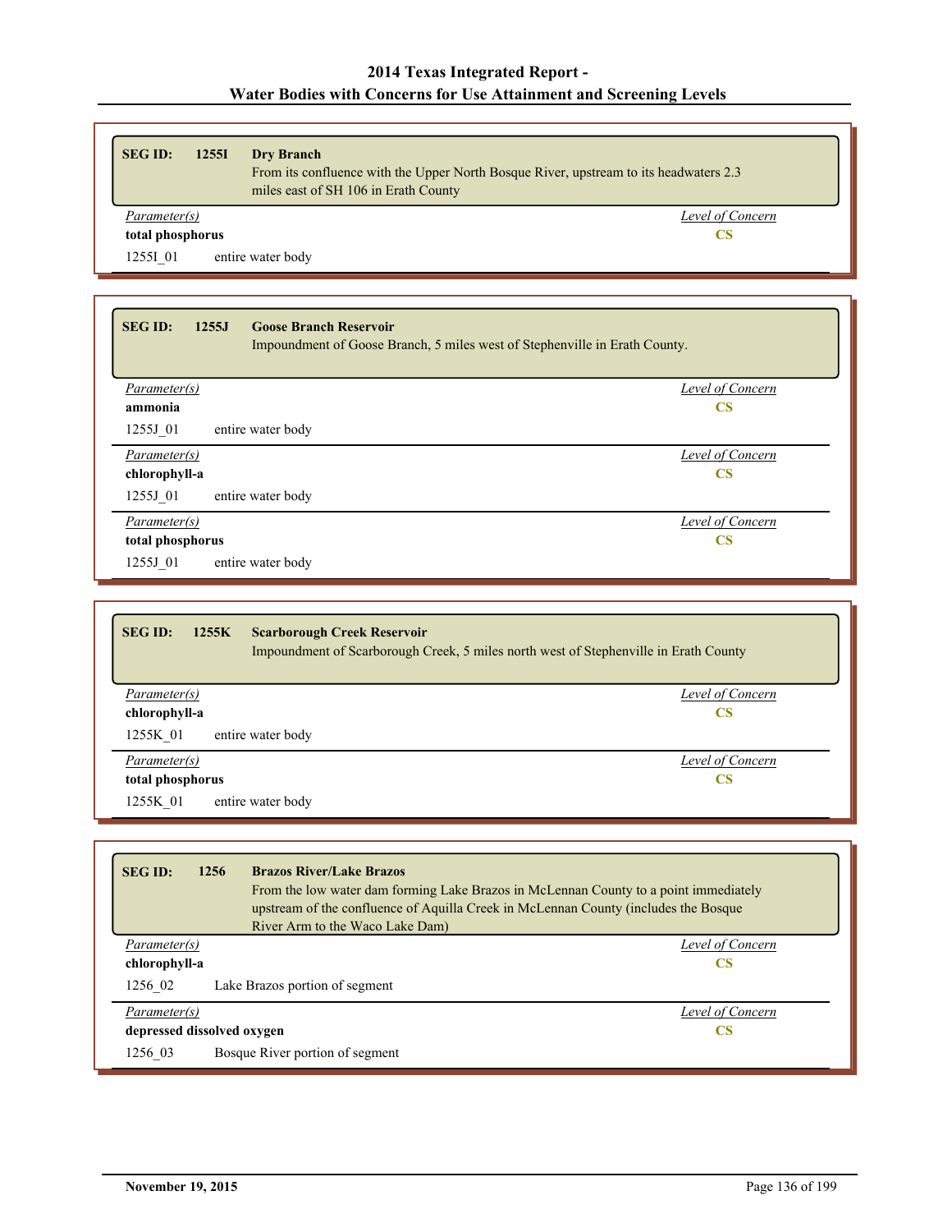## SEG ID: 1255I — Dry Branch

From its confluence with the Upper North Bosque River, upstream to its headwaters 2.3 miles east of SH 106 in Erath County

| *Parameter(s)* | | *Level of Concern* |
|---|---|---|
| **total phosphorus** | | **CS** |
| 1255I_01 | entire water body | |

## SEG ID: 1255J — Goose Branch Reservoir

Impoundment of Goose Branch, 5 miles west of Stephenville in Erath County.

| *Parameter(s)* | | *Level of Concern* |
|---|---|---|
| **ammonia** | | **CS** |
| 1255J_01 | entire water body | |

| *Parameter(s)* | | *Level of Concern* |
|---|---|---|
| **chlorophyll-a** | | **CS** |
| 1255J_01 | entire water body | |

| *Parameter(s)* | | *Level of Concern* |
|---|---|---|
| **total phosphorus** | | **CS** |
| 1255J_01 | entire water body | |

## SEG ID: 1255K — Scarborough Creek Reservoir

Impoundment of Scarborough Creek, 5 miles north west of Stephenville in Erath County

| *Parameter(s)* | | *Level of Concern* |
|---|---|---|
| **chlorophyll-a** | | **CS** |
| 1255K_01 | entire water body | |

| *Parameter(s)* | | *Level of Concern* |
|---|---|---|
| **total phosphorus** | | **CS** |
| 1255K_01 | entire water body | |

## SEG ID: 1256 — Brazos River/Lake Brazos

From the low water dam forming Lake Brazos in McLennan County to a point immediately upstream of the confluence of Aquilla Creek in McLennan County (includes the Bosque River Arm to the Waco Lake Dam)

| *Parameter(s)* | | *Level of Concern* |
|---|---|---|
| **chlorophyll-a** | | **CS** |
| 1256_02 | Lake Brazos portion of segment | |

| *Parameter(s)* | | *Level of Concern* |
|---|---|---|
| **depressed dissolved oxygen** | | **CS** |
| 1256_03 | Bosque River portion of segment | |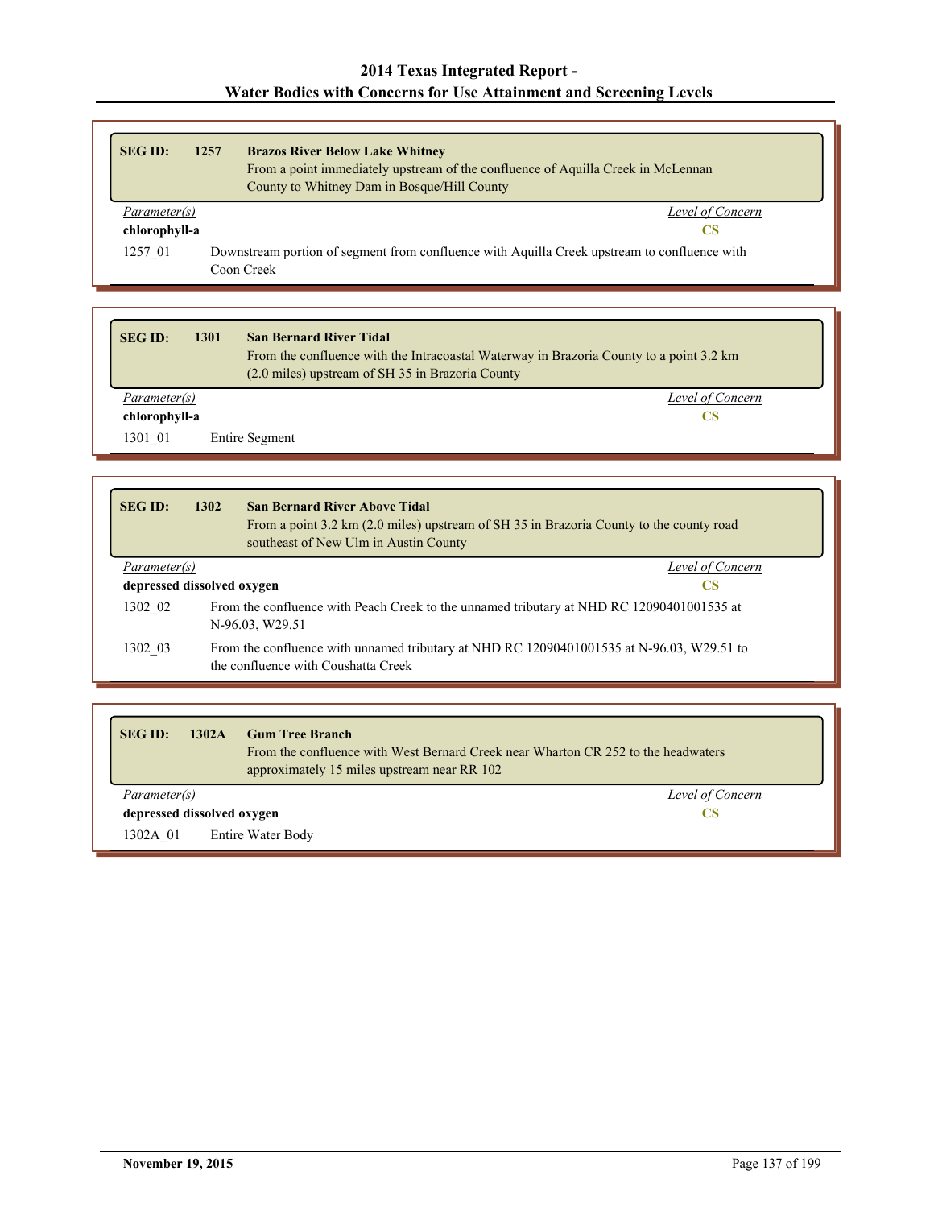**SEG ID: 1257** **Brazos River Below Lake Whitney**
From a point immediately upstream of the confluence of Aquilla Creek in McLennan County to Whitney Dam in Bosque/Hill County

| *Parameter(s)* | | *Level of Concern* |
|---|---|---|
| **chlorophyll-a** | | **CS** |
| 1257_01 | Downstream portion of segment from confluence with Aquilla Creek upstream to confluence with Coon Creek | |

**SEG ID: 1301** **San Bernard River Tidal**
From the confluence with the Intracoastal Waterway in Brazoria County to a point 3.2 km (2.0 miles) upstream of SH 35 in Brazoria County

| *Parameter(s)* | | *Level of Concern* |
|---|---|---|
| **chlorophyll-a** | | **CS** |
| 1301_01 | Entire Segment | |

**SEG ID: 1302** **San Bernard River Above Tidal**
From a point 3.2 km (2.0 miles) upstream of SH 35 in Brazoria County to the county road southeast of New Ulm in Austin County

| *Parameter(s)* | | *Level of Concern* |
|---|---|---|
| **depressed dissolved oxygen** | | **CS** |
| 1302_02 | From the confluence with Peach Creek to the unnamed tributary at NHD RC 12090401001535 at N-96.03, W29.51 | |
| 1302_03 | From the confluence with unnamed tributary at NHD RC 12090401001535 at N-96.03, W29.51 to the confluence with Coushatta Creek | |

**SEG ID: 1302A** **Gum Tree Branch**
From the confluence with West Bernard Creek near Wharton CR 252 to the headwaters approximately 15 miles upstream near RR 102

| *Parameter(s)* | | *Level of Concern* |
|---|---|---|
| **depressed dissolved oxygen** | | **CS** |
| 1302A_01 | Entire Water Body | |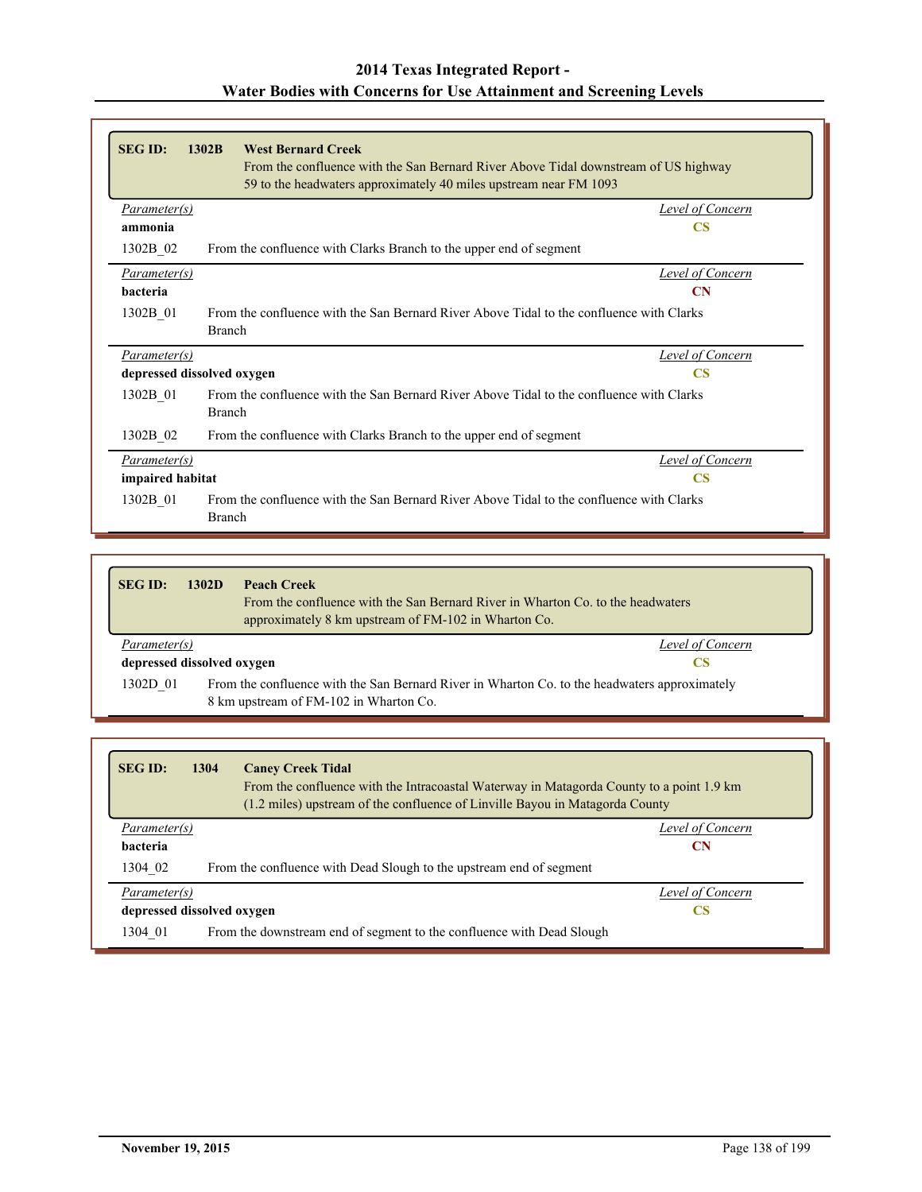**SEG ID: 1302B West Bernard Creek**
From the confluence with the San Bernard River Above Tidal downstream of US highway 59 to the headwaters approximately 40 miles upstream near FM 1093

| Parameter(s) | | Level of Concern |
|---|---|---|
| **ammonia** | | **CS** |
| 1302B_02 | From the confluence with Clarks Branch to the upper end of segment | |

| Parameter(s) | | Level of Concern |
|---|---|---|
| **bacteria** | | **CN** |
| 1302B_01 | From the confluence with the San Bernard River Above Tidal to the confluence with Clarks Branch | |

| Parameter(s) | | Level of Concern |
|---|---|---|
| **depressed dissolved oxygen** | | **CS** |
| 1302B_01 | From the confluence with the San Bernard River Above Tidal to the confluence with Clarks Branch | |
| 1302B_02 | From the confluence with Clarks Branch to the upper end of segment | |

| Parameter(s) | | Level of Concern |
|---|---|---|
| **impaired habitat** | | **CS** |
| 1302B_01 | From the confluence with the San Bernard River Above Tidal to the confluence with Clarks Branch | |

**SEG ID: 1302D Peach Creek**
From the confluence with the San Bernard River in Wharton Co. to the headwaters approximately 8 km upstream of FM-102 in Wharton Co.

| Parameter(s) | | Level of Concern |
|---|---|---|
| **depressed dissolved oxygen** | | **CS** |
| 1302D_01 | From the confluence with the San Bernard River in Wharton Co. to the headwaters approximately 8 km upstream of FM-102 in Wharton Co. | |

**SEG ID: 1304 Caney Creek Tidal**
From the confluence with the Intracoastal Waterway in Matagorda County to a point 1.9 km (1.2 miles) upstream of the confluence of Linville Bayou in Matagorda County

| Parameter(s) | | Level of Concern |
|---|---|---|
| **bacteria** | | **CN** |
| 1304_02 | From the confluence with Dead Slough to the upstream end of segment | |

| Parameter(s) | | Level of Concern |
|---|---|---|
| **depressed dissolved oxygen** | | **CS** |
| 1304_01 | From the downstream end of segment to the confluence with Dead Slough | |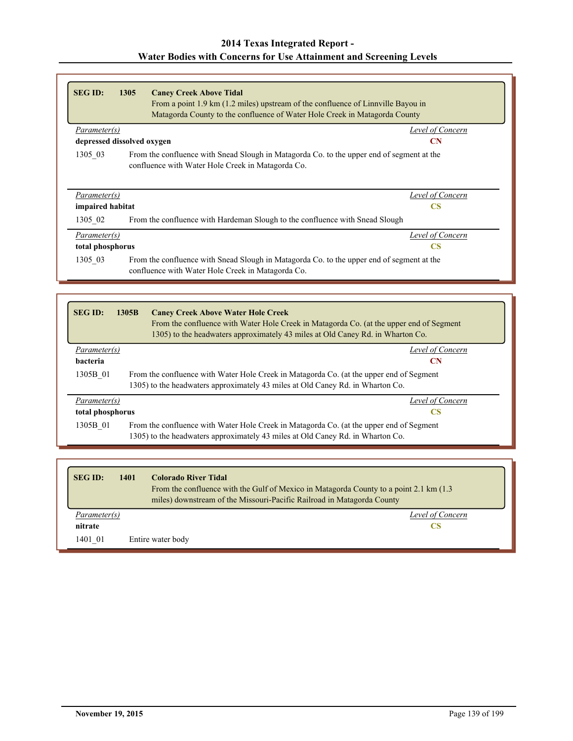**SEG ID: 1305** **Caney Creek Above Tidal**
From a point 1.9 km (1.2 miles) upstream of the confluence of Linnville Bayou in Matagorda County to the confluence of Water Hole Creek in Matagorda County

| *Parameter(s)* | | *Level of Concern* |
|---|---|---|
| **depressed dissolved oxygen** | | **CN** |
| 1305_03 | From the confluence with Snead Slough in Matagorda Co. to the upper end of segment at the confluence with Water Hole Creek in Matagorda Co. | |

| *Parameter(s)* | | *Level of Concern* |
|---|---|---|
| **impaired habitat** | | **CS** |
| 1305_02 | From the confluence with Hardeman Slough to the confluence with Snead Slough | |

| *Parameter(s)* | | *Level of Concern* |
|---|---|---|
| **total phosphorus** | | **CS** |
| 1305_03 | From the confluence with Snead Slough in Matagorda Co. to the upper end of segment at the confluence with Water Hole Creek in Matagorda Co. | |

**SEG ID: 1305B** **Caney Creek Above Water Hole Creek**
From the confluence with Water Hole Creek in Matagorda Co. (at the upper end of Segment 1305) to the headwaters approximately 43 miles at Old Caney Rd. in Wharton Co.

| *Parameter(s)* | | *Level of Concern* |
|---|---|---|
| **bacteria** | | **CN** |
| 1305B_01 | From the confluence with Water Hole Creek in Matagorda Co. (at the upper end of Segment 1305) to the headwaters approximately 43 miles at Old Caney Rd. in Wharton Co. | |

| *Parameter(s)* | | *Level of Concern* |
|---|---|---|
| **total phosphorus** | | **CS** |
| 1305B_01 | From the confluence with Water Hole Creek in Matagorda Co. (at the upper end of Segment 1305) to the headwaters approximately 43 miles at Old Caney Rd. in Wharton Co. | |

**SEG ID: 1401** **Colorado River Tidal**
From the confluence with the Gulf of Mexico in Matagorda County to a point 2.1 km (1.3 miles) downstream of the Missouri-Pacific Railroad in Matagorda County

| *Parameter(s)* | | *Level of Concern* |
|---|---|---|
| **nitrate** | | **CS** |
| 1401_01 | Entire water body | |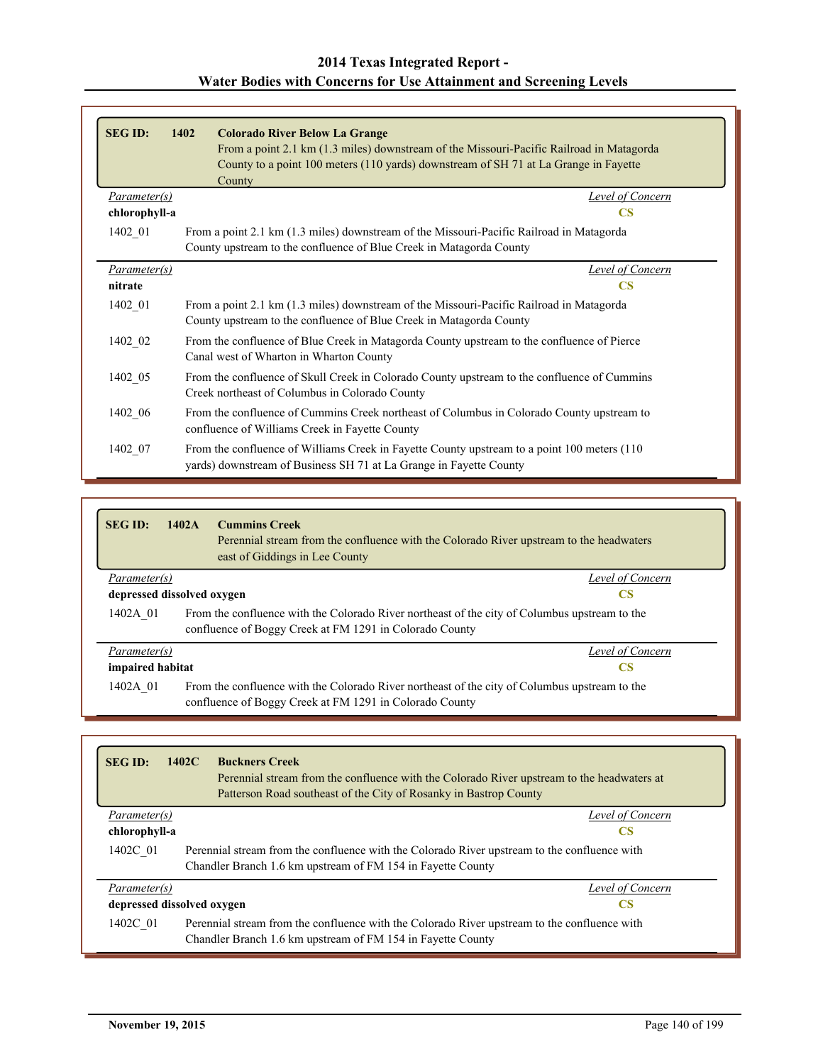## SEG ID: 1402 — Colorado River Below La Grange

From a point 2.1 km (1.3 miles) downstream of the Missouri-Pacific Railroad in Matagorda County to a point 100 meters (110 yards) downstream of SH 71 at La Grange in Fayette County

| *Parameter(s)* | | *Level of Concern* |
|---|---|---|
| **chlorophyll-a** | | **CS** |
| 1402_01 | From a point 2.1 km (1.3 miles) downstream of the Missouri-Pacific Railroad in Matagorda County upstream to the confluence of Blue Creek in Matagorda County | |

| *Parameter(s)* | | *Level of Concern* |
|---|---|---|
| **nitrate** | | **CS** |
| 1402_01 | From a point 2.1 km (1.3 miles) downstream of the Missouri-Pacific Railroad in Matagorda County upstream to the confluence of Blue Creek in Matagorda County | |
| 1402_02 | From the confluence of Blue Creek in Matagorda County upstream to the confluence of Pierce Canal west of Wharton in Wharton County | |
| 1402_05 | From the confluence of Skull Creek in Colorado County upstream to the confluence of Cummins Creek northeast of Columbus in Colorado County | |
| 1402_06 | From the confluence of Cummins Creek northeast of Columbus in Colorado County upstream to confluence of Williams Creek in Fayette County | |
| 1402_07 | From the confluence of Williams Creek in Fayette County upstream to a point 100 meters (110 yards) downstream of Business SH 71 at La Grange in Fayette County | |

## SEG ID: 1402A — Cummins Creek

Perennial stream from the confluence with the Colorado River upstream to the headwaters east of Giddings in Lee County

| *Parameter(s)* | | *Level of Concern* |
|---|---|---|
| **depressed dissolved oxygen** | | **CS** |
| 1402A_01 | From the confluence with the Colorado River northeast of the city of Columbus upstream to the confluence of Boggy Creek at FM 1291 in Colorado County | |

| *Parameter(s)* | | *Level of Concern* |
|---|---|---|
| **impaired habitat** | | **CS** |
| 1402A_01 | From the confluence with the Colorado River northeast of the city of Columbus upstream to the confluence of Boggy Creek at FM 1291 in Colorado County | |

## SEG ID: 1402C — Buckners Creek

Perennial stream from the confluence with the Colorado River upstream to the headwaters at Patterson Road southeast of the City of Rosanky in Bastrop County

| *Parameter(s)* | | *Level of Concern* |
|---|---|---|
| **chlorophyll-a** | | **CS** |
| 1402C_01 | Perennial stream from the confluence with the Colorado River upstream to the confluence with Chandler Branch 1.6 km upstream of FM 154 in Fayette County | |

| *Parameter(s)* | | *Level of Concern* |
|---|---|---|
| **depressed dissolved oxygen** | | **CS** |
| 1402C_01 | Perennial stream from the confluence with the Colorado River upstream to the confluence with Chandler Branch 1.6 km upstream of FM 154 in Fayette County | |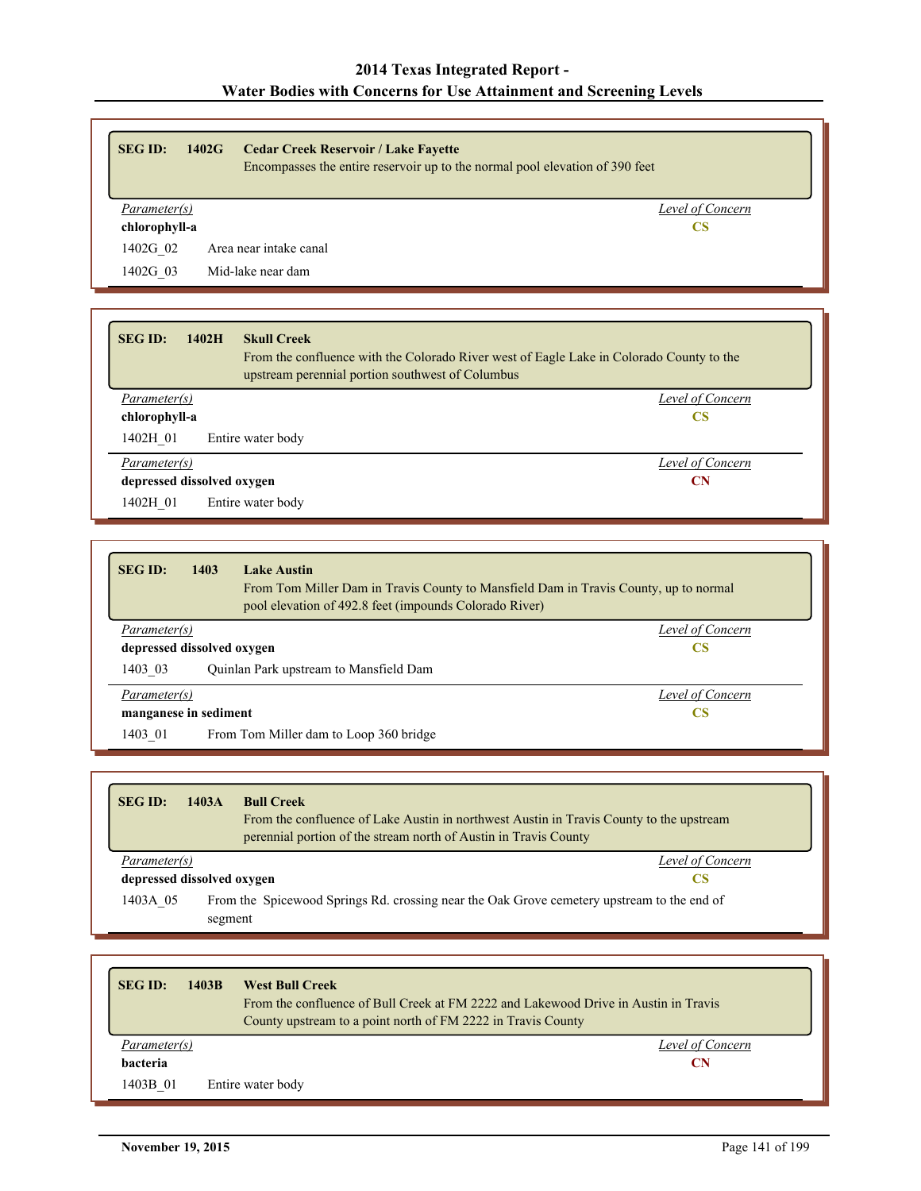# 2014 Texas Integrated Report - Water Bodies with Concerns for Use Attainment and Screening Levels

**SEG ID: 1402G** **Cedar Creek Reservoir / Lake Fayette**
Encompasses the entire reservoir up to the normal pool elevation of 390 feet

| *Parameter(s)* | | *Level of Concern* |
|---|---|---|
| **chlorophyll-a** | | **CS** |
| 1402G_02 | Area near intake canal | |
| 1402G_03 | Mid-lake near dam | |

**SEG ID: 1402H** **Skull Creek**
From the confluence with the Colorado River west of Eagle Lake in Colorado County to the upstream perennial portion southwest of Columbus

| *Parameter(s)* | | *Level of Concern* |
|---|---|---|
| **chlorophyll-a** | | **CS** |
| 1402H_01 | Entire water body | |
| *Parameter(s)* | | *Level of Concern* |
| **depressed dissolved oxygen** | | **CN** |
| 1402H_01 | Entire water body | |

**SEG ID: 1403** **Lake Austin**
From Tom Miller Dam in Travis County to Mansfield Dam in Travis County, up to normal pool elevation of 492.8 feet (impounds Colorado River)

| *Parameter(s)* | | *Level of Concern* |
|---|---|---|
| **depressed dissolved oxygen** | | **CS** |
| 1403_03 | Quinlan Park upstream to Mansfield Dam | |
| *Parameter(s)* | | *Level of Concern* |
| **manganese in sediment** | | **CS** |
| 1403_01 | From Tom Miller dam to Loop 360 bridge | |

**SEG ID: 1403A** **Bull Creek**
From the confluence of Lake Austin in northwest Austin in Travis County to the upstream perennial portion of the stream north of Austin in Travis County

| *Parameter(s)* | | *Level of Concern* |
|---|---|---|
| **depressed dissolved oxygen** | | **CS** |
| 1403A_05 | From the Spicewood Springs Rd. crossing near the Oak Grove cemetery upstream to the end of segment | |

**SEG ID: 1403B** **West Bull Creek**
From the confluence of Bull Creek at FM 2222 and Lakewood Drive in Austin in Travis County upstream to a point north of FM 2222 in Travis County

| *Parameter(s)* | | *Level of Concern* |
|---|---|---|
| **bacteria** | | **CN** |
| 1403B_01 | Entire water body | |

November 19, 2015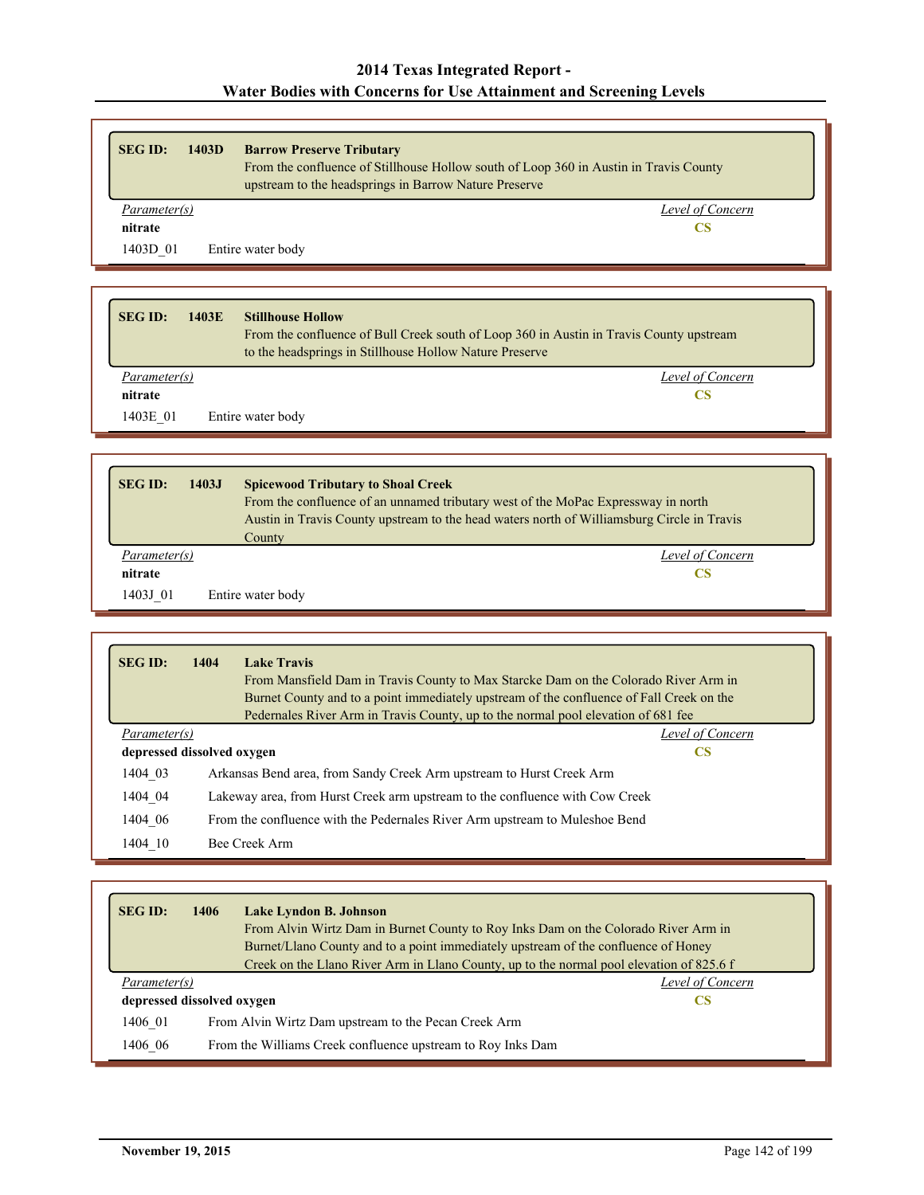## SEG ID: 1403D Barrow Preserve Tributary

From the confluence of Stillhouse Hollow south of Loop 360 in Austin in Travis County upstream to the headsprings in Barrow Nature Preserve

| *Parameter(s)* | | *Level of Concern* |
|---|---|---|
| **nitrate** | | **CS** |
| 1403D_01 | Entire water body | |

## SEG ID: 1403E Stillhouse Hollow

From the confluence of Bull Creek south of Loop 360 in Austin in Travis County upstream to the headsprings in Stillhouse Hollow Nature Preserve

| *Parameter(s)* | | *Level of Concern* |
|---|---|---|
| **nitrate** | | **CS** |
| 1403E_01 | Entire water body | |

## SEG ID: 1403J Spicewood Tributary to Shoal Creek

From the confluence of an unnamed tributary west of the MoPac Expressway in north Austin in Travis County upstream to the head waters north of Williamsburg Circle in Travis County

| *Parameter(s)* | | *Level of Concern* |
|---|---|---|
| **nitrate** | | **CS** |
| 1403J_01 | Entire water body | |

## SEG ID: 1404 Lake Travis

From Mansfield Dam in Travis County to Max Starcke Dam on the Colorado River Arm in Burnet County and to a point immediately upstream of the confluence of Fall Creek on the Pedernales River Arm in Travis County, up to the normal pool elevation of 681 fee

| *Parameter(s)* | | *Level of Concern* |
|---|---|---|
| **depressed dissolved oxygen** | | **CS** |
| 1404_03 | Arkansas Bend area, from Sandy Creek Arm upstream to Hurst Creek Arm | |
| 1404_04 | Lakeway area, from Hurst Creek arm upstream to the confluence with Cow Creek | |
| 1404_06 | From the confluence with the Pedernales River Arm upstream to Muleshoe Bend | |
| 1404_10 | Bee Creek Arm | |

## SEG ID: 1406 Lake Lyndon B. Johnson

From Alvin Wirtz Dam in Burnet County to Roy Inks Dam on the Colorado River Arm in Burnet/Llano County and to a point immediately upstream of the confluence of Honey Creek on the Llano River Arm in Llano County, up to the normal pool elevation of 825.6 f

| *Parameter(s)* | | *Level of Concern* |
|---|---|---|
| **depressed dissolved oxygen** | | **CS** |
| 1406_01 | From Alvin Wirtz Dam upstream to the Pecan Creek Arm | |
| 1406_06 | From the Williams Creek confluence upstream to Roy Inks Dam | |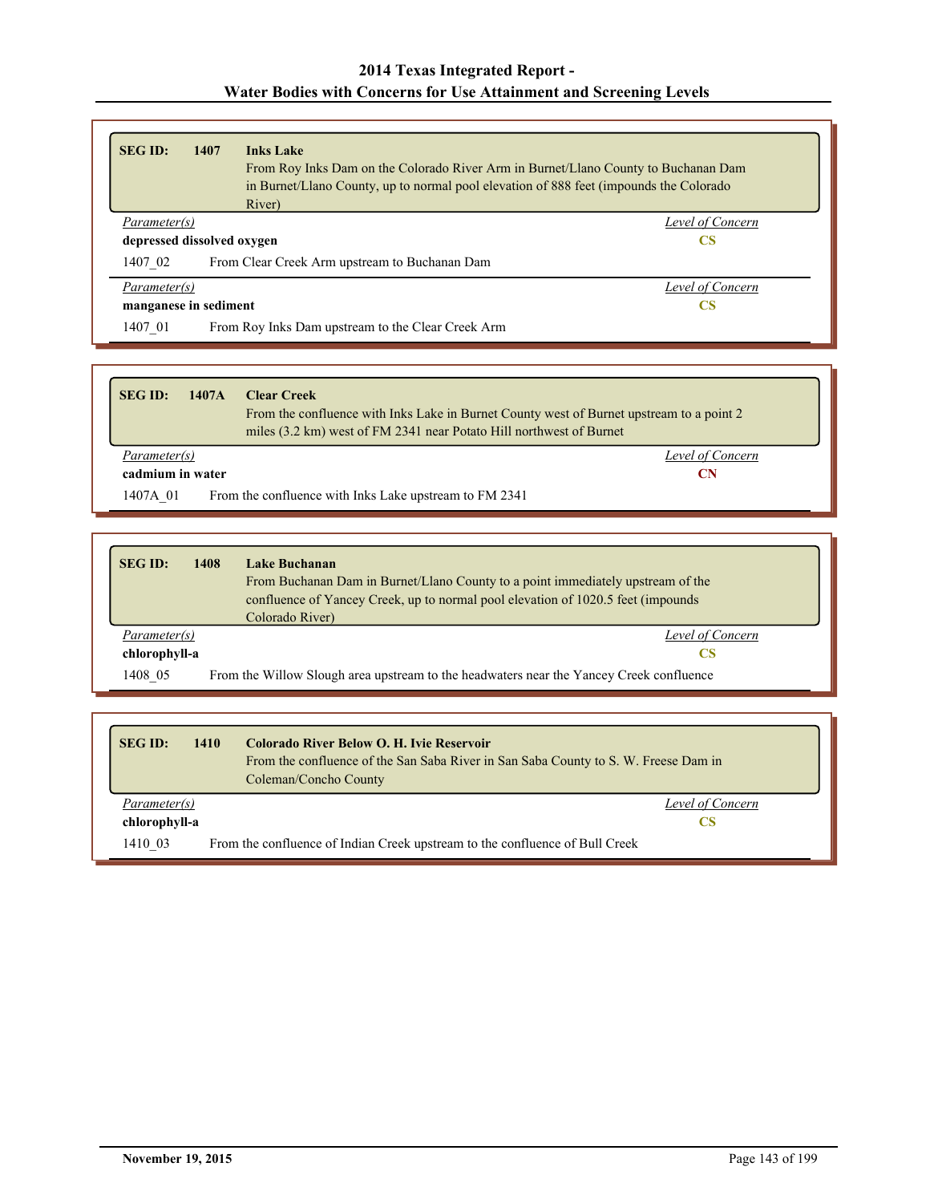**SEG ID: 1407 — Inks Lake**

From Roy Inks Dam on the Colorado River Arm in Burnet/Llano County to Buchanan Dam in Burnet/Llano County, up to normal pool elevation of 888 feet (impounds the Colorado River)

| *Parameter(s)* | | *Level of Concern* |
|---|---|---|
| **depressed dissolved oxygen** | | **CS** |
| 1407_02 | From Clear Creek Arm upstream to Buchanan Dam | |
| *Parameter(s)* | | *Level of Concern* |
| **manganese in sediment** | | **CS** |
| 1407_01 | From Roy Inks Dam upstream to the Clear Creek Arm | |

**SEG ID: 1407A — Clear Creek**

From the confluence with Inks Lake in Burnet County west of Burnet upstream to a point 2 miles (3.2 km) west of FM 2341 near Potato Hill northwest of Burnet

| *Parameter(s)* | | *Level of Concern* |
|---|---|---|
| **cadmium in water** | | **CN** |
| 1407A_01 | From the confluence with Inks Lake upstream to FM 2341 | |

**SEG ID: 1408 — Lake Buchanan**

From Buchanan Dam in Burnet/Llano County to a point immediately upstream of the confluence of Yancey Creek, up to normal pool elevation of 1020.5 feet (impounds Colorado River)

| *Parameter(s)* | | *Level of Concern* |
|---|---|---|
| **chlorophyll-a** | | **CS** |
| 1408_05 | From the Willow Slough area upstream to the headwaters near the Yancey Creek confluence | |

**SEG ID: 1410 — Colorado River Below O. H. Ivie Reservoir**

From the confluence of the San Saba River in San Saba County to S. W. Freese Dam in Coleman/Concho County

| *Parameter(s)* | | *Level of Concern* |
|---|---|---|
| **chlorophyll-a** | | **CS** |
| 1410_03 | From the confluence of Indian Creek upstream to the confluence of Bull Creek | |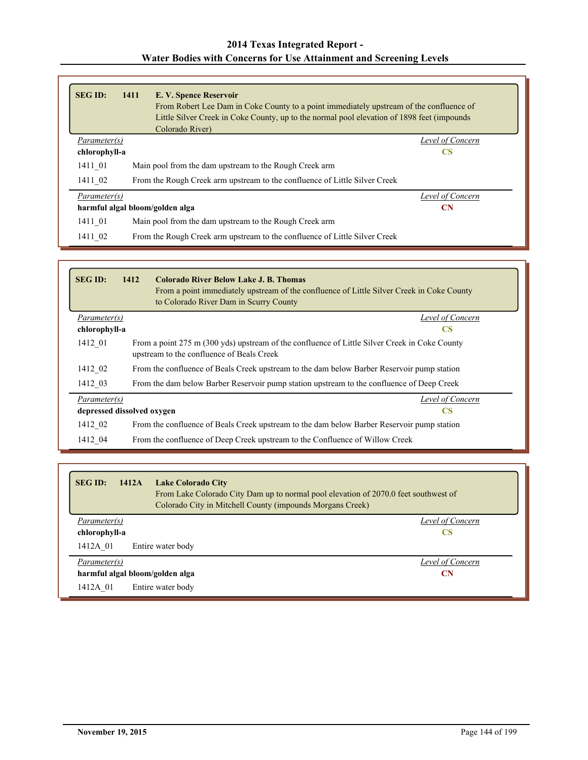**SEG ID: 1411 E. V. Spence Reservoir**
From Robert Lee Dam in Coke County to a point immediately upstream of the confluence of Little Silver Creek in Coke County, up to the normal pool elevation of 1898 feet (impounds Colorado River)

| *Parameter(s)* | | *Level of Concern* |
|---|---|---|
| **chlorophyll-a** | | **CS** |
| 1411_01 | Main pool from the dam upstream to the Rough Creek arm | |
| 1411_02 | From the Rough Creek arm upstream to the confluence of Little Silver Creek | |

| *Parameter(s)* | | *Level of Concern* |
|---|---|---|
| **harmful algal bloom/golden alga** | | **CN** |
| 1411_01 | Main pool from the dam upstream to the Rough Creek arm | |
| 1411_02 | From the Rough Creek arm upstream to the confluence of Little Silver Creek | |

**SEG ID: 1412 Colorado River Below Lake J. B. Thomas**
From a point immediately upstream of the confluence of Little Silver Creek in Coke County to Colorado River Dam in Scurry County

| *Parameter(s)* | | *Level of Concern* |
|---|---|---|
| **chlorophyll-a** | | **CS** |
| 1412_01 | From a point 275 m (300 yds) upstream of the confluence of Little Silver Creek in Coke County upstream to the confluence of Beals Creek | |
| 1412_02 | From the confluence of Beals Creek upstream to the dam below Barber Reservoir pump station | |
| 1412_03 | From the dam below Barber Reservoir pump station upstream to the confluence of Deep Creek | |

| *Parameter(s)* | | *Level of Concern* |
|---|---|---|
| **depressed dissolved oxygen** | | **CS** |
| 1412_02 | From the confluence of Beals Creek upstream to the dam below Barber Reservoir pump station | |
| 1412_04 | From the confluence of Deep Creek upstream to the Confluence of Willow Creek | |

**SEG ID: 1412A Lake Colorado City**
From Lake Colorado City Dam up to normal pool elevation of 2070.0 feet southwest of Colorado City in Mitchell County (impounds Morgans Creek)

| *Parameter(s)* | | *Level of Concern* |
|---|---|---|
| **chlorophyll-a** | | **CS** |
| 1412A_01 | Entire water body | |

| *Parameter(s)* | | *Level of Concern* |
|---|---|---|
| **harmful algal bloom/golden alga** | | **CN** |
| 1412A_01 | Entire water body | |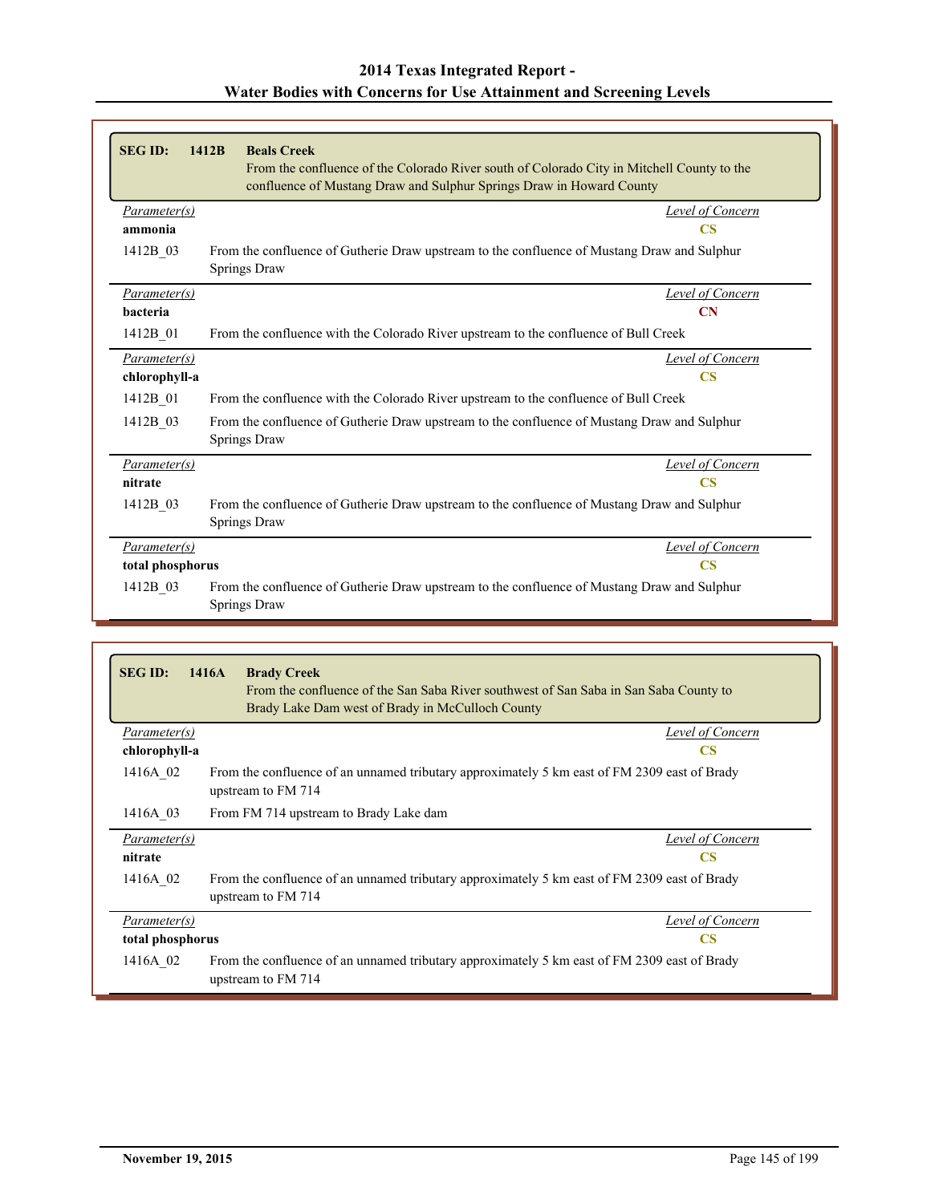**SEG ID: 1412B** **Beals Creek**
From the confluence of the Colorado River south of Colorado City in Mitchell County to the confluence of Mustang Draw and Sulphur Springs Draw in Howard County

| *Parameter(s)* | | *Level of Concern* |
|---|---|---|
| **ammonia** | | **CS** |
| 1412B_03 | From the confluence of Gutherie Draw upstream to the confluence of Mustang Draw and Sulphur Springs Draw | |

| *Parameter(s)* | | *Level of Concern* |
|---|---|---|
| **bacteria** | | **CN** |
| 1412B_01 | From the confluence with the Colorado River upstream to the confluence of Bull Creek | |

| *Parameter(s)* | | *Level of Concern* |
|---|---|---|
| **chlorophyll-a** | | **CS** |
| 1412B_01 | From the confluence with the Colorado River upstream to the confluence of Bull Creek | |
| 1412B_03 | From the confluence of Gutherie Draw upstream to the confluence of Mustang Draw and Sulphur Springs Draw | |

| *Parameter(s)* | | *Level of Concern* |
|---|---|---|
| **nitrate** | | **CS** |
| 1412B_03 | From the confluence of Gutherie Draw upstream to the confluence of Mustang Draw and Sulphur Springs Draw | |

| *Parameter(s)* | | *Level of Concern* |
|---|---|---|
| **total phosphorus** | | **CS** |
| 1412B_03 | From the confluence of Gutherie Draw upstream to the confluence of Mustang Draw and Sulphur Springs Draw | |

**SEG ID: 1416A** **Brady Creek**
From the confluence of the San Saba River southwest of San Saba in San Saba County to Brady Lake Dam west of Brady in McCulloch County

| *Parameter(s)* | | *Level of Concern* |
|---|---|---|
| **chlorophyll-a** | | **CS** |
| 1416A_02 | From the confluence of an unnamed tributary approximately 5 km east of FM 2309 east of Brady upstream to FM 714 | |
| 1416A_03 | From FM 714 upstream to Brady Lake dam | |

| *Parameter(s)* | | *Level of Concern* |
|---|---|---|
| **nitrate** | | **CS** |
| 1416A_02 | From the confluence of an unnamed tributary approximately 5 km east of FM 2309 east of Brady upstream to FM 714 | |

| *Parameter(s)* | | *Level of Concern* |
|---|---|---|
| **total phosphorus** | | **CS** |
| 1416A_02 | From the confluence of an unnamed tributary approximately 5 km east of FM 2309 east of Brady upstream to FM 714 | |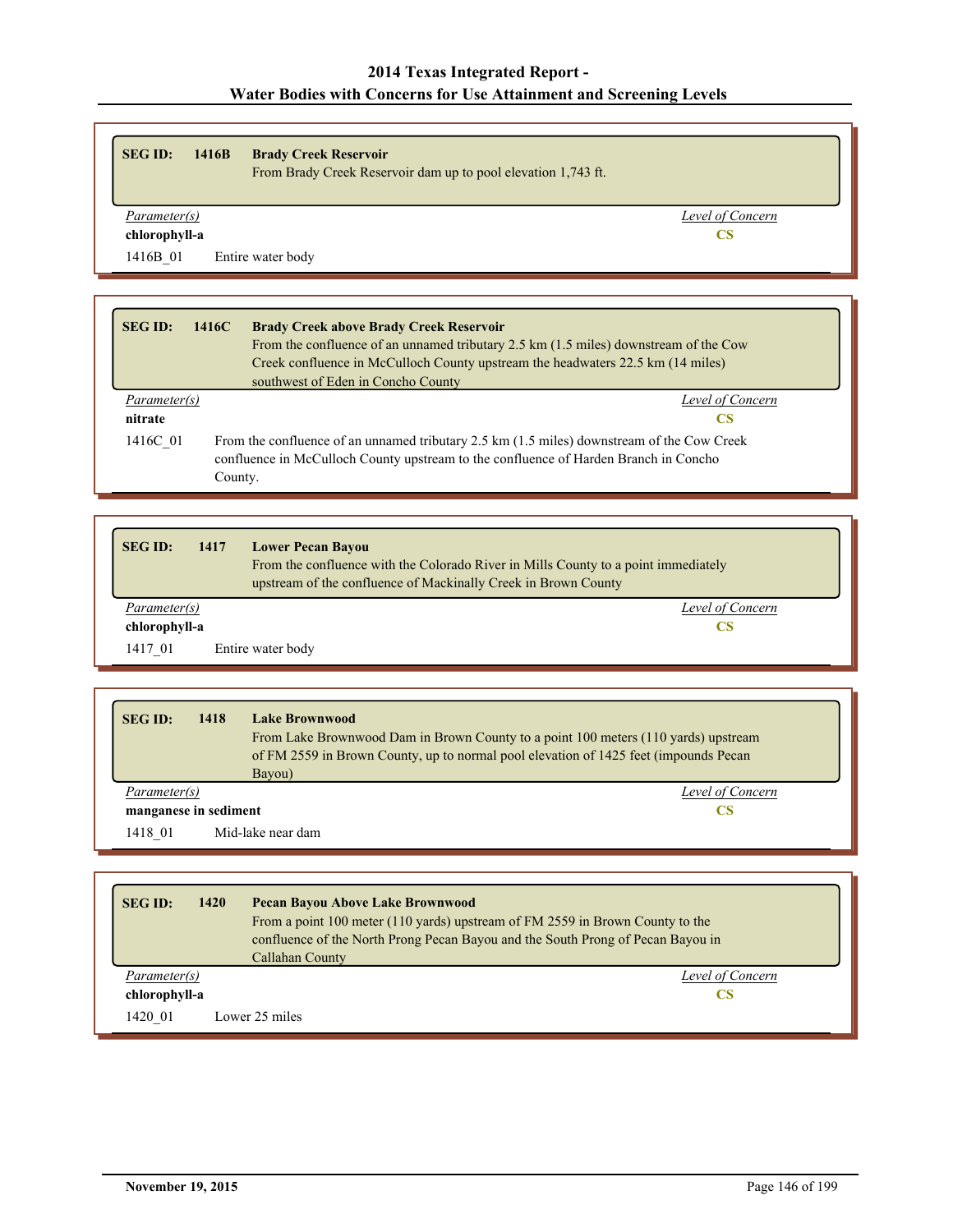## 2014 Texas Integrated Report - Water Bodies with Concerns for Use Attainment and Screening Levels

**SEG ID: 1416B** **Brady Creek Reservoir**
From Brady Creek Reservoir dam up to pool elevation 1,743 ft.

| *Parameter(s)* | | *Level of Concern* |
|---|---|---|
| **chlorophyll-a** | | **CS** |
| 1416B_01 | Entire water body | |

**SEG ID: 1416C** **Brady Creek above Brady Creek Reservoir**
From the confluence of an unnamed tributary 2.5 km (1.5 miles) downstream of the Cow Creek confluence in McCulloch County upstream the headwaters 22.5 km (14 miles) southwest of Eden in Concho County

| *Parameter(s)* | | *Level of Concern* |
|---|---|---|
| **nitrate** | | **CS** |
| 1416C_01 | From the confluence of an unnamed tributary 2.5 km (1.5 miles) downstream of the Cow Creek confluence in McCulloch County upstream to the confluence of Harden Branch in Concho County. | |

**SEG ID: 1417** **Lower Pecan Bayou**
From the confluence with the Colorado River in Mills County to a point immediately upstream of the confluence of Mackinally Creek in Brown County

| *Parameter(s)* | | *Level of Concern* |
|---|---|---|
| **chlorophyll-a** | | **CS** |
| 1417_01 | Entire water body | |

**SEG ID: 1418** **Lake Brownwood**
From Lake Brownwood Dam in Brown County to a point 100 meters (110 yards) upstream of FM 2559 in Brown County, up to normal pool elevation of 1425 feet (impounds Pecan Bayou)

| *Parameter(s)* | | *Level of Concern* |
|---|---|---|
| **manganese in sediment** | | **CS** |
| 1418_01 | Mid-lake near dam | |

**SEG ID: 1420** **Pecan Bayou Above Lake Brownwood**
From a point 100 meter (110 yards) upstream of FM 2559 in Brown County to the confluence of the North Prong Pecan Bayou and the South Prong of Pecan Bayou in Callahan County

| *Parameter(s)* | | *Level of Concern* |
|---|---|---|
| **chlorophyll-a** | | **CS** |
| 1420_01 | Lower 25 miles | |

November 19, 2015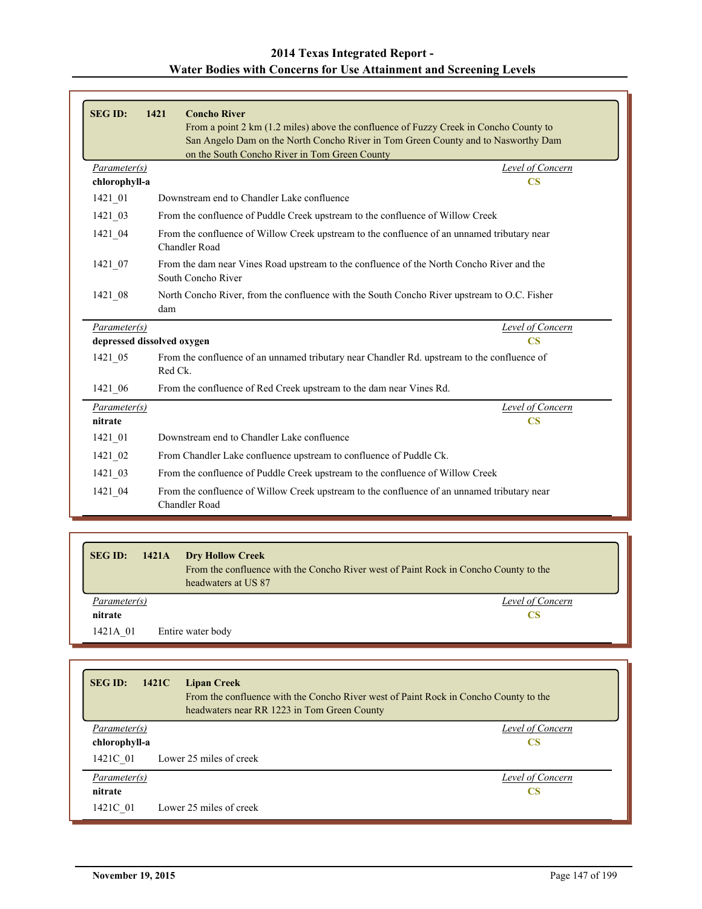# 2014 Texas Integrated Report - Water Bodies with Concerns for Use Attainment and Screening Levels

**SEG ID: 1421 Concho River**

From a point 2 km (1.2 miles) above the confluence of Fuzzy Creek in Concho County to San Angelo Dam on the North Concho River in Tom Green County and to Nasworthy Dam on the South Concho River in Tom Green County

| *Parameter(s)* | | *Level of Concern* |
|---|---|---|
| **chlorophyll-a** | | **CS** |
| 1421_01 | Downstream end to Chandler Lake confluence | |
| 1421_03 | From the confluence of Puddle Creek upstream to the confluence of Willow Creek | |
| 1421_04 | From the confluence of Willow Creek upstream to the confluence of an unnamed tributary near Chandler Road | |
| 1421_07 | From the dam near Vines Road upstream to the confluence of the North Concho River and the South Concho River | |
| 1421_08 | North Concho River, from the confluence with the South Concho River upstream to O.C. Fisher dam | |

| *Parameter(s)* | | *Level of Concern* |
|---|---|---|
| **depressed dissolved oxygen** | | **CS** |
| 1421_05 | From the confluence of an unnamed tributary near Chandler Rd. upstream to the confluence of Red Ck. | |
| 1421_06 | From the confluence of Red Creek upstream to the dam near Vines Rd. | |

| *Parameter(s)* | | *Level of Concern* |
|---|---|---|
| **nitrate** | | **CS** |
| 1421_01 | Downstream end to Chandler Lake confluence | |
| 1421_02 | From Chandler Lake confluence upstream to confluence of Puddle Ck. | |
| 1421_03 | From the confluence of Puddle Creek upstream to the confluence of Willow Creek | |
| 1421_04 | From the confluence of Willow Creek upstream to the confluence of an unnamed tributary near Chandler Road | |

**SEG ID: 1421A Dry Hollow Creek**

From the confluence with the Concho River west of Paint Rock in Concho County to the headwaters at US 87

| *Parameter(s)* | | *Level of Concern* |
|---|---|---|
| **nitrate** | | **CS** |
| 1421A_01 | Entire water body | |

**SEG ID: 1421C Lipan Creek**

From the confluence with the Concho River west of Paint Rock in Concho County to the headwaters near RR 1223 in Tom Green County

| *Parameter(s)* | | *Level of Concern* |
|---|---|---|
| **chlorophyll-a** | | **CS** |
| 1421C_01 | Lower 25 miles of creek | |

| *Parameter(s)* | | *Level of Concern* |
|---|---|---|
| **nitrate** | | **CS** |
| 1421C_01 | Lower 25 miles of creek | |

November 19, 2015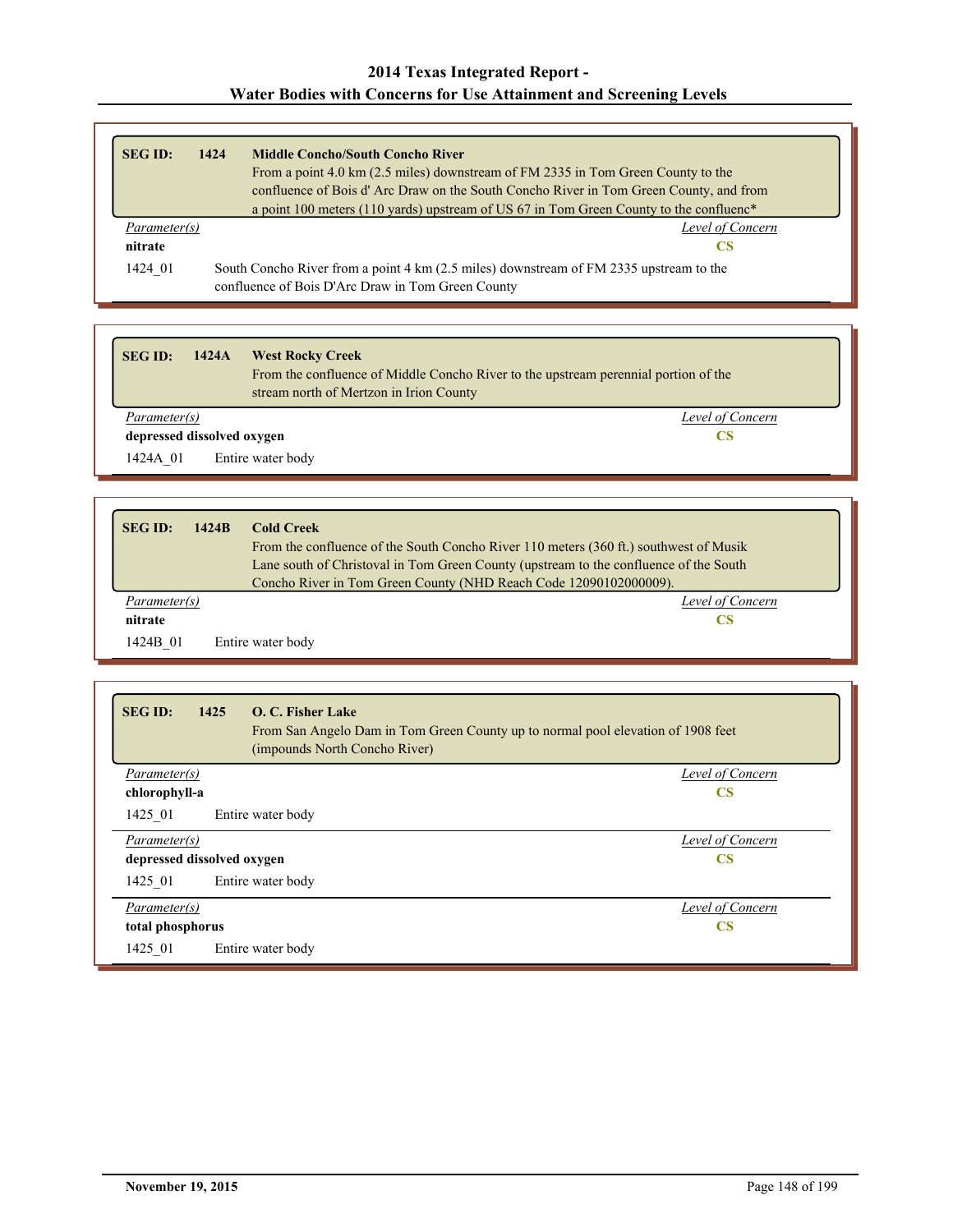**SEG ID: 1424 Middle Concho/South Concho River**

From a point 4.0 km (2.5 miles) downstream of FM 2335 in Tom Green County to the confluence of Bois d' Arc Draw on the South Concho River in Tom Green County, and from a point 100 meters (110 yards) upstream of US 67 in Tom Green County to the confluenc*

| *Parameter(s)* | | *Level of Concern* |
|---|---|---|
| **nitrate** | | **CS** |
| 1424_01 | South Concho River from a point 4 km (2.5 miles) downstream of FM 2335 upstream to the confluence of Bois D'Arc Draw in Tom Green County | |

**SEG ID: 1424A West Rocky Creek**

From the confluence of Middle Concho River to the upstream perennial portion of the stream north of Mertzon in Irion County

| *Parameter(s)* | | *Level of Concern* |
|---|---|---|
| **depressed dissolved oxygen** | | **CS** |
| 1424A_01 | Entire water body | |

**SEG ID: 1424B Cold Creek**

From the confluence of the South Concho River 110 meters (360 ft.) southwest of Musik Lane south of Christoval in Tom Green County (upstream to the confluence of the South Concho River in Tom Green County (NHD Reach Code 12090102000009).

| *Parameter(s)* | | *Level of Concern* |
|---|---|---|
| **nitrate** | | **CS** |
| 1424B_01 | Entire water body | |

**SEG ID: 1425 O. C. Fisher Lake**

From San Angelo Dam in Tom Green County up to normal pool elevation of 1908 feet (impounds North Concho River)

| *Parameter(s)* | | *Level of Concern* |
|---|---|---|
| **chlorophyll-a** | | **CS** |
| 1425_01 | Entire water body | |
| *Parameter(s)* | | *Level of Concern* |
| **depressed dissolved oxygen** | | **CS** |
| 1425_01 | Entire water body | |
| *Parameter(s)* | | *Level of Concern* |
| **total phosphorus** | | **CS** |
| 1425_01 | Entire water body | |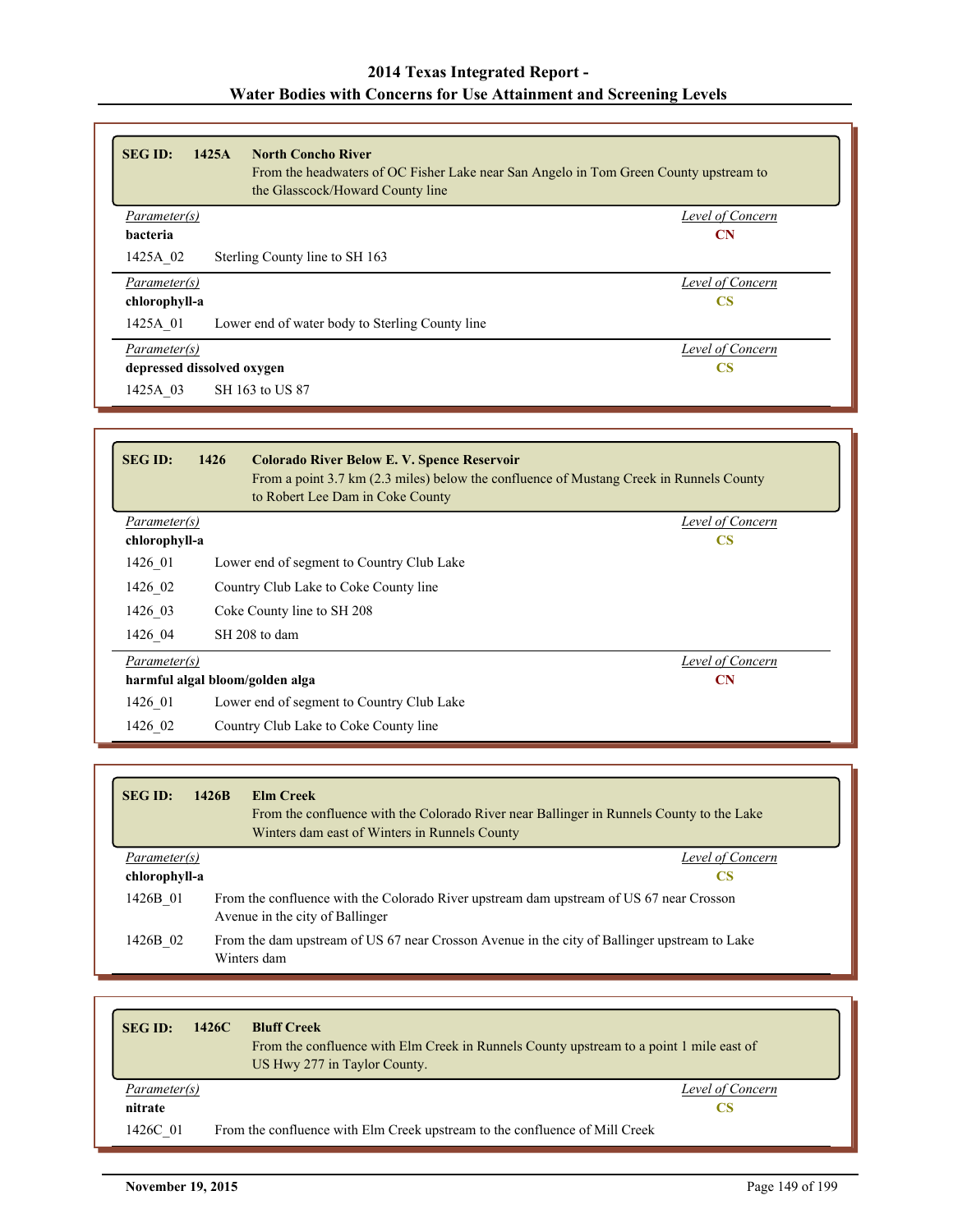## SEG ID: 1425A North Concho River

From the headwaters of OC Fisher Lake near San Angelo in Tom Green County upstream to the Glasscock/Howard County line

| *Parameter(s)* | | *Level of Concern* |
|---|---|---|
| **bacteria** | | **CN** |
| 1425A_02 | Sterling County line to SH 163 | |

| *Parameter(s)* | | *Level of Concern* |
|---|---|---|
| **chlorophyll-a** | | **CS** |
| 1425A_01 | Lower end of water body to Sterling County line | |

| *Parameter(s)* | | *Level of Concern* |
|---|---|---|
| **depressed dissolved oxygen** | | **CS** |
| 1425A_03 | SH 163 to US 87 | |

## SEG ID: 1426 Colorado River Below E. V. Spence Reservoir

From a point 3.7 km (2.3 miles) below the confluence of Mustang Creek in Runnels County to Robert Lee Dam in Coke County

| *Parameter(s)* | | *Level of Concern* |
|---|---|---|
| **chlorophyll-a** | | **CS** |
| 1426_01 | Lower end of segment to Country Club Lake | |
| 1426_02 | Country Club Lake to Coke County line | |
| 1426_03 | Coke County line to SH 208 | |
| 1426_04 | SH 208 to dam | |

| *Parameter(s)* | | *Level of Concern* |
|---|---|---|
| **harmful algal bloom/golden alga** | | **CN** |
| 1426_01 | Lower end of segment to Country Club Lake | |
| 1426_02 | Country Club Lake to Coke County line | |

## SEG ID: 1426B Elm Creek

From the confluence with the Colorado River near Ballinger in Runnels County to the Lake Winters dam east of Winters in Runnels County

| *Parameter(s)* | | *Level of Concern* |
|---|---|---|
| **chlorophyll-a** | | **CS** |
| 1426B_01 | From the confluence with the Colorado River upstream dam upstream of US 67 near Crosson Avenue in the city of Ballinger | |
| 1426B_02 | From the dam upstream of US 67 near Crosson Avenue in the city of Ballinger upstream to Lake Winters dam | |

## SEG ID: 1426C Bluff Creek

From the confluence with Elm Creek in Runnels County upstream to a point 1 mile east of US Hwy 277 in Taylor County.

| *Parameter(s)* | | *Level of Concern* |
|---|---|---|
| **nitrate** | | **CS** |
| 1426C_01 | From the confluence with Elm Creek upstream to the confluence of Mill Creek | |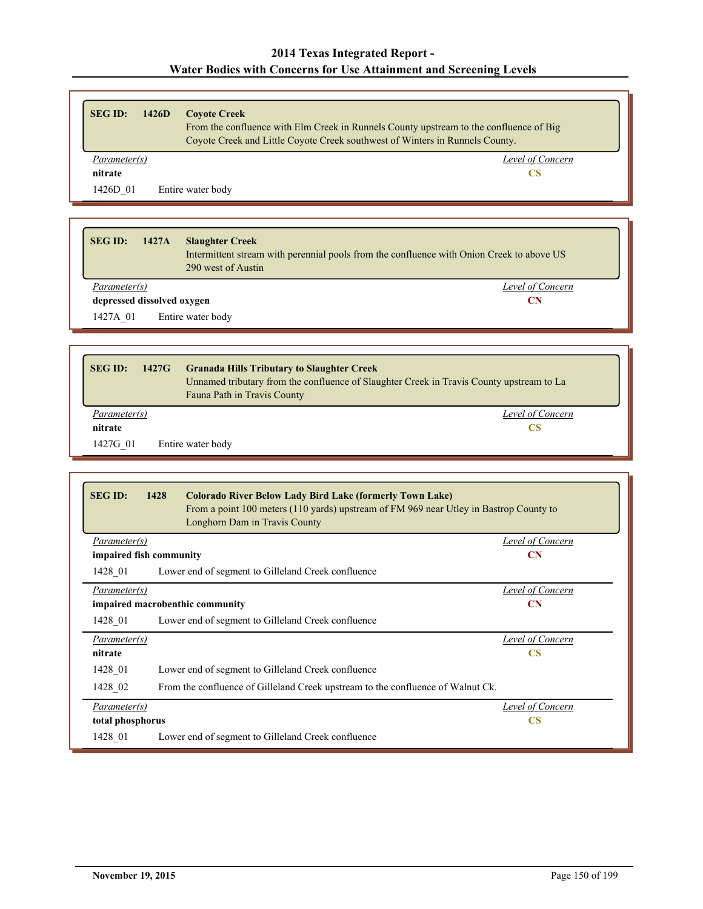## SEG ID: 1426D Coyote Creek

From the confluence with Elm Creek in Runnels County upstream to the confluence of Big Coyote Creek and Little Coyote Creek southwest of Winters in Runnels County.

| *Parameter(s)* | | *Level of Concern* |
|---|---|---|
| **nitrate** | | **CS** |
| 1426D_01 | Entire water body | |

## SEG ID: 1427A Slaughter Creek

Intermittent stream with perennial pools from the confluence with Onion Creek to above US 290 west of Austin

| *Parameter(s)* | | *Level of Concern* |
|---|---|---|
| **depressed dissolved oxygen** | | **CN** |
| 1427A_01 | Entire water body | |

## SEG ID: 1427G Granada Hills Tributary to Slaughter Creek

Unnamed tributary from the confluence of Slaughter Creek in Travis County upstream to La Fauna Path in Travis County

| *Parameter(s)* | | *Level of Concern* |
|---|---|---|
| **nitrate** | | **CS** |
| 1427G_01 | Entire water body | |

## SEG ID: 1428 Colorado River Below Lady Bird Lake (formerly Town Lake)

From a point 100 meters (110 yards) upstream of FM 969 near Utley in Bastrop County to Longhorn Dam in Travis County

| *Parameter(s)* | | *Level of Concern* |
|---|---|---|
| **impaired fish community** | | **CN** |
| 1428_01 | Lower end of segment to Gilleland Creek confluence | |

| *Parameter(s)* | | *Level of Concern* |
|---|---|---|
| **impaired macrobenthic community** | | **CN** |
| 1428_01 | Lower end of segment to Gilleland Creek confluence | |

| *Parameter(s)* | | *Level of Concern* |
|---|---|---|
| **nitrate** | | **CS** |
| 1428_01 | Lower end of segment to Gilleland Creek confluence | |
| 1428_02 | From the confluence of Gilleland Creek upstream to the confluence of Walnut Ck. | |

| *Parameter(s)* | | *Level of Concern* |
|---|---|---|
| **total phosphorus** | | **CS** |
| 1428_01 | Lower end of segment to Gilleland Creek confluence | |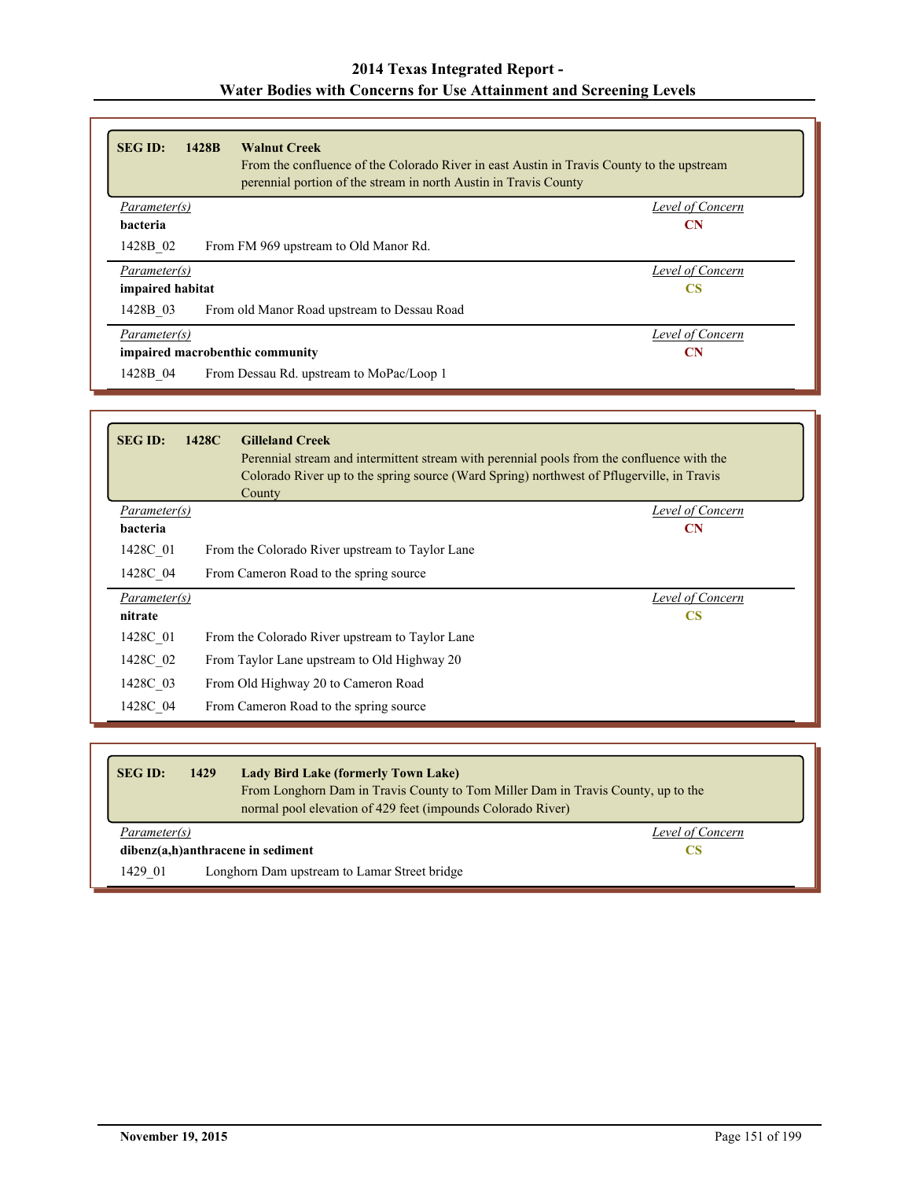**SEG ID: 1428B** **Walnut Creek**
From the confluence of the Colorado River in east Austin in Travis County to the upstream perennial portion of the stream in north Austin in Travis County

| *Parameter(s)* | | *Level of Concern* |
|---|---|---|
| **bacteria** | | **CN** |
| 1428B_02 | From FM 969 upstream to Old Manor Rd. | |

| *Parameter(s)* | | *Level of Concern* |
|---|---|---|
| **impaired habitat** | | **CS** |
| 1428B_03 | From old Manor Road upstream to Dessau Road | |

| *Parameter(s)* | | *Level of Concern* |
|---|---|---|
| **impaired macrobenthic community** | | **CN** |
| 1428B_04 | From Dessau Rd. upstream to MoPac/Loop 1 | |

**SEG ID: 1428C** **Gilleland Creek**
Perennial stream and intermittent stream with perennial pools from the confluence with the Colorado River up to the spring source (Ward Spring) northwest of Pflugerville, in Travis County

| *Parameter(s)* | | *Level of Concern* |
|---|---|---|
| **bacteria** | | **CN** |
| 1428C_01 | From the Colorado River upstream to Taylor Lane | |
| 1428C_04 | From Cameron Road to the spring source | |

| *Parameter(s)* | | *Level of Concern* |
|---|---|---|
| **nitrate** | | **CS** |
| 1428C_01 | From the Colorado River upstream to Taylor Lane | |
| 1428C_02 | From Taylor Lane upstream to Old Highway 20 | |
| 1428C_03 | From Old Highway 20 to Cameron Road | |
| 1428C_04 | From Cameron Road to the spring source | |

**SEG ID: 1429** **Lady Bird Lake (formerly Town Lake)**
From Longhorn Dam in Travis County to Tom Miller Dam in Travis County, up to the normal pool elevation of 429 feet (impounds Colorado River)

| *Parameter(s)* | | *Level of Concern* |
|---|---|---|
| **dibenz(a,h)anthracene in sediment** | | **CS** |
| 1429_01 | Longhorn Dam upstream to Lamar Street bridge | |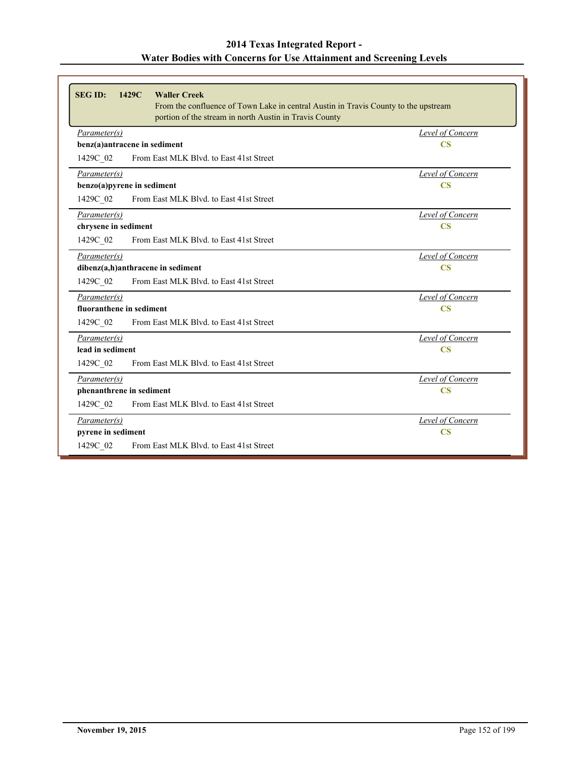**SEG ID: 1429C Waller Creek**
From the confluence of Town Lake in central Austin in Travis County to the upstream portion of the stream in north Austin in Travis County

| *Parameter(s)* | | *Level of Concern* |
|---|---|---|
| **benz(a)antracene in sediment** | | **CS** |
| 1429C_02 | From East MLK Blvd. to East 41st Street | |

| *Parameter(s)* | | *Level of Concern* |
|---|---|---|
| **benzo(a)pyrene in sediment** | | **CS** |
| 1429C_02 | From East MLK Blvd. to East 41st Street | |

| *Parameter(s)* | | *Level of Concern* |
|---|---|---|
| **chrysene in sediment** | | **CS** |
| 1429C_02 | From East MLK Blvd. to East 41st Street | |

| *Parameter(s)* | | *Level of Concern* |
|---|---|---|
| **dibenz(a,h)anthracene in sediment** | | **CS** |
| 1429C_02 | From East MLK Blvd. to East 41st Street | |

| *Parameter(s)* | | *Level of Concern* |
|---|---|---|
| **fluoranthene in sediment** | | **CS** |
| 1429C_02 | From East MLK Blvd. to East 41st Street | |

| *Parameter(s)* | | *Level of Concern* |
|---|---|---|
| **lead in sediment** | | **CS** |
| 1429C_02 | From East MLK Blvd. to East 41st Street | |

| *Parameter(s)* | | *Level of Concern* |
|---|---|---|
| **phenanthrene in sediment** | | **CS** |
| 1429C_02 | From East MLK Blvd. to East 41st Street | |

| *Parameter(s)* | | *Level of Concern* |
|---|---|---|
| **pyrene in sediment** | | **CS** |
| 1429C_02 | From East MLK Blvd. to East 41st Street | |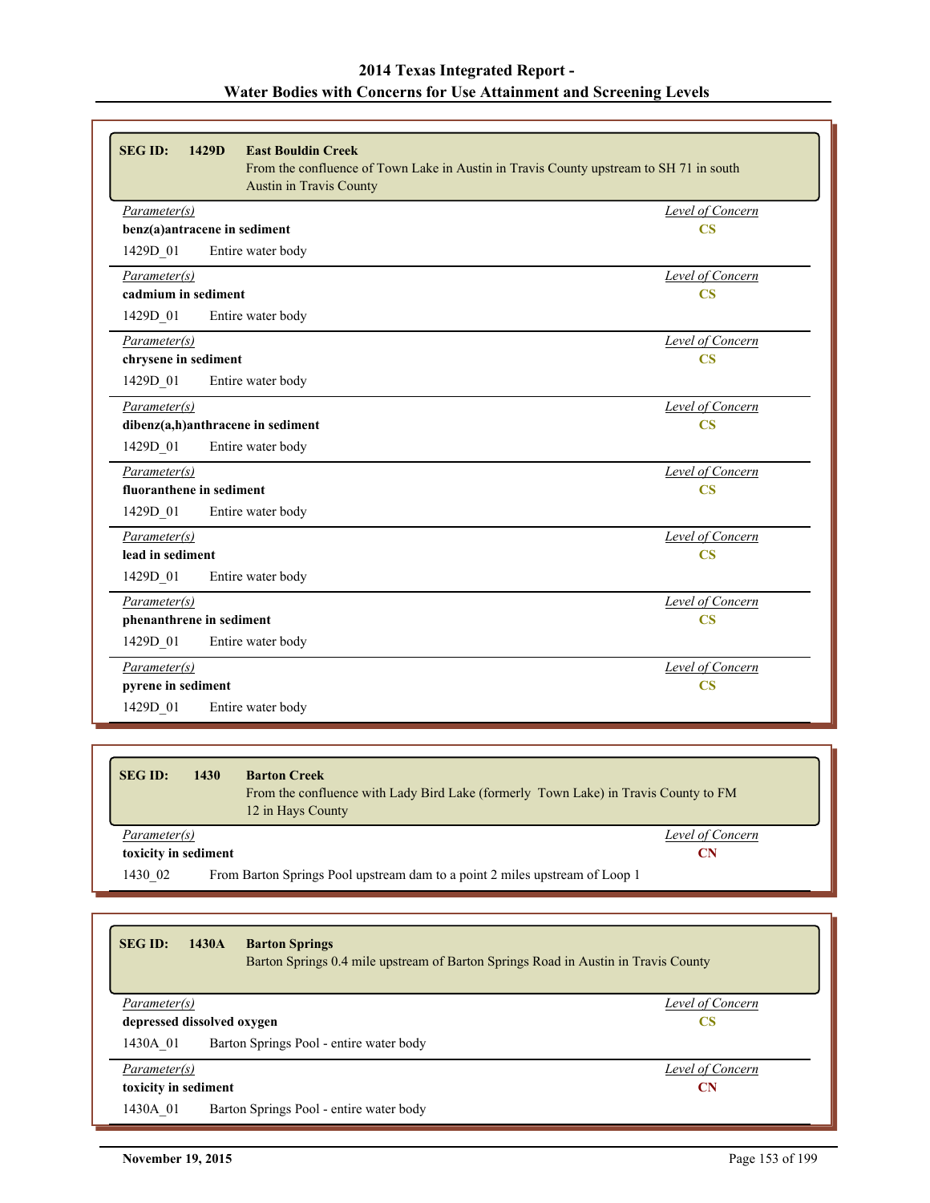**SEG ID: 1429D East Bouldin Creek**
From the confluence of Town Lake in Austin in Travis County upstream to SH 71 in south Austin in Travis County

| *Parameter(s)* | *Level of Concern* |
|---|---|
| **benz(a)antracene in sediment** | **CS** |
| 1429D_01 Entire water body | |

| *Parameter(s)* | *Level of Concern* |
|---|---|
| **cadmium in sediment** | **CS** |
| 1429D_01 Entire water body | |

| *Parameter(s)* | *Level of Concern* |
|---|---|
| **chrysene in sediment** | **CS** |
| 1429D_01 Entire water body | |

| *Parameter(s)* | *Level of Concern* |
|---|---|
| **dibenz(a,h)anthracene in sediment** | **CS** |
| 1429D_01 Entire water body | |

| *Parameter(s)* | *Level of Concern* |
|---|---|
| **fluoranthene in sediment** | **CS** |
| 1429D_01 Entire water body | |

| *Parameter(s)* | *Level of Concern* |
|---|---|
| **lead in sediment** | **CS** |
| 1429D_01 Entire water body | |

| *Parameter(s)* | *Level of Concern* |
|---|---|
| **phenanthrene in sediment** | **CS** |
| 1429D_01 Entire water body | |

| *Parameter(s)* | *Level of Concern* |
|---|---|
| **pyrene in sediment** | **CS** |
| 1429D_01 Entire water body | |

**SEG ID: 1430 Barton Creek**
From the confluence with Lady Bird Lake (formerly Town Lake) in Travis County to FM 12 in Hays County

| *Parameter(s)* | *Level of Concern* |
|---|---|
| **toxicity in sediment** | **CN** |
| 1430_02 From Barton Springs Pool upstream dam to a point 2 miles upstream of Loop 1 | |

**SEG ID: 1430A Barton Springs**
Barton Springs 0.4 mile upstream of Barton Springs Road in Austin in Travis County

| *Parameter(s)* | *Level of Concern* |
|---|---|
| **depressed dissolved oxygen** | **CS** |
| 1430A_01 Barton Springs Pool - entire water body | |

| *Parameter(s)* | *Level of Concern* |
|---|---|
| **toxicity in sediment** | **CN** |
| 1430A_01 Barton Springs Pool - entire water body | |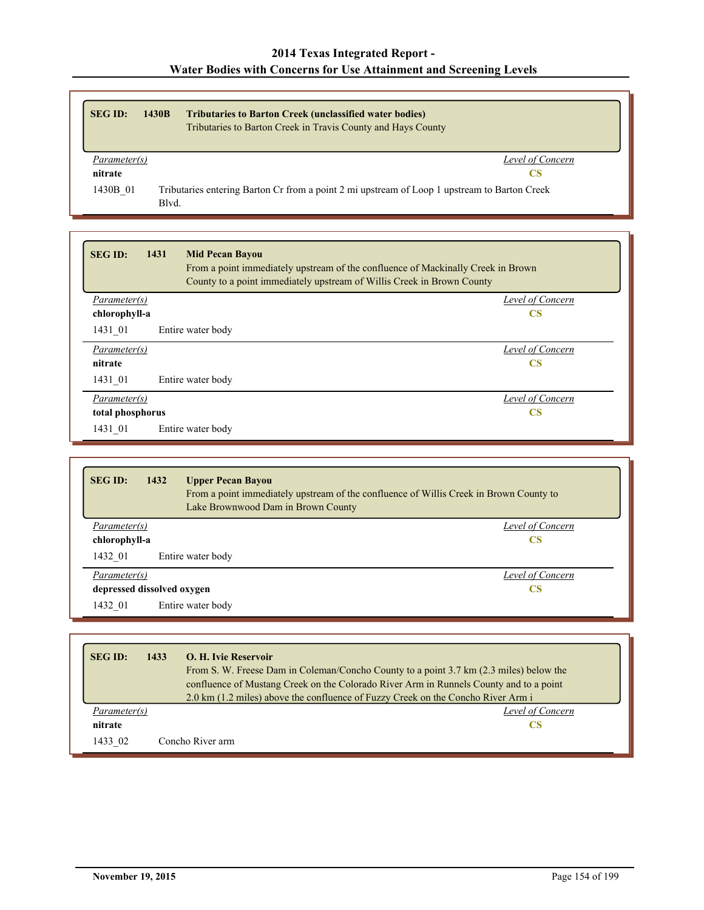**SEG ID: 1430B** **Tributaries to Barton Creek (unclassified water bodies)**
Tributaries to Barton Creek in Travis County and Hays County

| *Parameter(s)* | | *Level of Concern* |
|---|---|---|
| **nitrate** | | **CS** |
| 1430B_01 | Tributaries entering Barton Cr from a point 2 mi upstream of Loop 1 upstream to Barton Creek Blvd. | |

**SEG ID: 1431** **Mid Pecan Bayou**
From a point immediately upstream of the confluence of Mackinally Creek in Brown County to a point immediately upstream of Willis Creek in Brown County

| *Parameter(s)* | | *Level of Concern* |
|---|---|---|
| **chlorophyll-a** | | **CS** |
| 1431_01 | Entire water body | |
| **nitrate** | | **CS** |
| 1431_01 | Entire water body | |
| **total phosphorus** | | **CS** |
| 1431_01 | Entire water body | |

**SEG ID: 1432** **Upper Pecan Bayou**
From a point immediately upstream of the confluence of Willis Creek in Brown County to Lake Brownwood Dam in Brown County

| *Parameter(s)* | | *Level of Concern* |
|---|---|---|
| **chlorophyll-a** | | **CS** |
| 1432_01 | Entire water body | |
| **depressed dissolved oxygen** | | **CS** |
| 1432_01 | Entire water body | |

**SEG ID: 1433** **O. H. Ivie Reservoir**
From S. W. Freese Dam in Coleman/Concho County to a point 3.7 km (2.3 miles) below the confluence of Mustang Creek on the Colorado River Arm in Runnels County and to a point 2.0 km (1.2 miles) above the confluence of Fuzzy Creek on the Concho River Arm i

| *Parameter(s)* | | *Level of Concern* |
|---|---|---|
| **nitrate** | | **CS** |
| 1433_02 | Concho River arm | |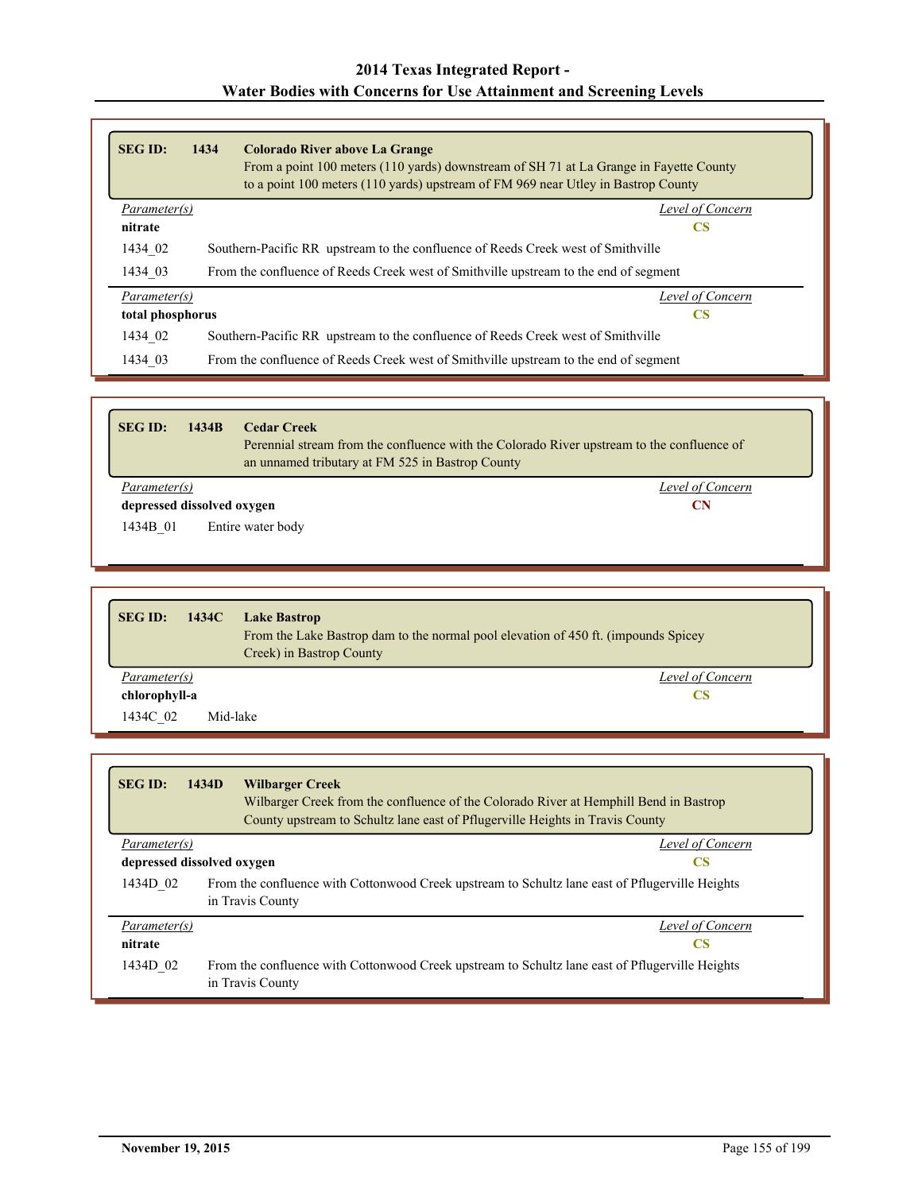**SEG ID: 1434 Colorado River above La Grange**

From a point 100 meters (110 yards) downstream of SH 71 at La Grange in Fayette County to a point 100 meters (110 yards) upstream of FM 969 near Utley in Bastrop County

| *Parameter(s)* | | *Level of Concern* |
|---|---|---|
| **nitrate** | | **CS** |
| 1434_02 | Southern-Pacific RR upstream to the confluence of Reeds Creek west of Smithville | |
| 1434_03 | From the confluence of Reeds Creek west of Smithville upstream to the end of segment | |

| *Parameter(s)* | | *Level of Concern* |
|---|---|---|
| **total phosphorus** | | **CS** |
| 1434_02 | Southern-Pacific RR upstream to the confluence of Reeds Creek west of Smithville | |
| 1434_03 | From the confluence of Reeds Creek west of Smithville upstream to the end of segment | |

**SEG ID: 1434B Cedar Creek**

Perennial stream from the confluence with the Colorado River upstream to the confluence of an unnamed tributary at FM 525 in Bastrop County

| *Parameter(s)* | | *Level of Concern* |
|---|---|---|
| **depressed dissolved oxygen** | | **CN** |
| 1434B_01 | Entire water body | |

**SEG ID: 1434C Lake Bastrop**

From the Lake Bastrop dam to the normal pool elevation of 450 ft. (impounds Spicey Creek) in Bastrop County

| *Parameter(s)* | | *Level of Concern* |
|---|---|---|
| **chlorophyll-a** | | **CS** |
| 1434C_02 | Mid-lake | |

**SEG ID: 1434D Wilbarger Creek**

Wilbarger Creek from the confluence of the Colorado River at Hemphill Bend in Bastrop County upstream to Schultz lane east of Pflugerville Heights in Travis County

| *Parameter(s)* | | *Level of Concern* |
|---|---|---|
| **depressed dissolved oxygen** | | **CS** |
| 1434D_02 | From the confluence with Cottonwood Creek upstream to Schultz lane east of Pflugerville Heights in Travis County | |

| *Parameter(s)* | | *Level of Concern* |
|---|---|---|
| **nitrate** | | **CS** |
| 1434D_02 | From the confluence with Cottonwood Creek upstream to Schultz lane east of Pflugerville Heights in Travis County | |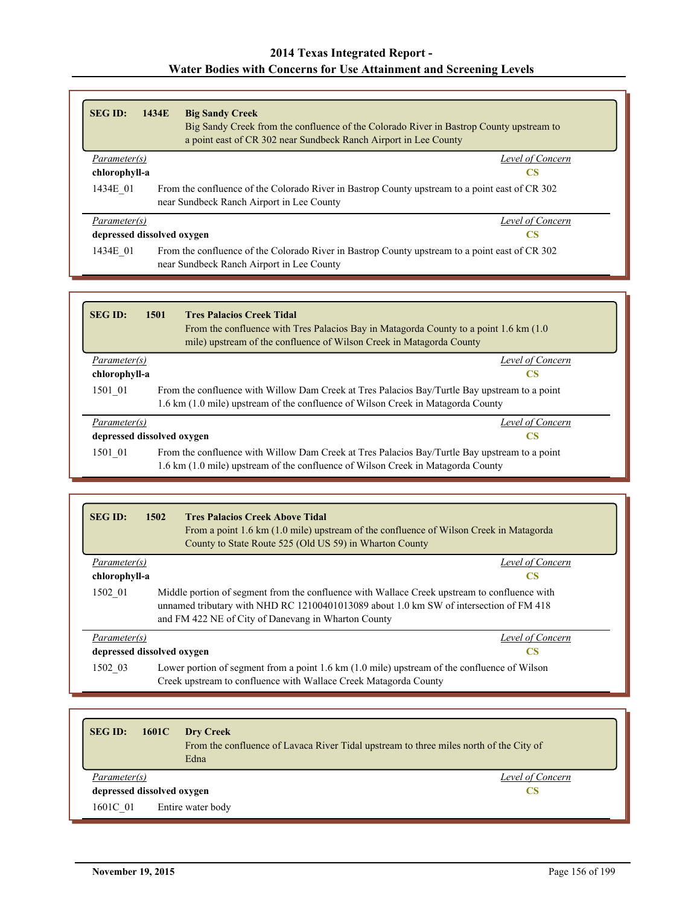**SEG ID: 1434E** **Big Sandy Creek**
Big Sandy Creek from the confluence of the Colorado River in Bastrop County upstream to a point east of CR 302 near Sundbeck Ranch Airport in Lee County

| *Parameter(s)* | | *Level of Concern* |
|---|---|---|
| **chlorophyll-a** | | **CS** |
| 1434E_01 | From the confluence of the Colorado River in Bastrop County upstream to a point east of CR 302 near Sundbeck Ranch Airport in Lee County | |
| *Parameter(s)* | | *Level of Concern* |
| **depressed dissolved oxygen** | | **CS** |
| 1434E_01 | From the confluence of the Colorado River in Bastrop County upstream to a point east of CR 302 near Sundbeck Ranch Airport in Lee County | |

**SEG ID: 1501** **Tres Palacios Creek Tidal**
From the confluence with Tres Palacios Bay in Matagorda County to a point 1.6 km (1.0 mile) upstream of the confluence of Wilson Creek in Matagorda County

| *Parameter(s)* | | *Level of Concern* |
|---|---|---|
| **chlorophyll-a** | | **CS** |
| 1501_01 | From the confluence with Willow Dam Creek at Tres Palacios Bay/Turtle Bay upstream to a point 1.6 km (1.0 mile) upstream of the confluence of Wilson Creek in Matagorda County | |
| *Parameter(s)* | | *Level of Concern* |
| **depressed dissolved oxygen** | | **CS** |
| 1501_01 | From the confluence with Willow Dam Creek at Tres Palacios Bay/Turtle Bay upstream to a point 1.6 km (1.0 mile) upstream of the confluence of Wilson Creek in Matagorda County | |

**SEG ID: 1502** **Tres Palacios Creek Above Tidal**
From a point 1.6 km (1.0 mile) upstream of the confluence of Wilson Creek in Matagorda County to State Route 525 (Old US 59) in Wharton County

| *Parameter(s)* | | *Level of Concern* |
|---|---|---|
| **chlorophyll-a** | | **CS** |
| 1502_01 | Middle portion of segment from the confluence with Wallace Creek upstream to confluence with unnamed tributary with NHD RC 12100401013089 about 1.0 km SW of intersection of FM 418 and FM 422 NE of City of Danevang in Wharton County | |
| *Parameter(s)* | | *Level of Concern* |
| **depressed dissolved oxygen** | | **CS** |
| 1502_03 | Lower portion of segment from a point 1.6 km (1.0 mile) upstream of the confluence of Wilson Creek upstream to confluence with Wallace Creek Matagorda County | |

**SEG ID: 1601C** **Dry Creek**
From the confluence of Lavaca River Tidal upstream to three miles north of the City of Edna

| *Parameter(s)* | | *Level of Concern* |
|---|---|---|
| **depressed dissolved oxygen** | | **CS** |
| 1601C_01 | Entire water body | |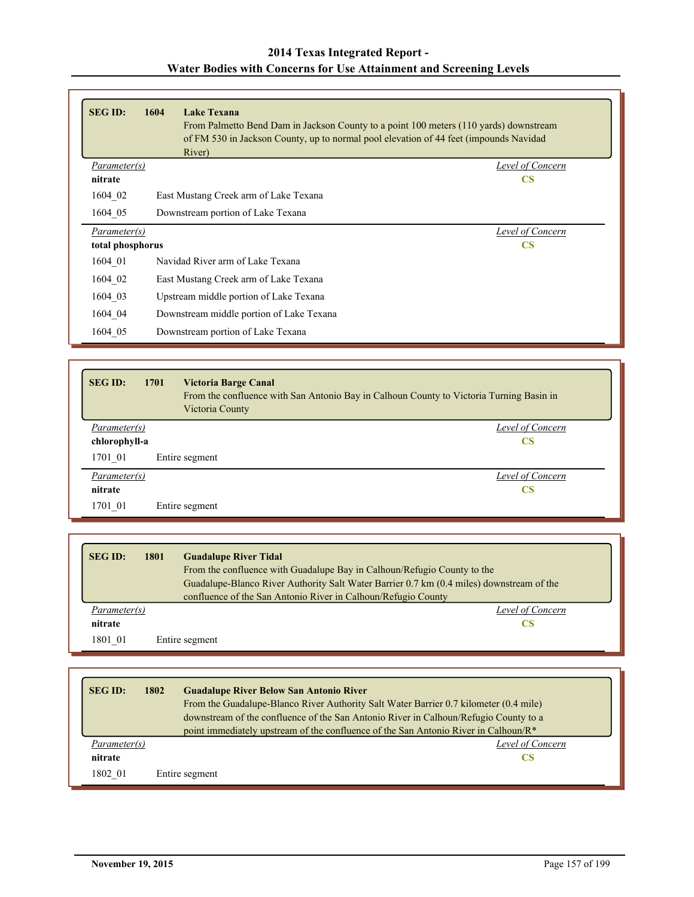**SEG ID: 1604 Lake Texana**
From Palmetto Bend Dam in Jackson County to a point 100 meters (110 yards) downstream of FM 530 in Jackson County, up to normal pool elevation of 44 feet (impounds Navidad River)

| *Parameter(s)* | | *Level of Concern* |
|---|---|---|
| **nitrate** | | **CS** |
| 1604_02 | East Mustang Creek arm of Lake Texana | |
| 1604_05 | Downstream portion of Lake Texana | |

| *Parameter(s)* | | *Level of Concern* |
|---|---|---|
| **total phosphorus** | | **CS** |
| 1604_01 | Navidad River arm of Lake Texana | |
| 1604_02 | East Mustang Creek arm of Lake Texana | |
| 1604_03 | Upstream middle portion of Lake Texana | |
| 1604_04 | Downstream middle portion of Lake Texana | |
| 1604_05 | Downstream portion of Lake Texana | |

**SEG ID: 1701 Victoria Barge Canal**
From the confluence with San Antonio Bay in Calhoun County to Victoria Turning Basin in Victoria County

| *Parameter(s)* | | *Level of Concern* |
|---|---|---|
| **chlorophyll-a** | | **CS** |
| 1701_01 | Entire segment | |

| *Parameter(s)* | | *Level of Concern* |
|---|---|---|
| **nitrate** | | **CS** |
| 1701_01 | Entire segment | |

**SEG ID: 1801 Guadalupe River Tidal**
From the confluence with Guadalupe Bay in Calhoun/Refugio County to the Guadalupe-Blanco River Authority Salt Water Barrier 0.7 km (0.4 miles) downstream of the confluence of the San Antonio River in Calhoun/Refugio County

| *Parameter(s)* | | *Level of Concern* |
|---|---|---|
| **nitrate** | | **CS** |
| 1801_01 | Entire segment | |

**SEG ID: 1802 Guadalupe River Below San Antonio River**
From the Guadalupe-Blanco River Authority Salt Water Barrier 0.7 kilometer (0.4 mile) downstream of the confluence of the San Antonio River in Calhoun/Refugio County to a point immediately upstream of the confluence of the San Antonio River in Calhoun/R*

| *Parameter(s)* | | *Level of Concern* |
|---|---|---|
| **nitrate** | | **CS** |
| 1802_01 | Entire segment | |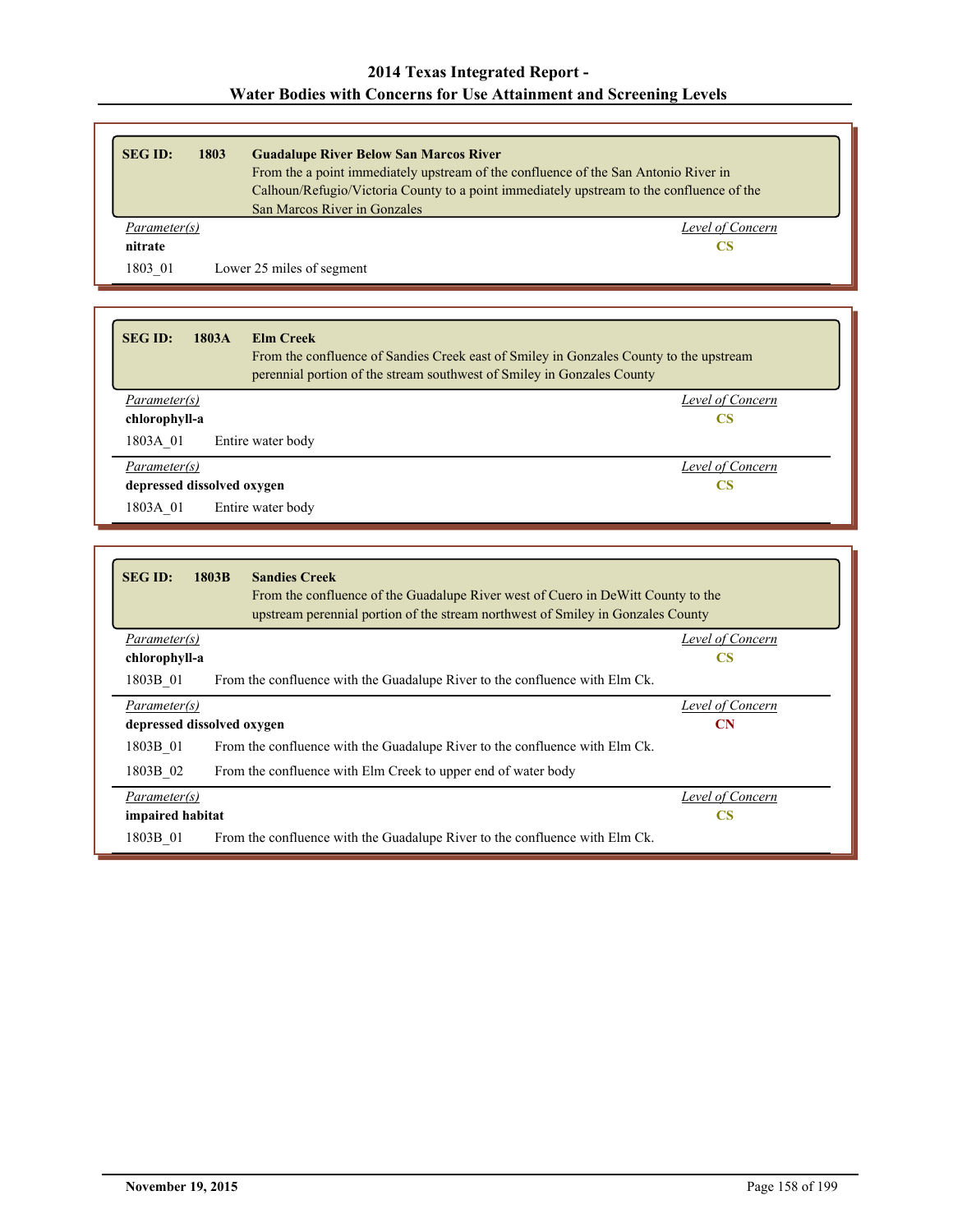# 2014 Texas Integrated Report - Water Bodies with Concerns for Use Attainment and Screening Levels

**SEG ID: 1803** **Guadalupe River Below San Marcos River**
From the a point immediately upstream of the confluence of the San Antonio River in Calhoun/Refugio/Victoria County to a point immediately upstream to the confluence of the San Marcos River in Gonzales

| *Parameter(s)* | | *Level of Concern* |
|---|---|---|
| **nitrate** | | **CS** |
| 1803_01 | Lower 25 miles of segment | |

---

**SEG ID: 1803A** **Elm Creek**
From the confluence of Sandies Creek east of Smiley in Gonzales County to the upstream perennial portion of the stream southwest of Smiley in Gonzales County

| *Parameter(s)* | | *Level of Concern* |
|---|---|---|
| **chlorophyll-a** | | **CS** |
| 1803A_01 | Entire water body | |
| *Parameter(s)* | | *Level of Concern* |
| **depressed dissolved oxygen** | | **CS** |
| 1803A_01 | Entire water body | |

---

**SEG ID: 1803B** **Sandies Creek**
From the confluence of the Guadalupe River west of Cuero in DeWitt County to the upstream perennial portion of the stream northwest of Smiley in Gonzales County

| *Parameter(s)* | | *Level of Concern* |
|---|---|---|
| **chlorophyll-a** | | **CS** |
| 1803B_01 | From the confluence with the Guadalupe River to the confluence with Elm Ck. | |
| *Parameter(s)* | | *Level of Concern* |
| **depressed dissolved oxygen** | | **CN** |
| 1803B_01 | From the confluence with the Guadalupe River to the confluence with Elm Ck. | |
| 1803B_02 | From the confluence with Elm Creek to upper end of water body | |
| *Parameter(s)* | | *Level of Concern* |
| **impaired habitat** | | **CS** |
| 1803B_01 | From the confluence with the Guadalupe River to the confluence with Elm Ck. | |

November 19, 2015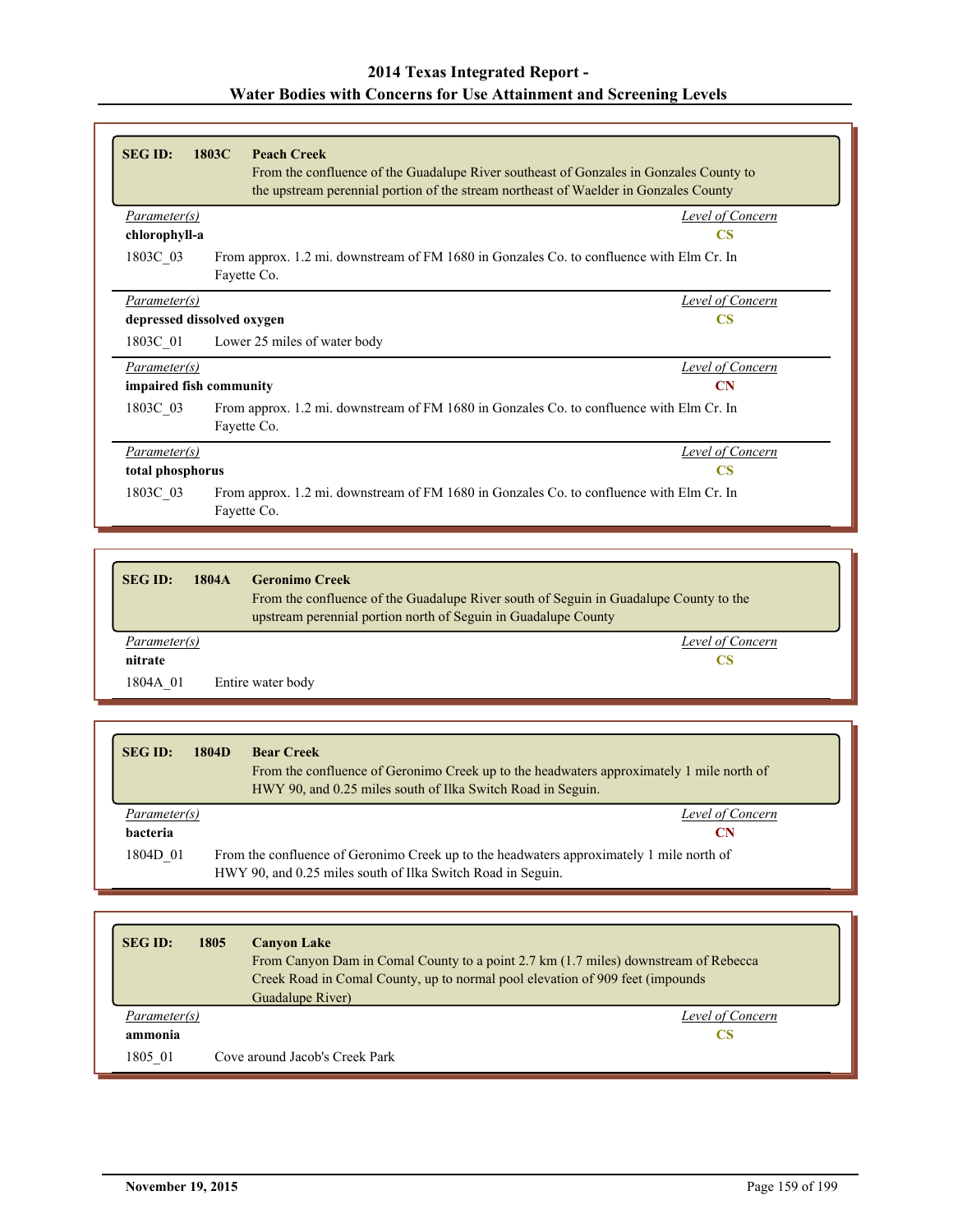# 2014 Texas Integrated Report - Water Bodies with Concerns for Use Attainment and Screening Levels

**SEG ID: 1803C** **Peach Creek**
From the confluence of the Guadalupe River southeast of Gonzales in Gonzales County to the upstream perennial portion of the stream northeast of Waelder in Gonzales County

| *Parameter(s)* | | *Level of Concern* |
|---|---|---|
| **chlorophyll-a** | | **CS** |
| 1803C_03 | From approx. 1.2 mi. downstream of FM 1680 in Gonzales Co. to confluence with Elm Cr. In Fayette Co. | |
| *Parameter(s)* | | *Level of Concern* |
| **depressed dissolved oxygen** | | **CS** |
| 1803C_01 | Lower 25 miles of water body | |
| *Parameter(s)* | | *Level of Concern* |
| **impaired fish community** | | **CN** |
| 1803C_03 | From approx. 1.2 mi. downstream of FM 1680 in Gonzales Co. to confluence with Elm Cr. In Fayette Co. | |
| *Parameter(s)* | | *Level of Concern* |
| **total phosphorus** | | **CS** |
| 1803C_03 | From approx. 1.2 mi. downstream of FM 1680 in Gonzales Co. to confluence with Elm Cr. In Fayette Co. | |

**SEG ID: 1804A** **Geronimo Creek**
From the confluence of the Guadalupe River south of Seguin in Guadalupe County to the upstream perennial portion north of Seguin in Guadalupe County

| *Parameter(s)* | | *Level of Concern* |
|---|---|---|
| **nitrate** | | **CS** |
| 1804A_01 | Entire water body | |

**SEG ID: 1804D** **Bear Creek**
From the confluence of Geronimo Creek up to the headwaters approximately 1 mile north of HWY 90, and 0.25 miles south of Ilka Switch Road in Seguin.

| *Parameter(s)* | | *Level of Concern* |
|---|---|---|
| **bacteria** | | **CN** |
| 1804D_01 | From the confluence of Geronimo Creek up to the headwaters approximately 1 mile north of HWY 90, and 0.25 miles south of Ilka Switch Road in Seguin. | |

**SEG ID: 1805** **Canyon Lake**
From Canyon Dam in Comal County to a point 2.7 km (1.7 miles) downstream of Rebecca Creek Road in Comal County, up to normal pool elevation of 909 feet (impounds Guadalupe River)

| *Parameter(s)* | | *Level of Concern* |
|---|---|---|
| **ammonia** | | **CS** |
| 1805_01 | Cove around Jacob's Creek Park | |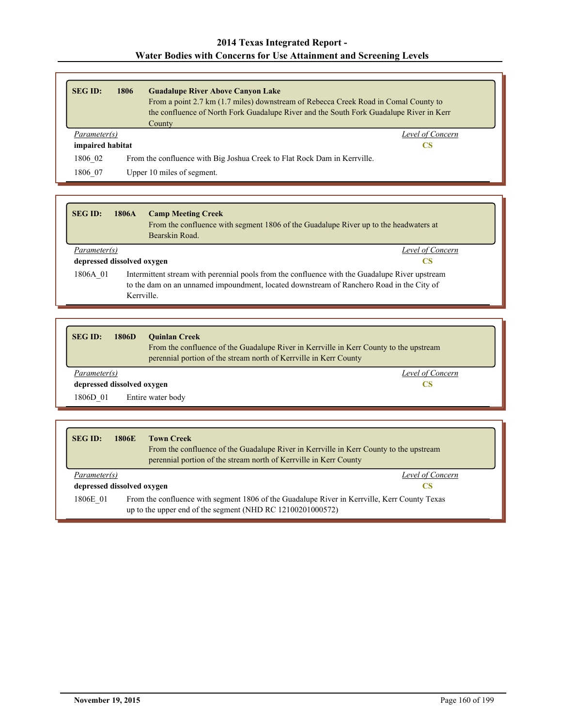| SEG ID: | 1806 | **Guadalupe River Above Canyon Lake** From a point 2.7 km (1.7 miles) downstream of Rebecca Creek Road in Comal County to the confluence of North Fork Guadalupe River and the South Fork Guadalupe River in Kerr County | |
|---|---|---|---|
| *Parameter(s)* | | | *Level of Concern* |
| **impaired habitat** | | | **CS** |
| 1806_02 | From the confluence with Big Joshua Creek to Flat Rock Dam in Kerrville. | | |
| 1806_07 | Upper 10 miles of segment. | | |

| SEG ID: | 1806A | **Camp Meeting Creek** From the confluence with segment 1806 of the Guadalupe River up to the headwaters at Bearskin Road. | |
|---|---|---|---|
| *Parameter(s)* | | | *Level of Concern* |
| **depressed dissolved oxygen** | | | **CS** |
| 1806A_01 | Intermittent stream with perennial pools from the confluence with the Guadalupe River upstream to the dam on an unnamed impoundment, located downstream of Ranchero Road in the City of Kerrville. | | |

| SEG ID: | 1806D | **Quinlan Creek** From the confluence of the Guadalupe River in Kerrville in Kerr County to the upstream perennial portion of the stream north of Kerrville in Kerr County | |
|---|---|---|---|
| *Parameter(s)* | | | *Level of Concern* |
| **depressed dissolved oxygen** | | | **CS** |
| 1806D_01 | Entire water body | | |

| SEG ID: | 1806E | **Town Creek** From the confluence of the Guadalupe River in Kerrville in Kerr County to the upstream perennial portion of the stream north of Kerrville in Kerr County | |
|---|---|---|---|
| *Parameter(s)* | | | *Level of Concern* |
| **depressed dissolved oxygen** | | | **CS** |
| 1806E_01 | From the confluence with segment 1806 of the Guadalupe River in Kerrville, Kerr County Texas up to the upper end of the segment (NHD RC 12100201000572) | | |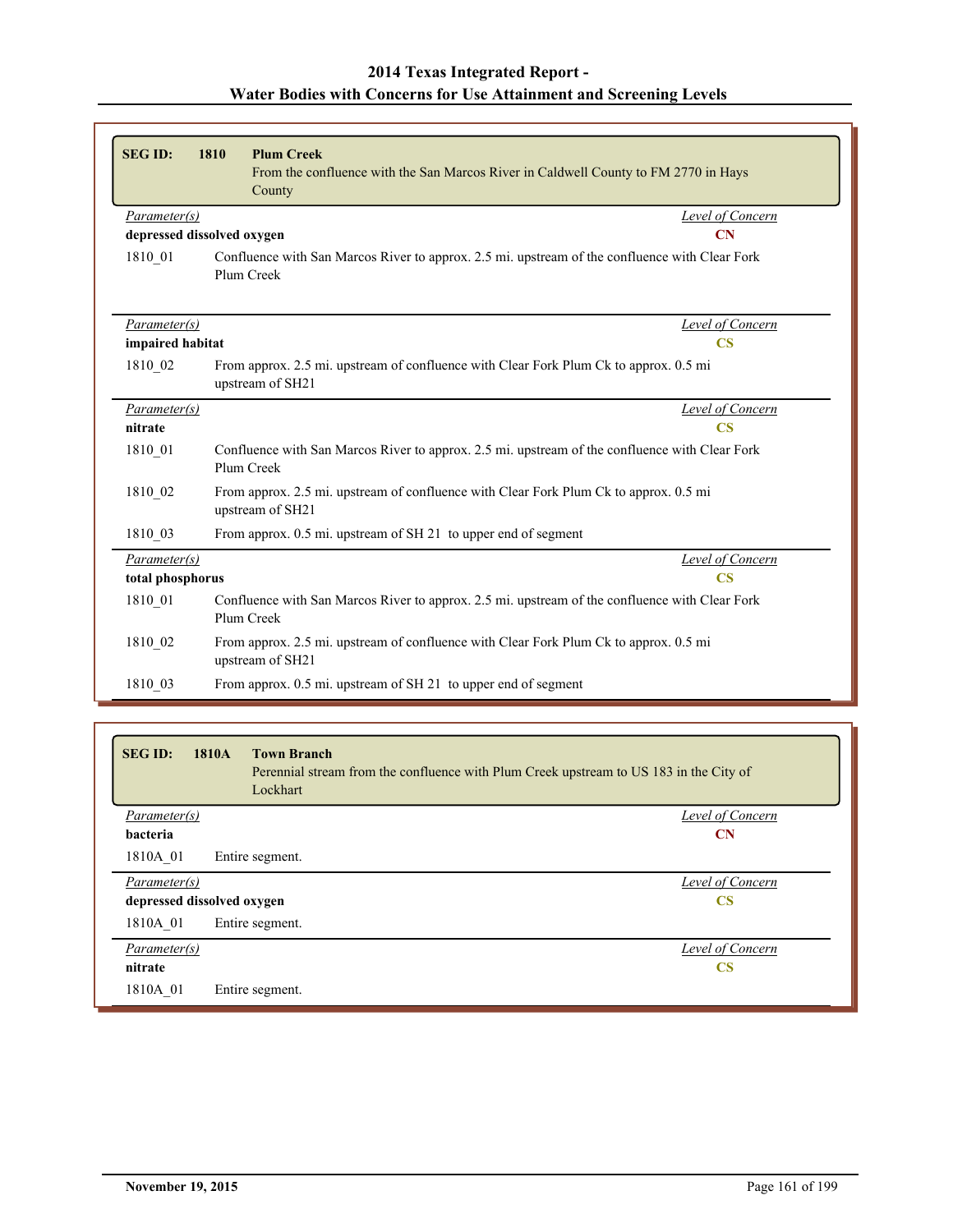**SEG ID: 1810 Plum Creek**
From the confluence with the San Marcos River in Caldwell County to FM 2770 in Hays County

| *Parameter(s)* | | *Level of Concern* |
|---|---|---|
| **depressed dissolved oxygen** | | **CN** |
| 1810_01 | Confluence with San Marcos River to approx. 2.5 mi. upstream of the confluence with Clear Fork Plum Creek | |

| *Parameter(s)* | | *Level of Concern* |
|---|---|---|
| **impaired habitat** | | **CS** |
| 1810_02 | From approx. 2.5 mi. upstream of confluence with Clear Fork Plum Ck to approx. 0.5 mi upstream of SH21 | |

| *Parameter(s)* | | *Level of Concern* |
|---|---|---|
| **nitrate** | | **CS** |
| 1810_01 | Confluence with San Marcos River to approx. 2.5 mi. upstream of the confluence with Clear Fork Plum Creek | |
| 1810_02 | From approx. 2.5 mi. upstream of confluence with Clear Fork Plum Ck to approx. 0.5 mi upstream of SH21 | |
| 1810_03 | From approx. 0.5 mi. upstream of SH 21 to upper end of segment | |

| *Parameter(s)* | | *Level of Concern* |
|---|---|---|
| **total phosphorus** | | **CS** |
| 1810_01 | Confluence with San Marcos River to approx. 2.5 mi. upstream of the confluence with Clear Fork Plum Creek | |
| 1810_02 | From approx. 2.5 mi. upstream of confluence with Clear Fork Plum Ck to approx. 0.5 mi upstream of SH21 | |
| 1810_03 | From approx. 0.5 mi. upstream of SH 21 to upper end of segment | |

**SEG ID: 1810A Town Branch**
Perennial stream from the confluence with Plum Creek upstream to US 183 in the City of Lockhart

| *Parameter(s)* | | *Level of Concern* |
|---|---|---|
| **bacteria** | | **CN** |
| 1810A_01 | Entire segment. | |

| *Parameter(s)* | | *Level of Concern* |
|---|---|---|
| **depressed dissolved oxygen** | | **CS** |
| 1810A_01 | Entire segment. | |

| *Parameter(s)* | | *Level of Concern* |
|---|---|---|
| **nitrate** | | **CS** |
| 1810A_01 | Entire segment. | |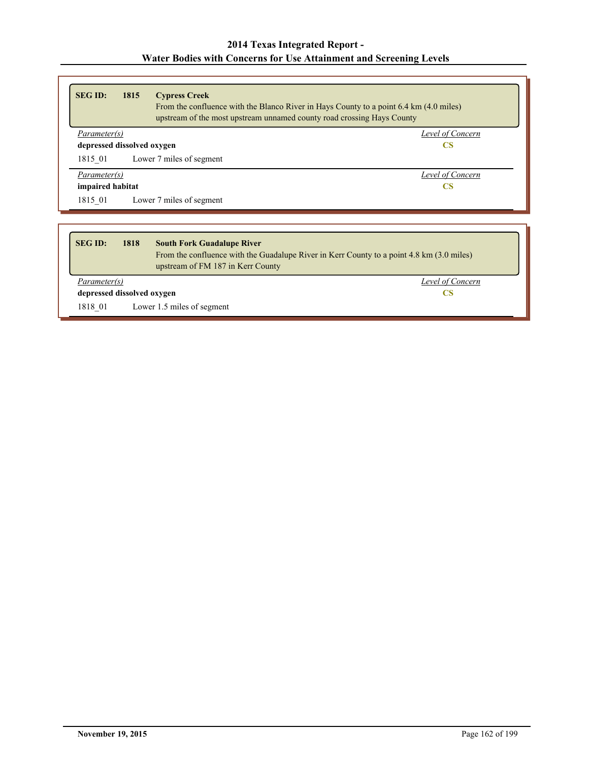**SEG ID: 1815 Cypress Creek**

From the confluence with the Blanco River in Hays County to a point 6.4 km (4.0 miles) upstream of the most upstream unnamed county road crossing Hays County

| *Parameter(s)* | *Level of Concern* |
|---|---|
| **depressed dissolved oxygen** | **CS** |
| 1815_01 Lower 7 miles of segment | |

| *Parameter(s)* | *Level of Concern* |
|---|---|
| **impaired habitat** | **CS** |
| 1815_01 Lower 7 miles of segment | |

**SEG ID: 1818 South Fork Guadalupe River**

From the confluence with the Guadalupe River in Kerr County to a point 4.8 km (3.0 miles) upstream of FM 187 in Kerr County

| *Parameter(s)* | *Level of Concern* |
|---|---|
| **depressed dissolved oxygen** | **CS** |
| 1818_01 Lower 1.5 miles of segment | |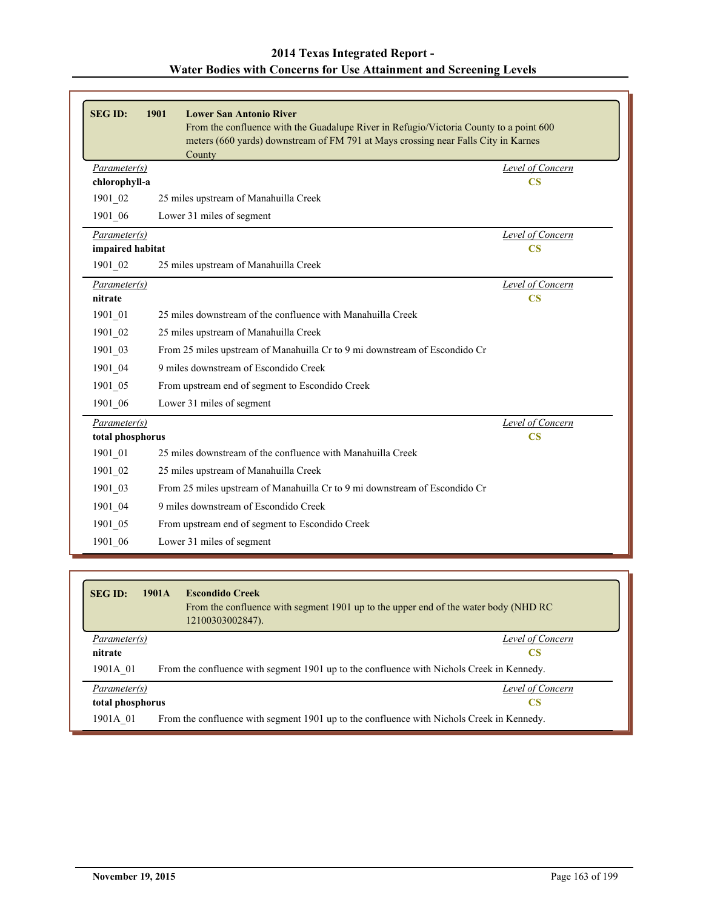# 2014 Texas Integrated Report - Water Bodies with Concerns for Use Attainment and Screening Levels

**SEG ID: 1901** **Lower San Antonio River**
From the confluence with the Guadalupe River in Refugio/Victoria County to a point 600 meters (660 yards) downstream of FM 791 at Mays crossing near Falls City in Karnes County

| *Parameter(s)* | | *Level of Concern* |
|---|---|---|
| **chlorophyll-a** | | **CS** |
| 1901_02 | 25 miles upstream of Manahuilla Creek | |
| 1901_06 | Lower 31 miles of segment | |

| *Parameter(s)* | | *Level of Concern* |
|---|---|---|
| **impaired habitat** | | **CS** |
| 1901_02 | 25 miles upstream of Manahuilla Creek | |

| *Parameter(s)* | | *Level of Concern* |
|---|---|---|
| **nitrate** | | **CS** |
| 1901_01 | 25 miles downstream of the confluence with Manahuilla Creek | |
| 1901_02 | 25 miles upstream of Manahuilla Creek | |
| 1901_03 | From 25 miles upstream of Manahuilla Cr to 9 mi downstream of Escondido Cr | |
| 1901_04 | 9 miles downstream of Escondido Creek | |
| 1901_05 | From upstream end of segment to Escondido Creek | |
| 1901_06 | Lower 31 miles of segment | |

| *Parameter(s)* | | *Level of Concern* |
|---|---|---|
| **total phosphorus** | | **CS** |
| 1901_01 | 25 miles downstream of the confluence with Manahuilla Creek | |
| 1901_02 | 25 miles upstream of Manahuilla Creek | |
| 1901_03 | From 25 miles upstream of Manahuilla Cr to 9 mi downstream of Escondido Cr | |
| 1901_04 | 9 miles downstream of Escondido Creek | |
| 1901_05 | From upstream end of segment to Escondido Creek | |
| 1901_06 | Lower 31 miles of segment | |

**SEG ID: 1901A** **Escondido Creek**
From the confluence with segment 1901 up to the upper end of the water body (NHD RC 12100303002847).

| *Parameter(s)* | | *Level of Concern* |
|---|---|---|
| **nitrate** | | **CS** |
| 1901A_01 | From the confluence with segment 1901 up to the confluence with Nichols Creek in Kennedy. | |

| *Parameter(s)* | | *Level of Concern* |
|---|---|---|
| **total phosphorus** | | **CS** |
| 1901A_01 | From the confluence with segment 1901 up to the confluence with Nichols Creek in Kennedy. | |

November 19, 2015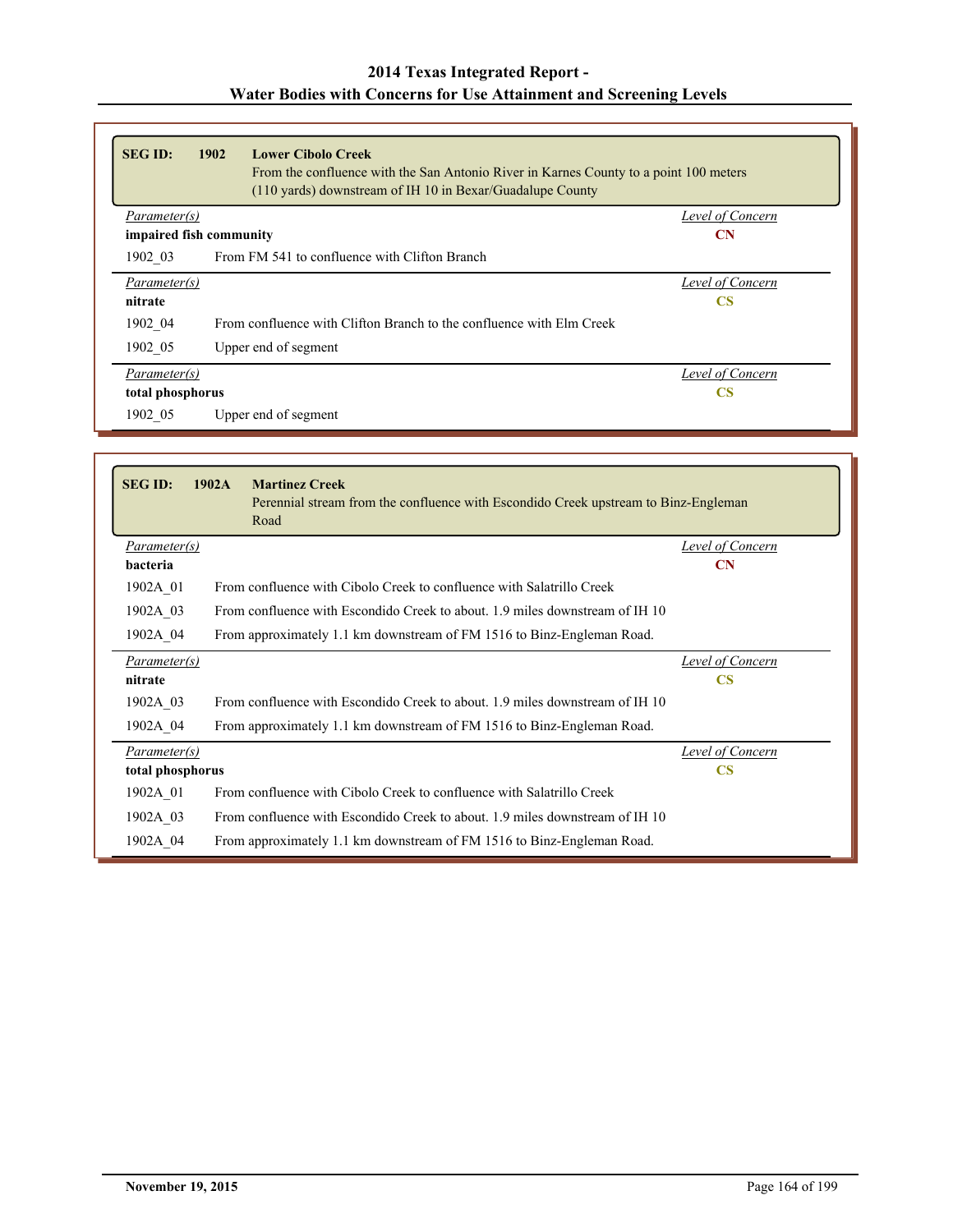# 2014 Texas Integrated Report - Water Bodies with Concerns for Use Attainment and Screening Levels

**SEG ID: 1902 Lower Cibolo Creek**

From the confluence with the San Antonio River in Karnes County to a point 100 meters (110 yards) downstream of IH 10 in Bexar/Guadalupe County

| *Parameter(s)* | | *Level of Concern* |
|---|---|---|
| **impaired fish community** | | **CN** |
| 1902_03 | From FM 541 to confluence with Clifton Branch | |

| *Parameter(s)* | | *Level of Concern* |
|---|---|---|
| **nitrate** | | **CS** |
| 1902_04 | From confluence with Clifton Branch to the confluence with Elm Creek | |
| 1902_05 | Upper end of segment | |

| *Parameter(s)* | | *Level of Concern* |
|---|---|---|
| **total phosphorus** | | **CS** |
| 1902_05 | Upper end of segment | |

**SEG ID: 1902A Martinez Creek**

Perennial stream from the confluence with Escondido Creek upstream to Binz-Engleman Road

| *Parameter(s)* | | *Level of Concern* |
|---|---|---|
| **bacteria** | | **CN** |
| 1902A_01 | From confluence with Cibolo Creek to confluence with Salatrillo Creek | |
| 1902A_03 | From confluence with Escondido Creek to about. 1.9 miles downstream of IH 10 | |
| 1902A_04 | From approximately 1.1 km downstream of FM 1516 to Binz-Engleman Road. | |

| *Parameter(s)* | | *Level of Concern* |
|---|---|---|
| **nitrate** | | **CS** |
| 1902A_03 | From confluence with Escondido Creek to about. 1.9 miles downstream of IH 10 | |
| 1902A_04 | From approximately 1.1 km downstream of FM 1516 to Binz-Engleman Road. | |

| *Parameter(s)* | | *Level of Concern* |
|---|---|---|
| **total phosphorus** | | **CS** |
| 1902A_01 | From confluence with Cibolo Creek to confluence with Salatrillo Creek | |
| 1902A_03 | From confluence with Escondido Creek to about. 1.9 miles downstream of IH 10 | |
| 1902A_04 | From approximately 1.1 km downstream of FM 1516 to Binz-Engleman Road. | |

November 19, 2015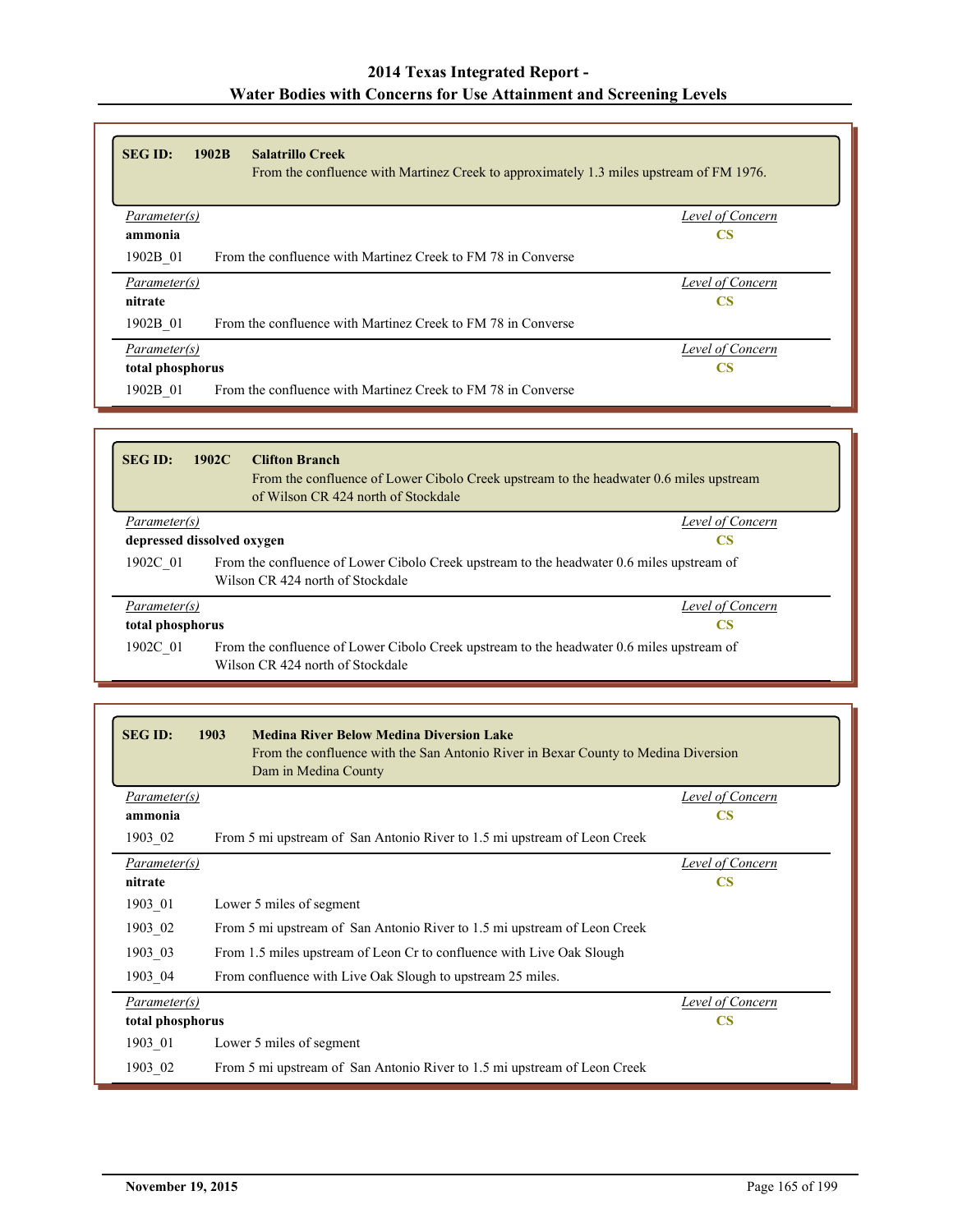**SEG ID: 1902B Salatrillo Creek**
From the confluence with Martinez Creek to approximately 1.3 miles upstream of FM 1976.

| *Parameter(s)* | | *Level of Concern* |
|---|---|---|
| **ammonia** | | **CS** |
| 1902B_01 | From the confluence with Martinez Creek to FM 78 in Converse | |

| *Parameter(s)* | | *Level of Concern* |
|---|---|---|
| **nitrate** | | **CS** |
| 1902B_01 | From the confluence with Martinez Creek to FM 78 in Converse | |

| *Parameter(s)* | | *Level of Concern* |
|---|---|---|
| **total phosphorus** | | **CS** |
| 1902B_01 | From the confluence with Martinez Creek to FM 78 in Converse | |

**SEG ID: 1902C Clifton Branch**
From the confluence of Lower Cibolo Creek upstream to the headwater 0.6 miles upstream of Wilson CR 424 north of Stockdale

| *Parameter(s)* | | *Level of Concern* |
|---|---|---|
| **depressed dissolved oxygen** | | **CS** |
| 1902C_01 | From the confluence of Lower Cibolo Creek upstream to the headwater 0.6 miles upstream of Wilson CR 424 north of Stockdale | |

| *Parameter(s)* | | *Level of Concern* |
|---|---|---|
| **total phosphorus** | | **CS** |
| 1902C_01 | From the confluence of Lower Cibolo Creek upstream to the headwater 0.6 miles upstream of Wilson CR 424 north of Stockdale | |

**SEG ID: 1903 Medina River Below Medina Diversion Lake**
From the confluence with the San Antonio River in Bexar County to Medina Diversion Dam in Medina County

| *Parameter(s)* | | *Level of Concern* |
|---|---|---|
| **ammonia** | | **CS** |
| 1903_02 | From 5 mi upstream of San Antonio River to 1.5 mi upstream of Leon Creek | |

| *Parameter(s)* | | *Level of Concern* |
|---|---|---|
| **nitrate** | | **CS** |
| 1903_01 | Lower 5 miles of segment | |
| 1903_02 | From 5 mi upstream of San Antonio River to 1.5 mi upstream of Leon Creek | |
| 1903_03 | From 1.5 miles upstream of Leon Cr to confluence with Live Oak Slough | |
| 1903_04 | From confluence with Live Oak Slough to upstream 25 miles. | |

| *Parameter(s)* | | *Level of Concern* |
|---|---|---|
| **total phosphorus** | | **CS** |
| 1903_01 | Lower 5 miles of segment | |
| 1903_02 | From 5 mi upstream of San Antonio River to 1.5 mi upstream of Leon Creek | |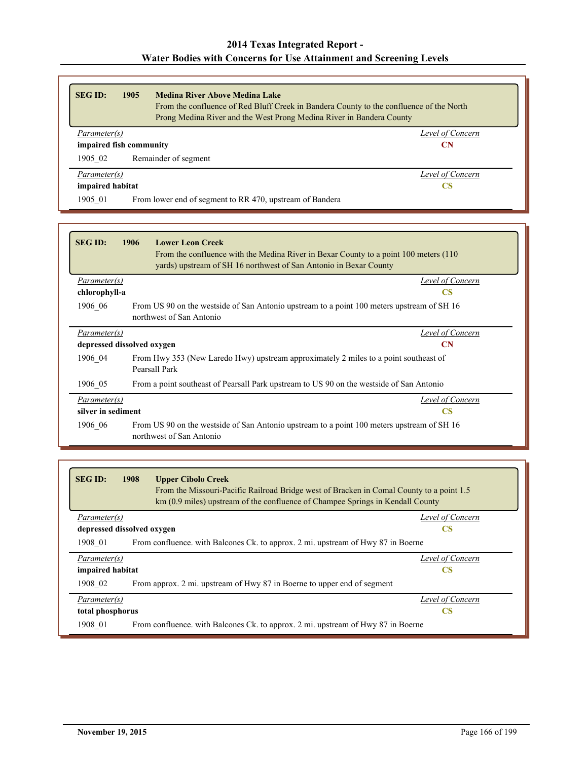**SEG ID: 1905 Medina River Above Medina Lake**
From the confluence of Red Bluff Creek in Bandera County to the confluence of the North Prong Medina River and the West Prong Medina River in Bandera County

| *Parameter(s)* | | *Level of Concern* |
|---|---|---|
| **impaired fish community** | | **CN** |
| 1905_02 | Remainder of segment | |

| *Parameter(s)* | | *Level of Concern* |
|---|---|---|
| **impaired habitat** | | **CS** |
| 1905_01 | From lower end of segment to RR 470, upstream of Bandera | |

**SEG ID: 1906 Lower Leon Creek**
From the confluence with the Medina River in Bexar County to a point 100 meters (110 yards) upstream of SH 16 northwest of San Antonio in Bexar County

| *Parameter(s)* | | *Level of Concern* |
|---|---|---|
| **chlorophyll-a** | | **CS** |
| 1906_06 | From US 90 on the westside of San Antonio upstream to a point 100 meters upstream of SH 16 northwest of San Antonio | |

| *Parameter(s)* | | *Level of Concern* |
|---|---|---|
| **depressed dissolved oxygen** | | **CN** |
| 1906_04 | From Hwy 353 (New Laredo Hwy) upstream approximately 2 miles to a point southeast of Pearsall Park | |
| 1906_05 | From a point southeast of Pearsall Park upstream to US 90 on the westside of San Antonio | |

| *Parameter(s)* | | *Level of Concern* |
|---|---|---|
| **silver in sediment** | | **CS** |
| 1906_06 | From US 90 on the westside of San Antonio upstream to a point 100 meters upstream of SH 16 northwest of San Antonio | |

**SEG ID: 1908 Upper Cibolo Creek**
From the Missouri-Pacific Railroad Bridge west of Bracken in Comal County to a point 1.5 km (0.9 miles) upstream of the confluence of Champee Springs in Kendall County

| *Parameter(s)* | | *Level of Concern* |
|---|---|---|
| **depressed dissolved oxygen** | | **CS** |
| 1908_01 | From confluence. with Balcones Ck. to approx. 2 mi. upstream of Hwy 87 in Boerne | |

| *Parameter(s)* | | *Level of Concern* |
|---|---|---|
| **impaired habitat** | | **CS** |
| 1908_02 | From approx. 2 mi. upstream of Hwy 87 in Boerne to upper end of segment | |

| *Parameter(s)* | | *Level of Concern* |
|---|---|---|
| **total phosphorus** | | **CS** |
| 1908_01 | From confluence. with Balcones Ck. to approx. 2 mi. upstream of Hwy 87 in Boerne | |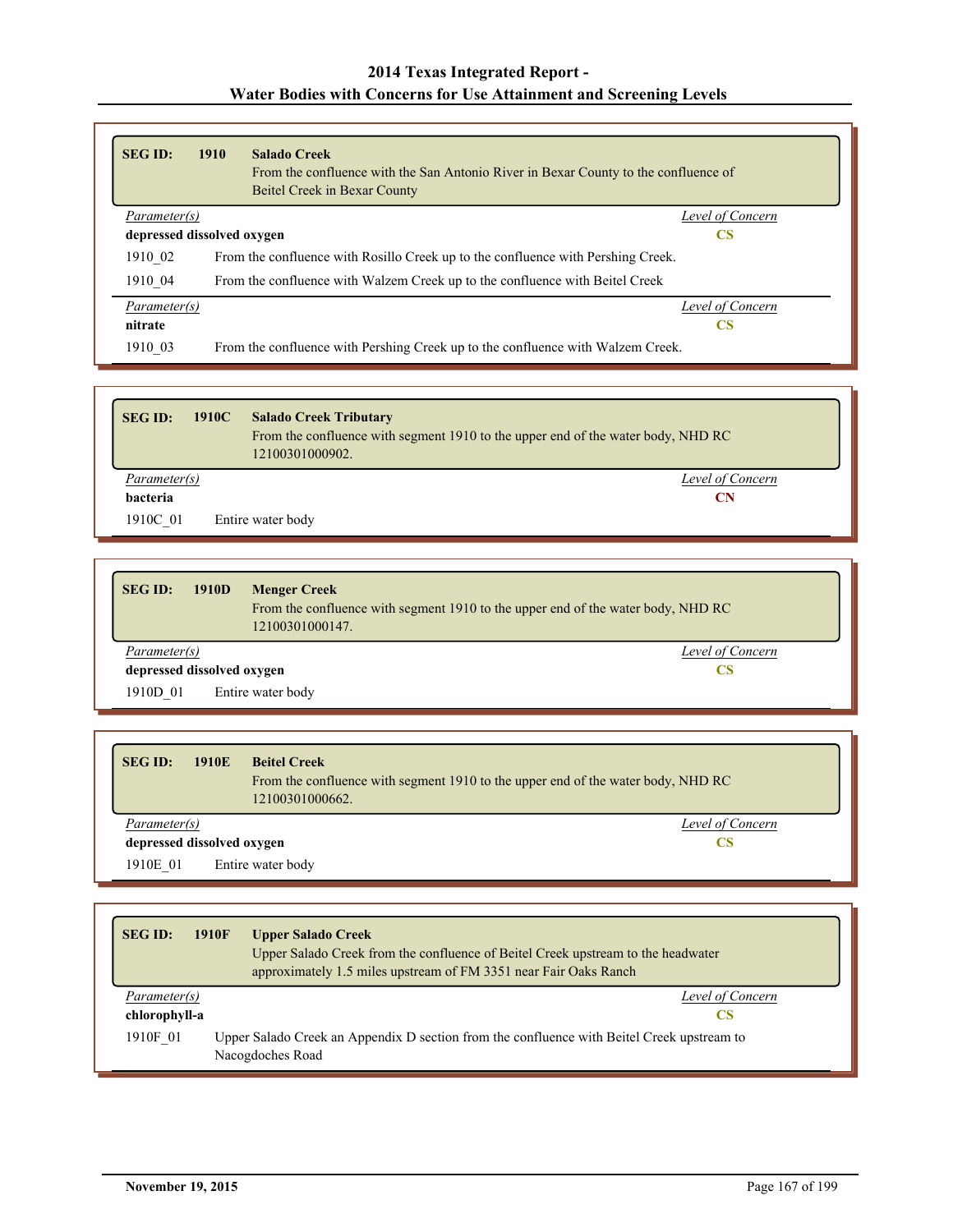**SEG ID: 1910 Salado Creek**
From the confluence with the San Antonio River in Bexar County to the confluence of Beitel Creek in Bexar County

| *Parameter(s)* | | *Level of Concern* |
|---|---|---|
| **depressed dissolved oxygen** | | **CS** |
| 1910_02 | From the confluence with Rosillo Creek up to the confluence with Pershing Creek. | |
| 1910_04 | From the confluence with Walzem Creek up to the confluence with Beitel Creek | |

| *Parameter(s)* | | *Level of Concern* |
|---|---|---|
| **nitrate** | | **CS** |
| 1910_03 | From the confluence with Pershing Creek up to the confluence with Walzem Creek. | |

**SEG ID: 1910C Salado Creek Tributary**
From the confluence with segment 1910 to the upper end of the water body, NHD RC 12100301000902.

| *Parameter(s)* | | *Level of Concern* |
|---|---|---|
| **bacteria** | | **CN** |
| 1910C_01 | Entire water body | |

**SEG ID: 1910D Menger Creek**
From the confluence with segment 1910 to the upper end of the water body, NHD RC 12100301000147.

| *Parameter(s)* | | *Level of Concern* |
|---|---|---|
| **depressed dissolved oxygen** | | **CS** |
| 1910D_01 | Entire water body | |

**SEG ID: 1910E Beitel Creek**
From the confluence with segment 1910 to the upper end of the water body, NHD RC 12100301000662.

| *Parameter(s)* | | *Level of Concern* |
|---|---|---|
| **depressed dissolved oxygen** | | **CS** |
| 1910E_01 | Entire water body | |

**SEG ID: 1910F Upper Salado Creek**
Upper Salado Creek from the confluence of Beitel Creek upstream to the headwater approximately 1.5 miles upstream of FM 3351 near Fair Oaks Ranch

| *Parameter(s)* | | *Level of Concern* |
|---|---|---|
| **chlorophyll-a** | | **CS** |
| 1910F_01 | Upper Salado Creek an Appendix D section from the confluence with Beitel Creek upstream to Nacogdoches Road | |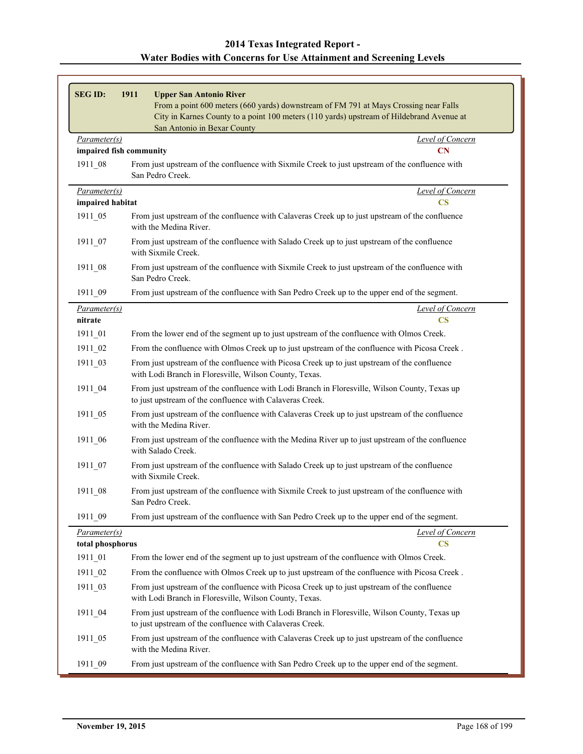**SEG ID: 1911 Upper San Antonio River**
From a point 600 meters (660 yards) downstream of FM 791 at Mays Crossing near Falls City in Karnes County to a point 100 meters (110 yards) upstream of Hildebrand Avenue at San Antonio in Bexar County

| *Parameter(s)* | | *Level of Concern* |
|---|---|---|
| **impaired fish community** | | **CN** |
| 1911_08 | From just upstream of the confluence with Sixmile Creek to just upstream of the confluence with San Pedro Creek. | |

| *Parameter(s)* | | *Level of Concern* |
|---|---|---|
| **impaired habitat** | | **CS** |
| 1911_05 | From just upstream of the confluence with Calaveras Creek up to just upstream of the confluence with the Medina River. | |
| 1911_07 | From just upstream of the confluence with Salado Creek up to just upstream of the confluence with Sixmile Creek. | |
| 1911_08 | From just upstream of the confluence with Sixmile Creek to just upstream of the confluence with San Pedro Creek. | |
| 1911_09 | From just upstream of the confluence with San Pedro Creek up to the upper end of the segment. | |

| *Parameter(s)* | | *Level of Concern* |
|---|---|---|
| **nitrate** | | **CS** |
| 1911_01 | From the lower end of the segment up to just upstream of the confluence with Olmos Creek. | |
| 1911_02 | From the confluence with Olmos Creek up to just upstream of the confluence with Picosa Creek . | |
| 1911_03 | From just upstream of the confluence with Picosa Creek up to just upstream of the confluence with Lodi Branch in Floresville, Wilson County, Texas. | |
| 1911_04 | From just upstream of the confluence with Lodi Branch in Floresville, Wilson County, Texas up to just upstream of the confluence with Calaveras Creek. | |
| 1911_05 | From just upstream of the confluence with Calaveras Creek up to just upstream of the confluence with the Medina River. | |
| 1911_06 | From just upstream of the confluence with the Medina River up to just upstream of the confluence with Salado Creek. | |
| 1911_07 | From just upstream of the confluence with Salado Creek up to just upstream of the confluence with Sixmile Creek. | |
| 1911_08 | From just upstream of the confluence with Sixmile Creek to just upstream of the confluence with San Pedro Creek. | |
| 1911_09 | From just upstream of the confluence with San Pedro Creek up to the upper end of the segment. | |

| *Parameter(s)* | | *Level of Concern* |
|---|---|---|
| **total phosphorus** | | **CS** |
| 1911_01 | From the lower end of the segment up to just upstream of the confluence with Olmos Creek. | |
| 1911_02 | From the confluence with Olmos Creek up to just upstream of the confluence with Picosa Creek . | |
| 1911_03 | From just upstream of the confluence with Picosa Creek up to just upstream of the confluence with Lodi Branch in Floresville, Wilson County, Texas. | |
| 1911_04 | From just upstream of the confluence with Lodi Branch in Floresville, Wilson County, Texas up to just upstream of the confluence with Calaveras Creek. | |
| 1911_05 | From just upstream of the confluence with Calaveras Creek up to just upstream of the confluence with the Medina River. | |
| 1911_09 | From just upstream of the confluence with San Pedro Creek up to the upper end of the segment. | |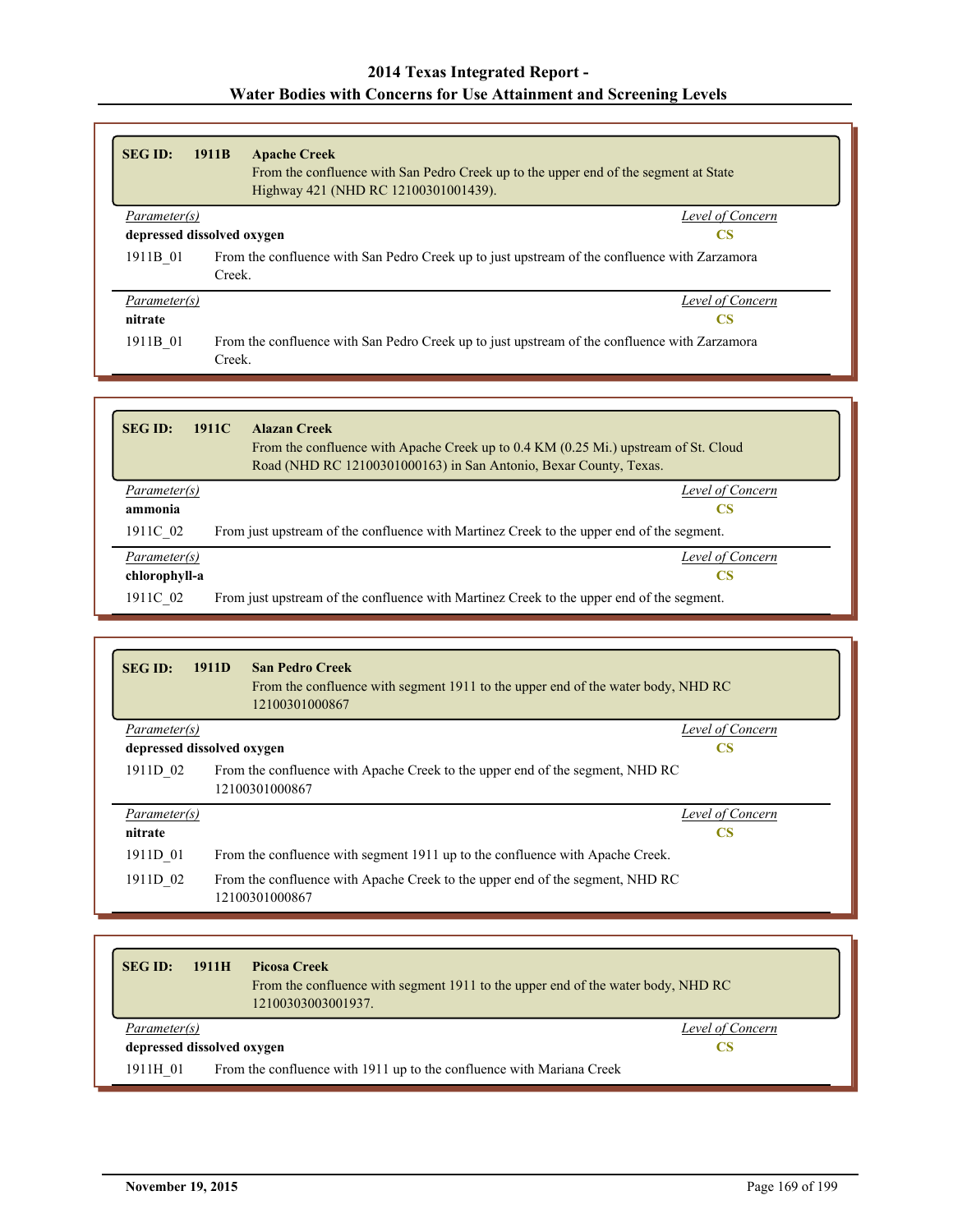**SEG ID: 1911B** **Apache Creek**
From the confluence with San Pedro Creek up to the upper end of the segment at State Highway 421 (NHD RC 12100301001439).

| *Parameter(s)* | | *Level of Concern* |
|---|---|---|
| **depressed dissolved oxygen** | | **CS** |
| 1911B_01 | From the confluence with San Pedro Creek up to just upstream of the confluence with Zarzamora Creek. | |

| *Parameter(s)* | | *Level of Concern* |
|---|---|---|
| **nitrate** | | **CS** |
| 1911B_01 | From the confluence with San Pedro Creek up to just upstream of the confluence with Zarzamora Creek. | |

**SEG ID: 1911C** **Alazan Creek**
From the confluence with Apache Creek up to 0.4 KM (0.25 Mi.) upstream of St. Cloud Road (NHD RC 12100301000163) in San Antonio, Bexar County, Texas.

| *Parameter(s)* | | *Level of Concern* |
|---|---|---|
| **ammonia** | | **CS** |
| 1911C_02 | From just upstream of the confluence with Martinez Creek to the upper end of the segment. | |

| *Parameter(s)* | | *Level of Concern* |
|---|---|---|
| **chlorophyll-a** | | **CS** |
| 1911C_02 | From just upstream of the confluence with Martinez Creek to the upper end of the segment. | |

**SEG ID: 1911D** **San Pedro Creek**
From the confluence with segment 1911 to the upper end of the water body, NHD RC 12100301000867

| *Parameter(s)* | | *Level of Concern* |
|---|---|---|
| **depressed dissolved oxygen** | | **CS** |
| 1911D_02 | From the confluence with Apache Creek to the upper end of the segment, NHD RC 12100301000867 | |

| *Parameter(s)* | | *Level of Concern* |
|---|---|---|
| **nitrate** | | **CS** |
| 1911D_01 | From the confluence with segment 1911 up to the confluence with Apache Creek. | |
| 1911D_02 | From the confluence with Apache Creek to the upper end of the segment, NHD RC 12100301000867 | |

**SEG ID: 1911H** **Picosa Creek**
From the confluence with segment 1911 to the upper end of the water body, NHD RC 12100303003001937.

| *Parameter(s)* | | *Level of Concern* |
|---|---|---|
| **depressed dissolved oxygen** | | **CS** |
| 1911H_01 | From the confluence with 1911 up to the confluence with Mariana Creek | |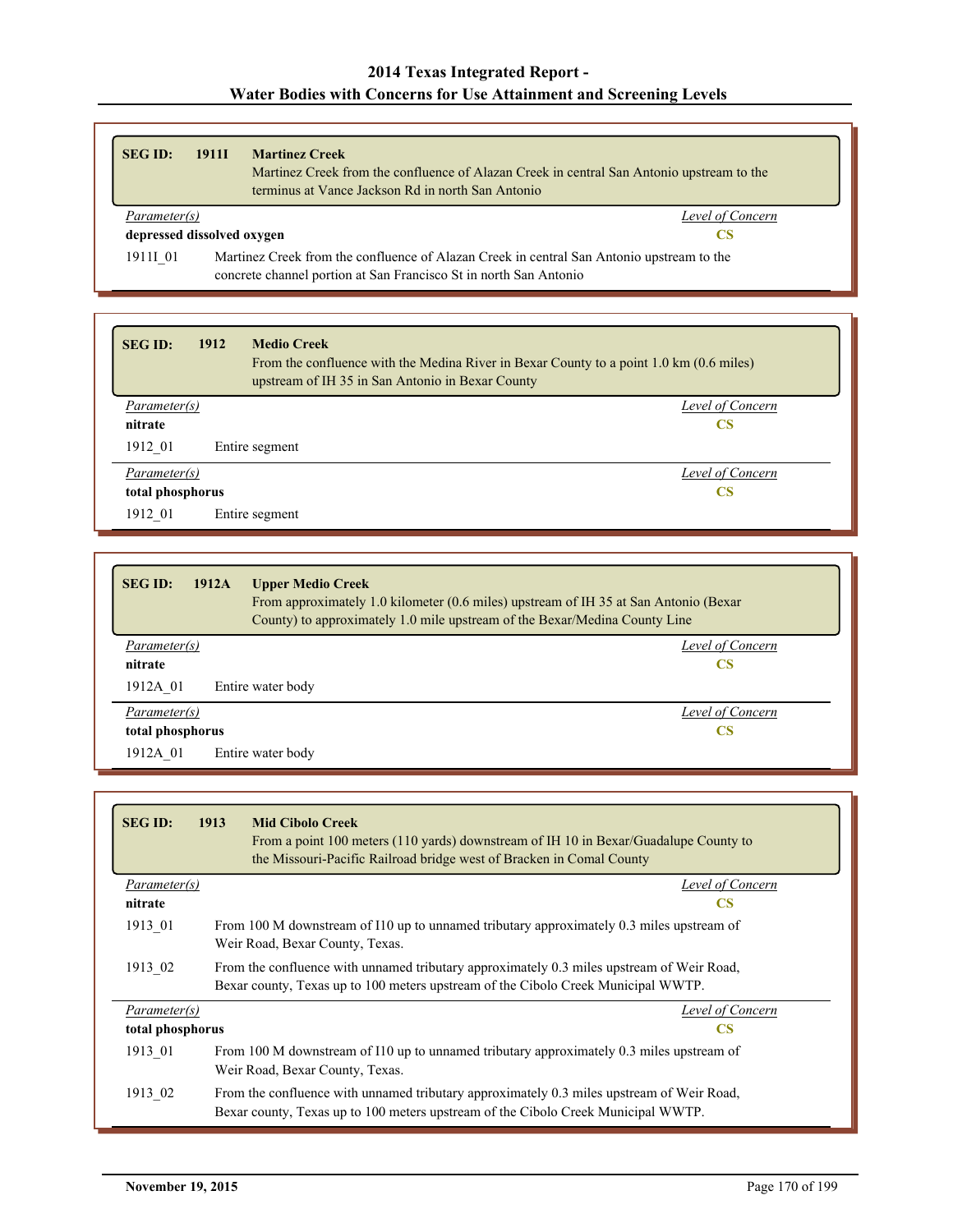**SEG ID: 1911I** **Martinez Creek**
Martinez Creek from the confluence of Alazan Creek in central San Antonio upstream to the terminus at Vance Jackson Rd in north San Antonio

| *Parameter(s)* | | *Level of Concern* |
| --- | --- | --- |
| **depressed dissolved oxygen** | | **CS** |
| 1911I_01 | Martinez Creek from the confluence of Alazan Creek in central San Antonio upstream to the concrete channel portion at San Francisco St in north San Antonio | |

**SEG ID: 1912** **Medio Creek**
From the confluence with the Medina River in Bexar County to a point 1.0 km (0.6 miles) upstream of IH 35 in San Antonio in Bexar County

| *Parameter(s)* | | *Level of Concern* |
| --- | --- | --- |
| **nitrate** | | **CS** |
| 1912_01 | Entire segment | |
| *Parameter(s)* | | *Level of Concern* |
| **total phosphorus** | | **CS** |
| 1912_01 | Entire segment | |

**SEG ID: 1912A** **Upper Medio Creek**
From approximately 1.0 kilometer (0.6 miles) upstream of IH 35 at San Antonio (Bexar County) to approximately 1.0 mile upstream of the Bexar/Medina County Line

| *Parameter(s)* | | *Level of Concern* |
| --- | --- | --- |
| **nitrate** | | **CS** |
| 1912A_01 | Entire water body | |
| *Parameter(s)* | | *Level of Concern* |
| **total phosphorus** | | **CS** |
| 1912A_01 | Entire water body | |

**SEG ID: 1913** **Mid Cibolo Creek**
From a point 100 meters (110 yards) downstream of IH 10 in Bexar/Guadalupe County to the Missouri-Pacific Railroad bridge west of Bracken in Comal County

| *Parameter(s)* | | *Level of Concern* |
| --- | --- | --- |
| **nitrate** | | **CS** |
| 1913_01 | From 100 M downstream of I10 up to unnamed tributary approximately 0.3 miles upstream of Weir Road, Bexar County, Texas. | |
| 1913_02 | From the confluence with unnamed tributary approximately 0.3 miles upstream of Weir Road, Bexar county, Texas up to 100 meters upstream of the Cibolo Creek Municipal WWTP. | |
| *Parameter(s)* | | *Level of Concern* |
| **total phosphorus** | | **CS** |
| 1913_01 | From 100 M downstream of I10 up to unnamed tributary approximately 0.3 miles upstream of Weir Road, Bexar County, Texas. | |
| 1913_02 | From the confluence with unnamed tributary approximately 0.3 miles upstream of Weir Road, Bexar county, Texas up to 100 meters upstream of the Cibolo Creek Municipal WWTP. | |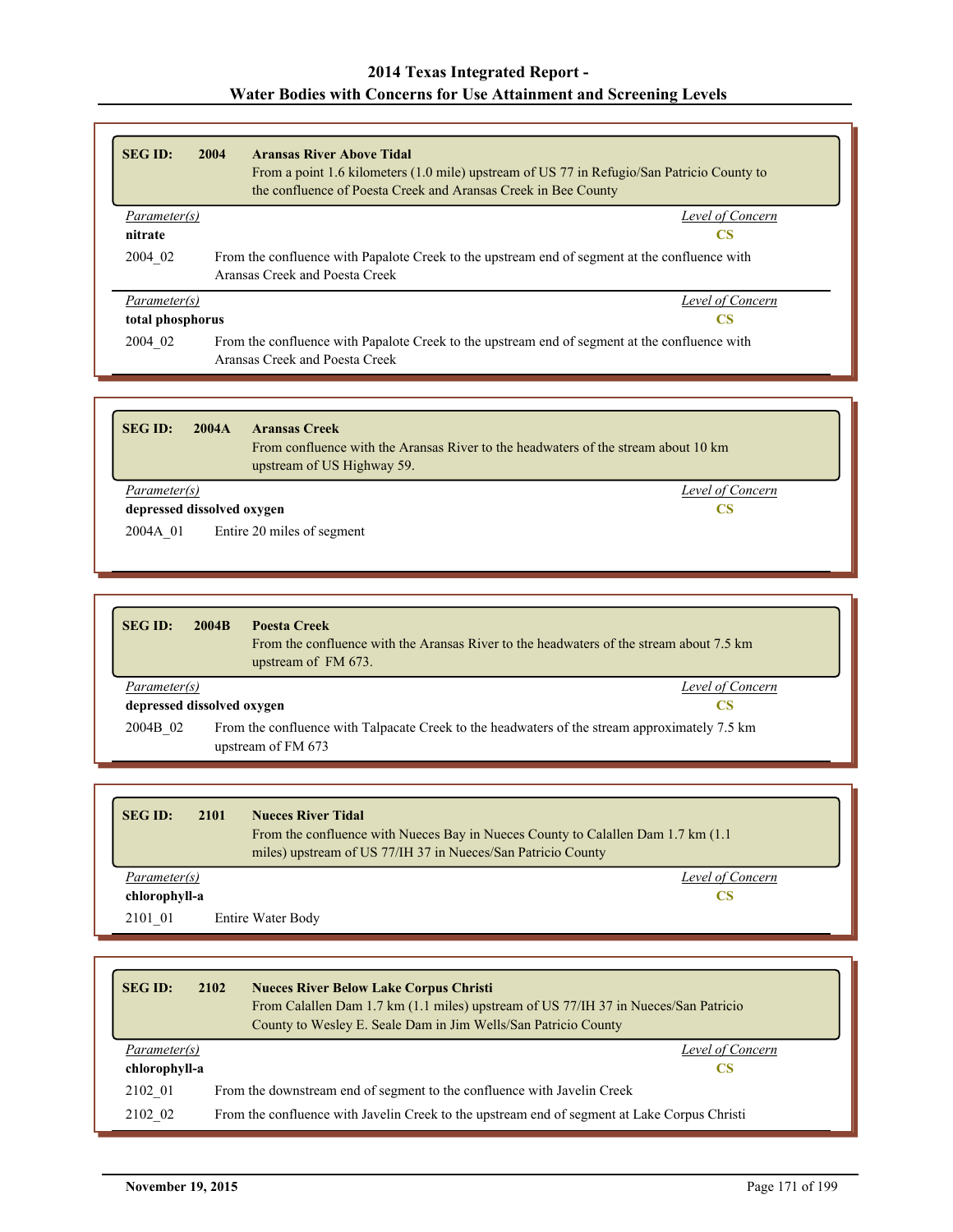# 2014 Texas Integrated Report - Water Bodies with Concerns for Use Attainment and Screening Levels

**SEG ID: 2004 Aransas River Above Tidal**

From a point 1.6 kilometers (1.0 mile) upstream of US 77 in Refugio/San Patricio County to the confluence of Poesta Creek and Aransas Creek in Bee County

| *Parameter(s)* | | *Level of Concern* |
|---|---|---|
| **nitrate** | | **CS** |
| 2004_02 | From the confluence with Papalote Creek to the upstream end of segment at the confluence with Aransas Creek and Poesta Creek | |
| *Parameter(s)* | | *Level of Concern* |
| **total phosphorus** | | **CS** |
| 2004_02 | From the confluence with Papalote Creek to the upstream end of segment at the confluence with Aransas Creek and Poesta Creek | |

**SEG ID: 2004A Aransas Creek**

From confluence with the Aransas River to the headwaters of the stream about 10 km upstream of US Highway 59.

| *Parameter(s)* | | *Level of Concern* |
|---|---|---|
| **depressed dissolved oxygen** | | **CS** |
| 2004A_01 | Entire 20 miles of segment | |

**SEG ID: 2004B Poesta Creek**

From the confluence with the Aransas River to the headwaters of the stream about 7.5 km upstream of FM 673.

| *Parameter(s)* | | *Level of Concern* |
|---|---|---|
| **depressed dissolved oxygen** | | **CS** |
| 2004B_02 | From the confluence with Talpacate Creek to the headwaters of the stream approximately 7.5 km upstream of FM 673 | |

**SEG ID: 2101 Nueces River Tidal**

From the confluence with Nueces Bay in Nueces County to Calallen Dam 1.7 km (1.1 miles) upstream of US 77/IH 37 in Nueces/San Patricio County

| *Parameter(s)* | | *Level of Concern* |
|---|---|---|
| **chlorophyll-a** | | **CS** |
| 2101_01 | Entire Water Body | |

**SEG ID: 2102 Nueces River Below Lake Corpus Christi**

From Calallen Dam 1.7 km (1.1 miles) upstream of US 77/IH 37 in Nueces/San Patricio County to Wesley E. Seale Dam in Jim Wells/San Patricio County

| *Parameter(s)* | | *Level of Concern* |
|---|---|---|
| **chlorophyll-a** | | **CS** |
| 2102_01 | From the downstream end of segment to the confluence with Javelin Creek | |
| 2102_02 | From the confluence with Javelin Creek to the upstream end of segment at Lake Corpus Christi | |

November 19, 2015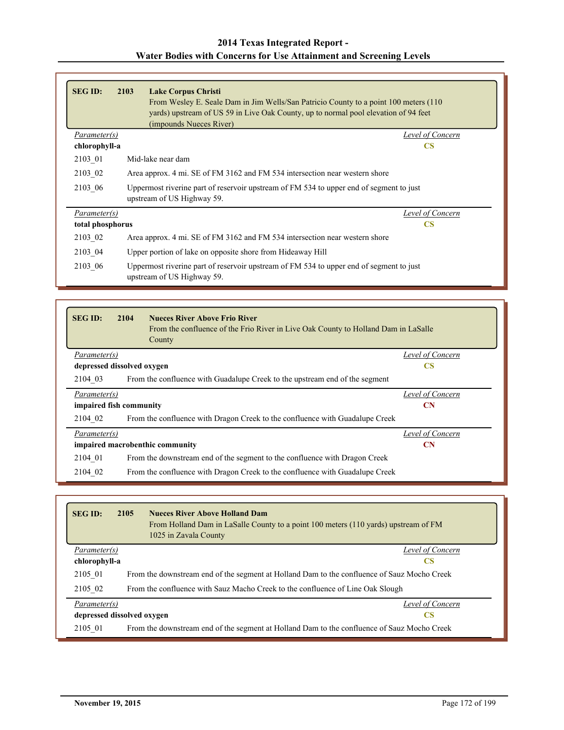# 2014 Texas Integrated Report - Water Bodies with Concerns for Use Attainment and Screening Levels

**SEG ID: 2103 Lake Corpus Christi**
From Wesley E. Seale Dam in Jim Wells/San Patricio County to a point 100 meters (110 yards) upstream of US 59 in Live Oak County, up to normal pool elevation of 94 feet (impounds Nueces River)

| *Parameter(s)* | | *Level of Concern* |
|---|---|---|
| **chlorophyll-a** | | **CS** |
| 2103_01 | Mid-lake near dam | |
| 2103_02 | Area approx. 4 mi. SE of FM 3162 and FM 534 intersection near western shore | |
| 2103_06 | Uppermost riverine part of reservoir upstream of FM 534 to upper end of segment to just upstream of US Highway 59. | |

| *Parameter(s)* | | *Level of Concern* |
|---|---|---|
| **total phosphorus** | | **CS** |
| 2103_02 | Area approx. 4 mi. SE of FM 3162 and FM 534 intersection near western shore | |
| 2103_04 | Upper portion of lake on opposite shore from Hideaway Hill | |
| 2103_06 | Uppermost riverine part of reservoir upstream of FM 534 to upper end of segment to just upstream of US Highway 59. | |

**SEG ID: 2104 Nueces River Above Frio River**
From the confluence of the Frio River in Live Oak County to Holland Dam in LaSalle County

| *Parameter(s)* | | *Level of Concern* |
|---|---|---|
| **depressed dissolved oxygen** | | **CS** |
| 2104_03 | From the confluence with Guadalupe Creek to the upstream end of the segment | |

| *Parameter(s)* | | *Level of Concern* |
|---|---|---|
| **impaired fish community** | | **CN** |
| 2104_02 | From the confluence with Dragon Creek to the confluence with Guadalupe Creek | |

| *Parameter(s)* | | *Level of Concern* |
|---|---|---|
| **impaired macrobenthic community** | | **CN** |
| 2104_01 | From the downstream end of the segment to the confluence with Dragon Creek | |
| 2104_02 | From the confluence with Dragon Creek to the confluence with Guadalupe Creek | |

**SEG ID: 2105 Nueces River Above Holland Dam**
From Holland Dam in LaSalle County to a point 100 meters (110 yards) upstream of FM 1025 in Zavala County

| *Parameter(s)* | | *Level of Concern* |
|---|---|---|
| **chlorophyll-a** | | **CS** |
| 2105_01 | From the downstream end of the segment at Holland Dam to the confluence of Sauz Mocho Creek | |
| 2105_02 | From the confluence with Sauz Macho Creek to the confluence of Line Oak Slough | |

| *Parameter(s)* | | *Level of Concern* |
|---|---|---|
| **depressed dissolved oxygen** | | **CS** |
| 2105_01 | From the downstream end of the segment at Holland Dam to the confluence of Sauz Mocho Creek | |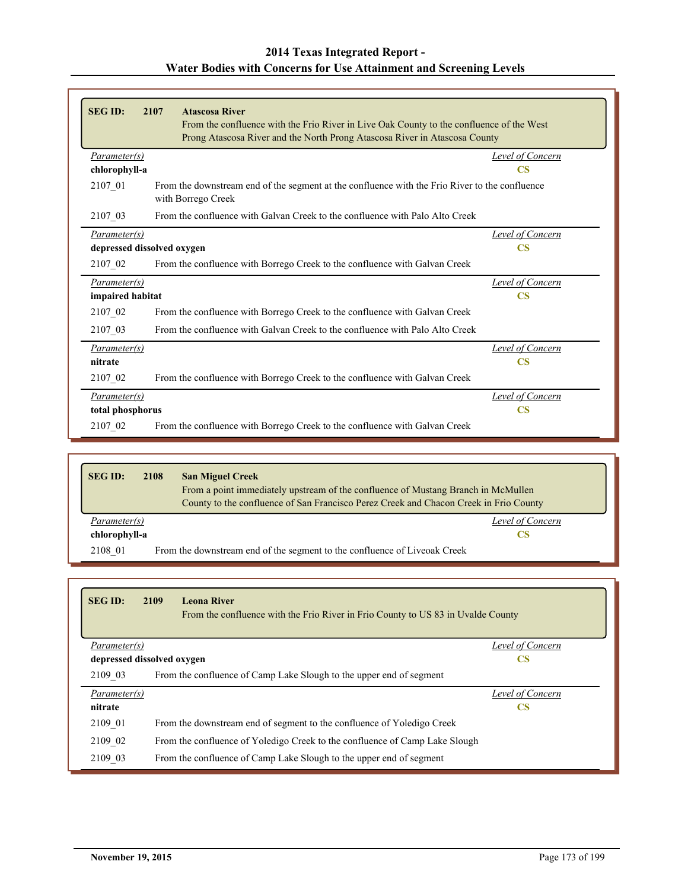## SEG ID: 2107 Atascosa River

From the confluence with the Frio River in Live Oak County to the confluence of the West Prong Atascosa River and the North Prong Atascosa River in Atascosa County

| *Parameter(s)* | | *Level of Concern* |
|---|---|---|
| **chlorophyll-a** | | **CS** |
| 2107_01 | From the downstream end of the segment at the confluence with the Frio River to the confluence with Borrego Creek | |
| 2107_03 | From the confluence with Galvan Creek to the confluence with Palo Alto Creek | |

| *Parameter(s)* | | *Level of Concern* |
|---|---|---|
| **depressed dissolved oxygen** | | **CS** |
| 2107_02 | From the confluence with Borrego Creek to the confluence with Galvan Creek | |

| *Parameter(s)* | | *Level of Concern* |
|---|---|---|
| **impaired habitat** | | **CS** |
| 2107_02 | From the confluence with Borrego Creek to the confluence with Galvan Creek | |
| 2107_03 | From the confluence with Galvan Creek to the confluence with Palo Alto Creek | |

| *Parameter(s)* | | *Level of Concern* |
|---|---|---|
| **nitrate** | | **CS** |
| 2107_02 | From the confluence with Borrego Creek to the confluence with Galvan Creek | |

| *Parameter(s)* | | *Level of Concern* |
|---|---|---|
| **total phosphorus** | | **CS** |
| 2107_02 | From the confluence with Borrego Creek to the confluence with Galvan Creek | |

## SEG ID: 2108 San Miguel Creek

From a point immediately upstream of the confluence of Mustang Branch in McMullen County to the confluence of San Francisco Perez Creek and Chacon Creek in Frio County

| *Parameter(s)* | | *Level of Concern* |
|---|---|---|
| **chlorophyll-a** | | **CS** |
| 2108_01 | From the downstream end of the segment to the confluence of Liveoak Creek | |

## SEG ID: 2109 Leona River

From the confluence with the Frio River in Frio County to US 83 in Uvalde County

| *Parameter(s)* | | *Level of Concern* |
|---|---|---|
| **depressed dissolved oxygen** | | **CS** |
| 2109_03 | From the confluence of Camp Lake Slough to the upper end of segment | |

| *Parameter(s)* | | *Level of Concern* |
|---|---|---|
| **nitrate** | | **CS** |
| 2109_01 | From the downstream end of segment to the confluence of Yoledigo Creek | |
| 2109_02 | From the confluence of Yoledigo Creek to the confluence of Camp Lake Slough | |
| 2109_03 | From the confluence of Camp Lake Slough to the upper end of segment | |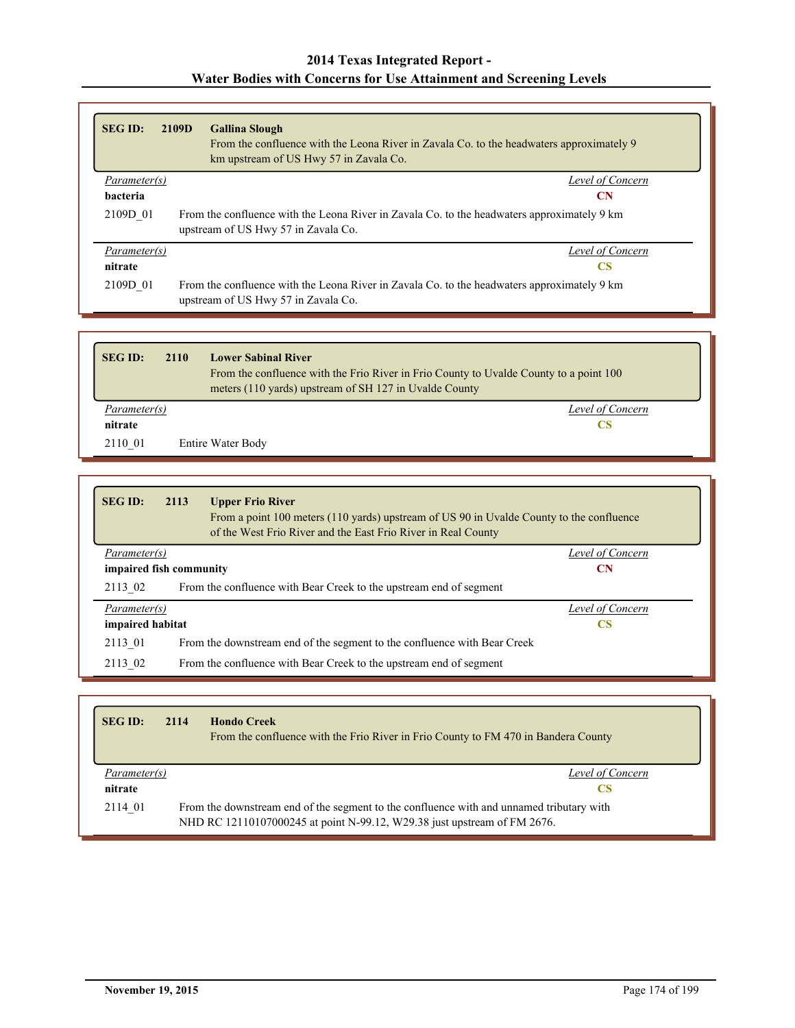**SEG ID: 2109D** **Gallina Slough**
From the confluence with the Leona River in Zavala Co. to the headwaters approximately 9 km upstream of US Hwy 57 in Zavala Co.

| *Parameter(s)* | | *Level of Concern* |
|---|---|---|
| **bacteria** | | **CN** |
| 2109D_01 | From the confluence with the Leona River in Zavala Co. to the headwaters approximately 9 km upstream of US Hwy 57 in Zavala Co. | |
| *Parameter(s)* | | *Level of Concern* |
| **nitrate** | | **CS** |
| 2109D_01 | From the confluence with the Leona River in Zavala Co. to the headwaters approximately 9 km upstream of US Hwy 57 in Zavala Co. | |

**SEG ID: 2110** **Lower Sabinal River**
From the confluence with the Frio River in Frio County to Uvalde County to a point 100 meters (110 yards) upstream of SH 127 in Uvalde County

| *Parameter(s)* | | *Level of Concern* |
|---|---|---|
| **nitrate** | | **CS** |
| 2110_01 | Entire Water Body | |

**SEG ID: 2113** **Upper Frio River**
From a point 100 meters (110 yards) upstream of US 90 in Uvalde County to the confluence of the West Frio River and the East Frio River in Real County

| *Parameter(s)* | | *Level of Concern* |
|---|---|---|
| **impaired fish community** | | **CN** |
| 2113_02 | From the confluence with Bear Creek to the upstream end of segment | |
| *Parameter(s)* | | *Level of Concern* |
| **impaired habitat** | | **CS** |
| 2113_01 | From the downstream end of the segment to the confluence with Bear Creek | |
| 2113_02 | From the confluence with Bear Creek to the upstream end of segment | |

**SEG ID: 2114** **Hondo Creek**
From the confluence with the Frio River in Frio County to FM 470 in Bandera County

| *Parameter(s)* | | *Level of Concern* |
|---|---|---|
| **nitrate** | | **CS** |
| 2114_01 | From the downstream end of the segment to the confluence with and unnamed tributary with NHD RC 12110107000245 at point N-99.12, W29.38 just upstream of FM 2676. | |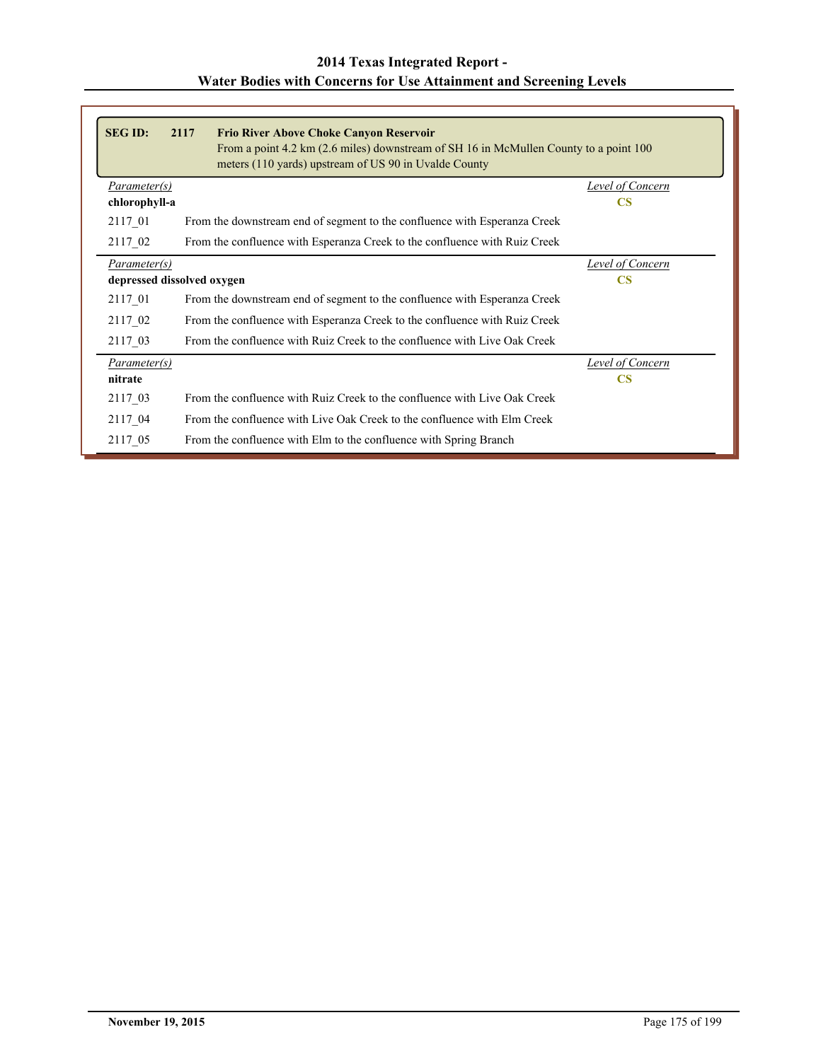**SEG ID: 2117 Frio River Above Choke Canyon Reservoir**
From a point 4.2 km (2.6 miles) downstream of SH 16 in McMullen County to a point 100 meters (110 yards) upstream of US 90 in Uvalde County

| *Parameter(s)* | | *Level of Concern* |
|---|---|---|
| **chlorophyll-a** | | **CS** |
| 2117_01 | From the downstream end of segment to the confluence with Esperanza Creek | |
| 2117_02 | From the confluence with Esperanza Creek to the confluence with Ruiz Creek | |

| *Parameter(s)* | | *Level of Concern* |
|---|---|---|
| **depressed dissolved oxygen** | | **CS** |
| 2117_01 | From the downstream end of segment to the confluence with Esperanza Creek | |
| 2117_02 | From the confluence with Esperanza Creek to the confluence with Ruiz Creek | |
| 2117_03 | From the confluence with Ruiz Creek to the confluence with Live Oak Creek | |

| *Parameter(s)* | | *Level of Concern* |
|---|---|---|
| **nitrate** | | **CS** |
| 2117_03 | From the confluence with Ruiz Creek to the confluence with Live Oak Creek | |
| 2117_04 | From the confluence with Live Oak Creek to the confluence with Elm Creek | |
| 2117_05 | From the confluence with Elm to the confluence with Spring Branch | |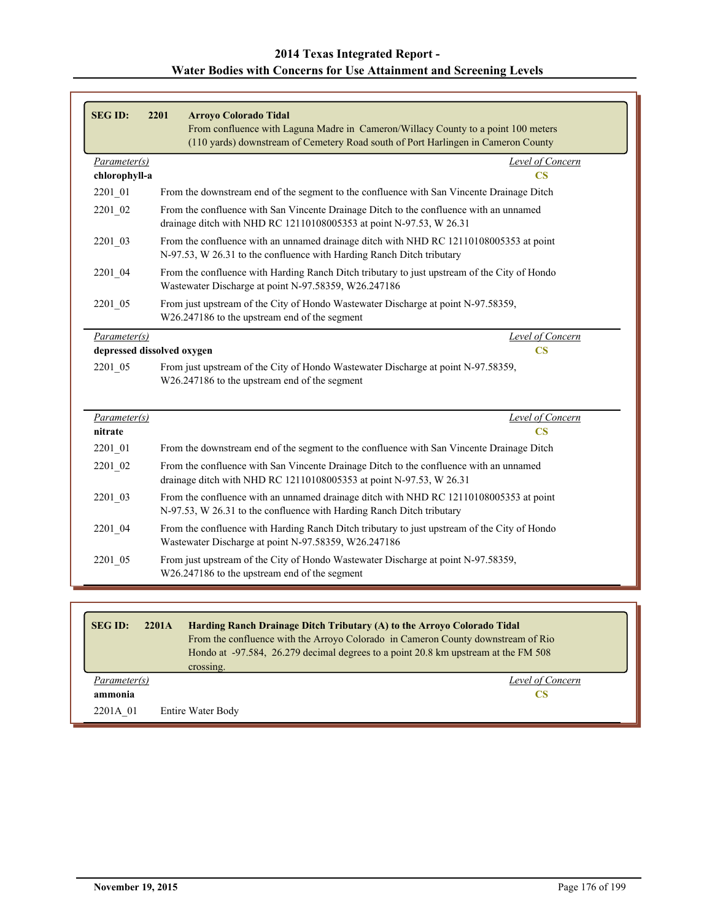## SEG ID: 2201 — Arroyo Colorado Tidal

From confluence with Laguna Madre in Cameron/Willacy County to a point 100 meters (110 yards) downstream of Cemetery Road south of Port Harlingen in Cameron County

| *Parameter(s)* | | *Level of Concern* |
|---|---|---|
| **chlorophyll-a** | | **CS** |
| 2201_01 | From the downstream end of the segment to the confluence with San Vincente Drainage Ditch | |
| 2201_02 | From the confluence with San Vincente Drainage Ditch to the confluence with an unnamed drainage ditch with NHD RC 12110108005353 at point N-97.53, W 26.31 | |
| 2201_03 | From the confluence with an unnamed drainage ditch with NHD RC 12110108005353 at point N-97.53, W 26.31 to the confluence with Harding Ranch Ditch tributary | |
| 2201_04 | From the confluence with Harding Ranch Ditch tributary to just upstream of the City of Hondo Wastewater Discharge at point N-97.58359, W26.247186 | |
| 2201_05 | From just upstream of the City of Hondo Wastewater Discharge at point N-97.58359, W26.247186 to the upstream end of the segment | |

| *Parameter(s)* | | *Level of Concern* |
|---|---|---|
| **depressed dissolved oxygen** | | **CS** |
| 2201_05 | From just upstream of the City of Hondo Wastewater Discharge at point N-97.58359, W26.247186 to the upstream end of the segment | |

| *Parameter(s)* | | *Level of Concern* |
|---|---|---|
| **nitrate** | | **CS** |
| 2201_01 | From the downstream end of the segment to the confluence with San Vincente Drainage Ditch | |
| 2201_02 | From the confluence with San Vincente Drainage Ditch to the confluence with an unnamed drainage ditch with NHD RC 12110108005353 at point N-97.53, W 26.31 | |
| 2201_03 | From the confluence with an unnamed drainage ditch with NHD RC 12110108005353 at point N-97.53, W 26.31 to the confluence with Harding Ranch Ditch tributary | |
| 2201_04 | From the confluence with Harding Ranch Ditch tributary to just upstream of the City of Hondo Wastewater Discharge at point N-97.58359, W26.247186 | |
| 2201_05 | From just upstream of the City of Hondo Wastewater Discharge at point N-97.58359, W26.247186 to the upstream end of the segment | |

## SEG ID: 2201A — Harding Ranch Drainage Ditch Tributary (A) to the Arroyo Colorado Tidal

From the confluence with the Arroyo Colorado in Cameron County downstream of Rio Hondo at -97.584, 26.279 decimal degrees to a point 20.8 km upstream at the FM 508 crossing.

| *Parameter(s)* | | *Level of Concern* |
|---|---|---|
| **ammonia** | | **CS** |
| 2201A_01 | Entire Water Body | |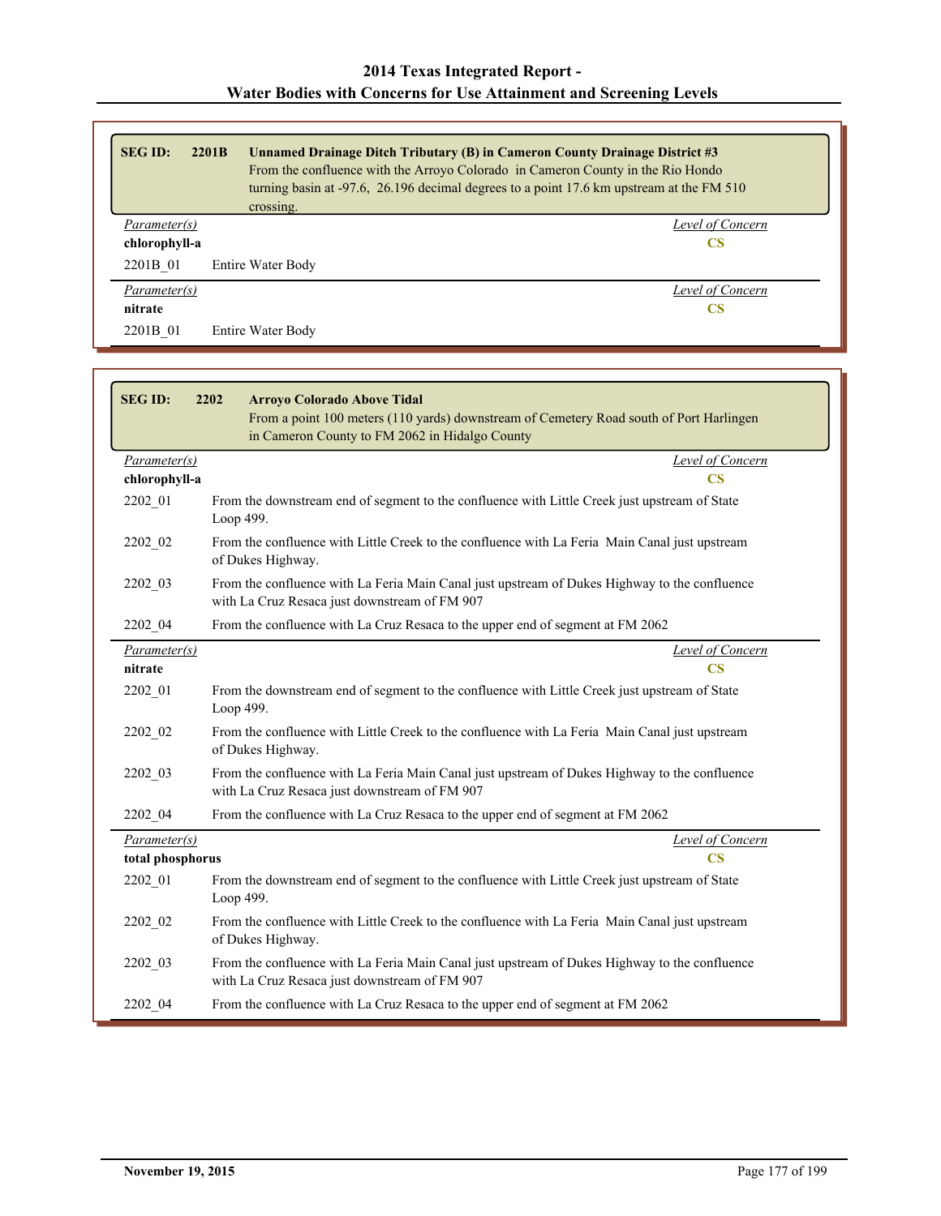**SEG ID: 2201B** **Unnamed Drainage Ditch Tributary (B) in Cameron County Drainage District #3**
From the confluence with the Arroyo Colorado in Cameron County in the Rio Hondo turning basin at -97.6, 26.196 decimal degrees to a point 17.6 km upstream at the FM 510 crossing.

| *Parameter(s)* | | *Level of Concern* |
|---|---|---|
| **chlorophyll-a** | | **CS** |
| 2201B_01 | Entire Water Body | |

| *Parameter(s)* | | *Level of Concern* |
|---|---|---|
| **nitrate** | | **CS** |
| 2201B_01 | Entire Water Body | |

**SEG ID: 2202** **Arroyo Colorado Above Tidal**
From a point 100 meters (110 yards) downstream of Cemetery Road south of Port Harlingen in Cameron County to FM 2062 in Hidalgo County

| *Parameter(s)* | | *Level of Concern* |
|---|---|---|
| **chlorophyll-a** | | **CS** |
| 2202_01 | From the downstream end of segment to the confluence with Little Creek just upstream of State Loop 499. | |
| 2202_02 | From the confluence with Little Creek to the confluence with La Feria Main Canal just upstream of Dukes Highway. | |
| 2202_03 | From the confluence with La Feria Main Canal just upstream of Dukes Highway to the confluence with La Cruz Resaca just downstream of FM 907 | |
| 2202_04 | From the confluence with La Cruz Resaca to the upper end of segment at FM 2062 | |

| *Parameter(s)* | | *Level of Concern* |
|---|---|---|
| **nitrate** | | **CS** |
| 2202_01 | From the downstream end of segment to the confluence with Little Creek just upstream of State Loop 499. | |
| 2202_02 | From the confluence with Little Creek to the confluence with La Feria Main Canal just upstream of Dukes Highway. | |
| 2202_03 | From the confluence with La Feria Main Canal just upstream of Dukes Highway to the confluence with La Cruz Resaca just downstream of FM 907 | |
| 2202_04 | From the confluence with La Cruz Resaca to the upper end of segment at FM 2062 | |

| *Parameter(s)* | | *Level of Concern* |
|---|---|---|
| **total phosphorus** | | **CS** |
| 2202_01 | From the downstream end of segment to the confluence with Little Creek just upstream of State Loop 499. | |
| 2202_02 | From the confluence with Little Creek to the confluence with La Feria Main Canal just upstream of Dukes Highway. | |
| 2202_03 | From the confluence with La Feria Main Canal just upstream of Dukes Highway to the confluence with La Cruz Resaca just downstream of FM 907 | |
| 2202_04 | From the confluence with La Cruz Resaca to the upper end of segment at FM 2062 | |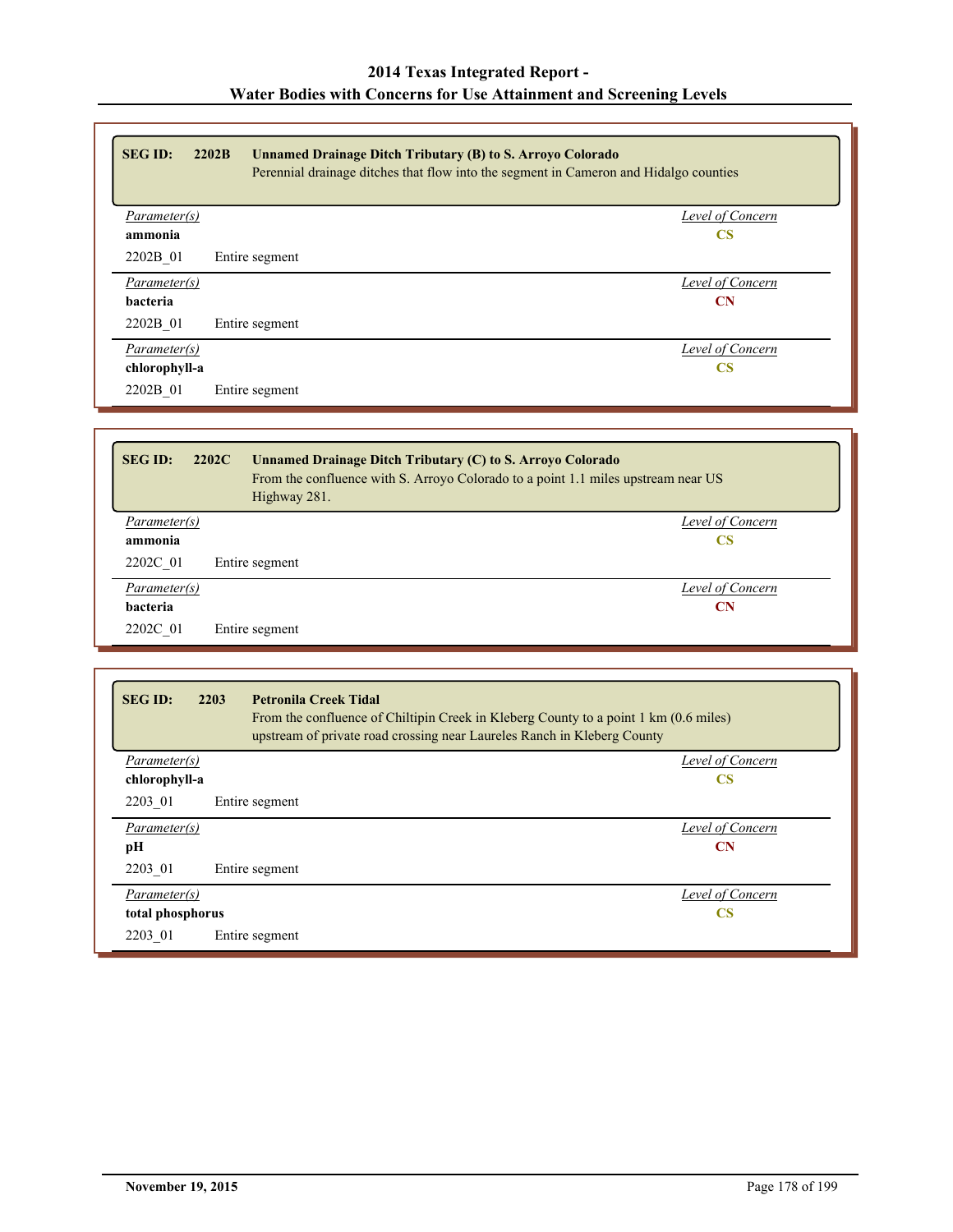**SEG ID: 2202B** **Unnamed Drainage Ditch Tributary (B) to S. Arroyo Colorado**
Perennial drainage ditches that flow into the segment in Cameron and Hidalgo counties

| *Parameter(s)* | | *Level of Concern* |
|---|---|---|
| **ammonia** | | **CS** |
| 2202B_01 | Entire segment | |

| *Parameter(s)* | | *Level of Concern* |
|---|---|---|
| **bacteria** | | **CN** |
| 2202B_01 | Entire segment | |

| *Parameter(s)* | | *Level of Concern* |
|---|---|---|
| **chlorophyll-a** | | **CS** |
| 2202B_01 | Entire segment | |

**SEG ID: 2202C** **Unnamed Drainage Ditch Tributary (C) to S. Arroyo Colorado**
From the confluence with S. Arroyo Colorado to a point 1.1 miles upstream near US Highway 281.

| *Parameter(s)* | | *Level of Concern* |
|---|---|---|
| **ammonia** | | **CS** |
| 2202C_01 | Entire segment | |

| *Parameter(s)* | | *Level of Concern* |
|---|---|---|
| **bacteria** | | **CN** |
| 2202C_01 | Entire segment | |

**SEG ID: 2203** **Petronila Creek Tidal**
From the confluence of Chiltipin Creek in Kleberg County to a point 1 km (0.6 miles) upstream of private road crossing near Laureles Ranch in Kleberg County

| *Parameter(s)* | | *Level of Concern* |
|---|---|---|
| **chlorophyll-a** | | **CS** |
| 2203_01 | Entire segment | |

| *Parameter(s)* | | *Level of Concern* |
|---|---|---|
| **pH** | | **CN** |
| 2203_01 | Entire segment | |

| *Parameter(s)* | | *Level of Concern* |
|---|---|---|
| **total phosphorus** | | **CS** |
| 2203_01 | Entire segment | |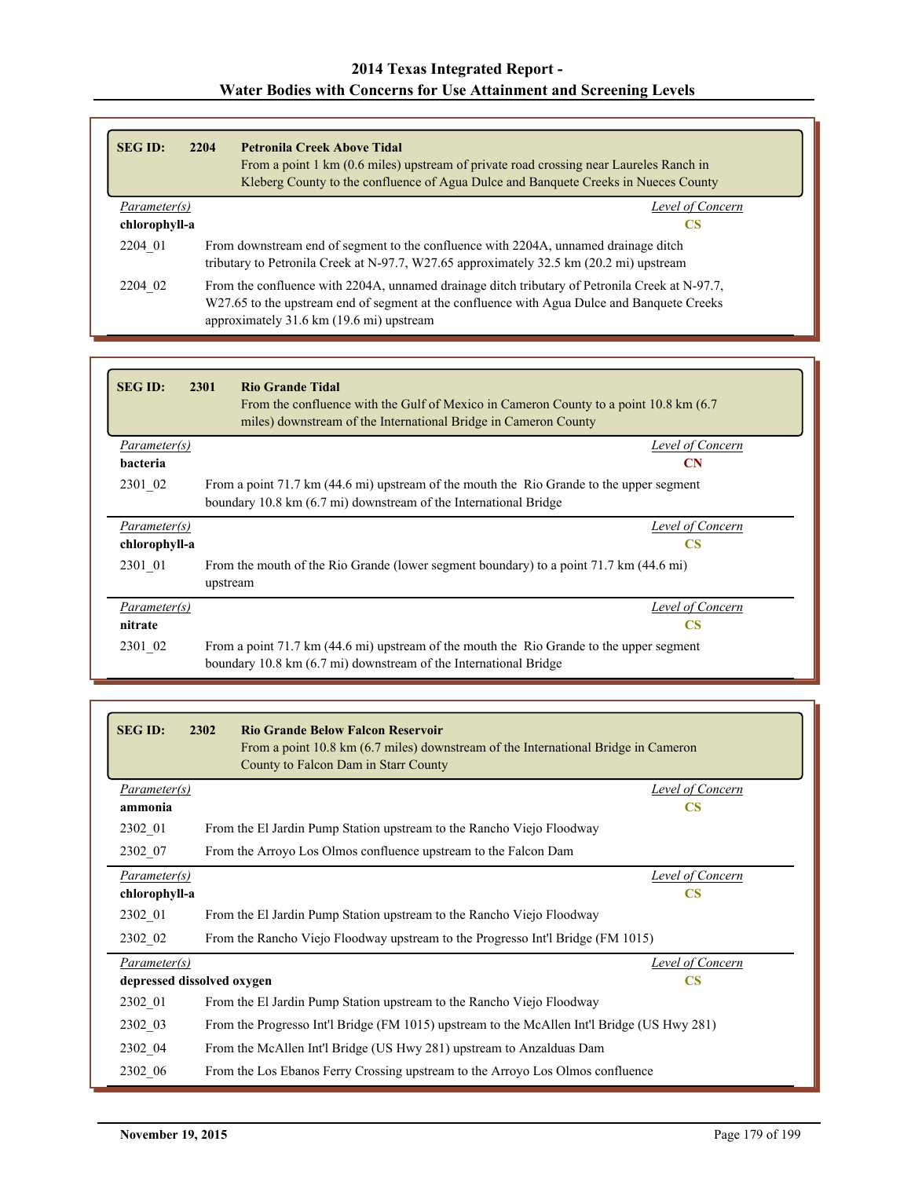# 2014 Texas Integrated Report - Water Bodies with Concerns for Use Attainment and Screening Levels

**SEG ID: 2204** **Petronila Creek Above Tidal**
From a point 1 km (0.6 miles) upstream of private road crossing near Laureles Ranch in Kleberg County to the confluence of Agua Dulce and Banquete Creeks in Nueces County

| *Parameter(s)* | | *Level of Concern* |
|---|---|---|
| **chlorophyll-a** | | **CS** |
| 2204_01 | From downstream end of segment to the confluence with 2204A, unnamed drainage ditch tributary to Petronila Creek at N-97.7, W27.65 approximately 32.5 km (20.2 mi) upstream | |
| 2204_02 | From the confluence with 2204A, unnamed drainage ditch tributary of Petronila Creek at N-97.7, W27.65 to the upstream end of segment at the confluence with Agua Dulce and Banquete Creeks approximately 31.6 km (19.6 mi) upstream | |

**SEG ID: 2301** **Rio Grande Tidal**
From the confluence with the Gulf of Mexico in Cameron County to a point 10.8 km (6.7 miles) downstream of the International Bridge in Cameron County

| *Parameter(s)* | | *Level of Concern* |
|---|---|---|
| **bacteria** | | **CN** |
| 2301_02 | From a point 71.7 km (44.6 mi) upstream of the mouth the Rio Grande to the upper segment boundary 10.8 km (6.7 mi) downstream of the International Bridge | |
| *Parameter(s)* | | *Level of Concern* |
| **chlorophyll-a** | | **CS** |
| 2301_01 | From the mouth of the Rio Grande (lower segment boundary) to a point 71.7 km (44.6 mi) upstream | |
| *Parameter(s)* | | *Level of Concern* |
| **nitrate** | | **CS** |
| 2301_02 | From a point 71.7 km (44.6 mi) upstream of the mouth the Rio Grande to the upper segment boundary 10.8 km (6.7 mi) downstream of the International Bridge | |

**SEG ID: 2302** **Rio Grande Below Falcon Reservoir**
From a point 10.8 km (6.7 miles) downstream of the International Bridge in Cameron County to Falcon Dam in Starr County

| *Parameter(s)* | | *Level of Concern* |
|---|---|---|
| **ammonia** | | **CS** |
| 2302_01 | From the El Jardin Pump Station upstream to the Rancho Viejo Floodway | |
| 2302_07 | From the Arroyo Los Olmos confluence upstream to the Falcon Dam | |
| *Parameter(s)* | | *Level of Concern* |
| **chlorophyll-a** | | **CS** |
| 2302_01 | From the El Jardin Pump Station upstream to the Rancho Viejo Floodway | |
| 2302_02 | From the Rancho Viejo Floodway upstream to the Progresso Int'l Bridge (FM 1015) | |
| *Parameter(s)* | | *Level of Concern* |
| **depressed dissolved oxygen** | | **CS** |
| 2302_01 | From the El Jardin Pump Station upstream to the Rancho Viejo Floodway | |
| 2302_03 | From the Progresso Int'l Bridge (FM 1015) upstream to the McAllen Int'l Bridge (US Hwy 281) | |
| 2302_04 | From the McAllen Int'l Bridge (US Hwy 281) upstream to Anzalduas Dam | |
| 2302_06 | From the Los Ebanos Ferry Crossing upstream to the Arroyo Los Olmos confluence | |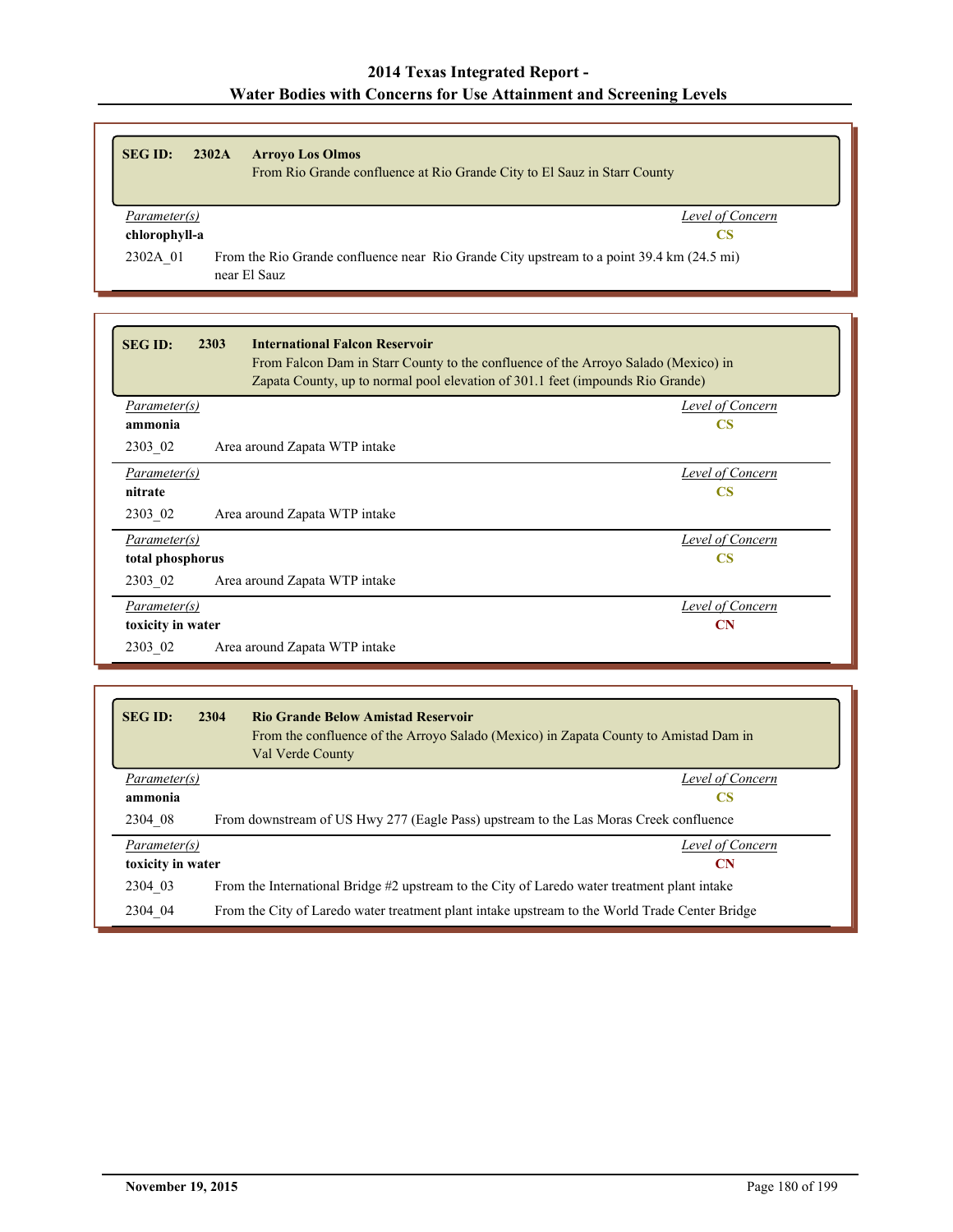## 2014 Texas Integrated Report - Water Bodies with Concerns for Use Attainment and Screening Levels

**SEG ID: 2302A** **Arroyo Los Olmos**
From Rio Grande confluence at Rio Grande City to El Sauz in Starr County

| *Parameter(s)* | | *Level of Concern* |
|---|---|---|
| **chlorophyll-a** | | **CS** |
| 2302A_01 | From the Rio Grande confluence near Rio Grande City upstream to a point 39.4 km (24.5 mi) near El Sauz | |

**SEG ID: 2303** **International Falcon Reservoir**
From Falcon Dam in Starr County to the confluence of the Arroyo Salado (Mexico) in Zapata County, up to normal pool elevation of 301.1 feet (impounds Rio Grande)

| *Parameter(s)* | | *Level of Concern* |
|---|---|---|
| **ammonia** | | **CS** |
| 2303_02 | Area around Zapata WTP intake | |
| *Parameter(s)* | | *Level of Concern* |
| **nitrate** | | **CS** |
| 2303_02 | Area around Zapata WTP intake | |
| *Parameter(s)* | | *Level of Concern* |
| **total phosphorus** | | **CS** |
| 2303_02 | Area around Zapata WTP intake | |
| *Parameter(s)* | | *Level of Concern* |
| **toxicity in water** | | **CN** |
| 2303_02 | Area around Zapata WTP intake | |

**SEG ID: 2304** **Rio Grande Below Amistad Reservoir**
From the confluence of the Arroyo Salado (Mexico) in Zapata County to Amistad Dam in Val Verde County

| *Parameter(s)* | | *Level of Concern* |
|---|---|---|
| **ammonia** | | **CS** |
| 2304_08 | From downstream of US Hwy 277 (Eagle Pass) upstream to the Las Moras Creek confluence | |
| *Parameter(s)* | | *Level of Concern* |
| **toxicity in water** | | **CN** |
| 2304_03 | From the International Bridge #2 upstream to the City of Laredo water treatment plant intake | |
| 2304_04 | From the City of Laredo water treatment plant intake upstream to the World Trade Center Bridge | |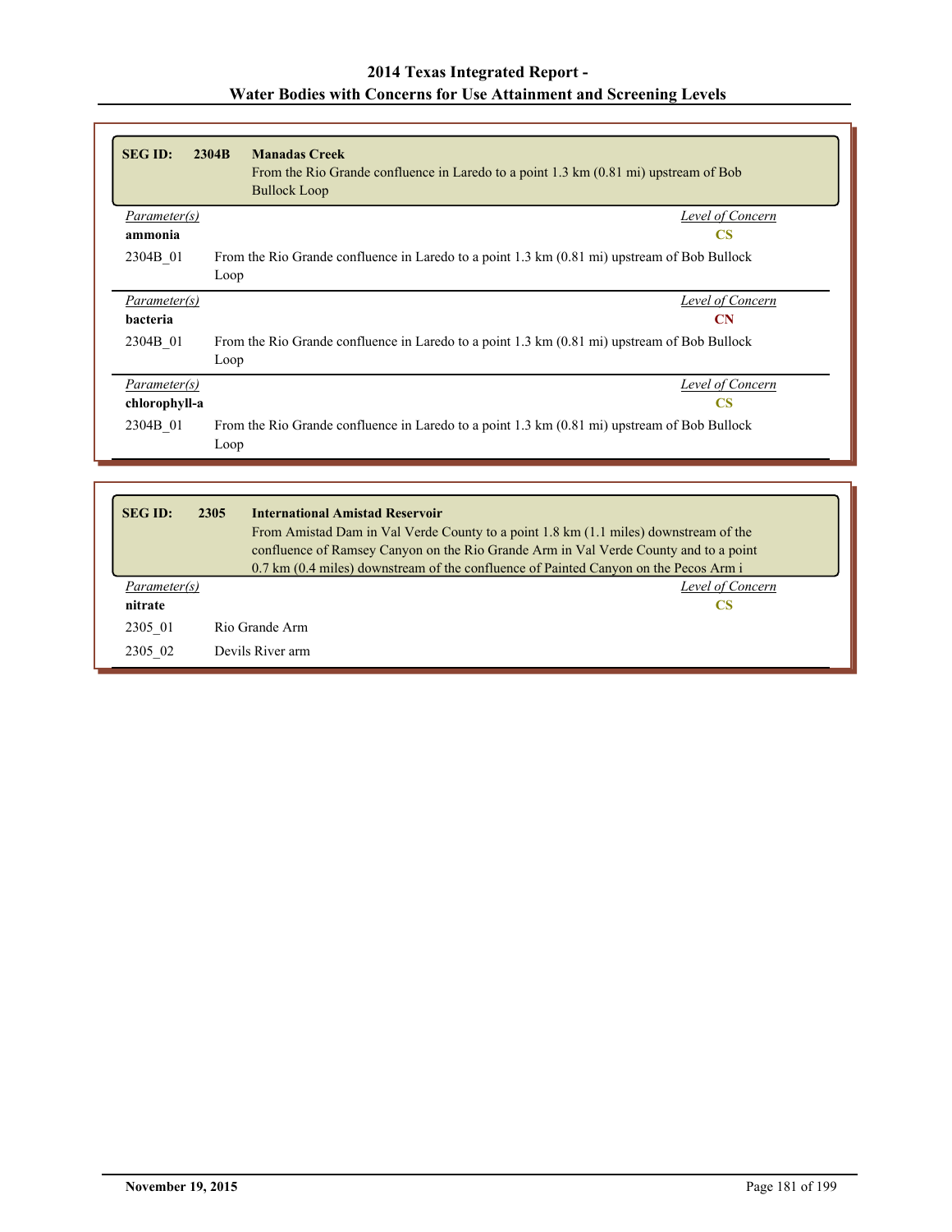## 2014 Texas Integrated Report - Water Bodies with Concerns for Use Attainment and Screening Levels

**SEG ID: 2304B** **Manadas Creek**
From the Rio Grande confluence in Laredo to a point 1.3 km (0.81 mi) upstream of Bob Bullock Loop

| *Parameter(s)* | | *Level of Concern* |
|---|---|---|
| **ammonia** | | **CS** |
| 2304B_01 | From the Rio Grande confluence in Laredo to a point 1.3 km (0.81 mi) upstream of Bob Bullock Loop | |
| *Parameter(s)* | | *Level of Concern* |
| **bacteria** | | **CN** |
| 2304B_01 | From the Rio Grande confluence in Laredo to a point 1.3 km (0.81 mi) upstream of Bob Bullock Loop | |
| *Parameter(s)* | | *Level of Concern* |
| **chlorophyll-a** | | **CS** |
| 2304B_01 | From the Rio Grande confluence in Laredo to a point 1.3 km (0.81 mi) upstream of Bob Bullock Loop | |

**SEG ID: 2305** **International Amistad Reservoir**
From Amistad Dam in Val Verde County to a point 1.8 km (1.1 miles) downstream of the confluence of Ramsey Canyon on the Rio Grande Arm in Val Verde County and to a point 0.7 km (0.4 miles) downstream of the confluence of Painted Canyon on the Pecos Arm i

| *Parameter(s)* | | *Level of Concern* |
|---|---|---|
| **nitrate** | | **CS** |
| 2305_01 | Rio Grande Arm | |
| 2305_02 | Devils River arm | |

**November 19, 2015**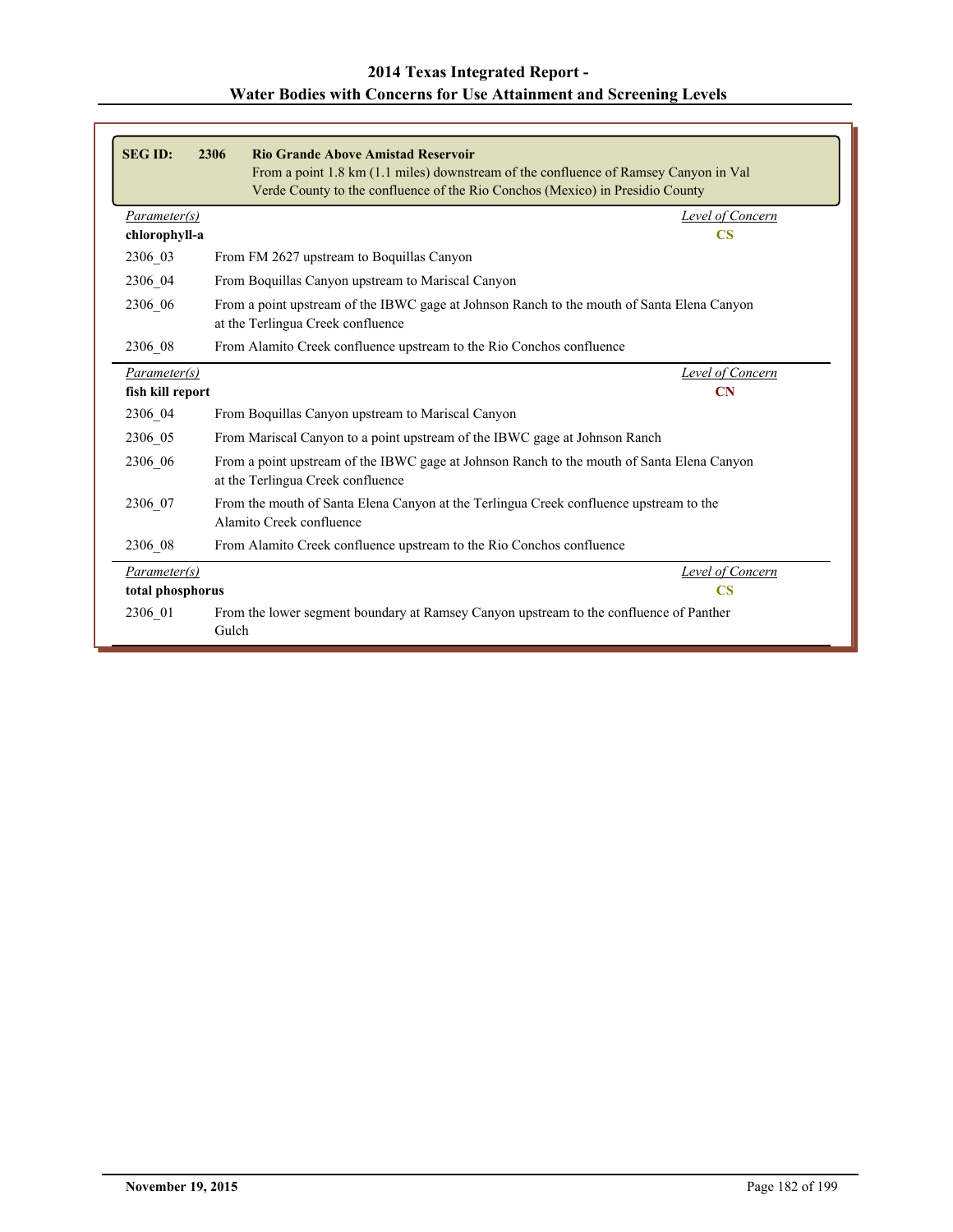**SEG ID: 2306** **Rio Grande Above Amistad Reservoir**
From a point 1.8 km (1.1 miles) downstream of the confluence of Ramsey Canyon in Val Verde County to the confluence of the Rio Conchos (Mexico) in Presidio County

| *Parameter(s)* | | *Level of Concern* |
|---|---|---|
| **chlorophyll-a** | | **CS** |
| 2306_03 | From FM 2627 upstream to Boquillas Canyon | |
| 2306_04 | From Boquillas Canyon upstream to Mariscal Canyon | |
| 2306_06 | From a point upstream of the IBWC gage at Johnson Ranch to the mouth of Santa Elena Canyon at the Terlingua Creek confluence | |
| 2306_08 | From Alamito Creek confluence upstream to the Rio Conchos confluence | |

| *Parameter(s)* | | *Level of Concern* |
|---|---|---|
| **fish kill report** | | **CN** |
| 2306_04 | From Boquillas Canyon upstream to Mariscal Canyon | |
| 2306_05 | From Mariscal Canyon to a point upstream of the IBWC gage at Johnson Ranch | |
| 2306_06 | From a point upstream of the IBWC gage at Johnson Ranch to the mouth of Santa Elena Canyon at the Terlingua Creek confluence | |
| 2306_07 | From the mouth of Santa Elena Canyon at the Terlingua Creek confluence upstream to the Alamito Creek confluence | |
| 2306_08 | From Alamito Creek confluence upstream to the Rio Conchos confluence | |

| *Parameter(s)* | | *Level of Concern* |
|---|---|---|
| **total phosphorus** | | **CS** |
| 2306_01 | From the lower segment boundary at Ramsey Canyon upstream to the confluence of Panther Gulch | |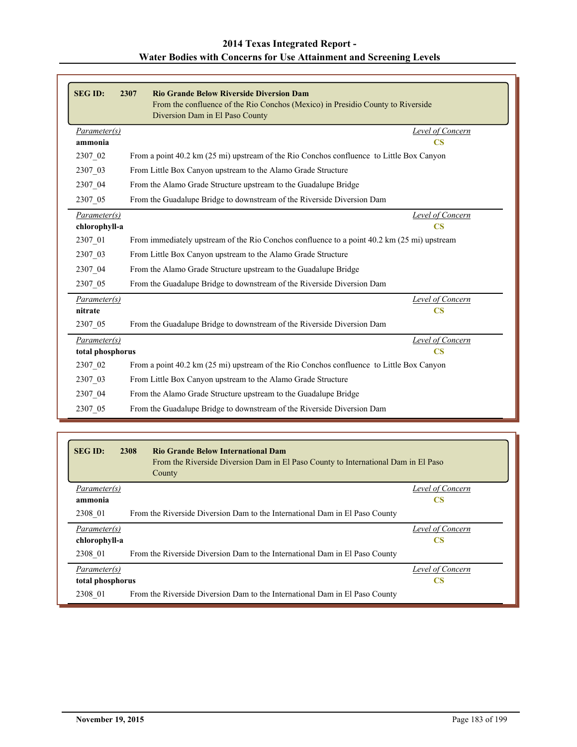**SEG ID: 2307 Rio Grande Below Riverside Diversion Dam**
From the confluence of the Rio Conchos (Mexico) in Presidio County to Riverside Diversion Dam in El Paso County

| *Parameter(s)* | | *Level of Concern* |
|---|---|---|
| **ammonia** | | **CS** |
| 2307_02 | From a point 40.2 km (25 mi) upstream of the Rio Conchos confluence to Little Box Canyon | |
| 2307_03 | From Little Box Canyon upstream to the Alamo Grade Structure | |
| 2307_04 | From the Alamo Grade Structure upstream to the Guadalupe Bridge | |
| 2307_05 | From the Guadalupe Bridge to downstream of the Riverside Diversion Dam | |

| *Parameter(s)* | | *Level of Concern* |
|---|---|---|
| **chlorophyll-a** | | **CS** |
| 2307_01 | From immediately upstream of the Rio Conchos confluence to a point 40.2 km (25 mi) upstream | |
| 2307_03 | From Little Box Canyon upstream to the Alamo Grade Structure | |
| 2307_04 | From the Alamo Grade Structure upstream to the Guadalupe Bridge | |
| 2307_05 | From the Guadalupe Bridge to downstream of the Riverside Diversion Dam | |

| *Parameter(s)* | | *Level of Concern* |
|---|---|---|
| **nitrate** | | **CS** |
| 2307_05 | From the Guadalupe Bridge to downstream of the Riverside Diversion Dam | |

| *Parameter(s)* | | *Level of Concern* |
|---|---|---|
| **total phosphorus** | | **CS** |
| 2307_02 | From a point 40.2 km (25 mi) upstream of the Rio Conchos confluence to Little Box Canyon | |
| 2307_03 | From Little Box Canyon upstream to the Alamo Grade Structure | |
| 2307_04 | From the Alamo Grade Structure upstream to the Guadalupe Bridge | |
| 2307_05 | From the Guadalupe Bridge to downstream of the Riverside Diversion Dam | |

**SEG ID: 2308 Rio Grande Below International Dam**
From the Riverside Diversion Dam in El Paso County to International Dam in El Paso County

| *Parameter(s)* | | *Level of Concern* |
|---|---|---|
| **ammonia** | | **CS** |
| 2308_01 | From the Riverside Diversion Dam to the International Dam in El Paso County | |

| *Parameter(s)* | | *Level of Concern* |
|---|---|---|
| **chlorophyll-a** | | **CS** |
| 2308_01 | From the Riverside Diversion Dam to the International Dam in El Paso County | |

| *Parameter(s)* | | *Level of Concern* |
|---|---|---|
| **total phosphorus** | | **CS** |
| 2308_01 | From the Riverside Diversion Dam to the International Dam in El Paso County | |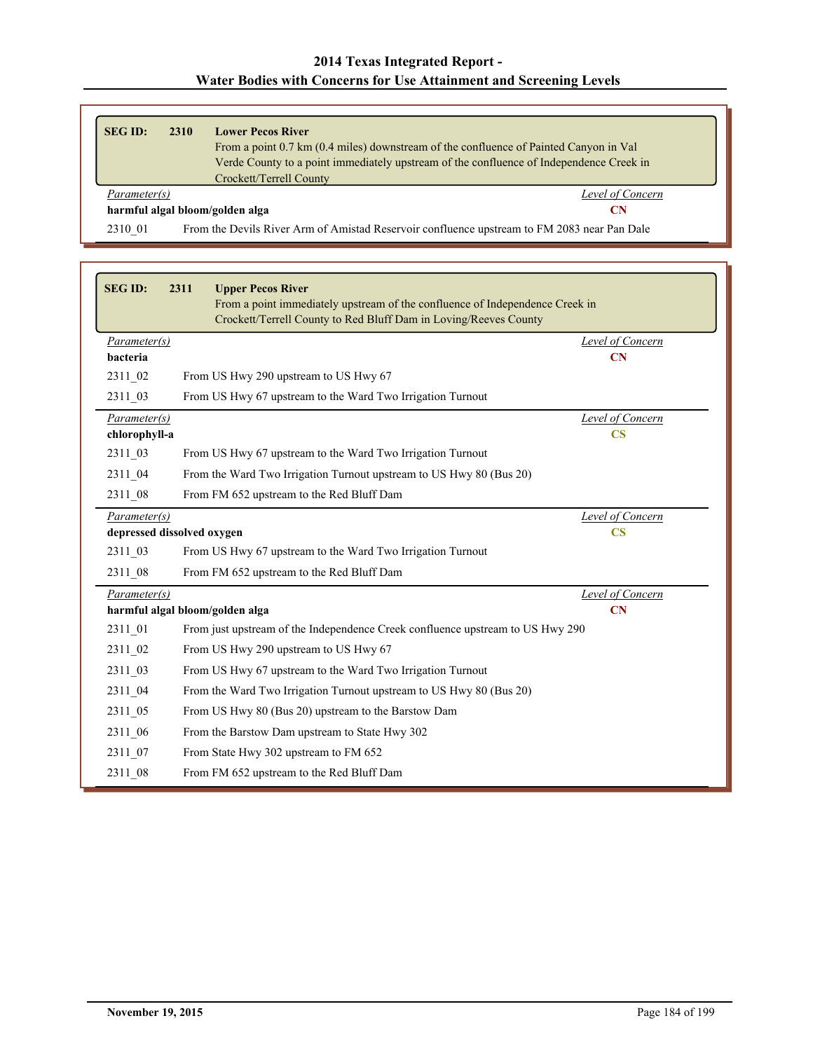# 2014 Texas Integrated Report -
# Water Bodies with Concerns for Use Attainment and Screening Levels

**SEG ID: 2310** **Lower Pecos River**
From a point 0.7 km (0.4 miles) downstream of the confluence of Painted Canyon in Val Verde County to a point immediately upstream of the confluence of Independence Creek in Crockett/Terrell County

| *Parameter(s)* | | *Level of Concern* |
|---|---|---|
| **harmful algal bloom/golden alga** | | **CN** |
| 2310_01 | From the Devils River Arm of Amistad Reservoir confluence upstream to FM 2083 near Pan Dale | |

**SEG ID: 2311** **Upper Pecos River**
From a point immediately upstream of the confluence of Independence Creek in Crockett/Terrell County to Red Bluff Dam in Loving/Reeves County

| *Parameter(s)* | | *Level of Concern* |
|---|---|---|
| **bacteria** | | **CN** |
| 2311_02 | From US Hwy 290 upstream to US Hwy 67 | |
| 2311_03 | From US Hwy 67 upstream to the Ward Two Irrigation Turnout | |

| *Parameter(s)* | | *Level of Concern* |
|---|---|---|
| **chlorophyll-a** | | **CS** |
| 2311_03 | From US Hwy 67 upstream to the Ward Two Irrigation Turnout | |
| 2311_04 | From the Ward Two Irrigation Turnout upstream to US Hwy 80 (Bus 20) | |
| 2311_08 | From FM 652 upstream to the Red Bluff Dam | |

| *Parameter(s)* | | *Level of Concern* |
|---|---|---|
| **depressed dissolved oxygen** | | **CS** |
| 2311_03 | From US Hwy 67 upstream to the Ward Two Irrigation Turnout | |
| 2311_08 | From FM 652 upstream to the Red Bluff Dam | |

| *Parameter(s)* | | *Level of Concern* |
|---|---|---|
| **harmful algal bloom/golden alga** | | **CN** |
| 2311_01 | From just upstream of the Independence Creek confluence upstream to US Hwy 290 | |
| 2311_02 | From US Hwy 290 upstream to US Hwy 67 | |
| 2311_03 | From US Hwy 67 upstream to the Ward Two Irrigation Turnout | |
| 2311_04 | From the Ward Two Irrigation Turnout upstream to US Hwy 80 (Bus 20) | |
| 2311_05 | From US Hwy 80 (Bus 20) upstream to the Barstow Dam | |
| 2311_06 | From the Barstow Dam upstream to State Hwy 302 | |
| 2311_07 | From State Hwy 302 upstream to FM 652 | |
| 2311_08 | From FM 652 upstream to the Red Bluff Dam | |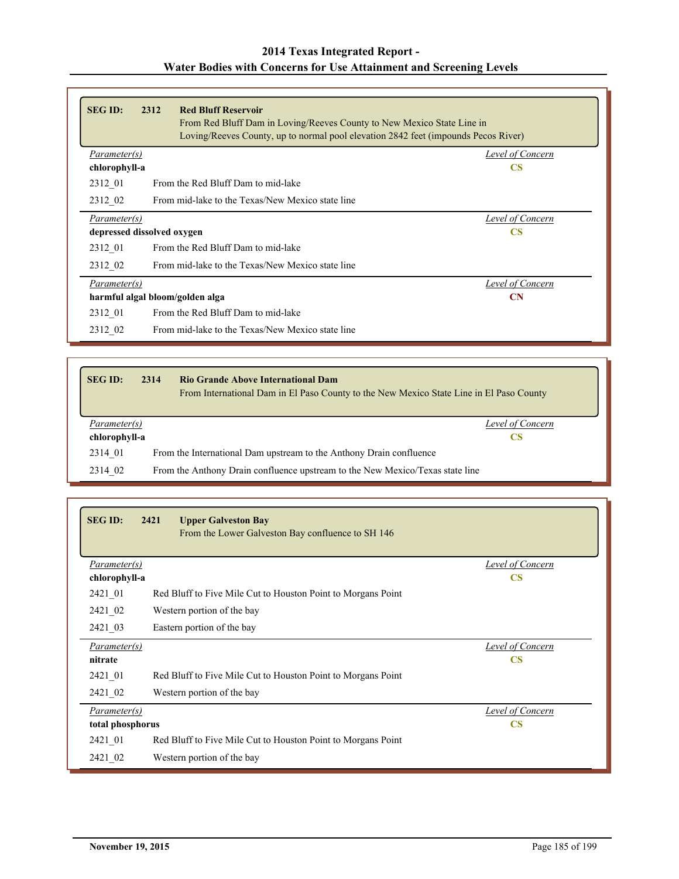## SEG ID: 2312 Red Bluff Reservoir

From Red Bluff Dam in Loving/Reeves County to New Mexico State Line in Loving/Reeves County, up to normal pool elevation 2842 feet (impounds Pecos River)

| *Parameter(s)* | | *Level of Concern* |
|---|---|---|
| **chlorophyll-a** | | **CS** |
| 2312_01 | From the Red Bluff Dam to mid-lake | |
| 2312_02 | From mid-lake to the Texas/New Mexico state line | |

| *Parameter(s)* | | *Level of Concern* |
|---|---|---|
| **depressed dissolved oxygen** | | **CS** |
| 2312_01 | From the Red Bluff Dam to mid-lake | |
| 2312_02 | From mid-lake to the Texas/New Mexico state line | |

| *Parameter(s)* | | *Level of Concern* |
|---|---|---|
| **harmful algal bloom/golden alga** | | **CN** |
| 2312_01 | From the Red Bluff Dam to mid-lake | |
| 2312_02 | From mid-lake to the Texas/New Mexico state line | |

## SEG ID: 2314 Rio Grande Above International Dam

From International Dam in El Paso County to the New Mexico State Line in El Paso County

| *Parameter(s)* | | *Level of Concern* |
|---|---|---|
| **chlorophyll-a** | | **CS** |
| 2314_01 | From the International Dam upstream to the Anthony Drain confluence | |
| 2314_02 | From the Anthony Drain confluence upstream to the New Mexico/Texas state line | |

## SEG ID: 2421 Upper Galveston Bay

From the Lower Galveston Bay confluence to SH 146

| *Parameter(s)* | | *Level of Concern* |
|---|---|---|
| **chlorophyll-a** | | **CS** |
| 2421_01 | Red Bluff to Five Mile Cut to Houston Point to Morgans Point | |
| 2421_02 | Western portion of the bay | |
| 2421_03 | Eastern portion of the bay | |

| *Parameter(s)* | | *Level of Concern* |
|---|---|---|
| **nitrate** | | **CS** |
| 2421_01 | Red Bluff to Five Mile Cut to Houston Point to Morgans Point | |
| 2421_02 | Western portion of the bay | |

| *Parameter(s)* | | *Level of Concern* |
|---|---|---|
| **total phosphorus** | | **CS** |
| 2421_01 | Red Bluff to Five Mile Cut to Houston Point to Morgans Point | |
| 2421_02 | Western portion of the bay | |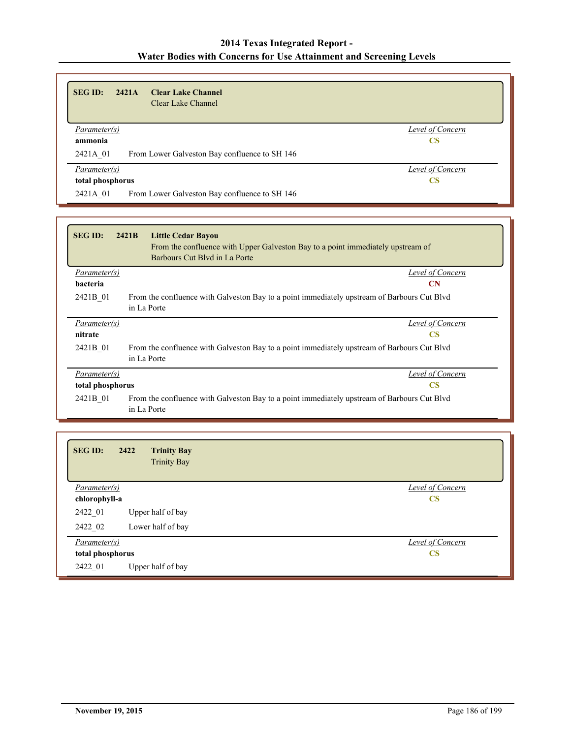**SEG ID: 2421A Clear Lake Channel**
Clear Lake Channel

| *Parameter(s)* | | *Level of Concern* |
|---|---|---|
| **ammonia** | | **CS** |
| 2421A_01 | From Lower Galveston Bay confluence to SH 146 | |

| *Parameter(s)* | | *Level of Concern* |
|---|---|---|
| **total phosphorus** | | **CS** |
| 2421A_01 | From Lower Galveston Bay confluence to SH 146 | |

**SEG ID: 2421B Little Cedar Bayou**
From the confluence with Upper Galveston Bay to a point immediately upstream of Barbours Cut Blvd in La Porte

| *Parameter(s)* | | *Level of Concern* |
|---|---|---|
| **bacteria** | | **CN** |
| 2421B_01 | From the confluence with Galveston Bay to a point immediately upstream of Barbours Cut Blvd in La Porte | |

| *Parameter(s)* | | *Level of Concern* |
|---|---|---|
| **nitrate** | | **CS** |
| 2421B_01 | From the confluence with Galveston Bay to a point immediately upstream of Barbours Cut Blvd in La Porte | |

| *Parameter(s)* | | *Level of Concern* |
|---|---|---|
| **total phosphorus** | | **CS** |
| 2421B_01 | From the confluence with Galveston Bay to a point immediately upstream of Barbours Cut Blvd in La Porte | |

**SEG ID: 2422 Trinity Bay**
Trinity Bay

| *Parameter(s)* | | *Level of Concern* |
|---|---|---|
| **chlorophyll-a** | | **CS** |
| 2422_01 | Upper half of bay | |
| 2422_02 | Lower half of bay | |

| *Parameter(s)* | | *Level of Concern* |
|---|---|---|
| **total phosphorus** | | **CS** |
| 2422_01 | Upper half of bay | |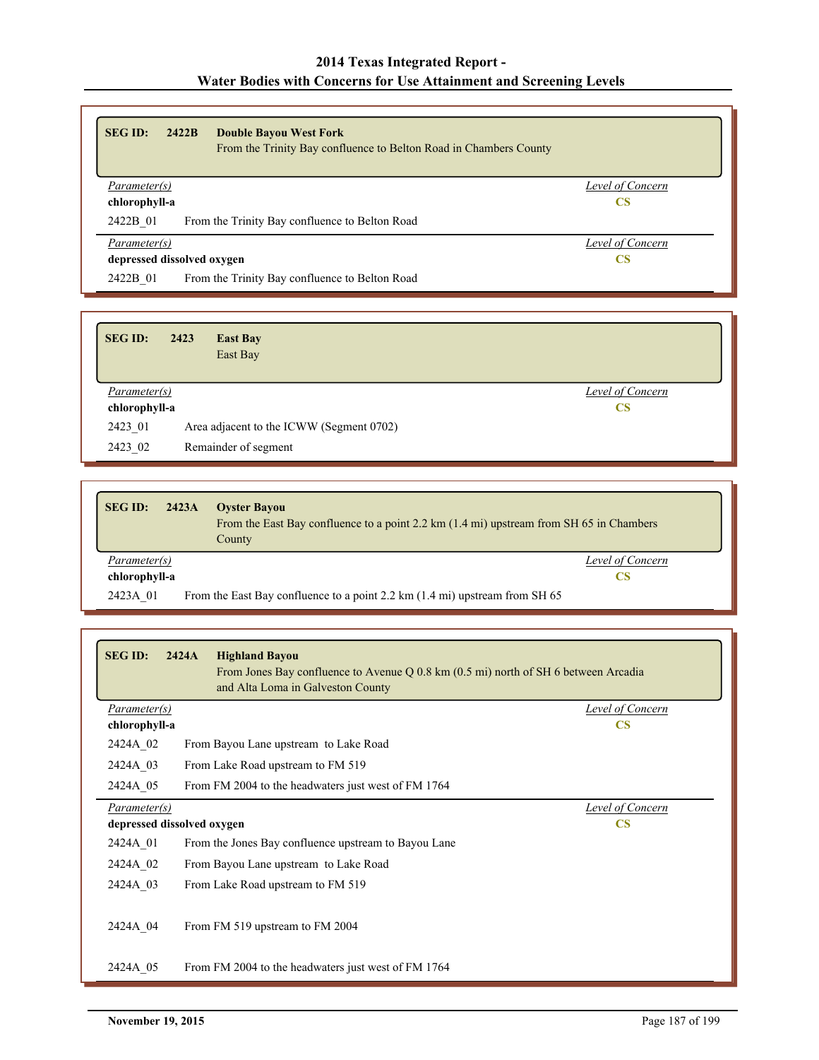# 2014 Texas Integrated Report - Water Bodies with Concerns for Use Attainment and Screening Levels

**SEG ID: 2422B** **Double Bayou West Fork**
From the Trinity Bay confluence to Belton Road in Chambers County

| *Parameter(s)* | | *Level of Concern* |
|---|---|---|
| **chlorophyll-a** | | **CS** |
| 2422B_01 | From the Trinity Bay confluence to Belton Road | |

| *Parameter(s)* | | *Level of Concern* |
|---|---|---|
| **depressed dissolved oxygen** | | **CS** |
| 2422B_01 | From the Trinity Bay confluence to Belton Road | |

**SEG ID: 2423** **East Bay**
East Bay

| *Parameter(s)* | | *Level of Concern* |
|---|---|---|
| **chlorophyll-a** | | **CS** |
| 2423_01 | Area adjacent to the ICWW (Segment 0702) | |
| 2423_02 | Remainder of segment | |

**SEG ID: 2423A** **Oyster Bayou**
From the East Bay confluence to a point 2.2 km (1.4 mi) upstream from SH 65 in Chambers County

| *Parameter(s)* | | *Level of Concern* |
|---|---|---|
| **chlorophyll-a** | | **CS** |
| 2423A_01 | From the East Bay confluence to a point 2.2 km (1.4 mi) upstream from SH 65 | |

**SEG ID: 2424A** **Highland Bayou**
From Jones Bay confluence to Avenue Q 0.8 km (0.5 mi) north of SH 6 between Arcadia and Alta Loma in Galveston County

| *Parameter(s)* | | *Level of Concern* |
|---|---|---|
| **chlorophyll-a** | | **CS** |
| 2424A_02 | From Bayou Lane upstream to Lake Road | |
| 2424A_03 | From Lake Road upstream to FM 519 | |
| 2424A_05 | From FM 2004 to the headwaters just west of FM 1764 | |

| *Parameter(s)* | | *Level of Concern* |
|---|---|---|
| **depressed dissolved oxygen** | | **CS** |
| 2424A_01 | From the Jones Bay confluence upstream to Bayou Lane | |
| 2424A_02 | From Bayou Lane upstream to Lake Road | |
| 2424A_03 | From Lake Road upstream to FM 519 | |
| 2424A_04 | From FM 519 upstream to FM 2004 | |
| 2424A_05 | From FM 2004 to the headwaters just west of FM 1764 | |

November 19, 2015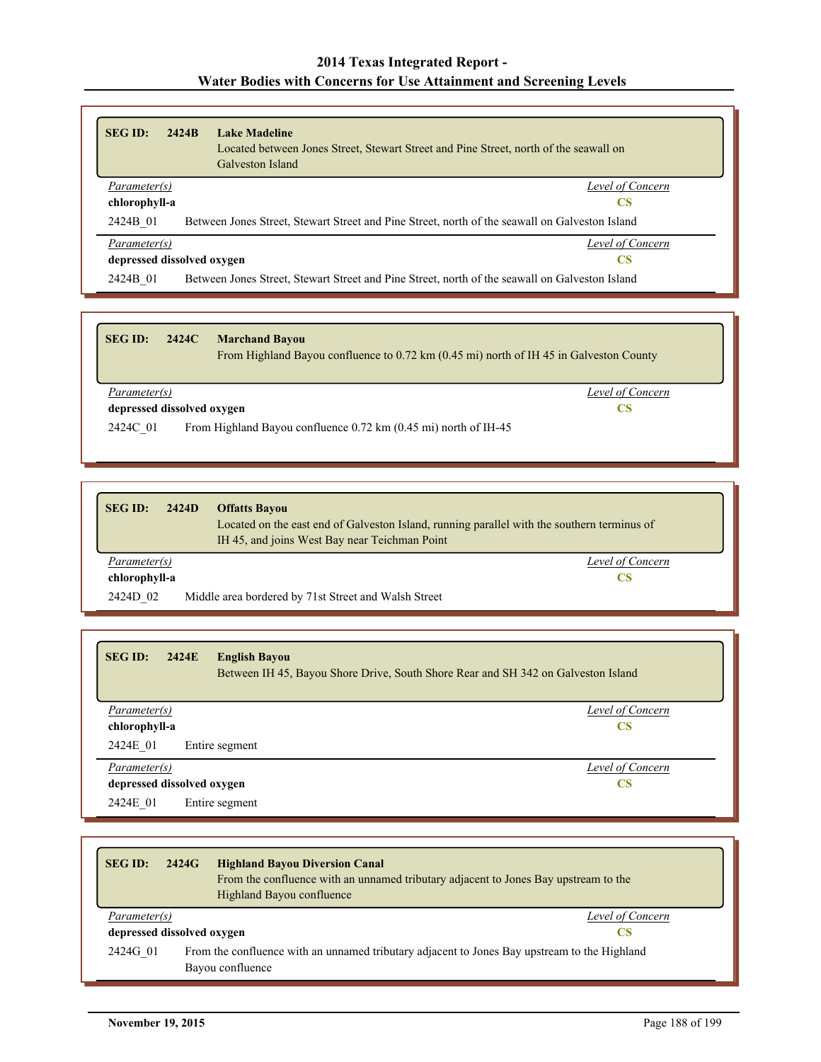# 2014 Texas Integrated Report -
# Water Bodies with Concerns for Use Attainment and Screening Levels

**SEG ID: 2424B** **Lake Madeline**
Located between Jones Street, Stewart Street and Pine Street, north of the seawall on Galveston Island

| *Parameter(s)* | | *Level of Concern* |
|---|---|---|
| **chlorophyll-a** | | **CS** |
| 2424B_01 | Between Jones Street, Stewart Street and Pine Street, north of the seawall on Galveston Island | |

| *Parameter(s)* | | *Level of Concern* |
|---|---|---|
| **depressed dissolved oxygen** | | **CS** |
| 2424B_01 | Between Jones Street, Stewart Street and Pine Street, north of the seawall on Galveston Island | |

**SEG ID: 2424C** **Marchand Bayou**
From Highland Bayou confluence to 0.72 km (0.45 mi) north of IH 45 in Galveston County

| *Parameter(s)* | | *Level of Concern* |
|---|---|---|
| **depressed dissolved oxygen** | | **CS** |
| 2424C_01 | From Highland Bayou confluence 0.72 km (0.45 mi) north of IH-45 | |

**SEG ID: 2424D** **Offatts Bayou**
Located on the east end of Galveston Island, running parallel with the southern terminus of IH 45, and joins West Bay near Teichman Point

| *Parameter(s)* | | *Level of Concern* |
|---|---|---|
| **chlorophyll-a** | | **CS** |
| 2424D_02 | Middle area bordered by 71st Street and Walsh Street | |

**SEG ID: 2424E** **English Bayou**
Between IH 45, Bayou Shore Drive, South Shore Rear and SH 342 on Galveston Island

| *Parameter(s)* | | *Level of Concern* |
|---|---|---|
| **chlorophyll-a** | | **CS** |
| 2424E_01 | Entire segment | |

| *Parameter(s)* | | *Level of Concern* |
|---|---|---|
| **depressed dissolved oxygen** | | **CS** |
| 2424E_01 | Entire segment | |

**SEG ID: 2424G** **Highland Bayou Diversion Canal**
From the confluence with an unnamed tributary adjacent to Jones Bay upstream to the Highland Bayou confluence

| *Parameter(s)* | | *Level of Concern* |
|---|---|---|
| **depressed dissolved oxygen** | | **CS** |
| 2424G_01 | From the confluence with an unnamed tributary adjacent to Jones Bay upstream to the Highland Bayou confluence | |

November 19, 2015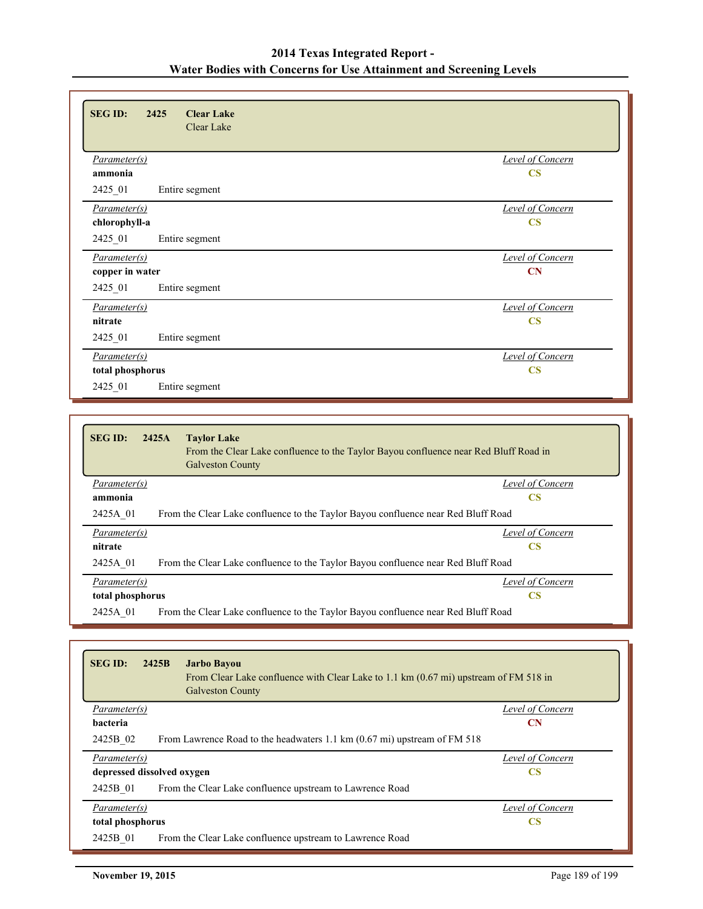# 2014 Texas Integrated Report - Water Bodies with Concerns for Use Attainment and Screening Levels

**SEG ID: 2425 Clear Lake**
Clear Lake

| *Parameter(s)* | | *Level of Concern* |
|---|---|---|
| **ammonia** | | **CS** |
| 2425_01 | Entire segment | |
| **chlorophyll-a** | | **CS** |
| 2425_01 | Entire segment | |
| **copper in water** | | **CN** |
| 2425_01 | Entire segment | |
| **nitrate** | | **CS** |
| 2425_01 | Entire segment | |
| **total phosphorus** | | **CS** |
| 2425_01 | Entire segment | |

**SEG ID: 2425A Taylor Lake**
From the Clear Lake confluence to the Taylor Bayou confluence near Red Bluff Road in Galveston County

| *Parameter(s)* | | *Level of Concern* |
|---|---|---|
| **ammonia** | | **CS** |
| 2425A_01 | From the Clear Lake confluence to the Taylor Bayou confluence near Red Bluff Road | |
| **nitrate** | | **CS** |
| 2425A_01 | From the Clear Lake confluence to the Taylor Bayou confluence near Red Bluff Road | |
| **total phosphorus** | | **CS** |
| 2425A_01 | From the Clear Lake confluence to the Taylor Bayou confluence near Red Bluff Road | |

**SEG ID: 2425B Jarbo Bayou**
From Clear Lake confluence with Clear Lake to 1.1 km (0.67 mi) upstream of FM 518 in Galveston County

| *Parameter(s)* | | *Level of Concern* |
|---|---|---|
| **bacteria** | | **CN** |
| 2425B_02 | From Lawrence Road to the headwaters 1.1 km (0.67 mi) upstream of FM 518 | |
| **depressed dissolved oxygen** | | **CS** |
| 2425B_01 | From the Clear Lake confluence upstream to Lawrence Road | |
| **total phosphorus** | | **CS** |
| 2425B_01 | From the Clear Lake confluence upstream to Lawrence Road | |

November 19, 2015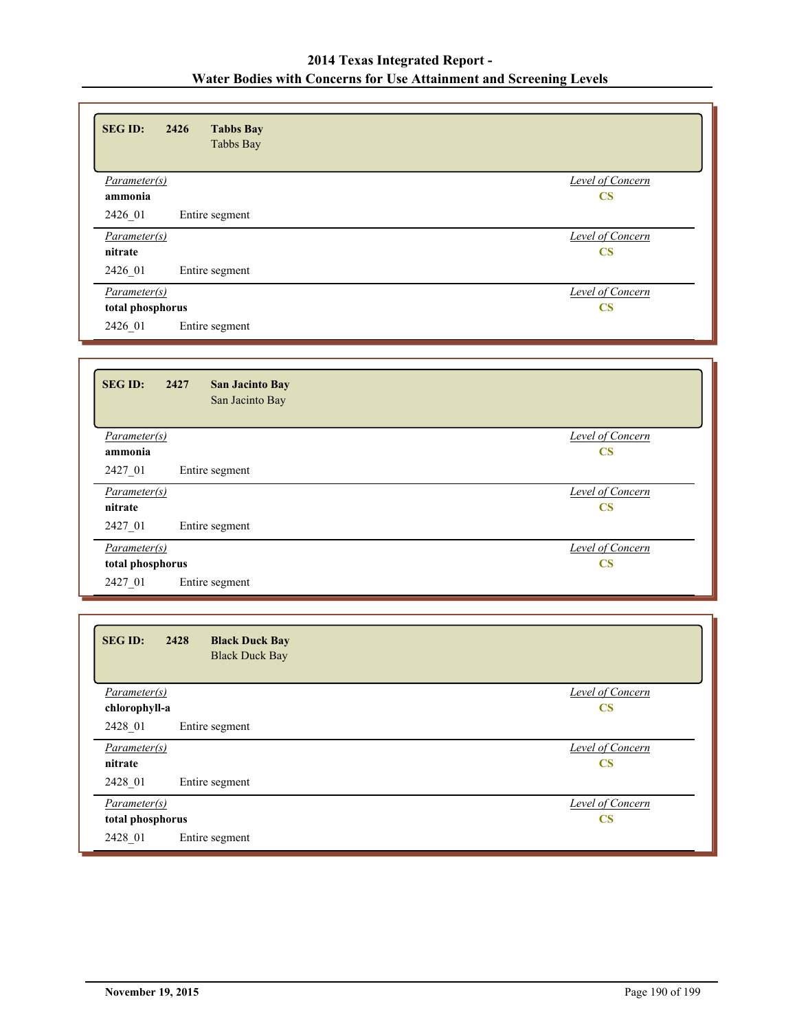**SEG ID: 2426 Tabbs Bay**
Tabbs Bay

| *Parameter(s)* | | *Level of Concern* |
|---|---|---|
| **ammonia** | | **CS** |
| 2426_01 | Entire segment | |
| *Parameter(s)* | | *Level of Concern* |
| **nitrate** | | **CS** |
| 2426_01 | Entire segment | |
| *Parameter(s)* | | *Level of Concern* |
| **total phosphorus** | | **CS** |
| 2426_01 | Entire segment | |

**SEG ID: 2427 San Jacinto Bay**
San Jacinto Bay

| *Parameter(s)* | | *Level of Concern* |
|---|---|---|
| **ammonia** | | **CS** |
| 2427_01 | Entire segment | |
| *Parameter(s)* | | *Level of Concern* |
| **nitrate** | | **CS** |
| 2427_01 | Entire segment | |
| *Parameter(s)* | | *Level of Concern* |
| **total phosphorus** | | **CS** |
| 2427_01 | Entire segment | |

**SEG ID: 2428 Black Duck Bay**
Black Duck Bay

| *Parameter(s)* | | *Level of Concern* |
|---|---|---|
| **chlorophyll-a** | | **CS** |
| 2428_01 | Entire segment | |
| *Parameter(s)* | | *Level of Concern* |
| **nitrate** | | **CS** |
| 2428_01 | Entire segment | |
| *Parameter(s)* | | *Level of Concern* |
| **total phosphorus** | | **CS** |
| 2428_01 | Entire segment | |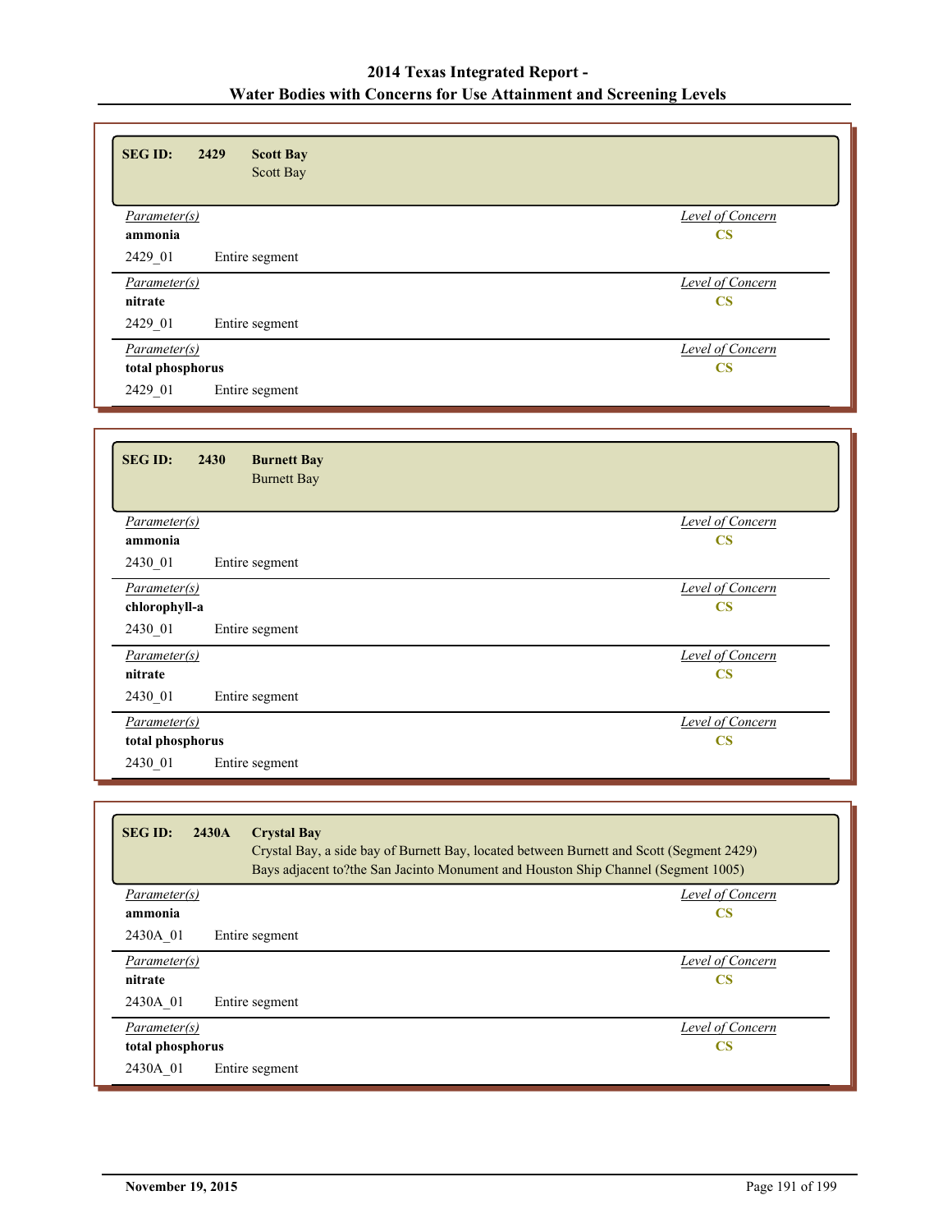## SEG ID: 2429 Scott Bay

Scott Bay

| Parameter(s) | | Level of Concern |
|---|---|---|
| **ammonia** | | **CS** |
| 2429_01 | Entire segment | |
| **nitrate** | | **CS** |
| 2429_01 | Entire segment | |
| **total phosphorus** | | **CS** |
| 2429_01 | Entire segment | |

## SEG ID: 2430 Burnett Bay

Burnett Bay

| Parameter(s) | | Level of Concern |
|---|---|---|
| **ammonia** | | **CS** |
| 2430_01 | Entire segment | |
| **chlorophyll-a** | | **CS** |
| 2430_01 | Entire segment | |
| **nitrate** | | **CS** |
| 2430_01 | Entire segment | |
| **total phosphorus** | | **CS** |
| 2430_01 | Entire segment | |

## SEG ID: 2430A Crystal Bay

Crystal Bay, a side bay of Burnett Bay, located between Burnett and Scott (Segment 2429) Bays adjacent to?the San Jacinto Monument and Houston Ship Channel (Segment 1005)

| Parameter(s) | | Level of Concern |
|---|---|---|
| **ammonia** | | **CS** |
| 2430A_01 | Entire segment | |
| **nitrate** | | **CS** |
| 2430A_01 | Entire segment | |
| **total phosphorus** | | **CS** |
| 2430A_01 | Entire segment | |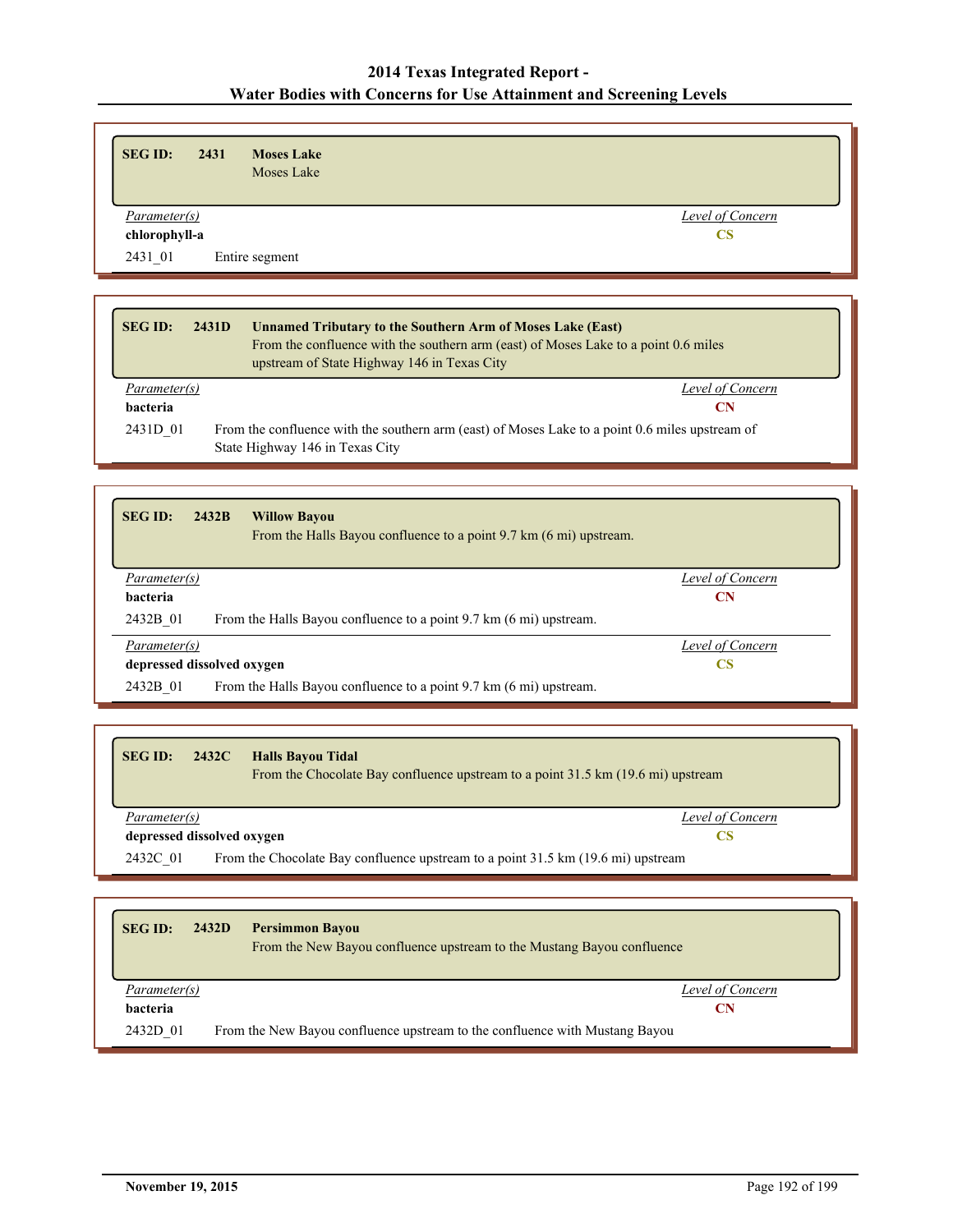**SEG ID: 2431 Moses Lake**
Moses Lake

| *Parameter(s)* | | *Level of Concern* |
|---|---|---|
| **chlorophyll-a** | | **CS** |
| 2431_01 | Entire segment | |

**SEG ID: 2431D Unnamed Tributary to the Southern Arm of Moses Lake (East)**
From the confluence with the southern arm (east) of Moses Lake to a point 0.6 miles upstream of State Highway 146 in Texas City

| *Parameter(s)* | | *Level of Concern* |
|---|---|---|
| **bacteria** | | **CN** |
| 2431D_01 | From the confluence with the southern arm (east) of Moses Lake to a point 0.6 miles upstream of State Highway 146 in Texas City | |

**SEG ID: 2432B Willow Bayou**
From the Halls Bayou confluence to a point 9.7 km (6 mi) upstream.

| *Parameter(s)* | | *Level of Concern* |
|---|---|---|
| **bacteria** | | **CN** |
| 2432B_01 | From the Halls Bayou confluence to a point 9.7 km (6 mi) upstream. | |
| *Parameter(s)* | | *Level of Concern* |
| **depressed dissolved oxygen** | | **CS** |
| 2432B_01 | From the Halls Bayou confluence to a point 9.7 km (6 mi) upstream. | |

**SEG ID: 2432C Halls Bayou Tidal**
From the Chocolate Bay confluence upstream to a point 31.5 km (19.6 mi) upstream

| *Parameter(s)* | | *Level of Concern* |
|---|---|---|
| **depressed dissolved oxygen** | | **CS** |
| 2432C_01 | From the Chocolate Bay confluence upstream to a point 31.5 km (19.6 mi) upstream | |

**SEG ID: 2432D Persimmon Bayou**
From the New Bayou confluence upstream to the Mustang Bayou confluence

| *Parameter(s)* | | *Level of Concern* |
|---|---|---|
| **bacteria** | | **CN** |
| 2432D_01 | From the New Bayou confluence upstream to the confluence with Mustang Bayou | |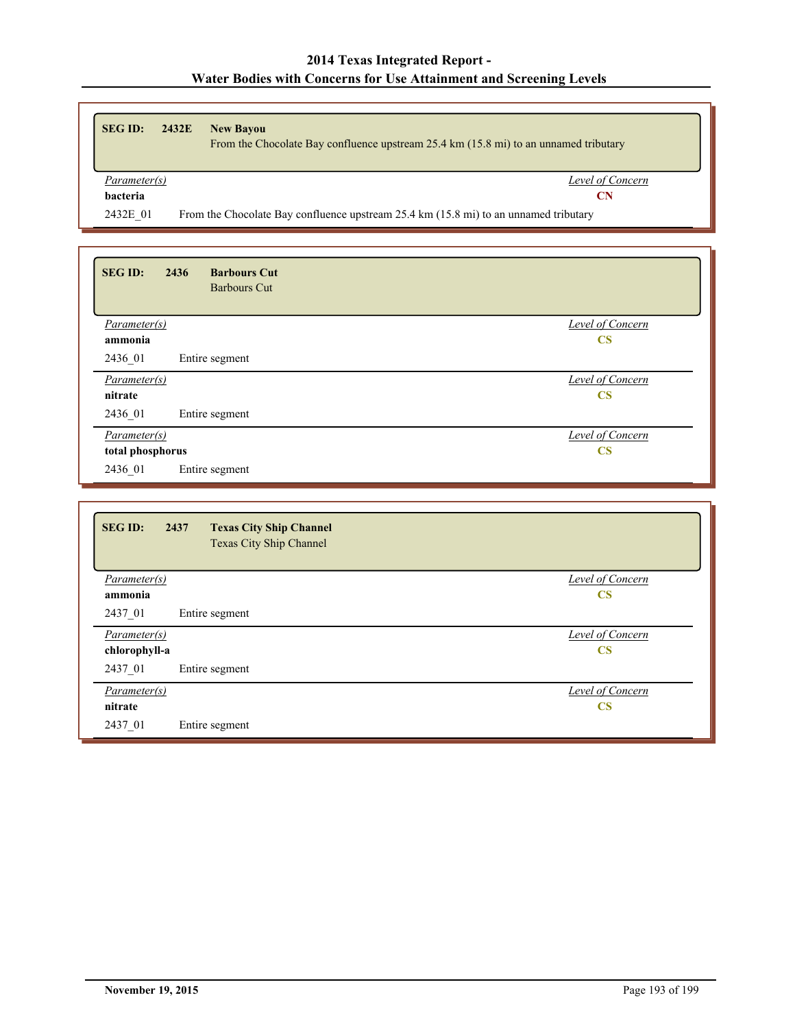**SEG ID: 2432E New Bayou**
From the Chocolate Bay confluence upstream 25.4 km (15.8 mi) to an unnamed tributary

| *Parameter(s)* | | *Level of Concern* |
|---|---|---|
| **bacteria** | | **CN** |
| 2432E_01 | From the Chocolate Bay confluence upstream 25.4 km (15.8 mi) to an unnamed tributary | |

**SEG ID: 2436 Barbours Cut**
Barbours Cut

| *Parameter(s)* | | *Level of Concern* |
|---|---|---|
| **ammonia** | | **CS** |
| 2436_01 | Entire segment | |
| **nitrate** | | **CS** |
| 2436_01 | Entire segment | |
| **total phosphorus** | | **CS** |
| 2436_01 | Entire segment | |

**SEG ID: 2437 Texas City Ship Channel**
Texas City Ship Channel

| *Parameter(s)* | | *Level of Concern* |
|---|---|---|
| **ammonia** | | **CS** |
| 2437_01 | Entire segment | |
| **chlorophyll-a** | | **CS** |
| 2437_01 | Entire segment | |
| **nitrate** | | **CS** |
| 2437_01 | Entire segment | |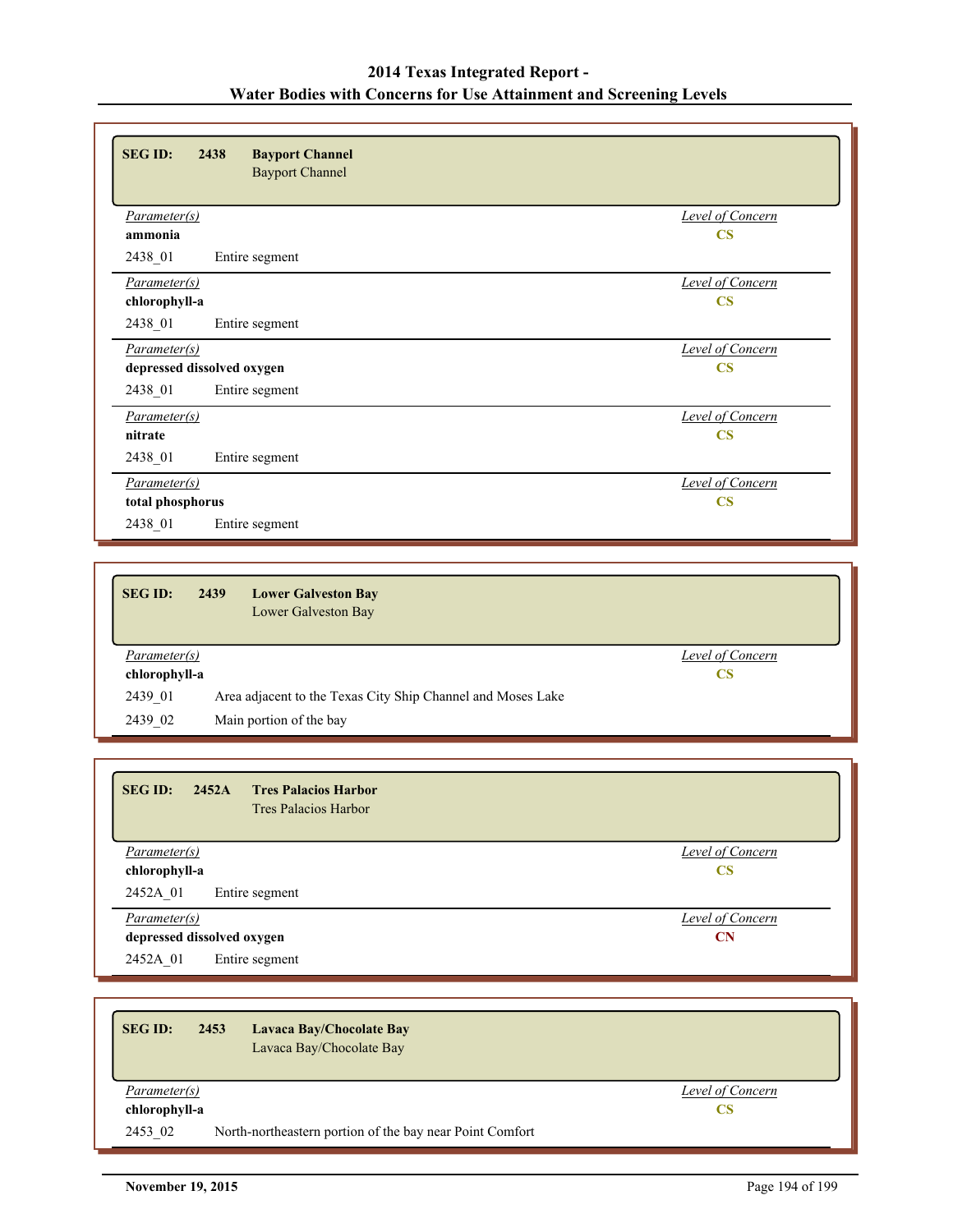**SEG ID: 2438 Bayport Channel**
Bayport Channel

| *Parameter(s)* | | *Level of Concern* |
|---|---|---|
| **ammonia** | | **CS** |
| 2438_01 | Entire segment | |
| **chlorophyll-a** | | **CS** |
| 2438_01 | Entire segment | |
| **depressed dissolved oxygen** | | **CS** |
| 2438_01 | Entire segment | |
| **nitrate** | | **CS** |
| 2438_01 | Entire segment | |
| **total phosphorus** | | **CS** |
| 2438_01 | Entire segment | |

**SEG ID: 2439 Lower Galveston Bay**
Lower Galveston Bay

| *Parameter(s)* | | *Level of Concern* |
|---|---|---|
| **chlorophyll-a** | | **CS** |
| 2439_01 | Area adjacent to the Texas City Ship Channel and Moses Lake | |
| 2439_02 | Main portion of the bay | |

**SEG ID: 2452A Tres Palacios Harbor**
Tres Palacios Harbor

| *Parameter(s)* | | *Level of Concern* |
|---|---|---|
| **chlorophyll-a** | | **CS** |
| 2452A_01 | Entire segment | |
| **depressed dissolved oxygen** | | **CN** |
| 2452A_01 | Entire segment | |

**SEG ID: 2453 Lavaca Bay/Chocolate Bay**
Lavaca Bay/Chocolate Bay

| *Parameter(s)* | | *Level of Concern* |
|---|---|---|
| **chlorophyll-a** | | **CS** |
| 2453_02 | North-northeastern portion of the bay near Point Comfort | |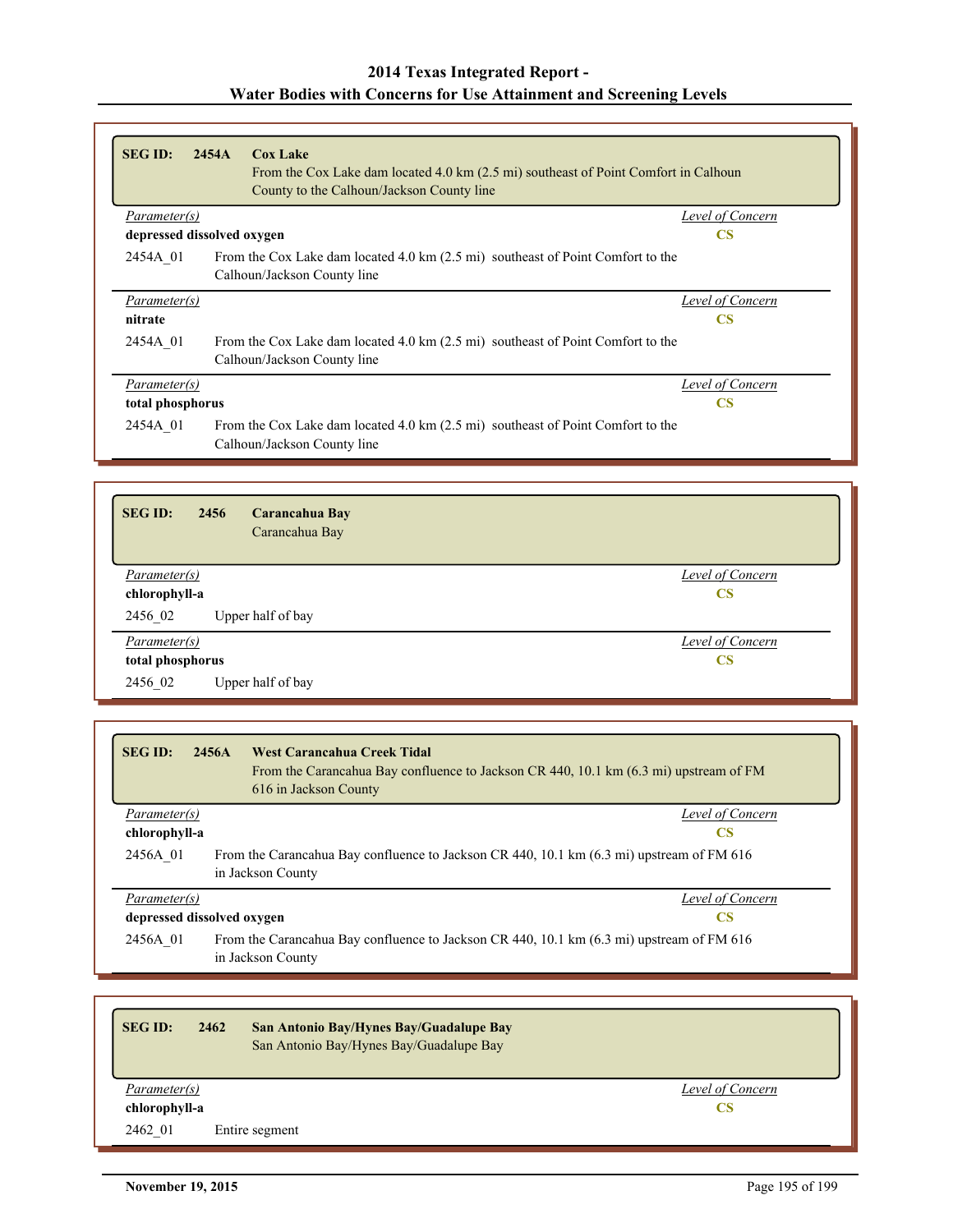**SEG ID: 2454A** **Cox Lake**
From the Cox Lake dam located 4.0 km (2.5 mi) southeast of Point Comfort in Calhoun County to the Calhoun/Jackson County line

| *Parameter(s)* | | *Level of Concern* |
|---|---|---|
| **depressed dissolved oxygen** | | **CS** |
| 2454A_01 | From the Cox Lake dam located 4.0 km (2.5 mi) southeast of Point Comfort to the Calhoun/Jackson County line | |
| *Parameter(s)* | | *Level of Concern* |
| **nitrate** | | **CS** |
| 2454A_01 | From the Cox Lake dam located 4.0 km (2.5 mi) southeast of Point Comfort to the Calhoun/Jackson County line | |
| *Parameter(s)* | | *Level of Concern* |
| **total phosphorus** | | **CS** |
| 2454A_01 | From the Cox Lake dam located 4.0 km (2.5 mi) southeast of Point Comfort to the Calhoun/Jackson County line | |

**SEG ID: 2456** **Carancahua Bay**
Carancahua Bay

| *Parameter(s)* | | *Level of Concern* |
|---|---|---|
| **chlorophyll-a** | | **CS** |
| 2456_02 | Upper half of bay | |
| *Parameter(s)* | | *Level of Concern* |
| **total phosphorus** | | **CS** |
| 2456_02 | Upper half of bay | |

**SEG ID: 2456A** **West Carancahua Creek Tidal**
From the Carancahua Bay confluence to Jackson CR 440, 10.1 km (6.3 mi) upstream of FM 616 in Jackson County

| *Parameter(s)* | | *Level of Concern* |
|---|---|---|
| **chlorophyll-a** | | **CS** |
| 2456A_01 | From the Carancahua Bay confluence to Jackson CR 440, 10.1 km (6.3 mi) upstream of FM 616 in Jackson County | |
| *Parameter(s)* | | *Level of Concern* |
| **depressed dissolved oxygen** | | **CS** |
| 2456A_01 | From the Carancahua Bay confluence to Jackson CR 440, 10.1 km (6.3 mi) upstream of FM 616 in Jackson County | |

**SEG ID: 2462** **San Antonio Bay/Hynes Bay/Guadalupe Bay**
San Antonio Bay/Hynes Bay/Guadalupe Bay

| *Parameter(s)* | | *Level of Concern* |
|---|---|---|
| **chlorophyll-a** | | **CS** |
| 2462_01 | Entire segment | |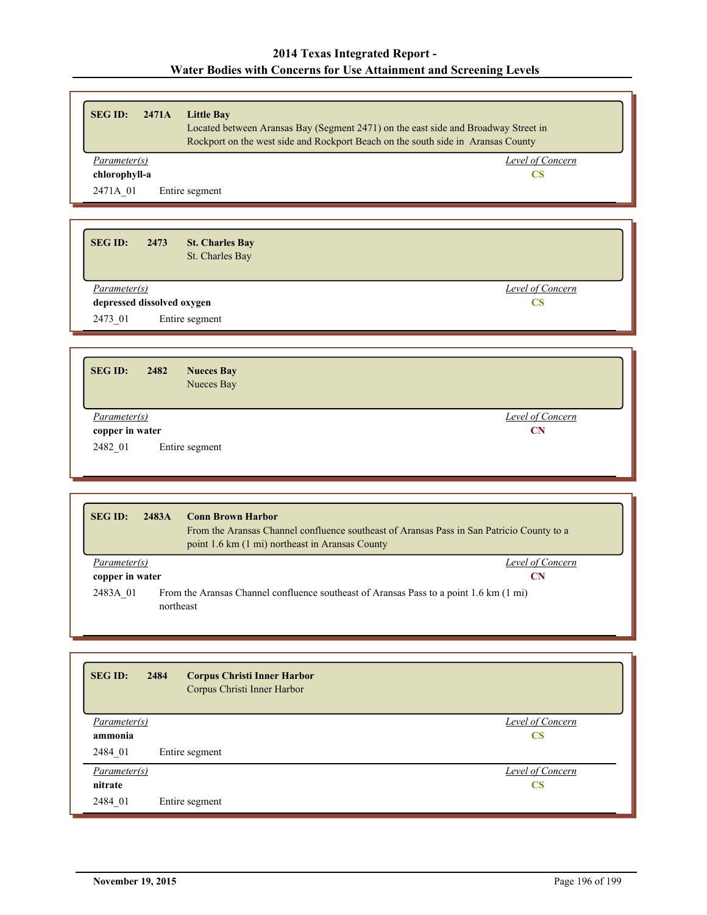## SEG ID: 2471A Little Bay

Located between Aransas Bay (Segment 2471) on the east side and Broadway Street in Rockport on the west side and Rockport Beach on the south side in Aransas County

| *Parameter(s)* | | *Level of Concern* |
|---|---|---|
| **chlorophyll-a** | | **CS** |
| 2471A_01 | Entire segment | |

## SEG ID: 2473 St. Charles Bay

St. Charles Bay

| *Parameter(s)* | | *Level of Concern* |
|---|---|---|
| **depressed dissolved oxygen** | | **CS** |
| 2473_01 | Entire segment | |

## SEG ID: 2482 Nueces Bay

Nueces Bay

| *Parameter(s)* | | *Level of Concern* |
|---|---|---|
| **copper in water** | | **CN** |
| 2482_01 | Entire segment | |

## SEG ID: 2483A Conn Brown Harbor

From the Aransas Channel confluence southeast of Aransas Pass in San Patricio County to a point 1.6 km (1 mi) northeast in Aransas County

| *Parameter(s)* | | *Level of Concern* |
|---|---|---|
| **copper in water** | | **CN** |
| 2483A_01 | From the Aransas Channel confluence southeast of Aransas Pass to a point 1.6 km (1 mi) northeast | |

## SEG ID: 2484 Corpus Christi Inner Harbor

Corpus Christi Inner Harbor

| *Parameter(s)* | | *Level of Concern* |
|---|---|---|
| **ammonia** | | **CS** |
| 2484_01 | Entire segment | |

| *Parameter(s)* | | *Level of Concern* |
|---|---|---|
| **nitrate** | | **CS** |
| 2484_01 | Entire segment | |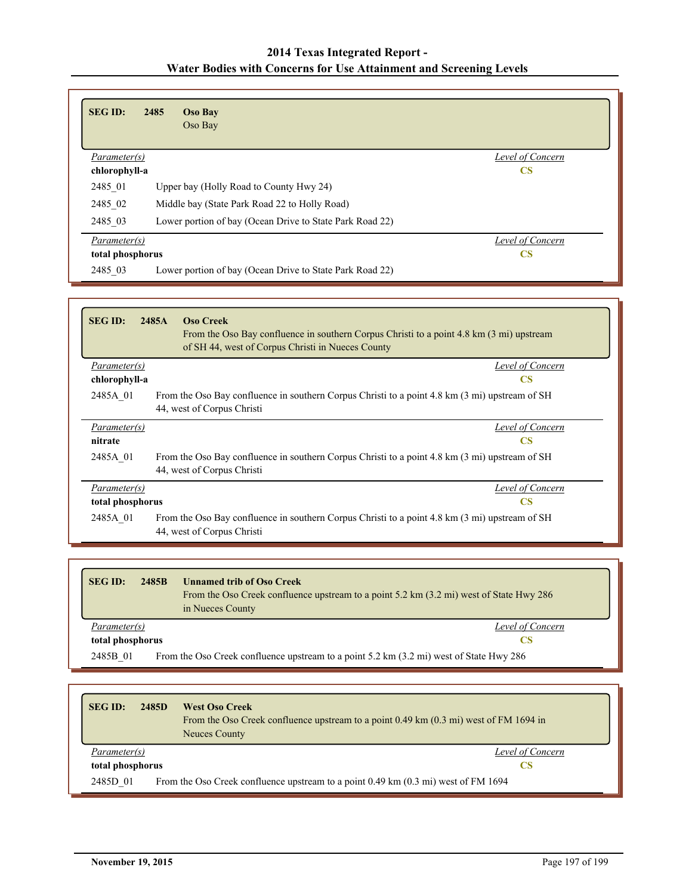**SEG ID: 2485 Oso Bay**
Oso Bay

| *Parameter(s)* | | *Level of Concern* |
|---|---|---|
| **chlorophyll-a** | | **CS** |
| 2485_01 | Upper bay (Holly Road to County Hwy 24) | |
| 2485_02 | Middle bay (State Park Road 22 to Holly Road) | |
| 2485_03 | Lower portion of bay (Ocean Drive to State Park Road 22) | |

| *Parameter(s)* | | *Level of Concern* |
|---|---|---|
| **total phosphorus** | | **CS** |
| 2485_03 | Lower portion of bay (Ocean Drive to State Park Road 22) | |

**SEG ID: 2485A Oso Creek**
From the Oso Bay confluence in southern Corpus Christi to a point 4.8 km (3 mi) upstream of SH 44, west of Corpus Christi in Nueces County

| *Parameter(s)* | | *Level of Concern* |
|---|---|---|
| **chlorophyll-a** | | **CS** |
| 2485A_01 | From the Oso Bay confluence in southern Corpus Christi to a point 4.8 km (3 mi) upstream of SH 44, west of Corpus Christi | |

| *Parameter(s)* | | *Level of Concern* |
|---|---|---|
| **nitrate** | | **CS** |
| 2485A_01 | From the Oso Bay confluence in southern Corpus Christi to a point 4.8 km (3 mi) upstream of SH 44, west of Corpus Christi | |

| *Parameter(s)* | | *Level of Concern* |
|---|---|---|
| **total phosphorus** | | **CS** |
| 2485A_01 | From the Oso Bay confluence in southern Corpus Christi to a point 4.8 km (3 mi) upstream of SH 44, west of Corpus Christi | |

**SEG ID: 2485B Unnamed trib of Oso Creek**
From the Oso Creek confluence upstream to a point 5.2 km (3.2 mi) west of State Hwy 286 in Nueces County

| *Parameter(s)* | | *Level of Concern* |
|---|---|---|
| **total phosphorus** | | **CS** |
| 2485B_01 | From the Oso Creek confluence upstream to a point 5.2 km (3.2 mi) west of State Hwy 286 | |

**SEG ID: 2485D West Oso Creek**
From the Oso Creek confluence upstream to a point 0.49 km (0.3 mi) west of FM 1694 in Neuces County

| *Parameter(s)* | | *Level of Concern* |
|---|---|---|
| **total phosphorus** | | **CS** |
| 2485D_01 | From the Oso Creek confluence upstream to a point 0.49 km (0.3 mi) west of FM 1694 | |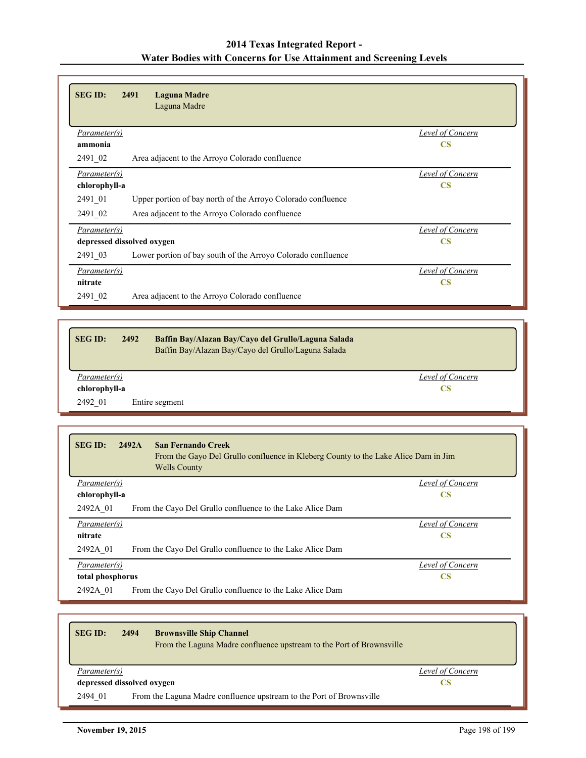**SEG ID: 2491** **Laguna Madre**
Laguna Madre

| *Parameter(s)* | | *Level of Concern* |
|---|---|---|
| **ammonia** | | **CS** |
| 2491_02 | Area adjacent to the Arroyo Colorado confluence | |

| *Parameter(s)* | | *Level of Concern* |
|---|---|---|
| **chlorophyll-a** | | **CS** |
| 2491_01 | Upper portion of bay north of the Arroyo Colorado confluence | |
| 2491_02 | Area adjacent to the Arroyo Colorado confluence | |

| *Parameter(s)* | | *Level of Concern* |
|---|---|---|
| **depressed dissolved oxygen** | | **CS** |
| 2491_03 | Lower portion of bay south of the Arroyo Colorado confluence | |

| *Parameter(s)* | | *Level of Concern* |
|---|---|---|
| **nitrate** | | **CS** |
| 2491_02 | Area adjacent to the Arroyo Colorado confluence | |

**SEG ID: 2492** **Baffin Bay/Alazan Bay/Cayo del Grullo/Laguna Salada**
Baffin Bay/Alazan Bay/Cayo del Grullo/Laguna Salada

| *Parameter(s)* | | *Level of Concern* |
|---|---|---|
| **chlorophyll-a** | | **CS** |
| 2492_01 | Entire segment | |

**SEG ID: 2492A** **San Fernando Creek**
From the Gayo Del Grullo confluence in Kleberg County to the Lake Alice Dam in Jim Wells County

| *Parameter(s)* | | *Level of Concern* |
|---|---|---|
| **chlorophyll-a** | | **CS** |
| 2492A_01 | From the Cayo Del Grullo confluence to the Lake Alice Dam | |

| *Parameter(s)* | | *Level of Concern* |
|---|---|---|
| **nitrate** | | **CS** |
| 2492A_01 | From the Cayo Del Grullo confluence to the Lake Alice Dam | |

| *Parameter(s)* | | *Level of Concern* |
|---|---|---|
| **total phosphorus** | | **CS** |
| 2492A_01 | From the Cayo Del Grullo confluence to the Lake Alice Dam | |

**SEG ID: 2494** **Brownsville Ship Channel**
From the Laguna Madre confluence upstream to the Port of Brownsville

| *Parameter(s)* | | *Level of Concern* |
|---|---|---|
| **depressed dissolved oxygen** | | **CS** |
| 2494_01 | From the Laguna Madre confluence upstream to the Port of Brownsville | |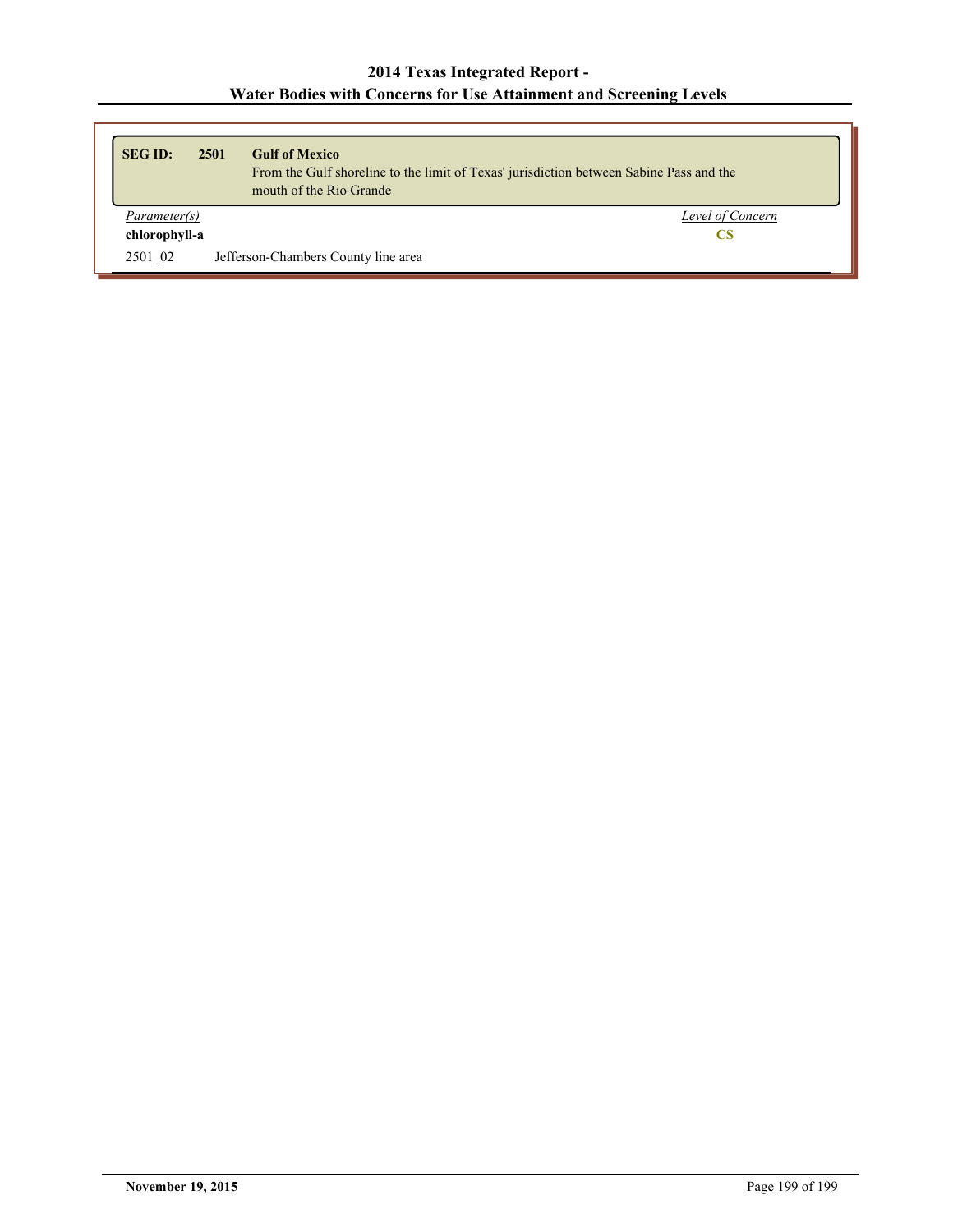| SEG ID: | 2501 | Gulf of Mexico<br>From the Gulf shoreline to the limit of Texas' jurisdiction between Sabine Pass and the mouth of the Rio Grande |
|---|---|---|

| *Parameter(s)* | | *Level of Concern* |
|---|---|---|
| **chlorophyll-a** | | **CS** |
| 2501_02 | Jefferson-Chambers County line area | |